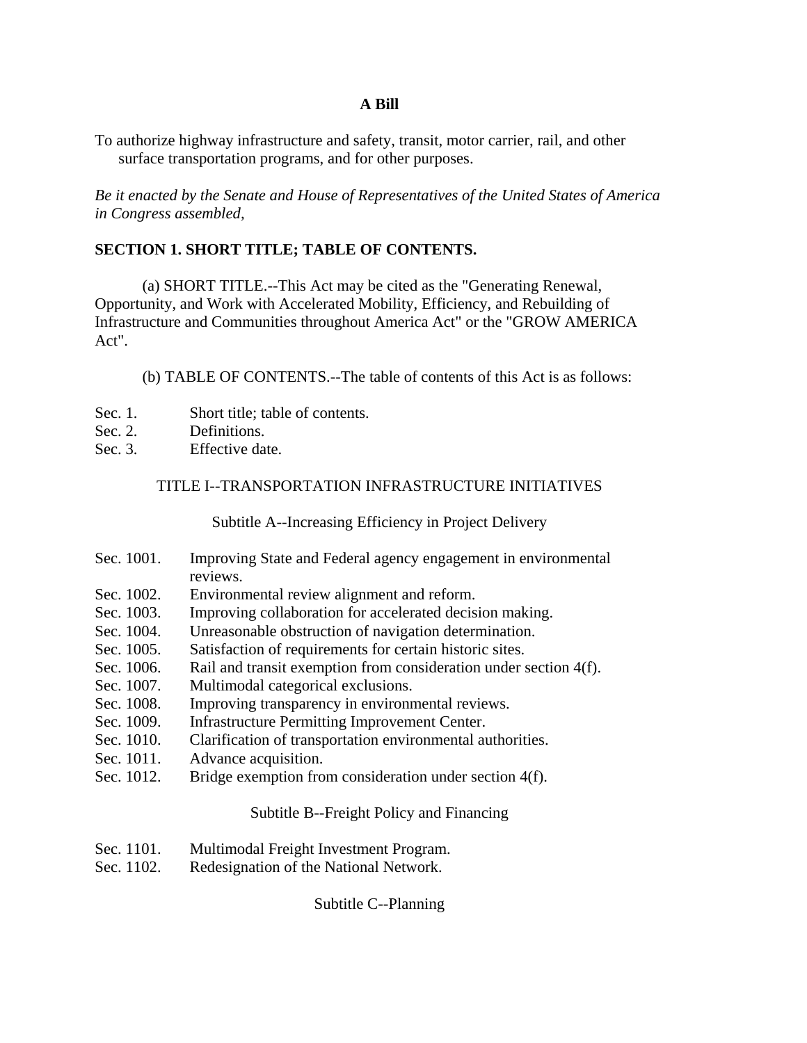**A Bill**

To authorize highway infrastructure and safety, transit, motor carrier, rail, and other surface transportation programs, and for other purposes.

*Be it enacted by the Senate and House of Representatives of the United States of America in Congress assembled,*

**SECTION 1. SHORT TITLE; TABLE OF CONTENTS.**

(a) SHORT TITLE.--This Act may be cited as the "Generating Renewal, Opportunity, and Work with Accelerated Mobility, Efficiency, and Rebuilding of Infrastructure and Communities throughout America Act" or the "GROW AMERICA Act".

(b) TABLE OF CONTENTS.--The table of contents of this Act is as follows:

Sec. 1. Short title; table of contents.
Sec. 2. Definitions.
Sec. 3. Effective date.

TITLE I--TRANSPORTATION INFRASTRUCTURE INITIATIVES

Subtitle A--Increasing Efficiency in Project Delivery

Sec. 1001. Improving State and Federal agency engagement in environmental reviews.
Sec. 1002. Environmental review alignment and reform.
Sec. 1003. Improving collaboration for accelerated decision making.
Sec. 1004. Unreasonable obstruction of navigation determination.
Sec. 1005. Satisfaction of requirements for certain historic sites.
Sec. 1006. Rail and transit exemption from consideration under section 4(f).
Sec. 1007. Multimodal categorical exclusions.
Sec. 1008. Improving transparency in environmental reviews.
Sec. 1009. Infrastructure Permitting Improvement Center.
Sec. 1010. Clarification of transportation environmental authorities.
Sec. 1011. Advance acquisition.
Sec. 1012. Bridge exemption from consideration under section 4(f).

Subtitle B--Freight Policy and Financing

Sec. 1101. Multimodal Freight Investment Program.
Sec. 1102. Redesignation of the National Network.

Subtitle C--Planning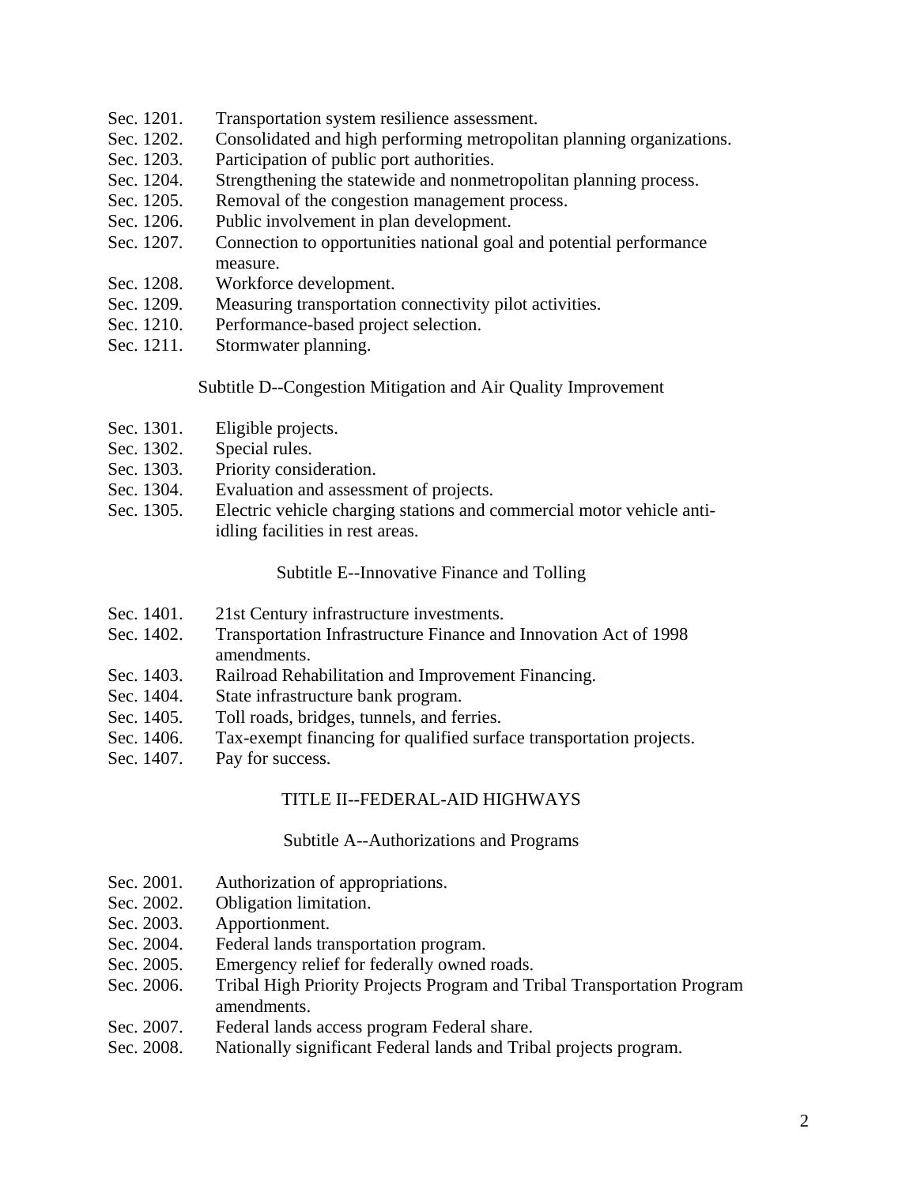Sec. 1201. Transportation system resilience assessment.
Sec. 1202. Consolidated and high performing metropolitan planning organizations.
Sec. 1203. Participation of public port authorities.
Sec. 1204. Strengthening the statewide and nonmetropolitan planning process.
Sec. 1205. Removal of the congestion management process.
Sec. 1206. Public involvement in plan development.
Sec. 1207. Connection to opportunities national goal and potential performance measure.
Sec. 1208. Workforce development.
Sec. 1209. Measuring transportation connectivity pilot activities.
Sec. 1210. Performance-based project selection.
Sec. 1211. Stormwater planning.

Subtitle D--Congestion Mitigation and Air Quality Improvement

Sec. 1301. Eligible projects.
Sec. 1302. Special rules.
Sec. 1303. Priority consideration.
Sec. 1304. Evaluation and assessment of projects.
Sec. 1305. Electric vehicle charging stations and commercial motor vehicle anti-idling facilities in rest areas.

Subtitle E--Innovative Finance and Tolling

Sec. 1401. 21st Century infrastructure investments.
Sec. 1402. Transportation Infrastructure Finance and Innovation Act of 1998 amendments.
Sec. 1403. Railroad Rehabilitation and Improvement Financing.
Sec. 1404. State infrastructure bank program.
Sec. 1405. Toll roads, bridges, tunnels, and ferries.
Sec. 1406. Tax-exempt financing for qualified surface transportation projects.
Sec. 1407. Pay for success.

TITLE II--FEDERAL-AID HIGHWAYS

Subtitle A--Authorizations and Programs

Sec. 2001. Authorization of appropriations.
Sec. 2002. Obligation limitation.
Sec. 2003. Apportionment.
Sec. 2004. Federal lands transportation program.
Sec. 2005. Emergency relief for federally owned roads.
Sec. 2006. Tribal High Priority Projects Program and Tribal Transportation Program amendments.
Sec. 2007. Federal lands access program Federal share.
Sec. 2008. Nationally significant Federal lands and Tribal projects program.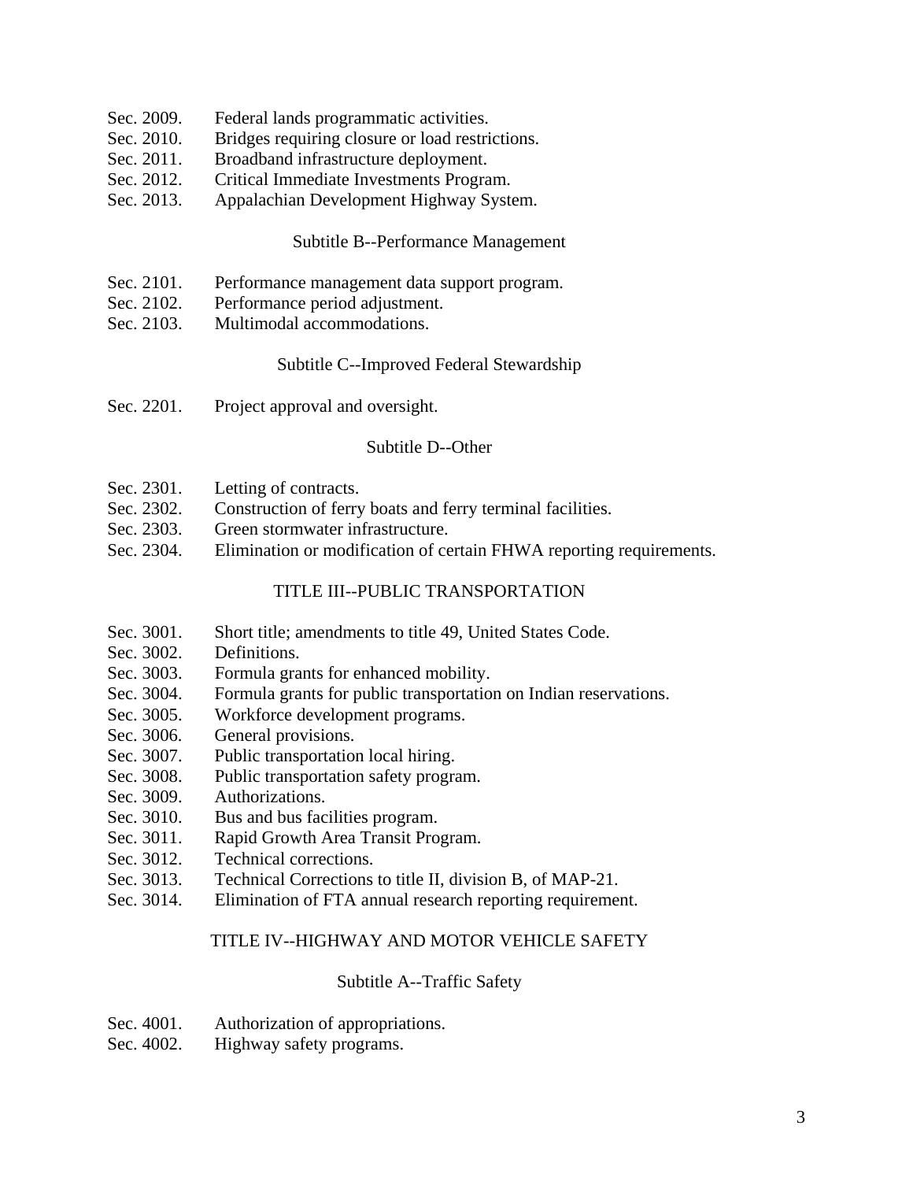Sec. 2009. Federal lands programmatic activities.
Sec. 2010. Bridges requiring closure or load restrictions.
Sec. 2011. Broadband infrastructure deployment.
Sec. 2012. Critical Immediate Investments Program.
Sec. 2013. Appalachian Development Highway System.

### Subtitle B--Performance Management

Sec. 2101. Performance management data support program.
Sec. 2102. Performance period adjustment.
Sec. 2103. Multimodal accommodations.

### Subtitle C--Improved Federal Stewardship

Sec. 2201. Project approval and oversight.

### Subtitle D--Other

Sec. 2301. Letting of contracts.
Sec. 2302. Construction of ferry boats and ferry terminal facilities.
Sec. 2303. Green stormwater infrastructure.
Sec. 2304. Elimination or modification of certain FHWA reporting requirements.

## TITLE III--PUBLIC TRANSPORTATION

Sec. 3001. Short title; amendments to title 49, United States Code.
Sec. 3002. Definitions.
Sec. 3003. Formula grants for enhanced mobility.
Sec. 3004. Formula grants for public transportation on Indian reservations.
Sec. 3005. Workforce development programs.
Sec. 3006. General provisions.
Sec. 3007. Public transportation local hiring.
Sec. 3008. Public transportation safety program.
Sec. 3009. Authorizations.
Sec. 3010. Bus and bus facilities program.
Sec. 3011. Rapid Growth Area Transit Program.
Sec. 3012. Technical corrections.
Sec. 3013. Technical Corrections to title II, division B, of MAP-21.
Sec. 3014. Elimination of FTA annual research reporting requirement.

## TITLE IV--HIGHWAY AND MOTOR VEHICLE SAFETY

### Subtitle A--Traffic Safety

Sec. 4001. Authorization of appropriations.
Sec. 4002. Highway safety programs.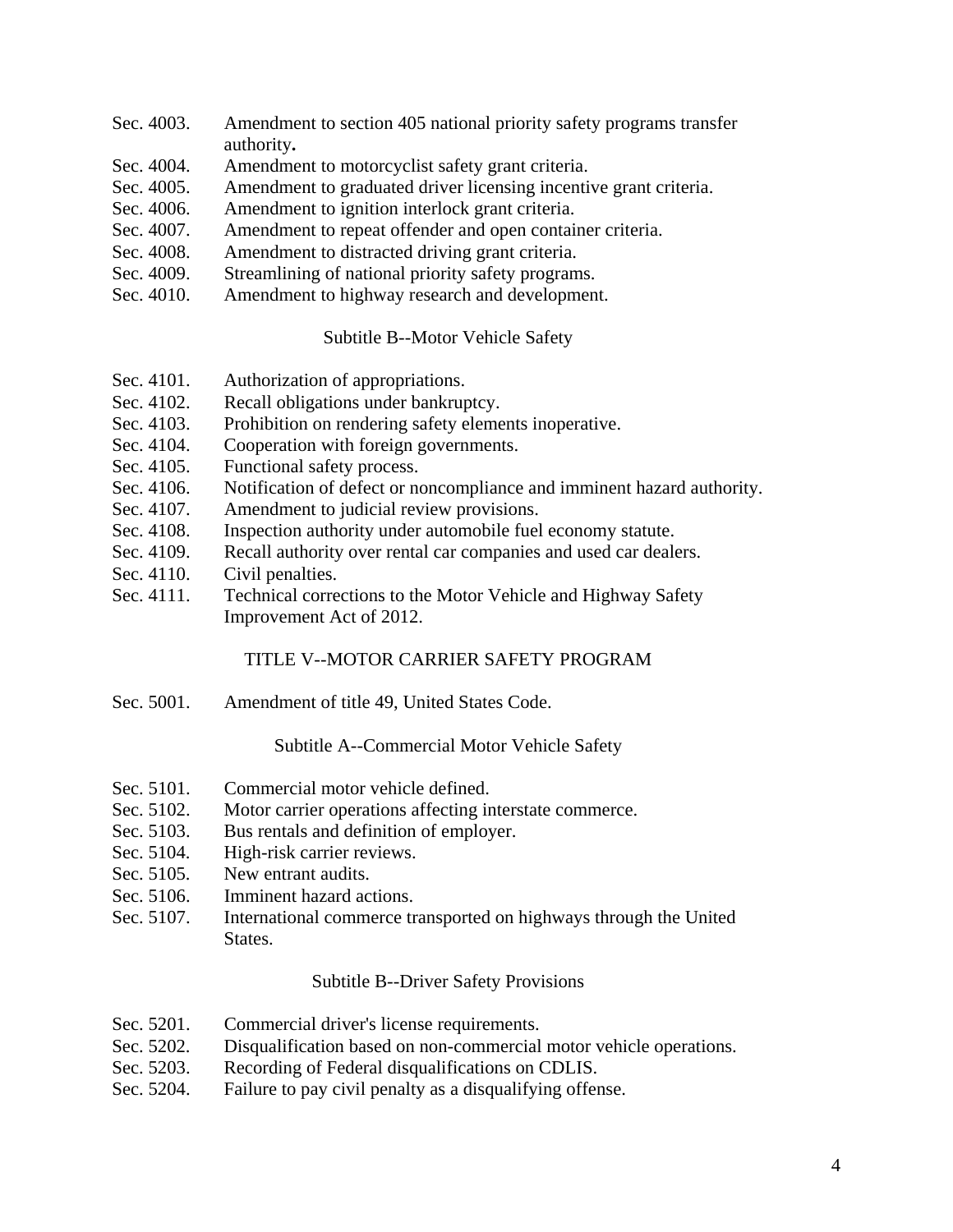Sec. 4003. Amendment to section 405 national priority safety programs transfer authority**.**

Sec. 4004. Amendment to motorcyclist safety grant criteria.

Sec. 4005. Amendment to graduated driver licensing incentive grant criteria.

Sec. 4006. Amendment to ignition interlock grant criteria.

Sec. 4007. Amendment to repeat offender and open container criteria.

Sec. 4008. Amendment to distracted driving grant criteria.

Sec. 4009. Streamlining of national priority safety programs.

Sec. 4010. Amendment to highway research and development.

Subtitle B--Motor Vehicle Safety

Sec. 4101. Authorization of appropriations.

Sec. 4102. Recall obligations under bankruptcy.

Sec. 4103. Prohibition on rendering safety elements inoperative.

Sec. 4104. Cooperation with foreign governments.

Sec. 4105. Functional safety process.

Sec. 4106. Notification of defect or noncompliance and imminent hazard authority.

Sec. 4107. Amendment to judicial review provisions.

Sec. 4108. Inspection authority under automobile fuel economy statute.

Sec. 4109. Recall authority over rental car companies and used car dealers.

Sec. 4110. Civil penalties.

Sec. 4111. Technical corrections to the Motor Vehicle and Highway Safety Improvement Act of 2012.

TITLE V--MOTOR CARRIER SAFETY PROGRAM

Sec. 5001. Amendment of title 49, United States Code.

Subtitle A--Commercial Motor Vehicle Safety

Sec. 5101. Commercial motor vehicle defined.

Sec. 5102. Motor carrier operations affecting interstate commerce.

Sec. 5103. Bus rentals and definition of employer.

Sec. 5104. High-risk carrier reviews.

Sec. 5105. New entrant audits.

Sec. 5106. Imminent hazard actions.

Sec. 5107. International commerce transported on highways through the United States.

Subtitle B--Driver Safety Provisions

Sec. 5201. Commercial driver's license requirements.

Sec. 5202. Disqualification based on non-commercial motor vehicle operations.

Sec. 5203. Recording of Federal disqualifications on CDLIS.

Sec. 5204. Failure to pay civil penalty as a disqualifying offense.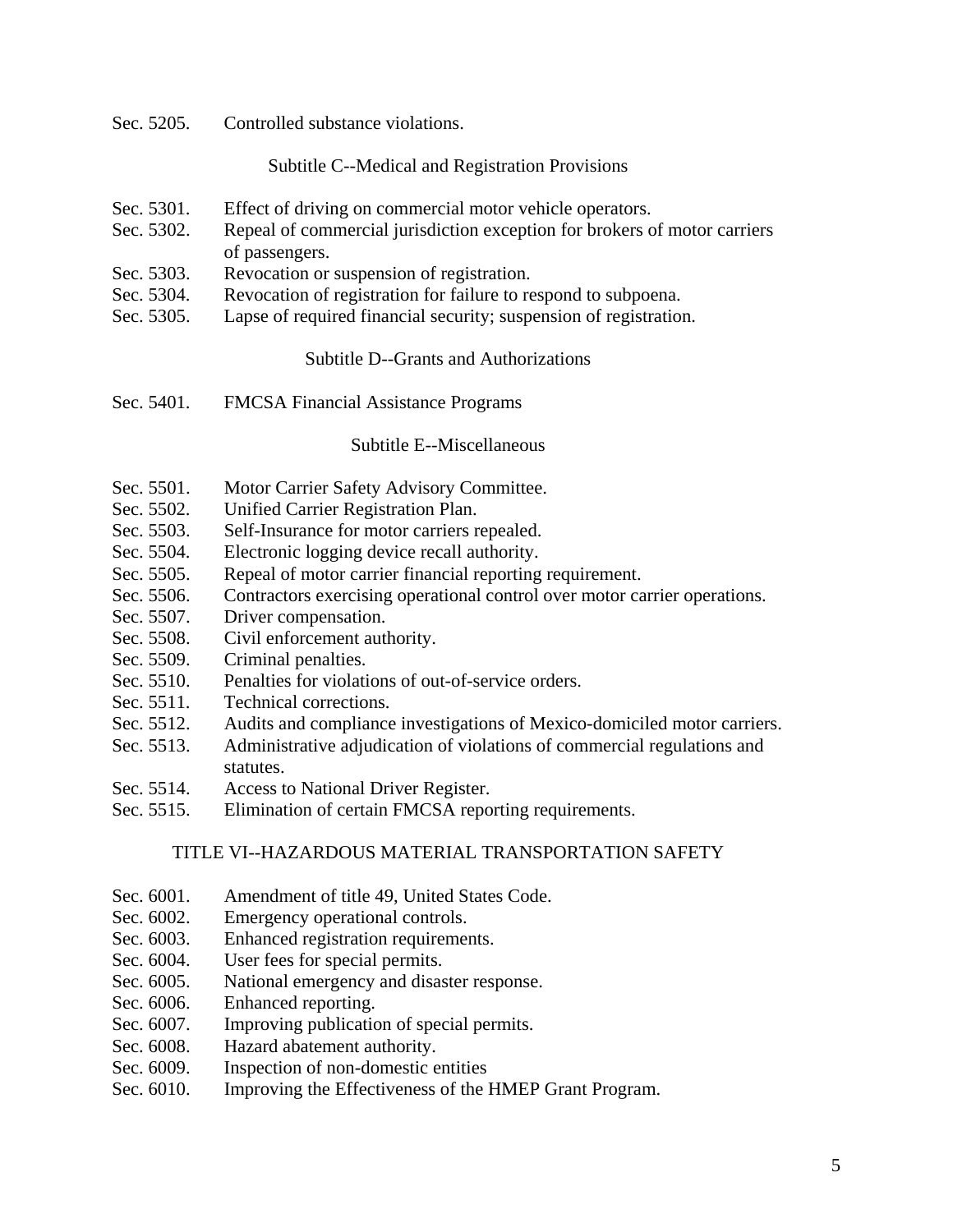Sec. 5205. Controlled substance violations.

Subtitle C--Medical and Registration Provisions

Sec. 5301. Effect of driving on commercial motor vehicle operators.
Sec. 5302. Repeal of commercial jurisdiction exception for brokers of motor carriers of passengers.
Sec. 5303. Revocation or suspension of registration.
Sec. 5304. Revocation of registration for failure to respond to subpoena.
Sec. 5305. Lapse of required financial security; suspension of registration.

Subtitle D--Grants and Authorizations

Sec. 5401. FMCSA Financial Assistance Programs

Subtitle E--Miscellaneous

Sec. 5501. Motor Carrier Safety Advisory Committee.
Sec. 5502. Unified Carrier Registration Plan.
Sec. 5503. Self-Insurance for motor carriers repealed.
Sec. 5504. Electronic logging device recall authority.
Sec. 5505. Repeal of motor carrier financial reporting requirement.
Sec. 5506. Contractors exercising operational control over motor carrier operations.
Sec. 5507. Driver compensation.
Sec. 5508. Civil enforcement authority.
Sec. 5509. Criminal penalties.
Sec. 5510. Penalties for violations of out-of-service orders.
Sec. 5511. Technical corrections.
Sec. 5512. Audits and compliance investigations of Mexico-domiciled motor carriers.
Sec. 5513. Administrative adjudication of violations of commercial regulations and statutes.
Sec. 5514. Access to National Driver Register.
Sec. 5515. Elimination of certain FMCSA reporting requirements.

TITLE VI--HAZARDOUS MATERIAL TRANSPORTATION SAFETY

Sec. 6001. Amendment of title 49, United States Code.
Sec. 6002. Emergency operational controls.
Sec. 6003. Enhanced registration requirements.
Sec. 6004. User fees for special permits.
Sec. 6005. National emergency and disaster response.
Sec. 6006. Enhanced reporting.
Sec. 6007. Improving publication of special permits.
Sec. 6008. Hazard abatement authority.
Sec. 6009. Inspection of non-domestic entities
Sec. 6010. Improving the Effectiveness of the HMEP Grant Program.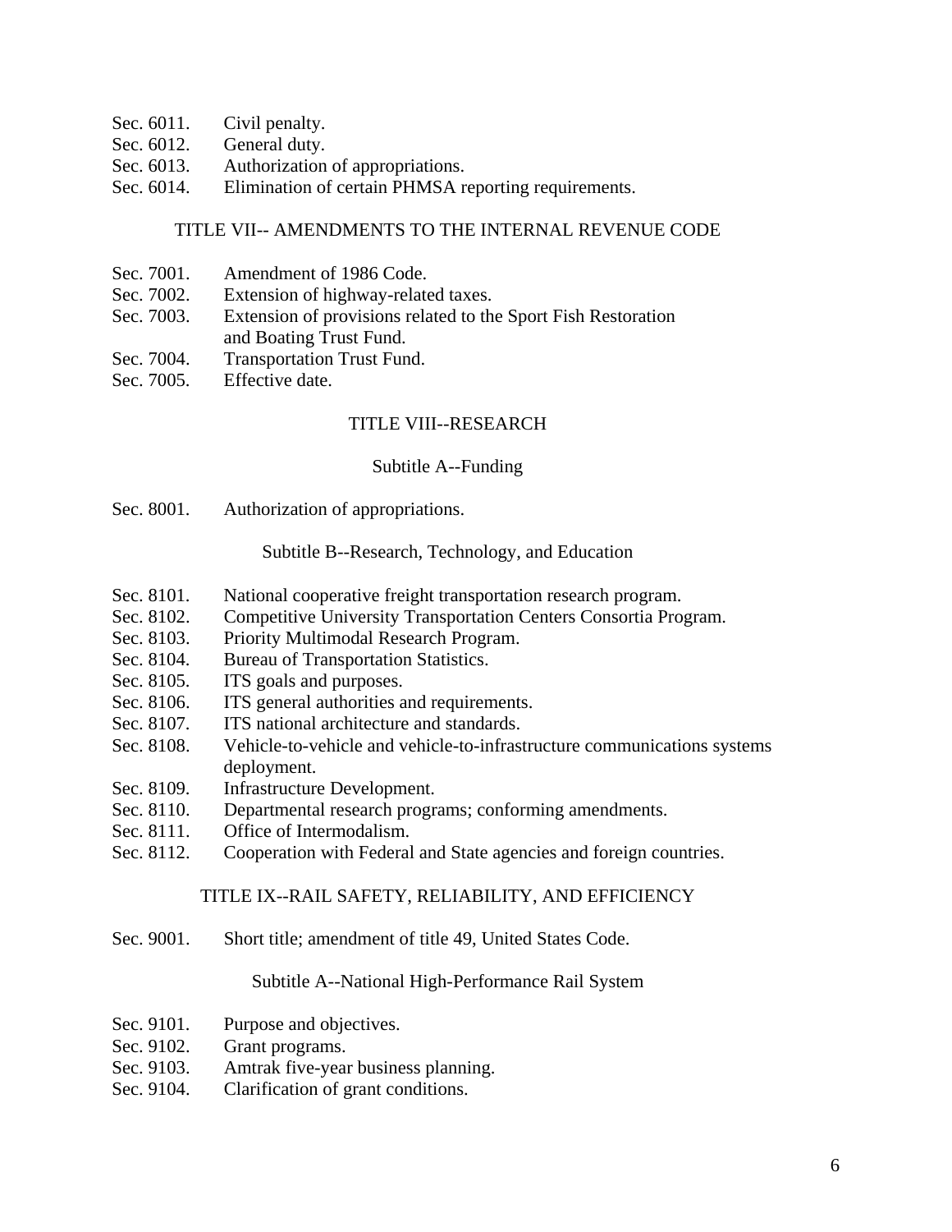Sec. 6011. Civil penalty.
Sec. 6012. General duty.
Sec. 6013. Authorization of appropriations.
Sec. 6014. Elimination of certain PHMSA reporting requirements.

TITLE VII-- AMENDMENTS TO THE INTERNAL REVENUE CODE

Sec. 7001. Amendment of 1986 Code.
Sec. 7002. Extension of highway-related taxes.
Sec. 7003. Extension of provisions related to the Sport Fish Restoration and Boating Trust Fund.
Sec. 7004. Transportation Trust Fund.
Sec. 7005. Effective date.

TITLE VIII--RESEARCH

Subtitle A--Funding

Sec. 8001. Authorization of appropriations.

Subtitle B--Research, Technology, and Education

Sec. 8101. National cooperative freight transportation research program.
Sec. 8102. Competitive University Transportation Centers Consortia Program.
Sec. 8103. Priority Multimodal Research Program.
Sec. 8104. Bureau of Transportation Statistics.
Sec. 8105. ITS goals and purposes.
Sec. 8106. ITS general authorities and requirements.
Sec. 8107. ITS national architecture and standards.
Sec. 8108. Vehicle-to-vehicle and vehicle-to-infrastructure communications systems deployment.
Sec. 8109. Infrastructure Development.
Sec. 8110. Departmental research programs; conforming amendments.
Sec. 8111. Office of Intermodalism.
Sec. 8112. Cooperation with Federal and State agencies and foreign countries.

TITLE IX--RAIL SAFETY, RELIABILITY, AND EFFICIENCY

Sec. 9001. Short title; amendment of title 49, United States Code.

Subtitle A--National High-Performance Rail System

Sec. 9101. Purpose and objectives.
Sec. 9102. Grant programs.
Sec. 9103. Amtrak five-year business planning.
Sec. 9104. Clarification of grant conditions.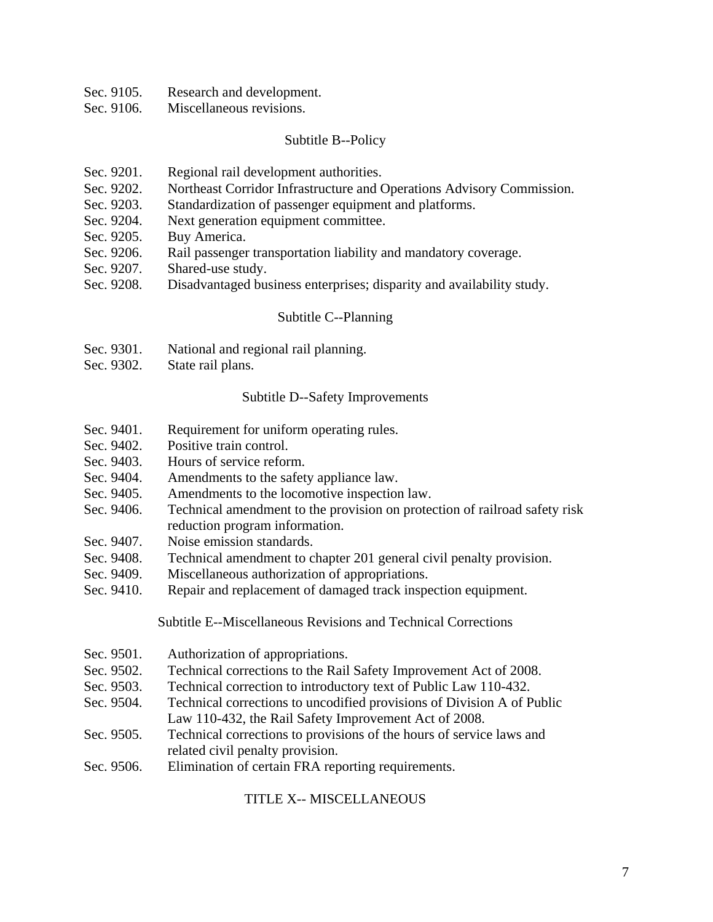Sec. 9105. Research and development.
Sec. 9106. Miscellaneous revisions.

### Subtitle B--Policy

Sec. 9201. Regional rail development authorities.
Sec. 9202. Northeast Corridor Infrastructure and Operations Advisory Commission.
Sec. 9203. Standardization of passenger equipment and platforms.
Sec. 9204. Next generation equipment committee.
Sec. 9205. Buy America.
Sec. 9206. Rail passenger transportation liability and mandatory coverage.
Sec. 9207. Shared-use study.
Sec. 9208. Disadvantaged business enterprises; disparity and availability study.

### Subtitle C--Planning

Sec. 9301. National and regional rail planning.
Sec. 9302. State rail plans.

### Subtitle D--Safety Improvements

Sec. 9401. Requirement for uniform operating rules.
Sec. 9402. Positive train control.
Sec. 9403. Hours of service reform.
Sec. 9404. Amendments to the safety appliance law.
Sec. 9405. Amendments to the locomotive inspection law.
Sec. 9406. Technical amendment to the provision on protection of railroad safety risk reduction program information.
Sec. 9407. Noise emission standards.
Sec. 9408. Technical amendment to chapter 201 general civil penalty provision.
Sec. 9409. Miscellaneous authorization of appropriations.
Sec. 9410. Repair and replacement of damaged track inspection equipment.

### Subtitle E--Miscellaneous Revisions and Technical Corrections

Sec. 9501. Authorization of appropriations.
Sec. 9502. Technical corrections to the Rail Safety Improvement Act of 2008.
Sec. 9503. Technical correction to introductory text of Public Law 110-432.
Sec. 9504. Technical corrections to uncodified provisions of Division A of Public Law 110-432, the Rail Safety Improvement Act of 2008.
Sec. 9505. Technical corrections to provisions of the hours of service laws and related civil penalty provision.
Sec. 9506. Elimination of certain FRA reporting requirements.

## TITLE X-- MISCELLANEOUS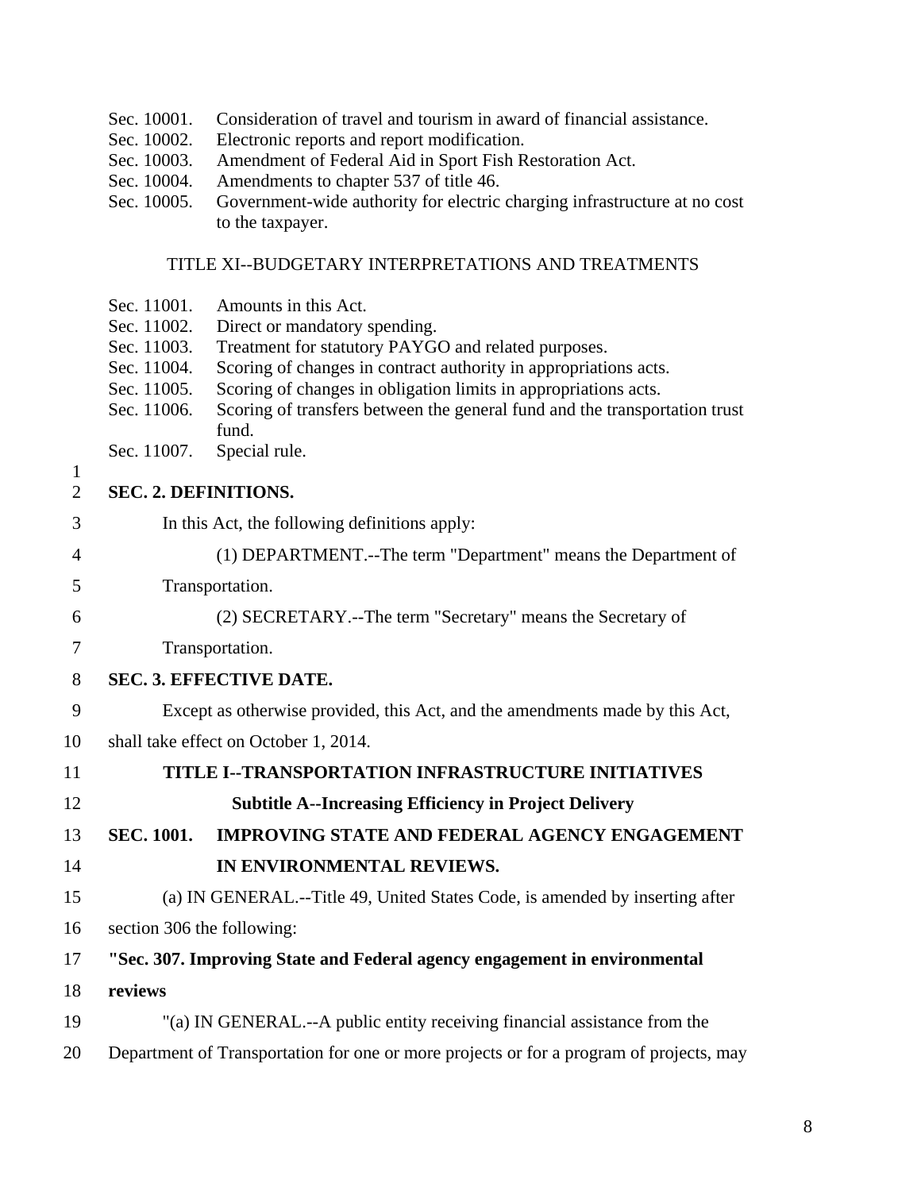Sec. 10001. Consideration of travel and tourism in award of financial assistance.
Sec. 10002. Electronic reports and report modification.
Sec. 10003. Amendment of Federal Aid in Sport Fish Restoration Act.
Sec. 10004. Amendments to chapter 537 of title 46.
Sec. 10005. Government-wide authority for electric charging infrastructure at no cost to the taxpayer.

TITLE XI--BUDGETARY INTERPRETATIONS AND TREATMENTS

Sec. 11001. Amounts in this Act.
Sec. 11002. Direct or mandatory spending.
Sec. 11003. Treatment for statutory PAYGO and related purposes.
Sec. 11004. Scoring of changes in contract authority in appropriations acts.
Sec. 11005. Scoring of changes in obligation limits in appropriations acts.
Sec. 11006. Scoring of transfers between the general fund and the transportation trust fund.
Sec. 11007. Special rule.

**SEC. 2. DEFINITIONS.**

In this Act, the following definitions apply:

(1) DEPARTMENT.--The term "Department" means the Department of Transportation.

(2) SECRETARY.--The term "Secretary" means the Secretary of Transportation.

**SEC. 3. EFFECTIVE DATE.**

Except as otherwise provided, this Act, and the amendments made by this Act, shall take effect on October 1, 2014.

## TITLE I--TRANSPORTATION INFRASTRUCTURE INITIATIVES

### Subtitle A--Increasing Efficiency in Project Delivery

**SEC. 1001. IMPROVING STATE AND FEDERAL AGENCY ENGAGEMENT IN ENVIRONMENTAL REVIEWS.**

(a) IN GENERAL.--Title 49, United States Code, is amended by inserting after section 306 the following:

**"Sec. 307. Improving State and Federal agency engagement in environmental reviews**

"(a) IN GENERAL.--A public entity receiving financial assistance from the Department of Transportation for one or more projects or for a program of projects, may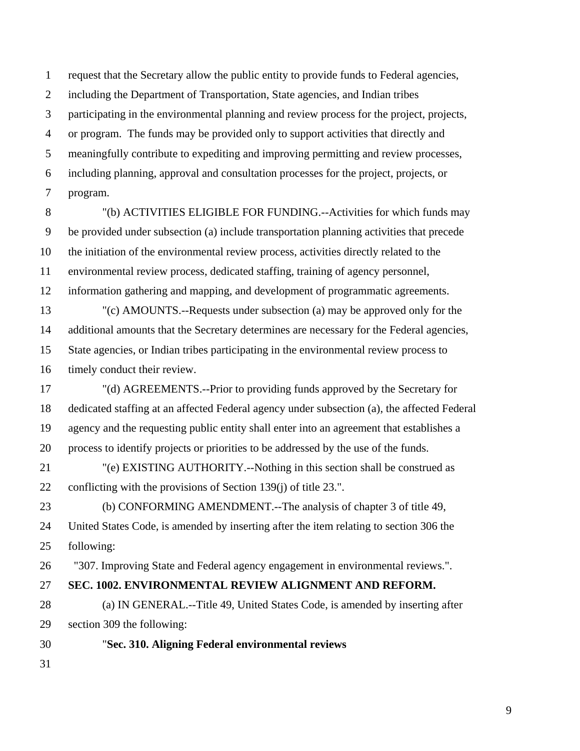request that the Secretary allow the public entity to provide funds to Federal agencies, including the Department of Transportation, State agencies, and Indian tribes participating in the environmental planning and review process for the project, projects, or program. The funds may be provided only to support activities that directly and meaningfully contribute to expediting and improving permitting and review processes, including planning, approval and consultation processes for the project, projects, or program.

"(b) ACTIVITIES ELIGIBLE FOR FUNDING.--Activities for which funds may be provided under subsection (a) include transportation planning activities that precede the initiation of the environmental review process, activities directly related to the environmental review process, dedicated staffing, training of agency personnel, information gathering and mapping, and development of programmatic agreements.

"(c) AMOUNTS.--Requests under subsection (a) may be approved only for the additional amounts that the Secretary determines are necessary for the Federal agencies, State agencies, or Indian tribes participating in the environmental review process to timely conduct their review.

"(d) AGREEMENTS.--Prior to providing funds approved by the Secretary for dedicated staffing at an affected Federal agency under subsection (a), the affected Federal agency and the requesting public entity shall enter into an agreement that establishes a process to identify projects or priorities to be addressed by the use of the funds.

"(e) EXISTING AUTHORITY.--Nothing in this section shall be construed as conflicting with the provisions of Section 139(j) of title 23.".

(b) CONFORMING AMENDMENT.--The analysis of chapter 3 of title 49, United States Code, is amended by inserting after the item relating to section 306 the following:

"307. Improving State and Federal agency engagement in environmental reviews.".

**SEC. 1002. ENVIRONMENTAL REVIEW ALIGNMENT AND REFORM.**

(a) IN GENERAL.--Title 49, United States Code, is amended by inserting after section 309 the following:

"**Sec. 310. Aligning Federal environmental reviews**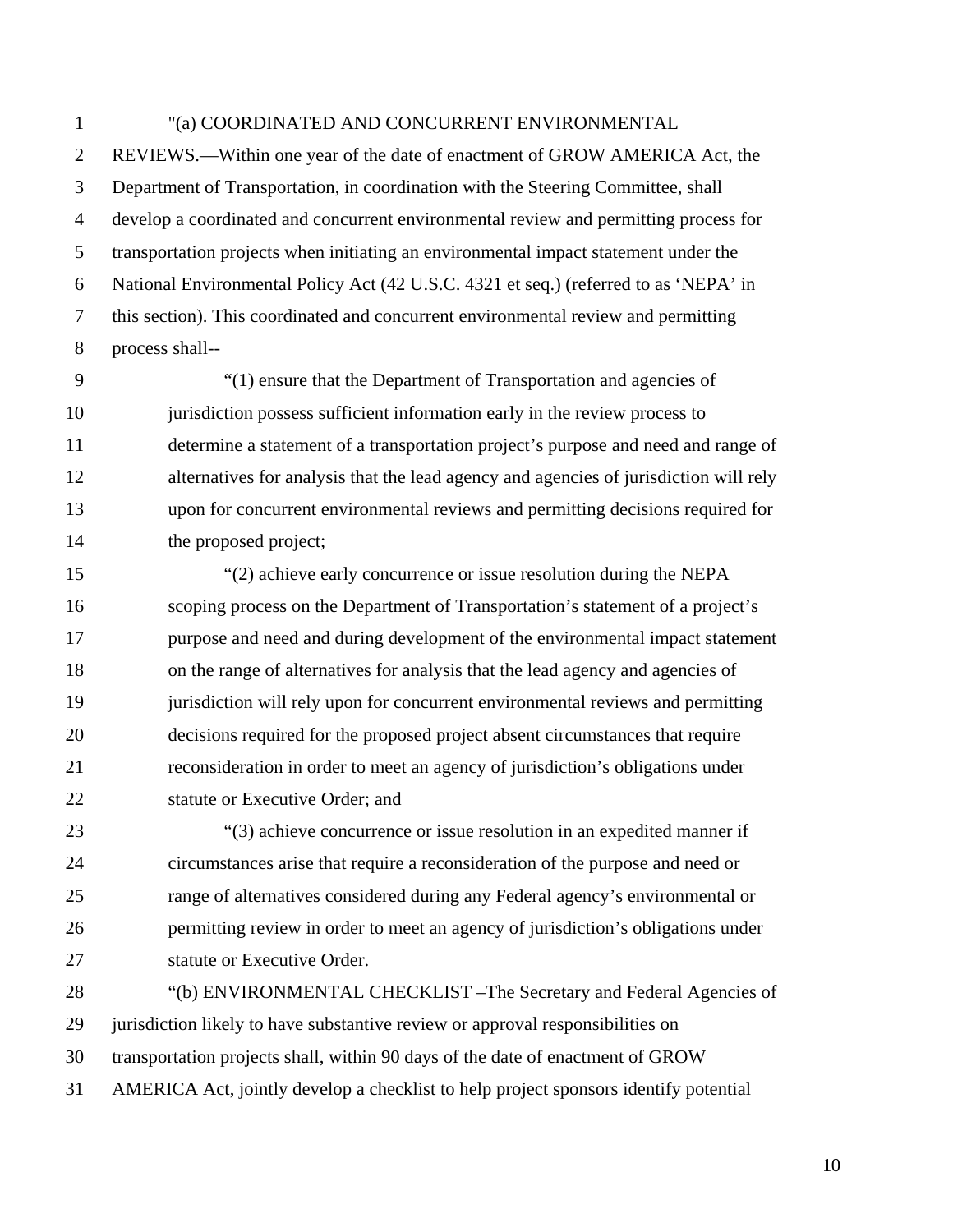"(a) COORDINATED AND CONCURRENT ENVIRONMENTAL REVIEWS.—Within one year of the date of enactment of GROW AMERICA Act, the Department of Transportation, in coordination with the Steering Committee, shall develop a coordinated and concurrent environmental review and permitting process for transportation projects when initiating an environmental impact statement under the National Environmental Policy Act (42 U.S.C. 4321 et seq.) (referred to as 'NEPA' in this section). This coordinated and concurrent environmental review and permitting process shall--

"(1) ensure that the Department of Transportation and agencies of jurisdiction possess sufficient information early in the review process to determine a statement of a transportation project's purpose and need and range of alternatives for analysis that the lead agency and agencies of jurisdiction will rely upon for concurrent environmental reviews and permitting decisions required for the proposed project;

"(2) achieve early concurrence or issue resolution during the NEPA scoping process on the Department of Transportation's statement of a project's purpose and need and during development of the environmental impact statement on the range of alternatives for analysis that the lead agency and agencies of jurisdiction will rely upon for concurrent environmental reviews and permitting decisions required for the proposed project absent circumstances that require reconsideration in order to meet an agency of jurisdiction's obligations under statute or Executive Order; and

"(3) achieve concurrence or issue resolution in an expedited manner if circumstances arise that require a reconsideration of the purpose and need or range of alternatives considered during any Federal agency's environmental or permitting review in order to meet an agency of jurisdiction's obligations under statute or Executive Order.

"(b) ENVIRONMENTAL CHECKLIST –The Secretary and Federal Agencies of jurisdiction likely to have substantive review or approval responsibilities on transportation projects shall, within 90 days of the date of enactment of GROW AMERICA Act, jointly develop a checklist to help project sponsors identify potential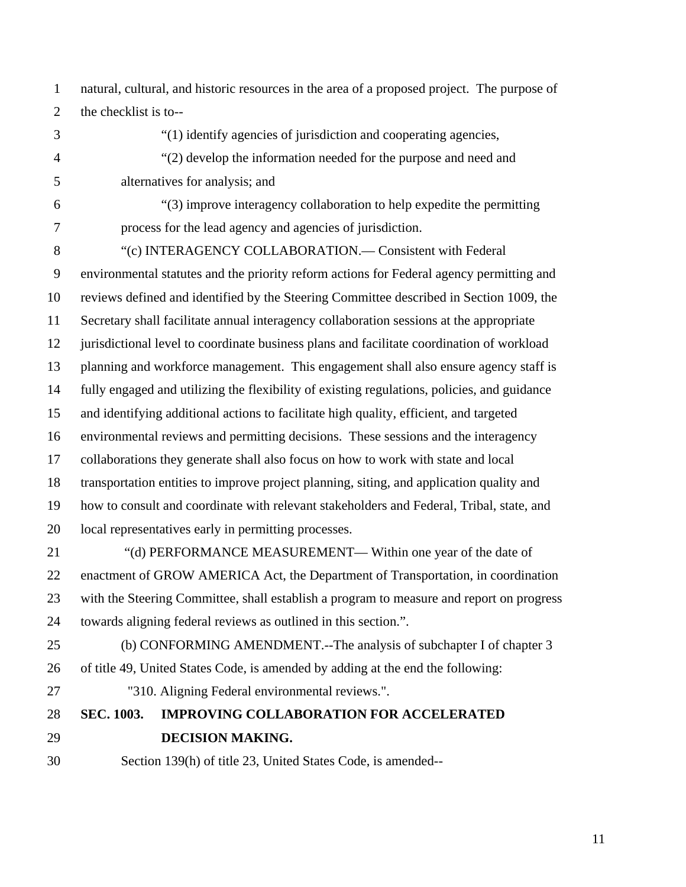natural, cultural, and historic resources in the area of a proposed project. The purpose of the checklist is to--

"(1) identify agencies of jurisdiction and cooperating agencies,

"(2) develop the information needed for the purpose and need and alternatives for analysis; and

"(3) improve interagency collaboration to help expedite the permitting process for the lead agency and agencies of jurisdiction.

"(c) INTERAGENCY COLLABORATION.— Consistent with Federal environmental statutes and the priority reform actions for Federal agency permitting and reviews defined and identified by the Steering Committee described in Section 1009, the Secretary shall facilitate annual interagency collaboration sessions at the appropriate jurisdictional level to coordinate business plans and facilitate coordination of workload planning and workforce management. This engagement shall also ensure agency staff is fully engaged and utilizing the flexibility of existing regulations, policies, and guidance and identifying additional actions to facilitate high quality, efficient, and targeted environmental reviews and permitting decisions. These sessions and the interagency collaborations they generate shall also focus on how to work with state and local transportation entities to improve project planning, siting, and application quality and how to consult and coordinate with relevant stakeholders and Federal, Tribal, state, and local representatives early in permitting processes.

"(d) PERFORMANCE MEASUREMENT— Within one year of the date of enactment of GROW AMERICA Act, the Department of Transportation, in coordination with the Steering Committee, shall establish a program to measure and report on progress towards aligning federal reviews as outlined in this section.".

(b) CONFORMING AMENDMENT.--The analysis of subchapter I of chapter 3 of title 49, United States Code, is amended by adding at the end the following:

"310. Aligning Federal environmental reviews.".

**SEC. 1003. IMPROVING COLLABORATION FOR ACCELERATED DECISION MAKING.**

Section 139(h) of title 23, United States Code, is amended--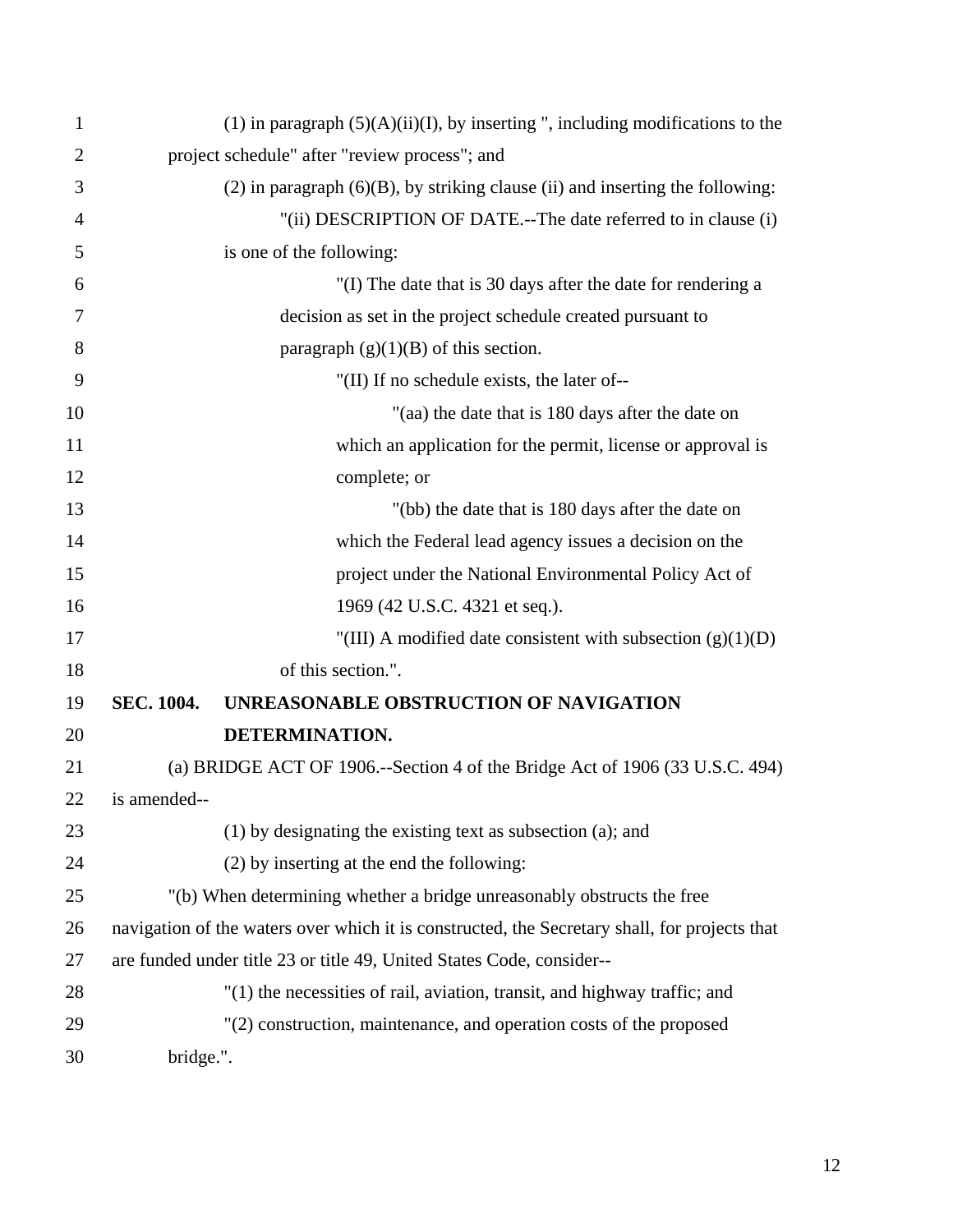(1) in paragraph (5)(A)(ii)(I), by inserting ", including modifications to the project schedule" after "review process"; and

(2) in paragraph (6)(B), by striking clause (ii) and inserting the following:

"(ii) DESCRIPTION OF DATE.--The date referred to in clause (i) is one of the following:

"(I) The date that is 30 days after the date for rendering a decision as set in the project schedule created pursuant to paragraph (g)(1)(B) of this section.

"(II) If no schedule exists, the later of--

"(aa) the date that is 180 days after the date on which an application for the permit, license or approval is complete; or

"(bb) the date that is 180 days after the date on which the Federal lead agency issues a decision on the project under the National Environmental Policy Act of 1969 (42 U.S.C. 4321 et seq.).

"(III) A modified date consistent with subsection (g)(1)(D) of this section.".

**SEC. 1004. UNREASONABLE OBSTRUCTION OF NAVIGATION DETERMINATION.**

(a) BRIDGE ACT OF 1906.--Section 4 of the Bridge Act of 1906 (33 U.S.C. 494) is amended--

(1) by designating the existing text as subsection (a); and

(2) by inserting at the end the following:

"(b) When determining whether a bridge unreasonably obstructs the free navigation of the waters over which it is constructed, the Secretary shall, for projects that are funded under title 23 or title 49, United States Code, consider--

"(1) the necessities of rail, aviation, transit, and highway traffic; and

"(2) construction, maintenance, and operation costs of the proposed bridge.".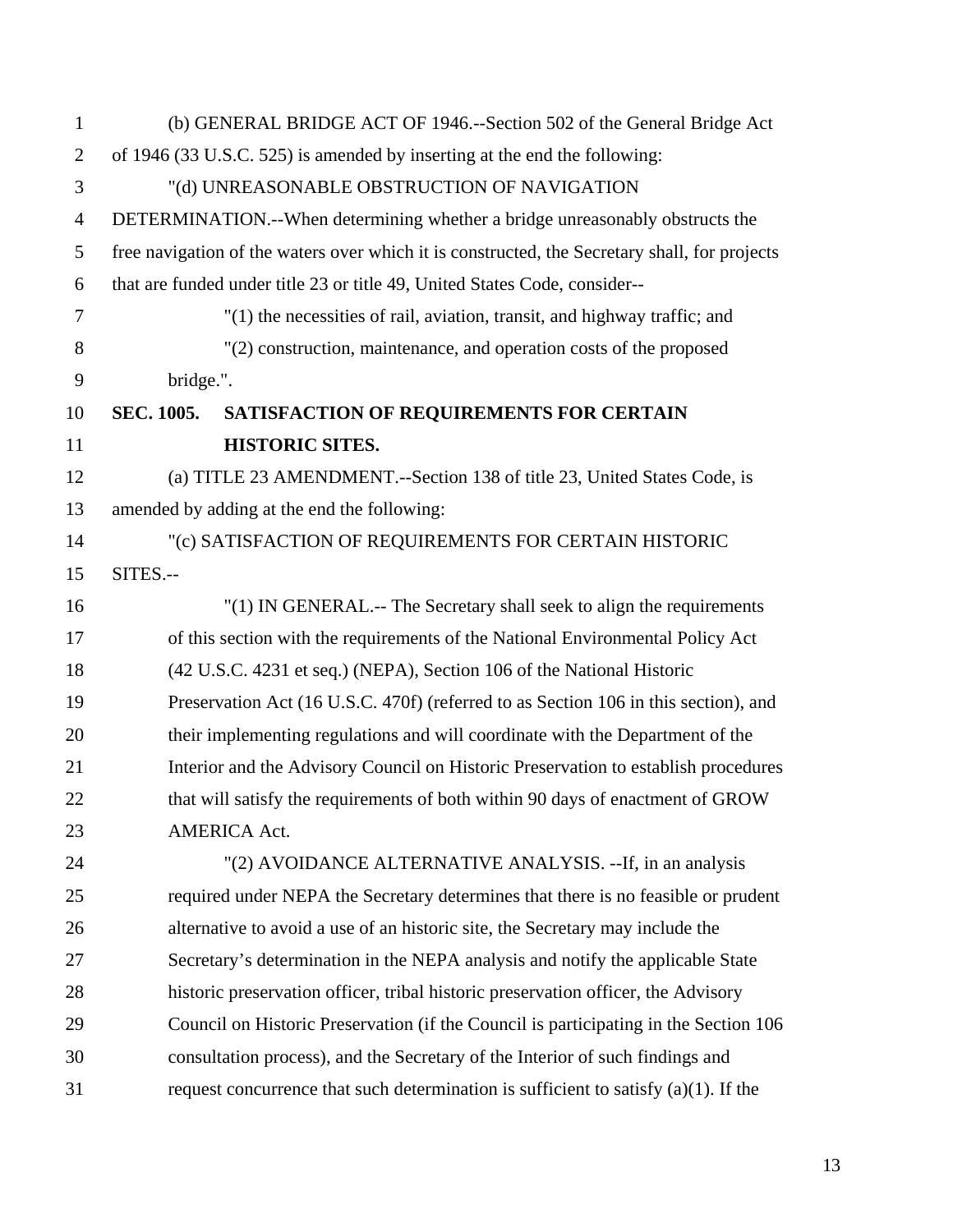(b) GENERAL BRIDGE ACT OF 1946.--Section 502 of the General Bridge Act of 1946 (33 U.S.C. 525) is amended by inserting at the end the following:

"(d) UNREASONABLE OBSTRUCTION OF NAVIGATION DETERMINATION.--When determining whether a bridge unreasonably obstructs the free navigation of the waters over which it is constructed, the Secretary shall, for projects that are funded under title 23 or title 49, United States Code, consider--

"(1) the necessities of rail, aviation, transit, and highway traffic; and

"(2) construction, maintenance, and operation costs of the proposed bridge.".

**SEC. 1005. SATISFACTION OF REQUIREMENTS FOR CERTAIN HISTORIC SITES.**

(a) TITLE 23 AMENDMENT.--Section 138 of title 23, United States Code, is amended by adding at the end the following:

"(c) SATISFACTION OF REQUIREMENTS FOR CERTAIN HISTORIC SITES.--

"(1) IN GENERAL.-- The Secretary shall seek to align the requirements of this section with the requirements of the National Environmental Policy Act (42 U.S.C. 4231 et seq.) (NEPA), Section 106 of the National Historic Preservation Act (16 U.S.C. 470f) (referred to as Section 106 in this section), and their implementing regulations and will coordinate with the Department of the Interior and the Advisory Council on Historic Preservation to establish procedures that will satisfy the requirements of both within 90 days of enactment of GROW AMERICA Act.

"(2) AVOIDANCE ALTERNATIVE ANALYSIS. --If, in an analysis required under NEPA the Secretary determines that there is no feasible or prudent alternative to avoid a use of an historic site, the Secretary may include the Secretary's determination in the NEPA analysis and notify the applicable State historic preservation officer, tribal historic preservation officer, the Advisory Council on Historic Preservation (if the Council is participating in the Section 106 consultation process), and the Secretary of the Interior of such findings and request concurrence that such determination is sufficient to satisfy (a)(1). If the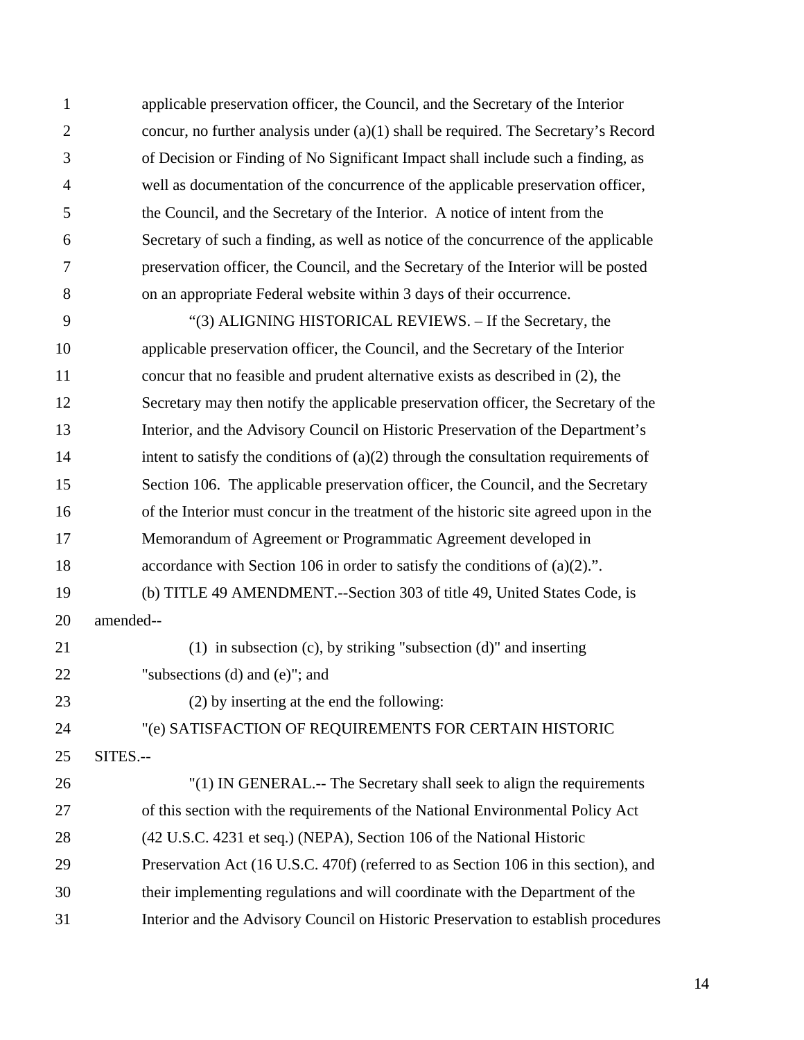applicable preservation officer, the Council, and the Secretary of the Interior concur, no further analysis under (a)(1) shall be required. The Secretary's Record of Decision or Finding of No Significant Impact shall include such a finding, as well as documentation of the concurrence of the applicable preservation officer, the Council, and the Secretary of the Interior. A notice of intent from the Secretary of such a finding, as well as notice of the concurrence of the applicable preservation officer, the Council, and the Secretary of the Interior will be posted on an appropriate Federal website within 3 days of their occurrence.

"(3) ALIGNING HISTORICAL REVIEWS. – If the Secretary, the applicable preservation officer, the Council, and the Secretary of the Interior concur that no feasible and prudent alternative exists as described in (2), the Secretary may then notify the applicable preservation officer, the Secretary of the Interior, and the Advisory Council on Historic Preservation of the Department's intent to satisfy the conditions of (a)(2) through the consultation requirements of Section 106. The applicable preservation officer, the Council, and the Secretary of the Interior must concur in the treatment of the historic site agreed upon in the Memorandum of Agreement or Programmatic Agreement developed in accordance with Section 106 in order to satisfy the conditions of (a)(2).".

(b) TITLE 49 AMENDMENT.--Section 303 of title 49, United States Code, is amended--

(1) in subsection (c), by striking "subsection (d)" and inserting "subsections (d) and (e)"; and

(2) by inserting at the end the following:

"(e) SATISFACTION OF REQUIREMENTS FOR CERTAIN HISTORIC SITES.--

"(1) IN GENERAL.-- The Secretary shall seek to align the requirements of this section with the requirements of the National Environmental Policy Act (42 U.S.C. 4231 et seq.) (NEPA), Section 106 of the National Historic Preservation Act (16 U.S.C. 470f) (referred to as Section 106 in this section), and their implementing regulations and will coordinate with the Department of the Interior and the Advisory Council on Historic Preservation to establish procedures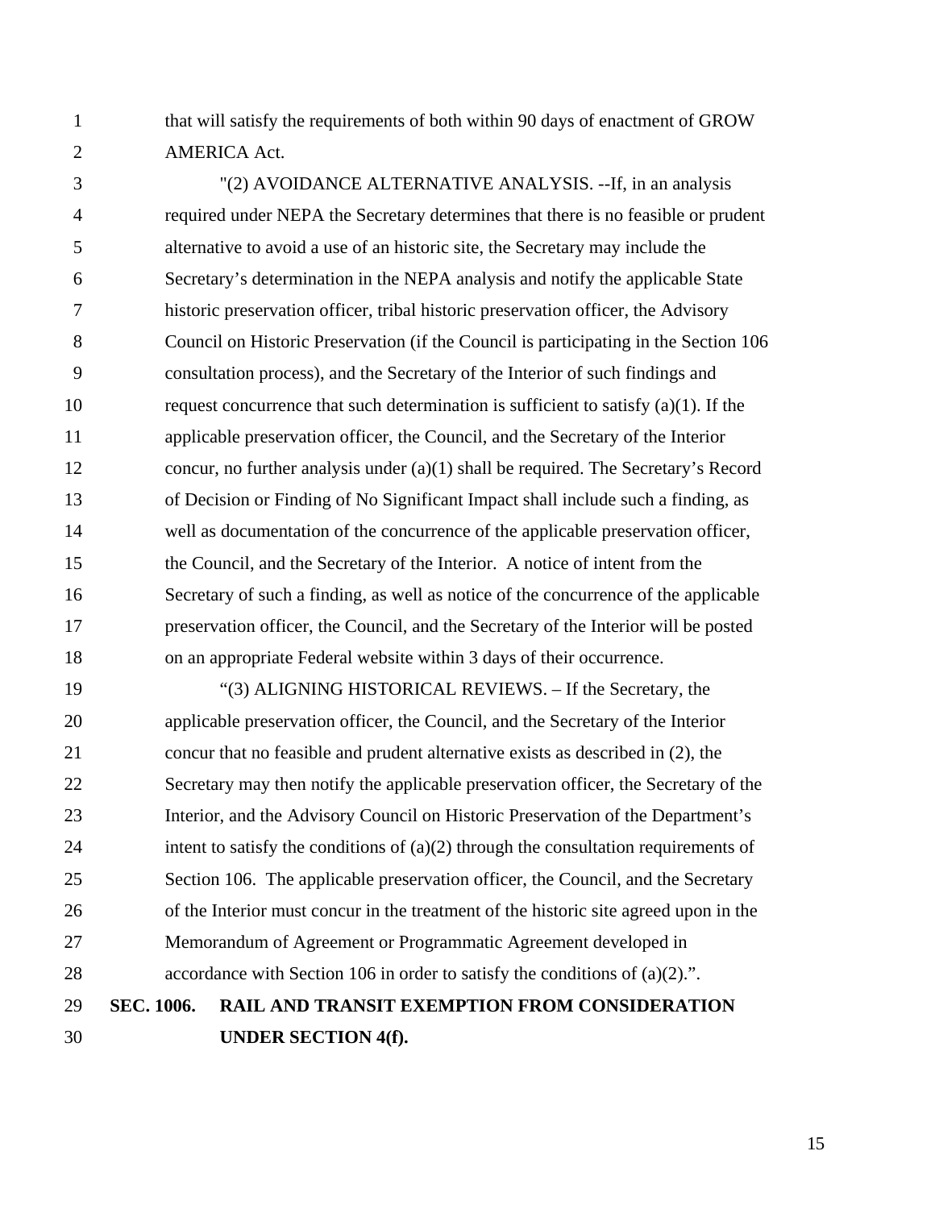that will satisfy the requirements of both within 90 days of enactment of GROW AMERICA Act.

"(2) AVOIDANCE ALTERNATIVE ANALYSIS. --If, in an analysis required under NEPA the Secretary determines that there is no feasible or prudent alternative to avoid a use of an historic site, the Secretary may include the Secretary's determination in the NEPA analysis and notify the applicable State historic preservation officer, tribal historic preservation officer, the Advisory Council on Historic Preservation (if the Council is participating in the Section 106 consultation process), and the Secretary of the Interior of such findings and request concurrence that such determination is sufficient to satisfy (a)(1). If the applicable preservation officer, the Council, and the Secretary of the Interior concur, no further analysis under (a)(1) shall be required. The Secretary's Record of Decision or Finding of No Significant Impact shall include such a finding, as well as documentation of the concurrence of the applicable preservation officer, the Council, and the Secretary of the Interior. A notice of intent from the Secretary of such a finding, as well as notice of the concurrence of the applicable preservation officer, the Council, and the Secretary of the Interior will be posted on an appropriate Federal website within 3 days of their occurrence.

"(3) ALIGNING HISTORICAL REVIEWS. – If the Secretary, the applicable preservation officer, the Council, and the Secretary of the Interior concur that no feasible and prudent alternative exists as described in (2), the Secretary may then notify the applicable preservation officer, the Secretary of the Interior, and the Advisory Council on Historic Preservation of the Department's intent to satisfy the conditions of (a)(2) through the consultation requirements of Section 106. The applicable preservation officer, the Council, and the Secretary of the Interior must concur in the treatment of the historic site agreed upon in the Memorandum of Agreement or Programmatic Agreement developed in accordance with Section 106 in order to satisfy the conditions of (a)(2).".

**SEC. 1006. RAIL AND TRANSIT EXEMPTION FROM CONSIDERATION UNDER SECTION 4(f).**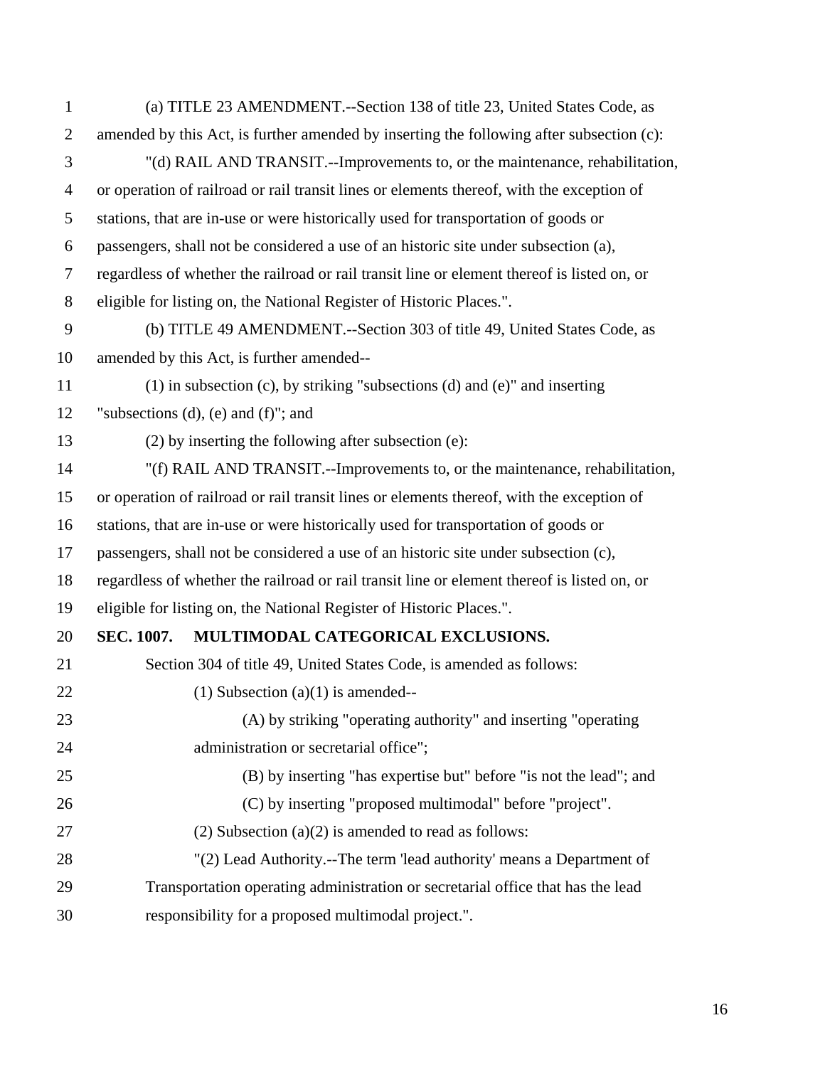(a) TITLE 23 AMENDMENT.--Section 138 of title 23, United States Code, as amended by this Act, is further amended by inserting the following after subsection (c):

"(d) RAIL AND TRANSIT.--Improvements to, or the maintenance, rehabilitation, or operation of railroad or rail transit lines or elements thereof, with the exception of stations, that are in-use or were historically used for transportation of goods or passengers, shall not be considered a use of an historic site under subsection (a), regardless of whether the railroad or rail transit line or element thereof is listed on, or eligible for listing on, the National Register of Historic Places.".

(b) TITLE 49 AMENDMENT.--Section 303 of title 49, United States Code, as amended by this Act, is further amended--

(1) in subsection (c), by striking "subsections (d) and (e)" and inserting "subsections (d), (e) and (f)"; and

(2) by inserting the following after subsection (e):

"(f) RAIL AND TRANSIT.--Improvements to, or the maintenance, rehabilitation, or operation of railroad or rail transit lines or elements thereof, with the exception of stations, that are in-use or were historically used for transportation of goods or passengers, shall not be considered a use of an historic site under subsection (c), regardless of whether the railroad or rail transit line or element thereof is listed on, or eligible for listing on, the National Register of Historic Places.".

**SEC. 1007. MULTIMODAL CATEGORICAL EXCLUSIONS.**

Section 304 of title 49, United States Code, is amended as follows:

(1) Subsection (a)(1) is amended--

(A) by striking "operating authority" and inserting "operating administration or secretarial office";

(B) by inserting "has expertise but" before "is not the lead"; and

(C) by inserting "proposed multimodal" before "project".

(2) Subsection (a)(2) is amended to read as follows:

"(2) Lead Authority.--The term 'lead authority' means a Department of Transportation operating administration or secretarial office that has the lead responsibility for a proposed multimodal project.".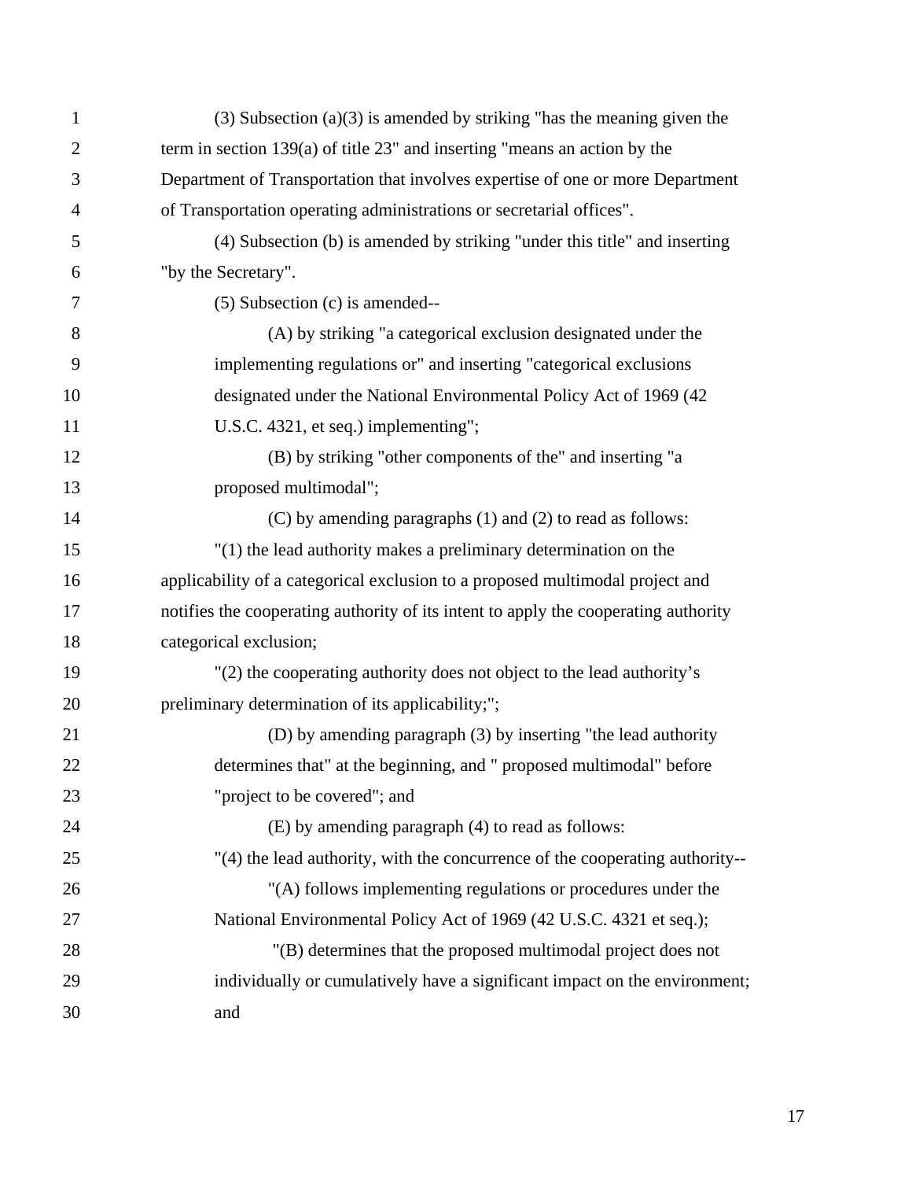(3) Subsection (a)(3) is amended by striking "has the meaning given the term in section 139(a) of title 23" and inserting "means an action by the Department of Transportation that involves expertise of one or more Department of Transportation operating administrations or secretarial offices".

(4) Subsection (b) is amended by striking "under this title" and inserting "by the Secretary".

(5) Subsection (c) is amended--

(A) by striking "a categorical exclusion designated under the implementing regulations or" and inserting "categorical exclusions designated under the National Environmental Policy Act of 1969 (42 U.S.C. 4321, et seq.) implementing";

(B) by striking "other components of the" and inserting "a proposed multimodal";

(C) by amending paragraphs (1) and (2) to read as follows:

"(1) the lead authority makes a preliminary determination on the applicability of a categorical exclusion to a proposed multimodal project and notifies the cooperating authority of its intent to apply the cooperating authority categorical exclusion;

"(2) the cooperating authority does not object to the lead authority's preliminary determination of its applicability;";

(D) by amending paragraph (3) by inserting "the lead authority determines that" at the beginning, and " proposed multimodal" before "project to be covered"; and

(E) by amending paragraph (4) to read as follows:

"(4) the lead authority, with the concurrence of the cooperating authority--

"(A) follows implementing regulations or procedures under the National Environmental Policy Act of 1969 (42 U.S.C. 4321 et seq.);

"(B) determines that the proposed multimodal project does not individually or cumulatively have a significant impact on the environment; and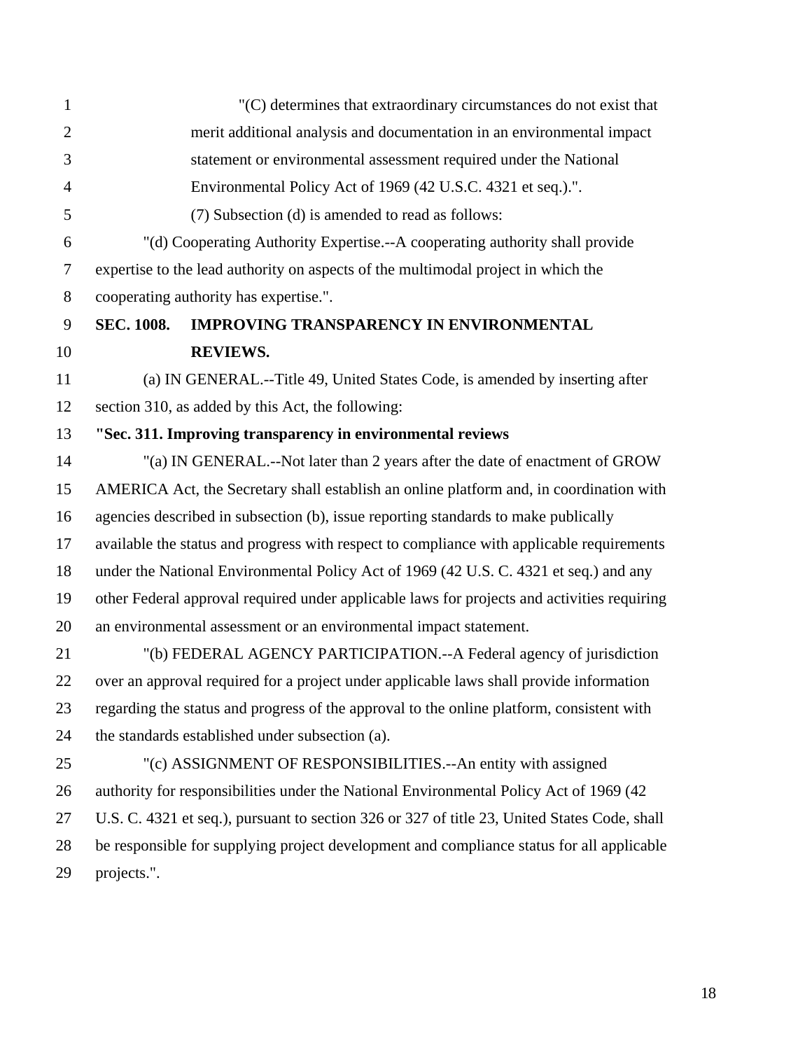"(C) determines that extraordinary circumstances do not exist that merit additional analysis and documentation in an environmental impact statement or environmental assessment required under the National Environmental Policy Act of 1969 (42 U.S.C. 4321 et seq.).".

(7) Subsection (d) is amended to read as follows:

"(d) Cooperating Authority Expertise.--A cooperating authority shall provide expertise to the lead authority on aspects of the multimodal project in which the cooperating authority has expertise.".

**SEC. 1008. IMPROVING TRANSPARENCY IN ENVIRONMENTAL REVIEWS.**

(a) IN GENERAL.--Title 49, United States Code, is amended by inserting after section 310, as added by this Act, the following:

**"Sec. 311. Improving transparency in environmental reviews**

"(a) IN GENERAL.--Not later than 2 years after the date of enactment of GROW AMERICA Act, the Secretary shall establish an online platform and, in coordination with agencies described in subsection (b), issue reporting standards to make publically available the status and progress with respect to compliance with applicable requirements under the National Environmental Policy Act of 1969 (42 U.S. C. 4321 et seq.) and any other Federal approval required under applicable laws for projects and activities requiring an environmental assessment or an environmental impact statement.

"(b) FEDERAL AGENCY PARTICIPATION.--A Federal agency of jurisdiction over an approval required for a project under applicable laws shall provide information regarding the status and progress of the approval to the online platform, consistent with the standards established under subsection (a).

"(c) ASSIGNMENT OF RESPONSIBILITIES.--An entity with assigned authority for responsibilities under the National Environmental Policy Act of 1969 (42 U.S. C. 4321 et seq.), pursuant to section 326 or 327 of title 23, United States Code, shall be responsible for supplying project development and compliance status for all applicable projects.".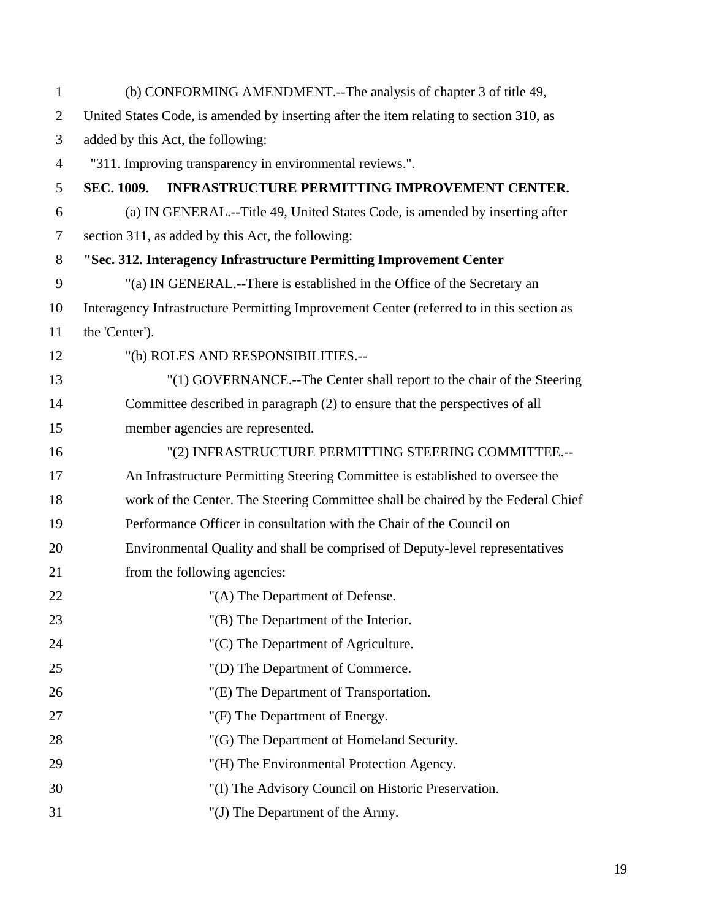(b) CONFORMING AMENDMENT.--The analysis of chapter 3 of title 49, United States Code, is amended by inserting after the item relating to section 310, as added by this Act, the following:

"311. Improving transparency in environmental reviews.".

**SEC. 1009. INFRASTRUCTURE PERMITTING IMPROVEMENT CENTER.**

(a) IN GENERAL.--Title 49, United States Code, is amended by inserting after section 311, as added by this Act, the following:

**"Sec. 312. Interagency Infrastructure Permitting Improvement Center**

"(a) IN GENERAL.--There is established in the Office of the Secretary an Interagency Infrastructure Permitting Improvement Center (referred to in this section as the 'Center').

"(b) ROLES AND RESPONSIBILITIES.--

"(1) GOVERNANCE.--The Center shall report to the chair of the Steering Committee described in paragraph (2) to ensure that the perspectives of all member agencies are represented.

"(2) INFRASTRUCTURE PERMITTING STEERING COMMITTEE.--An Infrastructure Permitting Steering Committee is established to oversee the work of the Center. The Steering Committee shall be chaired by the Federal Chief Performance Officer in consultation with the Chair of the Council on Environmental Quality and shall be comprised of Deputy-level representatives from the following agencies:

"(A) The Department of Defense.

"(B) The Department of the Interior.

"(C) The Department of Agriculture.

"(D) The Department of Commerce.

"(E) The Department of Transportation.

"(F) The Department of Energy.

"(G) The Department of Homeland Security.

"(H) The Environmental Protection Agency.

"(I) The Advisory Council on Historic Preservation.

"(J) The Department of the Army.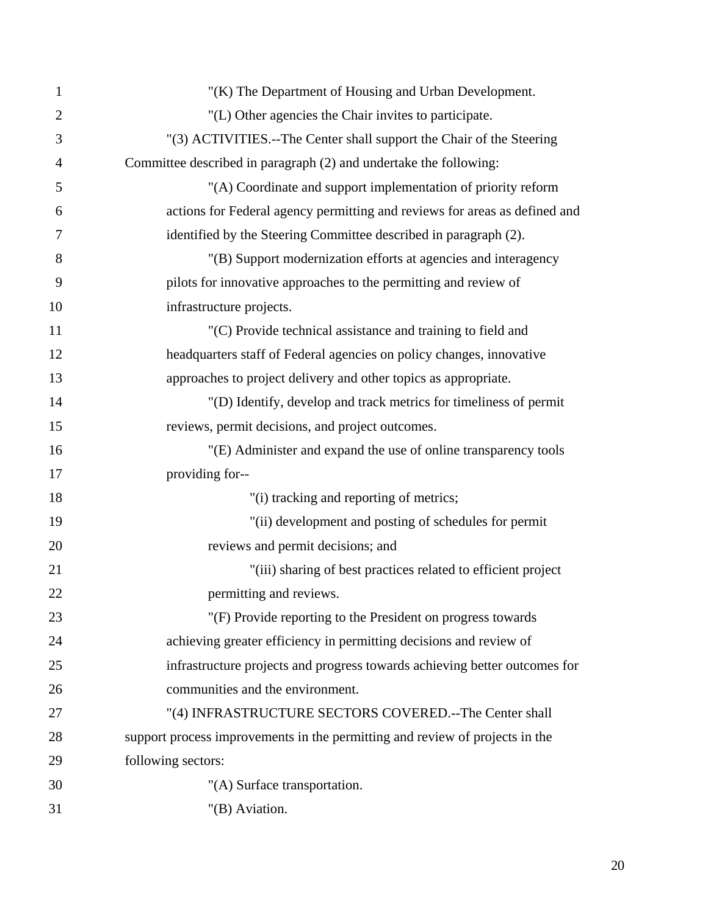"(K) The Department of Housing and Urban Development.

"(L) Other agencies the Chair invites to participate.

"(3) ACTIVITIES.--The Center shall support the Chair of the Steering Committee described in paragraph (2) and undertake the following:

"(A) Coordinate and support implementation of priority reform actions for Federal agency permitting and reviews for areas as defined and identified by the Steering Committee described in paragraph (2).

"(B) Support modernization efforts at agencies and interagency pilots for innovative approaches to the permitting and review of infrastructure projects.

"(C) Provide technical assistance and training to field and headquarters staff of Federal agencies on policy changes, innovative approaches to project delivery and other topics as appropriate.

"(D) Identify, develop and track metrics for timeliness of permit reviews, permit decisions, and project outcomes.

"(E) Administer and expand the use of online transparency tools providing for--

"(i) tracking and reporting of metrics;

"(ii) development and posting of schedules for permit reviews and permit decisions; and

"(iii) sharing of best practices related to efficient project permitting and reviews.

"(F) Provide reporting to the President on progress towards achieving greater efficiency in permitting decisions and review of infrastructure projects and progress towards achieving better outcomes for communities and the environment.

"(4) INFRASTRUCTURE SECTORS COVERED.--The Center shall support process improvements in the permitting and review of projects in the following sectors:

"(A) Surface transportation.

"(B) Aviation.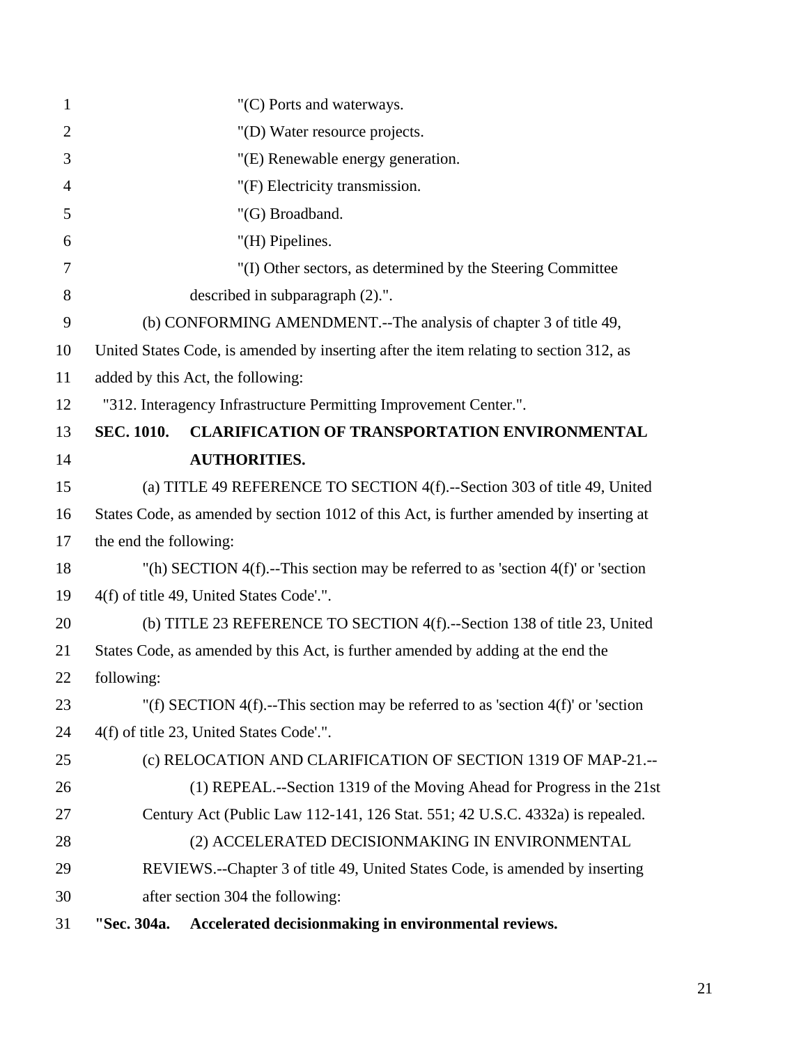"(C) Ports and waterways.

"(D) Water resource projects.

"(E) Renewable energy generation.

"(F) Electricity transmission.

"(G) Broadband.

"(H) Pipelines.

"(I) Other sectors, as determined by the Steering Committee described in subparagraph (2).".

(b) CONFORMING AMENDMENT.--The analysis of chapter 3 of title 49, United States Code, is amended by inserting after the item relating to section 312, as added by this Act, the following:

"312. Interagency Infrastructure Permitting Improvement Center.".

**SEC. 1010. CLARIFICATION OF TRANSPORTATION ENVIRONMENTAL AUTHORITIES.**

(a) TITLE 49 REFERENCE TO SECTION 4(f).--Section 303 of title 49, United States Code, as amended by section 1012 of this Act, is further amended by inserting at the end the following:

"(h) SECTION 4(f).--This section may be referred to as 'section 4(f)' or 'section 4(f) of title 49, United States Code'.".

(b) TITLE 23 REFERENCE TO SECTION 4(f).--Section 138 of title 23, United States Code, as amended by this Act, is further amended by adding at the end the following:

"(f) SECTION 4(f).--This section may be referred to as 'section 4(f)' or 'section 4(f) of title 23, United States Code'.".

(c) RELOCATION AND CLARIFICATION OF SECTION 1319 OF MAP-21.--

(1) REPEAL.--Section 1319 of the Moving Ahead for Progress in the 21st Century Act (Public Law 112-141, 126 Stat. 551; 42 U.S.C. 4332a) is repealed.

(2) ACCELERATED DECISIONMAKING IN ENVIRONMENTAL REVIEWS.--Chapter 3 of title 49, United States Code, is amended by inserting after section 304 the following:

**"Sec. 304a. Accelerated decisionmaking in environmental reviews.**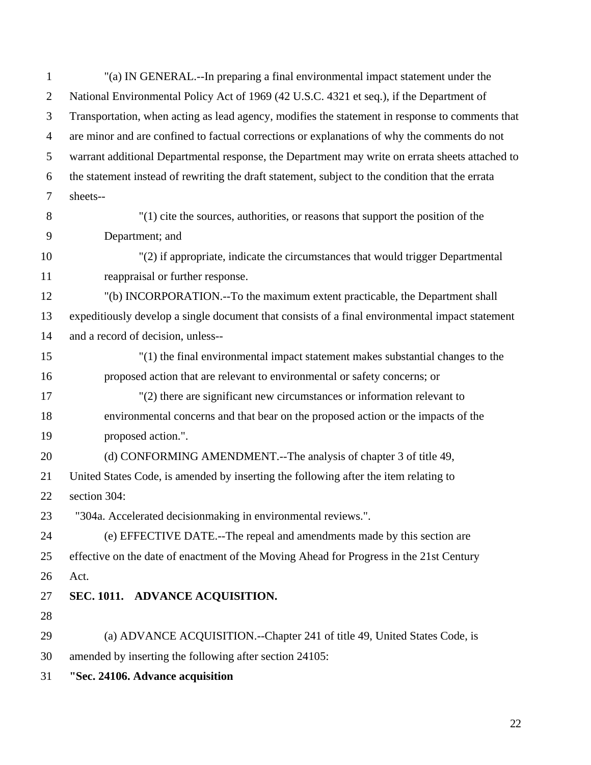"(a) IN GENERAL.--In preparing a final environmental impact statement under the National Environmental Policy Act of 1969 (42 U.S.C. 4321 et seq.), if the Department of Transportation, when acting as lead agency, modifies the statement in response to comments that are minor and are confined to factual corrections or explanations of why the comments do not warrant additional Departmental response, the Department may write on errata sheets attached to the statement instead of rewriting the draft statement, subject to the condition that the errata sheets--

"(1) cite the sources, authorities, or reasons that support the position of the Department; and

"(2) if appropriate, indicate the circumstances that would trigger Departmental reappraisal or further response.

"(b) INCORPORATION.--To the maximum extent practicable, the Department shall expeditiously develop a single document that consists of a final environmental impact statement and a record of decision, unless--

"(1) the final environmental impact statement makes substantial changes to the proposed action that are relevant to environmental or safety concerns; or

"(2) there are significant new circumstances or information relevant to environmental concerns and that bear on the proposed action or the impacts of the proposed action.".

(d) CONFORMING AMENDMENT.--The analysis of chapter 3 of title 49, United States Code, is amended by inserting the following after the item relating to section 304:

"304a. Accelerated decisionmaking in environmental reviews.".

(e) EFFECTIVE DATE.--The repeal and amendments made by this section are effective on the date of enactment of the Moving Ahead for Progress in the 21st Century Act.

**SEC. 1011. ADVANCE ACQUISITION.**

(a) ADVANCE ACQUISITION.--Chapter 241 of title 49, United States Code, is amended by inserting the following after section 24105:

**"Sec. 24106. Advance acquisition**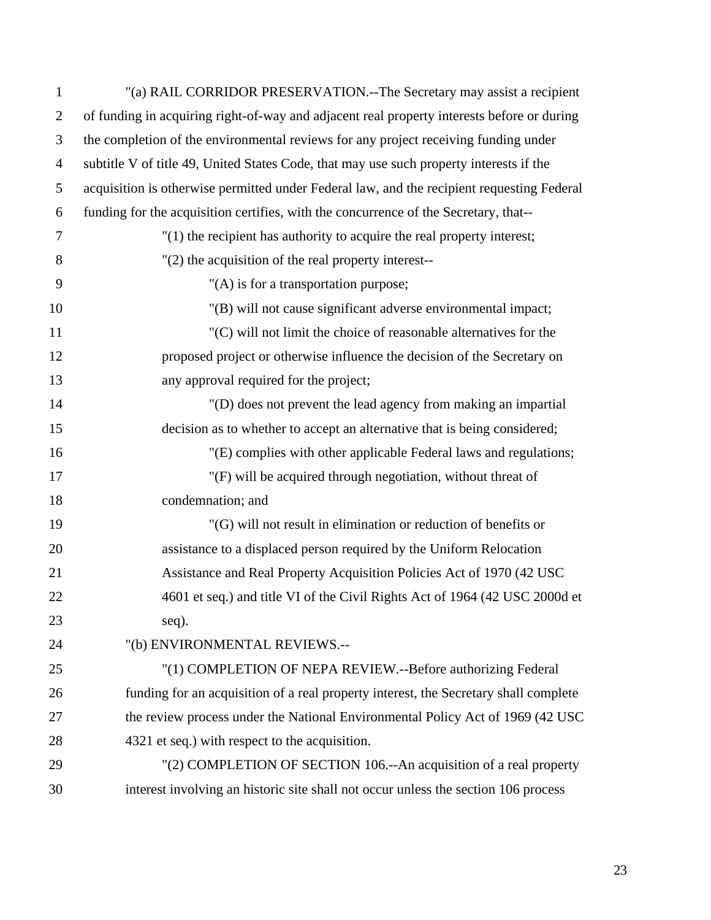"(a) RAIL CORRIDOR PRESERVATION.--The Secretary may assist a recipient of funding in acquiring right-of-way and adjacent real property interests before or during the completion of the environmental reviews for any project receiving funding under subtitle V of title 49, United States Code, that may use such property interests if the acquisition is otherwise permitted under Federal law, and the recipient requesting Federal funding for the acquisition certifies, with the concurrence of the Secretary, that--

"(1) the recipient has authority to acquire the real property interest;

"(2) the acquisition of the real property interest--

"(A) is for a transportation purpose;

"(B) will not cause significant adverse environmental impact;

"(C) will not limit the choice of reasonable alternatives for the proposed project or otherwise influence the decision of the Secretary on any approval required for the project;

"(D) does not prevent the lead agency from making an impartial decision as to whether to accept an alternative that is being considered;

"(E) complies with other applicable Federal laws and regulations;

"(F) will be acquired through negotiation, without threat of condemnation; and

"(G) will not result in elimination or reduction of benefits or assistance to a displaced person required by the Uniform Relocation Assistance and Real Property Acquisition Policies Act of 1970 (42 USC 4601 et seq.) and title VI of the Civil Rights Act of 1964 (42 USC 2000d et seq).

"(b) ENVIRONMENTAL REVIEWS.--

"(1) COMPLETION OF NEPA REVIEW.--Before authorizing Federal funding for an acquisition of a real property interest, the Secretary shall complete the review process under the National Environmental Policy Act of 1969 (42 USC 4321 et seq.) with respect to the acquisition.

"(2) COMPLETION OF SECTION 106.--An acquisition of a real property interest involving an historic site shall not occur unless the section 106 process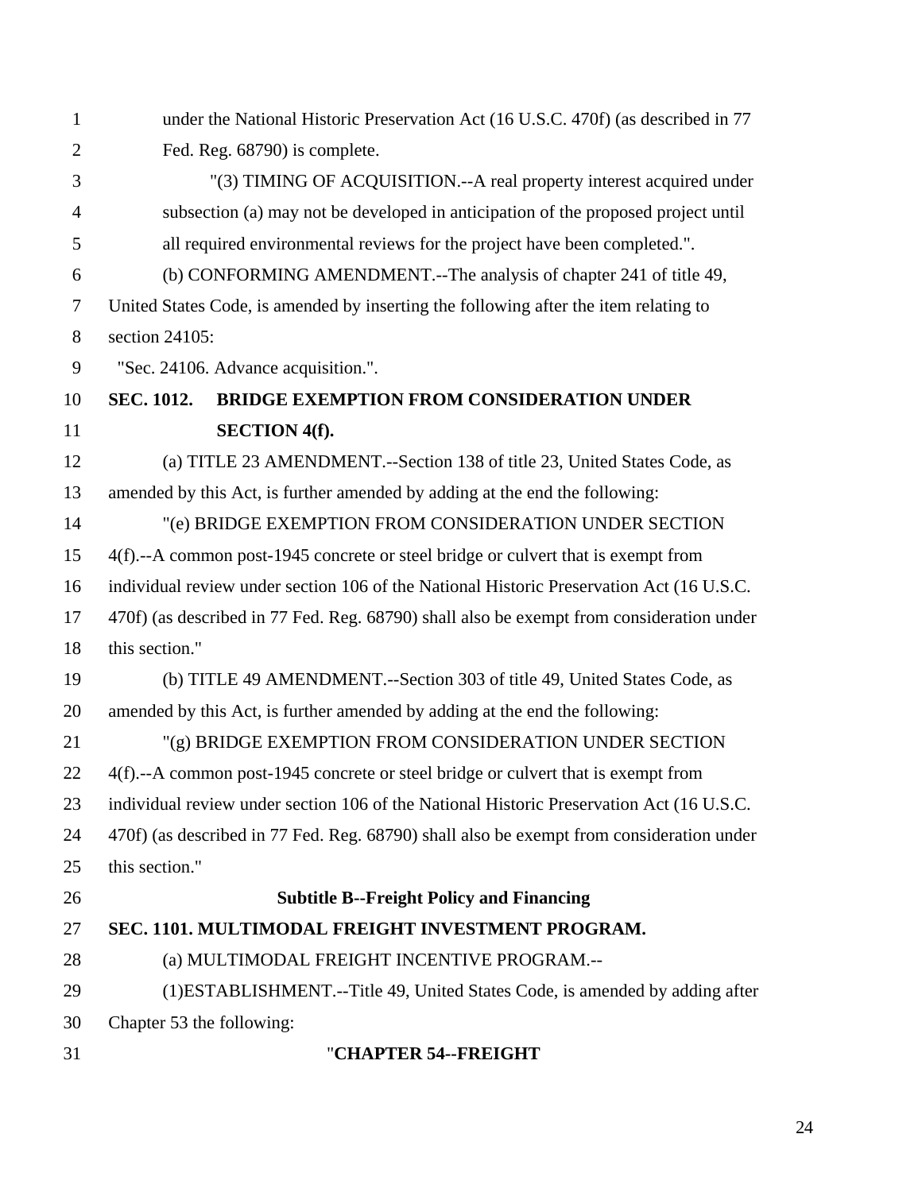under the National Historic Preservation Act (16 U.S.C. 470f) (as described in 77 Fed. Reg. 68790) is complete.

"(3) TIMING OF ACQUISITION.--A real property interest acquired under subsection (a) may not be developed in anticipation of the proposed project until all required environmental reviews for the project have been completed.".

(b) CONFORMING AMENDMENT.--The analysis of chapter 241 of title 49, United States Code, is amended by inserting the following after the item relating to section 24105:

"Sec. 24106. Advance acquisition.".

**SEC. 1012. BRIDGE EXEMPTION FROM CONSIDERATION UNDER SECTION 4(f).**

(a) TITLE 23 AMENDMENT.--Section 138 of title 23, United States Code, as amended by this Act, is further amended by adding at the end the following:

"(e) BRIDGE EXEMPTION FROM CONSIDERATION UNDER SECTION 4(f).--A common post-1945 concrete or steel bridge or culvert that is exempt from individual review under section 106 of the National Historic Preservation Act (16 U.S.C. 470f) (as described in 77 Fed. Reg. 68790) shall also be exempt from consideration under this section."

(b) TITLE 49 AMENDMENT.--Section 303 of title 49, United States Code, as amended by this Act, is further amended by adding at the end the following:

"(g) BRIDGE EXEMPTION FROM CONSIDERATION UNDER SECTION 4(f).--A common post-1945 concrete or steel bridge or culvert that is exempt from individual review under section 106 of the National Historic Preservation Act (16 U.S.C. 470f) (as described in 77 Fed. Reg. 68790) shall also be exempt from consideration under this section."

**Subtitle B--Freight Policy and Financing**

**SEC. 1101. MULTIMODAL FREIGHT INVESTMENT PROGRAM.**

(a) MULTIMODAL FREIGHT INCENTIVE PROGRAM.--

(1)ESTABLISHMENT.--Title 49, United States Code, is amended by adding after Chapter 53 the following:

"**CHAPTER 54--FREIGHT**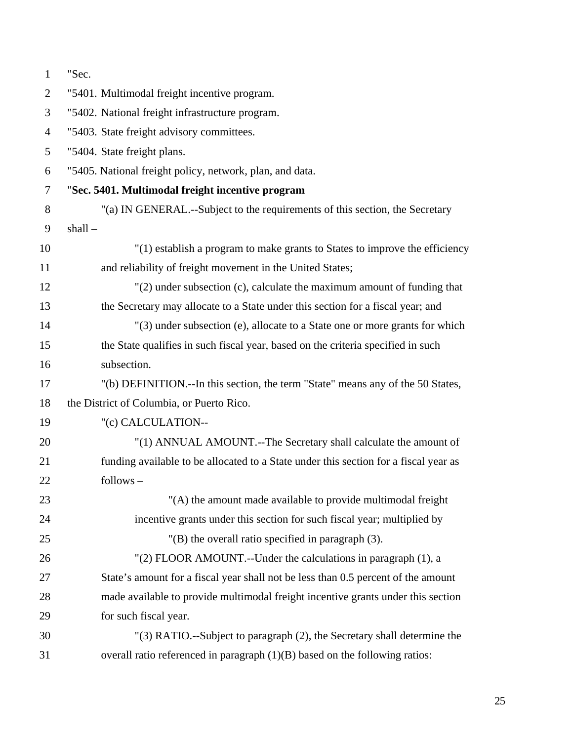"Sec.

"5401. Multimodal freight incentive program.

"5402. National freight infrastructure program.

"5403. State freight advisory committees.

"5404. State freight plans.

"5405. National freight policy, network, plan, and data.

"**Sec. 5401. Multimodal freight incentive program**

"(a) IN GENERAL.--Subject to the requirements of this section, the Secretary shall –

"(1) establish a program to make grants to States to improve the efficiency and reliability of freight movement in the United States;

"(2) under subsection (c), calculate the maximum amount of funding that the Secretary may allocate to a State under this section for a fiscal year; and

"(3) under subsection (e), allocate to a State one or more grants for which the State qualifies in such fiscal year, based on the criteria specified in such subsection.

"(b) DEFINITION.--In this section, the term "State" means any of the 50 States, the District of Columbia, or Puerto Rico.

"(c) CALCULATION--

"(1) ANNUAL AMOUNT.--The Secretary shall calculate the amount of funding available to be allocated to a State under this section for a fiscal year as follows –

"(A) the amount made available to provide multimodal freight incentive grants under this section for such fiscal year; multiplied by

"(B) the overall ratio specified in paragraph (3).

"(2) FLOOR AMOUNT.--Under the calculations in paragraph (1), a State's amount for a fiscal year shall not be less than 0.5 percent of the amount made available to provide multimodal freight incentive grants under this section for such fiscal year.

"(3) RATIO.--Subject to paragraph (2), the Secretary shall determine the overall ratio referenced in paragraph (1)(B) based on the following ratios: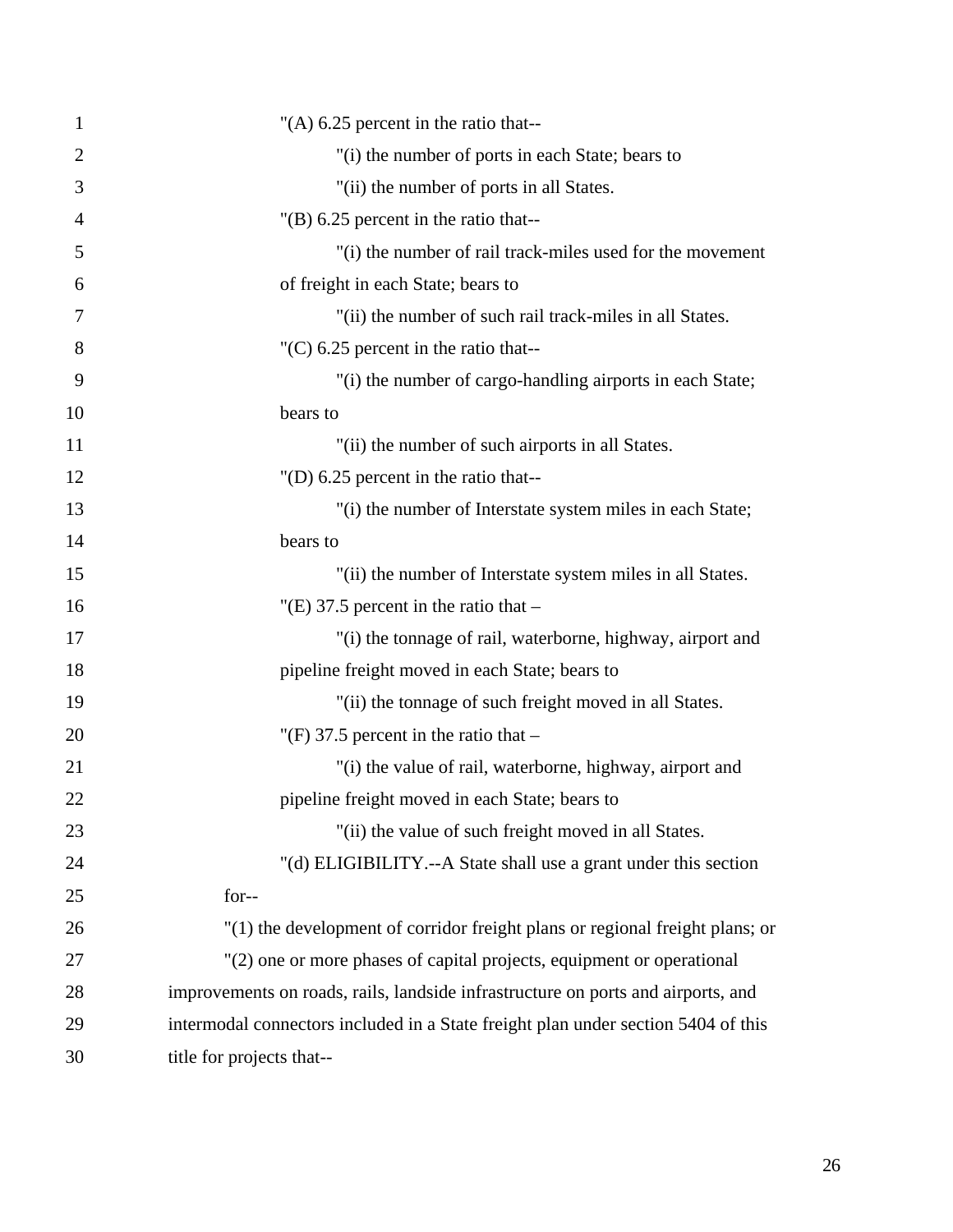"(A) 6.25 percent in the ratio that--

"(i) the number of ports in each State; bears to

"(ii) the number of ports in all States.

"(B) 6.25 percent in the ratio that--

"(i) the number of rail track-miles used for the movement of freight in each State; bears to

"(ii) the number of such rail track-miles in all States.

"(C) 6.25 percent in the ratio that--

"(i) the number of cargo-handling airports in each State; bears to

"(ii) the number of such airports in all States.

"(D) 6.25 percent in the ratio that--

"(i) the number of Interstate system miles in each State; bears to

"(ii) the number of Interstate system miles in all States.

"(E) 37.5 percent in the ratio that –

"(i) the tonnage of rail, waterborne, highway, airport and pipeline freight moved in each State; bears to

"(ii) the tonnage of such freight moved in all States.

"(F) 37.5 percent in the ratio that –

"(i) the value of rail, waterborne, highway, airport and pipeline freight moved in each State; bears to

"(ii) the value of such freight moved in all States.

"(d) ELIGIBILITY.--A State shall use a grant under this section for--

"(1) the development of corridor freight plans or regional freight plans; or

"(2) one or more phases of capital projects, equipment or operational improvements on roads, rails, landside infrastructure on ports and airports, and intermodal connectors included in a State freight plan under section 5404 of this title for projects that--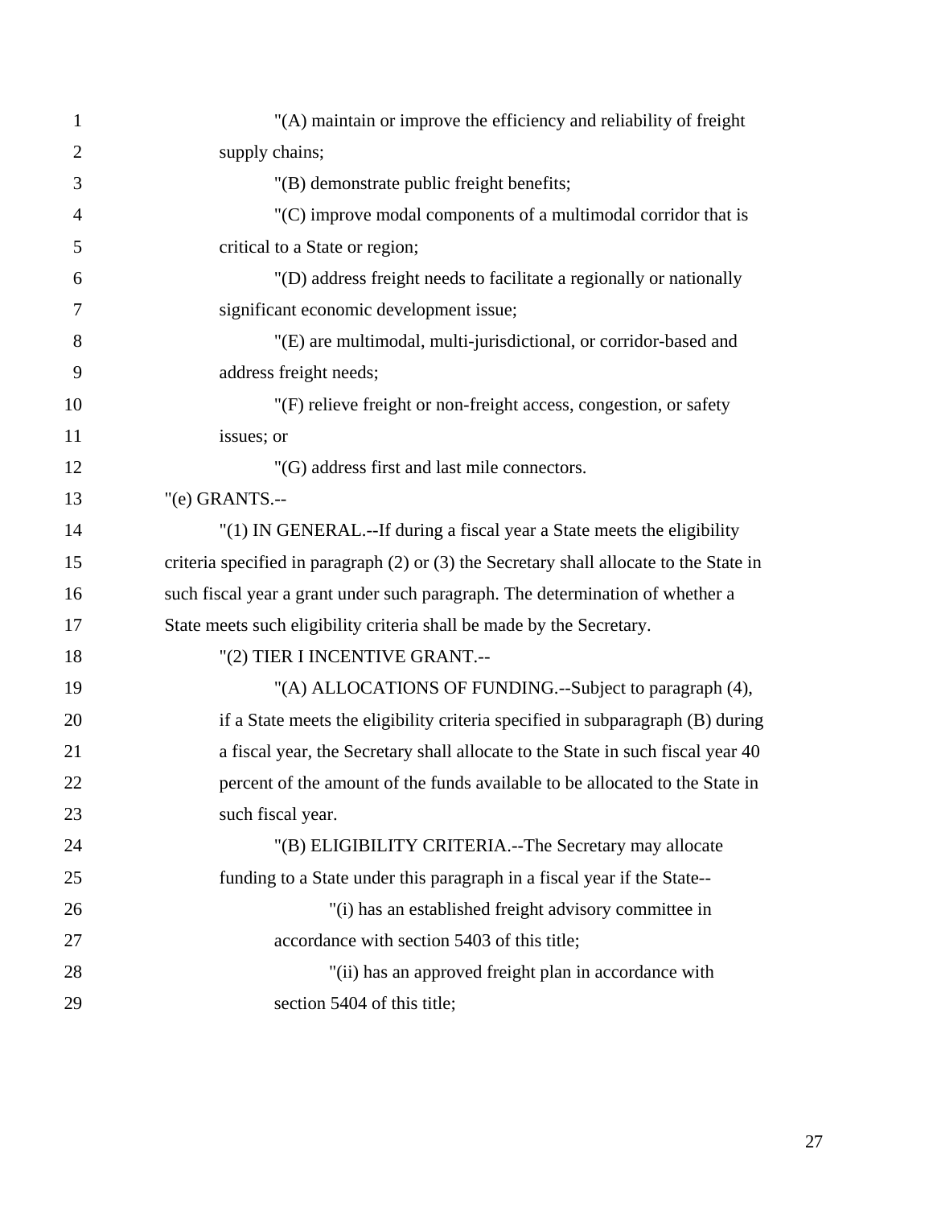"(A) maintain or improve the efficiency and reliability of freight supply chains;

"(B) demonstrate public freight benefits;

"(C) improve modal components of a multimodal corridor that is critical to a State or region;

"(D) address freight needs to facilitate a regionally or nationally significant economic development issue;

"(E) are multimodal, multi-jurisdictional, or corridor-based and address freight needs;

"(F) relieve freight or non-freight access, congestion, or safety issues; or

"(G) address first and last mile connectors.

"(e) GRANTS.--

"(1) IN GENERAL.--If during a fiscal year a State meets the eligibility criteria specified in paragraph (2) or (3) the Secretary shall allocate to the State in such fiscal year a grant under such paragraph. The determination of whether a State meets such eligibility criteria shall be made by the Secretary.

"(2) TIER I INCENTIVE GRANT.--

"(A) ALLOCATIONS OF FUNDING.--Subject to paragraph (4), if a State meets the eligibility criteria specified in subparagraph (B) during a fiscal year, the Secretary shall allocate to the State in such fiscal year 40 percent of the amount of the funds available to be allocated to the State in such fiscal year.

"(B) ELIGIBILITY CRITERIA.--The Secretary may allocate funding to a State under this paragraph in a fiscal year if the State--

"(i) has an established freight advisory committee in accordance with section 5403 of this title;

"(ii) has an approved freight plan in accordance with section 5404 of this title;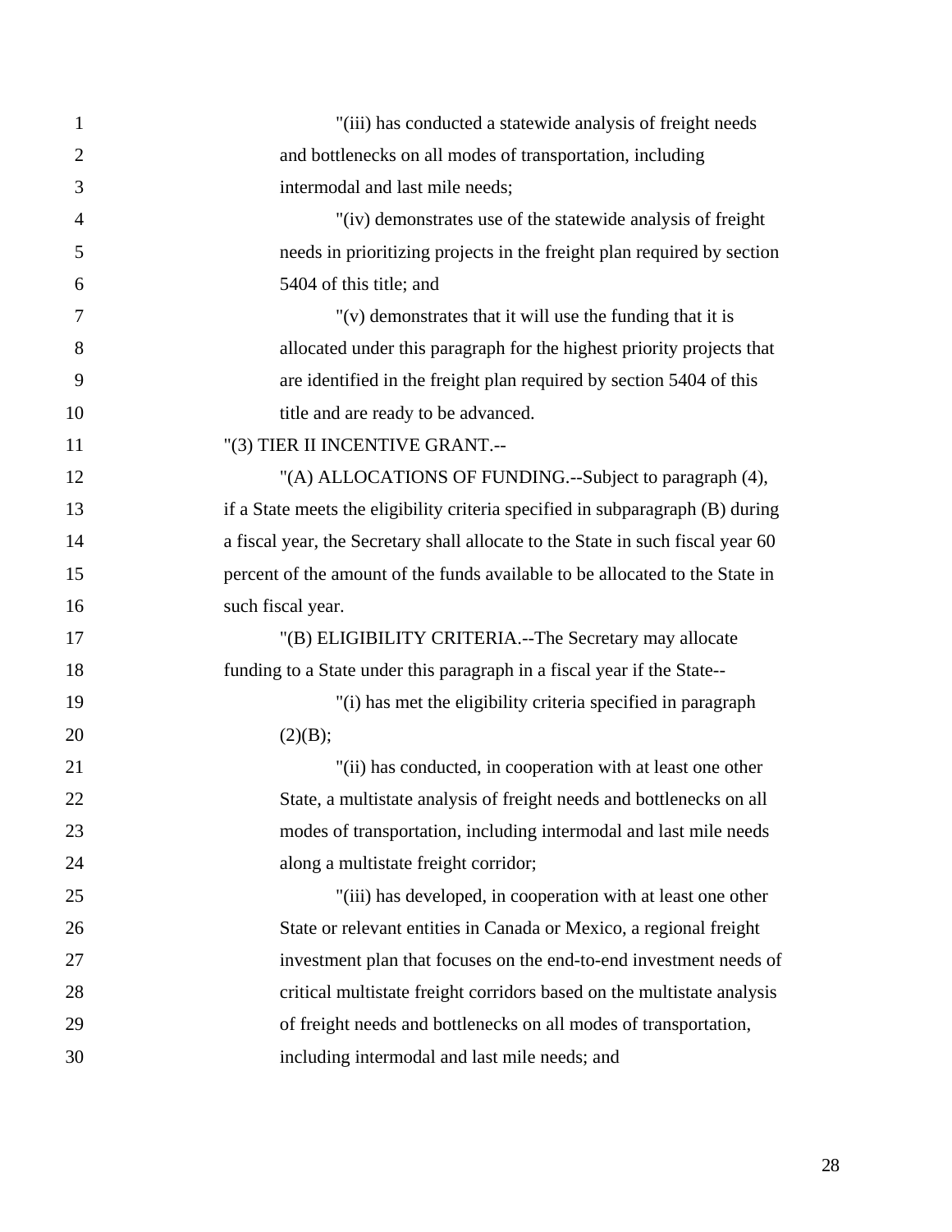"(iii) has conducted a statewide analysis of freight needs and bottlenecks on all modes of transportation, including intermodal and last mile needs;

"(iv) demonstrates use of the statewide analysis of freight needs in prioritizing projects in the freight plan required by section 5404 of this title; and

"(v) demonstrates that it will use the funding that it is allocated under this paragraph for the highest priority projects that are identified in the freight plan required by section 5404 of this title and are ready to be advanced.

"(3) TIER II INCENTIVE GRANT.--

"(A) ALLOCATIONS OF FUNDING.--Subject to paragraph (4), if a State meets the eligibility criteria specified in subparagraph (B) during a fiscal year, the Secretary shall allocate to the State in such fiscal year 60 percent of the amount of the funds available to be allocated to the State in such fiscal year.

"(B) ELIGIBILITY CRITERIA.--The Secretary may allocate funding to a State under this paragraph in a fiscal year if the State--

"(i) has met the eligibility criteria specified in paragraph (2)(B);

"(ii) has conducted, in cooperation with at least one other State, a multistate analysis of freight needs and bottlenecks on all modes of transportation, including intermodal and last mile needs along a multistate freight corridor;

"(iii) has developed, in cooperation with at least one other State or relevant entities in Canada or Mexico, a regional freight investment plan that focuses on the end-to-end investment needs of critical multistate freight corridors based on the multistate analysis of freight needs and bottlenecks on all modes of transportation, including intermodal and last mile needs; and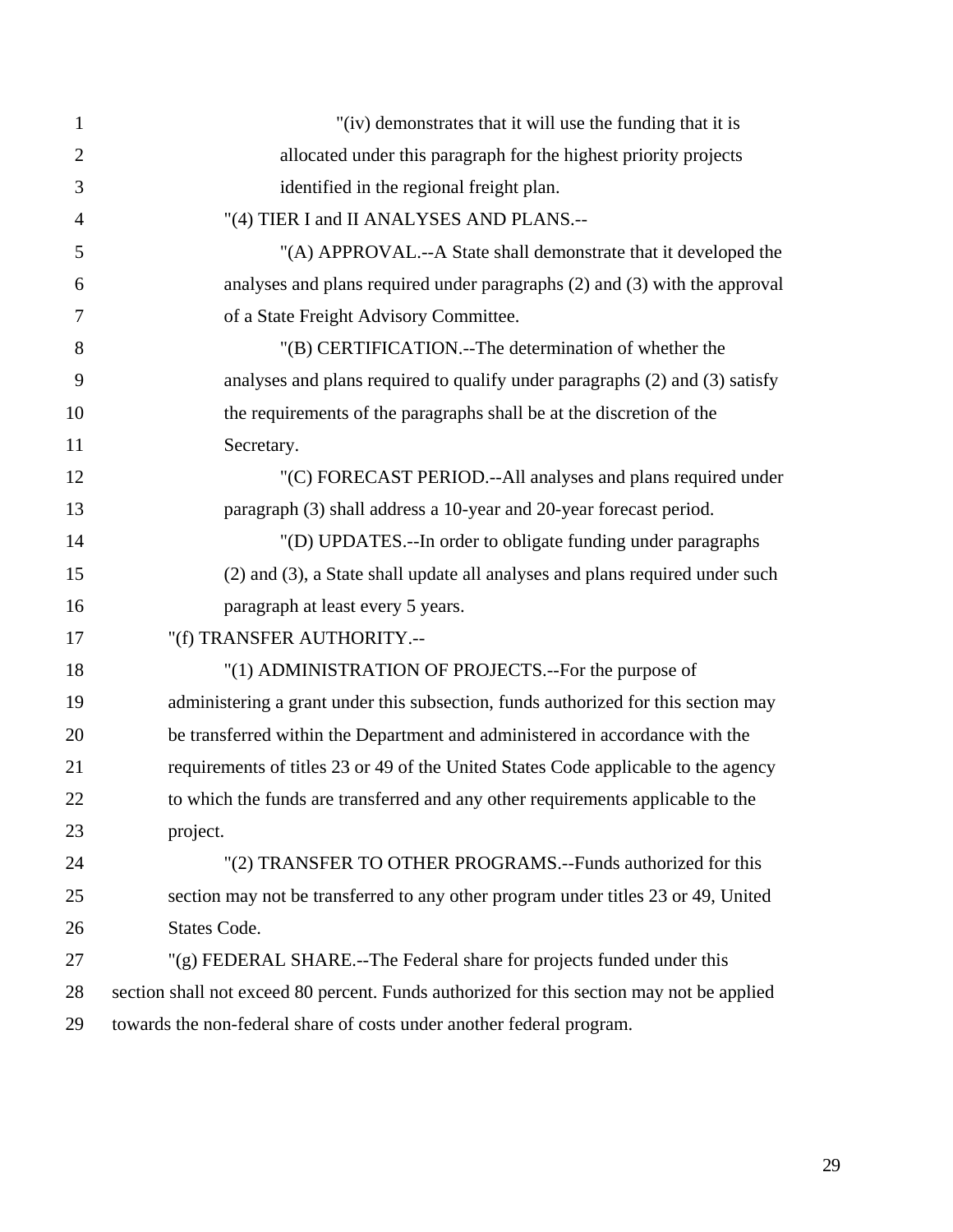"(iv) demonstrates that it will use the funding that it is allocated under this paragraph for the highest priority projects identified in the regional freight plan.

"(4) TIER I and II ANALYSES AND PLANS.--

"(A) APPROVAL.--A State shall demonstrate that it developed the analyses and plans required under paragraphs (2) and (3) with the approval of a State Freight Advisory Committee.

"(B) CERTIFICATION.--The determination of whether the analyses and plans required to qualify under paragraphs (2) and (3) satisfy the requirements of the paragraphs shall be at the discretion of the Secretary.

"(C) FORECAST PERIOD.--All analyses and plans required under paragraph (3) shall address a 10-year and 20-year forecast period.

"(D) UPDATES.--In order to obligate funding under paragraphs (2) and (3), a State shall update all analyses and plans required under such paragraph at least every 5 years.

"(f) TRANSFER AUTHORITY.--

"(1) ADMINISTRATION OF PROJECTS.--For the purpose of administering a grant under this subsection, funds authorized for this section may be transferred within the Department and administered in accordance with the requirements of titles 23 or 49 of the United States Code applicable to the agency to which the funds are transferred and any other requirements applicable to the project.

"(2) TRANSFER TO OTHER PROGRAMS.--Funds authorized for this section may not be transferred to any other program under titles 23 or 49, United States Code.

"(g) FEDERAL SHARE.--The Federal share for projects funded under this section shall not exceed 80 percent. Funds authorized for this section may not be applied towards the non-federal share of costs under another federal program.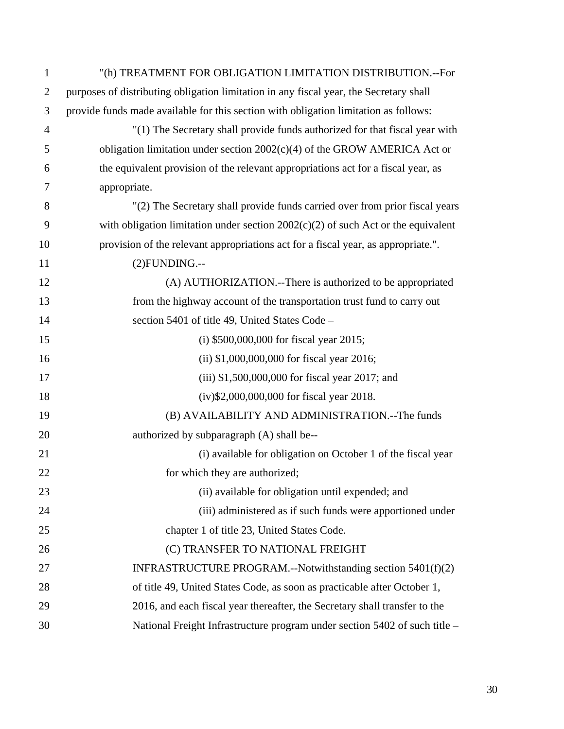"(h) TREATMENT FOR OBLIGATION LIMITATION DISTRIBUTION.--For purposes of distributing obligation limitation in any fiscal year, the Secretary shall provide funds made available for this section with obligation limitation as follows:

"(1) The Secretary shall provide funds authorized for that fiscal year with obligation limitation under section 2002(c)(4) of the GROW AMERICA Act or the equivalent provision of the relevant appropriations act for a fiscal year, as appropriate.

"(2) The Secretary shall provide funds carried over from prior fiscal years with obligation limitation under section 2002(c)(2) of such Act or the equivalent provision of the relevant appropriations act for a fiscal year, as appropriate.".

(2)FUNDING.--

(A) AUTHORIZATION.--There is authorized to be appropriated from the highway account of the transportation trust fund to carry out section 5401 of title 49, United States Code –

(i) $500,000,000 for fiscal year 2015;

(ii) $1,000,000,000 for fiscal year 2016;

(iii) $1,500,000,000 for fiscal year 2017; and

(iv)$2,000,000,000 for fiscal year 2018.

(B) AVAILABILITY AND ADMINISTRATION.--The funds authorized by subparagraph (A) shall be--

(i) available for obligation on October 1 of the fiscal year for which they are authorized;

(ii) available for obligation until expended; and

(iii) administered as if such funds were apportioned under chapter 1 of title 23, United States Code.

(C) TRANSFER TO NATIONAL FREIGHT INFRASTRUCTURE PROGRAM.--Notwithstanding section 5401(f)(2) of title 49, United States Code, as soon as practicable after October 1, 2016, and each fiscal year thereafter, the Secretary shall transfer to the National Freight Infrastructure program under section 5402 of such title –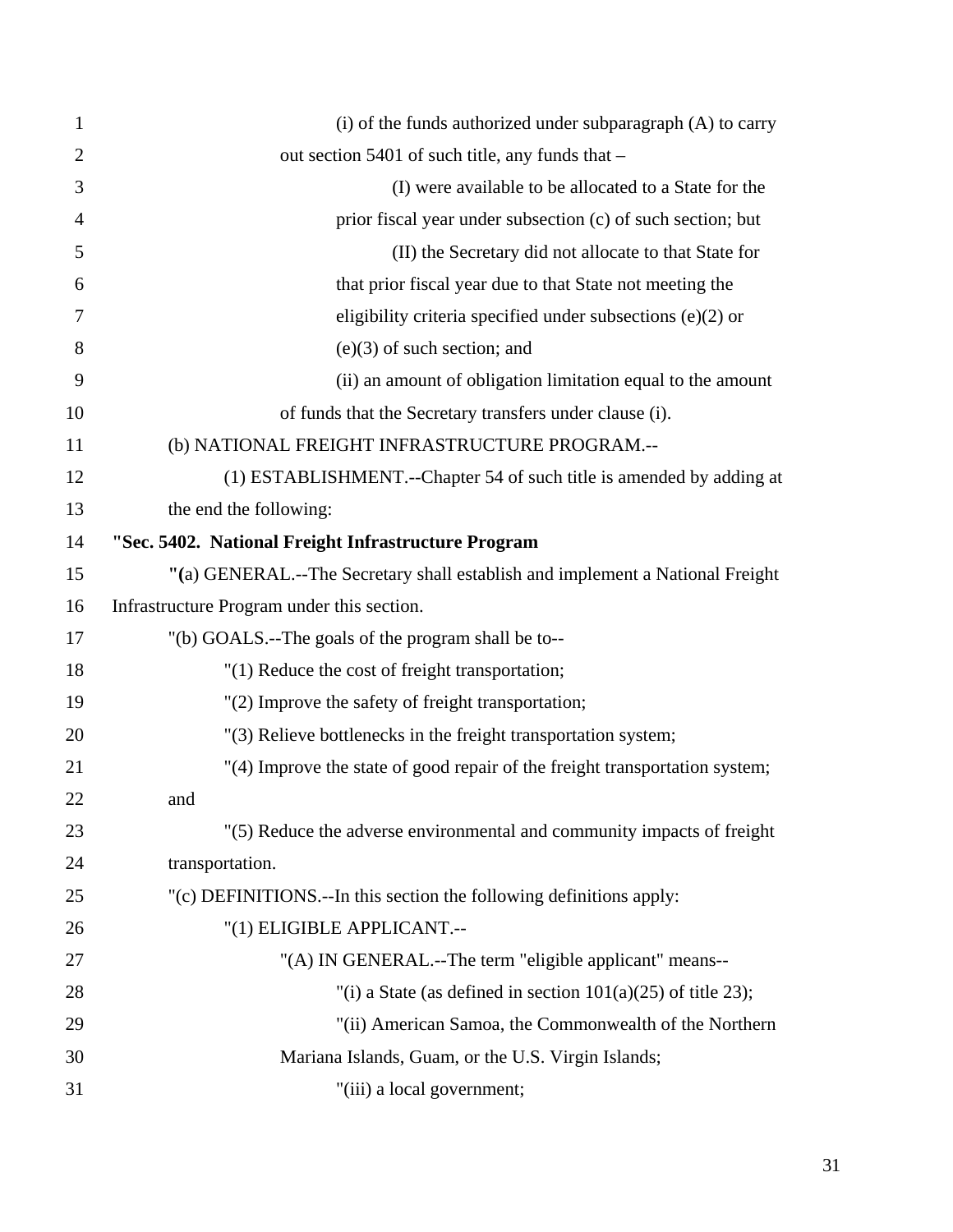(i) of the funds authorized under subparagraph (A) to carry out section 5401 of such title, any funds that –

(I) were available to be allocated to a State for the prior fiscal year under subsection (c) of such section; but

(II) the Secretary did not allocate to that State for that prior fiscal year due to that State not meeting the eligibility criteria specified under subsections (e)(2) or (e)(3) of such section; and

(ii) an amount of obligation limitation equal to the amount of funds that the Secretary transfers under clause (i).

(b) NATIONAL FREIGHT INFRASTRUCTURE PROGRAM.--

(1) ESTABLISHMENT.--Chapter 54 of such title is amended by adding at the end the following:

**"Sec. 5402. National Freight Infrastructure Program**

"(a) GENERAL.--The Secretary shall establish and implement a National Freight Infrastructure Program under this section.

"(b) GOALS.--The goals of the program shall be to--

"(1) Reduce the cost of freight transportation;

"(2) Improve the safety of freight transportation;

"(3) Relieve bottlenecks in the freight transportation system;

"(4) Improve the state of good repair of the freight transportation system; and

"(5) Reduce the adverse environmental and community impacts of freight transportation.

"(c) DEFINITIONS.--In this section the following definitions apply:

"(1) ELIGIBLE APPLICANT.--

"(A) IN GENERAL.--The term "eligible applicant" means--

"(i) a State (as defined in section 101(a)(25) of title 23);

"(ii) American Samoa, the Commonwealth of the Northern Mariana Islands, Guam, or the U.S. Virgin Islands;

"(iii) a local government;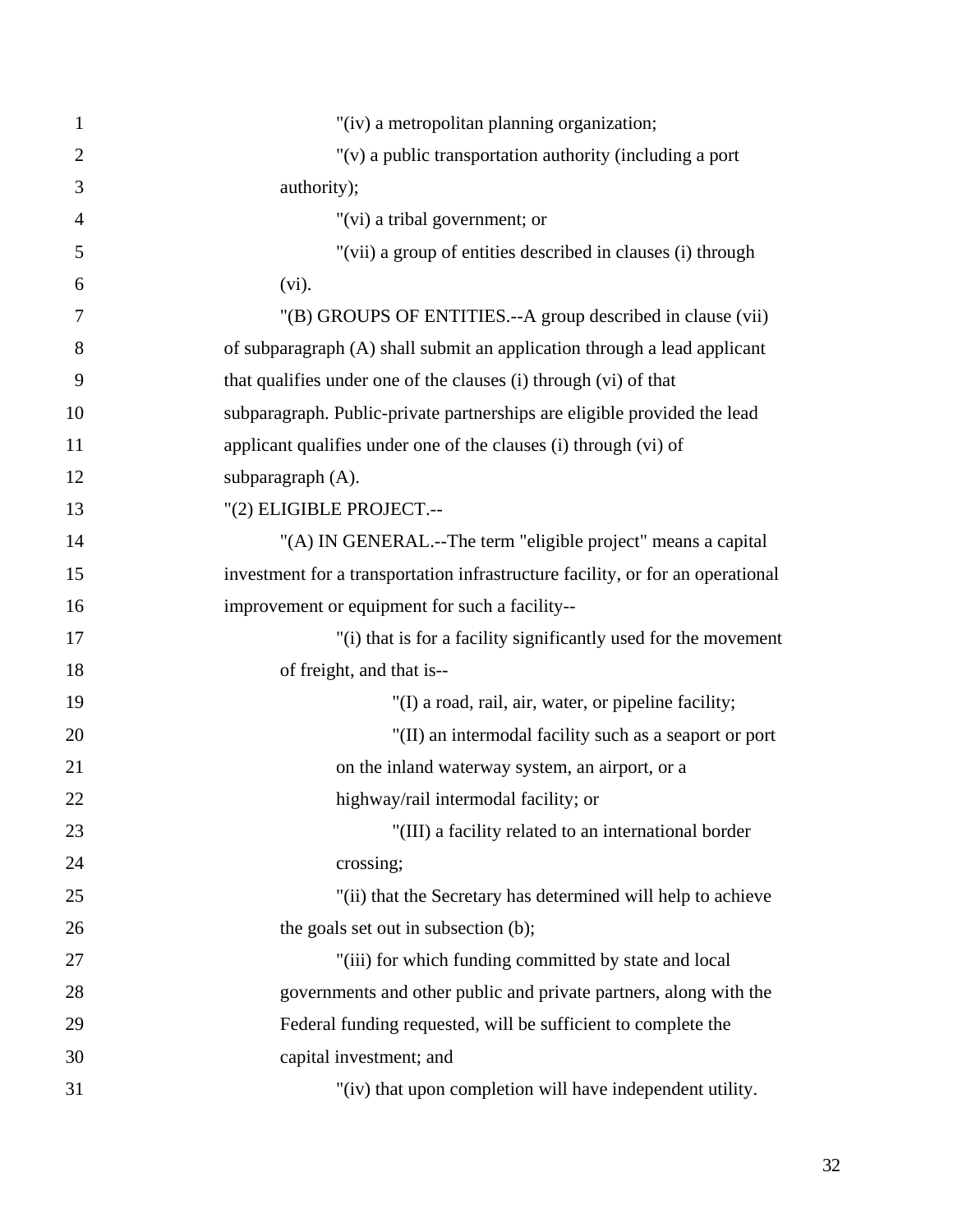"(iv) a metropolitan planning organization;

"(v) a public transportation authority (including a port authority);

"(vi) a tribal government; or

"(vii) a group of entities described in clauses (i) through (vi).

"(B) GROUPS OF ENTITIES.--A group described in clause (vii) of subparagraph (A) shall submit an application through a lead applicant that qualifies under one of the clauses (i) through (vi) of that subparagraph. Public-private partnerships are eligible provided the lead applicant qualifies under one of the clauses (i) through (vi) of subparagraph (A).

"(2) ELIGIBLE PROJECT.--

"(A) IN GENERAL.--The term "eligible project" means a capital investment for a transportation infrastructure facility, or for an operational improvement or equipment for such a facility--

"(i) that is for a facility significantly used for the movement of freight, and that is--

"(I) a road, rail, air, water, or pipeline facility;

"(II) an intermodal facility such as a seaport or port on the inland waterway system, an airport, or a highway/rail intermodal facility; or

"(III) a facility related to an international border crossing;

"(ii) that the Secretary has determined will help to achieve the goals set out in subsection (b);

"(iii) for which funding committed by state and local governments and other public and private partners, along with the Federal funding requested, will be sufficient to complete the capital investment; and

"(iv) that upon completion will have independent utility.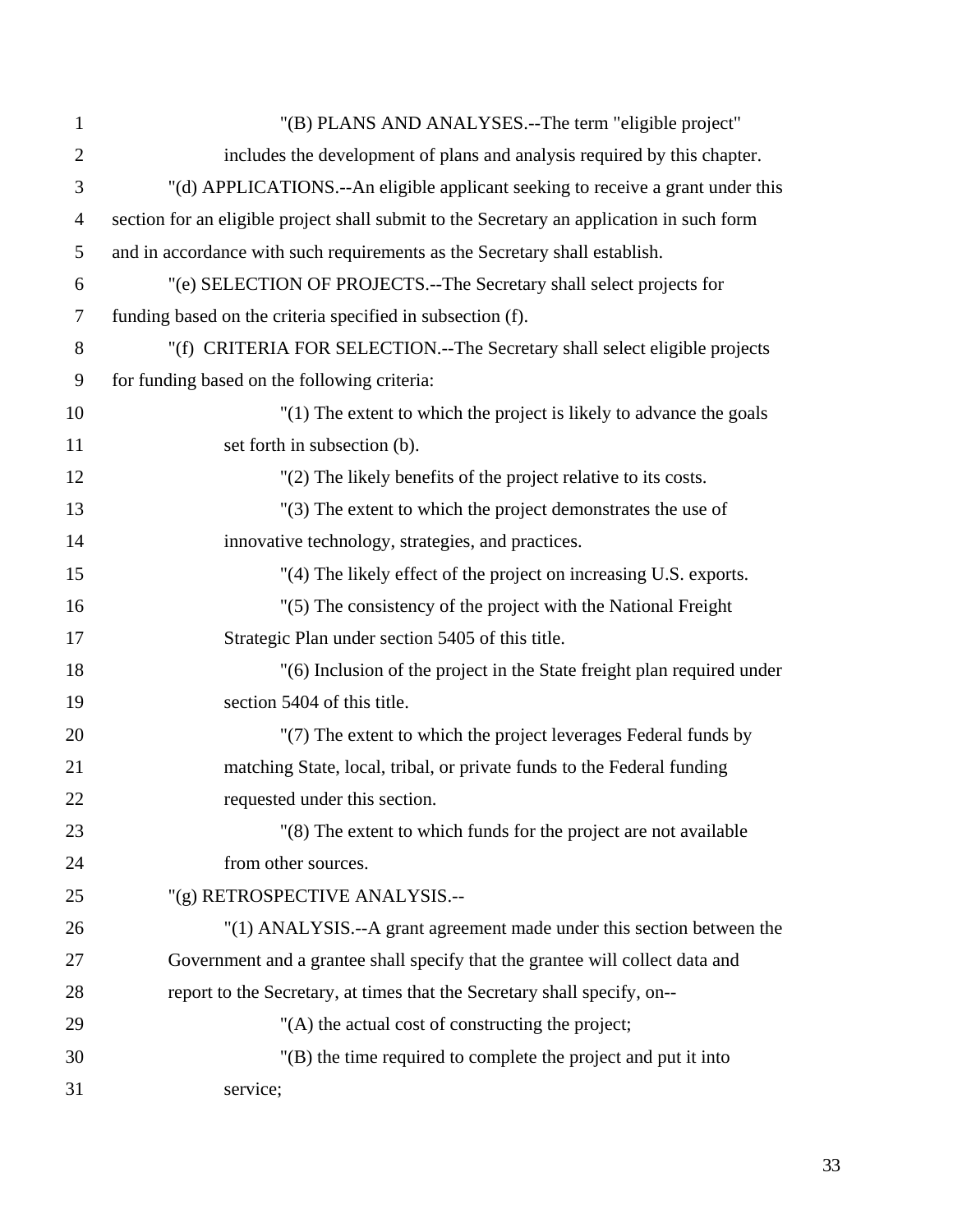"(B) PLANS AND ANALYSES.--The term "eligible project" includes the development of plans and analysis required by this chapter.

"(d) APPLICATIONS.--An eligible applicant seeking to receive a grant under this section for an eligible project shall submit to the Secretary an application in such form and in accordance with such requirements as the Secretary shall establish.

"(e) SELECTION OF PROJECTS.--The Secretary shall select projects for funding based on the criteria specified in subsection (f).

"(f) CRITERIA FOR SELECTION.--The Secretary shall select eligible projects for funding based on the following criteria:

"(1) The extent to which the project is likely to advance the goals set forth in subsection (b).

"(2) The likely benefits of the project relative to its costs.

"(3) The extent to which the project demonstrates the use of innovative technology, strategies, and practices.

"(4) The likely effect of the project on increasing U.S. exports.

"(5) The consistency of the project with the National Freight Strategic Plan under section 5405 of this title.

"(6) Inclusion of the project in the State freight plan required under section 5404 of this title.

"(7) The extent to which the project leverages Federal funds by matching State, local, tribal, or private funds to the Federal funding requested under this section.

"(8) The extent to which funds for the project are not available from other sources.

"(g) RETROSPECTIVE ANALYSIS.--

"(1) ANALYSIS.--A grant agreement made under this section between the Government and a grantee shall specify that the grantee will collect data and report to the Secretary, at times that the Secretary shall specify, on--

"(A) the actual cost of constructing the project;

"(B) the time required to complete the project and put it into service;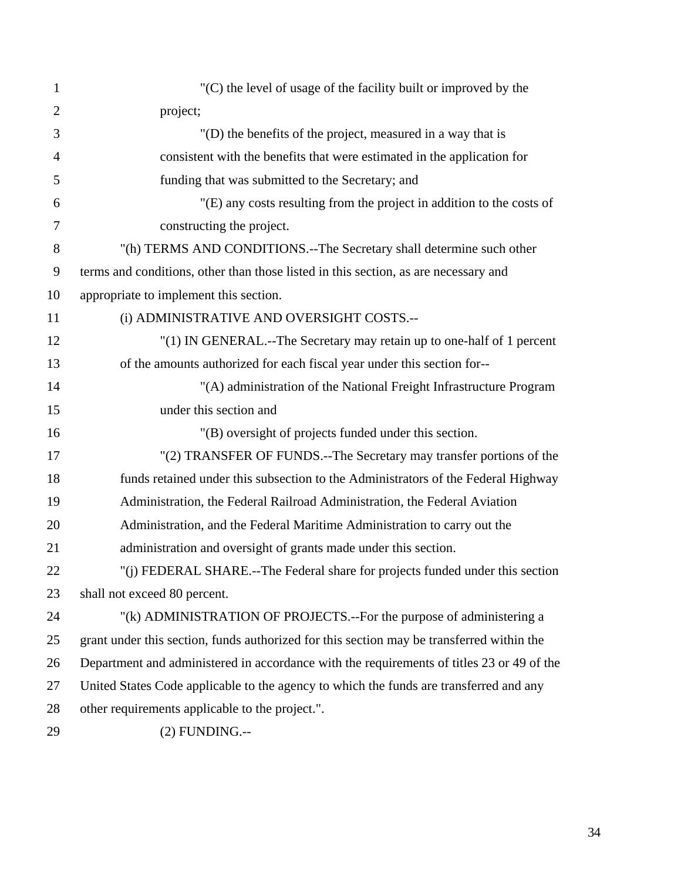"(C) the level of usage of the facility built or improved by the project;

"(D) the benefits of the project, measured in a way that is consistent with the benefits that were estimated in the application for funding that was submitted to the Secretary; and

"(E) any costs resulting from the project in addition to the costs of constructing the project.

"(h) TERMS AND CONDITIONS.--The Secretary shall determine such other terms and conditions, other than those listed in this section, as are necessary and appropriate to implement this section.

(i) ADMINISTRATIVE AND OVERSIGHT COSTS.--

"(1) IN GENERAL.--The Secretary may retain up to one-half of 1 percent of the amounts authorized for each fiscal year under this section for--

"(A) administration of the National Freight Infrastructure Program under this section and

"(B) oversight of projects funded under this section.

"(2) TRANSFER OF FUNDS.--The Secretary may transfer portions of the funds retained under this subsection to the Administrators of the Federal Highway Administration, the Federal Railroad Administration, the Federal Aviation Administration, and the Federal Maritime Administration to carry out the administration and oversight of grants made under this section.

"(j) FEDERAL SHARE.--The Federal share for projects funded under this section shall not exceed 80 percent.

"(k) ADMINISTRATION OF PROJECTS.--For the purpose of administering a grant under this section, funds authorized for this section may be transferred within the Department and administered in accordance with the requirements of titles 23 or 49 of the United States Code applicable to the agency to which the funds are transferred and any other requirements applicable to the project.".

(2) FUNDING.--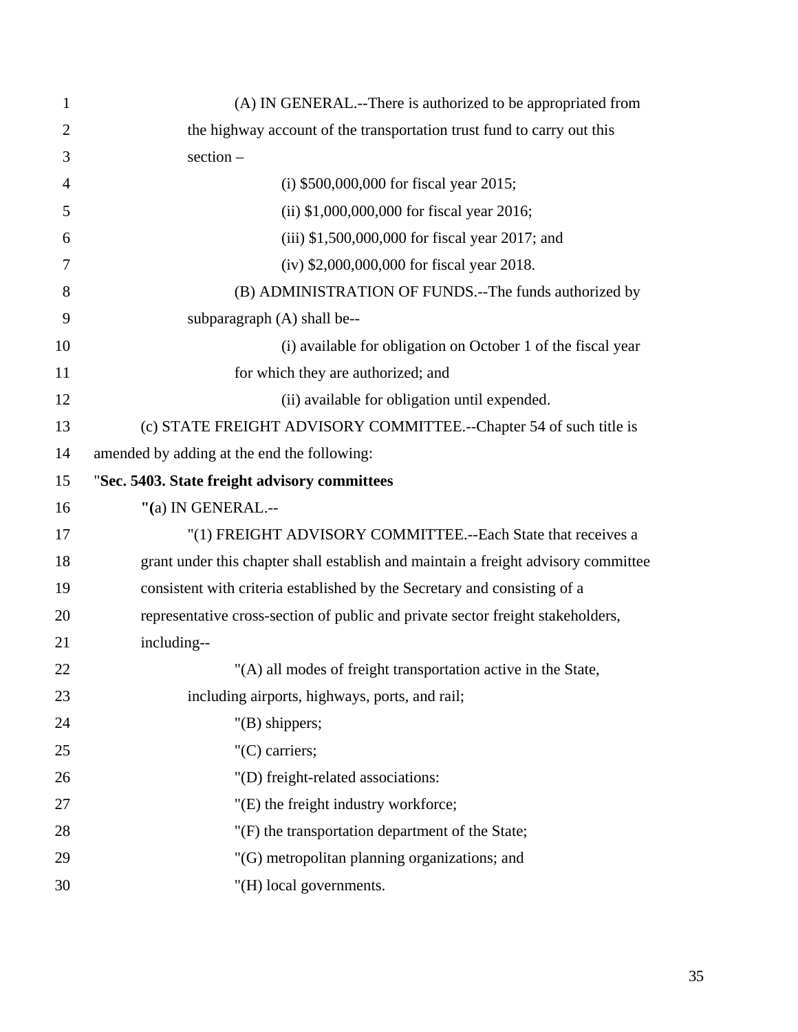(A) IN GENERAL.--There is authorized to be appropriated from the highway account of the transportation trust fund to carry out this section –

(i) $500,000,000 for fiscal year 2015;

(ii) $1,000,000,000 for fiscal year 2016;

(iii) $1,500,000,000 for fiscal year 2017; and

(iv) $2,000,000,000 for fiscal year 2018.

(B) ADMINISTRATION OF FUNDS.--The funds authorized by subparagraph (A) shall be--

(i) available for obligation on October 1 of the fiscal year for which they are authorized; and

(ii) available for obligation until expended.

(c) STATE FREIGHT ADVISORY COMMITTEE.--Chapter 54 of such title is amended by adding at the end the following:

"**Sec. 5403. State freight advisory committees**

**"(**a) IN GENERAL.--

"(1) FREIGHT ADVISORY COMMITTEE.--Each State that receives a grant under this chapter shall establish and maintain a freight advisory committee consistent with criteria established by the Secretary and consisting of a representative cross-section of public and private sector freight stakeholders, including--

"(A) all modes of freight transportation active in the State, including airports, highways, ports, and rail;

"(B) shippers;

"(C) carriers;

"(D) freight-related associations:

"(E) the freight industry workforce;

"(F) the transportation department of the State;

"(G) metropolitan planning organizations; and

"(H) local governments.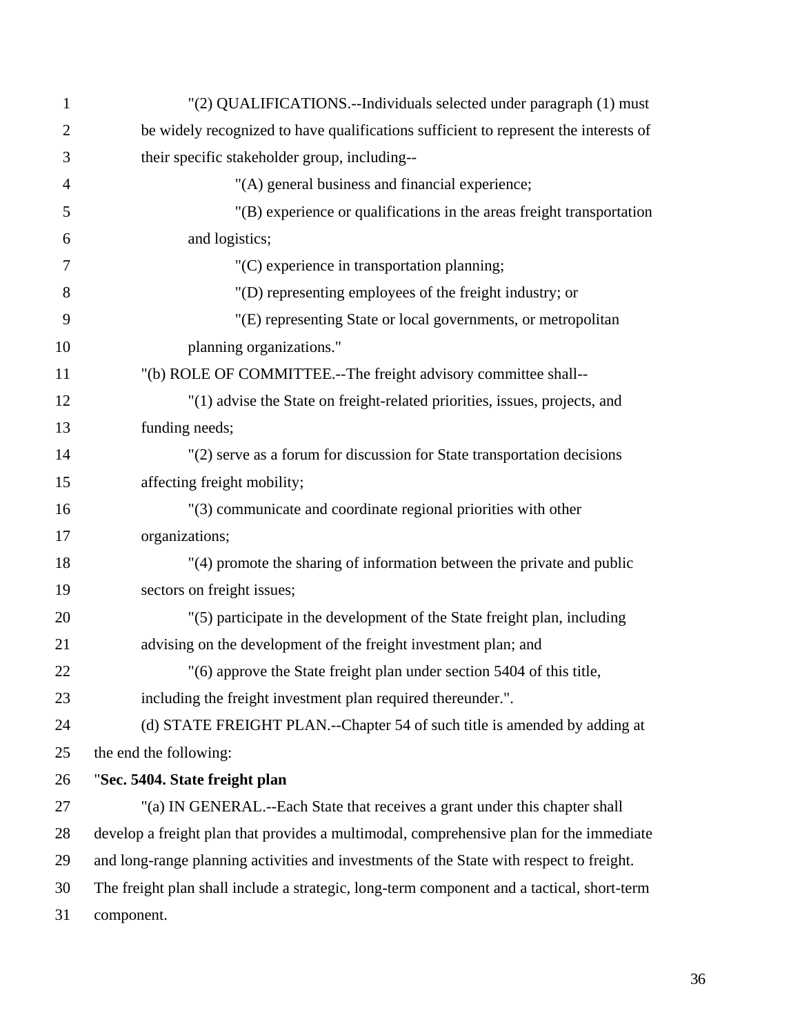"(2) QUALIFICATIONS.--Individuals selected under paragraph (1) must be widely recognized to have qualifications sufficient to represent the interests of their specific stakeholder group, including--

"(A) general business and financial experience;

"(B) experience or qualifications in the areas freight transportation and logistics;

"(C) experience in transportation planning;

"(D) representing employees of the freight industry; or

"(E) representing State or local governments, or metropolitan planning organizations."

"(b) ROLE OF COMMITTEE.--The freight advisory committee shall--

"(1) advise the State on freight-related priorities, issues, projects, and funding needs;

"(2) serve as a forum for discussion for State transportation decisions affecting freight mobility;

"(3) communicate and coordinate regional priorities with other organizations;

"(4) promote the sharing of information between the private and public sectors on freight issues;

"(5) participate in the development of the State freight plan, including advising on the development of the freight investment plan; and

"(6) approve the State freight plan under section 5404 of this title, including the freight investment plan required thereunder.".

(d) STATE FREIGHT PLAN.--Chapter 54 of such title is amended by adding at the end the following:

"**Sec. 5404. State freight plan**

"(a) IN GENERAL.--Each State that receives a grant under this chapter shall develop a freight plan that provides a multimodal, comprehensive plan for the immediate and long-range planning activities and investments of the State with respect to freight. The freight plan shall include a strategic, long-term component and a tactical, short-term component.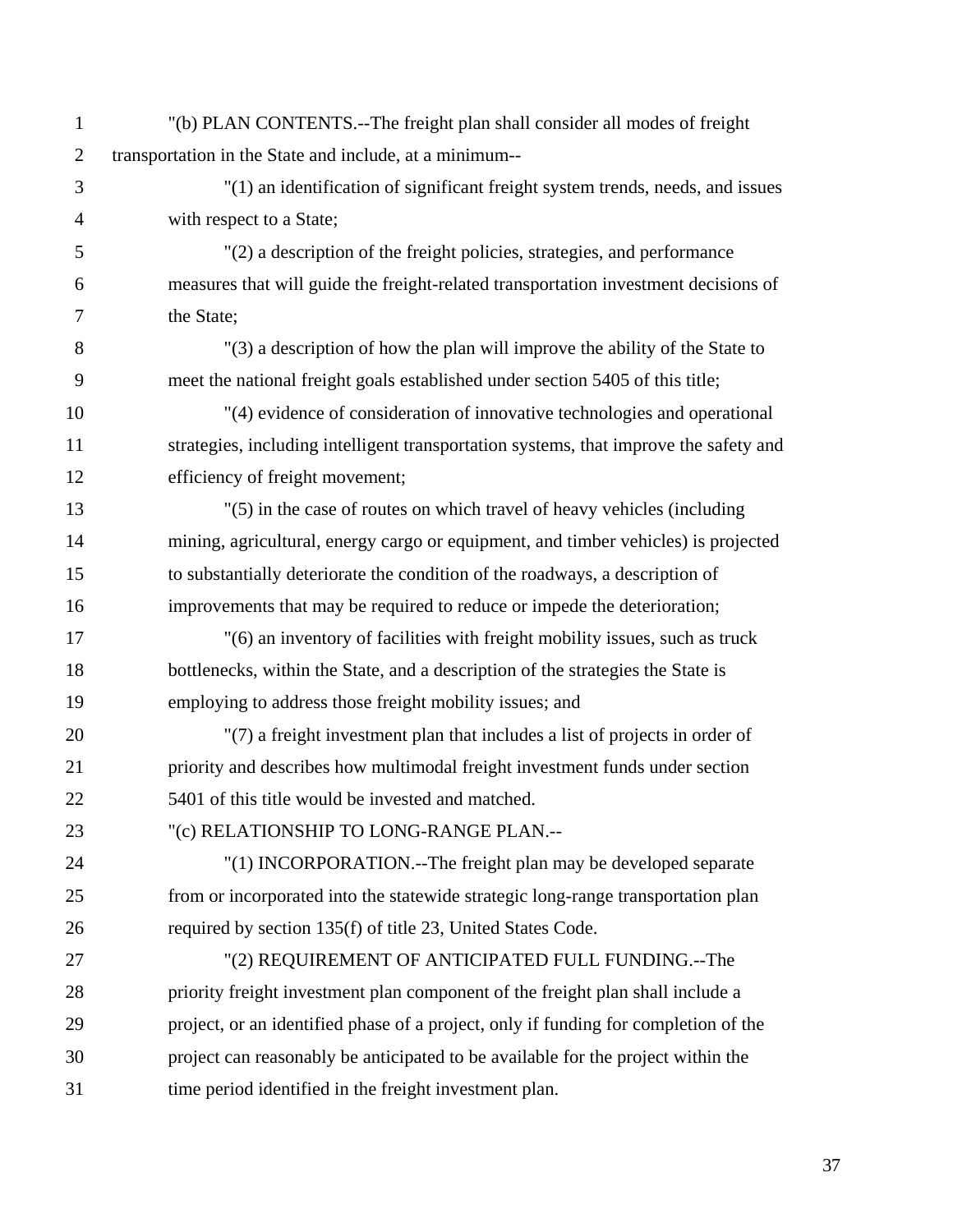"(b) PLAN CONTENTS.--The freight plan shall consider all modes of freight transportation in the State and include, at a minimum--

"(1) an identification of significant freight system trends, needs, and issues with respect to a State;

"(2) a description of the freight policies, strategies, and performance measures that will guide the freight-related transportation investment decisions of the State;

"(3) a description of how the plan will improve the ability of the State to meet the national freight goals established under section 5405 of this title;

"(4) evidence of consideration of innovative technologies and operational strategies, including intelligent transportation systems, that improve the safety and efficiency of freight movement;

"(5) in the case of routes on which travel of heavy vehicles (including mining, agricultural, energy cargo or equipment, and timber vehicles) is projected to substantially deteriorate the condition of the roadways, a description of improvements that may be required to reduce or impede the deterioration;

"(6) an inventory of facilities with freight mobility issues, such as truck bottlenecks, within the State, and a description of the strategies the State is employing to address those freight mobility issues; and

"(7) a freight investment plan that includes a list of projects in order of priority and describes how multimodal freight investment funds under section 5401 of this title would be invested and matched.

"(c) RELATIONSHIP TO LONG-RANGE PLAN.--

"(1) INCORPORATION.--The freight plan may be developed separate from or incorporated into the statewide strategic long-range transportation plan required by section 135(f) of title 23, United States Code.

"(2) REQUIREMENT OF ANTICIPATED FULL FUNDING.--The priority freight investment plan component of the freight plan shall include a project, or an identified phase of a project, only if funding for completion of the project can reasonably be anticipated to be available for the project within the time period identified in the freight investment plan.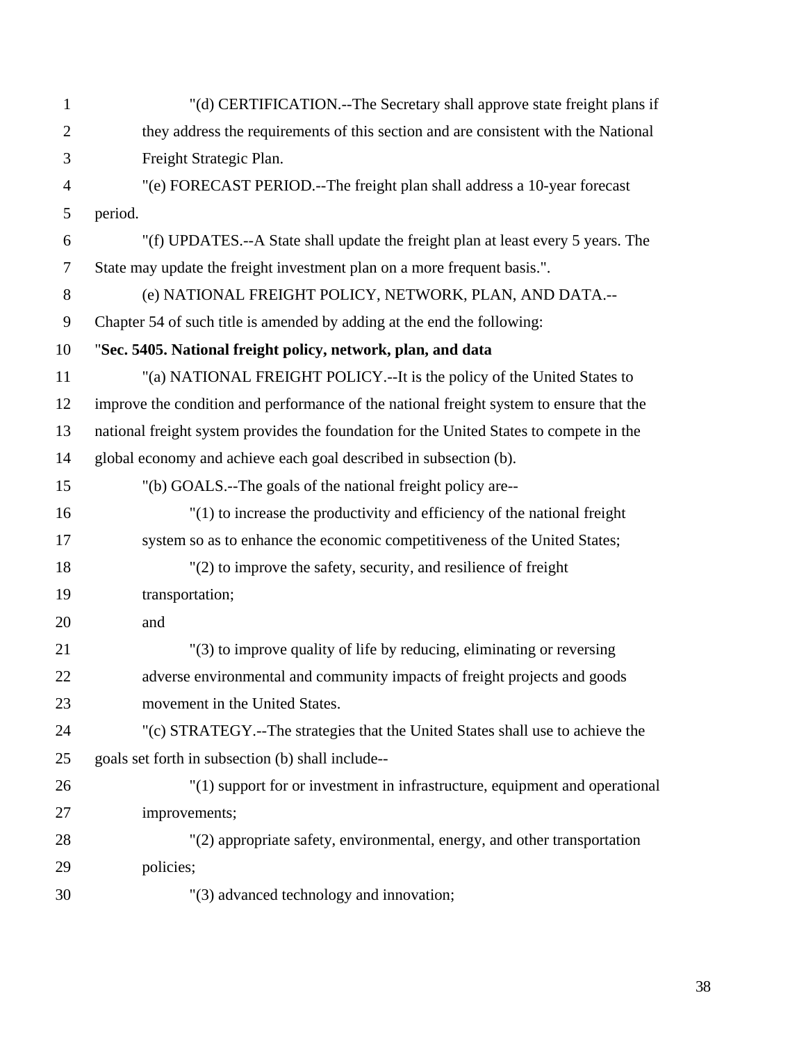"(d) CERTIFICATION.--The Secretary shall approve state freight plans if they address the requirements of this section and are consistent with the National Freight Strategic Plan.

"(e) FORECAST PERIOD.--The freight plan shall address a 10-year forecast period.

"(f) UPDATES.--A State shall update the freight plan at least every 5 years. The State may update the freight investment plan on a more frequent basis.".

(e) NATIONAL FREIGHT POLICY, NETWORK, PLAN, AND DATA.--Chapter 54 of such title is amended by adding at the end the following:

"**Sec. 5405. National freight policy, network, plan, and data**

"(a) NATIONAL FREIGHT POLICY.--It is the policy of the United States to improve the condition and performance of the national freight system to ensure that the national freight system provides the foundation for the United States to compete in the global economy and achieve each goal described in subsection (b).

"(b) GOALS.--The goals of the national freight policy are--

"(1) to increase the productivity and efficiency of the national freight system so as to enhance the economic competitiveness of the United States;

"(2) to improve the safety, security, and resilience of freight transportation;

and

"(3) to improve quality of life by reducing, eliminating or reversing adverse environmental and community impacts of freight projects and goods movement in the United States.

"(c) STRATEGY.--The strategies that the United States shall use to achieve the goals set forth in subsection (b) shall include--

"(1) support for or investment in infrastructure, equipment and operational improvements;

"(2) appropriate safety, environmental, energy, and other transportation policies;

"(3) advanced technology and innovation;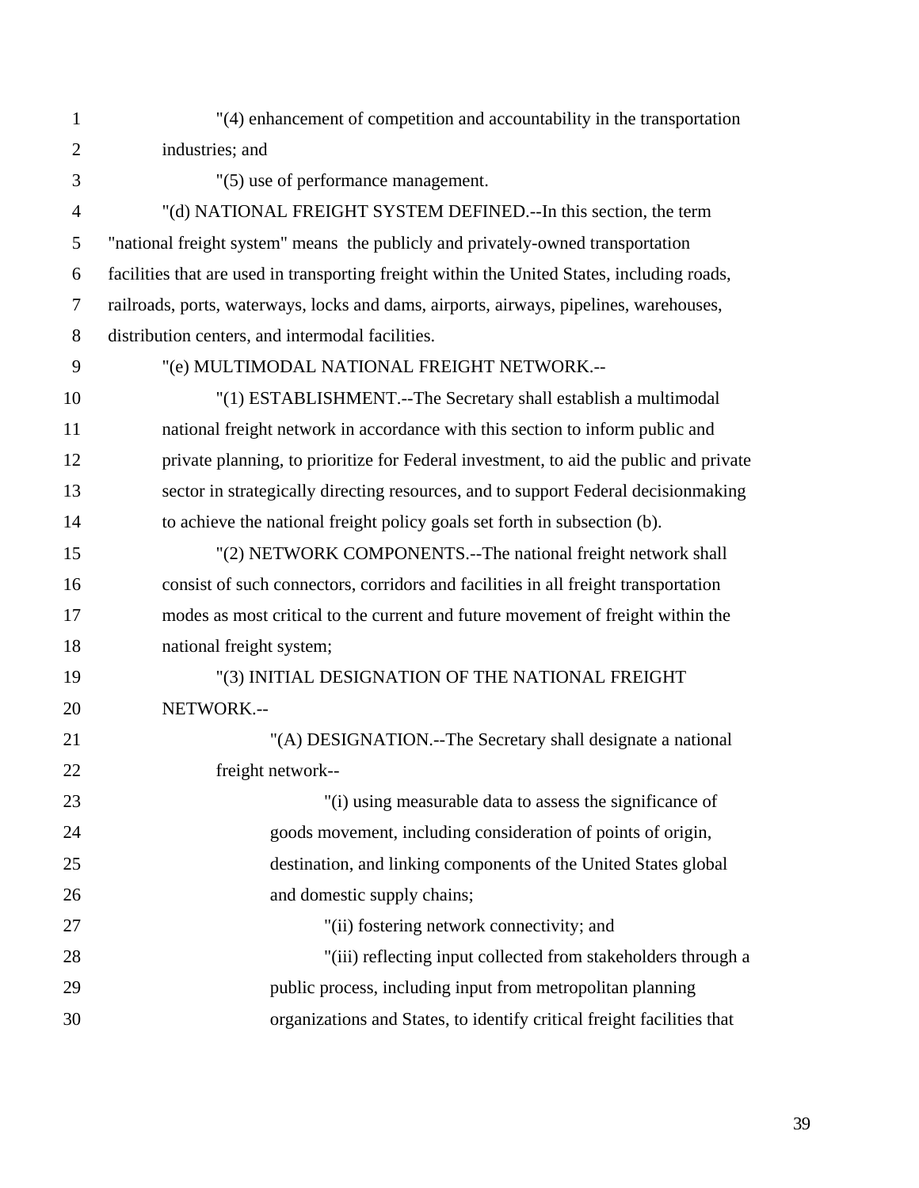"(4) enhancement of competition and accountability in the transportation industries; and

"(5) use of performance management.

"(d) NATIONAL FREIGHT SYSTEM DEFINED.--In this section, the term "national freight system" means the publicly and privately-owned transportation facilities that are used in transporting freight within the United States, including roads, railroads, ports, waterways, locks and dams, airports, airways, pipelines, warehouses, distribution centers, and intermodal facilities.

"(e) MULTIMODAL NATIONAL FREIGHT NETWORK.--

"(1) ESTABLISHMENT.--The Secretary shall establish a multimodal national freight network in accordance with this section to inform public and private planning, to prioritize for Federal investment, to aid the public and private sector in strategically directing resources, and to support Federal decisionmaking to achieve the national freight policy goals set forth in subsection (b).

"(2) NETWORK COMPONENTS.--The national freight network shall consist of such connectors, corridors and facilities in all freight transportation modes as most critical to the current and future movement of freight within the national freight system;

"(3) INITIAL DESIGNATION OF THE NATIONAL FREIGHT NETWORK.--

"(A) DESIGNATION.--The Secretary shall designate a national freight network--

"(i) using measurable data to assess the significance of goods movement, including consideration of points of origin, destination, and linking components of the United States global and domestic supply chains;

"(ii) fostering network connectivity; and

"(iii) reflecting input collected from stakeholders through a public process, including input from metropolitan planning organizations and States, to identify critical freight facilities that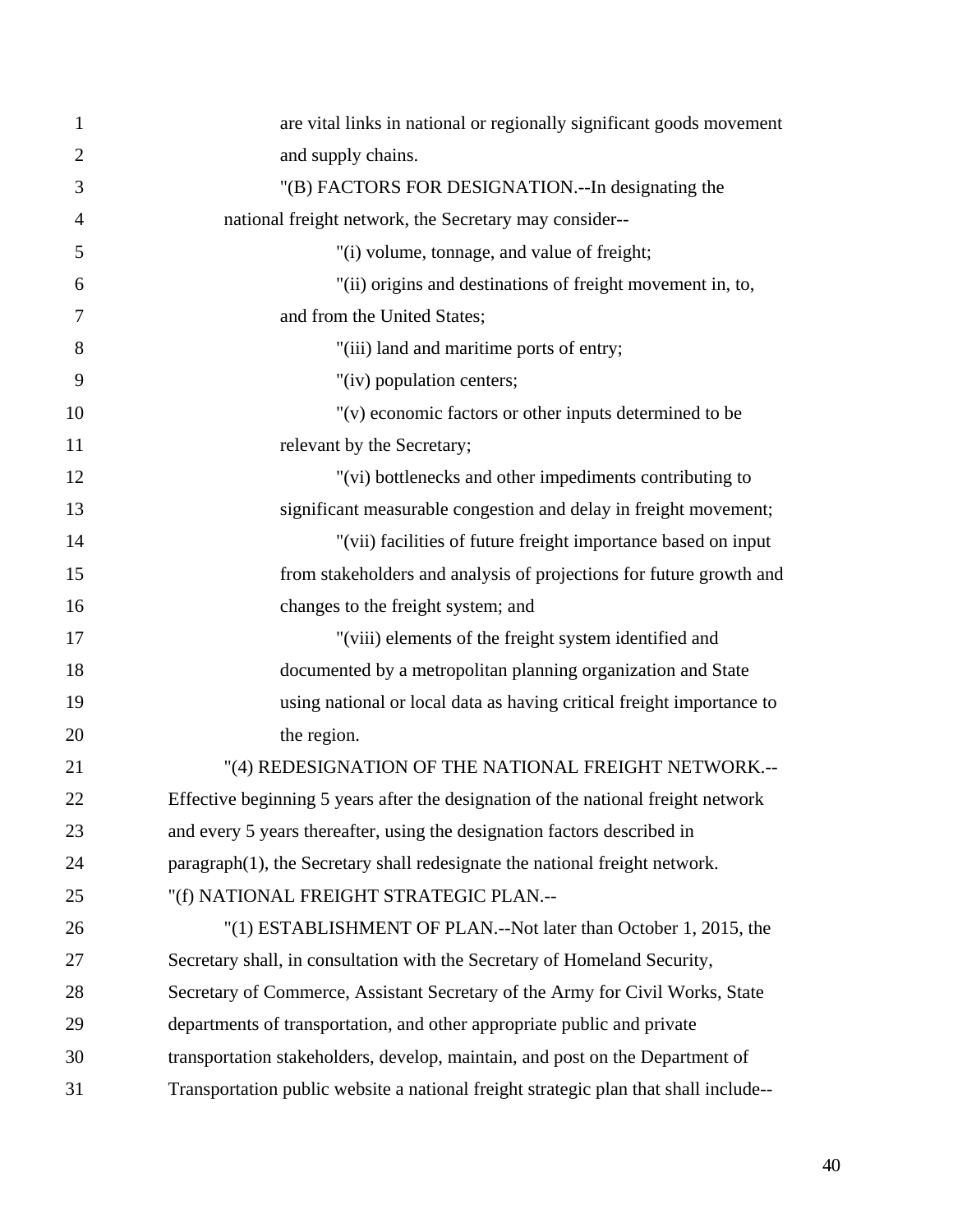are vital links in national or regionally significant goods movement and supply chains.

"(B) FACTORS FOR DESIGNATION.--In designating the national freight network, the Secretary may consider--

"(i) volume, tonnage, and value of freight;

"(ii) origins and destinations of freight movement in, to, and from the United States;

"(iii) land and maritime ports of entry;

"(iv) population centers;

"(v) economic factors or other inputs determined to be relevant by the Secretary;

"(vi) bottlenecks and other impediments contributing to significant measurable congestion and delay in freight movement;

"(vii) facilities of future freight importance based on input from stakeholders and analysis of projections for future growth and changes to the freight system; and

"(viii) elements of the freight system identified and documented by a metropolitan planning organization and State using national or local data as having critical freight importance to the region.

"(4) REDESIGNATION OF THE NATIONAL FREIGHT NETWORK.--Effective beginning 5 years after the designation of the national freight network and every 5 years thereafter, using the designation factors described in paragraph(1), the Secretary shall redesignate the national freight network.

"(f) NATIONAL FREIGHT STRATEGIC PLAN.--

"(1) ESTABLISHMENT OF PLAN.--Not later than October 1, 2015, the Secretary shall, in consultation with the Secretary of Homeland Security, Secretary of Commerce, Assistant Secretary of the Army for Civil Works, State departments of transportation, and other appropriate public and private transportation stakeholders, develop, maintain, and post on the Department of Transportation public website a national freight strategic plan that shall include--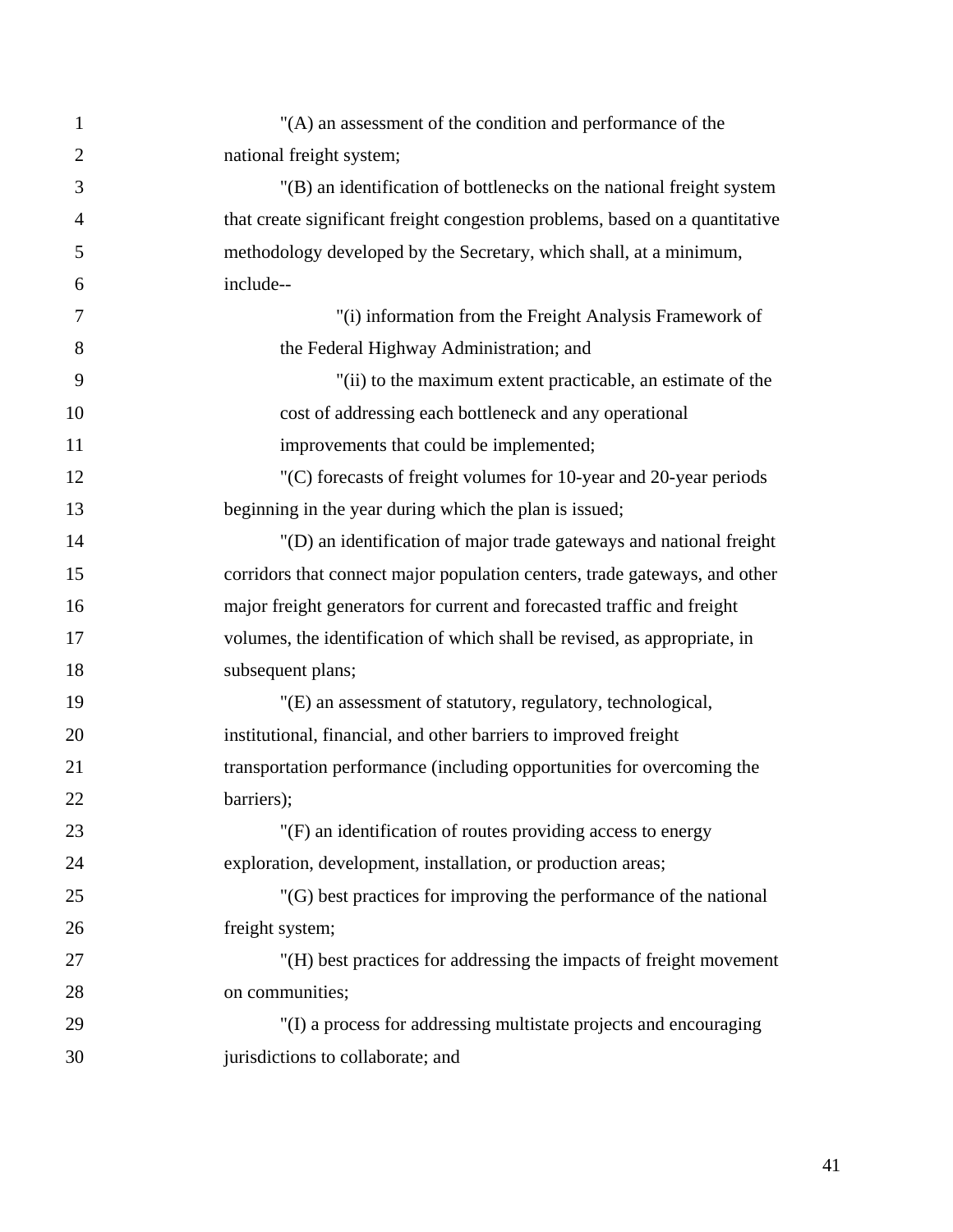"(A) an assessment of the condition and performance of the national freight system;

"(B) an identification of bottlenecks on the national freight system that create significant freight congestion problems, based on a quantitative methodology developed by the Secretary, which shall, at a minimum, include--

"(i) information from the Freight Analysis Framework of the Federal Highway Administration; and

"(ii) to the maximum extent practicable, an estimate of the cost of addressing each bottleneck and any operational improvements that could be implemented;

"(C) forecasts of freight volumes for 10-year and 20-year periods beginning in the year during which the plan is issued;

"(D) an identification of major trade gateways and national freight corridors that connect major population centers, trade gateways, and other major freight generators for current and forecasted traffic and freight volumes, the identification of which shall be revised, as appropriate, in subsequent plans;

"(E) an assessment of statutory, regulatory, technological, institutional, financial, and other barriers to improved freight transportation performance (including opportunities for overcoming the barriers);

"(F) an identification of routes providing access to energy exploration, development, installation, or production areas;

"(G) best practices for improving the performance of the national freight system;

"(H) best practices for addressing the impacts of freight movement on communities;

"(I) a process for addressing multistate projects and encouraging jurisdictions to collaborate; and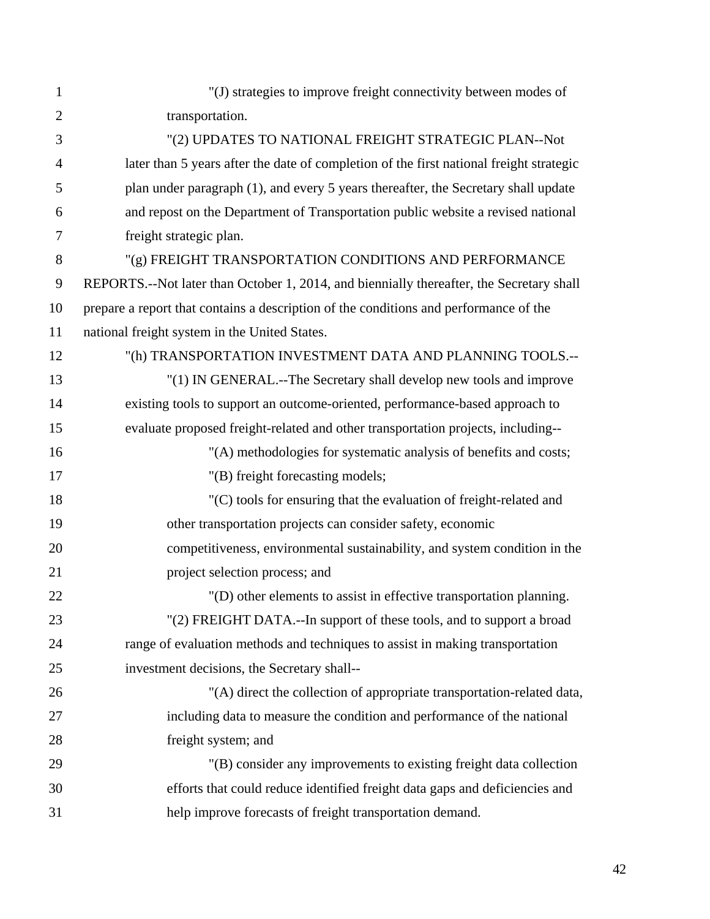"(J) strategies to improve freight connectivity between modes of transportation.

"(2) UPDATES TO NATIONAL FREIGHT STRATEGIC PLAN--Not later than 5 years after the date of completion of the first national freight strategic plan under paragraph (1), and every 5 years thereafter, the Secretary shall update and repost on the Department of Transportation public website a revised national freight strategic plan.

"(g) FREIGHT TRANSPORTATION CONDITIONS AND PERFORMANCE REPORTS.--Not later than October 1, 2014, and biennially thereafter, the Secretary shall prepare a report that contains a description of the conditions and performance of the national freight system in the United States.

"(h) TRANSPORTATION INVESTMENT DATA AND PLANNING TOOLS.--

"(1) IN GENERAL.--The Secretary shall develop new tools and improve existing tools to support an outcome-oriented, performance-based approach to evaluate proposed freight-related and other transportation projects, including--

"(A) methodologies for systematic analysis of benefits and costs;

"(B) freight forecasting models;

"(C) tools for ensuring that the evaluation of freight-related and other transportation projects can consider safety, economic competitiveness, environmental sustainability, and system condition in the project selection process; and

"(D) other elements to assist in effective transportation planning.

"(2) FREIGHT DATA.--In support of these tools, and to support a broad range of evaluation methods and techniques to assist in making transportation investment decisions, the Secretary shall--

"(A) direct the collection of appropriate transportation-related data, including data to measure the condition and performance of the national freight system; and

"(B) consider any improvements to existing freight data collection efforts that could reduce identified freight data gaps and deficiencies and help improve forecasts of freight transportation demand.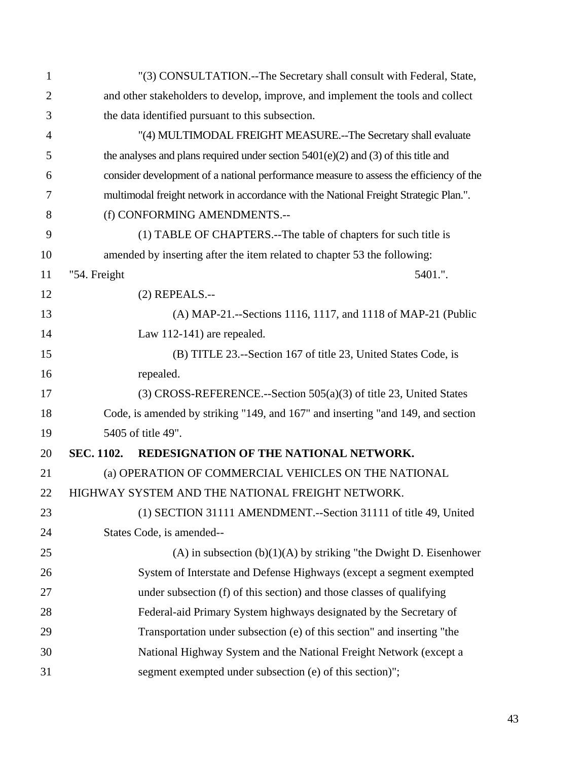"(3) CONSULTATION.--The Secretary shall consult with Federal, State, and other stakeholders to develop, improve, and implement the tools and collect the data identified pursuant to this subsection.

"(4) MULTIMODAL FREIGHT MEASURE.--The Secretary shall evaluate the analyses and plans required under section 5401(e)(2) and (3) of this title and consider development of a national performance measure to assess the efficiency of the multimodal freight network in accordance with the National Freight Strategic Plan.".

(f) CONFORMING AMENDMENTS.--

(1) TABLE OF CHAPTERS.--The table of chapters for such title is amended by inserting after the item related to chapter 53 the following:

"54. Freight 5401.".

(2) REPEALS.--

(A) MAP-21.--Sections 1116, 1117, and 1118 of MAP-21 (Public Law 112-141) are repealed.

(B) TITLE 23.--Section 167 of title 23, United States Code, is repealed.

(3) CROSS-REFERENCE.--Section 505(a)(3) of title 23, United States Code, is amended by striking "149, and 167" and inserting "and 149, and section 5405 of title 49".

**SEC. 1102. REDESIGNATION OF THE NATIONAL NETWORK.**

(a) OPERATION OF COMMERCIAL VEHICLES ON THE NATIONAL HIGHWAY SYSTEM AND THE NATIONAL FREIGHT NETWORK.

(1) SECTION 31111 AMENDMENT.--Section 31111 of title 49, United States Code, is amended--

(A) in subsection (b)(1)(A) by striking "the Dwight D. Eisenhower System of Interstate and Defense Highways (except a segment exempted under subsection (f) of this section) and those classes of qualifying Federal-aid Primary System highways designated by the Secretary of Transportation under subsection (e) of this section" and inserting "the National Highway System and the National Freight Network (except a segment exempted under subsection (e) of this section)";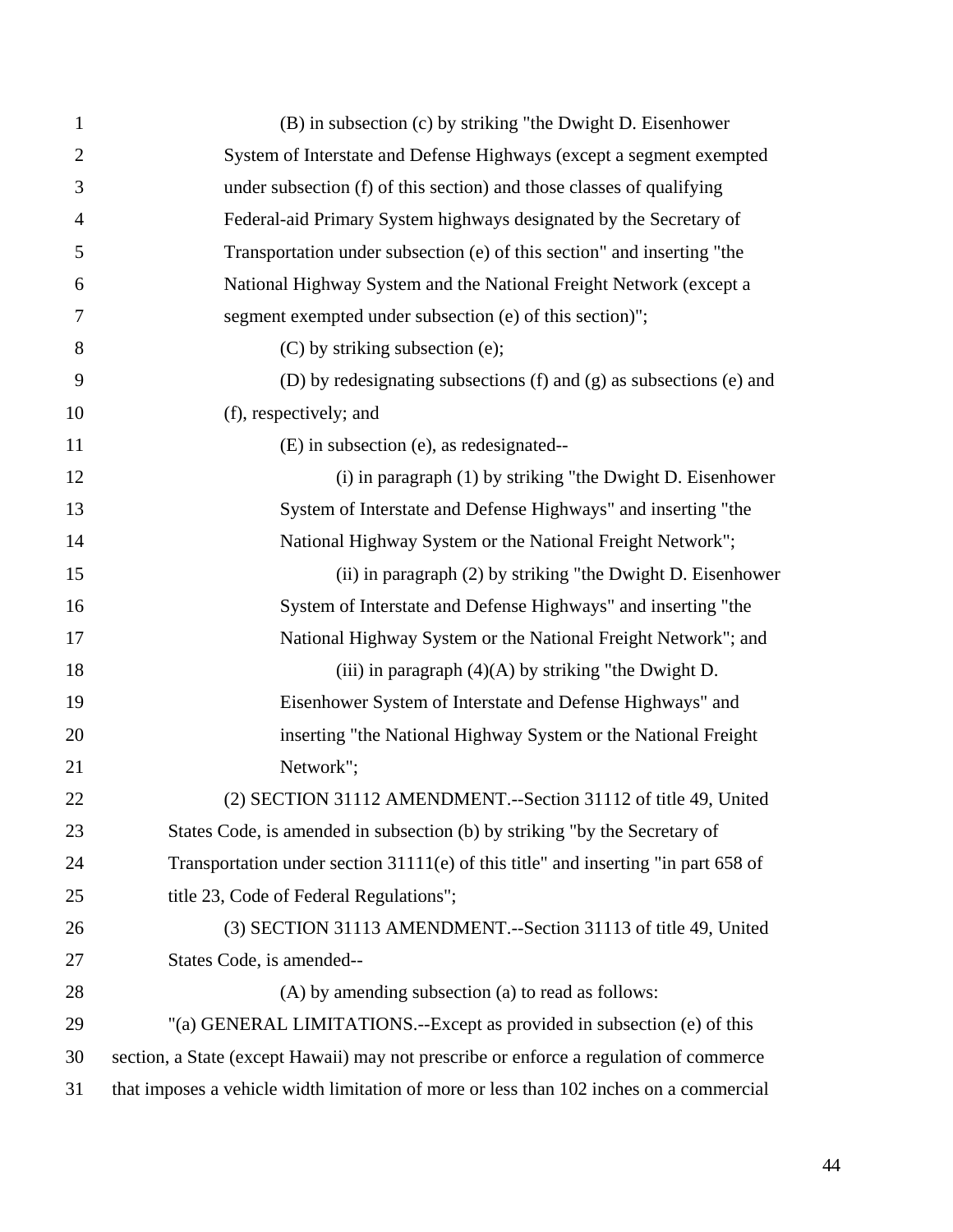(B) in subsection (c) by striking "the Dwight D. Eisenhower System of Interstate and Defense Highways (except a segment exempted under subsection (f) of this section) and those classes of qualifying Federal-aid Primary System highways designated by the Secretary of Transportation under subsection (e) of this section" and inserting "the National Highway System and the National Freight Network (except a segment exempted under subsection (e) of this section)";

(C) by striking subsection (e);

(D) by redesignating subsections (f) and (g) as subsections (e) and (f), respectively; and

(E) in subsection (e), as redesignated--

(i) in paragraph (1) by striking "the Dwight D. Eisenhower System of Interstate and Defense Highways" and inserting "the National Highway System or the National Freight Network";

(ii) in paragraph (2) by striking "the Dwight D. Eisenhower System of Interstate and Defense Highways" and inserting "the National Highway System or the National Freight Network"; and

(iii) in paragraph (4)(A) by striking "the Dwight D. Eisenhower System of Interstate and Defense Highways" and inserting "the National Highway System or the National Freight Network";

(2) SECTION 31112 AMENDMENT.--Section 31112 of title 49, United States Code, is amended in subsection (b) by striking "by the Secretary of Transportation under section 31111(e) of this title" and inserting "in part 658 of title 23, Code of Federal Regulations";

(3) SECTION 31113 AMENDMENT.--Section 31113 of title 49, United States Code, is amended--

(A) by amending subsection (a) to read as follows:

"(a) GENERAL LIMITATIONS.--Except as provided in subsection (e) of this section, a State (except Hawaii) may not prescribe or enforce a regulation of commerce that imposes a vehicle width limitation of more or less than 102 inches on a commercial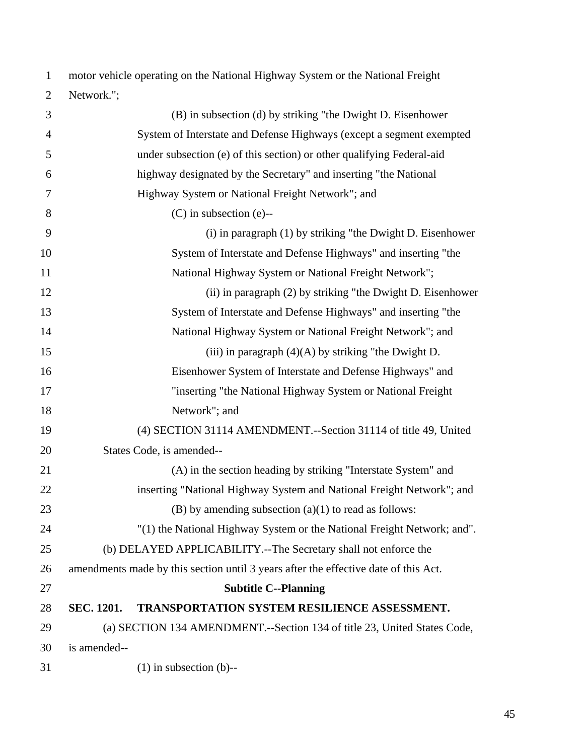motor vehicle operating on the National Highway System or the National Freight Network.";

(B) in subsection (d) by striking "the Dwight D. Eisenhower System of Interstate and Defense Highways (except a segment exempted under subsection (e) of this section) or other qualifying Federal-aid highway designated by the Secretary" and inserting "the National Highway System or National Freight Network"; and

(C) in subsection (e)--

(i) in paragraph (1) by striking "the Dwight D. Eisenhower System of Interstate and Defense Highways" and inserting "the National Highway System or National Freight Network";

(ii) in paragraph (2) by striking "the Dwight D. Eisenhower System of Interstate and Defense Highways" and inserting "the National Highway System or National Freight Network"; and

(iii) in paragraph (4)(A) by striking "the Dwight D. Eisenhower System of Interstate and Defense Highways" and "inserting "the National Highway System or National Freight Network"; and

(4) SECTION 31114 AMENDMENT.--Section 31114 of title 49, United States Code, is amended--

(A) in the section heading by striking "Interstate System" and inserting "National Highway System and National Freight Network"; and

(B) by amending subsection (a)(1) to read as follows:

"(1) the National Highway System or the National Freight Network; and".

(b) DELAYED APPLICABILITY.--The Secretary shall not enforce the amendments made by this section until 3 years after the effective date of this Act.

## Subtitle C--Planning

### SEC. 1201. TRANSPORTATION SYSTEM RESILIENCE ASSESSMENT.

(a) SECTION 134 AMENDMENT.--Section 134 of title 23, United States Code, is amended--

(1) in subsection (b)--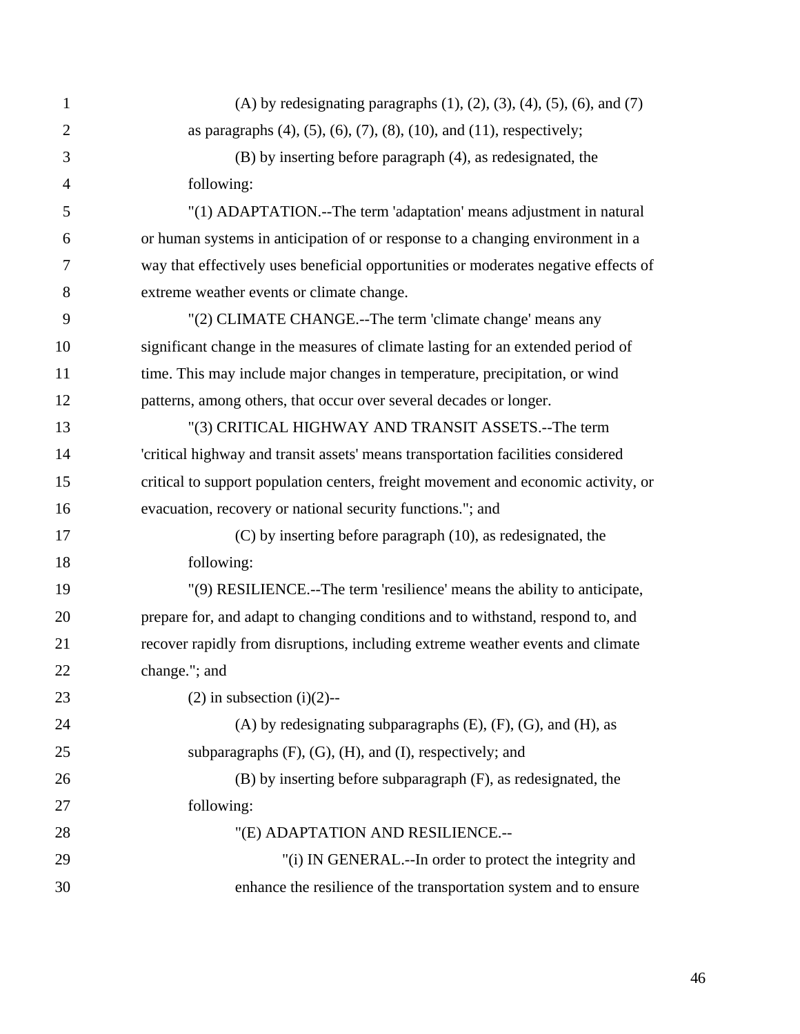(A) by redesignating paragraphs (1), (2), (3), (4), (5), (6), and (7) as paragraphs (4), (5), (6), (7), (8), (10), and (11), respectively;

(B) by inserting before paragraph (4), as redesignated, the following:

"(1) ADAPTATION.--The term 'adaptation' means adjustment in natural or human systems in anticipation of or response to a changing environment in a way that effectively uses beneficial opportunities or moderates negative effects of extreme weather events or climate change.

"(2) CLIMATE CHANGE.--The term 'climate change' means any significant change in the measures of climate lasting for an extended period of time. This may include major changes in temperature, precipitation, or wind patterns, among others, that occur over several decades or longer.

"(3) CRITICAL HIGHWAY AND TRANSIT ASSETS.--The term 'critical highway and transit assets' means transportation facilities considered critical to support population centers, freight movement and economic activity, or evacuation, recovery or national security functions."; and

(C) by inserting before paragraph (10), as redesignated, the following:

"(9) RESILIENCE.--The term 'resilience' means the ability to anticipate, prepare for, and adapt to changing conditions and to withstand, respond to, and recover rapidly from disruptions, including extreme weather events and climate change."; and

(2) in subsection (i)(2)--

(A) by redesignating subparagraphs (E), (F), (G), and (H), as subparagraphs (F), (G), (H), and (I), respectively; and

(B) by inserting before subparagraph (F), as redesignated, the following:

"(E) ADAPTATION AND RESILIENCE.--

"(i) IN GENERAL.--In order to protect the integrity and enhance the resilience of the transportation system and to ensure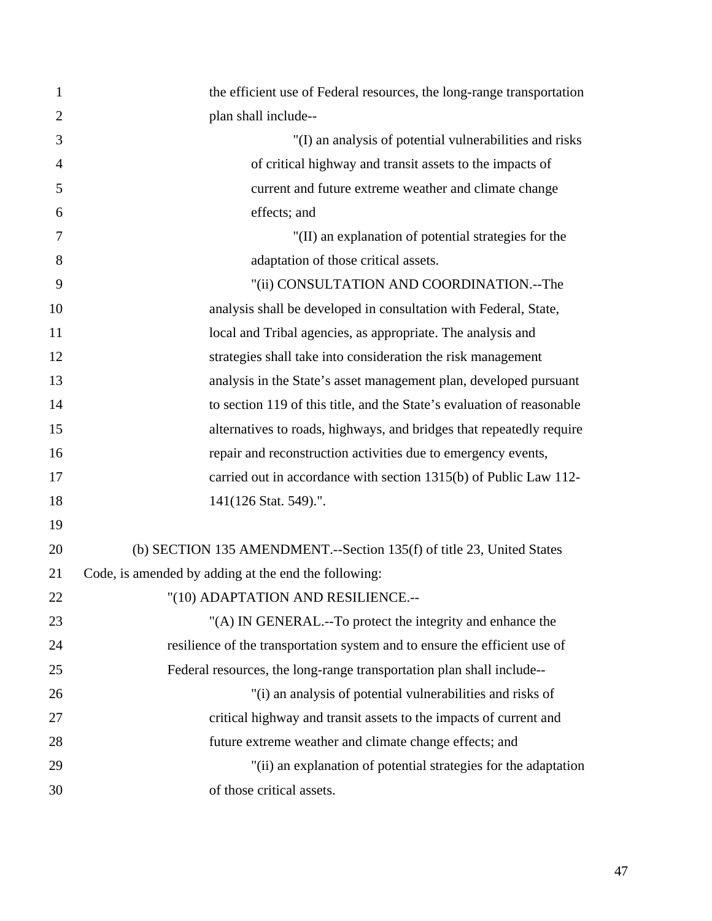the efficient use of Federal resources, the long-range transportation plan shall include--

"(I) an analysis of potential vulnerabilities and risks of critical highway and transit assets to the impacts of current and future extreme weather and climate change effects; and

"(II) an explanation of potential strategies for the adaptation of those critical assets.

"(ii) CONSULTATION AND COORDINATION.--The analysis shall be developed in consultation with Federal, State, local and Tribal agencies, as appropriate. The analysis and strategies shall take into consideration the risk management analysis in the State's asset management plan, developed pursuant to section 119 of this title, and the State's evaluation of reasonable alternatives to roads, highways, and bridges that repeatedly require repair and reconstruction activities due to emergency events, carried out in accordance with section 1315(b) of Public Law 112-141(126 Stat. 549).".

(b) SECTION 135 AMENDMENT.--Section 135(f) of title 23, United States Code, is amended by adding at the end the following:

"(10) ADAPTATION AND RESILIENCE.--

"(A) IN GENERAL.--To protect the integrity and enhance the resilience of the transportation system and to ensure the efficient use of Federal resources, the long-range transportation plan shall include--

"(i) an analysis of potential vulnerabilities and risks of critical highway and transit assets to the impacts of current and future extreme weather and climate change effects; and

"(ii) an explanation of potential strategies for the adaptation of those critical assets.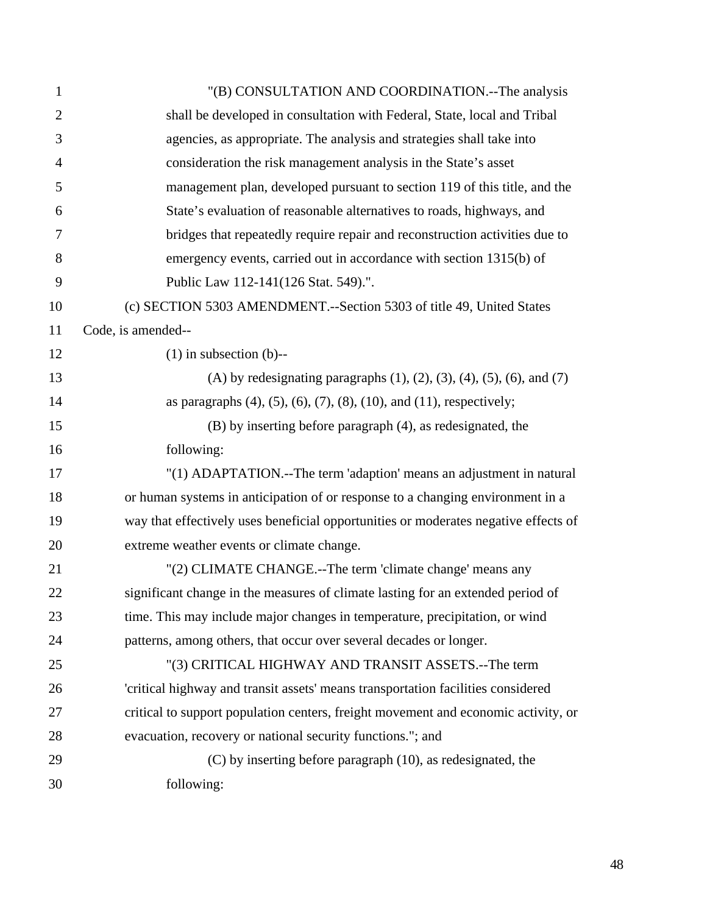"(B) CONSULTATION AND COORDINATION.--The analysis shall be developed in consultation with Federal, State, local and Tribal agencies, as appropriate. The analysis and strategies shall take into consideration the risk management analysis in the State's asset management plan, developed pursuant to section 119 of this title, and the State's evaluation of reasonable alternatives to roads, highways, and bridges that repeatedly require repair and reconstruction activities due to emergency events, carried out in accordance with section 1315(b) of Public Law 112-141(126 Stat. 549).".

(c) SECTION 5303 AMENDMENT.--Section 5303 of title 49, United States Code, is amended--

(1) in subsection (b)--

(A) by redesignating paragraphs (1), (2), (3), (4), (5), (6), and (7) as paragraphs (4), (5), (6), (7), (8), (10), and (11), respectively;

(B) by inserting before paragraph (4), as redesignated, the following:

"(1) ADAPTATION.--The term 'adaption' means an adjustment in natural or human systems in anticipation of or response to a changing environment in a way that effectively uses beneficial opportunities or moderates negative effects of extreme weather events or climate change.

"(2) CLIMATE CHANGE.--The term 'climate change' means any significant change in the measures of climate lasting for an extended period of time. This may include major changes in temperature, precipitation, or wind patterns, among others, that occur over several decades or longer.

"(3) CRITICAL HIGHWAY AND TRANSIT ASSETS.--The term 'critical highway and transit assets' means transportation facilities considered critical to support population centers, freight movement and economic activity, or evacuation, recovery or national security functions."; and

(C) by inserting before paragraph (10), as redesignated, the following: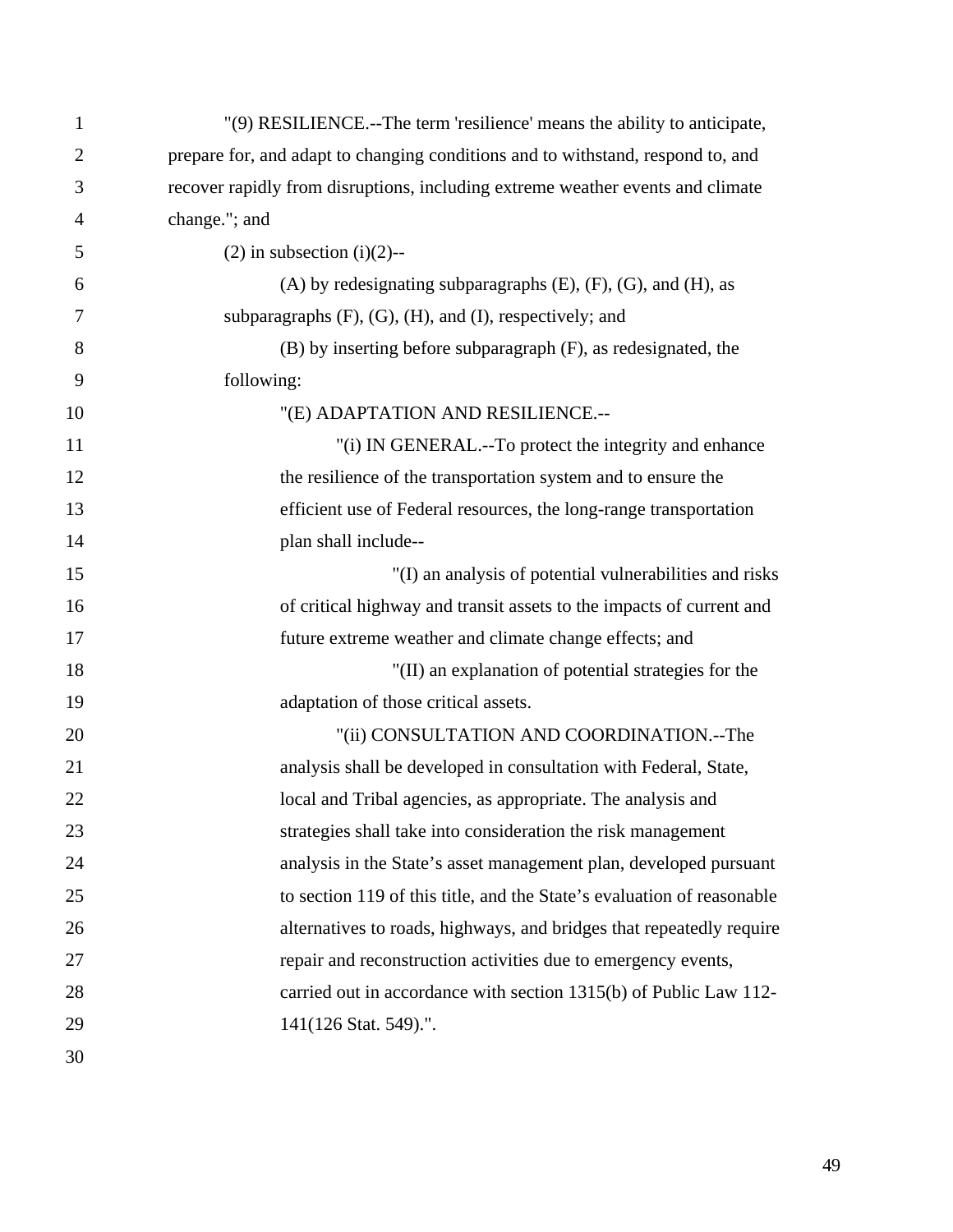"(9) RESILIENCE.--The term 'resilience' means the ability to anticipate, prepare for, and adapt to changing conditions and to withstand, respond to, and recover rapidly from disruptions, including extreme weather events and climate change."; and

(2) in subsection (i)(2)--

(A) by redesignating subparagraphs (E), (F), (G), and (H), as subparagraphs (F), (G), (H), and (I), respectively; and

(B) by inserting before subparagraph (F), as redesignated, the following:

"(E) ADAPTATION AND RESILIENCE.--

"(i) IN GENERAL.--To protect the integrity and enhance the resilience of the transportation system and to ensure the efficient use of Federal resources, the long-range transportation plan shall include--

"(I) an analysis of potential vulnerabilities and risks of critical highway and transit assets to the impacts of current and future extreme weather and climate change effects; and

"(II) an explanation of potential strategies for the adaptation of those critical assets.

"(ii) CONSULTATION AND COORDINATION.--The analysis shall be developed in consultation with Federal, State, local and Tribal agencies, as appropriate. The analysis and strategies shall take into consideration the risk management analysis in the State's asset management plan, developed pursuant to section 119 of this title, and the State's evaluation of reasonable alternatives to roads, highways, and bridges that repeatedly require repair and reconstruction activities due to emergency events, carried out in accordance with section 1315(b) of Public Law 112-141(126 Stat. 549).".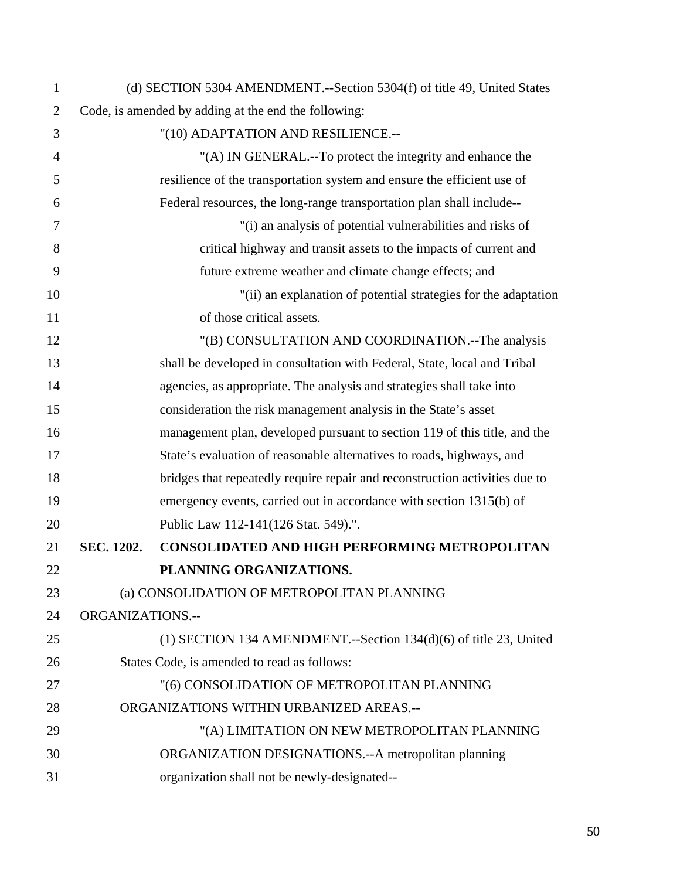(d) SECTION 5304 AMENDMENT.--Section 5304(f) of title 49, United States Code, is amended by adding at the end the following:

"(10) ADAPTATION AND RESILIENCE.--

"(A) IN GENERAL.--To protect the integrity and enhance the resilience of the transportation system and ensure the efficient use of Federal resources, the long-range transportation plan shall include--

"(i) an analysis of potential vulnerabilities and risks of critical highway and transit assets to the impacts of current and future extreme weather and climate change effects; and

"(ii) an explanation of potential strategies for the adaptation of those critical assets.

"(B) CONSULTATION AND COORDINATION.--The analysis shall be developed in consultation with Federal, State, local and Tribal agencies, as appropriate. The analysis and strategies shall take into consideration the risk management analysis in the State's asset management plan, developed pursuant to section 119 of this title, and the State's evaluation of reasonable alternatives to roads, highways, and bridges that repeatedly require repair and reconstruction activities due to emergency events, carried out in accordance with section 1315(b) of Public Law 112-141(126 Stat. 549).".

**SEC. 1202. CONSOLIDATED AND HIGH PERFORMING METROPOLITAN PLANNING ORGANIZATIONS.**

(a) CONSOLIDATION OF METROPOLITAN PLANNING ORGANIZATIONS.--

(1) SECTION 134 AMENDMENT.--Section 134(d)(6) of title 23, United States Code, is amended to read as follows:

"(6) CONSOLIDATION OF METROPOLITAN PLANNING ORGANIZATIONS WITHIN URBANIZED AREAS.--

"(A) LIMITATION ON NEW METROPOLITAN PLANNING ORGANIZATION DESIGNATIONS.--A metropolitan planning organization shall not be newly-designated--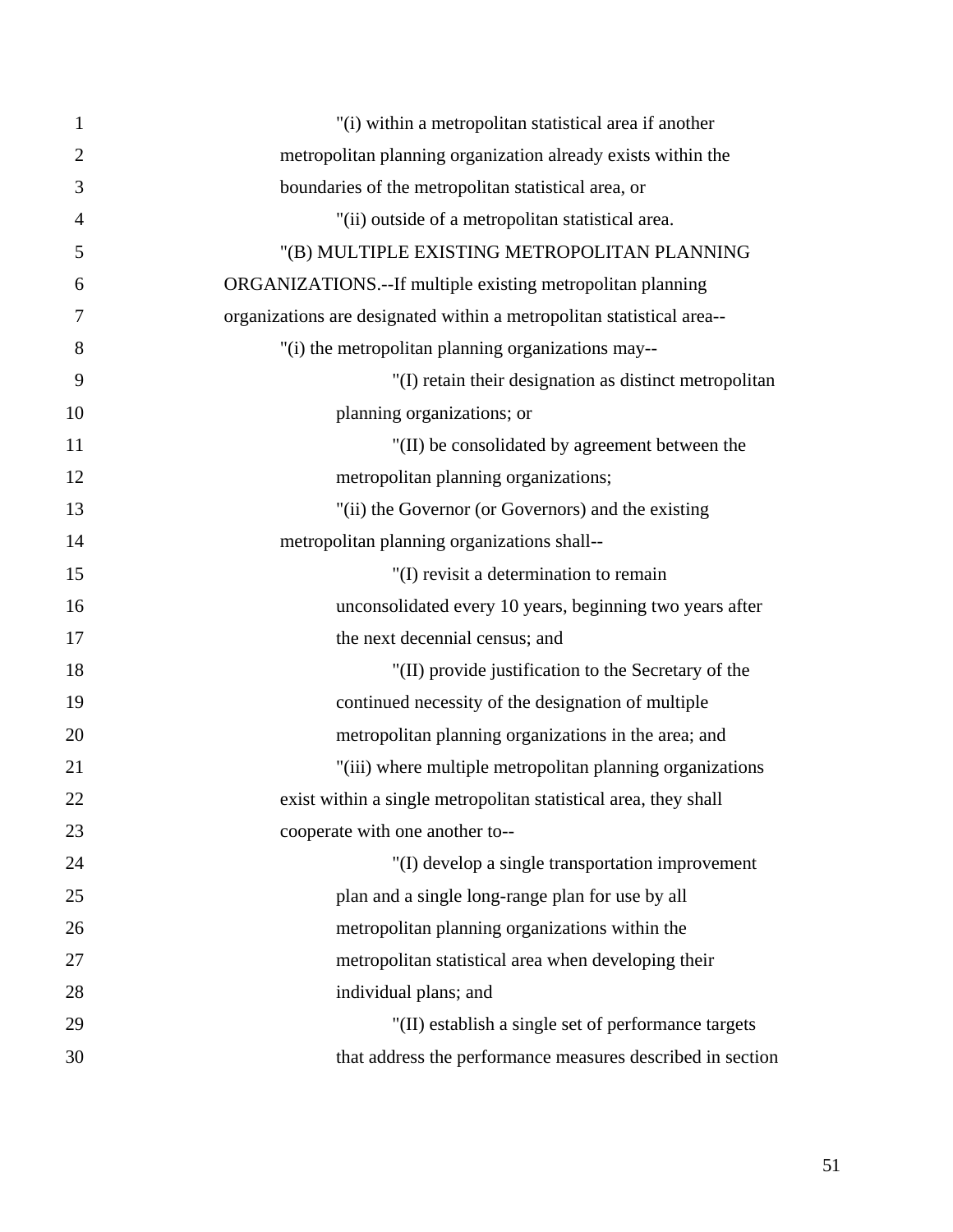"(i) within a metropolitan statistical area if another metropolitan planning organization already exists within the boundaries of the metropolitan statistical area, or

"(ii) outside of a metropolitan statistical area.

"(B) MULTIPLE EXISTING METROPOLITAN PLANNING ORGANIZATIONS.--If multiple existing metropolitan planning organizations are designated within a metropolitan statistical area--

"(i) the metropolitan planning organizations may--

"(I) retain their designation as distinct metropolitan planning organizations; or

"(II) be consolidated by agreement between the metropolitan planning organizations;

"(ii) the Governor (or Governors) and the existing metropolitan planning organizations shall--

"(I) revisit a determination to remain unconsolidated every 10 years, beginning two years after the next decennial census; and

"(II) provide justification to the Secretary of the continued necessity of the designation of multiple metropolitan planning organizations in the area; and

"(iii) where multiple metropolitan planning organizations exist within a single metropolitan statistical area, they shall cooperate with one another to--

"(I) develop a single transportation improvement plan and a single long-range plan for use by all metropolitan planning organizations within the metropolitan statistical area when developing their individual plans; and

"(II) establish a single set of performance targets that address the performance measures described in section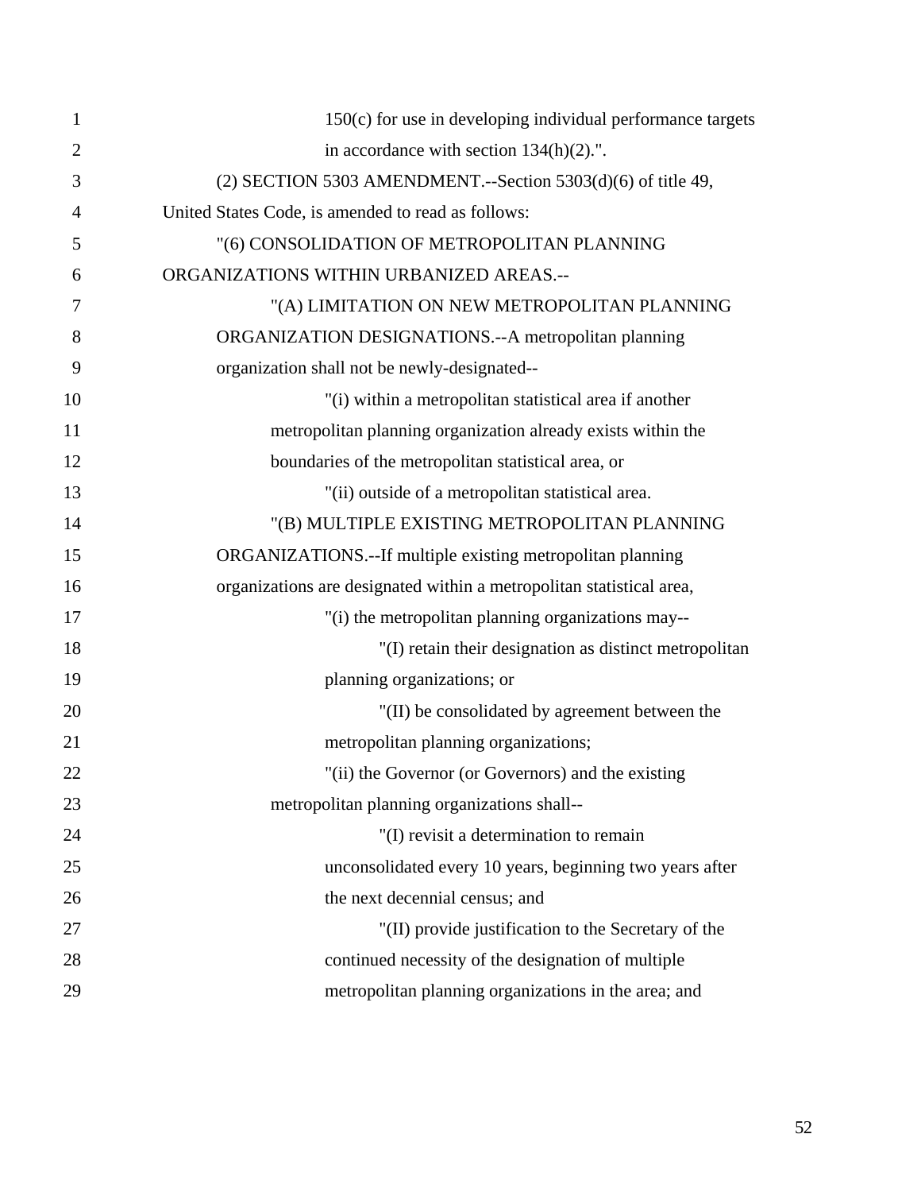150(c) for use in developing individual performance targets in accordance with section 134(h)(2).".

(2) SECTION 5303 AMENDMENT.--Section 5303(d)(6) of title 49, United States Code, is amended to read as follows:

"(6) CONSOLIDATION OF METROPOLITAN PLANNING ORGANIZATIONS WITHIN URBANIZED AREAS.--

"(A) LIMITATION ON NEW METROPOLITAN PLANNING ORGANIZATION DESIGNATIONS.--A metropolitan planning organization shall not be newly-designated--

"(i) within a metropolitan statistical area if another metropolitan planning organization already exists within the boundaries of the metropolitan statistical area, or

"(ii) outside of a metropolitan statistical area.

"(B) MULTIPLE EXISTING METROPOLITAN PLANNING ORGANIZATIONS.--If multiple existing metropolitan planning organizations are designated within a metropolitan statistical area,

"(i) the metropolitan planning organizations may--

"(I) retain their designation as distinct metropolitan planning organizations; or

"(II) be consolidated by agreement between the metropolitan planning organizations;

"(ii) the Governor (or Governors) and the existing metropolitan planning organizations shall--

"(I) revisit a determination to remain unconsolidated every 10 years, beginning two years after the next decennial census; and

"(II) provide justification to the Secretary of the continued necessity of the designation of multiple metropolitan planning organizations in the area; and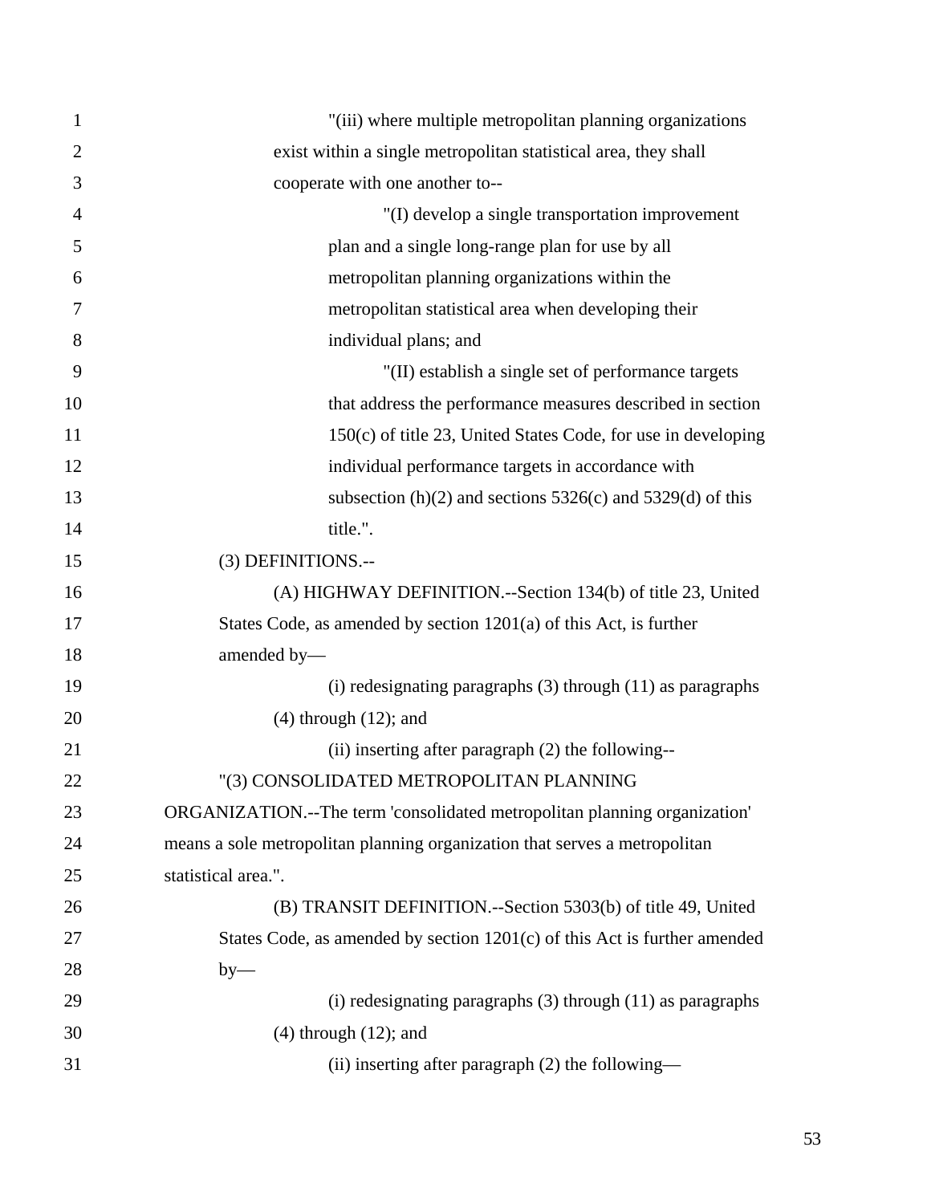"(iii) where multiple metropolitan planning organizations exist within a single metropolitan statistical area, they shall cooperate with one another to--

"(I) develop a single transportation improvement plan and a single long-range plan for use by all metropolitan planning organizations within the metropolitan statistical area when developing their individual plans; and

"(II) establish a single set of performance targets that address the performance measures described in section 150(c) of title 23, United States Code, for use in developing individual performance targets in accordance with subsection (h)(2) and sections 5326(c) and 5329(d) of this title.".

(3) DEFINITIONS.--

(A) HIGHWAY DEFINITION.--Section 134(b) of title 23, United States Code, as amended by section 1201(a) of this Act, is further amended by—

(i) redesignating paragraphs (3) through (11) as paragraphs (4) through (12); and

(ii) inserting after paragraph (2) the following--

"(3) CONSOLIDATED METROPOLITAN PLANNING ORGANIZATION.--The term 'consolidated metropolitan planning organization' means a sole metropolitan planning organization that serves a metropolitan statistical area.".

(B) TRANSIT DEFINITION.--Section 5303(b) of title 49, United States Code, as amended by section 1201(c) of this Act is further amended by—

(i) redesignating paragraphs (3) through (11) as paragraphs (4) through (12); and

(ii) inserting after paragraph (2) the following—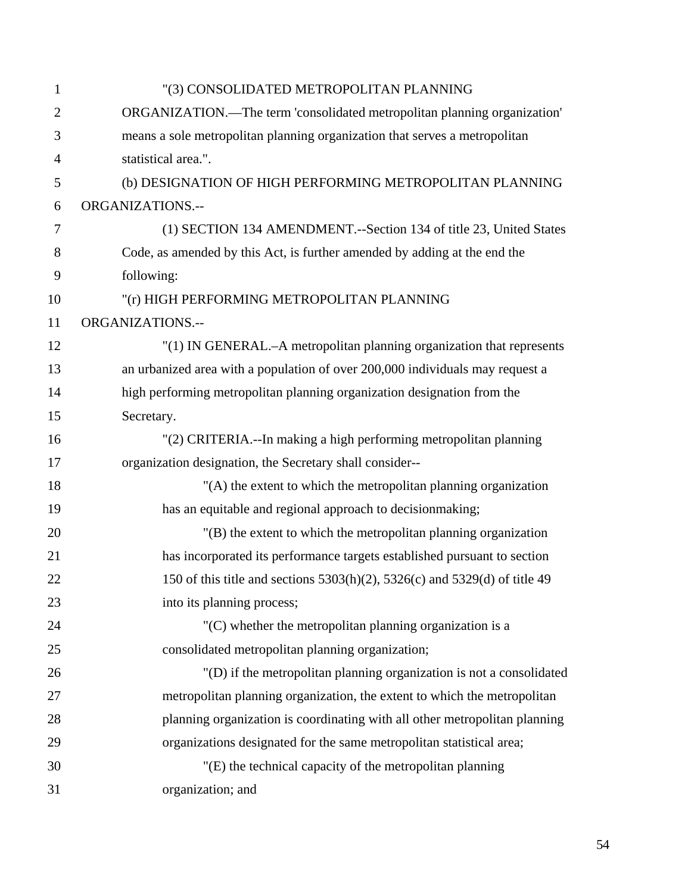"(3) CONSOLIDATED METROPOLITAN PLANNING ORGANIZATION.—The term 'consolidated metropolitan planning organization' means a sole metropolitan planning organization that serves a metropolitan statistical area.".

(b) DESIGNATION OF HIGH PERFORMING METROPOLITAN PLANNING ORGANIZATIONS.--

(1) SECTION 134 AMENDMENT.--Section 134 of title 23, United States Code, as amended by this Act, is further amended by adding at the end the following:

"(r) HIGH PERFORMING METROPOLITAN PLANNING ORGANIZATIONS.--

"(1) IN GENERAL.–A metropolitan planning organization that represents an urbanized area with a population of over 200,000 individuals may request a high performing metropolitan planning organization designation from the Secretary.

"(2) CRITERIA.--In making a high performing metropolitan planning organization designation, the Secretary shall consider--

"(A) the extent to which the metropolitan planning organization has an equitable and regional approach to decisionmaking;

"(B) the extent to which the metropolitan planning organization has incorporated its performance targets established pursuant to section 150 of this title and sections 5303(h)(2), 5326(c) and 5329(d) of title 49 into its planning process;

"(C) whether the metropolitan planning organization is a consolidated metropolitan planning organization;

"(D) if the metropolitan planning organization is not a consolidated metropolitan planning organization, the extent to which the metropolitan planning organization is coordinating with all other metropolitan planning organizations designated for the same metropolitan statistical area;

"(E) the technical capacity of the metropolitan planning organization; and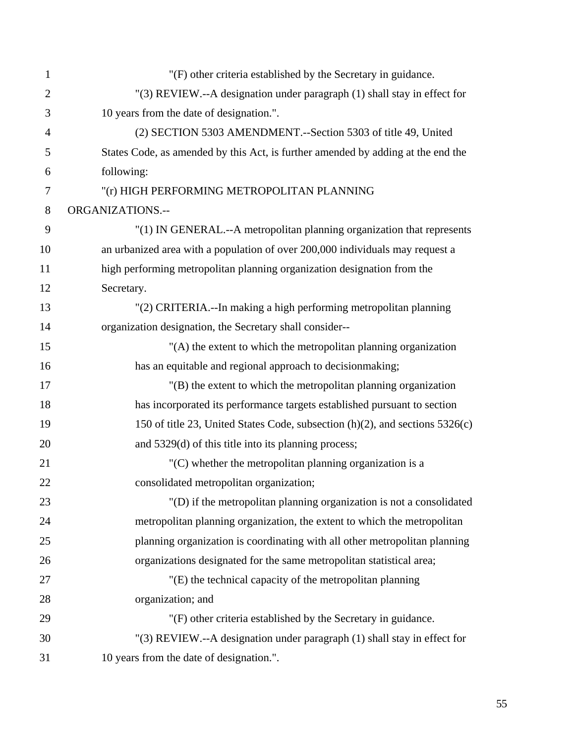"(F) other criteria established by the Secretary in guidance.

"(3) REVIEW.--A designation under paragraph (1) shall stay in effect for 10 years from the date of designation.".

(2) SECTION 5303 AMENDMENT.--Section 5303 of title 49, United States Code, as amended by this Act, is further amended by adding at the end the following:

"(r) HIGH PERFORMING METROPOLITAN PLANNING ORGANIZATIONS.--

"(1) IN GENERAL.--A metropolitan planning organization that represents an urbanized area with a population of over 200,000 individuals may request a high performing metropolitan planning organization designation from the Secretary.

"(2) CRITERIA.--In making a high performing metropolitan planning organization designation, the Secretary shall consider--

"(A) the extent to which the metropolitan planning organization has an equitable and regional approach to decisionmaking;

"(B) the extent to which the metropolitan planning organization has incorporated its performance targets established pursuant to section 150 of title 23, United States Code, subsection (h)(2), and sections 5326(c) and 5329(d) of this title into its planning process;

"(C) whether the metropolitan planning organization is a consolidated metropolitan organization;

"(D) if the metropolitan planning organization is not a consolidated metropolitan planning organization, the extent to which the metropolitan planning organization is coordinating with all other metropolitan planning organizations designated for the same metropolitan statistical area;

"(E) the technical capacity of the metropolitan planning organization; and

"(F) other criteria established by the Secretary in guidance.

"(3) REVIEW.--A designation under paragraph (1) shall stay in effect for 10 years from the date of designation.".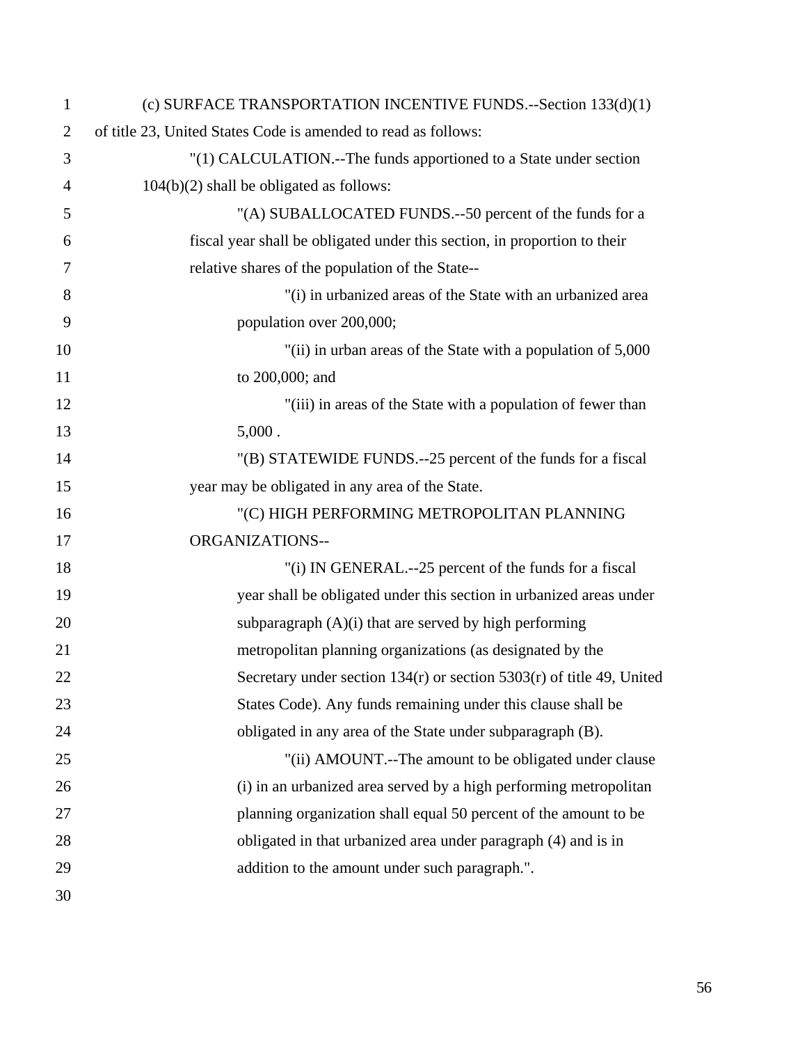(c) SURFACE TRANSPORTATION INCENTIVE FUNDS.--Section 133(d)(1) of title 23, United States Code is amended to read as follows:

"(1) CALCULATION.--The funds apportioned to a State under section 104(b)(2) shall be obligated as follows:

"(A) SUBALLOCATED FUNDS.--50 percent of the funds for a fiscal year shall be obligated under this section, in proportion to their relative shares of the population of the State--

"(i) in urbanized areas of the State with an urbanized area population over 200,000;

"(ii) in urban areas of the State with a population of 5,000 to 200,000; and

"(iii) in areas of the State with a population of fewer than 5,000 .

"(B) STATEWIDE FUNDS.--25 percent of the funds for a fiscal year may be obligated in any area of the State.

"(C) HIGH PERFORMING METROPOLITAN PLANNING ORGANIZATIONS--

"(i) IN GENERAL.--25 percent of the funds for a fiscal year shall be obligated under this section in urbanized areas under subparagraph (A)(i) that are served by high performing metropolitan planning organizations (as designated by the Secretary under section 134(r) or section 5303(r) of title 49, United States Code). Any funds remaining under this clause shall be obligated in any area of the State under subparagraph (B).

"(ii) AMOUNT.--The amount to be obligated under clause (i) in an urbanized area served by a high performing metropolitan planning organization shall equal 50 percent of the amount to be obligated in that urbanized area under paragraph (4) and is in addition to the amount under such paragraph.".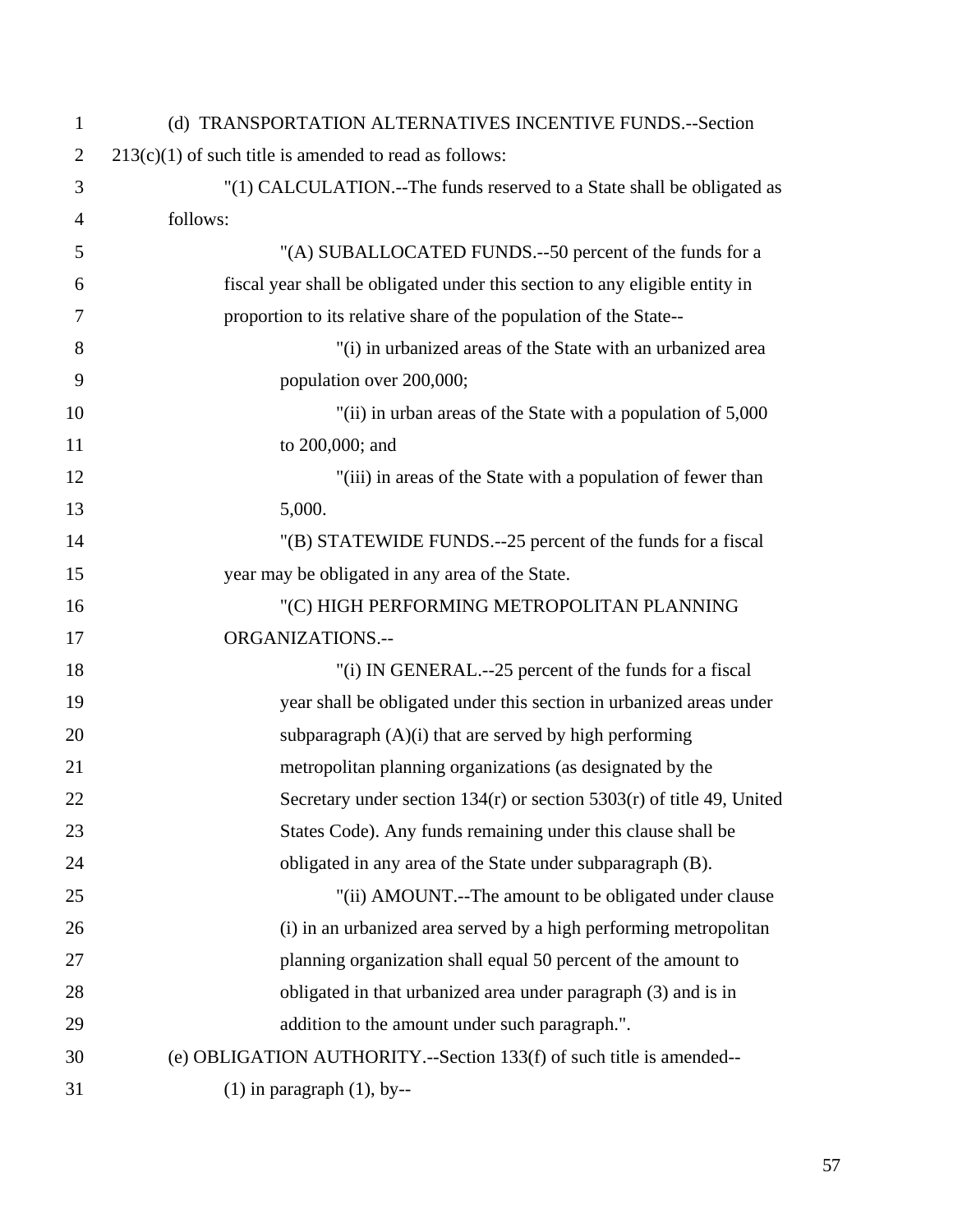(d) TRANSPORTATION ALTERNATIVES INCENTIVE FUNDS.--Section 213(c)(1) of such title is amended to read as follows:

"(1) CALCULATION.--The funds reserved to a State shall be obligated as follows:

"(A) SUBALLOCATED FUNDS.--50 percent of the funds for a fiscal year shall be obligated under this section to any eligible entity in proportion to its relative share of the population of the State--

"(i) in urbanized areas of the State with an urbanized area population over 200,000;

"(ii) in urban areas of the State with a population of 5,000 to 200,000; and

"(iii) in areas of the State with a population of fewer than 5,000.

"(B) STATEWIDE FUNDS.--25 percent of the funds for a fiscal year may be obligated in any area of the State.

"(C) HIGH PERFORMING METROPOLITAN PLANNING ORGANIZATIONS.--

"(i) IN GENERAL.--25 percent of the funds for a fiscal year shall be obligated under this section in urbanized areas under subparagraph (A)(i) that are served by high performing metropolitan planning organizations (as designated by the Secretary under section 134(r) or section 5303(r) of title 49, United States Code). Any funds remaining under this clause shall be obligated in any area of the State under subparagraph (B).

"(ii) AMOUNT.--The amount to be obligated under clause (i) in an urbanized area served by a high performing metropolitan planning organization shall equal 50 percent of the amount to obligated in that urbanized area under paragraph (3) and is in addition to the amount under such paragraph.".

(e) OBLIGATION AUTHORITY.--Section 133(f) of such title is amended--

(1) in paragraph (1), by--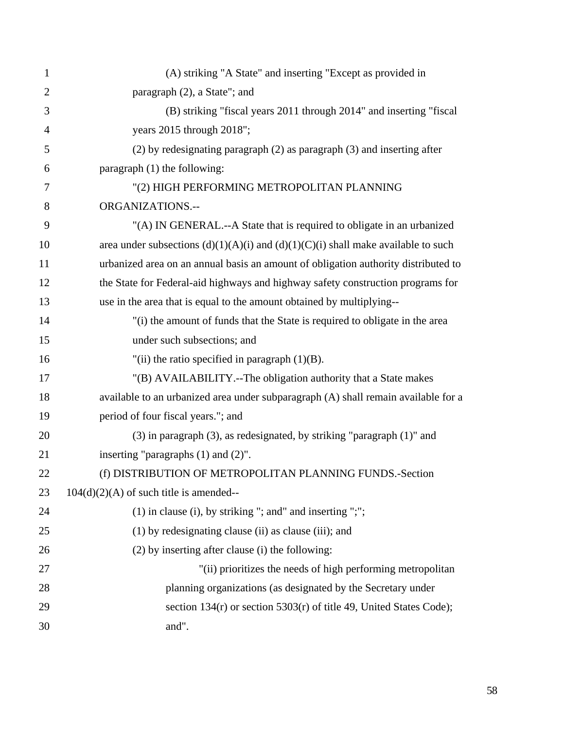(A) striking "A State" and inserting "Except as provided in paragraph (2), a State"; and

(B) striking "fiscal years 2011 through 2014" and inserting "fiscal years 2015 through 2018";

(2) by redesignating paragraph (2) as paragraph (3) and inserting after paragraph (1) the following:

"(2) HIGH PERFORMING METROPOLITAN PLANNING ORGANIZATIONS.--

"(A) IN GENERAL.--A State that is required to obligate in an urbanized area under subsections (d)(1)(A)(i) and (d)(1)(C)(i) shall make available to such urbanized area on an annual basis an amount of obligation authority distributed to the State for Federal-aid highways and highway safety construction programs for use in the area that is equal to the amount obtained by multiplying--

"(i) the amount of funds that the State is required to obligate in the area under such subsections; and

"(ii) the ratio specified in paragraph (1)(B).

"(B) AVAILABILITY.--The obligation authority that a State makes available to an urbanized area under subparagraph (A) shall remain available for a period of four fiscal years."; and

(3) in paragraph (3), as redesignated, by striking "paragraph (1)" and inserting "paragraphs (1) and (2)".

(f) DISTRIBUTION OF METROPOLITAN PLANNING FUNDS.-Section 104(d)(2)(A) of such title is amended--

(1) in clause (i), by striking "; and" and inserting ";";

(1) by redesignating clause (ii) as clause (iii); and

(2) by inserting after clause (i) the following:

"(ii) prioritizes the needs of high performing metropolitan planning organizations (as designated by the Secretary under section 134(r) or section 5303(r) of title 49, United States Code); and".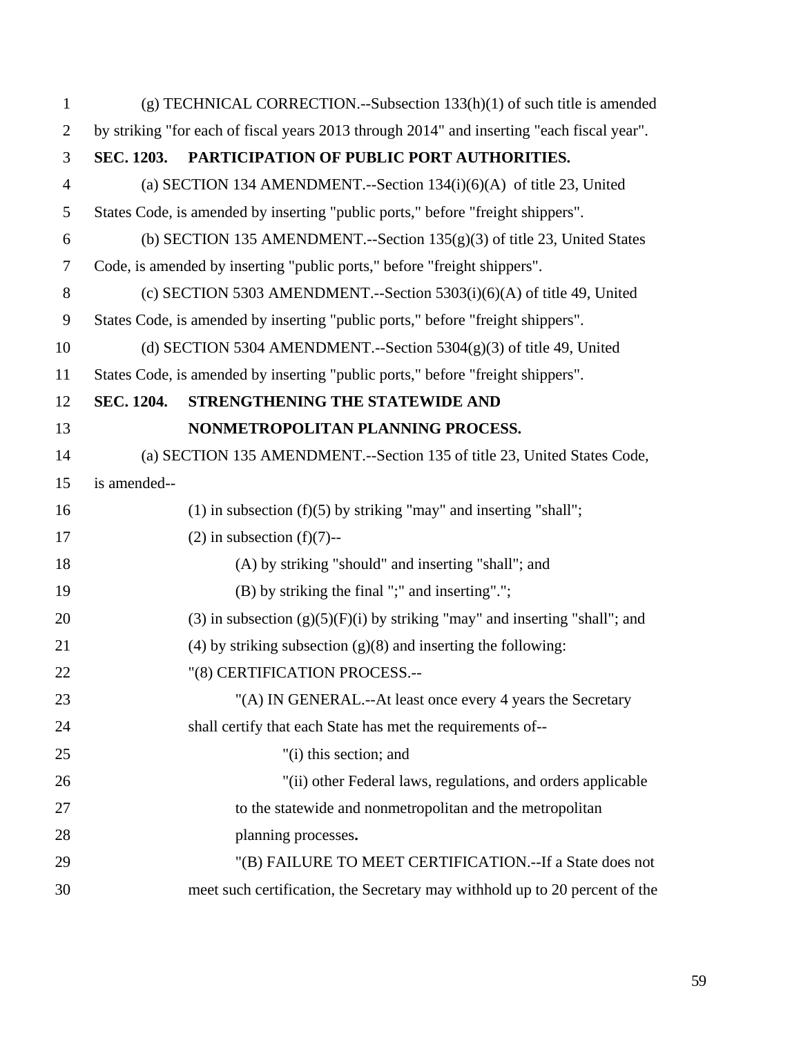(g) TECHNICAL CORRECTION.--Subsection 133(h)(1) of such title is amended by striking "for each of fiscal years 2013 through 2014" and inserting "each fiscal year".

**SEC. 1203. PARTICIPATION OF PUBLIC PORT AUTHORITIES.**

(a) SECTION 134 AMENDMENT.--Section 134(i)(6)(A) of title 23, United States Code, is amended by inserting "public ports," before "freight shippers".

(b) SECTION 135 AMENDMENT.--Section 135(g)(3) of title 23, United States Code, is amended by inserting "public ports," before "freight shippers".

(c) SECTION 5303 AMENDMENT.--Section 5303(i)(6)(A) of title 49, United States Code, is amended by inserting "public ports," before "freight shippers".

(d) SECTION 5304 AMENDMENT.--Section 5304(g)(3) of title 49, United States Code, is amended by inserting "public ports," before "freight shippers".

**SEC. 1204. STRENGTHENING THE STATEWIDE AND NONMETROPOLITAN PLANNING PROCESS.**

(a) SECTION 135 AMENDMENT.--Section 135 of title 23, United States Code, is amended--

(1) in subsection (f)(5) by striking "may" and inserting "shall";

(2) in subsection (f)(7)--

(A) by striking "should" and inserting "shall"; and

(B) by striking the final ";" and inserting".";

(3) in subsection (g)(5)(F)(i) by striking "may" and inserting "shall"; and

(4) by striking subsection (g)(8) and inserting the following:

"(8) CERTIFICATION PROCESS.--

"(A) IN GENERAL.--At least once every 4 years the Secretary shall certify that each State has met the requirements of--

"(i) this section; and

"(ii) other Federal laws, regulations, and orders applicable to the statewide and nonmetropolitan and the metropolitan planning processes**.**

"(B) FAILURE TO MEET CERTIFICATION.--If a State does not meet such certification, the Secretary may withhold up to 20 percent of the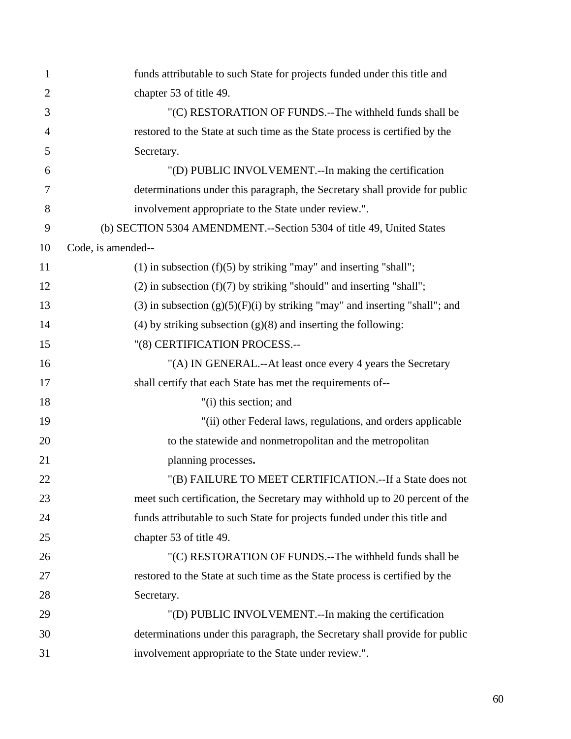funds attributable to such State for projects funded under this title and chapter 53 of title 49.

"(C) RESTORATION OF FUNDS.--The withheld funds shall be restored to the State at such time as the State process is certified by the Secretary.

"(D) PUBLIC INVOLVEMENT.--In making the certification determinations under this paragraph, the Secretary shall provide for public involvement appropriate to the State under review.".

(b) SECTION 5304 AMENDMENT.--Section 5304 of title 49, United States Code, is amended--

(1) in subsection (f)(5) by striking "may" and inserting "shall";

(2) in subsection (f)(7) by striking "should" and inserting "shall";

(3) in subsection (g)(5)(F)(i) by striking "may" and inserting "shall"; and

(4) by striking subsection (g)(8) and inserting the following:

"(8) CERTIFICATION PROCESS.--

"(A) IN GENERAL.--At least once every 4 years the Secretary shall certify that each State has met the requirements of--

"(i) this section; and

"(ii) other Federal laws, regulations, and orders applicable to the statewide and nonmetropolitan and the metropolitan planning processes**.**

"(B) FAILURE TO MEET CERTIFICATION.--If a State does not meet such certification, the Secretary may withhold up to 20 percent of the funds attributable to such State for projects funded under this title and chapter 53 of title 49.

"(C) RESTORATION OF FUNDS.--The withheld funds shall be restored to the State at such time as the State process is certified by the Secretary.

"(D) PUBLIC INVOLVEMENT.--In making the certification determinations under this paragraph, the Secretary shall provide for public involvement appropriate to the State under review.".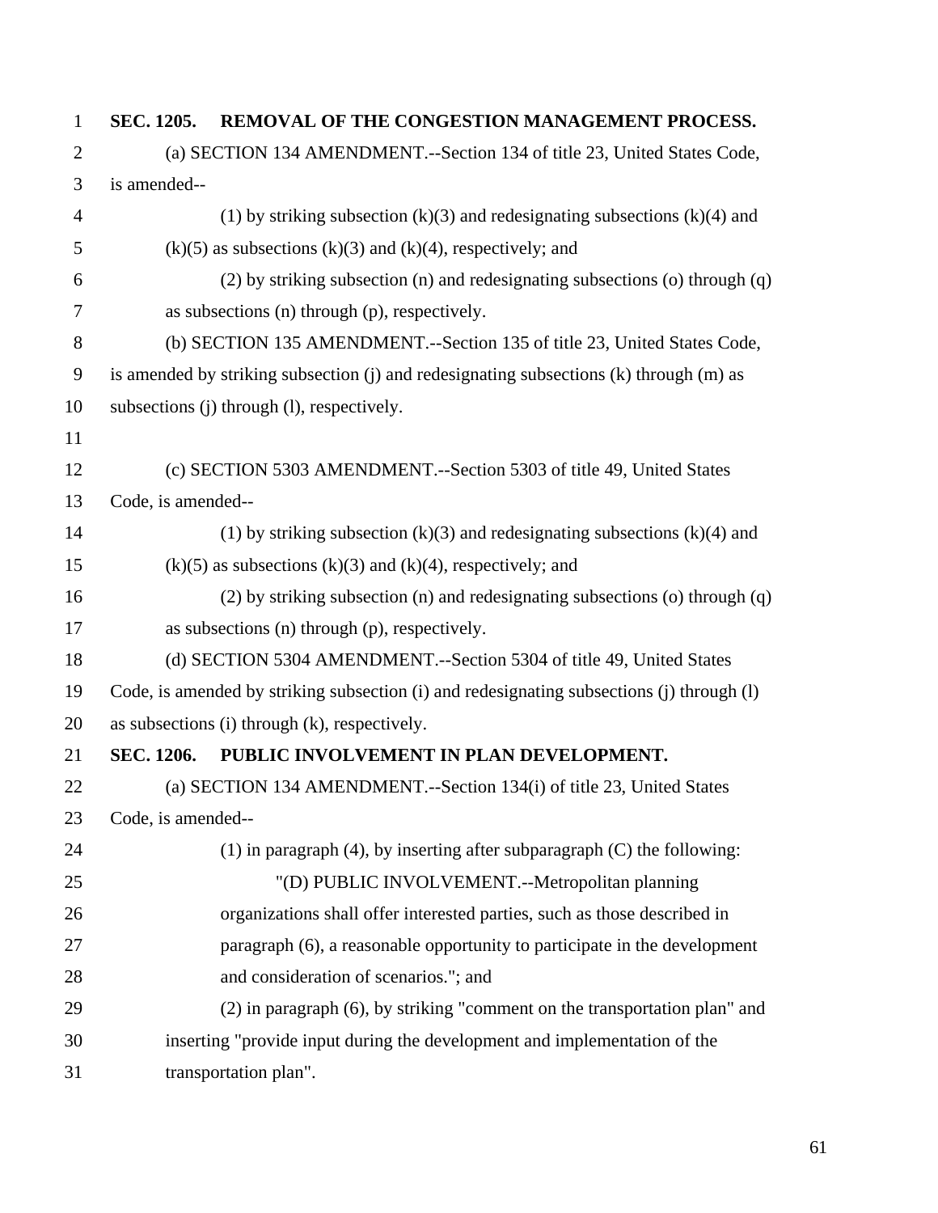**SEC. 1205. REMOVAL OF THE CONGESTION MANAGEMENT PROCESS.**

(a) SECTION 134 AMENDMENT.--Section 134 of title 23, United States Code, is amended--

(1) by striking subsection (k)(3) and redesignating subsections (k)(4) and (k)(5) as subsections (k)(3) and (k)(4), respectively; and

(2) by striking subsection (n) and redesignating subsections (o) through (q) as subsections (n) through (p), respectively.

(b) SECTION 135 AMENDMENT.--Section 135 of title 23, United States Code, is amended by striking subsection (j) and redesignating subsections (k) through (m) as subsections (j) through (l), respectively.

(c) SECTION 5303 AMENDMENT.--Section 5303 of title 49, United States Code, is amended--

(1) by striking subsection (k)(3) and redesignating subsections (k)(4) and (k)(5) as subsections (k)(3) and (k)(4), respectively; and

(2) by striking subsection (n) and redesignating subsections (o) through (q) as subsections (n) through (p), respectively.

(d) SECTION 5304 AMENDMENT.--Section 5304 of title 49, United States Code, is amended by striking subsection (i) and redesignating subsections (j) through (l) as subsections (i) through (k), respectively.

**SEC. 1206. PUBLIC INVOLVEMENT IN PLAN DEVELOPMENT.**

(a) SECTION 134 AMENDMENT.--Section 134(i) of title 23, United States Code, is amended--

(1) in paragraph (4), by inserting after subparagraph (C) the following:

"(D) PUBLIC INVOLVEMENT.--Metropolitan planning organizations shall offer interested parties, such as those described in paragraph (6), a reasonable opportunity to participate in the development and consideration of scenarios."; and

(2) in paragraph (6), by striking "comment on the transportation plan" and inserting "provide input during the development and implementation of the transportation plan".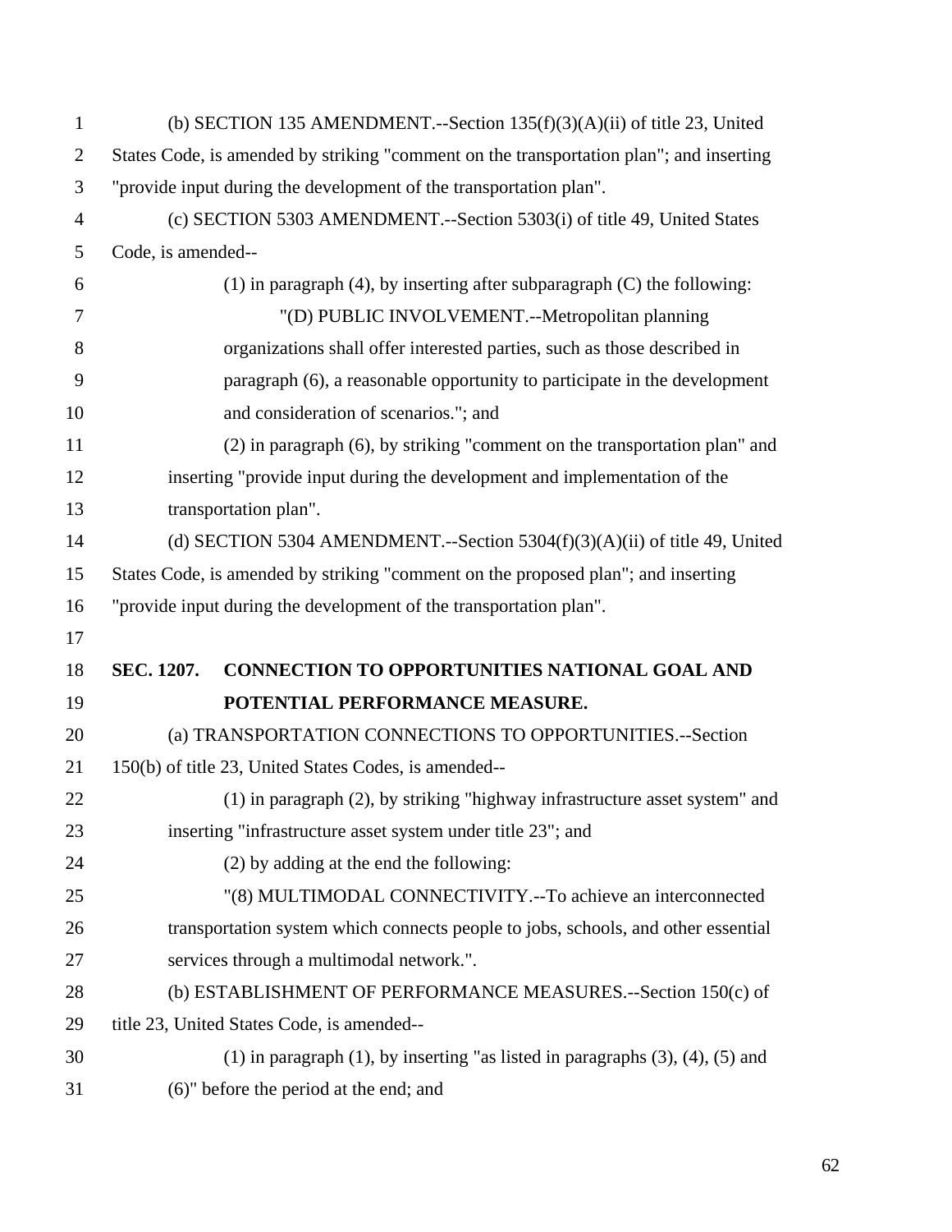(b) SECTION 135 AMENDMENT.--Section 135(f)(3)(A)(ii) of title 23, United States Code, is amended by striking "comment on the transportation plan"; and inserting "provide input during the development of the transportation plan".

(c) SECTION 5303 AMENDMENT.--Section 5303(i) of title 49, United States Code, is amended--

(1) in paragraph (4), by inserting after subparagraph (C) the following:

"(D) PUBLIC INVOLVEMENT.--Metropolitan planning organizations shall offer interested parties, such as those described in paragraph (6), a reasonable opportunity to participate in the development and consideration of scenarios."; and

(2) in paragraph (6), by striking "comment on the transportation plan" and inserting "provide input during the development and implementation of the transportation plan".

(d) SECTION 5304 AMENDMENT.--Section 5304(f)(3)(A)(ii) of title 49, United States Code, is amended by striking "comment on the proposed plan"; and inserting "provide input during the development of the transportation plan".

**SEC. 1207. CONNECTION TO OPPORTUNITIES NATIONAL GOAL AND POTENTIAL PERFORMANCE MEASURE.**

(a) TRANSPORTATION CONNECTIONS TO OPPORTUNITIES.--Section 150(b) of title 23, United States Codes, is amended--

(1) in paragraph (2), by striking "highway infrastructure asset system" and inserting "infrastructure asset system under title 23"; and

(2) by adding at the end the following:

"(8) MULTIMODAL CONNECTIVITY.--To achieve an interconnected transportation system which connects people to jobs, schools, and other essential services through a multimodal network.".

(b) ESTABLISHMENT OF PERFORMANCE MEASURES.--Section 150(c) of title 23, United States Code, is amended--

(1) in paragraph (1), by inserting "as listed in paragraphs (3), (4), (5) and (6)" before the period at the end; and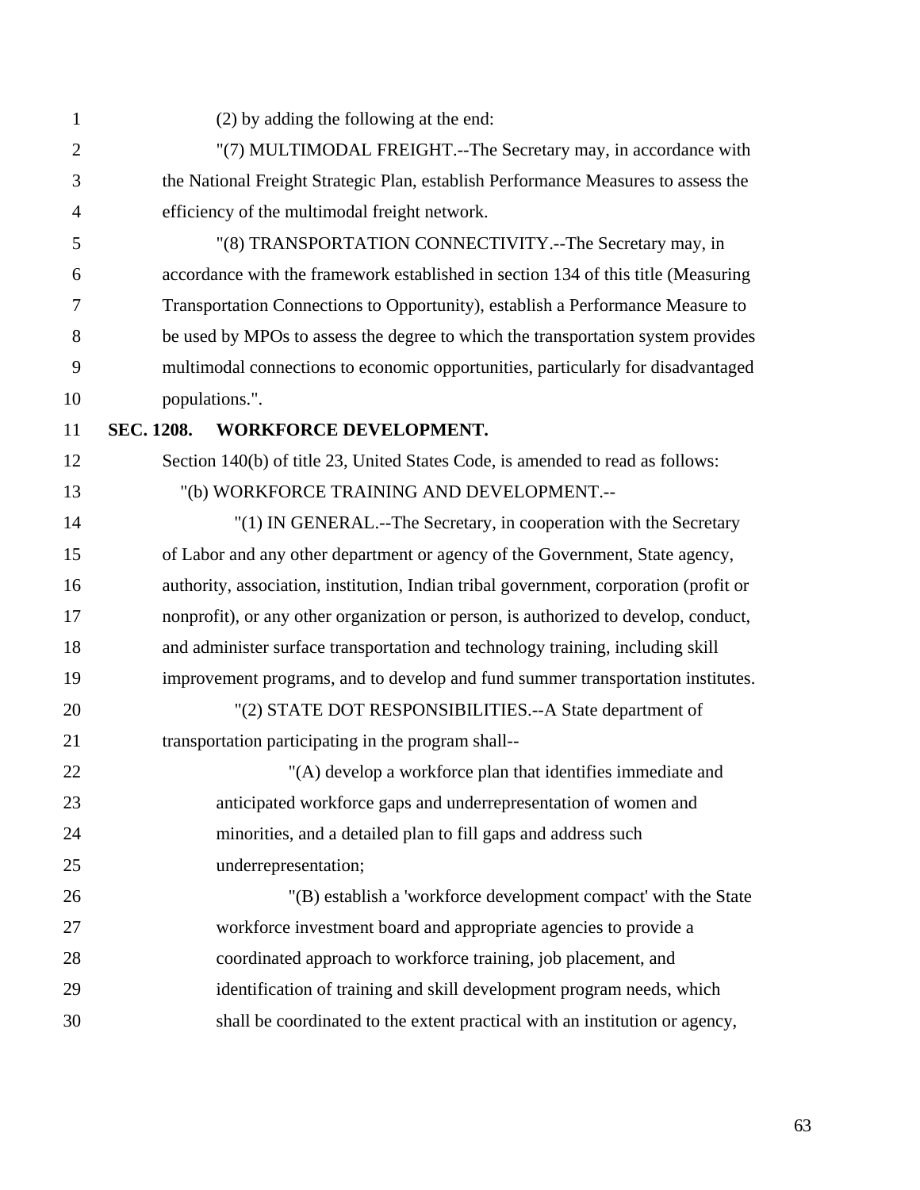(2) by adding the following at the end:

"(7) MULTIMODAL FREIGHT.--The Secretary may, in accordance with the National Freight Strategic Plan, establish Performance Measures to assess the efficiency of the multimodal freight network.

"(8) TRANSPORTATION CONNECTIVITY.--The Secretary may, in accordance with the framework established in section 134 of this title (Measuring Transportation Connections to Opportunity), establish a Performance Measure to be used by MPOs to assess the degree to which the transportation system provides multimodal connections to economic opportunities, particularly for disadvantaged populations.".

**SEC. 1208. WORKFORCE DEVELOPMENT.**

Section 140(b) of title 23, United States Code, is amended to read as follows:

"(b) WORKFORCE TRAINING AND DEVELOPMENT.--

"(1) IN GENERAL.--The Secretary, in cooperation with the Secretary of Labor and any other department or agency of the Government, State agency, authority, association, institution, Indian tribal government, corporation (profit or nonprofit), or any other organization or person, is authorized to develop, conduct, and administer surface transportation and technology training, including skill improvement programs, and to develop and fund summer transportation institutes.

"(2) STATE DOT RESPONSIBILITIES.--A State department of transportation participating in the program shall--

"(A) develop a workforce plan that identifies immediate and anticipated workforce gaps and underrepresentation of women and minorities, and a detailed plan to fill gaps and address such underrepresentation;

"(B) establish a 'workforce development compact' with the State workforce investment board and appropriate agencies to provide a coordinated approach to workforce training, job placement, and identification of training and skill development program needs, which shall be coordinated to the extent practical with an institution or agency,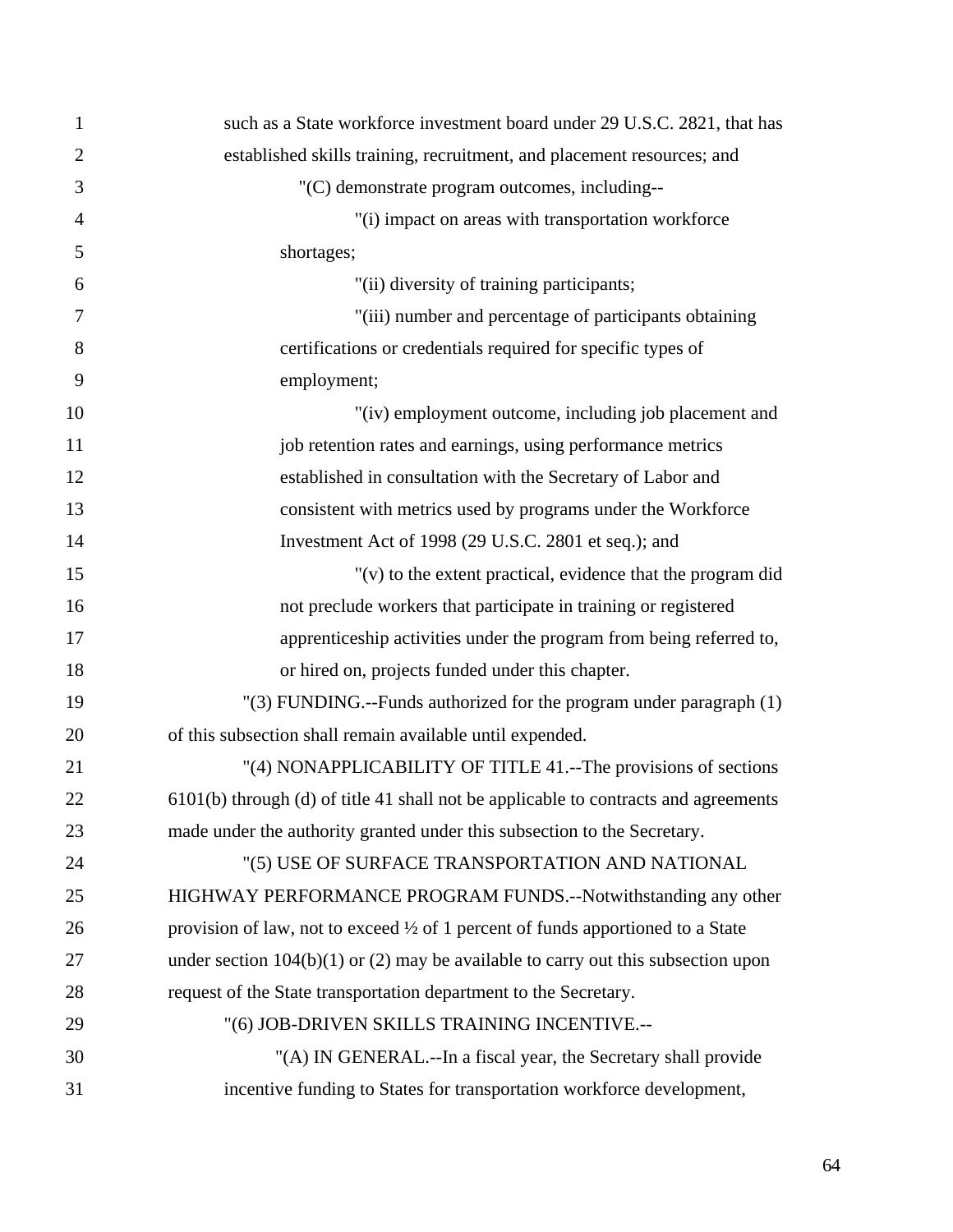such as a State workforce investment board under 29 U.S.C. 2821, that has established skills training, recruitment, and placement resources; and

"(C) demonstrate program outcomes, including--

"(i) impact on areas with transportation workforce shortages;

"(ii) diversity of training participants;

"(iii) number and percentage of participants obtaining certifications or credentials required for specific types of employment;

"(iv) employment outcome, including job placement and job retention rates and earnings, using performance metrics established in consultation with the Secretary of Labor and consistent with metrics used by programs under the Workforce Investment Act of 1998 (29 U.S.C. 2801 et seq.); and

"(v) to the extent practical, evidence that the program did not preclude workers that participate in training or registered apprenticeship activities under the program from being referred to, or hired on, projects funded under this chapter.

"(3) FUNDING.--Funds authorized for the program under paragraph (1) of this subsection shall remain available until expended.

"(4) NONAPPLICABILITY OF TITLE 41.--The provisions of sections 6101(b) through (d) of title 41 shall not be applicable to contracts and agreements made under the authority granted under this subsection to the Secretary.

"(5) USE OF SURFACE TRANSPORTATION AND NATIONAL HIGHWAY PERFORMANCE PROGRAM FUNDS.--Notwithstanding any other provision of law, not to exceed ½ of 1 percent of funds apportioned to a State under section 104(b)(1) or (2) may be available to carry out this subsection upon request of the State transportation department to the Secretary.

"(6) JOB-DRIVEN SKILLS TRAINING INCENTIVE.--

"(A) IN GENERAL.--In a fiscal year, the Secretary shall provide incentive funding to States for transportation workforce development,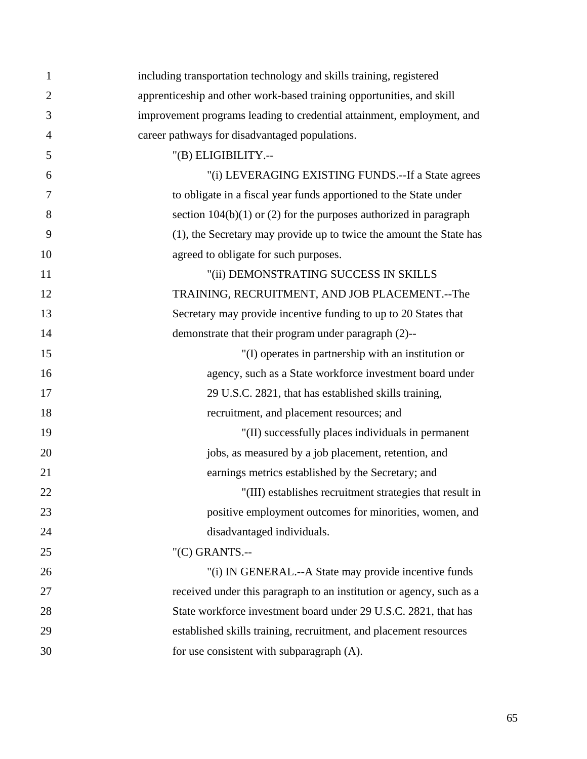including transportation technology and skills training, registered apprenticeship and other work-based training opportunities, and skill improvement programs leading to credential attainment, employment, and career pathways for disadvantaged populations.

"(B) ELIGIBILITY.--

"(i) LEVERAGING EXISTING FUNDS.--If a State agrees to obligate in a fiscal year funds apportioned to the State under section 104(b)(1) or (2) for the purposes authorized in paragraph (1), the Secretary may provide up to twice the amount the State has agreed to obligate for such purposes.

"(ii) DEMONSTRATING SUCCESS IN SKILLS TRAINING, RECRUITMENT, AND JOB PLACEMENT.--The Secretary may provide incentive funding to up to 20 States that demonstrate that their program under paragraph (2)--

"(I) operates in partnership with an institution or agency, such as a State workforce investment board under 29 U.S.C. 2821, that has established skills training, recruitment, and placement resources; and

"(II) successfully places individuals in permanent jobs, as measured by a job placement, retention, and earnings metrics established by the Secretary; and

"(III) establishes recruitment strategies that result in positive employment outcomes for minorities, women, and disadvantaged individuals.

"(C) GRANTS.--

"(i) IN GENERAL.--A State may provide incentive funds received under this paragraph to an institution or agency, such as a State workforce investment board under 29 U.S.C. 2821, that has established skills training, recruitment, and placement resources for use consistent with subparagraph (A).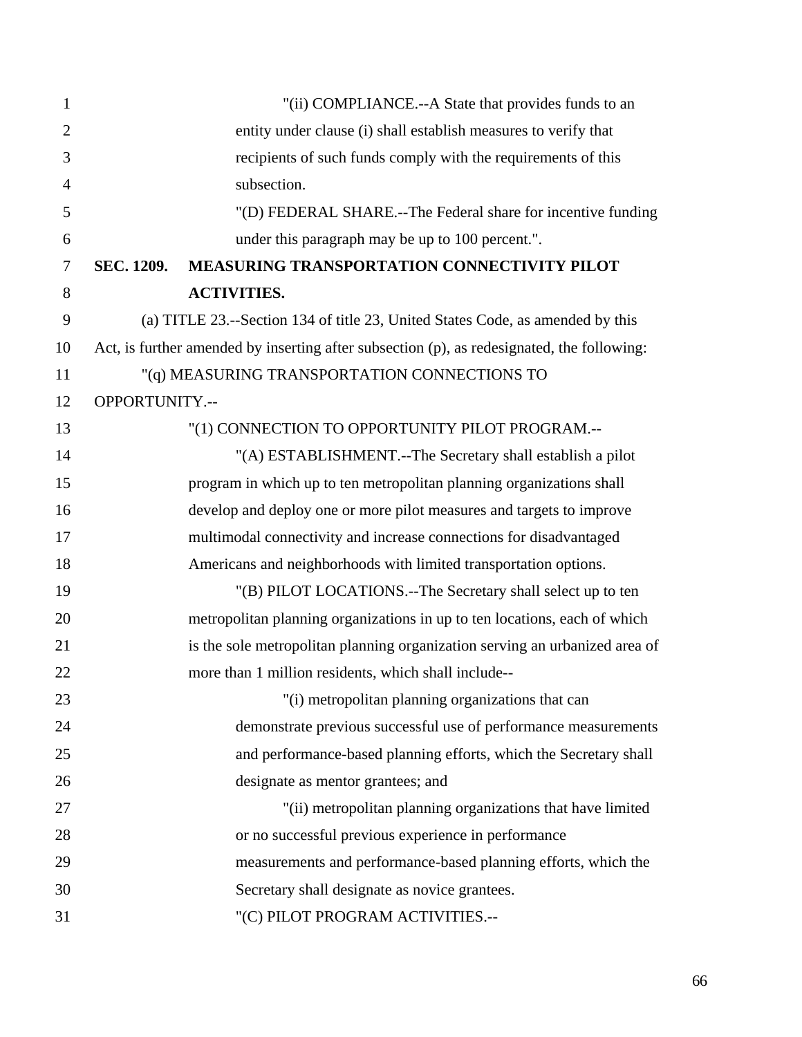"(ii) COMPLIANCE.--A State that provides funds to an entity under clause (i) shall establish measures to verify that recipients of such funds comply with the requirements of this subsection.

"(D) FEDERAL SHARE.--The Federal share for incentive funding under this paragraph may be up to 100 percent.".

**SEC. 1209. MEASURING TRANSPORTATION CONNECTIVITY PILOT ACTIVITIES.**

(a) TITLE 23.--Section 134 of title 23, United States Code, as amended by this Act, is further amended by inserting after subsection (p), as redesignated, the following:

"(q) MEASURING TRANSPORTATION CONNECTIONS TO OPPORTUNITY.--

"(1) CONNECTION TO OPPORTUNITY PILOT PROGRAM.--

"(A) ESTABLISHMENT.--The Secretary shall establish a pilot program in which up to ten metropolitan planning organizations shall develop and deploy one or more pilot measures and targets to improve multimodal connectivity and increase connections for disadvantaged Americans and neighborhoods with limited transportation options.

"(B) PILOT LOCATIONS.--The Secretary shall select up to ten metropolitan planning organizations in up to ten locations, each of which is the sole metropolitan planning organization serving an urbanized area of more than 1 million residents, which shall include--

"(i) metropolitan planning organizations that can demonstrate previous successful use of performance measurements and performance-based planning efforts, which the Secretary shall designate as mentor grantees; and

"(ii) metropolitan planning organizations that have limited or no successful previous experience in performance measurements and performance-based planning efforts, which the Secretary shall designate as novice grantees.

"(C) PILOT PROGRAM ACTIVITIES.--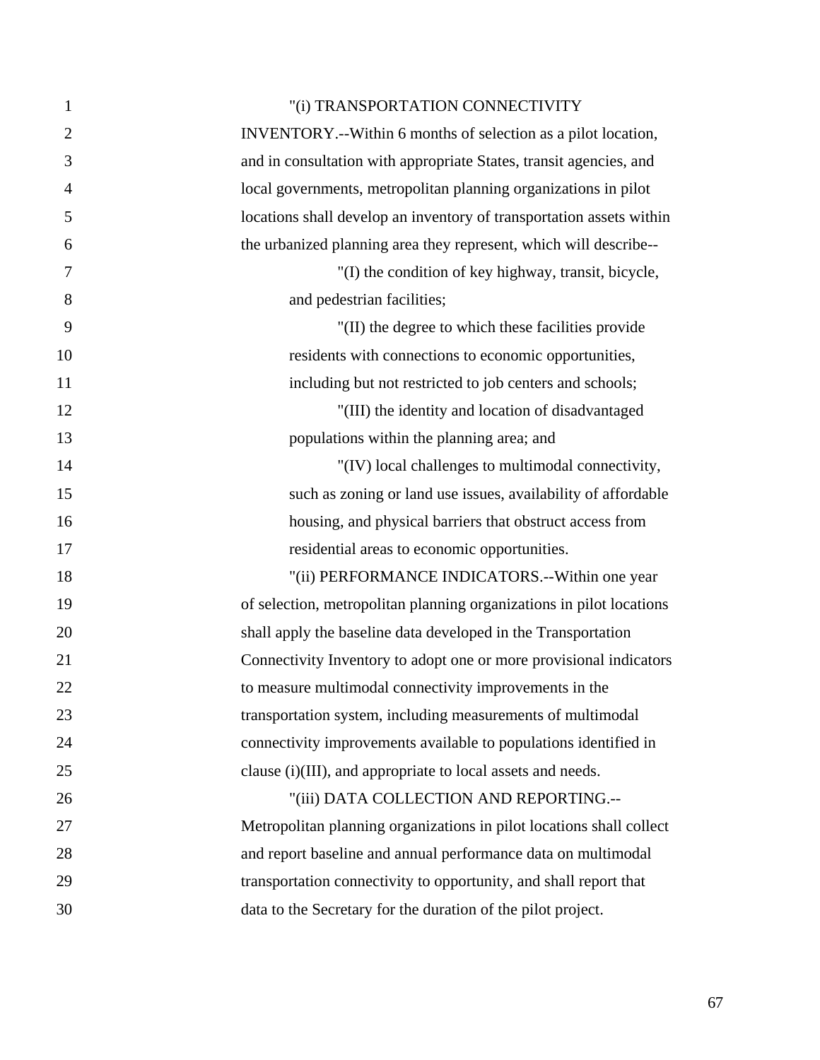"(i) TRANSPORTATION CONNECTIVITY INVENTORY.--Within 6 months of selection as a pilot location, and in consultation with appropriate States, transit agencies, and local governments, metropolitan planning organizations in pilot locations shall develop an inventory of transportation assets within the urbanized planning area they represent, which will describe--

"(I) the condition of key highway, transit, bicycle, and pedestrian facilities;

"(II) the degree to which these facilities provide residents with connections to economic opportunities, including but not restricted to job centers and schools;

"(III) the identity and location of disadvantaged populations within the planning area; and

"(IV) local challenges to multimodal connectivity, such as zoning or land use issues, availability of affordable housing, and physical barriers that obstruct access from residential areas to economic opportunities.

"(ii) PERFORMANCE INDICATORS.--Within one year of selection, metropolitan planning organizations in pilot locations shall apply the baseline data developed in the Transportation Connectivity Inventory to adopt one or more provisional indicators to measure multimodal connectivity improvements in the transportation system, including measurements of multimodal connectivity improvements available to populations identified in clause (i)(III), and appropriate to local assets and needs.

"(iii) DATA COLLECTION AND REPORTING.--Metropolitan planning organizations in pilot locations shall collect and report baseline and annual performance data on multimodal transportation connectivity to opportunity, and shall report that data to the Secretary for the duration of the pilot project.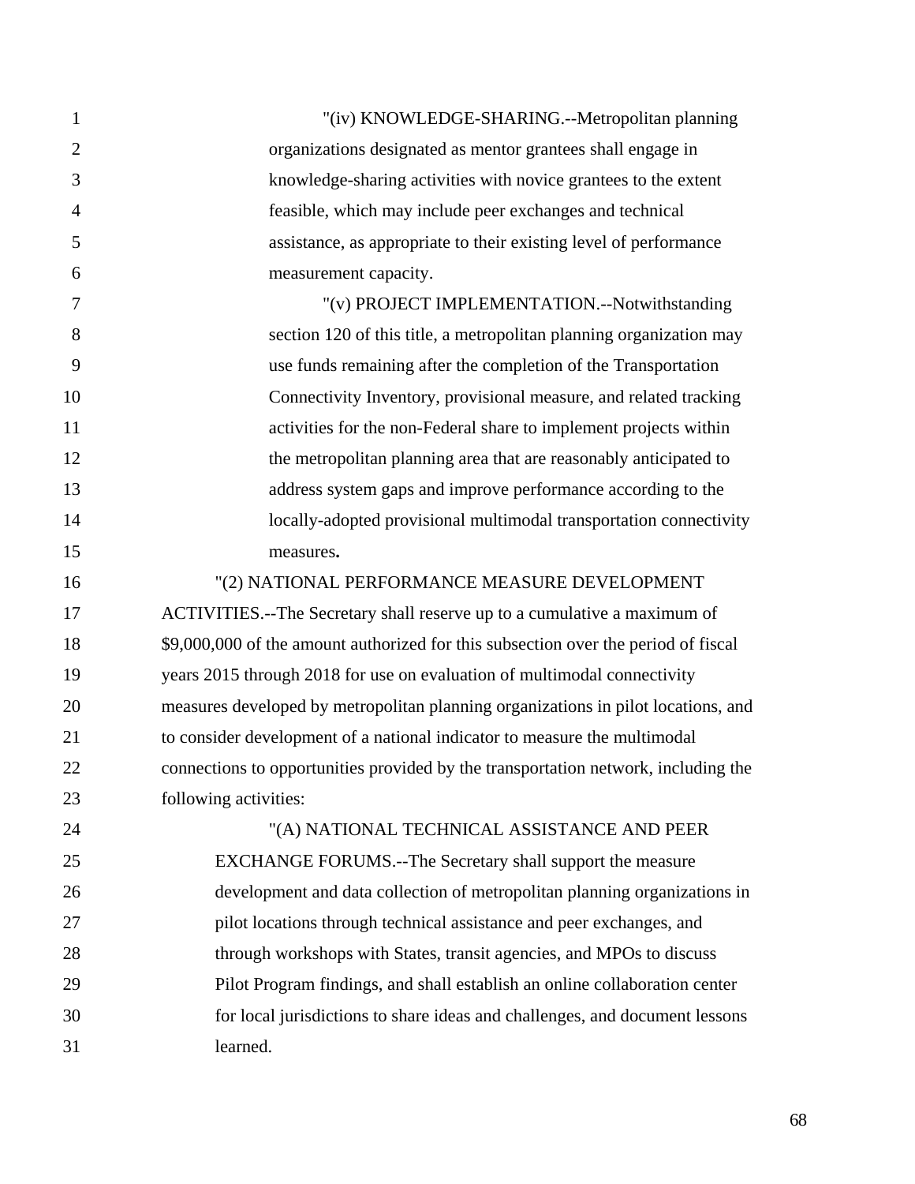"(iv) KNOWLEDGE-SHARING.--Metropolitan planning organizations designated as mentor grantees shall engage in knowledge-sharing activities with novice grantees to the extent feasible, which may include peer exchanges and technical assistance, as appropriate to their existing level of performance measurement capacity.

"(v) PROJECT IMPLEMENTATION.--Notwithstanding section 120 of this title, a metropolitan planning organization may use funds remaining after the completion of the Transportation Connectivity Inventory, provisional measure, and related tracking activities for the non-Federal share to implement projects within the metropolitan planning area that are reasonably anticipated to address system gaps and improve performance according to the locally-adopted provisional multimodal transportation connectivity measures**.**

"(2) NATIONAL PERFORMANCE MEASURE DEVELOPMENT ACTIVITIES.--The Secretary shall reserve up to a cumulative a maximum of $9,000,000 of the amount authorized for this subsection over the period of fiscal years 2015 through 2018 for use on evaluation of multimodal connectivity measures developed by metropolitan planning organizations in pilot locations, and to consider development of a national indicator to measure the multimodal connections to opportunities provided by the transportation network, including the following activities:

"(A) NATIONAL TECHNICAL ASSISTANCE AND PEER EXCHANGE FORUMS.--The Secretary shall support the measure development and data collection of metropolitan planning organizations in pilot locations through technical assistance and peer exchanges, and through workshops with States, transit agencies, and MPOs to discuss Pilot Program findings, and shall establish an online collaboration center for local jurisdictions to share ideas and challenges, and document lessons learned.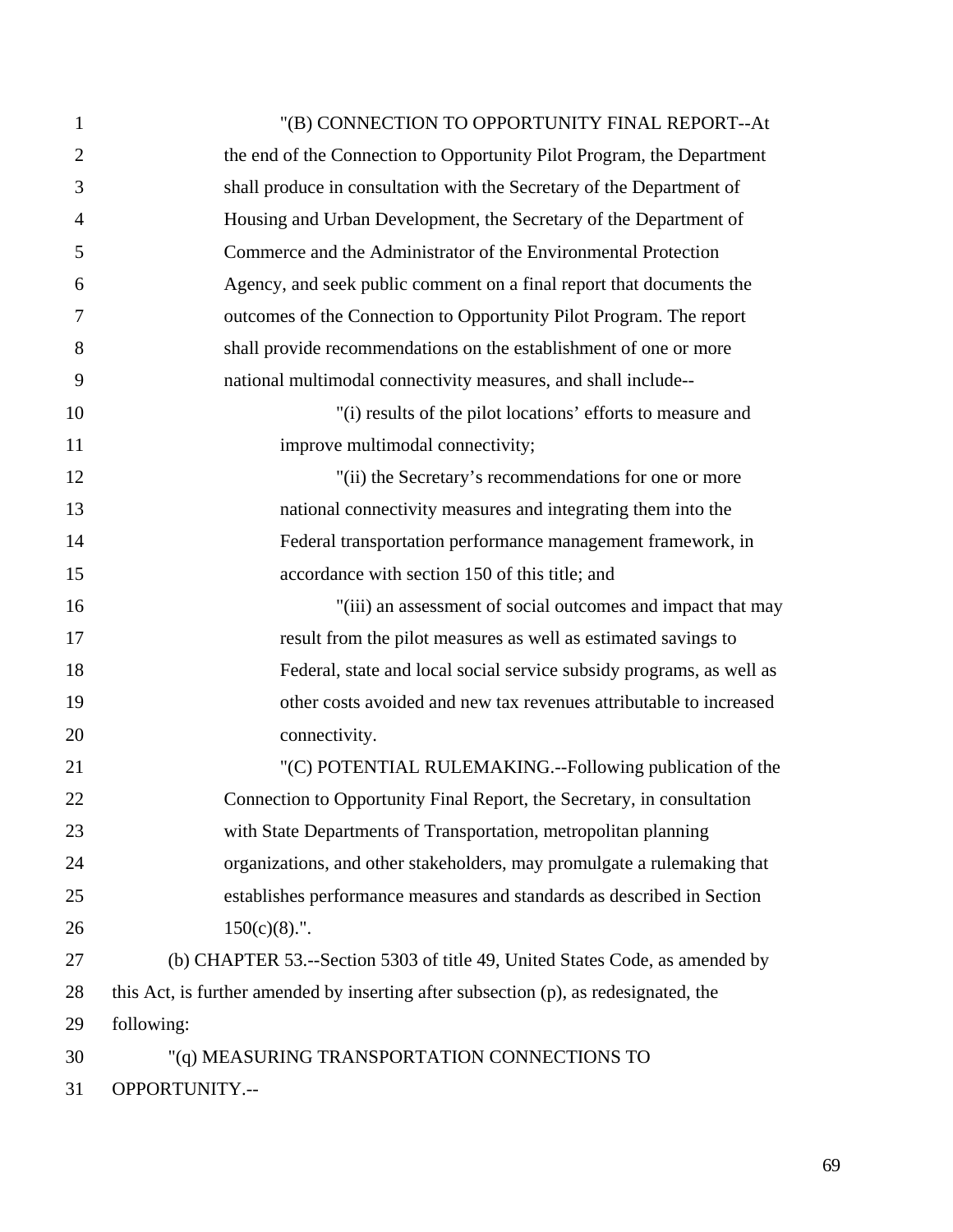"(B) CONNECTION TO OPPORTUNITY FINAL REPORT--At the end of the Connection to Opportunity Pilot Program, the Department shall produce in consultation with the Secretary of the Department of Housing and Urban Development, the Secretary of the Department of Commerce and the Administrator of the Environmental Protection Agency, and seek public comment on a final report that documents the outcomes of the Connection to Opportunity Pilot Program. The report shall provide recommendations on the establishment of one or more national multimodal connectivity measures, and shall include--

"(i) results of the pilot locations' efforts to measure and improve multimodal connectivity;

"(ii) the Secretary's recommendations for one or more national connectivity measures and integrating them into the Federal transportation performance management framework, in accordance with section 150 of this title; and

"(iii) an assessment of social outcomes and impact that may result from the pilot measures as well as estimated savings to Federal, state and local social service subsidy programs, as well as other costs avoided and new tax revenues attributable to increased connectivity.

"(C) POTENTIAL RULEMAKING.--Following publication of the Connection to Opportunity Final Report, the Secretary, in consultation with State Departments of Transportation, metropolitan planning organizations, and other stakeholders, may promulgate a rulemaking that establishes performance measures and standards as described in Section 150(c)(8).".

(b) CHAPTER 53.--Section 5303 of title 49, United States Code, as amended by this Act, is further amended by inserting after subsection (p), as redesignated, the following:

"(q) MEASURING TRANSPORTATION CONNECTIONS TO OPPORTUNITY.--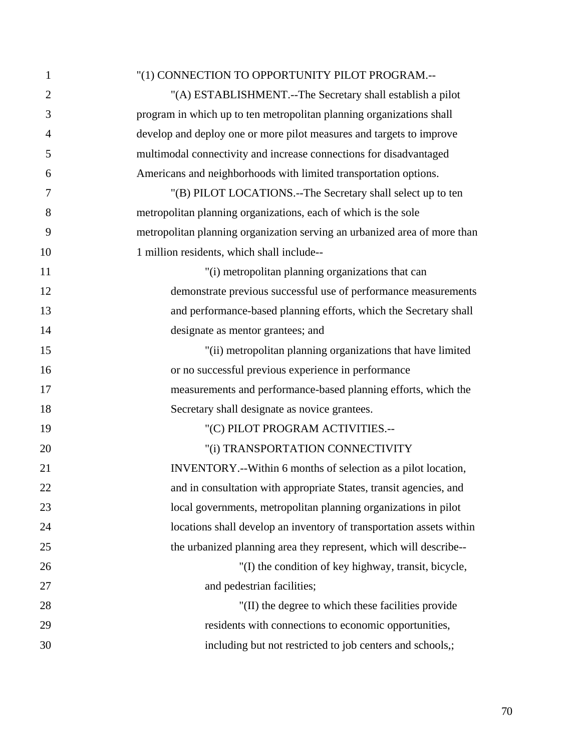"(1) CONNECTION TO OPPORTUNITY PILOT PROGRAM.--

"(A) ESTABLISHMENT.--The Secretary shall establish a pilot program in which up to ten metropolitan planning organizations shall develop and deploy one or more pilot measures and targets to improve multimodal connectivity and increase connections for disadvantaged Americans and neighborhoods with limited transportation options.

"(B) PILOT LOCATIONS.--The Secretary shall select up to ten metropolitan planning organizations, each of which is the sole metropolitan planning organization serving an urbanized area of more than 1 million residents, which shall include--

"(i) metropolitan planning organizations that can demonstrate previous successful use of performance measurements and performance-based planning efforts, which the Secretary shall designate as mentor grantees; and

"(ii) metropolitan planning organizations that have limited or no successful previous experience in performance measurements and performance-based planning efforts, which the Secretary shall designate as novice grantees.

"(C) PILOT PROGRAM ACTIVITIES.--

"(i) TRANSPORTATION CONNECTIVITY INVENTORY.--Within 6 months of selection as a pilot location, and in consultation with appropriate States, transit agencies, and local governments, metropolitan planning organizations in pilot locations shall develop an inventory of transportation assets within the urbanized planning area they represent, which will describe--

"(I) the condition of key highway, transit, bicycle, and pedestrian facilities;

"(II) the degree to which these facilities provide residents with connections to economic opportunities, including but not restricted to job centers and schools,;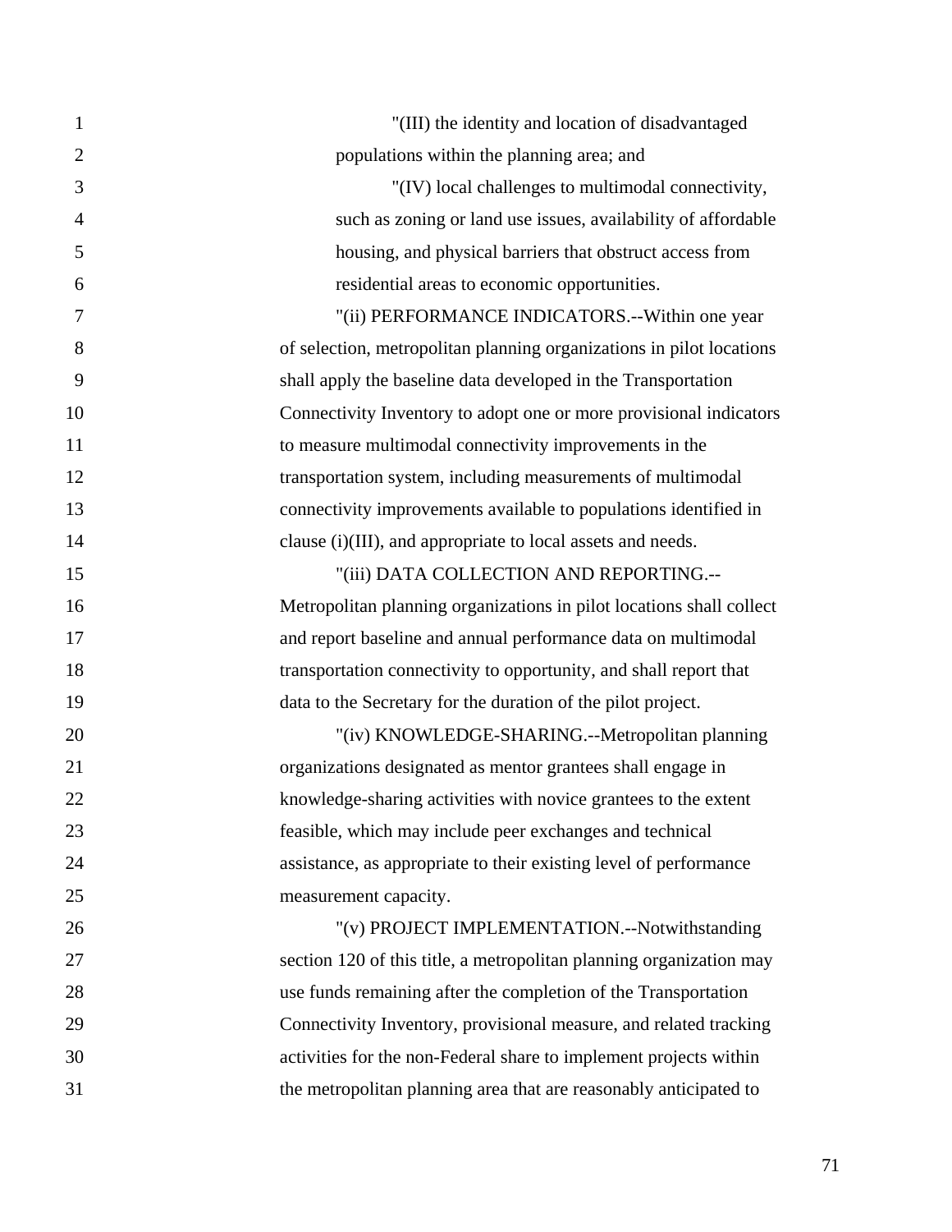"(III) the identity and location of disadvantaged populations within the planning area; and

"(IV) local challenges to multimodal connectivity, such as zoning or land use issues, availability of affordable housing, and physical barriers that obstruct access from residential areas to economic opportunities.

"(ii) PERFORMANCE INDICATORS.--Within one year of selection, metropolitan planning organizations in pilot locations shall apply the baseline data developed in the Transportation Connectivity Inventory to adopt one or more provisional indicators to measure multimodal connectivity improvements in the transportation system, including measurements of multimodal connectivity improvements available to populations identified in clause (i)(III), and appropriate to local assets and needs.

"(iii) DATA COLLECTION AND REPORTING.--Metropolitan planning organizations in pilot locations shall collect and report baseline and annual performance data on multimodal transportation connectivity to opportunity, and shall report that data to the Secretary for the duration of the pilot project.

"(iv) KNOWLEDGE-SHARING.--Metropolitan planning organizations designated as mentor grantees shall engage in knowledge-sharing activities with novice grantees to the extent feasible, which may include peer exchanges and technical assistance, as appropriate to their existing level of performance measurement capacity.

"(v) PROJECT IMPLEMENTATION.--Notwithstanding section 120 of this title, a metropolitan planning organization may use funds remaining after the completion of the Transportation Connectivity Inventory, provisional measure, and related tracking activities for the non-Federal share to implement projects within the metropolitan planning area that are reasonably anticipated to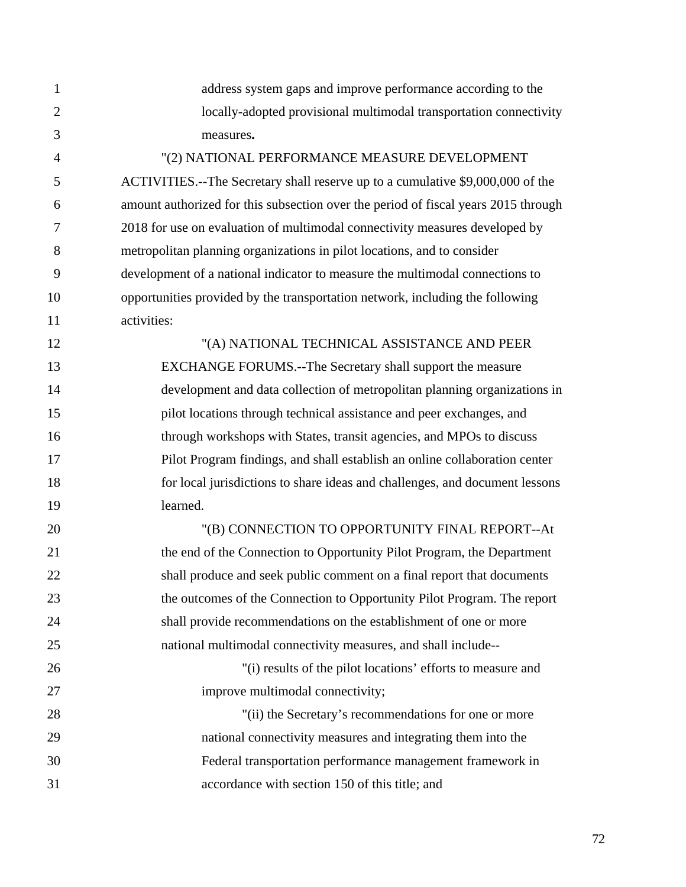address system gaps and improve performance according to the locally-adopted provisional multimodal transportation connectivity measures**.**

"(2) NATIONAL PERFORMANCE MEASURE DEVELOPMENT ACTIVITIES.--The Secretary shall reserve up to a cumulative $9,000,000 of the amount authorized for this subsection over the period of fiscal years 2015 through 2018 for use on evaluation of multimodal connectivity measures developed by metropolitan planning organizations in pilot locations, and to consider development of a national indicator to measure the multimodal connections to opportunities provided by the transportation network, including the following activities:

"(A) NATIONAL TECHNICAL ASSISTANCE AND PEER EXCHANGE FORUMS.--The Secretary shall support the measure development and data collection of metropolitan planning organizations in pilot locations through technical assistance and peer exchanges, and through workshops with States, transit agencies, and MPOs to discuss Pilot Program findings, and shall establish an online collaboration center for local jurisdictions to share ideas and challenges, and document lessons learned.

"(B) CONNECTION TO OPPORTUNITY FINAL REPORT--At the end of the Connection to Opportunity Pilot Program, the Department shall produce and seek public comment on a final report that documents the outcomes of the Connection to Opportunity Pilot Program. The report shall provide recommendations on the establishment of one or more national multimodal connectivity measures, and shall include--

"(i) results of the pilot locations' efforts to measure and improve multimodal connectivity;

"(ii) the Secretary's recommendations for one or more national connectivity measures and integrating them into the Federal transportation performance management framework in accordance with section 150 of this title; and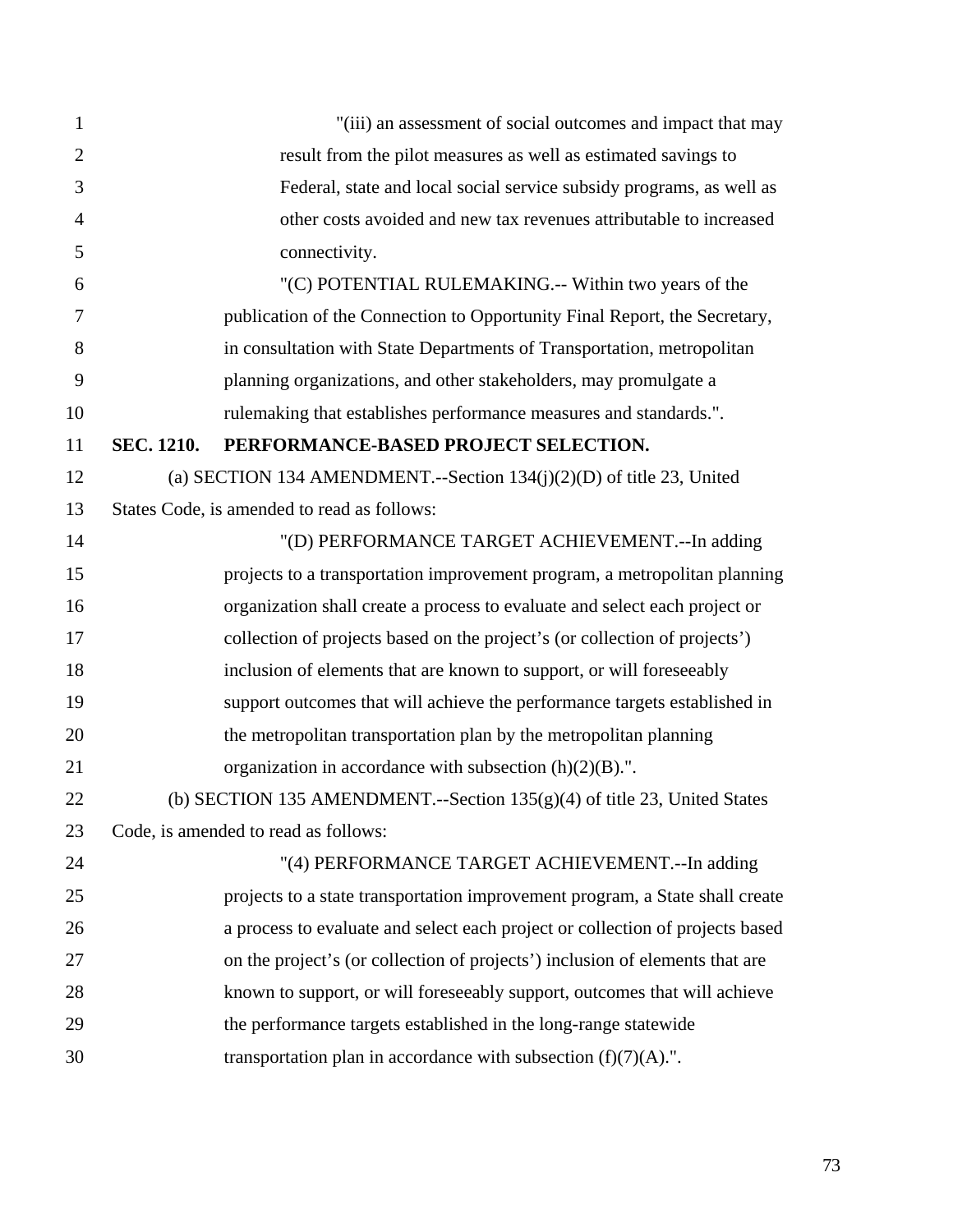"(iii) an assessment of social outcomes and impact that may result from the pilot measures as well as estimated savings to Federal, state and local social service subsidy programs, as well as other costs avoided and new tax revenues attributable to increased connectivity.

"(C) POTENTIAL RULEMAKING.-- Within two years of the publication of the Connection to Opportunity Final Report, the Secretary, in consultation with State Departments of Transportation, metropolitan planning organizations, and other stakeholders, may promulgate a rulemaking that establishes performance measures and standards.".

**SEC. 1210. PERFORMANCE-BASED PROJECT SELECTION.**

(a) SECTION 134 AMENDMENT.--Section 134(j)(2)(D) of title 23, United States Code, is amended to read as follows:

"(D) PERFORMANCE TARGET ACHIEVEMENT.--In adding projects to a transportation improvement program, a metropolitan planning organization shall create a process to evaluate and select each project or collection of projects based on the project's (or collection of projects') inclusion of elements that are known to support, or will foreseeably support outcomes that will achieve the performance targets established in the metropolitan transportation plan by the metropolitan planning organization in accordance with subsection (h)(2)(B).".

(b) SECTION 135 AMENDMENT.--Section 135(g)(4) of title 23, United States Code, is amended to read as follows:

"(4) PERFORMANCE TARGET ACHIEVEMENT.--In adding projects to a state transportation improvement program, a State shall create a process to evaluate and select each project or collection of projects based on the project's (or collection of projects') inclusion of elements that are known to support, or will foreseeably support, outcomes that will achieve the performance targets established in the long-range statewide transportation plan in accordance with subsection (f)(7)(A).".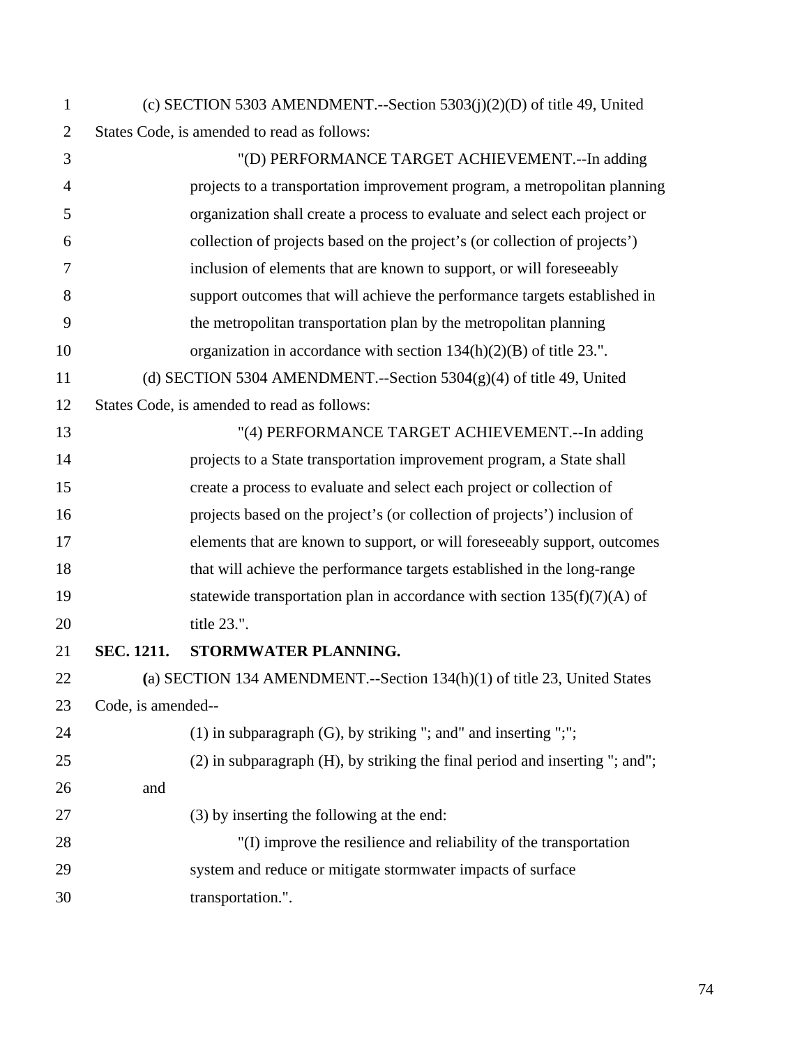(c) SECTION 5303 AMENDMENT.--Section 5303(j)(2)(D) of title 49, United States Code, is amended to read as follows:

"(D) PERFORMANCE TARGET ACHIEVEMENT.--In adding projects to a transportation improvement program, a metropolitan planning organization shall create a process to evaluate and select each project or collection of projects based on the project's (or collection of projects') inclusion of elements that are known to support, or will foreseeably support outcomes that will achieve the performance targets established in the metropolitan transportation plan by the metropolitan planning organization in accordance with section 134(h)(2)(B) of title 23.".

(d) SECTION 5304 AMENDMENT.--Section 5304(g)(4) of title 49, United States Code, is amended to read as follows:

"(4) PERFORMANCE TARGET ACHIEVEMENT.--In adding projects to a State transportation improvement program, a State shall create a process to evaluate and select each project or collection of projects based on the project's (or collection of projects') inclusion of elements that are known to support, or will foreseeably support, outcomes that will achieve the performance targets established in the long-range statewide transportation plan in accordance with section 135(f)(7)(A) of title 23.".

**SEC. 1211. STORMWATER PLANNING.**

(a) SECTION 134 AMENDMENT.--Section 134(h)(1) of title 23, United States Code, is amended--

(1) in subparagraph (G), by striking "; and" and inserting ";";

(2) in subparagraph (H), by striking the final period and inserting "; and"; and

(3) by inserting the following at the end:

"(I) improve the resilience and reliability of the transportation system and reduce or mitigate stormwater impacts of surface transportation.".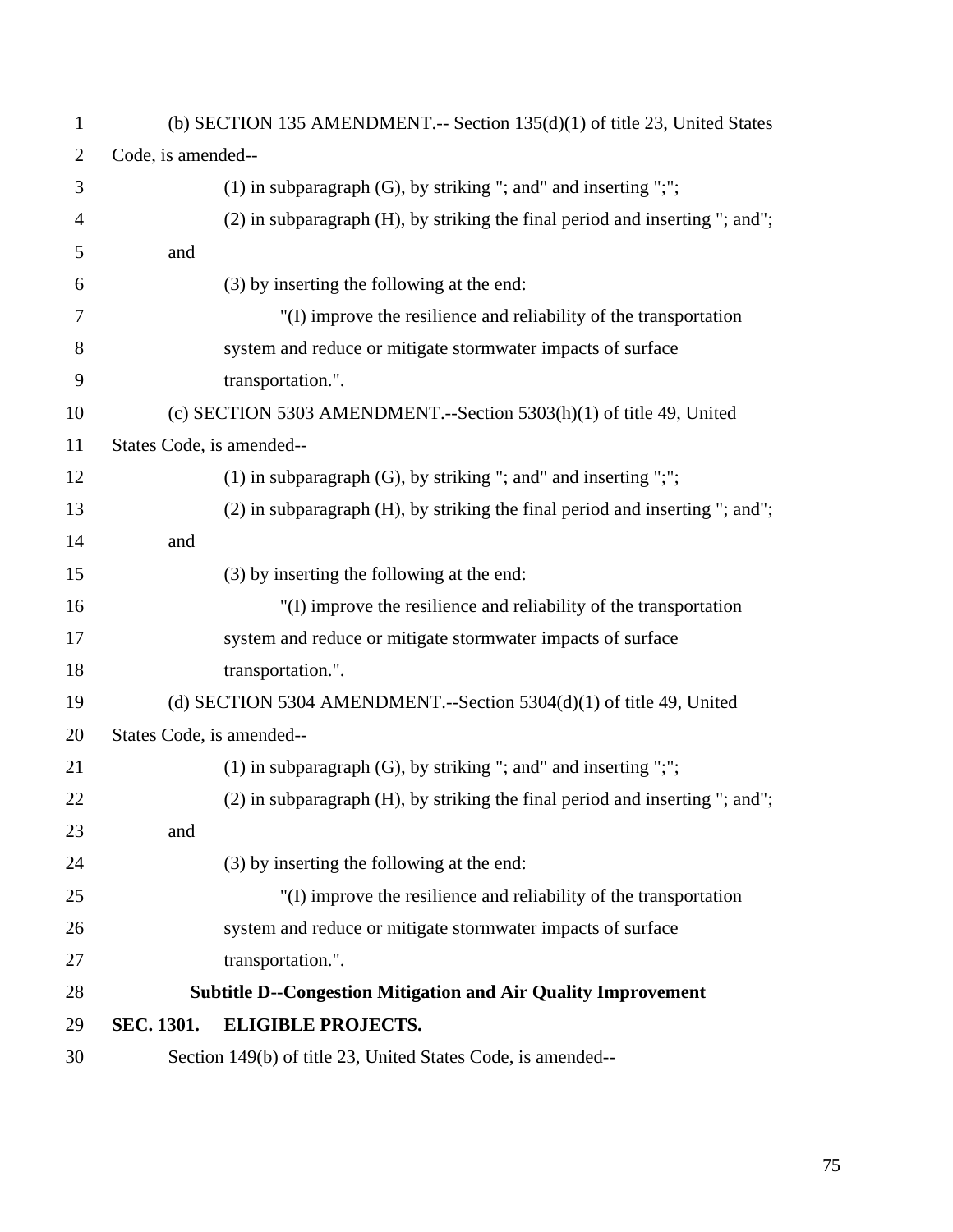(b) SECTION 135 AMENDMENT.-- Section 135(d)(1) of title 23, United States Code, is amended--

(1) in subparagraph (G), by striking "; and" and inserting ";";

(2) in subparagraph (H), by striking the final period and inserting "; and"; and

(3) by inserting the following at the end:

"(I) improve the resilience and reliability of the transportation system and reduce or mitigate stormwater impacts of surface transportation.".

(c) SECTION 5303 AMENDMENT.--Section 5303(h)(1) of title 49, United States Code, is amended--

(1) in subparagraph (G), by striking "; and" and inserting ";";

(2) in subparagraph (H), by striking the final period and inserting "; and"; and

(3) by inserting the following at the end:

"(I) improve the resilience and reliability of the transportation system and reduce or mitigate stormwater impacts of surface transportation.".

(d) SECTION 5304 AMENDMENT.--Section 5304(d)(1) of title 49, United States Code, is amended--

(1) in subparagraph (G), by striking "; and" and inserting ";";

(2) in subparagraph (H), by striking the final period and inserting "; and"; and

(3) by inserting the following at the end:

"(I) improve the resilience and reliability of the transportation system and reduce or mitigate stormwater impacts of surface transportation.".

## Subtitle D--Congestion Mitigation and Air Quality Improvement

### SEC. 1301. ELIGIBLE PROJECTS.

Section 149(b) of title 23, United States Code, is amended--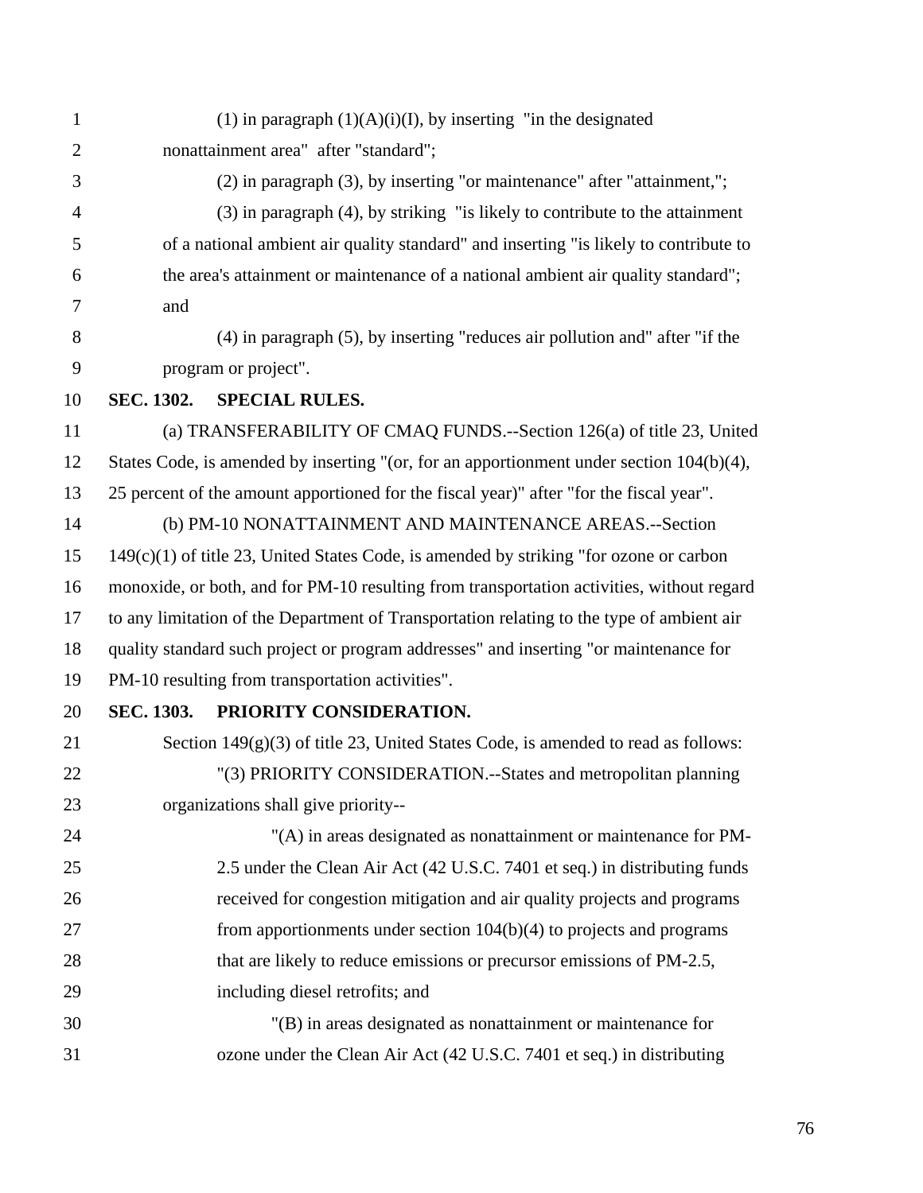(1) in paragraph (1)(A)(i)(I), by inserting "in the designated nonattainment area" after "standard";

(2) in paragraph (3), by inserting "or maintenance" after "attainment,";

(3) in paragraph (4), by striking "is likely to contribute to the attainment of a national ambient air quality standard" and inserting "is likely to contribute to the area's attainment or maintenance of a national ambient air quality standard"; and

(4) in paragraph (5), by inserting "reduces air pollution and" after "if the program or project".

**SEC. 1302. SPECIAL RULES.**

(a) TRANSFERABILITY OF CMAQ FUNDS.--Section 126(a) of title 23, United States Code, is amended by inserting "(or, for an apportionment under section 104(b)(4), 25 percent of the amount apportioned for the fiscal year)" after "for the fiscal year".

(b) PM-10 NONATTAINMENT AND MAINTENANCE AREAS.--Section 149(c)(1) of title 23, United States Code, is amended by striking "for ozone or carbon monoxide, or both, and for PM-10 resulting from transportation activities, without regard to any limitation of the Department of Transportation relating to the type of ambient air quality standard such project or program addresses" and inserting "or maintenance for PM-10 resulting from transportation activities".

**SEC. 1303. PRIORITY CONSIDERATION.**

Section 149(g)(3) of title 23, United States Code, is amended to read as follows:

"(3) PRIORITY CONSIDERATION.--States and metropolitan planning organizations shall give priority--

"(A) in areas designated as nonattainment or maintenance for PM-2.5 under the Clean Air Act (42 U.S.C. 7401 et seq.) in distributing funds received for congestion mitigation and air quality projects and programs from apportionments under section 104(b)(4) to projects and programs that are likely to reduce emissions or precursor emissions of PM-2.5, including diesel retrofits; and

"(B) in areas designated as nonattainment or maintenance for ozone under the Clean Air Act (42 U.S.C. 7401 et seq.) in distributing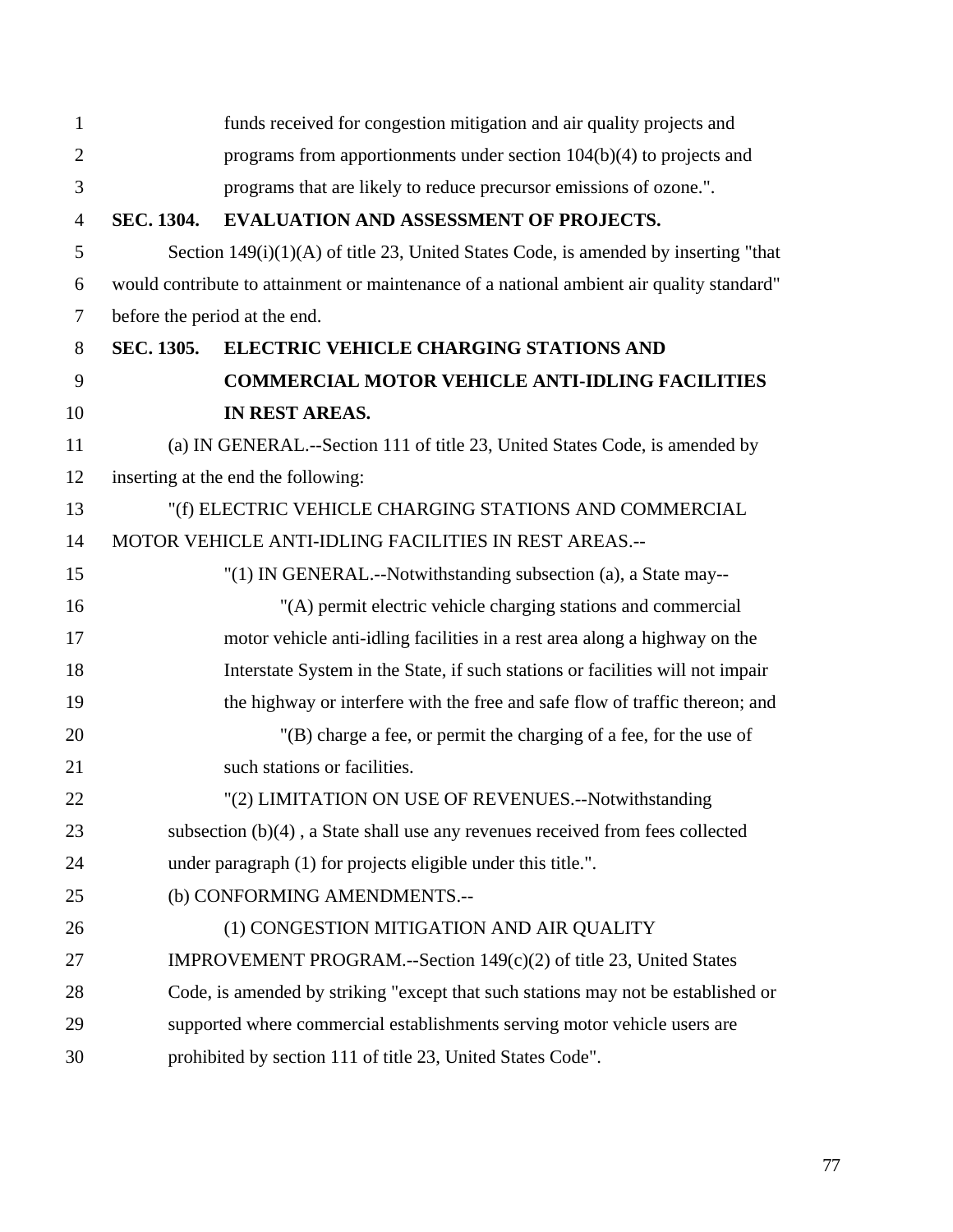funds received for congestion mitigation and air quality projects and programs from apportionments under section 104(b)(4) to projects and programs that are likely to reduce precursor emissions of ozone.".

**SEC. 1304. EVALUATION AND ASSESSMENT OF PROJECTS.**

Section 149(i)(1)(A) of title 23, United States Code, is amended by inserting "that would contribute to attainment or maintenance of a national ambient air quality standard" before the period at the end.

**SEC. 1305. ELECTRIC VEHICLE CHARGING STATIONS AND COMMERCIAL MOTOR VEHICLE ANTI-IDLING FACILITIES IN REST AREAS.**

(a) IN GENERAL.--Section 111 of title 23, United States Code, is amended by inserting at the end the following:

"(f) ELECTRIC VEHICLE CHARGING STATIONS AND COMMERCIAL MOTOR VEHICLE ANTI-IDLING FACILITIES IN REST AREAS.--

"(1) IN GENERAL.--Notwithstanding subsection (a), a State may--

"(A) permit electric vehicle charging stations and commercial motor vehicle anti-idling facilities in a rest area along a highway on the Interstate System in the State, if such stations or facilities will not impair the highway or interfere with the free and safe flow of traffic thereon; and

"(B) charge a fee, or permit the charging of a fee, for the use of such stations or facilities.

"(2) LIMITATION ON USE OF REVENUES.--Notwithstanding subsection (b)(4) , a State shall use any revenues received from fees collected under paragraph (1) for projects eligible under this title.".

(b) CONFORMING AMENDMENTS.--

(1) CONGESTION MITIGATION AND AIR QUALITY IMPROVEMENT PROGRAM.--Section 149(c)(2) of title 23, United States Code, is amended by striking "except that such stations may not be established or supported where commercial establishments serving motor vehicle users are prohibited by section 111 of title 23, United States Code".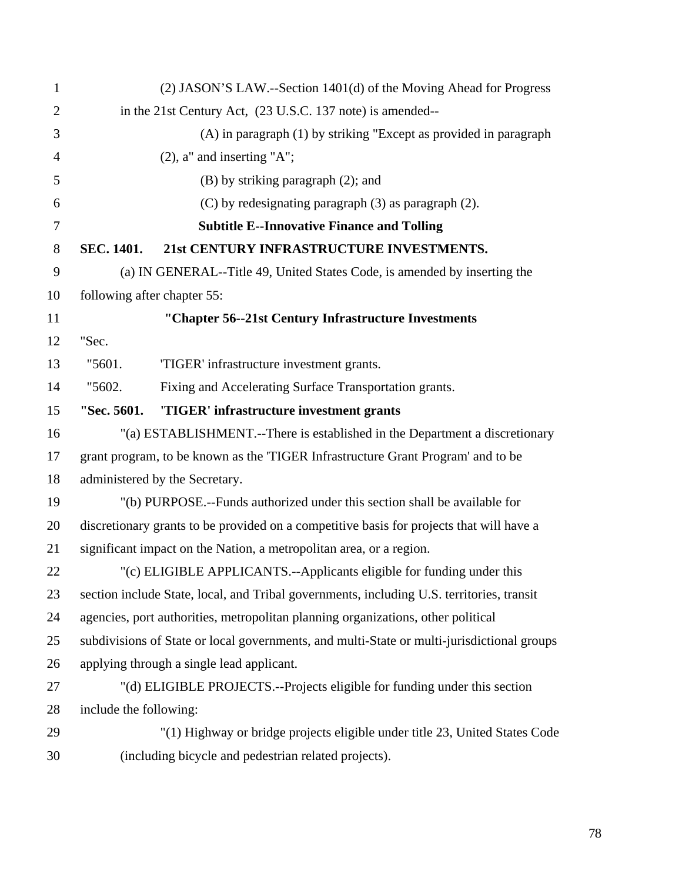(2) JASON'S LAW.--Section 1401(d) of the Moving Ahead for Progress in the 21st Century Act, (23 U.S.C. 137 note) is amended--

(A) in paragraph (1) by striking "Except as provided in paragraph (2), a" and inserting "A";

(B) by striking paragraph (2); and

(C) by redesignating paragraph (3) as paragraph (2).

**Subtitle E--Innovative Finance and Tolling**

**SEC. 1401. 21st CENTURY INFRASTRUCTURE INVESTMENTS.**

(a) IN GENERAL--Title 49, United States Code, is amended by inserting the following after chapter 55:

**"Chapter 56--21st Century Infrastructure Investments**

"Sec.

"5601. 'TIGER' infrastructure investment grants.

"5602. Fixing and Accelerating Surface Transportation grants.

**"Sec. 5601. 'TIGER' infrastructure investment grants**

"(a) ESTABLISHMENT.--There is established in the Department a discretionary grant program, to be known as the 'TIGER Infrastructure Grant Program' and to be administered by the Secretary.

"(b) PURPOSE.--Funds authorized under this section shall be available for discretionary grants to be provided on a competitive basis for projects that will have a significant impact on the Nation, a metropolitan area, or a region.

"(c) ELIGIBLE APPLICANTS.--Applicants eligible for funding under this section include State, local, and Tribal governments, including U.S. territories, transit agencies, port authorities, metropolitan planning organizations, other political subdivisions of State or local governments, and multi-State or multi-jurisdictional groups applying through a single lead applicant.

"(d) ELIGIBLE PROJECTS.--Projects eligible for funding under this section include the following:

"(1) Highway or bridge projects eligible under title 23, United States Code (including bicycle and pedestrian related projects).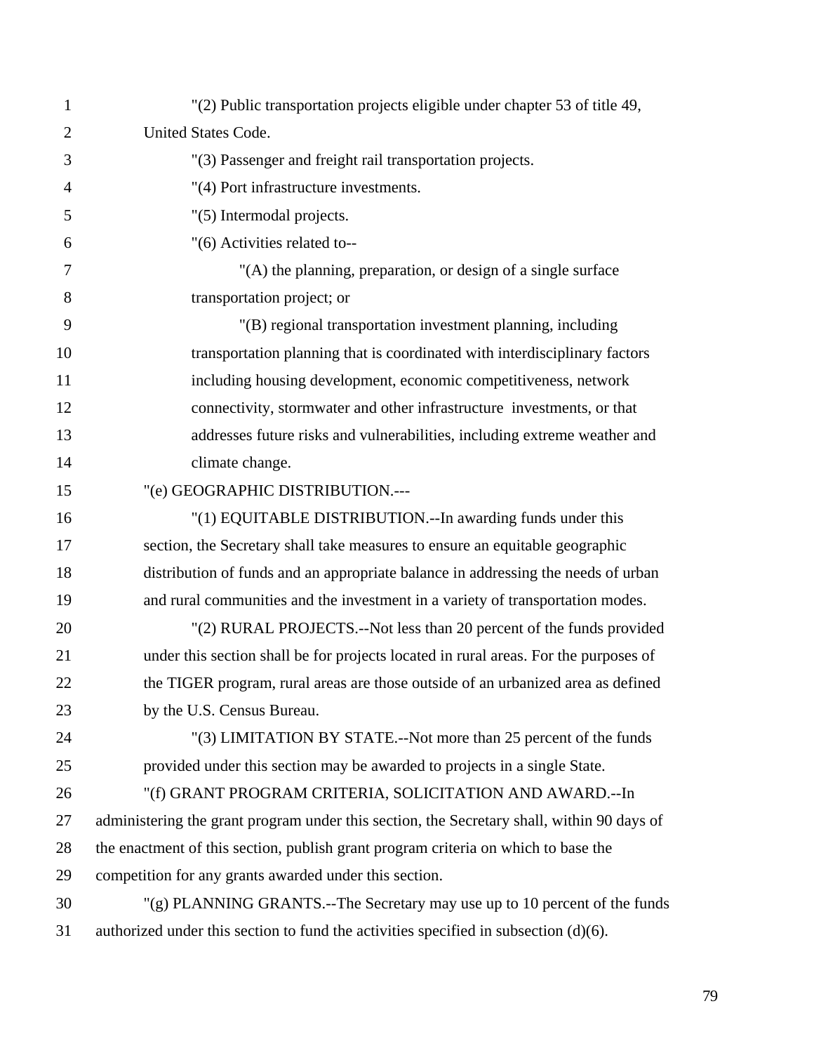"(2) Public transportation projects eligible under chapter 53 of title 49, United States Code.

"(3) Passenger and freight rail transportation projects.

"(4) Port infrastructure investments.

"(5) Intermodal projects.

"(6) Activities related to--

"(A) the planning, preparation, or design of a single surface transportation project; or

"(B) regional transportation investment planning, including transportation planning that is coordinated with interdisciplinary factors including housing development, economic competitiveness, network connectivity, stormwater and other infrastructure investments, or that addresses future risks and vulnerabilities, including extreme weather and climate change.

"(e) GEOGRAPHIC DISTRIBUTION.---

"(1) EQUITABLE DISTRIBUTION.--In awarding funds under this section, the Secretary shall take measures to ensure an equitable geographic distribution of funds and an appropriate balance in addressing the needs of urban and rural communities and the investment in a variety of transportation modes.

"(2) RURAL PROJECTS.--Not less than 20 percent of the funds provided under this section shall be for projects located in rural areas. For the purposes of the TIGER program, rural areas are those outside of an urbanized area as defined by the U.S. Census Bureau.

"(3) LIMITATION BY STATE.--Not more than 25 percent of the funds provided under this section may be awarded to projects in a single State.

"(f) GRANT PROGRAM CRITERIA, SOLICITATION AND AWARD.--In administering the grant program under this section, the Secretary shall, within 90 days of the enactment of this section, publish grant program criteria on which to base the competition for any grants awarded under this section.

"(g) PLANNING GRANTS.--The Secretary may use up to 10 percent of the funds authorized under this section to fund the activities specified in subsection (d)(6).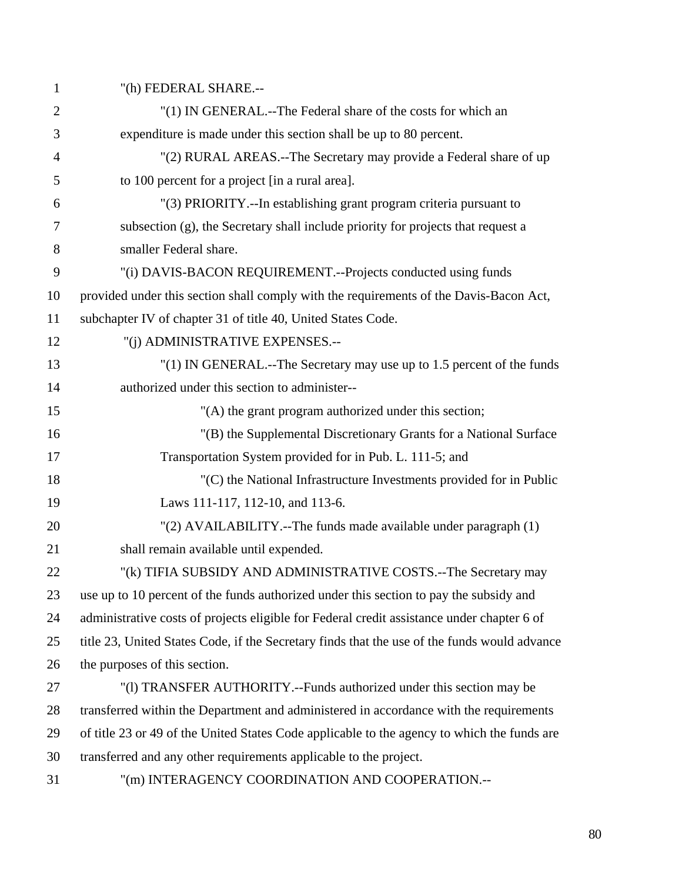"(h) FEDERAL SHARE.--

"(1) IN GENERAL.--The Federal share of the costs for which an expenditure is made under this section shall be up to 80 percent.

"(2) RURAL AREAS.--The Secretary may provide a Federal share of up to 100 percent for a project [in a rural area].

"(3) PRIORITY.--In establishing grant program criteria pursuant to subsection (g), the Secretary shall include priority for projects that request a smaller Federal share.

"(i) DAVIS-BACON REQUIREMENT.--Projects conducted using funds provided under this section shall comply with the requirements of the Davis-Bacon Act, subchapter IV of chapter 31 of title 40, United States Code.

"(j) ADMINISTRATIVE EXPENSES.--

"(1) IN GENERAL.--The Secretary may use up to 1.5 percent of the funds authorized under this section to administer--

"(A) the grant program authorized under this section;

"(B) the Supplemental Discretionary Grants for a National Surface Transportation System provided for in Pub. L. 111-5; and

"(C) the National Infrastructure Investments provided for in Public Laws 111-117, 112-10, and 113-6.

"(2) AVAILABILITY.--The funds made available under paragraph (1) shall remain available until expended.

"(k) TIFIA SUBSIDY AND ADMINISTRATIVE COSTS.--The Secretary may use up to 10 percent of the funds authorized under this section to pay the subsidy and administrative costs of projects eligible for Federal credit assistance under chapter 6 of title 23, United States Code, if the Secretary finds that the use of the funds would advance the purposes of this section.

"(l) TRANSFER AUTHORITY.--Funds authorized under this section may be transferred within the Department and administered in accordance with the requirements of title 23 or 49 of the United States Code applicable to the agency to which the funds are transferred and any other requirements applicable to the project.

"(m) INTERAGENCY COORDINATION AND COOPERATION.--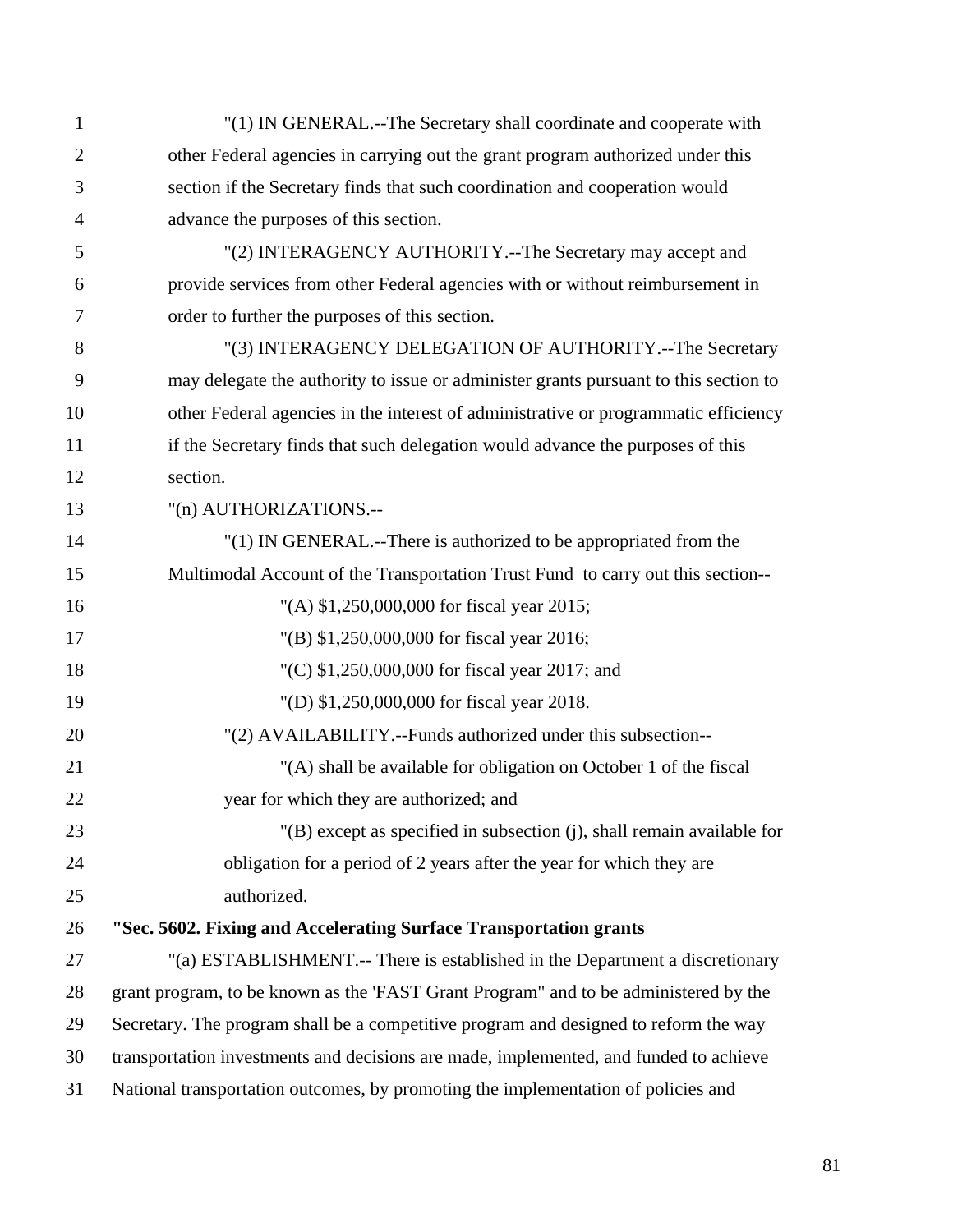"(1) IN GENERAL.--The Secretary shall coordinate and cooperate with other Federal agencies in carrying out the grant program authorized under this section if the Secretary finds that such coordination and cooperation would advance the purposes of this section.

"(2) INTERAGENCY AUTHORITY.--The Secretary may accept and provide services from other Federal agencies with or without reimbursement in order to further the purposes of this section.

"(3) INTERAGENCY DELEGATION OF AUTHORITY.--The Secretary may delegate the authority to issue or administer grants pursuant to this section to other Federal agencies in the interest of administrative or programmatic efficiency if the Secretary finds that such delegation would advance the purposes of this section.

"(n) AUTHORIZATIONS.--

"(1) IN GENERAL.--There is authorized to be appropriated from the Multimodal Account of the Transportation Trust Fund to carry out this section--

"(A) $1,250,000,000 for fiscal year 2015;

"(B) $1,250,000,000 for fiscal year 2016;

"(C) $1,250,000,000 for fiscal year 2017; and

"(D) $1,250,000,000 for fiscal year 2018.

"(2) AVAILABILITY.--Funds authorized under this subsection--

"(A) shall be available for obligation on October 1 of the fiscal year for which they are authorized; and

"(B) except as specified in subsection (j), shall remain available for obligation for a period of 2 years after the year for which they are authorized.

**"Sec. 5602. Fixing and Accelerating Surface Transportation grants**

"(a) ESTABLISHMENT.-- There is established in the Department a discretionary grant program, to be known as the 'FAST Grant Program" and to be administered by the Secretary. The program shall be a competitive program and designed to reform the way transportation investments and decisions are made, implemented, and funded to achieve National transportation outcomes, by promoting the implementation of policies and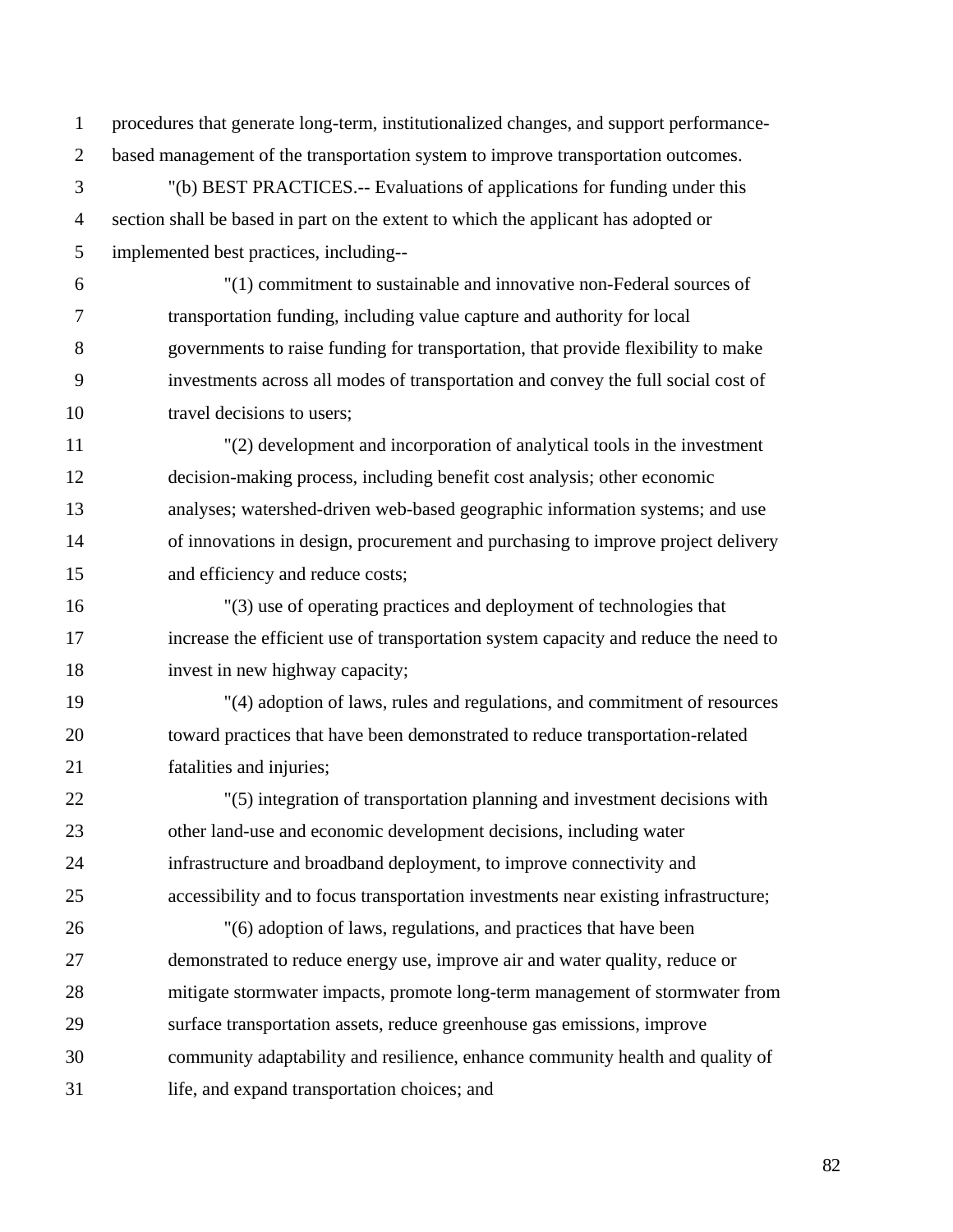procedures that generate long-term, institutionalized changes, and support performance-based management of the transportation system to improve transportation outcomes.

"(b) BEST PRACTICES.-- Evaluations of applications for funding under this section shall be based in part on the extent to which the applicant has adopted or implemented best practices, including--

"(1) commitment to sustainable and innovative non-Federal sources of transportation funding, including value capture and authority for local governments to raise funding for transportation, that provide flexibility to make investments across all modes of transportation and convey the full social cost of travel decisions to users;

"(2) development and incorporation of analytical tools in the investment decision-making process, including benefit cost analysis; other economic analyses; watershed-driven web-based geographic information systems; and use of innovations in design, procurement and purchasing to improve project delivery and efficiency and reduce costs;

"(3) use of operating practices and deployment of technologies that increase the efficient use of transportation system capacity and reduce the need to invest in new highway capacity;

"(4) adoption of laws, rules and regulations, and commitment of resources toward practices that have been demonstrated to reduce transportation-related fatalities and injuries;

"(5) integration of transportation planning and investment decisions with other land-use and economic development decisions, including water infrastructure and broadband deployment, to improve connectivity and accessibility and to focus transportation investments near existing infrastructure;

"(6) adoption of laws, regulations, and practices that have been demonstrated to reduce energy use, improve air and water quality, reduce or mitigate stormwater impacts, promote long-term management of stormwater from surface transportation assets, reduce greenhouse gas emissions, improve community adaptability and resilience, enhance community health and quality of life, and expand transportation choices; and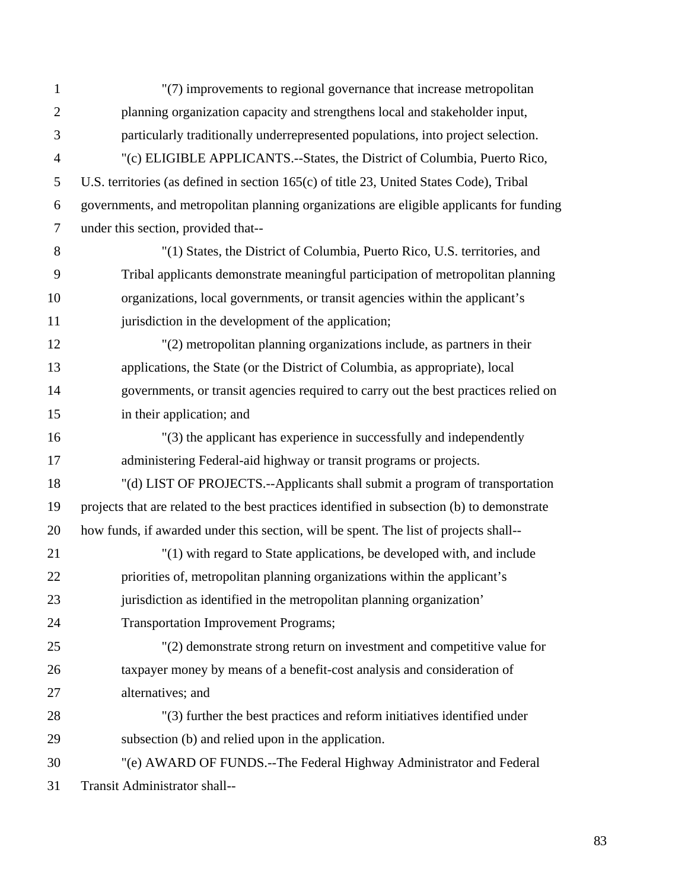"(7) improvements to regional governance that increase metropolitan planning organization capacity and strengthens local and stakeholder input, particularly traditionally underrepresented populations, into project selection.

"(c) ELIGIBLE APPLICANTS.--States, the District of Columbia, Puerto Rico, U.S. territories (as defined in section 165(c) of title 23, United States Code), Tribal governments, and metropolitan planning organizations are eligible applicants for funding under this section, provided that--

"(1) States, the District of Columbia, Puerto Rico, U.S. territories, and Tribal applicants demonstrate meaningful participation of metropolitan planning organizations, local governments, or transit agencies within the applicant's jurisdiction in the development of the application;

"(2) metropolitan planning organizations include, as partners in their applications, the State (or the District of Columbia, as appropriate), local governments, or transit agencies required to carry out the best practices relied on in their application; and

"(3) the applicant has experience in successfully and independently administering Federal-aid highway or transit programs or projects.

"(d) LIST OF PROJECTS.--Applicants shall submit a program of transportation projects that are related to the best practices identified in subsection (b) to demonstrate how funds, if awarded under this section, will be spent. The list of projects shall--

"(1) with regard to State applications, be developed with, and include priorities of, metropolitan planning organizations within the applicant's jurisdiction as identified in the metropolitan planning organization' Transportation Improvement Programs;

"(2) demonstrate strong return on investment and competitive value for taxpayer money by means of a benefit-cost analysis and consideration of alternatives; and

"(3) further the best practices and reform initiatives identified under subsection (b) and relied upon in the application.

"(e) AWARD OF FUNDS.--The Federal Highway Administrator and Federal Transit Administrator shall--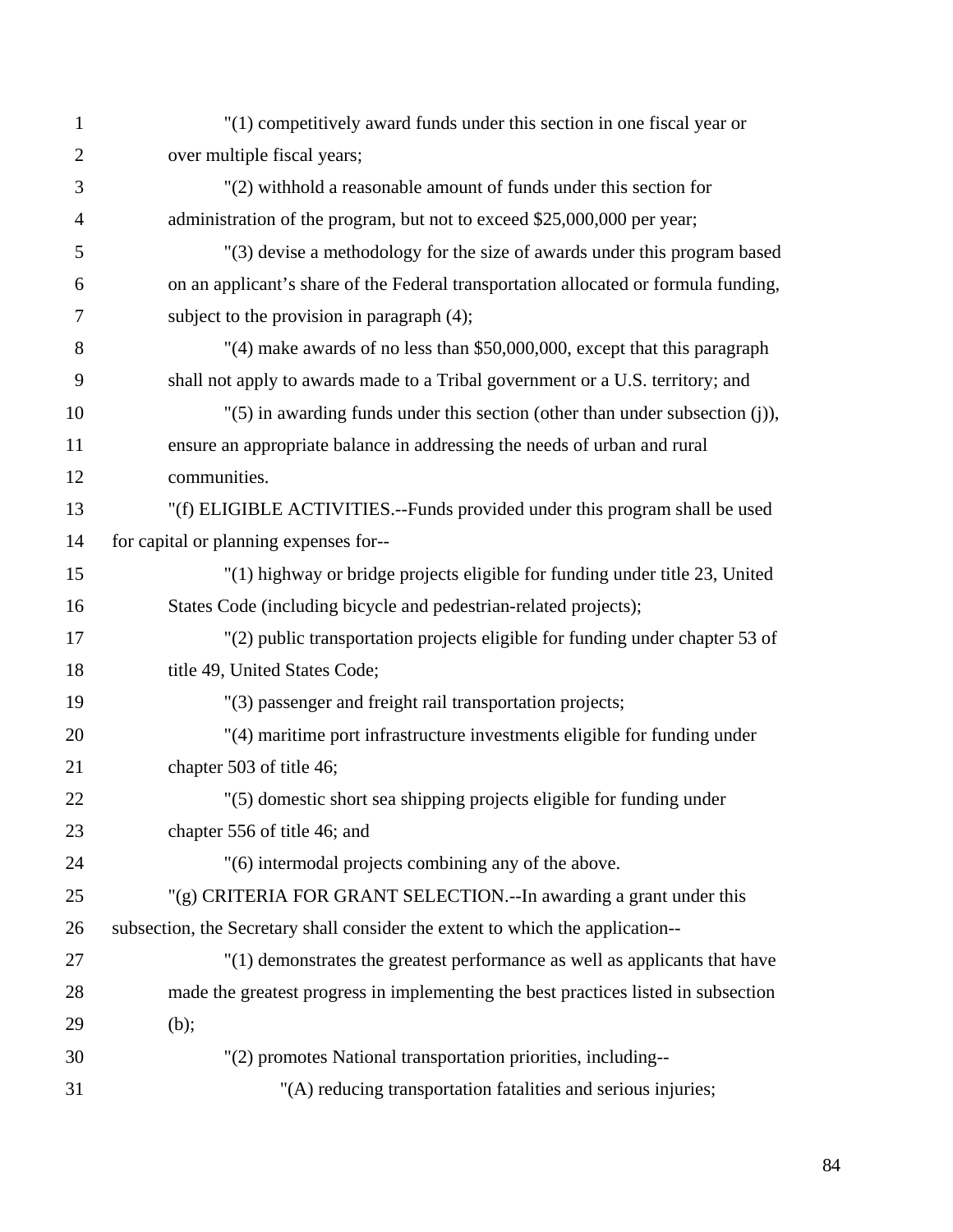"(1) competitively award funds under this section in one fiscal year or over multiple fiscal years;

"(2) withhold a reasonable amount of funds under this section for administration of the program, but not to exceed $25,000,000 per year;

"(3) devise a methodology for the size of awards under this program based on an applicant's share of the Federal transportation allocated or formula funding, subject to the provision in paragraph (4);

"(4) make awards of no less than $50,000,000, except that this paragraph shall not apply to awards made to a Tribal government or a U.S. territory; and

"(5) in awarding funds under this section (other than under subsection (j)), ensure an appropriate balance in addressing the needs of urban and rural communities.

"(f) ELIGIBLE ACTIVITIES.--Funds provided under this program shall be used for capital or planning expenses for--

"(1) highway or bridge projects eligible for funding under title 23, United States Code (including bicycle and pedestrian-related projects);

"(2) public transportation projects eligible for funding under chapter 53 of title 49, United States Code;

"(3) passenger and freight rail transportation projects;

"(4) maritime port infrastructure investments eligible for funding under chapter 503 of title 46;

"(5) domestic short sea shipping projects eligible for funding under chapter 556 of title 46; and

"(6) intermodal projects combining any of the above.

"(g) CRITERIA FOR GRANT SELECTION.--In awarding a grant under this subsection, the Secretary shall consider the extent to which the application--

"(1) demonstrates the greatest performance as well as applicants that have made the greatest progress in implementing the best practices listed in subsection (b);

"(2) promotes National transportation priorities, including--

"(A) reducing transportation fatalities and serious injuries;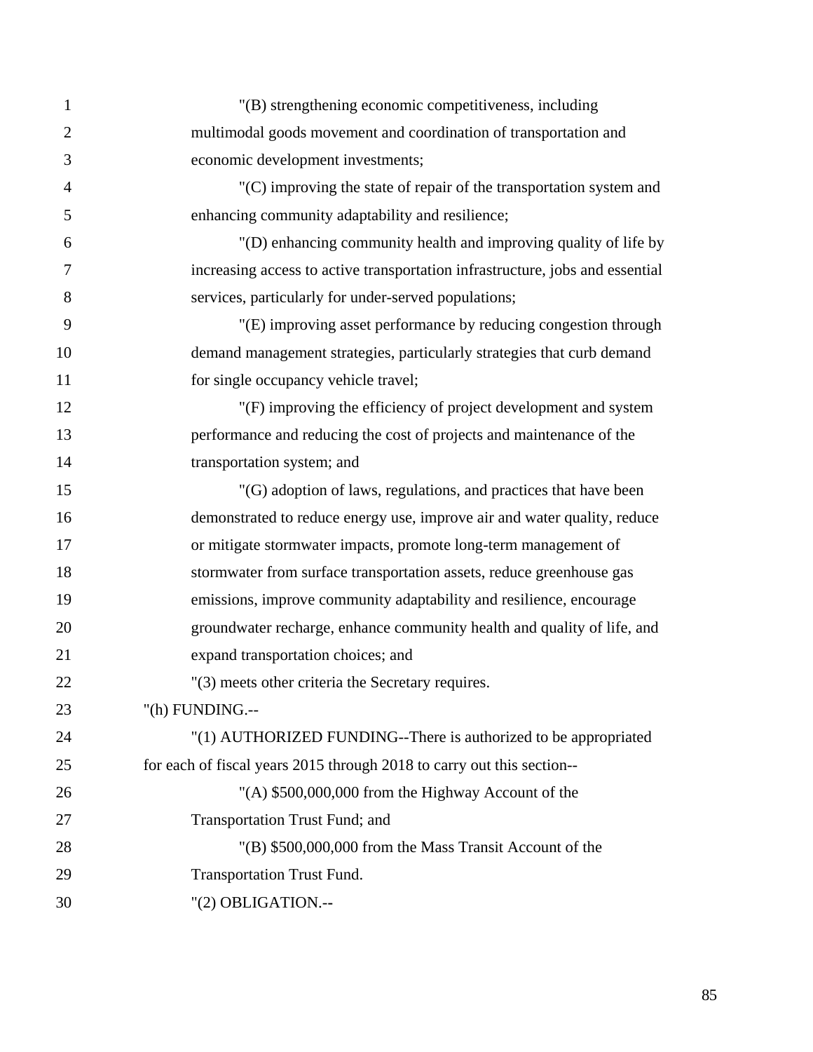"(B) strengthening economic competitiveness, including multimodal goods movement and coordination of transportation and economic development investments;

"(C) improving the state of repair of the transportation system and enhancing community adaptability and resilience;

"(D) enhancing community health and improving quality of life by increasing access to active transportation infrastructure, jobs and essential services, particularly for under-served populations;

"(E) improving asset performance by reducing congestion through demand management strategies, particularly strategies that curb demand for single occupancy vehicle travel;

"(F) improving the efficiency of project development and system performance and reducing the cost of projects and maintenance of the transportation system; and

"(G) adoption of laws, regulations, and practices that have been demonstrated to reduce energy use, improve air and water quality, reduce or mitigate stormwater impacts, promote long-term management of stormwater from surface transportation assets, reduce greenhouse gas emissions, improve community adaptability and resilience, encourage groundwater recharge, enhance community health and quality of life, and expand transportation choices; and

"(3) meets other criteria the Secretary requires.

"(h) FUNDING.--

"(1) AUTHORIZED FUNDING--There is authorized to be appropriated for each of fiscal years 2015 through 2018 to carry out this section--

"(A) $500,000,000 from the Highway Account of the Transportation Trust Fund; and

"(B) $500,000,000 from the Mass Transit Account of the Transportation Trust Fund.

"(2) OBLIGATION.--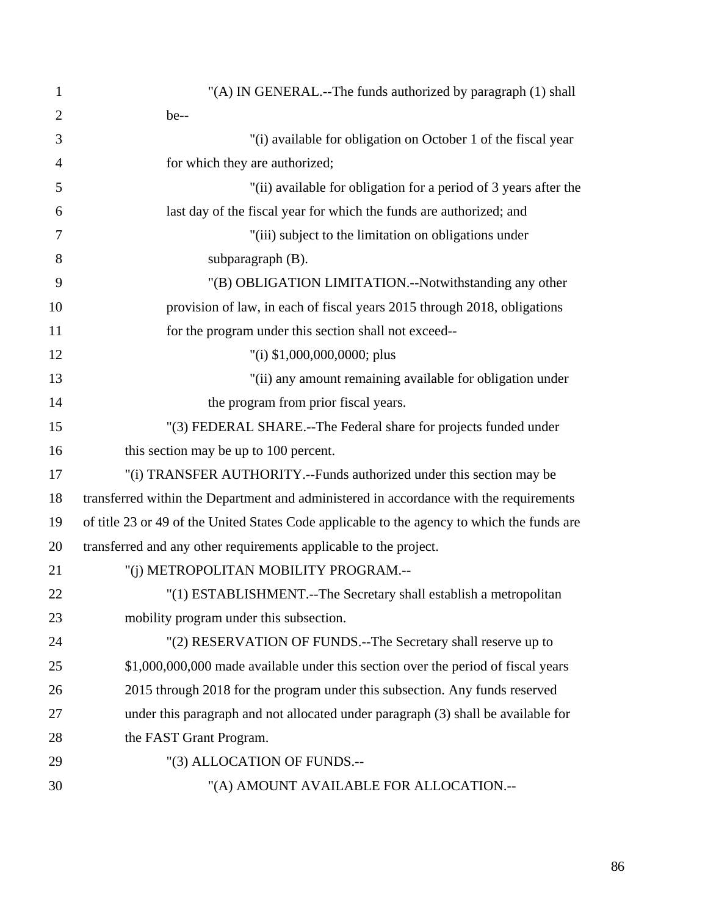"(A) IN GENERAL.--The funds authorized by paragraph (1) shall be--

"(i) available for obligation on October 1 of the fiscal year for which they are authorized;

"(ii) available for obligation for a period of 3 years after the last day of the fiscal year for which the funds are authorized; and

"(iii) subject to the limitation on obligations under subparagraph (B).

"(B) OBLIGATION LIMITATION.--Notwithstanding any other provision of law, in each of fiscal years 2015 through 2018, obligations for the program under this section shall not exceed--

"(i) $1,000,000,0000; plus

"(ii) any amount remaining available for obligation under the program from prior fiscal years.

"(3) FEDERAL SHARE.--The Federal share for projects funded under this section may be up to 100 percent.

"(i) TRANSFER AUTHORITY.--Funds authorized under this section may be transferred within the Department and administered in accordance with the requirements of title 23 or 49 of the United States Code applicable to the agency to which the funds are transferred and any other requirements applicable to the project.

"(j) METROPOLITAN MOBILITY PROGRAM.--

"(1) ESTABLISHMENT.--The Secretary shall establish a metropolitan mobility program under this subsection.

"(2) RESERVATION OF FUNDS.--The Secretary shall reserve up to $1,000,000,000 made available under this section over the period of fiscal years 2015 through 2018 for the program under this subsection. Any funds reserved under this paragraph and not allocated under paragraph (3) shall be available for the FAST Grant Program.

"(3) ALLOCATION OF FUNDS.--

"(A) AMOUNT AVAILABLE FOR ALLOCATION.--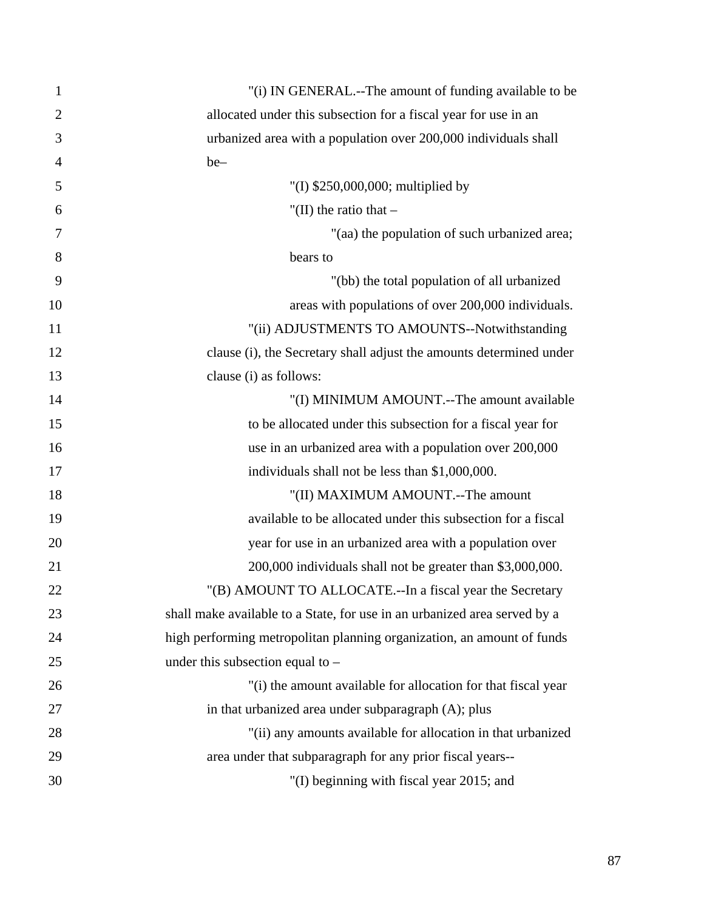"(i) IN GENERAL.--The amount of funding available to be allocated under this subsection for a fiscal year for use in an urbanized area with a population over 200,000 individuals shall be–

"(I) $250,000,000; multiplied by

"(II) the ratio that –

"(aa) the population of such urbanized area; bears to

"(bb) the total population of all urbanized areas with populations of over 200,000 individuals.

"(ii) ADJUSTMENTS TO AMOUNTS--Notwithstanding clause (i), the Secretary shall adjust the amounts determined under clause (i) as follows:

"(I) MINIMUM AMOUNT.--The amount available to be allocated under this subsection for a fiscal year for use in an urbanized area with a population over 200,000 individuals shall not be less than $1,000,000.

"(II) MAXIMUM AMOUNT.--The amount available to be allocated under this subsection for a fiscal year for use in an urbanized area with a population over 200,000 individuals shall not be greater than $3,000,000.

"(B) AMOUNT TO ALLOCATE.--In a fiscal year the Secretary shall make available to a State, for use in an urbanized area served by a high performing metropolitan planning organization, an amount of funds under this subsection equal to –

"(i) the amount available for allocation for that fiscal year in that urbanized area under subparagraph (A); plus

"(ii) any amounts available for allocation in that urbanized area under that subparagraph for any prior fiscal years--

"(I) beginning with fiscal year 2015; and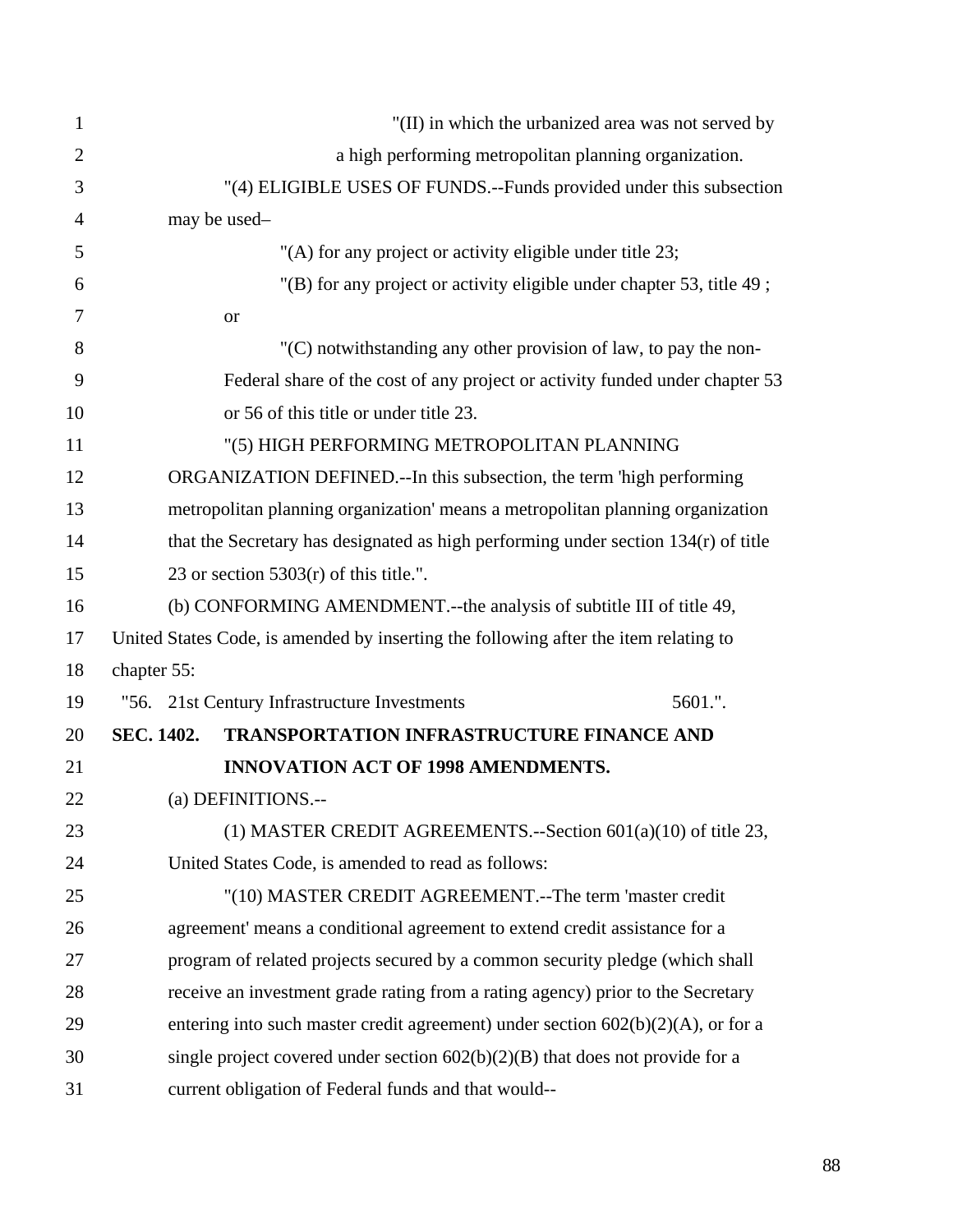"(II) in which the urbanized area was not served by a high performing metropolitan planning organization.

"(4) ELIGIBLE USES OF FUNDS.--Funds provided under this subsection may be used–

"(A) for any project or activity eligible under title 23;

"(B) for any project or activity eligible under chapter 53, title 49 ; or

"(C) notwithstanding any other provision of law, to pay the non-Federal share of the cost of any project or activity funded under chapter 53 or 56 of this title or under title 23.

"(5) HIGH PERFORMING METROPOLITAN PLANNING ORGANIZATION DEFINED.--In this subsection, the term 'high performing metropolitan planning organization' means a metropolitan planning organization that the Secretary has designated as high performing under section 134(r) of title 23 or section 5303(r) of this title.".

(b) CONFORMING AMENDMENT.--the analysis of subtitle III of title 49, United States Code, is amended by inserting the following after the item relating to chapter 55:

"56. 21st Century Infrastructure Investments 5601.".

**SEC. 1402. TRANSPORTATION INFRASTRUCTURE FINANCE AND INNOVATION ACT OF 1998 AMENDMENTS.**

(a) DEFINITIONS.--

(1) MASTER CREDIT AGREEMENTS.--Section 601(a)(10) of title 23, United States Code, is amended to read as follows:

"(10) MASTER CREDIT AGREEMENT.--The term 'master credit agreement' means a conditional agreement to extend credit assistance for a program of related projects secured by a common security pledge (which shall receive an investment grade rating from a rating agency) prior to the Secretary entering into such master credit agreement) under section 602(b)(2)(A), or for a single project covered under section 602(b)(2)(B) that does not provide for a current obligation of Federal funds and that would--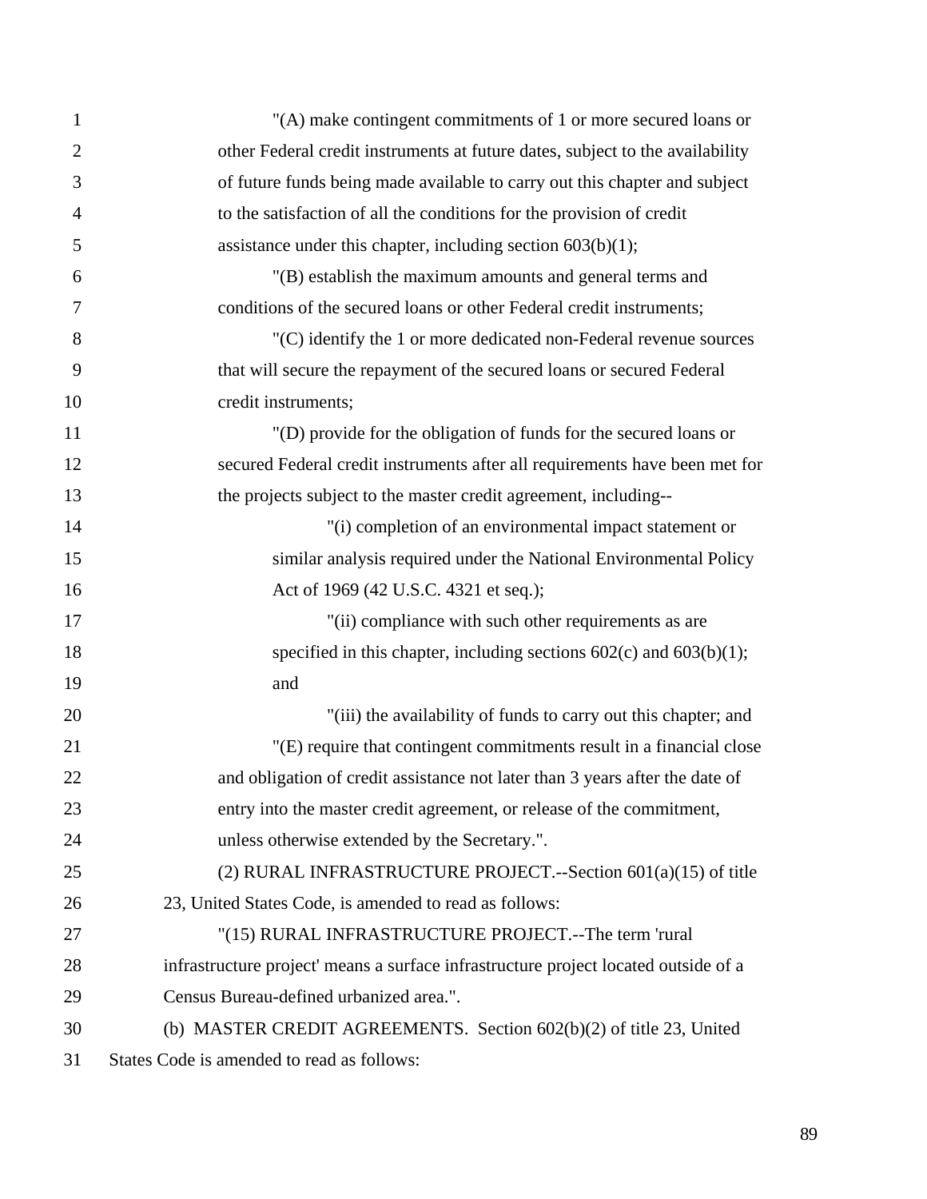"(A) make contingent commitments of 1 or more secured loans or other Federal credit instruments at future dates, subject to the availability of future funds being made available to carry out this chapter and subject to the satisfaction of all the conditions for the provision of credit assistance under this chapter, including section 603(b)(1);

"(B) establish the maximum amounts and general terms and conditions of the secured loans or other Federal credit instruments;

"(C) identify the 1 or more dedicated non-Federal revenue sources that will secure the repayment of the secured loans or secured Federal credit instruments;

"(D) provide for the obligation of funds for the secured loans or secured Federal credit instruments after all requirements have been met for the projects subject to the master credit agreement, including--

"(i) completion of an environmental impact statement or similar analysis required under the National Environmental Policy Act of 1969 (42 U.S.C. 4321 et seq.);

"(ii) compliance with such other requirements as are specified in this chapter, including sections 602(c) and 603(b)(1); and

"(iii) the availability of funds to carry out this chapter; and

"(E) require that contingent commitments result in a financial close and obligation of credit assistance not later than 3 years after the date of entry into the master credit agreement, or release of the commitment, unless otherwise extended by the Secretary.".

(2) RURAL INFRASTRUCTURE PROJECT.--Section 601(a)(15) of title 23, United States Code, is amended to read as follows:

"(15) RURAL INFRASTRUCTURE PROJECT.--The term 'rural infrastructure project' means a surface infrastructure project located outside of a Census Bureau-defined urbanized area.".

(b) MASTER CREDIT AGREEMENTS. Section 602(b)(2) of title 23, United States Code is amended to read as follows: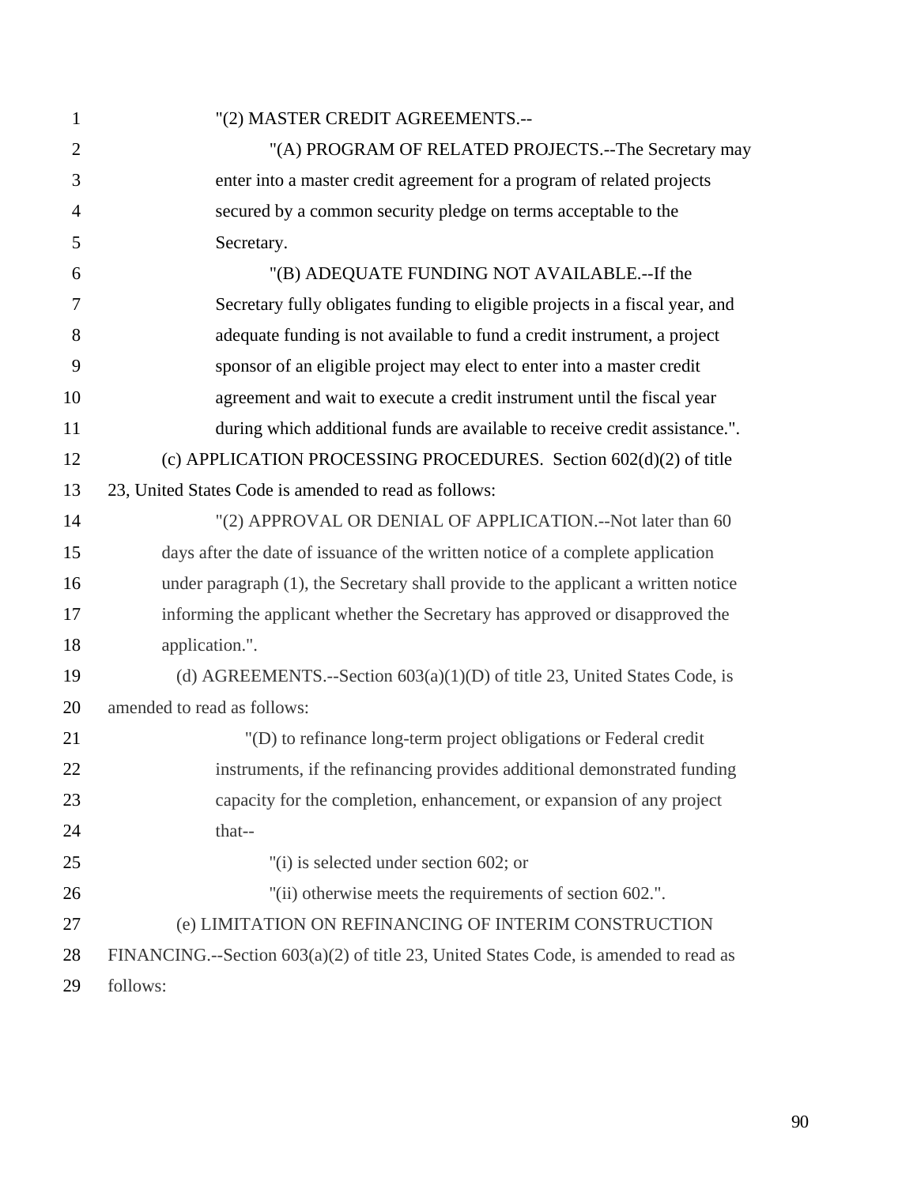"(2) MASTER CREDIT AGREEMENTS.--

"(A) PROGRAM OF RELATED PROJECTS.--The Secretary may enter into a master credit agreement for a program of related projects secured by a common security pledge on terms acceptable to the Secretary.

"(B) ADEQUATE FUNDING NOT AVAILABLE.--If the Secretary fully obligates funding to eligible projects in a fiscal year, and adequate funding is not available to fund a credit instrument, a project sponsor of an eligible project may elect to enter into a master credit agreement and wait to execute a credit instrument until the fiscal year during which additional funds are available to receive credit assistance.".

(c) APPLICATION PROCESSING PROCEDURES. Section 602(d)(2) of title 23, United States Code is amended to read as follows:

"(2) APPROVAL OR DENIAL OF APPLICATION.--Not later than 60 days after the date of issuance of the written notice of a complete application under paragraph (1), the Secretary shall provide to the applicant a written notice informing the applicant whether the Secretary has approved or disapproved the application.".

(d) AGREEMENTS.--Section 603(a)(1)(D) of title 23, United States Code, is amended to read as follows:

"(D) to refinance long-term project obligations or Federal credit instruments, if the refinancing provides additional demonstrated funding capacity for the completion, enhancement, or expansion of any project that--

"(i) is selected under section 602; or

"(ii) otherwise meets the requirements of section 602.".

(e) LIMITATION ON REFINANCING OF INTERIM CONSTRUCTION FINANCING.--Section 603(a)(2) of title 23, United States Code, is amended to read as follows: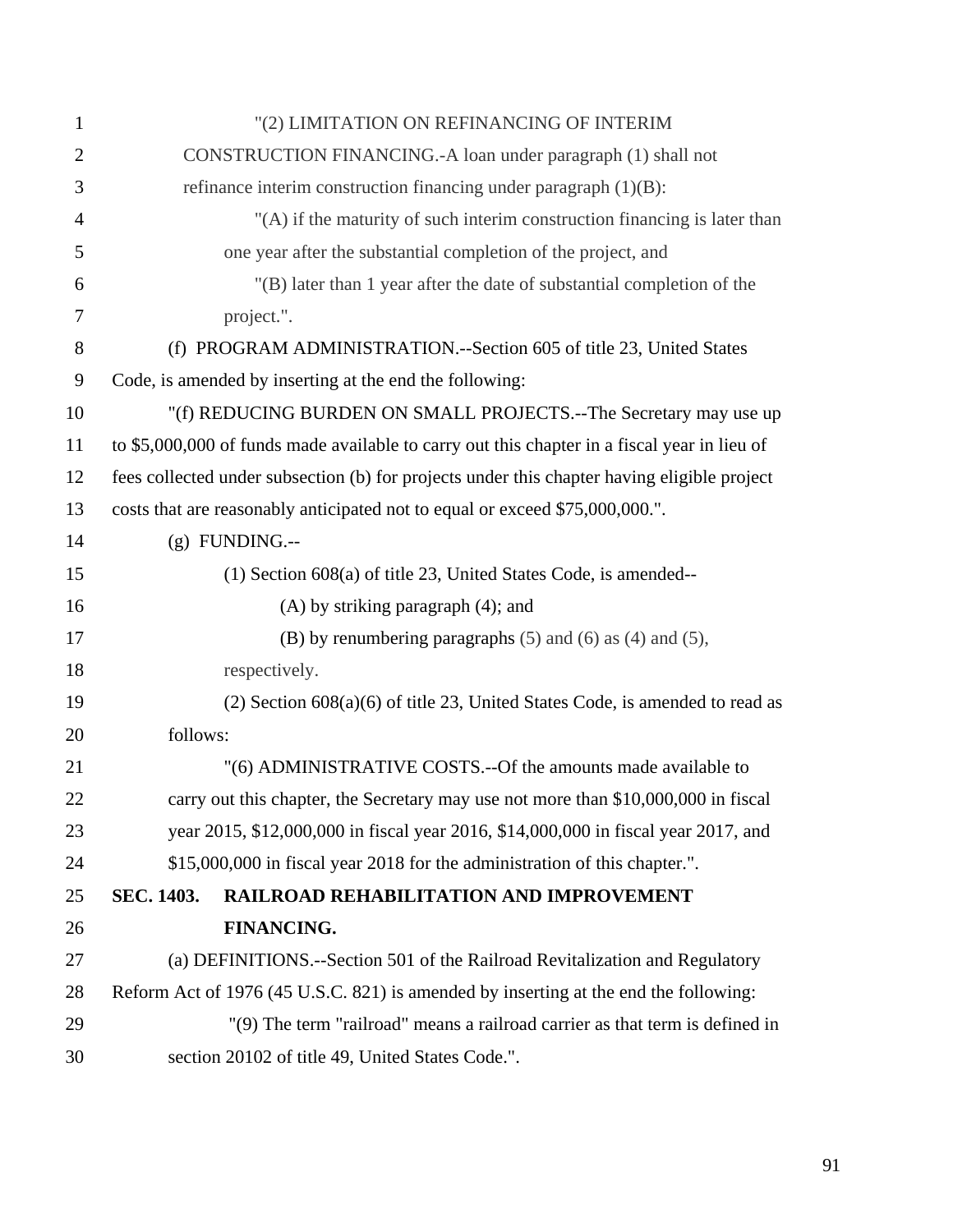"(2) LIMITATION ON REFINANCING OF INTERIM CONSTRUCTION FINANCING.-A loan under paragraph (1) shall not refinance interim construction financing under paragraph (1)(B):

"(A) if the maturity of such interim construction financing is later than one year after the substantial completion of the project, and

"(B) later than 1 year after the date of substantial completion of the project.".

(f) PROGRAM ADMINISTRATION.--Section 605 of title 23, United States Code, is amended by inserting at the end the following:

"(f) REDUCING BURDEN ON SMALL PROJECTS.--The Secretary may use up to $5,000,000 of funds made available to carry out this chapter in a fiscal year in lieu of fees collected under subsection (b) for projects under this chapter having eligible project costs that are reasonably anticipated not to equal or exceed $75,000,000.".

(g) FUNDING.--

(1) Section 608(a) of title 23, United States Code, is amended--

(A) by striking paragraph (4); and

(B) by renumbering paragraphs (5) and (6) as (4) and (5), respectively.

(2) Section 608(a)(6) of title 23, United States Code, is amended to read as follows:

"(6) ADMINISTRATIVE COSTS.--Of the amounts made available to carry out this chapter, the Secretary may use not more than $10,000,000 in fiscal year 2015, $12,000,000 in fiscal year 2016, $14,000,000 in fiscal year 2017, and $15,000,000 in fiscal year 2018 for the administration of this chapter.".

**SEC. 1403. RAILROAD REHABILITATION AND IMPROVEMENT FINANCING.**

(a) DEFINITIONS.--Section 501 of the Railroad Revitalization and Regulatory Reform Act of 1976 (45 U.S.C. 821) is amended by inserting at the end the following:

"(9) The term "railroad" means a railroad carrier as that term is defined in section 20102 of title 49, United States Code.".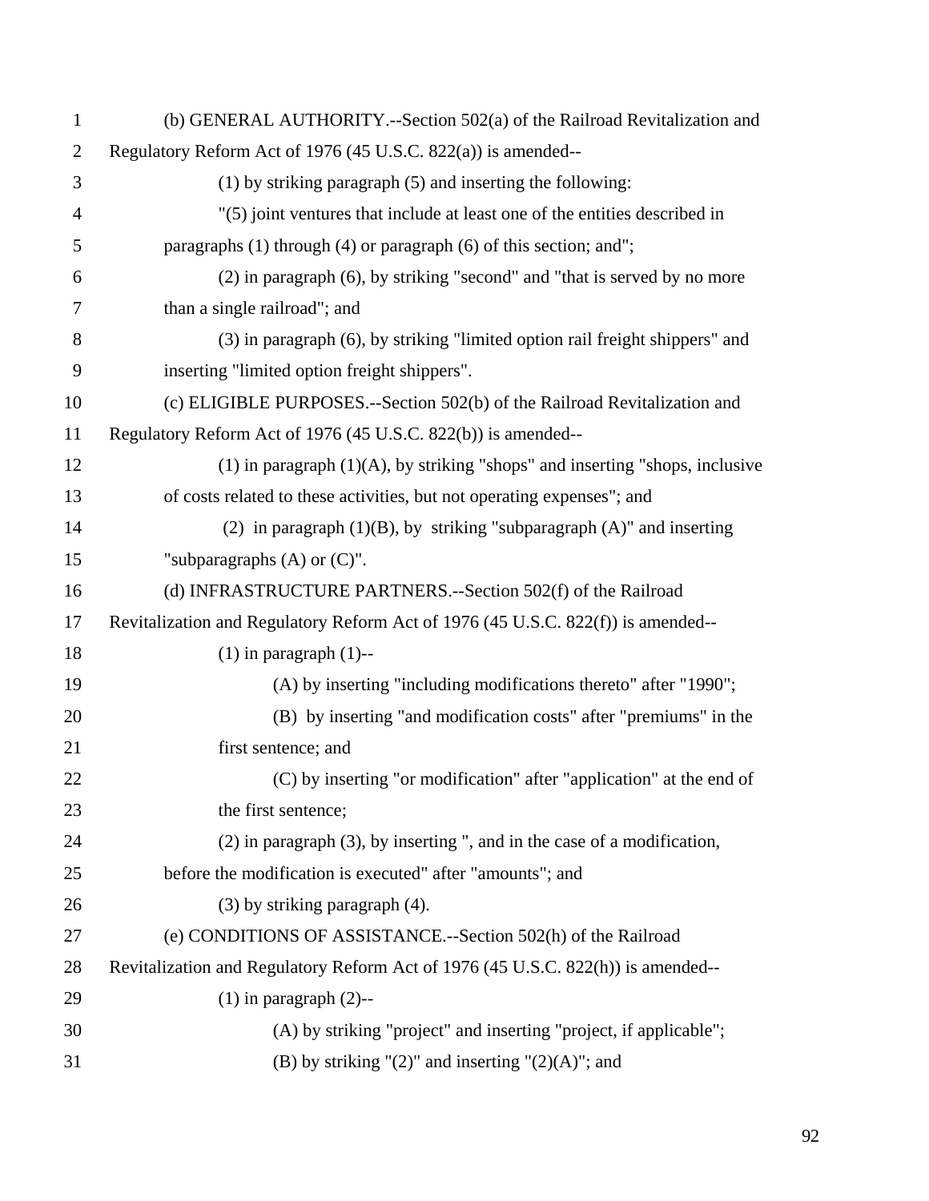(b) GENERAL AUTHORITY.--Section 502(a) of the Railroad Revitalization and Regulatory Reform Act of 1976 (45 U.S.C. 822(a)) is amended--

(1) by striking paragraph (5) and inserting the following:

"(5) joint ventures that include at least one of the entities described in paragraphs (1) through (4) or paragraph (6) of this section; and";

(2) in paragraph (6), by striking "second" and "that is served by no more than a single railroad"; and

(3) in paragraph (6), by striking "limited option rail freight shippers" and inserting "limited option freight shippers".

(c) ELIGIBLE PURPOSES.--Section 502(b) of the Railroad Revitalization and Regulatory Reform Act of 1976 (45 U.S.C. 822(b)) is amended--

(1) in paragraph (1)(A), by striking "shops" and inserting "shops, inclusive of costs related to these activities, but not operating expenses"; and

(2) in paragraph (1)(B), by striking "subparagraph (A)" and inserting "subparagraphs (A) or (C)".

(d) INFRASTRUCTURE PARTNERS.--Section 502(f) of the Railroad Revitalization and Regulatory Reform Act of 1976 (45 U.S.C. 822(f)) is amended--

(1) in paragraph (1)--

(A) by inserting "including modifications thereto" after "1990";

(B) by inserting "and modification costs" after "premiums" in the first sentence; and

(C) by inserting "or modification" after "application" at the end of the first sentence;

(2) in paragraph (3), by inserting ", and in the case of a modification, before the modification is executed" after "amounts"; and

(3) by striking paragraph (4).

(e) CONDITIONS OF ASSISTANCE.--Section 502(h) of the Railroad Revitalization and Regulatory Reform Act of 1976 (45 U.S.C. 822(h)) is amended--

(1) in paragraph (2)--

(A) by striking "project" and inserting "project, if applicable";

(B) by striking "(2)" and inserting "(2)(A)"; and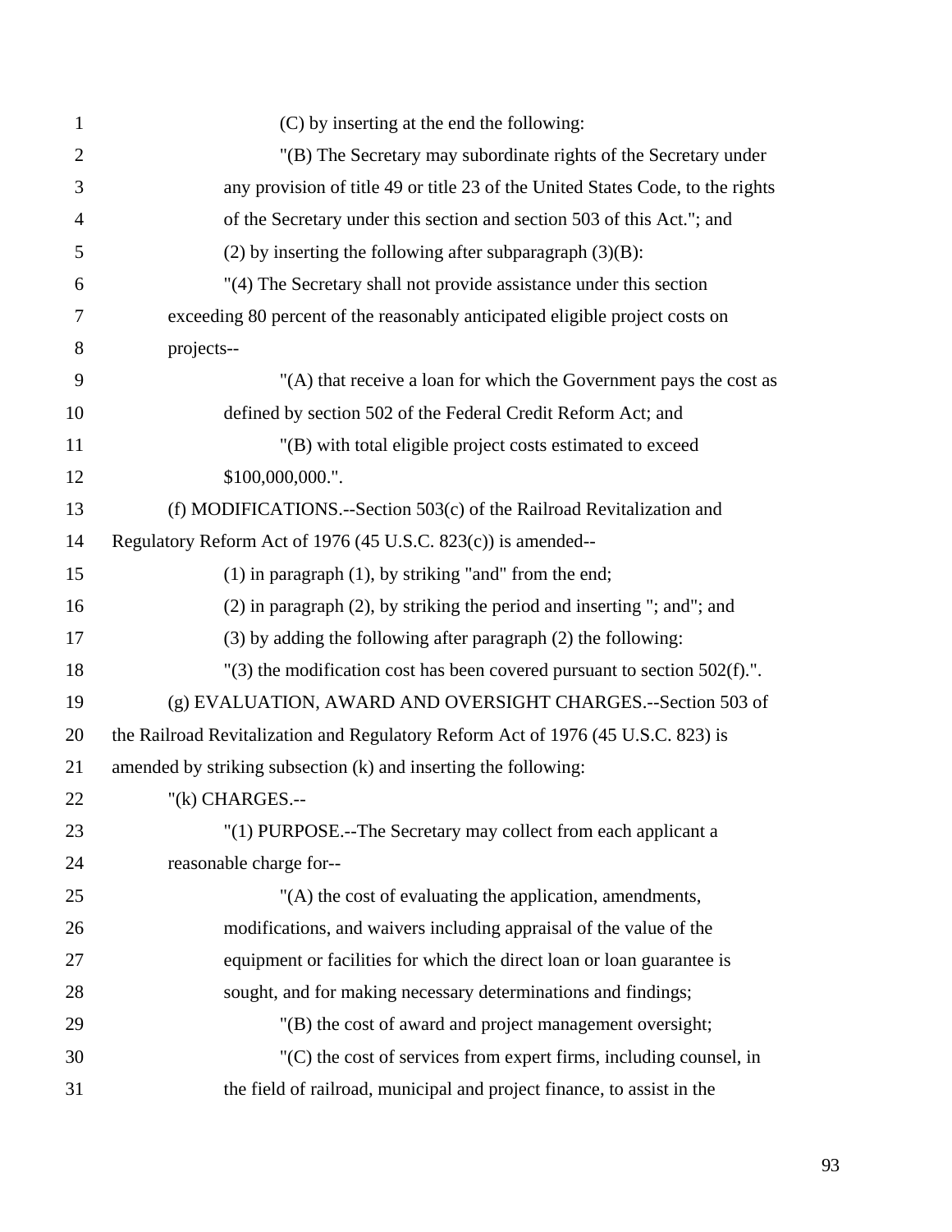(C) by inserting at the end the following:

"(B) The Secretary may subordinate rights of the Secretary under any provision of title 49 or title 23 of the United States Code, to the rights of the Secretary under this section and section 503 of this Act."; and

(2) by inserting the following after subparagraph (3)(B):

"(4) The Secretary shall not provide assistance under this section exceeding 80 percent of the reasonably anticipated eligible project costs on projects--

"(A) that receive a loan for which the Government pays the cost as defined by section 502 of the Federal Credit Reform Act; and

"(B) with total eligible project costs estimated to exceed $100,000,000.".

(f) MODIFICATIONS.--Section 503(c) of the Railroad Revitalization and Regulatory Reform Act of 1976 (45 U.S.C. 823(c)) is amended--

(1) in paragraph (1), by striking "and" from the end;

(2) in paragraph (2), by striking the period and inserting "; and"; and

(3) by adding the following after paragraph (2) the following:

"(3) the modification cost has been covered pursuant to section 502(f).".

(g) EVALUATION, AWARD AND OVERSIGHT CHARGES.--Section 503 of the Railroad Revitalization and Regulatory Reform Act of 1976 (45 U.S.C. 823) is amended by striking subsection (k) and inserting the following:

"(k) CHARGES.--

"(1) PURPOSE.--The Secretary may collect from each applicant a reasonable charge for--

"(A) the cost of evaluating the application, amendments, modifications, and waivers including appraisal of the value of the equipment or facilities for which the direct loan or loan guarantee is sought, and for making necessary determinations and findings;

"(B) the cost of award and project management oversight;

"(C) the cost of services from expert firms, including counsel, in the field of railroad, municipal and project finance, to assist in the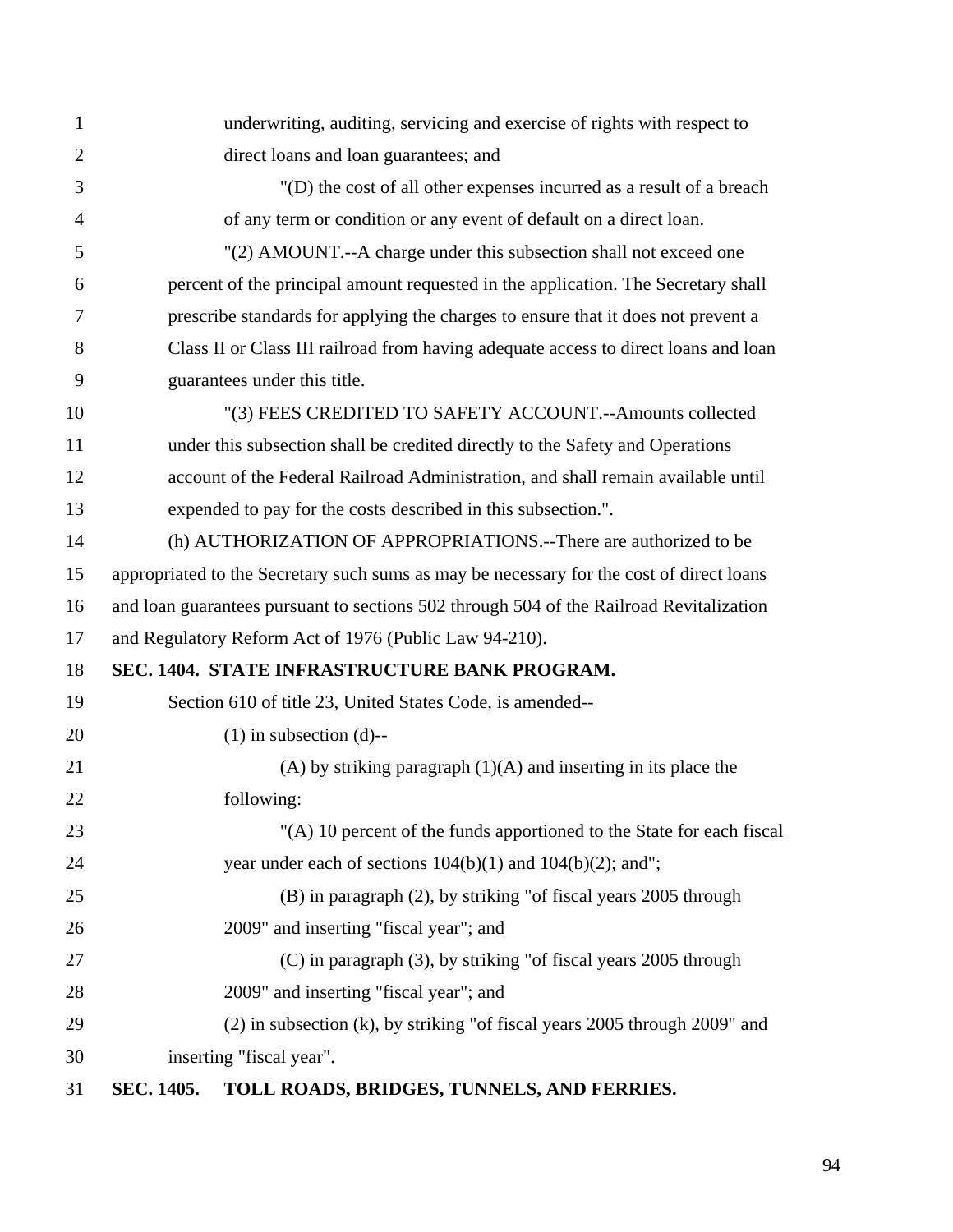underwriting, auditing, servicing and exercise of rights with respect to direct loans and loan guarantees; and

"(D) the cost of all other expenses incurred as a result of a breach of any term or condition or any event of default on a direct loan.

"(2) AMOUNT.--A charge under this subsection shall not exceed one percent of the principal amount requested in the application. The Secretary shall prescribe standards for applying the charges to ensure that it does not prevent a Class II or Class III railroad from having adequate access to direct loans and loan guarantees under this title.

"(3) FEES CREDITED TO SAFETY ACCOUNT.--Amounts collected under this subsection shall be credited directly to the Safety and Operations account of the Federal Railroad Administration, and shall remain available until expended to pay for the costs described in this subsection.".

(h) AUTHORIZATION OF APPROPRIATIONS.--There are authorized to be appropriated to the Secretary such sums as may be necessary for the cost of direct loans and loan guarantees pursuant to sections 502 through 504 of the Railroad Revitalization and Regulatory Reform Act of 1976 (Public Law 94-210).

**SEC. 1404. STATE INFRASTRUCTURE BANK PROGRAM.**

Section 610 of title 23, United States Code, is amended--

(1) in subsection (d)--

(A) by striking paragraph (1)(A) and inserting in its place the following:

"(A) 10 percent of the funds apportioned to the State for each fiscal year under each of sections 104(b)(1) and 104(b)(2); and";

(B) in paragraph (2), by striking "of fiscal years 2005 through 2009" and inserting "fiscal year"; and

(C) in paragraph (3), by striking "of fiscal years 2005 through 2009" and inserting "fiscal year"; and

(2) in subsection (k), by striking "of fiscal years 2005 through 2009" and inserting "fiscal year".

**SEC. 1405. TOLL ROADS, BRIDGES, TUNNELS, AND FERRIES.**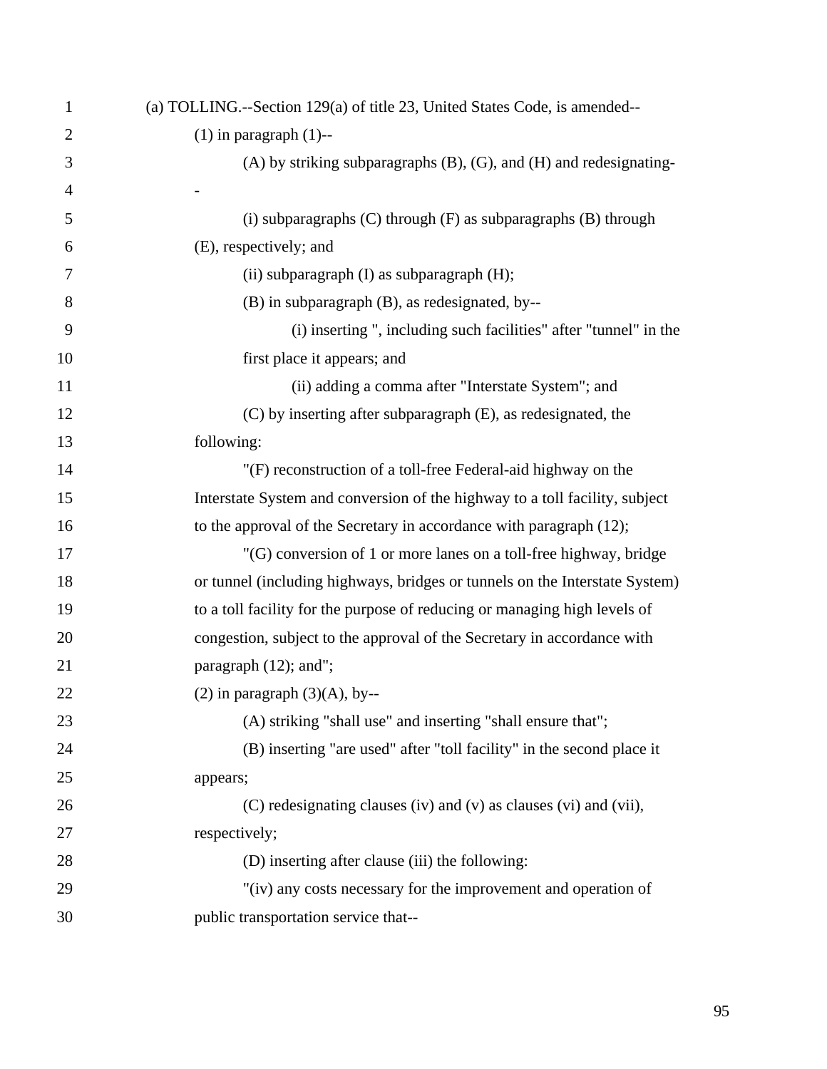(a) TOLLING.--Section 129(a) of title 23, United States Code, is amended--

(1) in paragraph (1)--

(A) by striking subparagraphs (B), (G), and (H) and redesignating--

(i) subparagraphs (C) through (F) as subparagraphs (B) through (E), respectively; and

(ii) subparagraph (I) as subparagraph (H);

(B) in subparagraph (B), as redesignated, by--

(i) inserting ", including such facilities" after "tunnel" in the first place it appears; and

(ii) adding a comma after "Interstate System"; and

(C) by inserting after subparagraph (E), as redesignated, the following:

"(F) reconstruction of a toll-free Federal-aid highway on the Interstate System and conversion of the highway to a toll facility, subject to the approval of the Secretary in accordance with paragraph (12);

"(G) conversion of 1 or more lanes on a toll-free highway, bridge or tunnel (including highways, bridges or tunnels on the Interstate System) to a toll facility for the purpose of reducing or managing high levels of congestion, subject to the approval of the Secretary in accordance with paragraph (12); and";

(2) in paragraph (3)(A), by--

(A) striking "shall use" and inserting "shall ensure that";

(B) inserting "are used" after "toll facility" in the second place it appears;

(C) redesignating clauses (iv) and (v) as clauses (vi) and (vii), respectively;

(D) inserting after clause (iii) the following:

"(iv) any costs necessary for the improvement and operation of public transportation service that--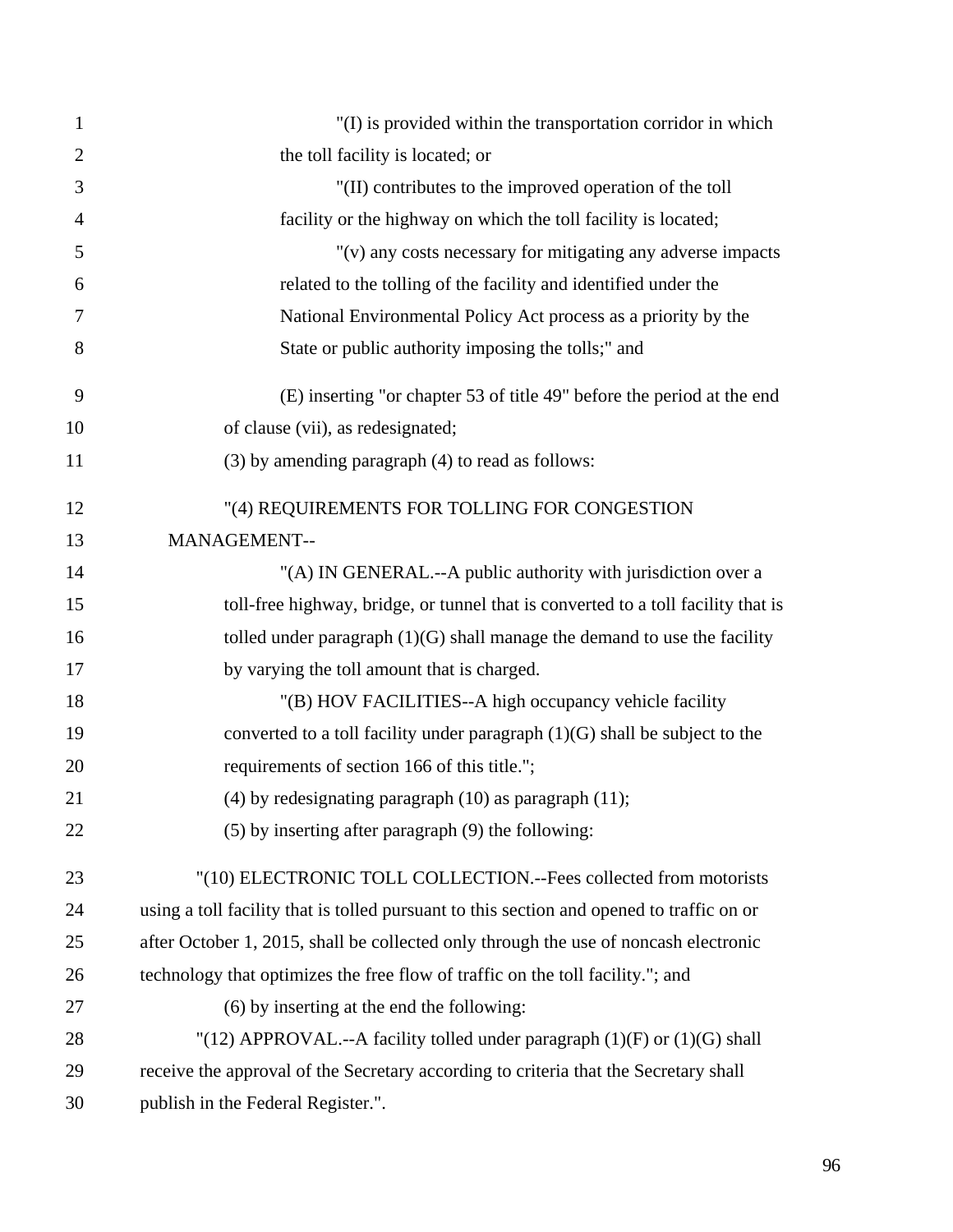"(I) is provided within the transportation corridor in which the toll facility is located; or

"(II) contributes to the improved operation of the toll facility or the highway on which the toll facility is located;

"(v) any costs necessary for mitigating any adverse impacts related to the tolling of the facility and identified under the National Environmental Policy Act process as a priority by the State or public authority imposing the tolls;" and

(E) inserting "or chapter 53 of title 49" before the period at the end of clause (vii), as redesignated;

(3) by amending paragraph (4) to read as follows:

"(4) REQUIREMENTS FOR TOLLING FOR CONGESTION MANAGEMENT--

"(A) IN GENERAL.--A public authority with jurisdiction over a toll-free highway, bridge, or tunnel that is converted to a toll facility that is tolled under paragraph (1)(G) shall manage the demand to use the facility by varying the toll amount that is charged.

"(B) HOV FACILITIES--A high occupancy vehicle facility converted to a toll facility under paragraph (1)(G) shall be subject to the requirements of section 166 of this title.";

(4) by redesignating paragraph (10) as paragraph (11);

(5) by inserting after paragraph (9) the following:

"(10) ELECTRONIC TOLL COLLECTION.--Fees collected from motorists using a toll facility that is tolled pursuant to this section and opened to traffic on or after October 1, 2015, shall be collected only through the use of noncash electronic technology that optimizes the free flow of traffic on the toll facility."; and

(6) by inserting at the end the following:

"(12) APPROVAL.--A facility tolled under paragraph (1)(F) or (1)(G) shall receive the approval of the Secretary according to criteria that the Secretary shall publish in the Federal Register.".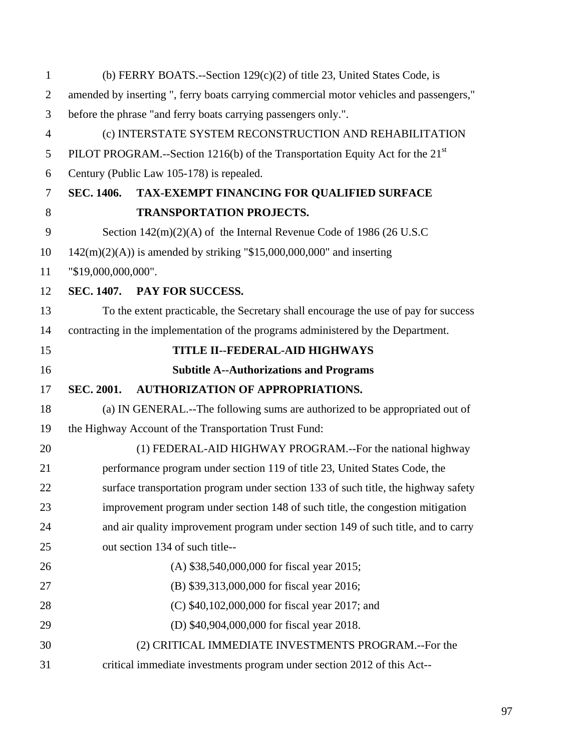(b) FERRY BOATS.--Section 129(c)(2) of title 23, United States Code, is amended by inserting ", ferry boats carrying commercial motor vehicles and passengers," before the phrase "and ferry boats carrying passengers only.".

(c) INTERSTATE SYSTEM RECONSTRUCTION AND REHABILITATION PILOT PROGRAM.--Section 1216(b) of the Transportation Equity Act for the 21st Century (Public Law 105-178) is repealed.

**SEC. 1406. TAX-EXEMPT FINANCING FOR QUALIFIED SURFACE TRANSPORTATION PROJECTS.**

Section 142(m)(2)(A) of the Internal Revenue Code of 1986 (26 U.S.C 142(m)(2)(A)) is amended by striking "$15,000,000,000" and inserting "$19,000,000,000".

**SEC. 1407. PAY FOR SUCCESS.**

To the extent practicable, the Secretary shall encourage the use of pay for success contracting in the implementation of the programs administered by the Department.

## TITLE II--FEDERAL-AID HIGHWAYS

### Subtitle A--Authorizations and Programs

**SEC. 2001. AUTHORIZATION OF APPROPRIATIONS.**

(a) IN GENERAL.--The following sums are authorized to be appropriated out of the Highway Account of the Transportation Trust Fund:

(1) FEDERAL-AID HIGHWAY PROGRAM.--For the national highway performance program under section 119 of title 23, United States Code, the surface transportation program under section 133 of such title, the highway safety improvement program under section 148 of such title, the congestion mitigation and air quality improvement program under section 149 of such title, and to carry out section 134 of such title--

(A) $38,540,000,000 for fiscal year 2015;

(B) $39,313,000,000 for fiscal year 2016;

(C) $40,102,000,000 for fiscal year 2017; and

(D) $40,904,000,000 for fiscal year 2018.

(2) CRITICAL IMMEDIATE INVESTMENTS PROGRAM.--For the critical immediate investments program under section 2012 of this Act--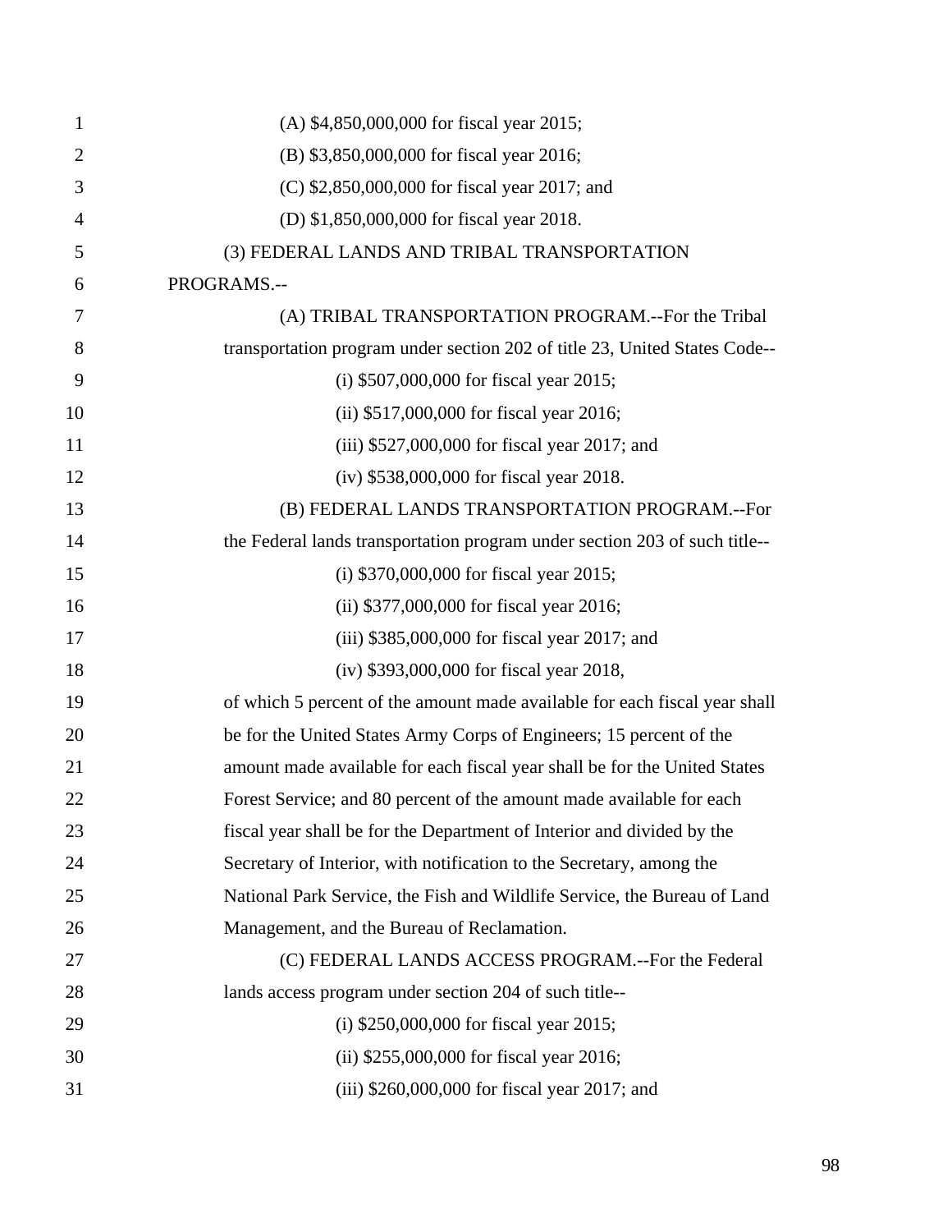(A) $4,850,000,000 for fiscal year 2015;

(B) $3,850,000,000 for fiscal year 2016;

(C) $2,850,000,000 for fiscal year 2017; and

(D) $1,850,000,000 for fiscal year 2018.

(3) FEDERAL LANDS AND TRIBAL TRANSPORTATION PROGRAMS.--

(A) TRIBAL TRANSPORTATION PROGRAM.--For the Tribal transportation program under section 202 of title 23, United States Code--

(i) $507,000,000 for fiscal year 2015;

(ii) $517,000,000 for fiscal year 2016;

(iii) $527,000,000 for fiscal year 2017; and

(iv) $538,000,000 for fiscal year 2018.

(B) FEDERAL LANDS TRANSPORTATION PROGRAM.--For the Federal lands transportation program under section 203 of such title--

(i) $370,000,000 for fiscal year 2015;

(ii) $377,000,000 for fiscal year 2016;

(iii) $385,000,000 for fiscal year 2017; and

(iv) $393,000,000 for fiscal year 2018,

of which 5 percent of the amount made available for each fiscal year shall be for the United States Army Corps of Engineers; 15 percent of the amount made available for each fiscal year shall be for the United States Forest Service; and 80 percent of the amount made available for each fiscal year shall be for the Department of Interior and divided by the Secretary of Interior, with notification to the Secretary, among the National Park Service, the Fish and Wildlife Service, the Bureau of Land Management, and the Bureau of Reclamation.

(C) FEDERAL LANDS ACCESS PROGRAM.--For the Federal lands access program under section 204 of such title--

(i) $250,000,000 for fiscal year 2015;

(ii) $255,000,000 for fiscal year 2016;

(iii) $260,000,000 for fiscal year 2017; and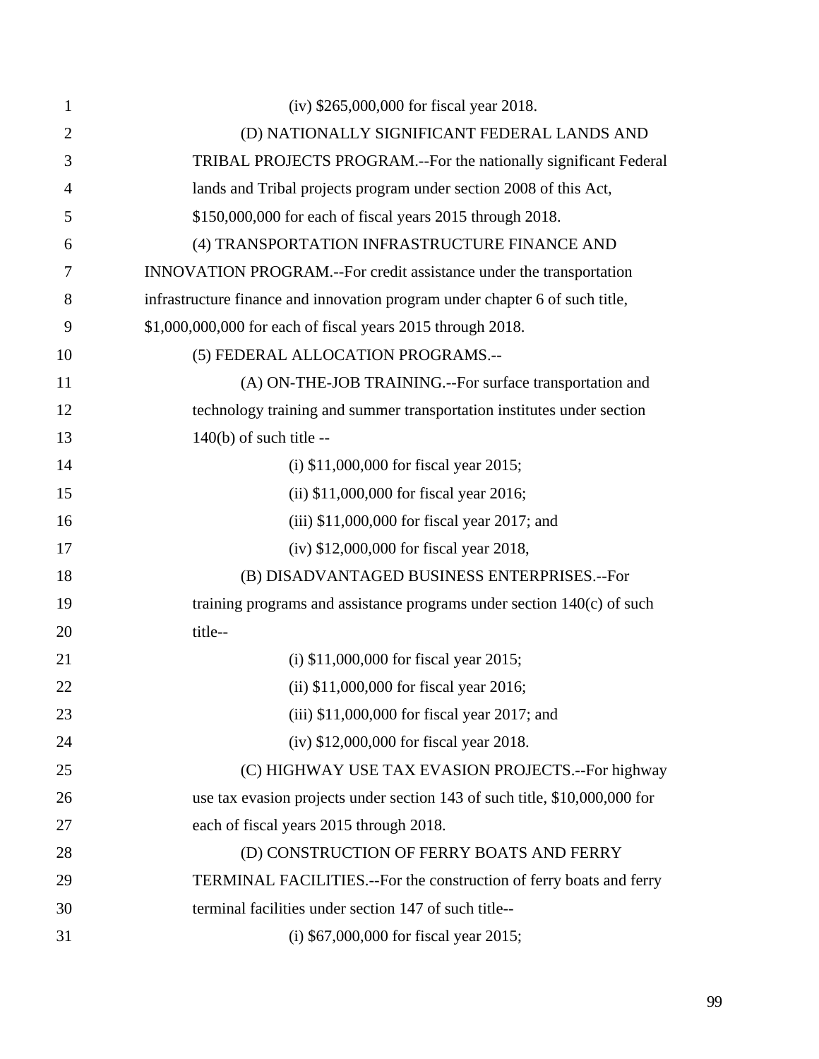(iv) $265,000,000 for fiscal year 2018.

(D) NATIONALLY SIGNIFICANT FEDERAL LANDS AND TRIBAL PROJECTS PROGRAM.--For the nationally significant Federal lands and Tribal projects program under section 2008 of this Act, $150,000,000 for each of fiscal years 2015 through 2018.

(4) TRANSPORTATION INFRASTRUCTURE FINANCE AND INNOVATION PROGRAM.--For credit assistance under the transportation infrastructure finance and innovation program under chapter 6 of such title, $1,000,000,000 for each of fiscal years 2015 through 2018.

(5) FEDERAL ALLOCATION PROGRAMS.--

(A) ON-THE-JOB TRAINING.--For surface transportation and technology training and summer transportation institutes under section 140(b) of such title --

(i) $11,000,000 for fiscal year 2015;

(ii) $11,000,000 for fiscal year 2016;

(iii) $11,000,000 for fiscal year 2017; and

(iv) $12,000,000 for fiscal year 2018,

(B) DISADVANTAGED BUSINESS ENTERPRISES.--For training programs and assistance programs under section 140(c) of such title--

(i) $11,000,000 for fiscal year 2015;

(ii) $11,000,000 for fiscal year 2016;

(iii) $11,000,000 for fiscal year 2017; and

(iv) $12,000,000 for fiscal year 2018.

(C) HIGHWAY USE TAX EVASION PROJECTS.--For highway use tax evasion projects under section 143 of such title, $10,000,000 for each of fiscal years 2015 through 2018.

(D) CONSTRUCTION OF FERRY BOATS AND FERRY TERMINAL FACILITIES.--For the construction of ferry boats and ferry terminal facilities under section 147 of such title--

(i) $67,000,000 for fiscal year 2015;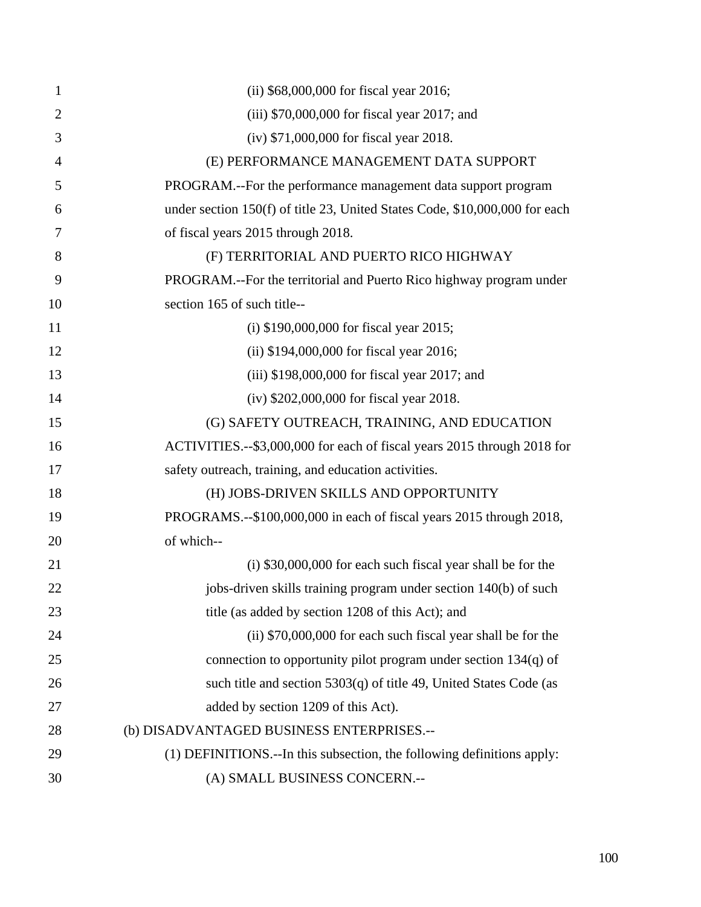(ii) $68,000,000 for fiscal year 2016;

(iii) $70,000,000 for fiscal year 2017; and

(iv) $71,000,000 for fiscal year 2018.

(E) PERFORMANCE MANAGEMENT DATA SUPPORT PROGRAM.--For the performance management data support program under section 150(f) of title 23, United States Code, $10,000,000 for each of fiscal years 2015 through 2018.

(F) TERRITORIAL AND PUERTO RICO HIGHWAY PROGRAM.--For the territorial and Puerto Rico highway program under section 165 of such title--

(i) $190,000,000 for fiscal year 2015;

(ii) $194,000,000 for fiscal year 2016;

(iii) $198,000,000 for fiscal year 2017; and

(iv) $202,000,000 for fiscal year 2018.

(G) SAFETY OUTREACH, TRAINING, AND EDUCATION ACTIVITIES.--$3,000,000 for each of fiscal years 2015 through 2018 for safety outreach, training, and education activities.

(H) JOBS-DRIVEN SKILLS AND OPPORTUNITY PROGRAMS.--$100,000,000 in each of fiscal years 2015 through 2018, of which--

(i) $30,000,000 for each such fiscal year shall be for the jobs-driven skills training program under section 140(b) of such title (as added by section 1208 of this Act); and

(ii) $70,000,000 for each such fiscal year shall be for the connection to opportunity pilot program under section 134(q) of such title and section 5303(q) of title 49, United States Code (as added by section 1209 of this Act).

(b) DISADVANTAGED BUSINESS ENTERPRISES.--

(1) DEFINITIONS.--In this subsection, the following definitions apply:

(A) SMALL BUSINESS CONCERN.--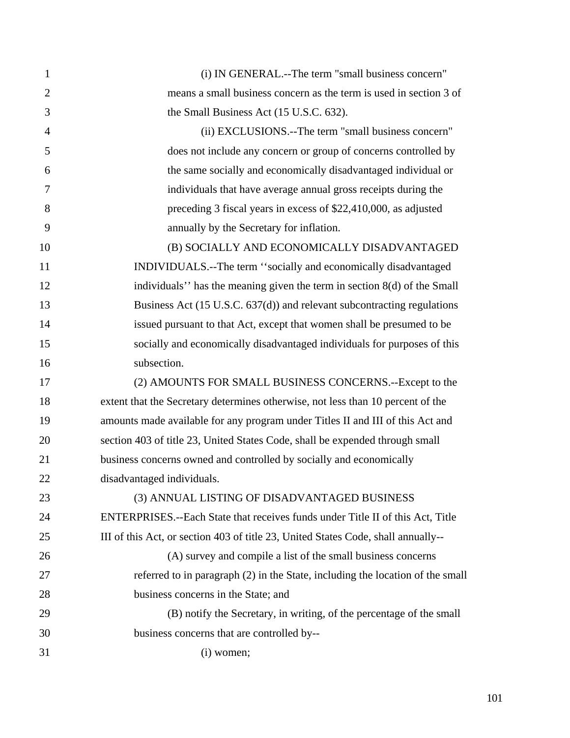(i) IN GENERAL.--The term "small business concern" means a small business concern as the term is used in section 3 of the Small Business Act (15 U.S.C. 632).

(ii) EXCLUSIONS.--The term "small business concern" does not include any concern or group of concerns controlled by the same socially and economically disadvantaged individual or individuals that have average annual gross receipts during the preceding 3 fiscal years in excess of $22,410,000, as adjusted annually by the Secretary for inflation.

(B) SOCIALLY AND ECONOMICALLY DISADVANTAGED INDIVIDUALS.--The term ''socially and economically disadvantaged individuals'' has the meaning given the term in section 8(d) of the Small Business Act (15 U.S.C. 637(d)) and relevant subcontracting regulations issued pursuant to that Act, except that women shall be presumed to be socially and economically disadvantaged individuals for purposes of this subsection.

(2) AMOUNTS FOR SMALL BUSINESS CONCERNS.--Except to the extent that the Secretary determines otherwise, not less than 10 percent of the amounts made available for any program under Titles II and III of this Act and section 403 of title 23, United States Code, shall be expended through small business concerns owned and controlled by socially and economically disadvantaged individuals.

(3) ANNUAL LISTING OF DISADVANTAGED BUSINESS ENTERPRISES.--Each State that receives funds under Title II of this Act, Title III of this Act, or section 403 of title 23, United States Code, shall annually--

(A) survey and compile a list of the small business concerns referred to in paragraph (2) in the State, including the location of the small business concerns in the State; and

(B) notify the Secretary, in writing, of the percentage of the small business concerns that are controlled by--

(i) women;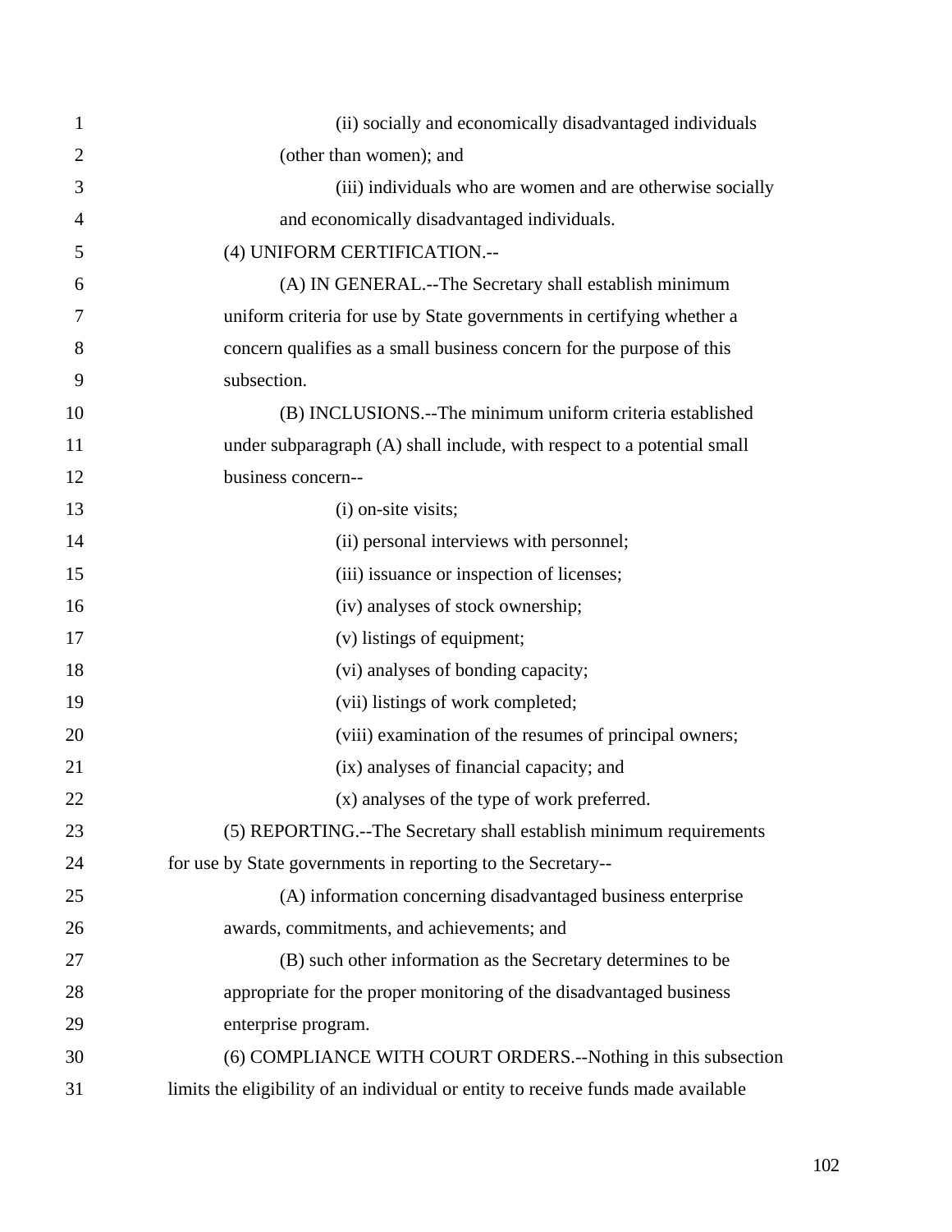(ii) socially and economically disadvantaged individuals (other than women); and

(iii) individuals who are women and are otherwise socially and economically disadvantaged individuals.

(4) UNIFORM CERTIFICATION.--

(A) IN GENERAL.--The Secretary shall establish minimum uniform criteria for use by State governments in certifying whether a concern qualifies as a small business concern for the purpose of this subsection.

(B) INCLUSIONS.--The minimum uniform criteria established under subparagraph (A) shall include, with respect to a potential small business concern--

(i) on-site visits;

(ii) personal interviews with personnel;

(iii) issuance or inspection of licenses;

(iv) analyses of stock ownership;

(v) listings of equipment;

(vi) analyses of bonding capacity;

(vii) listings of work completed;

(viii) examination of the resumes of principal owners;

(ix) analyses of financial capacity; and

(x) analyses of the type of work preferred.

(5) REPORTING.--The Secretary shall establish minimum requirements for use by State governments in reporting to the Secretary--

(A) information concerning disadvantaged business enterprise awards, commitments, and achievements; and

(B) such other information as the Secretary determines to be appropriate for the proper monitoring of the disadvantaged business enterprise program.

(6) COMPLIANCE WITH COURT ORDERS.--Nothing in this subsection limits the eligibility of an individual or entity to receive funds made available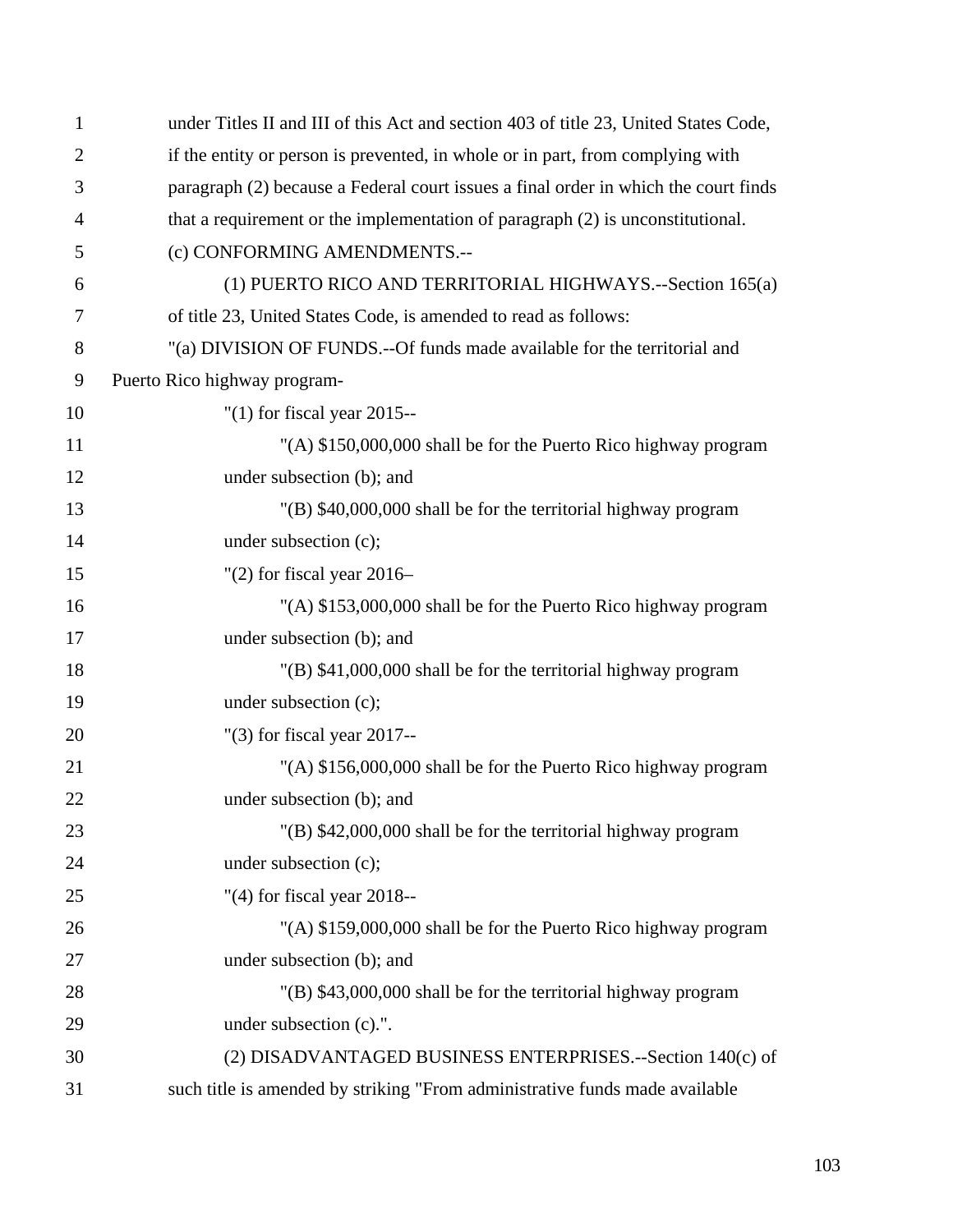under Titles II and III of this Act and section 403 of title 23, United States Code, if the entity or person is prevented, in whole or in part, from complying with paragraph (2) because a Federal court issues a final order in which the court finds that a requirement or the implementation of paragraph (2) is unconstitutional.

(c) CONFORMING AMENDMENTS.--

(1) PUERTO RICO AND TERRITORIAL HIGHWAYS.--Section 165(a) of title 23, United States Code, is amended to read as follows:

"(a) DIVISION OF FUNDS.--Of funds made available for the territorial and Puerto Rico highway program-

"(1) for fiscal year 2015--

"(A) $150,000,000 shall be for the Puerto Rico highway program under subsection (b); and

"(B) $40,000,000 shall be for the territorial highway program under subsection (c);

"(2) for fiscal year 2016–

"(A) $153,000,000 shall be for the Puerto Rico highway program under subsection (b); and

"(B) $41,000,000 shall be for the territorial highway program under subsection (c);

"(3) for fiscal year 2017--

"(A) $156,000,000 shall be for the Puerto Rico highway program under subsection (b); and

"(B) $42,000,000 shall be for the territorial highway program under subsection (c);

"(4) for fiscal year 2018--

"(A) $159,000,000 shall be for the Puerto Rico highway program under subsection (b); and

"(B) $43,000,000 shall be for the territorial highway program under subsection (c).".

(2) DISADVANTAGED BUSINESS ENTERPRISES.--Section 140(c) of such title is amended by striking "From administrative funds made available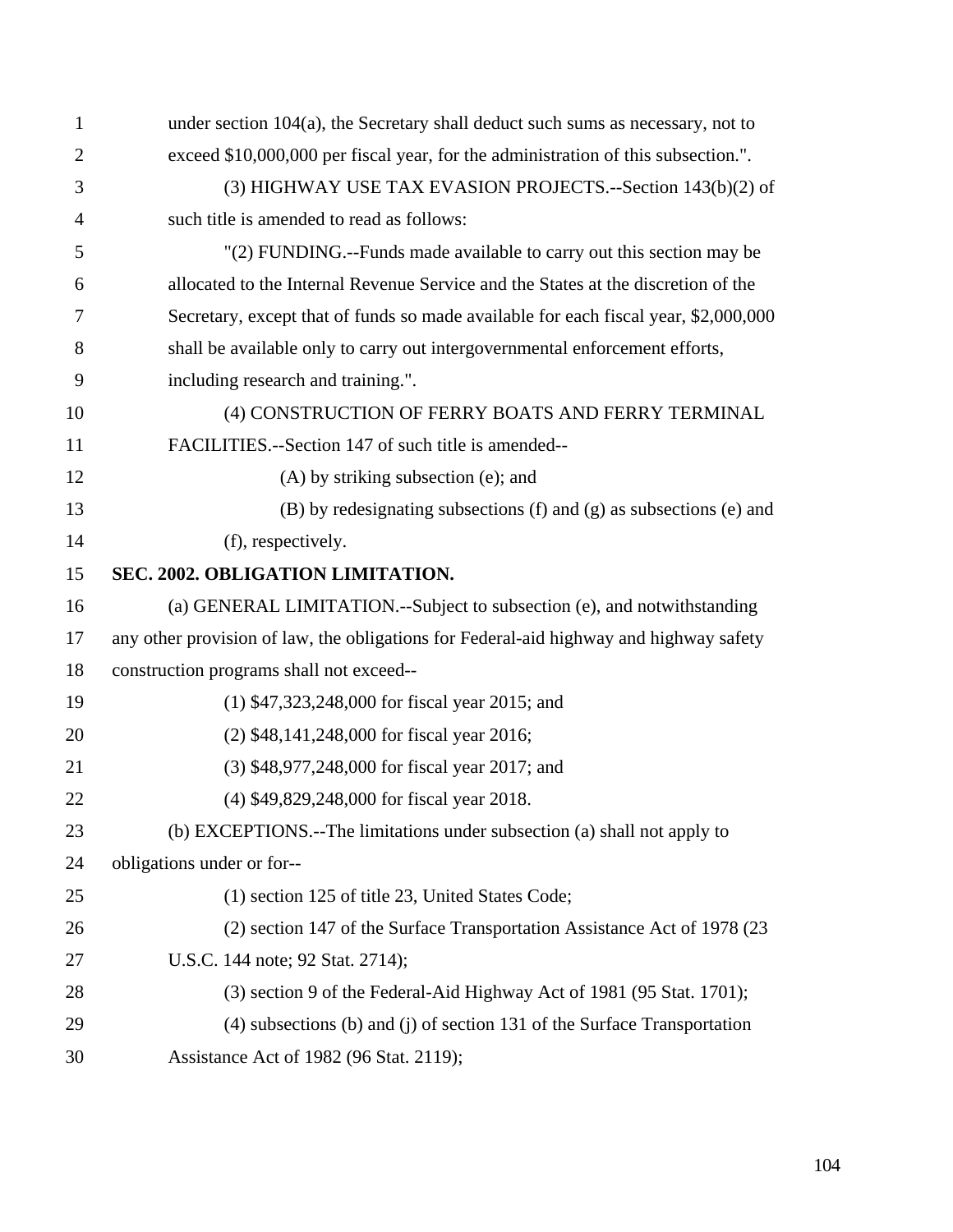under section 104(a), the Secretary shall deduct such sums as necessary, not to exceed $10,000,000 per fiscal year, for the administration of this subsection.".

(3) HIGHWAY USE TAX EVASION PROJECTS.--Section 143(b)(2) of such title is amended to read as follows:

"(2) FUNDING.--Funds made available to carry out this section may be allocated to the Internal Revenue Service and the States at the discretion of the Secretary, except that of funds so made available for each fiscal year, $2,000,000 shall be available only to carry out intergovernmental enforcement efforts, including research and training.".

(4) CONSTRUCTION OF FERRY BOATS AND FERRY TERMINAL FACILITIES.--Section 147 of such title is amended--

(A) by striking subsection (e); and

(B) by redesignating subsections (f) and (g) as subsections (e) and (f), respectively.

**SEC. 2002. OBLIGATION LIMITATION.**

(a) GENERAL LIMITATION.--Subject to subsection (e), and notwithstanding any other provision of law, the obligations for Federal-aid highway and highway safety construction programs shall not exceed--

(1) $47,323,248,000 for fiscal year 2015; and

(2) $48,141,248,000 for fiscal year 2016;

(3) $48,977,248,000 for fiscal year 2017; and

(4) $49,829,248,000 for fiscal year 2018.

(b) EXCEPTIONS.--The limitations under subsection (a) shall not apply to obligations under or for--

(1) section 125 of title 23, United States Code;

(2) section 147 of the Surface Transportation Assistance Act of 1978 (23 U.S.C. 144 note; 92 Stat. 2714);

(3) section 9 of the Federal-Aid Highway Act of 1981 (95 Stat. 1701);

(4) subsections (b) and (j) of section 131 of the Surface Transportation Assistance Act of 1982 (96 Stat. 2119);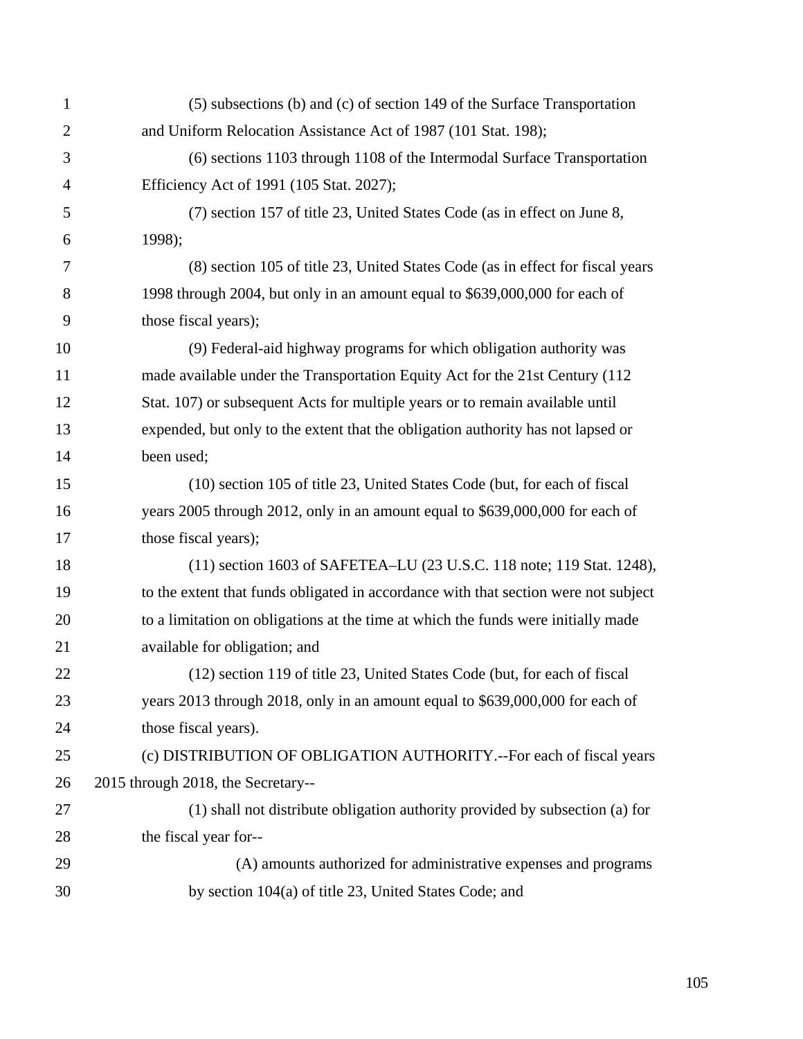(5) subsections (b) and (c) of section 149 of the Surface Transportation and Uniform Relocation Assistance Act of 1987 (101 Stat. 198);

(6) sections 1103 through 1108 of the Intermodal Surface Transportation Efficiency Act of 1991 (105 Stat. 2027);

(7) section 157 of title 23, United States Code (as in effect on June 8, 1998);

(8) section 105 of title 23, United States Code (as in effect for fiscal years 1998 through 2004, but only in an amount equal to $639,000,000 for each of those fiscal years);

(9) Federal-aid highway programs for which obligation authority was made available under the Transportation Equity Act for the 21st Century (112 Stat. 107) or subsequent Acts for multiple years or to remain available until expended, but only to the extent that the obligation authority has not lapsed or been used;

(10) section 105 of title 23, United States Code (but, for each of fiscal years 2005 through 2012, only in an amount equal to $639,000,000 for each of those fiscal years);

(11) section 1603 of SAFETEA–LU (23 U.S.C. 118 note; 119 Stat. 1248), to the extent that funds obligated in accordance with that section were not subject to a limitation on obligations at the time at which the funds were initially made available for obligation; and

(12) section 119 of title 23, United States Code (but, for each of fiscal years 2013 through 2018, only in an amount equal to $639,000,000 for each of those fiscal years).

(c) DISTRIBUTION OF OBLIGATION AUTHORITY.--For each of fiscal years 2015 through 2018, the Secretary--

(1) shall not distribute obligation authority provided by subsection (a) for the fiscal year for--

(A) amounts authorized for administrative expenses and programs by section 104(a) of title 23, United States Code; and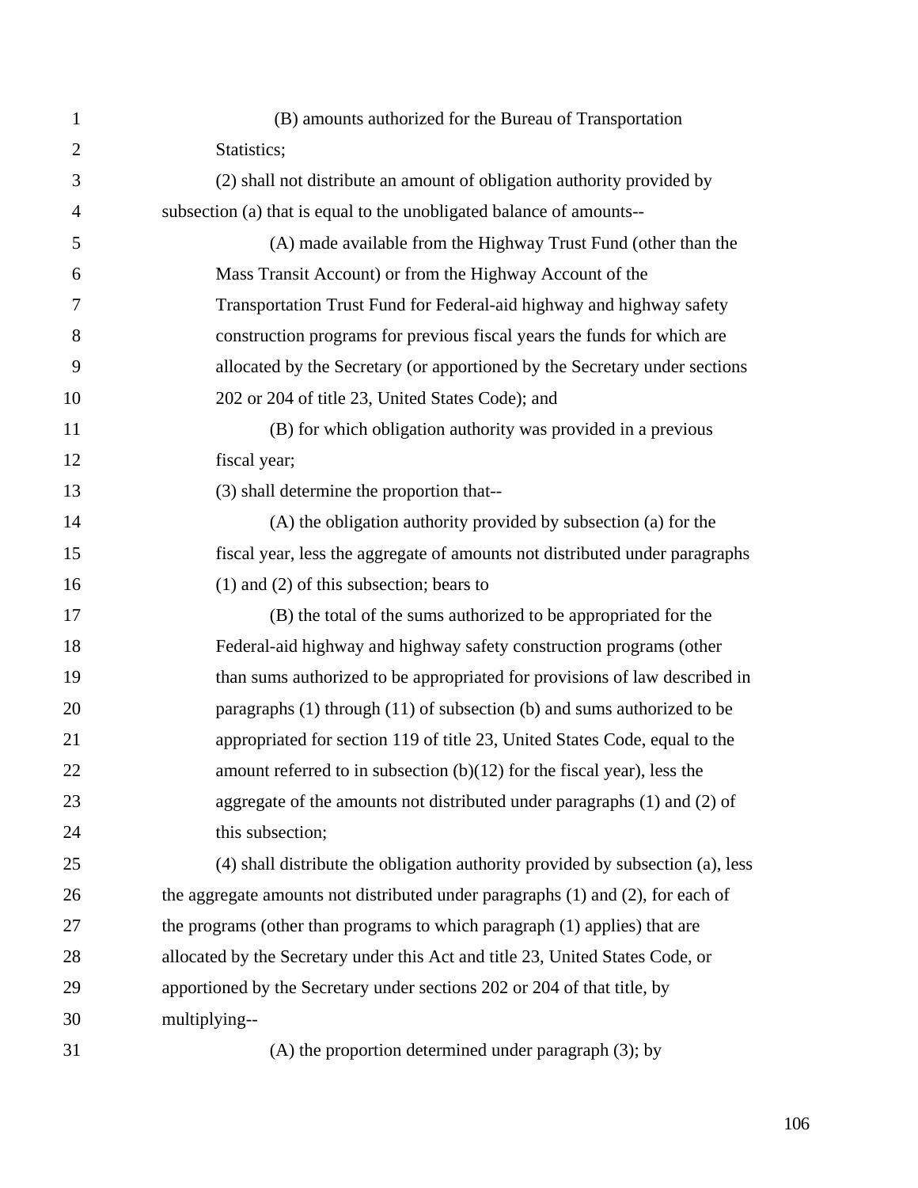(B) amounts authorized for the Bureau of Transportation Statistics;

(2) shall not distribute an amount of obligation authority provided by subsection (a) that is equal to the unobligated balance of amounts--

(A) made available from the Highway Trust Fund (other than the Mass Transit Account) or from the Highway Account of the Transportation Trust Fund for Federal-aid highway and highway safety construction programs for previous fiscal years the funds for which are allocated by the Secretary (or apportioned by the Secretary under sections 202 or 204 of title 23, United States Code); and

(B) for which obligation authority was provided in a previous fiscal year;

(3) shall determine the proportion that--

(A) the obligation authority provided by subsection (a) for the fiscal year, less the aggregate of amounts not distributed under paragraphs (1) and (2) of this subsection; bears to

(B) the total of the sums authorized to be appropriated for the Federal-aid highway and highway safety construction programs (other than sums authorized to be appropriated for provisions of law described in paragraphs (1) through (11) of subsection (b) and sums authorized to be appropriated for section 119 of title 23, United States Code, equal to the amount referred to in subsection (b)(12) for the fiscal year), less the aggregate of the amounts not distributed under paragraphs (1) and (2) of this subsection;

(4) shall distribute the obligation authority provided by subsection (a), less the aggregate amounts not distributed under paragraphs (1) and (2), for each of the programs (other than programs to which paragraph (1) applies) that are allocated by the Secretary under this Act and title 23, United States Code, or apportioned by the Secretary under sections 202 or 204 of that title, by multiplying--

(A) the proportion determined under paragraph (3); by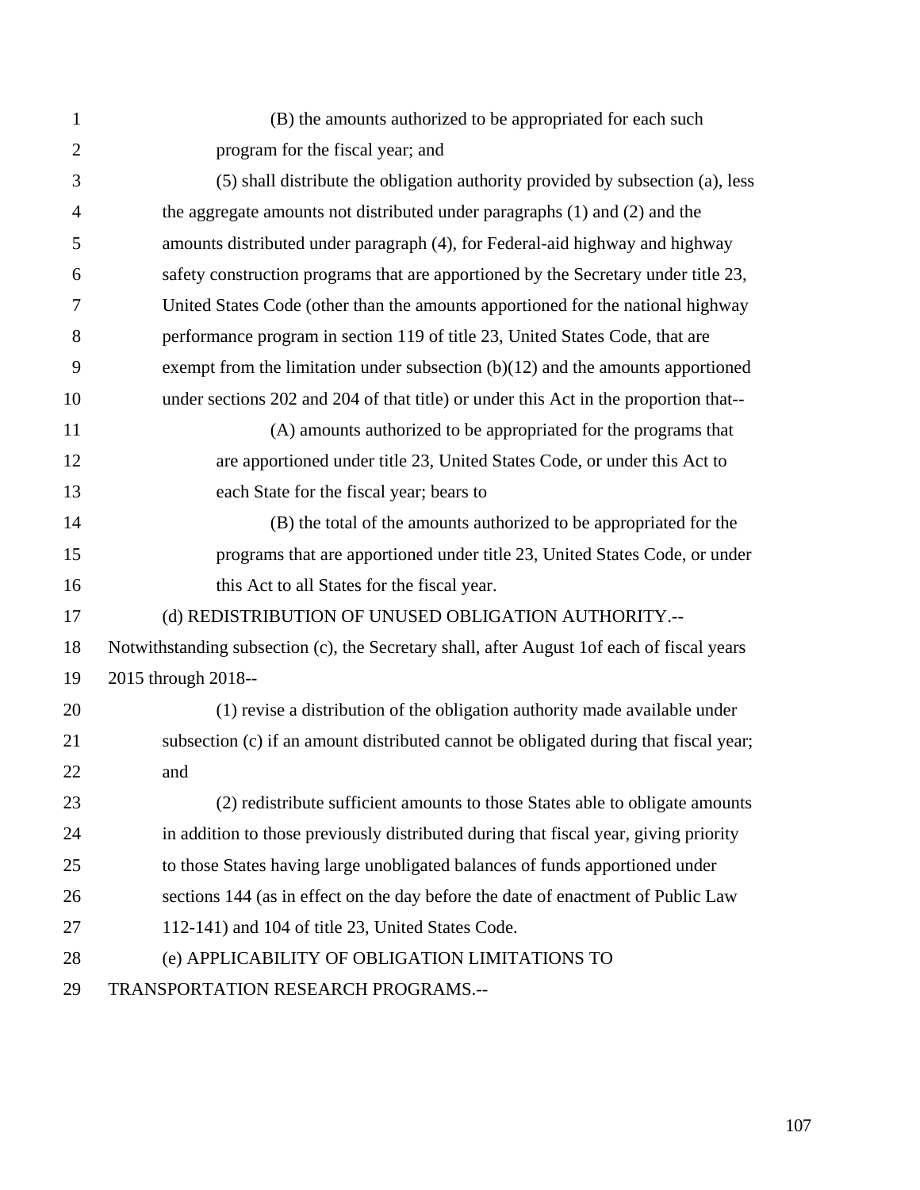(B) the amounts authorized to be appropriated for each such program for the fiscal year; and

(5) shall distribute the obligation authority provided by subsection (a), less the aggregate amounts not distributed under paragraphs (1) and (2) and the amounts distributed under paragraph (4), for Federal-aid highway and highway safety construction programs that are apportioned by the Secretary under title 23, United States Code (other than the amounts apportioned for the national highway performance program in section 119 of title 23, United States Code, that are exempt from the limitation under subsection (b)(12) and the amounts apportioned under sections 202 and 204 of that title) or under this Act in the proportion that--

(A) amounts authorized to be appropriated for the programs that are apportioned under title 23, United States Code, or under this Act to each State for the fiscal year; bears to

(B) the total of the amounts authorized to be appropriated for the programs that are apportioned under title 23, United States Code, or under this Act to all States for the fiscal year.

(d) REDISTRIBUTION OF UNUSED OBLIGATION AUTHORITY.--Notwithstanding subsection (c), the Secretary shall, after August 1of each of fiscal years 2015 through 2018--

(1) revise a distribution of the obligation authority made available under subsection (c) if an amount distributed cannot be obligated during that fiscal year; and

(2) redistribute sufficient amounts to those States able to obligate amounts in addition to those previously distributed during that fiscal year, giving priority to those States having large unobligated balances of funds apportioned under sections 144 (as in effect on the day before the date of enactment of Public Law 112-141) and 104 of title 23, United States Code.

(e) APPLICABILITY OF OBLIGATION LIMITATIONS TO TRANSPORTATION RESEARCH PROGRAMS.--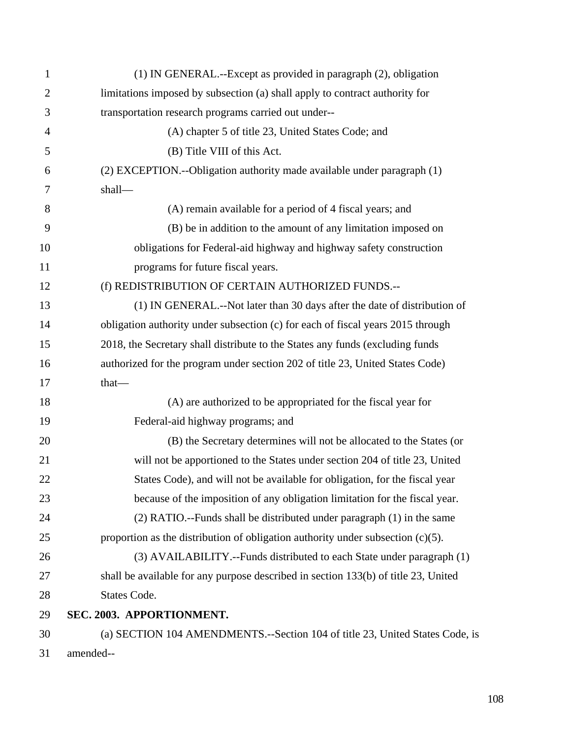(1) IN GENERAL.--Except as provided in paragraph (2), obligation limitations imposed by subsection (a) shall apply to contract authority for transportation research programs carried out under--

(A) chapter 5 of title 23, United States Code; and

(B) Title VIII of this Act.

(2) EXCEPTION.--Obligation authority made available under paragraph (1) shall—

(A) remain available for a period of 4 fiscal years; and

(B) be in addition to the amount of any limitation imposed on obligations for Federal-aid highway and highway safety construction programs for future fiscal years.

(f) REDISTRIBUTION OF CERTAIN AUTHORIZED FUNDS.--

(1) IN GENERAL.--Not later than 30 days after the date of distribution of obligation authority under subsection (c) for each of fiscal years 2015 through 2018, the Secretary shall distribute to the States any funds (excluding funds authorized for the program under section 202 of title 23, United States Code) that—

(A) are authorized to be appropriated for the fiscal year for Federal-aid highway programs; and

(B) the Secretary determines will not be allocated to the States (or will not be apportioned to the States under section 204 of title 23, United States Code), and will not be available for obligation, for the fiscal year because of the imposition of any obligation limitation for the fiscal year.

(2) RATIO.--Funds shall be distributed under paragraph (1) in the same proportion as the distribution of obligation authority under subsection (c)(5).

(3) AVAILABILITY.--Funds distributed to each State under paragraph (1) shall be available for any purpose described in section 133(b) of title 23, United States Code.

**SEC. 2003. APPORTIONMENT.**

(a) SECTION 104 AMENDMENTS.--Section 104 of title 23, United States Code, is amended--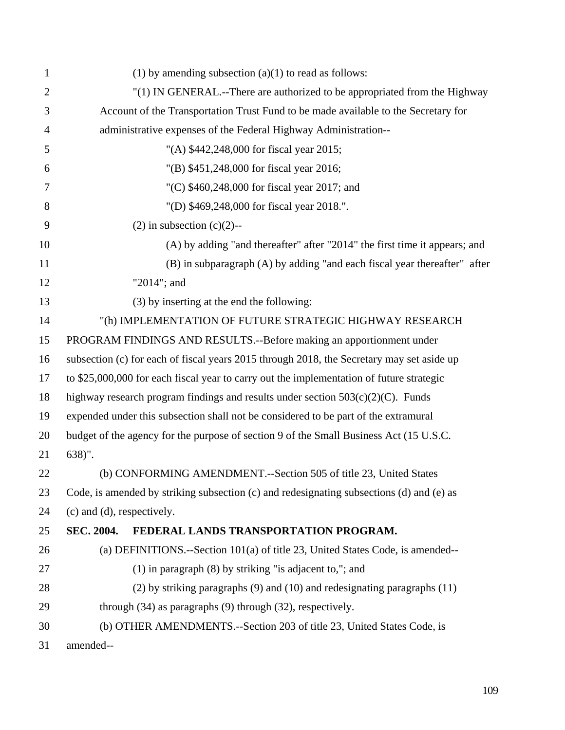(1) by amending subsection (a)(1) to read as follows:

"(1) IN GENERAL.--There are authorized to be appropriated from the Highway Account of the Transportation Trust Fund to be made available to the Secretary for administrative expenses of the Federal Highway Administration--

"(A) $442,248,000 for fiscal year 2015;

"(B) $451,248,000 for fiscal year 2016;

"(C) $460,248,000 for fiscal year 2017; and

"(D) $469,248,000 for fiscal year 2018.".

(2) in subsection (c)(2)--

(A) by adding "and thereafter" after "2014" the first time it appears; and

(B) in subparagraph (A) by adding "and each fiscal year thereafter" after "2014"; and

(3) by inserting at the end the following:

"(h) IMPLEMENTATION OF FUTURE STRATEGIC HIGHWAY RESEARCH PROGRAM FINDINGS AND RESULTS.--Before making an apportionment under subsection (c) for each of fiscal years 2015 through 2018, the Secretary may set aside up to $25,000,000 for each fiscal year to carry out the implementation of future strategic highway research program findings and results under section 503(c)(2)(C). Funds expended under this subsection shall not be considered to be part of the extramural budget of the agency for the purpose of section 9 of the Small Business Act (15 U.S.C. 638)".

(b) CONFORMING AMENDMENT.--Section 505 of title 23, United States Code, is amended by striking subsection (c) and redesignating subsections (d) and (e) as (c) and (d), respectively.

**SEC. 2004. FEDERAL LANDS TRANSPORTATION PROGRAM.**

(a) DEFINITIONS.--Section 101(a) of title 23, United States Code, is amended--

(1) in paragraph (8) by striking "is adjacent to,"; and

(2) by striking paragraphs (9) and (10) and redesignating paragraphs (11) through (34) as paragraphs (9) through (32), respectively.

(b) OTHER AMENDMENTS.--Section 203 of title 23, United States Code, is amended--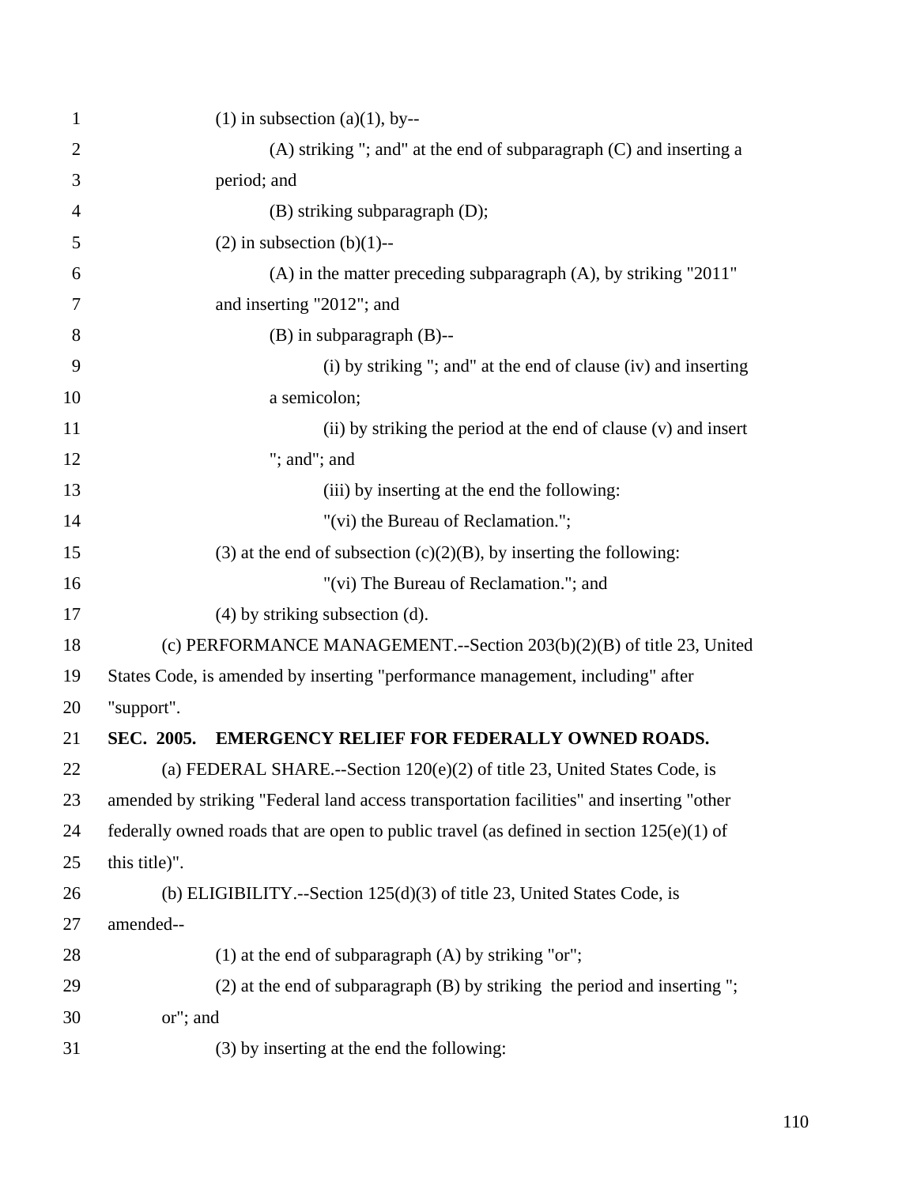(1) in subsection (a)(1), by--

(A) striking "; and" at the end of subparagraph (C) and inserting a period; and

(B) striking subparagraph (D);

(2) in subsection (b)(1)--

(A) in the matter preceding subparagraph (A), by striking "2011" and inserting "2012"; and

(B) in subparagraph (B)--

(i) by striking "; and" at the end of clause (iv) and inserting a semicolon;

(ii) by striking the period at the end of clause (v) and insert "; and"; and

(iii) by inserting at the end the following:

"(vi) the Bureau of Reclamation.";

(3) at the end of subsection (c)(2)(B), by inserting the following:

"(vi) The Bureau of Reclamation."; and

(4) by striking subsection (d).

(c) PERFORMANCE MANAGEMENT.--Section 203(b)(2)(B) of title 23, United States Code, is amended by inserting "performance management, including" after "support".

**SEC. 2005. EMERGENCY RELIEF FOR FEDERALLY OWNED ROADS.**

(a) FEDERAL SHARE.--Section 120(e)(2) of title 23, United States Code, is amended by striking "Federal land access transportation facilities" and inserting "other federally owned roads that are open to public travel (as defined in section 125(e)(1) of this title)".

(b) ELIGIBILITY.--Section 125(d)(3) of title 23, United States Code, is amended--

(1) at the end of subparagraph (A) by striking "or";

(2) at the end of subparagraph (B) by striking the period and inserting "; or"; and

(3) by inserting at the end the following: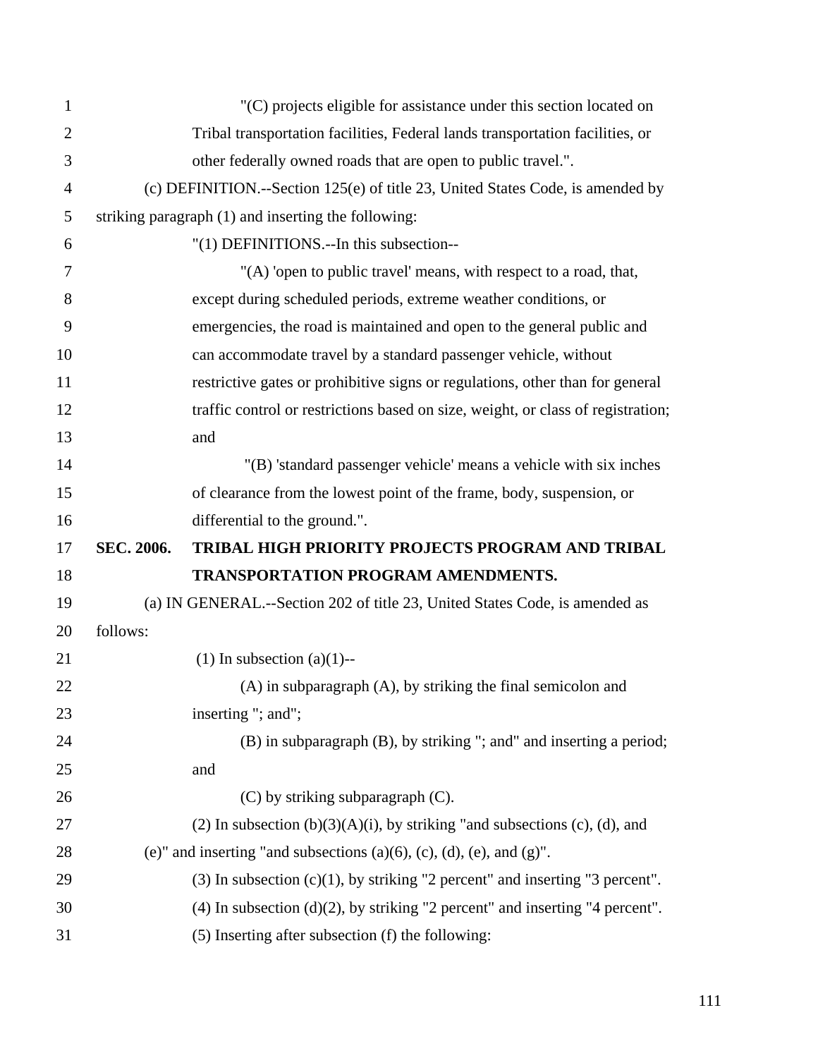"(C) projects eligible for assistance under this section located on Tribal transportation facilities, Federal lands transportation facilities, or other federally owned roads that are open to public travel.".

(c) DEFINITION.--Section 125(e) of title 23, United States Code, is amended by striking paragraph (1) and inserting the following:

"(1) DEFINITIONS.--In this subsection--

"(A) 'open to public travel' means, with respect to a road, that, except during scheduled periods, extreme weather conditions, or emergencies, the road is maintained and open to the general public and can accommodate travel by a standard passenger vehicle, without restrictive gates or prohibitive signs or regulations, other than for general traffic control or restrictions based on size, weight, or class of registration; and

"(B) 'standard passenger vehicle' means a vehicle with six inches of clearance from the lowest point of the frame, body, suspension, or differential to the ground.".

**SEC. 2006. TRIBAL HIGH PRIORITY PROJECTS PROGRAM AND TRIBAL TRANSPORTATION PROGRAM AMENDMENTS.**

(a) IN GENERAL.--Section 202 of title 23, United States Code, is amended as follows:

(1) In subsection (a)(1)--

(A) in subparagraph (A), by striking the final semicolon and inserting "; and";

(B) in subparagraph (B), by striking "; and" and inserting a period; and

(C) by striking subparagraph (C).

(2) In subsection (b)(3)(A)(i), by striking "and subsections (c), (d), and (e)" and inserting "and subsections (a)(6), (c), (d), (e), and (g)".

(3) In subsection (c)(1), by striking "2 percent" and inserting "3 percent".

(4) In subsection (d)(2), by striking "2 percent" and inserting "4 percent".

(5) Inserting after subsection (f) the following: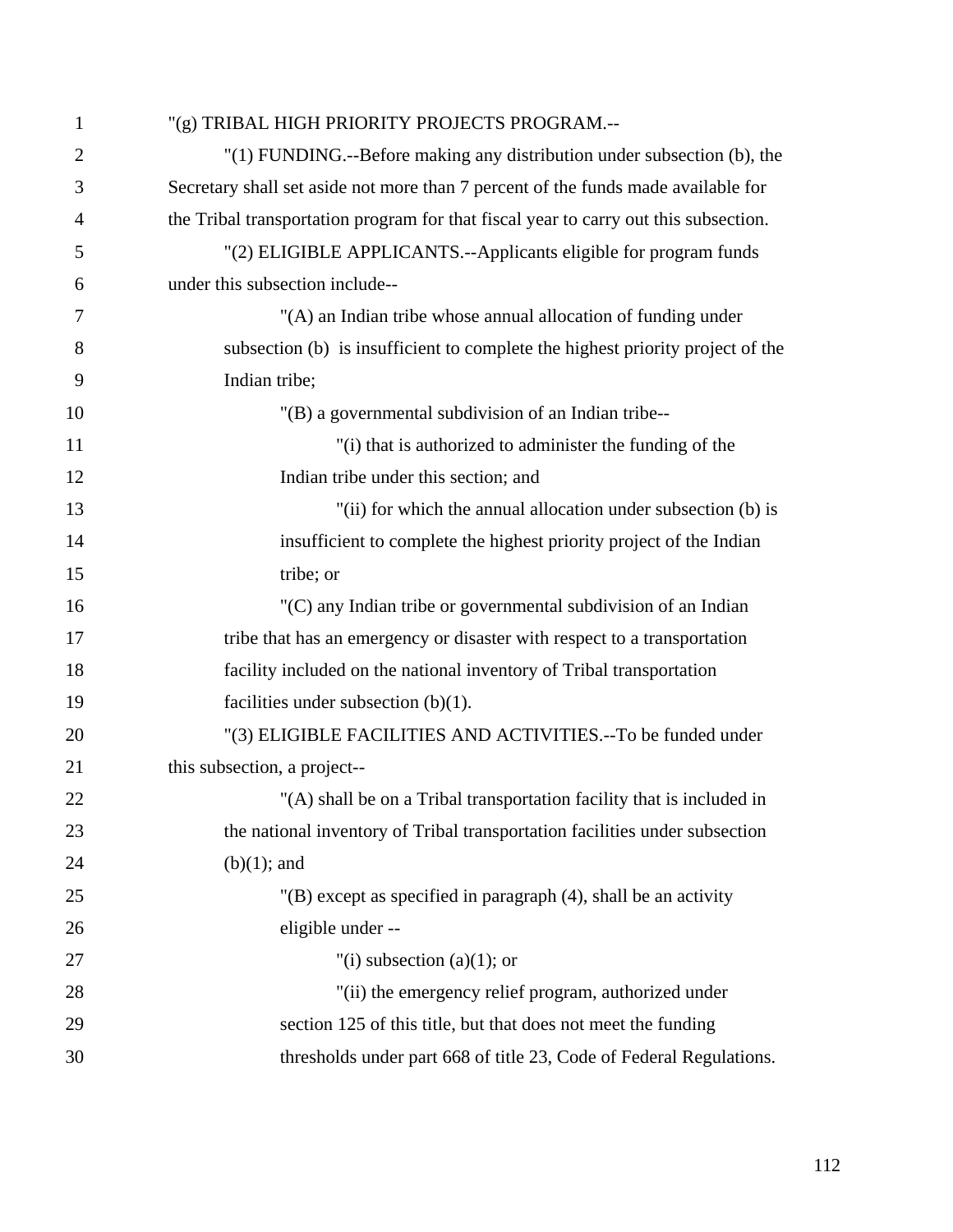"(g) TRIBAL HIGH PRIORITY PROJECTS PROGRAM.--

"(1) FUNDING.--Before making any distribution under subsection (b), the Secretary shall set aside not more than 7 percent of the funds made available for the Tribal transportation program for that fiscal year to carry out this subsection.

"(2) ELIGIBLE APPLICANTS.--Applicants eligible for program funds under this subsection include--

"(A) an Indian tribe whose annual allocation of funding under subsection (b) is insufficient to complete the highest priority project of the Indian tribe;

"(B) a governmental subdivision of an Indian tribe--

"(i) that is authorized to administer the funding of the Indian tribe under this section; and

"(ii) for which the annual allocation under subsection (b) is insufficient to complete the highest priority project of the Indian tribe; or

"(C) any Indian tribe or governmental subdivision of an Indian tribe that has an emergency or disaster with respect to a transportation facility included on the national inventory of Tribal transportation facilities under subsection (b)(1).

"(3) ELIGIBLE FACILITIES AND ACTIVITIES.--To be funded under this subsection, a project--

"(A) shall be on a Tribal transportation facility that is included in the national inventory of Tribal transportation facilities under subsection (b)(1); and

"(B) except as specified in paragraph (4), shall be an activity eligible under --

"(i) subsection (a)(1); or

"(ii) the emergency relief program, authorized under section 125 of this title, but that does not meet the funding thresholds under part 668 of title 23, Code of Federal Regulations.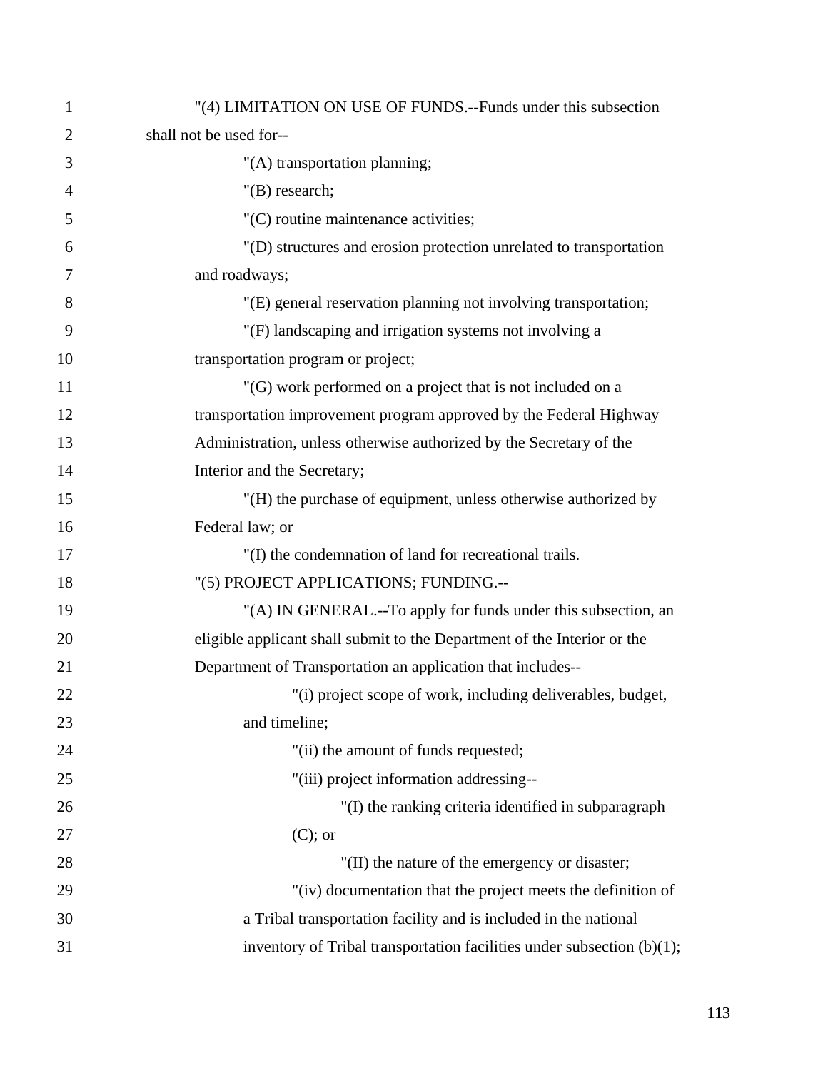"(4) LIMITATION ON USE OF FUNDS.--Funds under this subsection shall not be used for--

"(A) transportation planning;

"(B) research;

"(C) routine maintenance activities;

"(D) structures and erosion protection unrelated to transportation and roadways;

"(E) general reservation planning not involving transportation;

"(F) landscaping and irrigation systems not involving a transportation program or project;

"(G) work performed on a project that is not included on a transportation improvement program approved by the Federal Highway Administration, unless otherwise authorized by the Secretary of the Interior and the Secretary;

"(H) the purchase of equipment, unless otherwise authorized by Federal law; or

"(I) the condemnation of land for recreational trails.

"(5) PROJECT APPLICATIONS; FUNDING.--

"(A) IN GENERAL.--To apply for funds under this subsection, an eligible applicant shall submit to the Department of the Interior or the Department of Transportation an application that includes--

"(i) project scope of work, including deliverables, budget, and timeline;

"(ii) the amount of funds requested;

"(iii) project information addressing--

"(I) the ranking criteria identified in subparagraph (C); or

"(II) the nature of the emergency or disaster;

"(iv) documentation that the project meets the definition of a Tribal transportation facility and is included in the national inventory of Tribal transportation facilities under subsection (b)(1);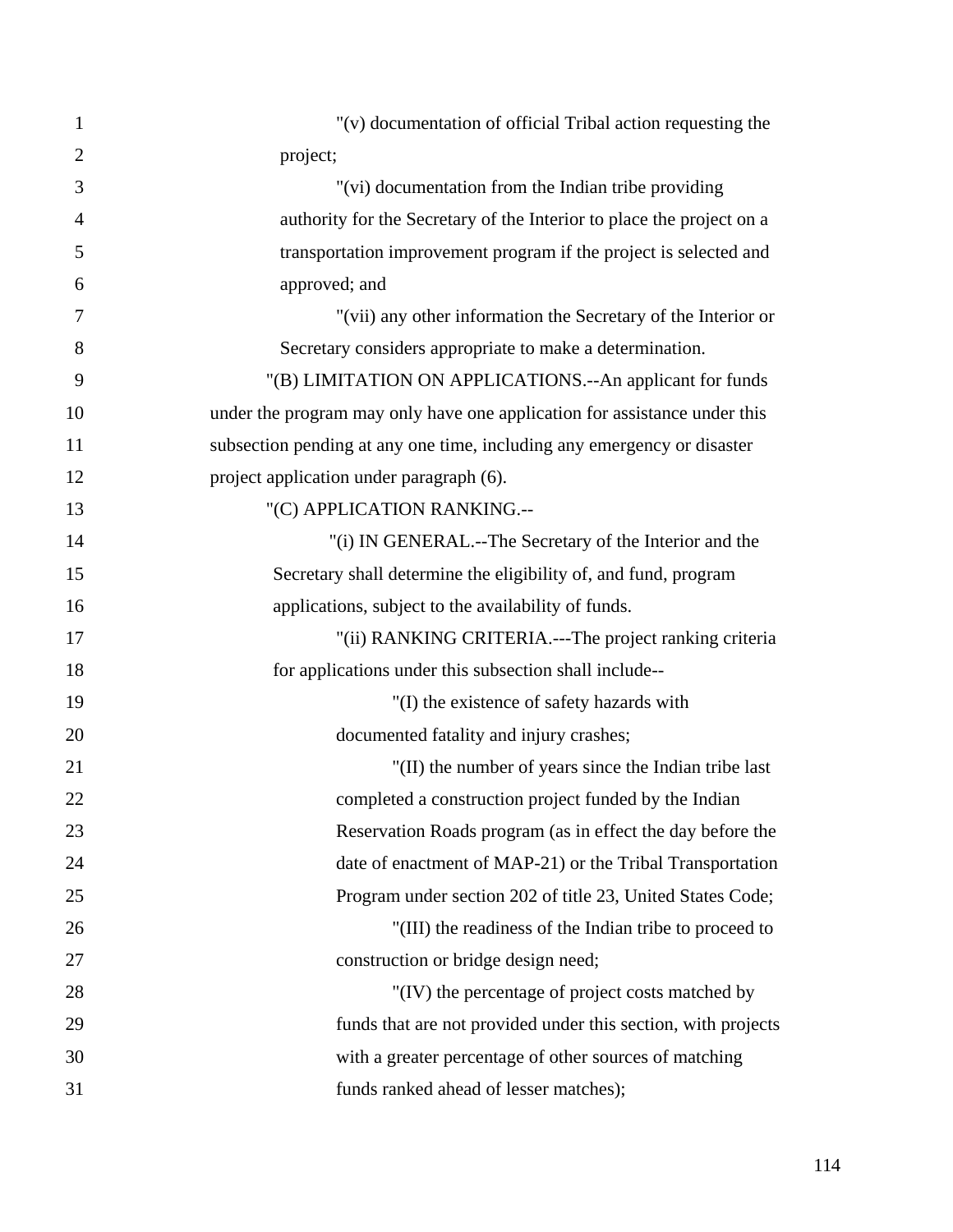"(v) documentation of official Tribal action requesting the project;

"(vi) documentation from the Indian tribe providing authority for the Secretary of the Interior to place the project on a transportation improvement program if the project is selected and approved; and

"(vii) any other information the Secretary of the Interior or Secretary considers appropriate to make a determination.

"(B) LIMITATION ON APPLICATIONS.--An applicant for funds under the program may only have one application for assistance under this subsection pending at any one time, including any emergency or disaster project application under paragraph (6).

"(C) APPLICATION RANKING.--

"(i) IN GENERAL.--The Secretary of the Interior and the Secretary shall determine the eligibility of, and fund, program applications, subject to the availability of funds.

"(ii) RANKING CRITERIA.---The project ranking criteria for applications under this subsection shall include--

"(I) the existence of safety hazards with documented fatality and injury crashes;

"(II) the number of years since the Indian tribe last completed a construction project funded by the Indian Reservation Roads program (as in effect the day before the date of enactment of MAP-21) or the Tribal Transportation Program under section 202 of title 23, United States Code;

"(III) the readiness of the Indian tribe to proceed to construction or bridge design need;

"(IV) the percentage of project costs matched by funds that are not provided under this section, with projects with a greater percentage of other sources of matching funds ranked ahead of lesser matches);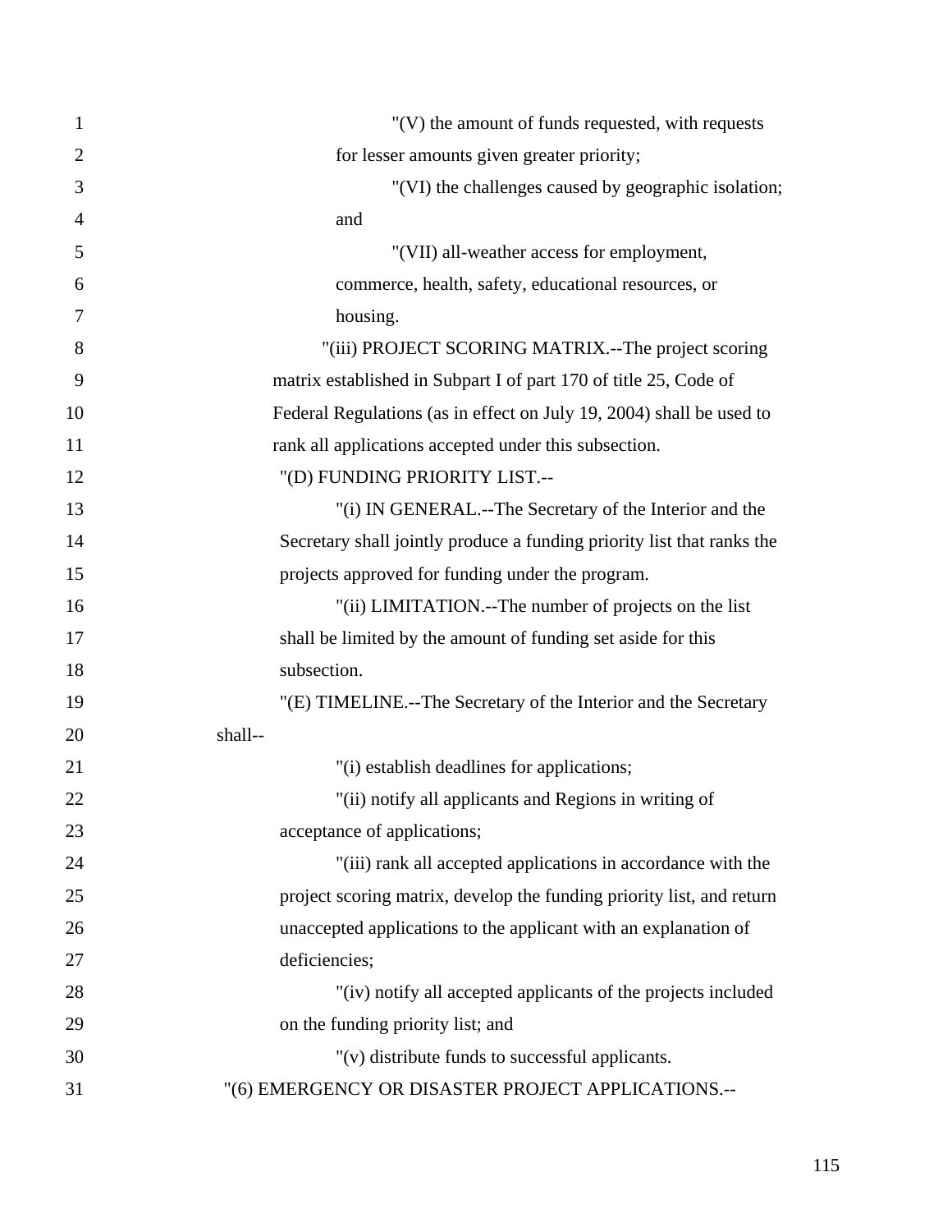"(V) the amount of funds requested, with requests for lesser amounts given greater priority;

"(VI) the challenges caused by geographic isolation; and

"(VII) all-weather access for employment, commerce, health, safety, educational resources, or housing.

"(iii) PROJECT SCORING MATRIX.--The project scoring matrix established in Subpart I of part 170 of title 25, Code of Federal Regulations (as in effect on July 19, 2004) shall be used to rank all applications accepted under this subsection.

"(D) FUNDING PRIORITY LIST.--

"(i) IN GENERAL.--The Secretary of the Interior and the Secretary shall jointly produce a funding priority list that ranks the projects approved for funding under the program.

"(ii) LIMITATION.--The number of projects on the list shall be limited by the amount of funding set aside for this subsection.

"(E) TIMELINE.--The Secretary of the Interior and the Secretary shall--

"(i) establish deadlines for applications;

"(ii) notify all applicants and Regions in writing of acceptance of applications;

"(iii) rank all accepted applications in accordance with the project scoring matrix, develop the funding priority list, and return unaccepted applications to the applicant with an explanation of deficiencies;

"(iv) notify all accepted applicants of the projects included on the funding priority list; and

"(v) distribute funds to successful applicants.

"(6) EMERGENCY OR DISASTER PROJECT APPLICATIONS.--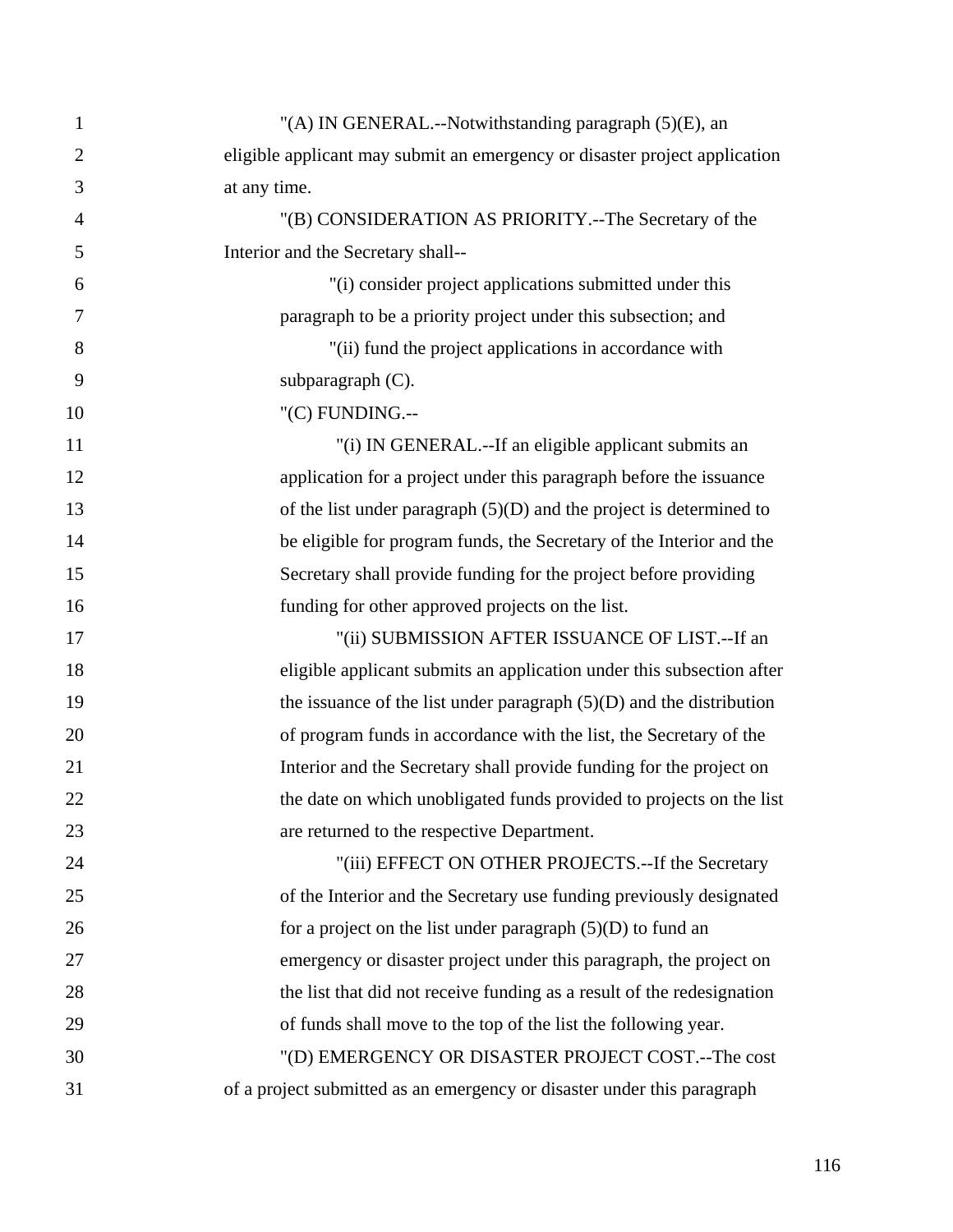"(A) IN GENERAL.--Notwithstanding paragraph (5)(E), an eligible applicant may submit an emergency or disaster project application at any time.

"(B) CONSIDERATION AS PRIORITY.--The Secretary of the Interior and the Secretary shall--

"(i) consider project applications submitted under this paragraph to be a priority project under this subsection; and

"(ii) fund the project applications in accordance with subparagraph (C).

"(C) FUNDING.--

"(i) IN GENERAL.--If an eligible applicant submits an application for a project under this paragraph before the issuance of the list under paragraph (5)(D) and the project is determined to be eligible for program funds, the Secretary of the Interior and the Secretary shall provide funding for the project before providing funding for other approved projects on the list.

"(ii) SUBMISSION AFTER ISSUANCE OF LIST.--If an eligible applicant submits an application under this subsection after the issuance of the list under paragraph (5)(D) and the distribution of program funds in accordance with the list, the Secretary of the Interior and the Secretary shall provide funding for the project on the date on which unobligated funds provided to projects on the list are returned to the respective Department.

"(iii) EFFECT ON OTHER PROJECTS.--If the Secretary of the Interior and the Secretary use funding previously designated for a project on the list under paragraph (5)(D) to fund an emergency or disaster project under this paragraph, the project on the list that did not receive funding as a result of the redesignation of funds shall move to the top of the list the following year.

"(D) EMERGENCY OR DISASTER PROJECT COST.--The cost of a project submitted as an emergency or disaster under this paragraph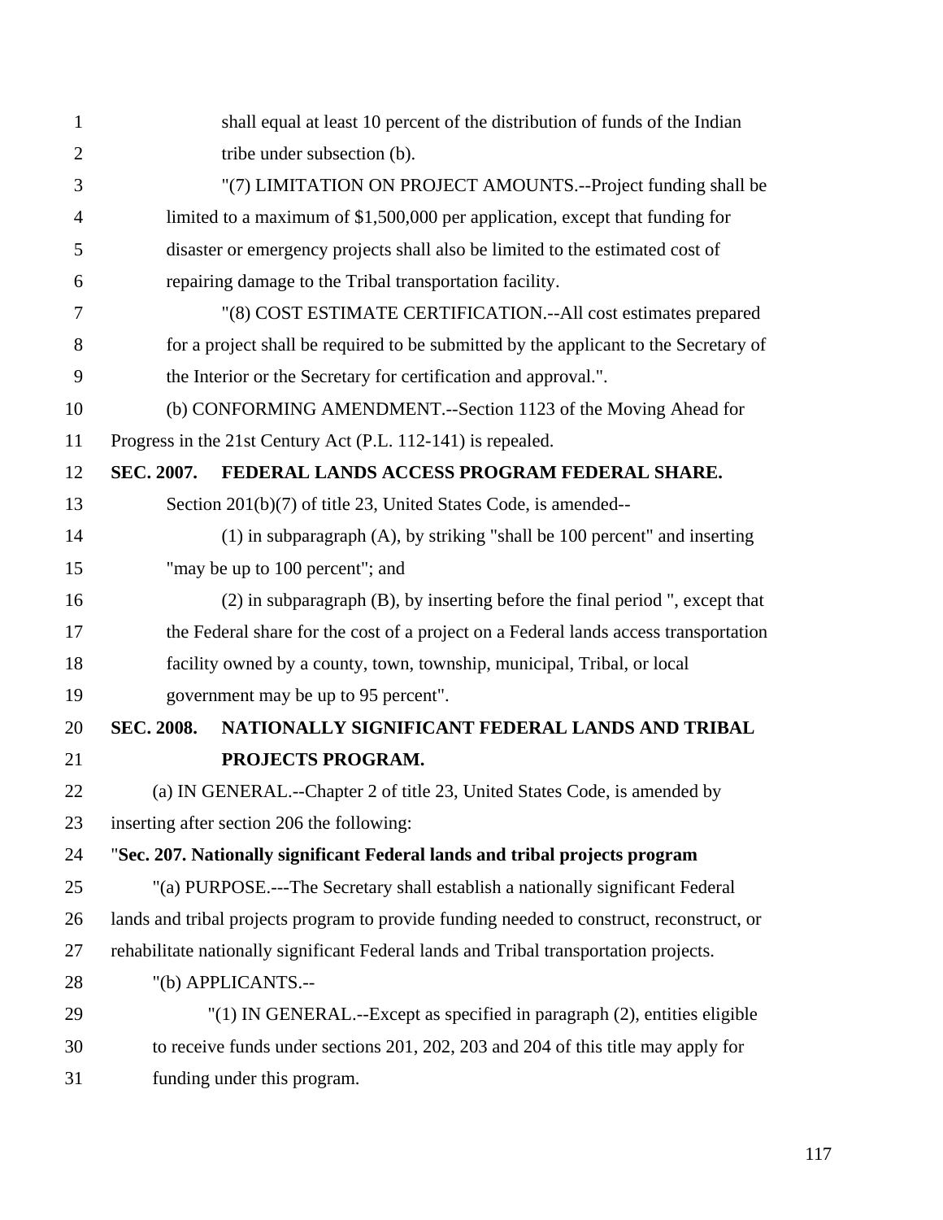shall equal at least 10 percent of the distribution of funds of the Indian tribe under subsection (b).

"(7) LIMITATION ON PROJECT AMOUNTS.--Project funding shall be limited to a maximum of $1,500,000 per application, except that funding for disaster or emergency projects shall also be limited to the estimated cost of repairing damage to the Tribal transportation facility.

"(8) COST ESTIMATE CERTIFICATION.--All cost estimates prepared for a project shall be required to be submitted by the applicant to the Secretary of the Interior or the Secretary for certification and approval.".

(b) CONFORMING AMENDMENT.--Section 1123 of the Moving Ahead for Progress in the 21st Century Act (P.L. 112-141) is repealed.

**SEC. 2007. FEDERAL LANDS ACCESS PROGRAM FEDERAL SHARE.**

Section 201(b)(7) of title 23, United States Code, is amended--

(1) in subparagraph (A), by striking "shall be 100 percent" and inserting "may be up to 100 percent"; and

(2) in subparagraph (B), by inserting before the final period ", except that the Federal share for the cost of a project on a Federal lands access transportation facility owned by a county, town, township, municipal, Tribal, or local government may be up to 95 percent".

**SEC. 2008. NATIONALLY SIGNIFICANT FEDERAL LANDS AND TRIBAL PROJECTS PROGRAM.**

(a) IN GENERAL.--Chapter 2 of title 23, United States Code, is amended by inserting after section 206 the following:

"**Sec. 207. Nationally significant Federal lands and tribal projects program**

"(a) PURPOSE.---The Secretary shall establish a nationally significant Federal lands and tribal projects program to provide funding needed to construct, reconstruct, or rehabilitate nationally significant Federal lands and Tribal transportation projects.

"(b) APPLICANTS.--

"(1) IN GENERAL.--Except as specified in paragraph (2), entities eligible to receive funds under sections 201, 202, 203 and 204 of this title may apply for funding under this program.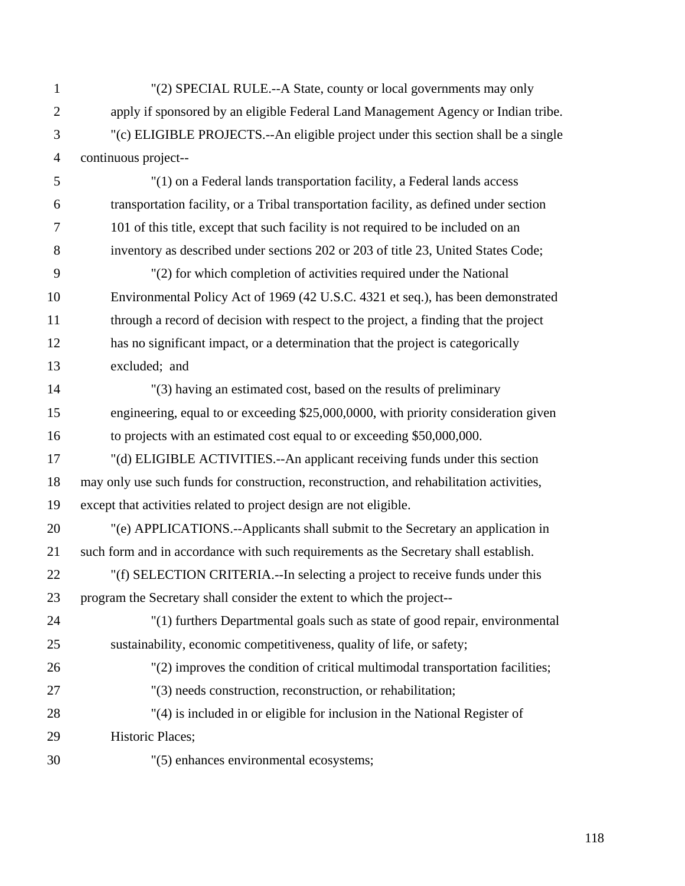"(2) SPECIAL RULE.--A State, county or local governments may only apply if sponsored by an eligible Federal Land Management Agency or Indian tribe.

"(c) ELIGIBLE PROJECTS.--An eligible project under this section shall be a single continuous project--

"(1) on a Federal lands transportation facility, a Federal lands access transportation facility, or a Tribal transportation facility, as defined under section 101 of this title, except that such facility is not required to be included on an inventory as described under sections 202 or 203 of title 23, United States Code;

"(2) for which completion of activities required under the National Environmental Policy Act of 1969 (42 U.S.C. 4321 et seq.), has been demonstrated through a record of decision with respect to the project, a finding that the project has no significant impact, or a determination that the project is categorically excluded; and

"(3) having an estimated cost, based on the results of preliminary engineering, equal to or exceeding $25,000,0000, with priority consideration given to projects with an estimated cost equal to or exceeding $50,000,000.

"(d) ELIGIBLE ACTIVITIES.--An applicant receiving funds under this section may only use such funds for construction, reconstruction, and rehabilitation activities, except that activities related to project design are not eligible.

"(e) APPLICATIONS.--Applicants shall submit to the Secretary an application in such form and in accordance with such requirements as the Secretary shall establish.

"(f) SELECTION CRITERIA.--In selecting a project to receive funds under this program the Secretary shall consider the extent to which the project--

"(1) furthers Departmental goals such as state of good repair, environmental sustainability, economic competitiveness, quality of life, or safety;

"(2) improves the condition of critical multimodal transportation facilities;

"(3) needs construction, reconstruction, or rehabilitation;

"(4) is included in or eligible for inclusion in the National Register of Historic Places;

"(5) enhances environmental ecosystems;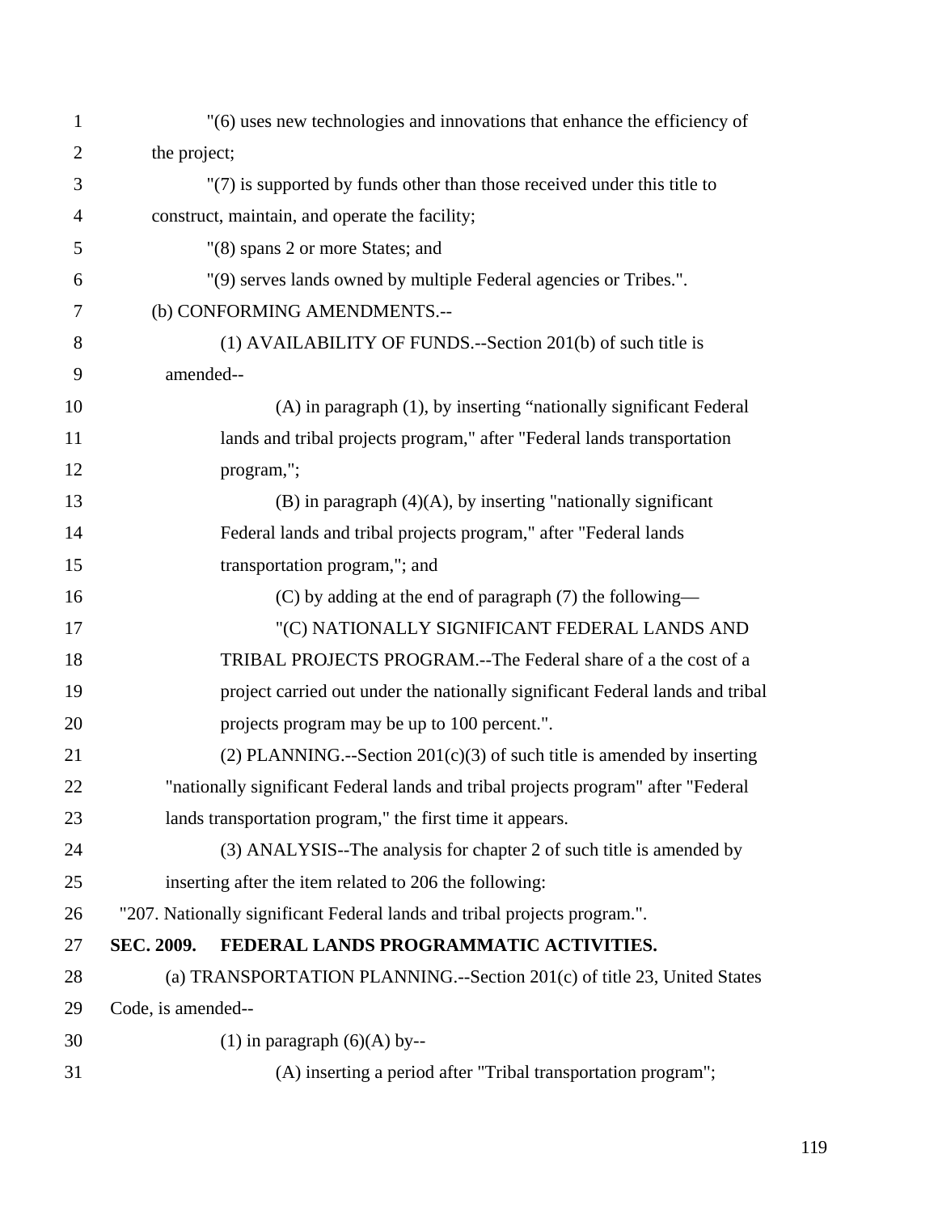"(6) uses new technologies and innovations that enhance the efficiency of the project;

"(7) is supported by funds other than those received under this title to construct, maintain, and operate the facility;

"(8) spans 2 or more States; and

"(9) serves lands owned by multiple Federal agencies or Tribes.".

(b) CONFORMING AMENDMENTS.--

(1) AVAILABILITY OF FUNDS.--Section 201(b) of such title is amended--

(A) in paragraph (1), by inserting "nationally significant Federal lands and tribal projects program," after "Federal lands transportation program,";

(B) in paragraph (4)(A), by inserting "nationally significant Federal lands and tribal projects program," after "Federal lands transportation program,"; and

(C) by adding at the end of paragraph (7) the following—

"(C) NATIONALLY SIGNIFICANT FEDERAL LANDS AND TRIBAL PROJECTS PROGRAM.--The Federal share of a the cost of a project carried out under the nationally significant Federal lands and tribal projects program may be up to 100 percent.".

(2) PLANNING.--Section 201(c)(3) of such title is amended by inserting "nationally significant Federal lands and tribal projects program" after "Federal lands transportation program," the first time it appears.

(3) ANALYSIS--The analysis for chapter 2 of such title is amended by inserting after the item related to 206 the following:

"207. Nationally significant Federal lands and tribal projects program.".

**SEC. 2009. FEDERAL LANDS PROGRAMMATIC ACTIVITIES.**

(a) TRANSPORTATION PLANNING.--Section 201(c) of title 23, United States Code, is amended--

(1) in paragraph (6)(A) by--

(A) inserting a period after "Tribal transportation program";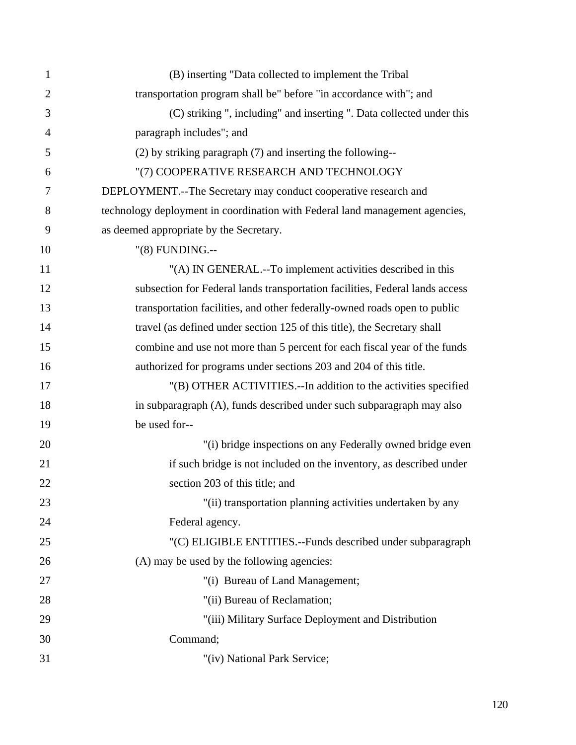(B) inserting "Data collected to implement the Tribal transportation program shall be" before "in accordance with"; and

(C) striking ", including" and inserting ". Data collected under this paragraph includes"; and

(2) by striking paragraph (7) and inserting the following--

"(7) COOPERATIVE RESEARCH AND TECHNOLOGY DEPLOYMENT.--The Secretary may conduct cooperative research and technology deployment in coordination with Federal land management agencies, as deemed appropriate by the Secretary.

"(8) FUNDING.--

"(A) IN GENERAL.--To implement activities described in this subsection for Federal lands transportation facilities, Federal lands access transportation facilities, and other federally-owned roads open to public travel (as defined under section 125 of this title), the Secretary shall combine and use not more than 5 percent for each fiscal year of the funds authorized for programs under sections 203 and 204 of this title.

"(B) OTHER ACTIVITIES.--In addition to the activities specified in subparagraph (A), funds described under such subparagraph may also be used for--

"(i) bridge inspections on any Federally owned bridge even if such bridge is not included on the inventory, as described under section 203 of this title; and

"(ii) transportation planning activities undertaken by any Federal agency.

"(C) ELIGIBLE ENTITIES.--Funds described under subparagraph (A) may be used by the following agencies:

"(i) Bureau of Land Management;

"(ii) Bureau of Reclamation;

"(iii) Military Surface Deployment and Distribution Command;

"(iv) National Park Service;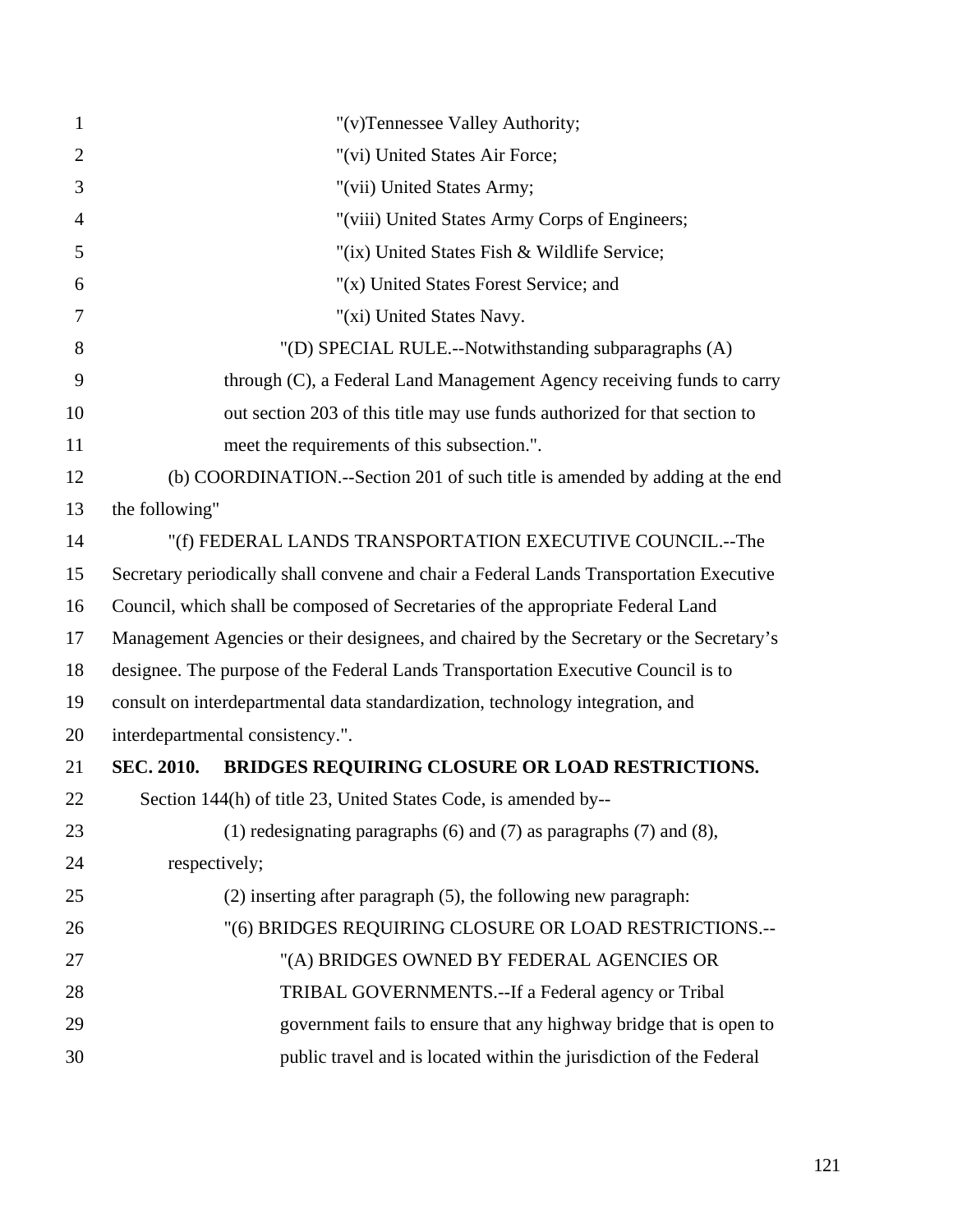"(v)Tennessee Valley Authority;

"(vi) United States Air Force;

"(vii) United States Army;

"(viii) United States Army Corps of Engineers;

"(ix) United States Fish & Wildlife Service;

"(x) United States Forest Service; and

"(xi) United States Navy.

"(D) SPECIAL RULE.--Notwithstanding subparagraphs (A) through (C), a Federal Land Management Agency receiving funds to carry out section 203 of this title may use funds authorized for that section to meet the requirements of this subsection.".

(b) COORDINATION.--Section 201 of such title is amended by adding at the end the following"

"(f) FEDERAL LANDS TRANSPORTATION EXECUTIVE COUNCIL.--The Secretary periodically shall convene and chair a Federal Lands Transportation Executive Council, which shall be composed of Secretaries of the appropriate Federal Land Management Agencies or their designees, and chaired by the Secretary or the Secretary's designee. The purpose of the Federal Lands Transportation Executive Council is to consult on interdepartmental data standardization, technology integration, and interdepartmental consistency.".

**SEC. 2010. BRIDGES REQUIRING CLOSURE OR LOAD RESTRICTIONS.**

Section 144(h) of title 23, United States Code, is amended by--

(1) redesignating paragraphs (6) and (7) as paragraphs (7) and (8), respectively;

(2) inserting after paragraph (5), the following new paragraph:

"(6) BRIDGES REQUIRING CLOSURE OR LOAD RESTRICTIONS.--

"(A) BRIDGES OWNED BY FEDERAL AGENCIES OR TRIBAL GOVERNMENTS.--If a Federal agency or Tribal government fails to ensure that any highway bridge that is open to public travel and is located within the jurisdiction of the Federal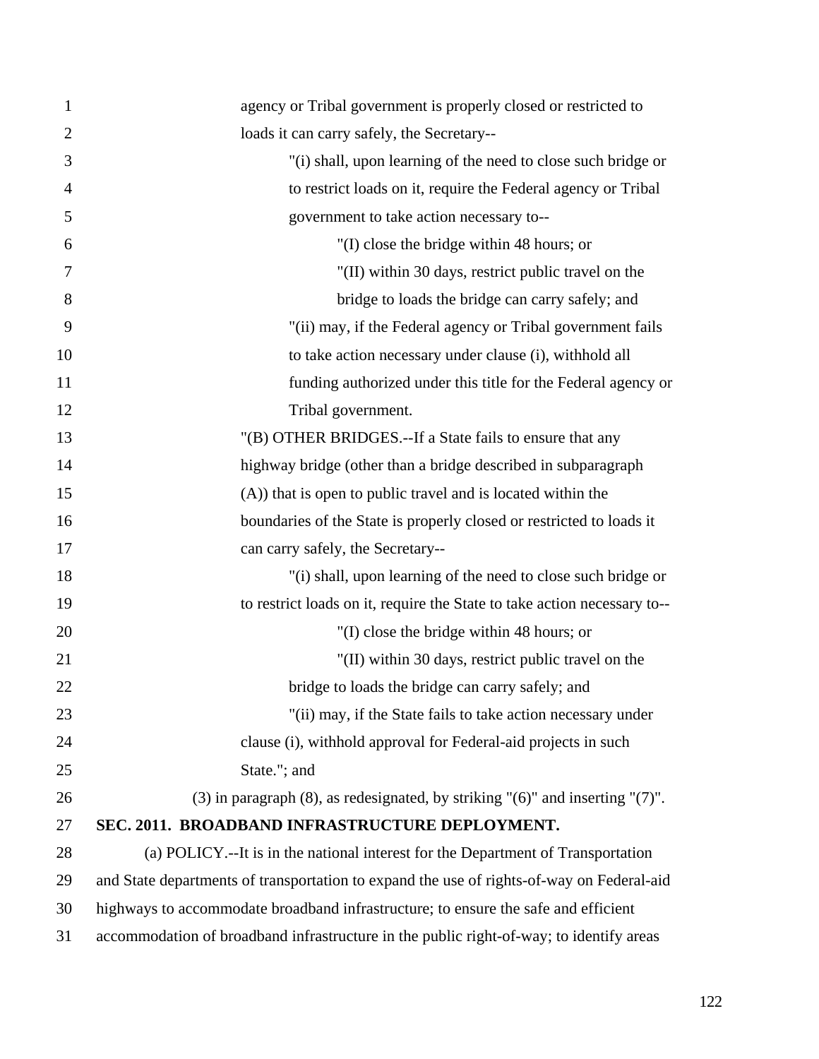agency or Tribal government is properly closed or restricted to loads it can carry safely, the Secretary--

"(i) shall, upon learning of the need to close such bridge or to restrict loads on it, require the Federal agency or Tribal government to take action necessary to--

"(I) close the bridge within 48 hours; or

"(II) within 30 days, restrict public travel on the bridge to loads the bridge can carry safely; and

"(ii) may, if the Federal agency or Tribal government fails to take action necessary under clause (i), withhold all funding authorized under this title for the Federal agency or Tribal government.

"(B) OTHER BRIDGES.--If a State fails to ensure that any highway bridge (other than a bridge described in subparagraph (A)) that is open to public travel and is located within the boundaries of the State is properly closed or restricted to loads it can carry safely, the Secretary--

"(i) shall, upon learning of the need to close such bridge or to restrict loads on it, require the State to take action necessary to--

"(I) close the bridge within 48 hours; or

"(II) within 30 days, restrict public travel on the bridge to loads the bridge can carry safely; and

"(ii) may, if the State fails to take action necessary under clause (i), withhold approval for Federal-aid projects in such State."; and

(3) in paragraph (8), as redesignated, by striking "(6)" and inserting "(7)".

**SEC. 2011. BROADBAND INFRASTRUCTURE DEPLOYMENT.**

(a) POLICY.--It is in the national interest for the Department of Transportation and State departments of transportation to expand the use of rights-of-way on Federal-aid highways to accommodate broadband infrastructure; to ensure the safe and efficient accommodation of broadband infrastructure in the public right-of-way; to identify areas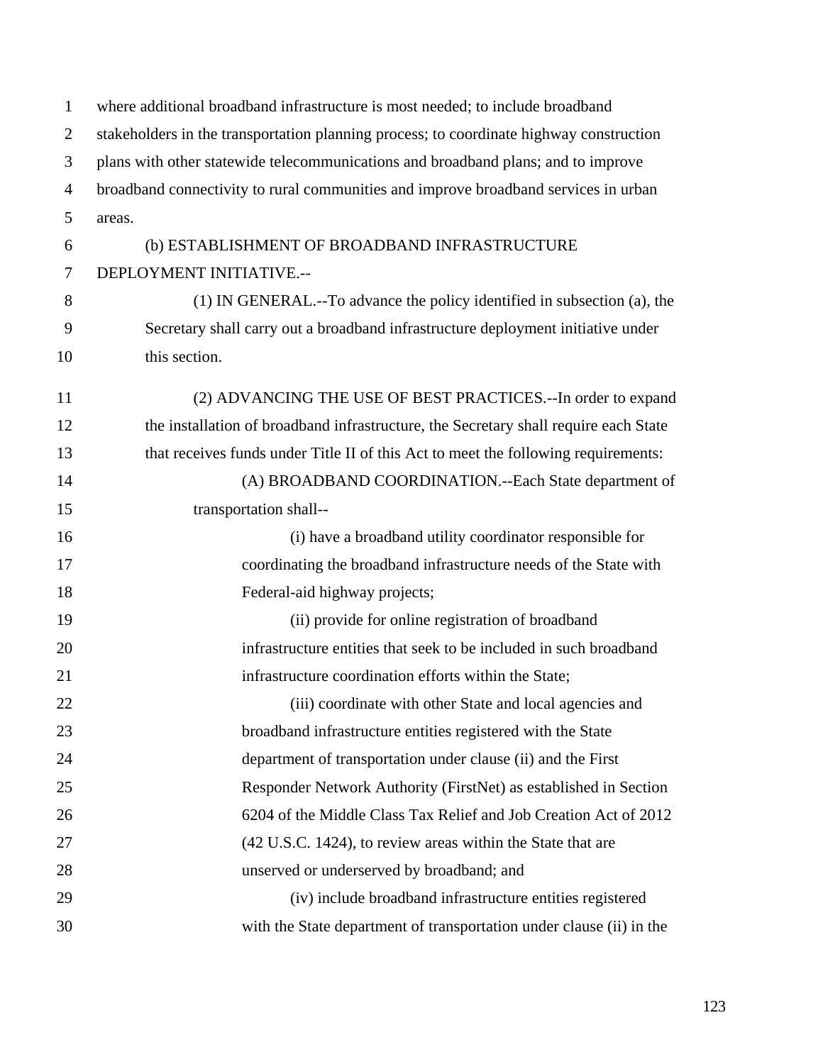where additional broadband infrastructure is most needed; to include broadband stakeholders in the transportation planning process; to coordinate highway construction plans with other statewide telecommunications and broadband plans; and to improve broadband connectivity to rural communities and improve broadband services in urban areas.

(b) ESTABLISHMENT OF BROADBAND INFRASTRUCTURE DEPLOYMENT INITIATIVE.--

(1) IN GENERAL.--To advance the policy identified in subsection (a), the Secretary shall carry out a broadband infrastructure deployment initiative under this section.

(2) ADVANCING THE USE OF BEST PRACTICES.--In order to expand the installation of broadband infrastructure, the Secretary shall require each State that receives funds under Title II of this Act to meet the following requirements:

(A) BROADBAND COORDINATION.--Each State department of transportation shall--

(i) have a broadband utility coordinator responsible for coordinating the broadband infrastructure needs of the State with Federal-aid highway projects;

(ii) provide for online registration of broadband infrastructure entities that seek to be included in such broadband infrastructure coordination efforts within the State;

(iii) coordinate with other State and local agencies and broadband infrastructure entities registered with the State department of transportation under clause (ii) and the First Responder Network Authority (FirstNet) as established in Section 6204 of the Middle Class Tax Relief and Job Creation Act of 2012 (42 U.S.C. 1424), to review areas within the State that are unserved or underserved by broadband; and

(iv) include broadband infrastructure entities registered with the State department of transportation under clause (ii) in the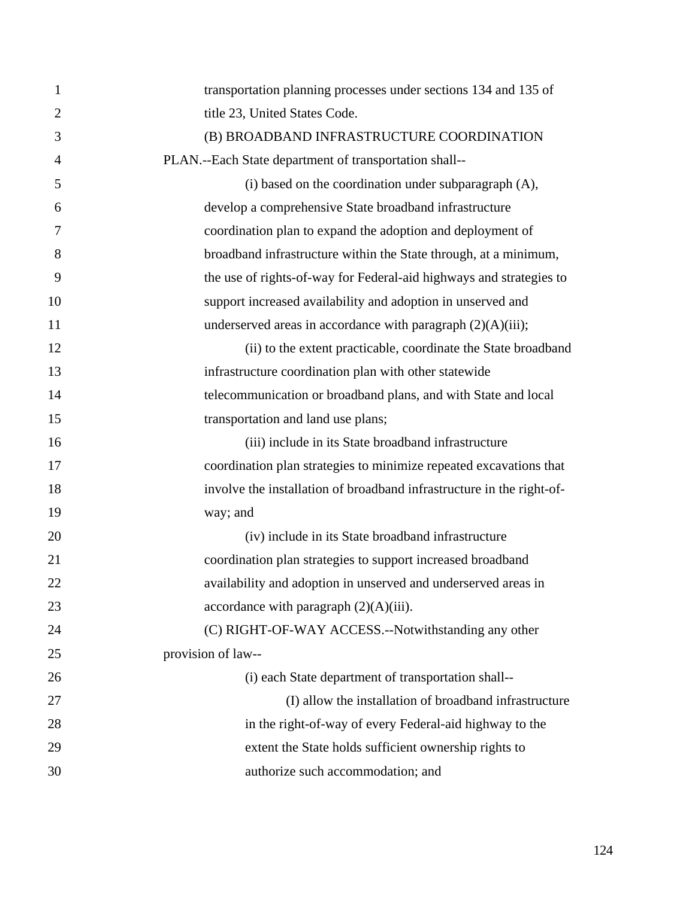transportation planning processes under sections 134 and 135 of title 23, United States Code.

(B) BROADBAND INFRASTRUCTURE COORDINATION PLAN.--Each State department of transportation shall--

(i) based on the coordination under subparagraph (A), develop a comprehensive State broadband infrastructure coordination plan to expand the adoption and deployment of broadband infrastructure within the State through, at a minimum, the use of rights-of-way for Federal-aid highways and strategies to support increased availability and adoption in unserved and underserved areas in accordance with paragraph (2)(A)(iii);

(ii) to the extent practicable, coordinate the State broadband infrastructure coordination plan with other statewide telecommunication or broadband plans, and with State and local transportation and land use plans;

(iii) include in its State broadband infrastructure coordination plan strategies to minimize repeated excavations that involve the installation of broadband infrastructure in the right-of-way; and

(iv) include in its State broadband infrastructure coordination plan strategies to support increased broadband availability and adoption in unserved and underserved areas in accordance with paragraph (2)(A)(iii).

(C) RIGHT-OF-WAY ACCESS.--Notwithstanding any other provision of law--

(i) each State department of transportation shall--

(I) allow the installation of broadband infrastructure in the right-of-way of every Federal-aid highway to the extent the State holds sufficient ownership rights to authorize such accommodation; and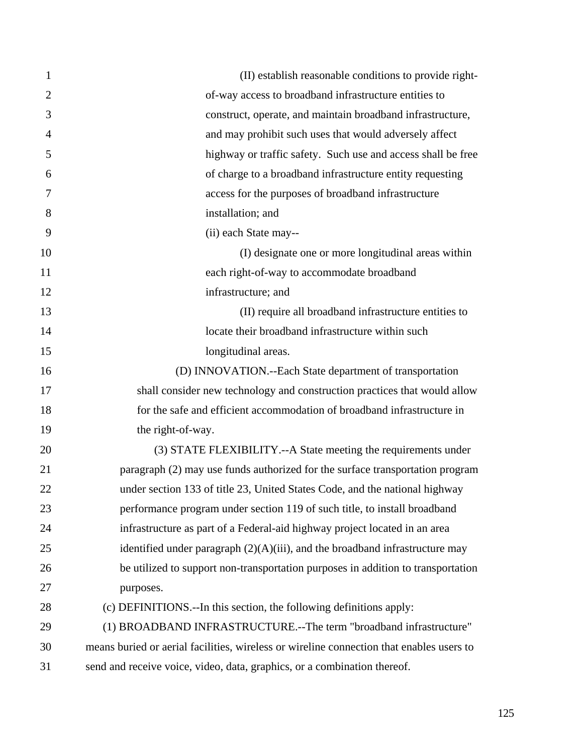(II) establish reasonable conditions to provide right-of-way access to broadband infrastructure entities to construct, operate, and maintain broadband infrastructure, and may prohibit such uses that would adversely affect highway or traffic safety. Such use and access shall be free of charge to a broadband infrastructure entity requesting access for the purposes of broadband infrastructure installation; and

(ii) each State may--

(I) designate one or more longitudinal areas within each right-of-way to accommodate broadband infrastructure; and

(II) require all broadband infrastructure entities to locate their broadband infrastructure within such longitudinal areas.

(D) INNOVATION.--Each State department of transportation shall consider new technology and construction practices that would allow for the safe and efficient accommodation of broadband infrastructure in the right-of-way.

(3) STATE FLEXIBILITY.--A State meeting the requirements under paragraph (2) may use funds authorized for the surface transportation program under section 133 of title 23, United States Code, and the national highway performance program under section 119 of such title, to install broadband infrastructure as part of a Federal-aid highway project located in an area identified under paragraph (2)(A)(iii), and the broadband infrastructure may be utilized to support non-transportation purposes in addition to transportation purposes.

(c) DEFINITIONS.--In this section, the following definitions apply:

(1) BROADBAND INFRASTRUCTURE.--The term "broadband infrastructure" means buried or aerial facilities, wireless or wireline connection that enables users to send and receive voice, video, data, graphics, or a combination thereof.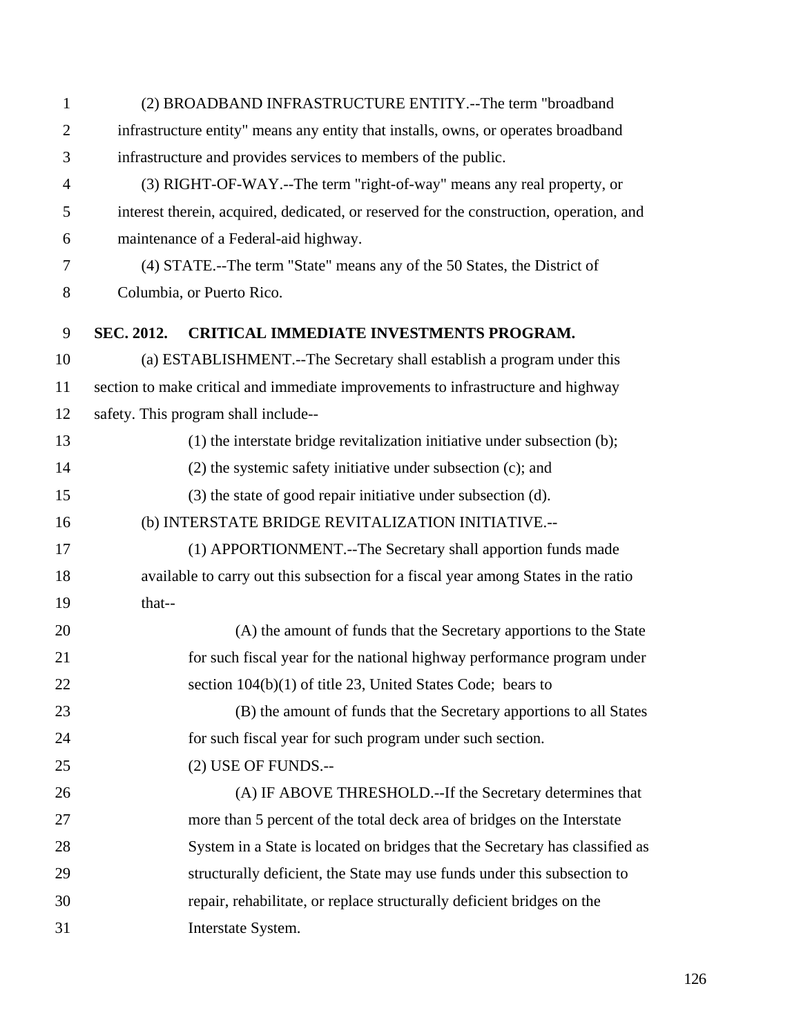(2) BROADBAND INFRASTRUCTURE ENTITY.--The term "broadband infrastructure entity" means any entity that installs, owns, or operates broadband infrastructure and provides services to members of the public.

(3) RIGHT-OF-WAY.--The term "right-of-way" means any real property, or interest therein, acquired, dedicated, or reserved for the construction, operation, and maintenance of a Federal-aid highway.

(4) STATE.--The term "State" means any of the 50 States, the District of Columbia, or Puerto Rico.

**SEC. 2012. CRITICAL IMMEDIATE INVESTMENTS PROGRAM.**

(a) ESTABLISHMENT.--The Secretary shall establish a program under this section to make critical and immediate improvements to infrastructure and highway safety. This program shall include--

(1) the interstate bridge revitalization initiative under subsection (b);

(2) the systemic safety initiative under subsection (c); and

(3) the state of good repair initiative under subsection (d).

(b) INTERSTATE BRIDGE REVITALIZATION INITIATIVE.--

(1) APPORTIONMENT.--The Secretary shall apportion funds made available to carry out this subsection for a fiscal year among States in the ratio that--

(A) the amount of funds that the Secretary apportions to the State for such fiscal year for the national highway performance program under section 104(b)(1) of title 23, United States Code; bears to

(B) the amount of funds that the Secretary apportions to all States for such fiscal year for such program under such section.

(2) USE OF FUNDS.--

(A) IF ABOVE THRESHOLD.--If the Secretary determines that more than 5 percent of the total deck area of bridges on the Interstate System in a State is located on bridges that the Secretary has classified as structurally deficient, the State may use funds under this subsection to repair, rehabilitate, or replace structurally deficient bridges on the Interstate System.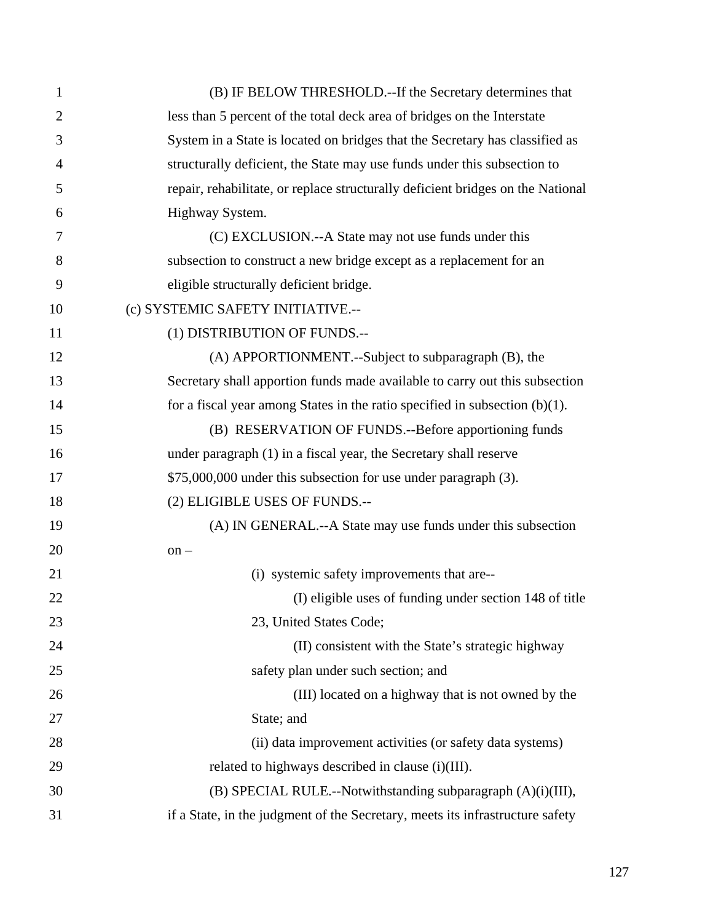(B) IF BELOW THRESHOLD.--If the Secretary determines that less than 5 percent of the total deck area of bridges on the Interstate System in a State is located on bridges that the Secretary has classified as structurally deficient, the State may use funds under this subsection to repair, rehabilitate, or replace structurally deficient bridges on the National Highway System.

(C) EXCLUSION.--A State may not use funds under this subsection to construct a new bridge except as a replacement for an eligible structurally deficient bridge.

(c) SYSTEMIC SAFETY INITIATIVE.--

(1) DISTRIBUTION OF FUNDS.--

(A) APPORTIONMENT.--Subject to subparagraph (B), the Secretary shall apportion funds made available to carry out this subsection for a fiscal year among States in the ratio specified in subsection (b)(1).

(B) RESERVATION OF FUNDS.--Before apportioning funds under paragraph (1) in a fiscal year, the Secretary shall reserve $75,000,000 under this subsection for use under paragraph (3).

(2) ELIGIBLE USES OF FUNDS.--

(A) IN GENERAL.--A State may use funds under this subsection on –

(i) systemic safety improvements that are--

(I) eligible uses of funding under section 148 of title 23, United States Code;

(II) consistent with the State's strategic highway safety plan under such section; and

(III) located on a highway that is not owned by the State; and

(ii) data improvement activities (or safety data systems) related to highways described in clause (i)(III).

(B) SPECIAL RULE.--Notwithstanding subparagraph (A)(i)(III), if a State, in the judgment of the Secretary, meets its infrastructure safety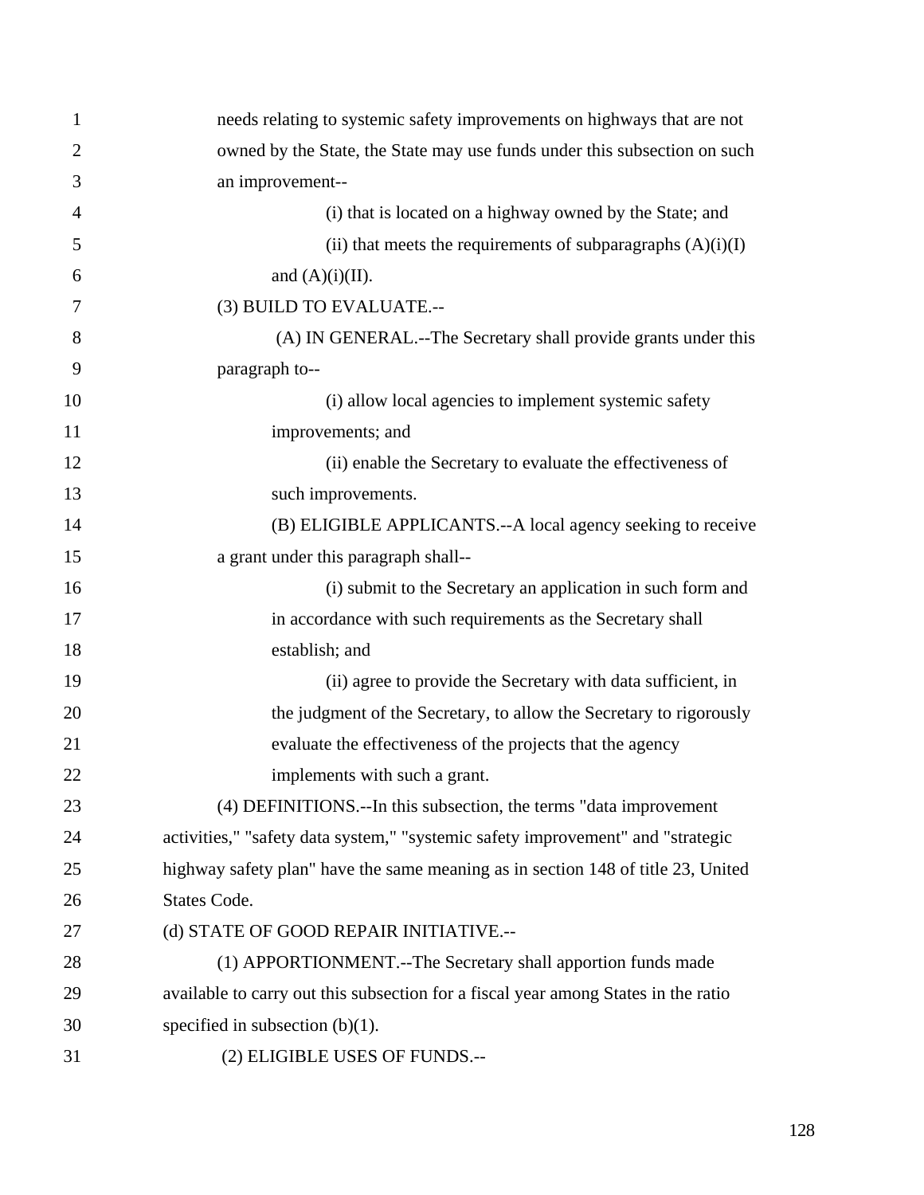needs relating to systemic safety improvements on highways that are not owned by the State, the State may use funds under this subsection on such an improvement--

(i) that is located on a highway owned by the State; and

(ii) that meets the requirements of subparagraphs (A)(i)(I) and (A)(i)(II).

(3) BUILD TO EVALUATE.--

(A) IN GENERAL.--The Secretary shall provide grants under this paragraph to--

(i) allow local agencies to implement systemic safety improvements; and

(ii) enable the Secretary to evaluate the effectiveness of such improvements.

(B) ELIGIBLE APPLICANTS.--A local agency seeking to receive a grant under this paragraph shall--

(i) submit to the Secretary an application in such form and in accordance with such requirements as the Secretary shall establish; and

(ii) agree to provide the Secretary with data sufficient, in the judgment of the Secretary, to allow the Secretary to rigorously evaluate the effectiveness of the projects that the agency implements with such a grant.

(4) DEFINITIONS.--In this subsection, the terms "data improvement activities," "safety data system," "systemic safety improvement" and "strategic highway safety plan" have the same meaning as in section 148 of title 23, United States Code.

(d) STATE OF GOOD REPAIR INITIATIVE.--

(1) APPORTIONMENT.--The Secretary shall apportion funds made available to carry out this subsection for a fiscal year among States in the ratio specified in subsection (b)(1).

(2) ELIGIBLE USES OF FUNDS.--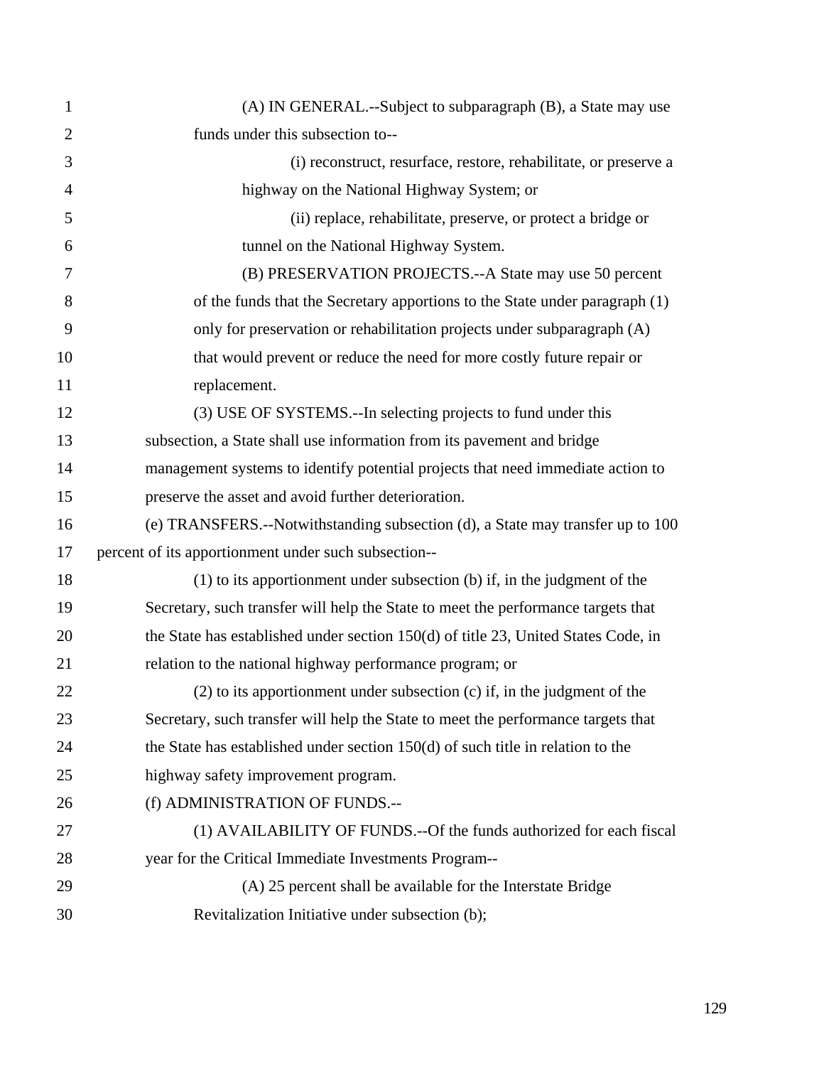(A) IN GENERAL.--Subject to subparagraph (B), a State may use funds under this subsection to--

(i) reconstruct, resurface, restore, rehabilitate, or preserve a highway on the National Highway System; or

(ii) replace, rehabilitate, preserve, or protect a bridge or tunnel on the National Highway System.

(B) PRESERVATION PROJECTS.--A State may use 50 percent of the funds that the Secretary apportions to the State under paragraph (1) only for preservation or rehabilitation projects under subparagraph (A) that would prevent or reduce the need for more costly future repair or replacement.

(3) USE OF SYSTEMS.--In selecting projects to fund under this subsection, a State shall use information from its pavement and bridge management systems to identify potential projects that need immediate action to preserve the asset and avoid further deterioration.

(e) TRANSFERS.--Notwithstanding subsection (d), a State may transfer up to 100 percent of its apportionment under such subsection--

(1) to its apportionment under subsection (b) if, in the judgment of the Secretary, such transfer will help the State to meet the performance targets that the State has established under section 150(d) of title 23, United States Code, in relation to the national highway performance program; or

(2) to its apportionment under subsection (c) if, in the judgment of the Secretary, such transfer will help the State to meet the performance targets that the State has established under section 150(d) of such title in relation to the highway safety improvement program.

(f) ADMINISTRATION OF FUNDS.--

(1) AVAILABILITY OF FUNDS.--Of the funds authorized for each fiscal year for the Critical Immediate Investments Program--

(A) 25 percent shall be available for the Interstate Bridge Revitalization Initiative under subsection (b);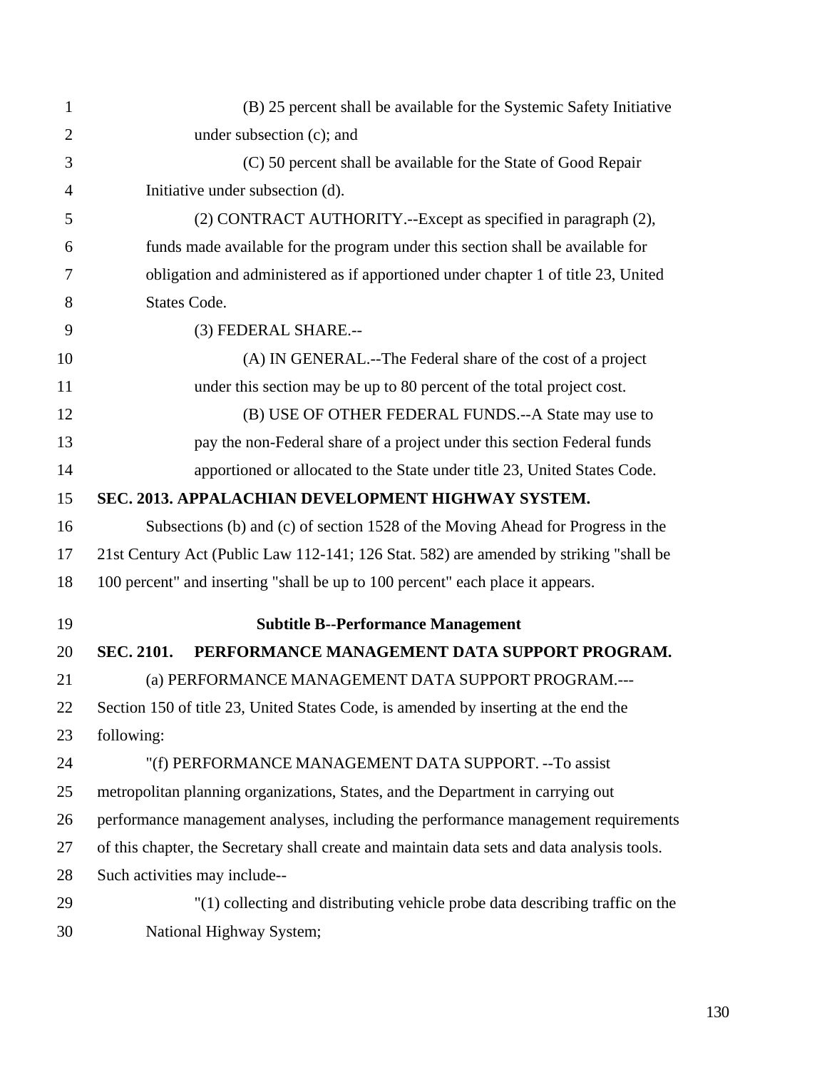(B) 25 percent shall be available for the Systemic Safety Initiative under subsection (c); and

(C) 50 percent shall be available for the State of Good Repair Initiative under subsection (d).

(2) CONTRACT AUTHORITY.--Except as specified in paragraph (2), funds made available for the program under this section shall be available for obligation and administered as if apportioned under chapter 1 of title 23, United States Code.

(3) FEDERAL SHARE.--

(A) IN GENERAL.--The Federal share of the cost of a project under this section may be up to 80 percent of the total project cost.

(B) USE OF OTHER FEDERAL FUNDS.--A State may use to pay the non-Federal share of a project under this section Federal funds apportioned or allocated to the State under title 23, United States Code.

**SEC. 2013. APPALACHIAN DEVELOPMENT HIGHWAY SYSTEM.**

Subsections (b) and (c) of section 1528 of the Moving Ahead for Progress in the 21st Century Act (Public Law 112-141; 126 Stat. 582) are amended by striking "shall be 100 percent" and inserting "shall be up to 100 percent" each place it appears.

## Subtitle B--Performance Management

**SEC. 2101. PERFORMANCE MANAGEMENT DATA SUPPORT PROGRAM.**

(a) PERFORMANCE MANAGEMENT DATA SUPPORT PROGRAM.--- Section 150 of title 23, United States Code, is amended by inserting at the end the following:

"(f) PERFORMANCE MANAGEMENT DATA SUPPORT. --To assist metropolitan planning organizations, States, and the Department in carrying out performance management analyses, including the performance management requirements of this chapter, the Secretary shall create and maintain data sets and data analysis tools. Such activities may include--

"(1) collecting and distributing vehicle probe data describing traffic on the National Highway System;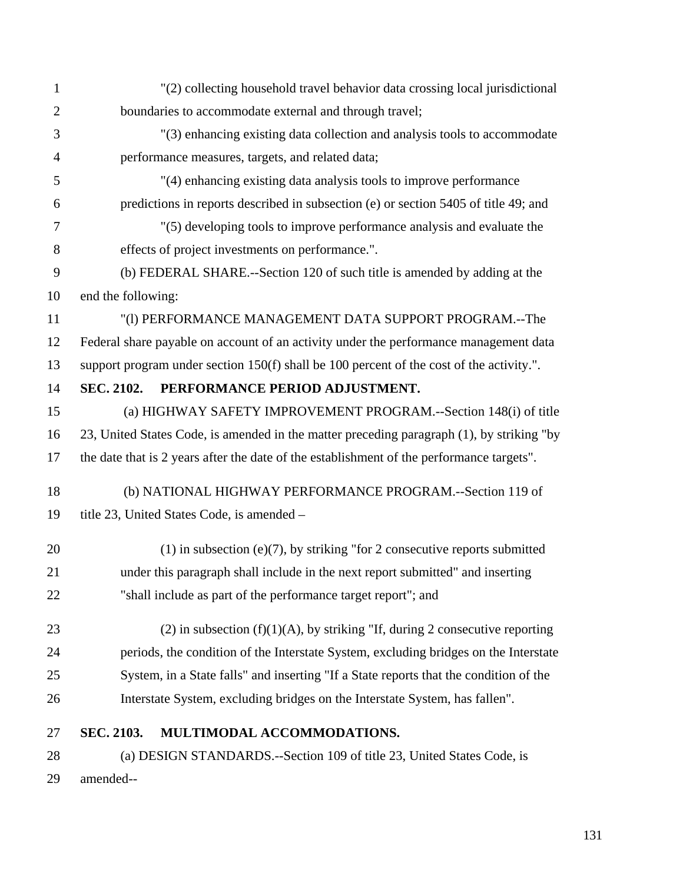"(2) collecting household travel behavior data crossing local jurisdictional boundaries to accommodate external and through travel;

"(3) enhancing existing data collection and analysis tools to accommodate performance measures, targets, and related data;

"(4) enhancing existing data analysis tools to improve performance predictions in reports described in subsection (e) or section 5405 of title 49; and

"(5) developing tools to improve performance analysis and evaluate the effects of project investments on performance.".

(b) FEDERAL SHARE.--Section 120 of such title is amended by adding at the end the following:

"(l) PERFORMANCE MANAGEMENT DATA SUPPORT PROGRAM.--The Federal share payable on account of an activity under the performance management data support program under section 150(f) shall be 100 percent of the cost of the activity.".

**SEC. 2102. PERFORMANCE PERIOD ADJUSTMENT.**

(a) HIGHWAY SAFETY IMPROVEMENT PROGRAM.--Section 148(i) of title 23, United States Code, is amended in the matter preceding paragraph (1), by striking "by the date that is 2 years after the date of the establishment of the performance targets".

(b) NATIONAL HIGHWAY PERFORMANCE PROGRAM.--Section 119 of title 23, United States Code, is amended –

(1) in subsection (e)(7), by striking "for 2 consecutive reports submitted under this paragraph shall include in the next report submitted" and inserting "shall include as part of the performance target report"; and

(2) in subsection (f)(1)(A), by striking "If, during 2 consecutive reporting periods, the condition of the Interstate System, excluding bridges on the Interstate System, in a State falls" and inserting "If a State reports that the condition of the Interstate System, excluding bridges on the Interstate System, has fallen".

**SEC. 2103. MULTIMODAL ACCOMMODATIONS.**

(a) DESIGN STANDARDS.--Section 109 of title 23, United States Code, is amended--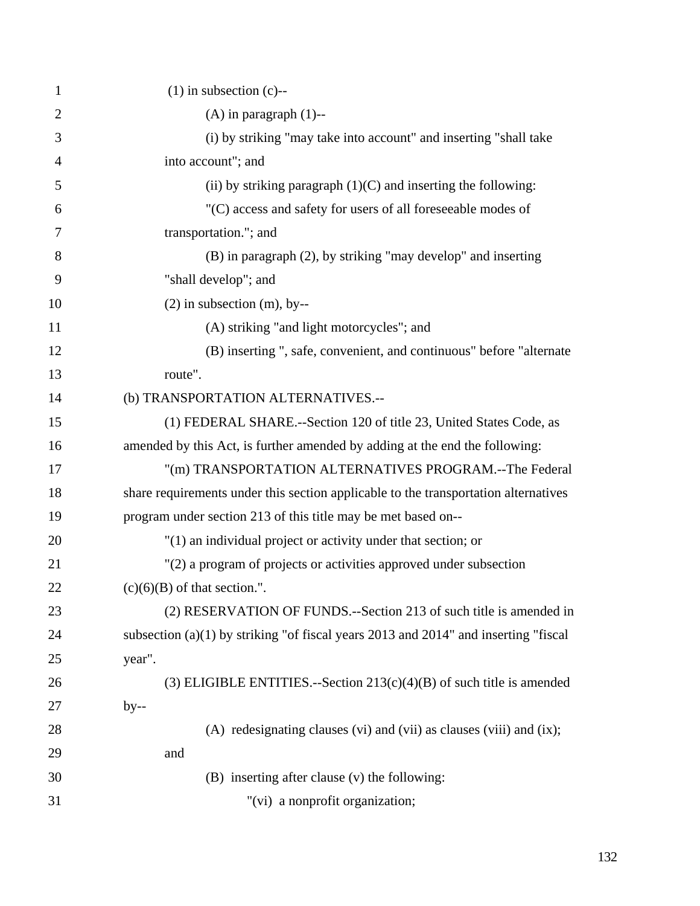(1) in subsection (c)--

(A) in paragraph (1)--

(i) by striking "may take into account" and inserting "shall take into account"; and

(ii) by striking paragraph (1)(C) and inserting the following:

"(C) access and safety for users of all foreseeable modes of transportation."; and

(B) in paragraph (2), by striking "may develop" and inserting "shall develop"; and

(2) in subsection (m), by--

(A) striking "and light motorcycles"; and

(B) inserting ", safe, convenient, and continuous" before "alternate route".

(b) TRANSPORTATION ALTERNATIVES.--

(1) FEDERAL SHARE.--Section 120 of title 23, United States Code, as amended by this Act, is further amended by adding at the end the following:

"(m) TRANSPORTATION ALTERNATIVES PROGRAM.--The Federal share requirements under this section applicable to the transportation alternatives program under section 213 of this title may be met based on--

"(1) an individual project or activity under that section; or

"(2) a program of projects or activities approved under subsection (c)(6)(B) of that section.".

(2) RESERVATION OF FUNDS.--Section 213 of such title is amended in subsection (a)(1) by striking "of fiscal years 2013 and 2014" and inserting "fiscal year".

(3) ELIGIBLE ENTITIES.--Section 213(c)(4)(B) of such title is amended by--

(A) redesignating clauses (vi) and (vii) as clauses (viii) and (ix); and

(B) inserting after clause (v) the following:

"(vi) a nonprofit organization;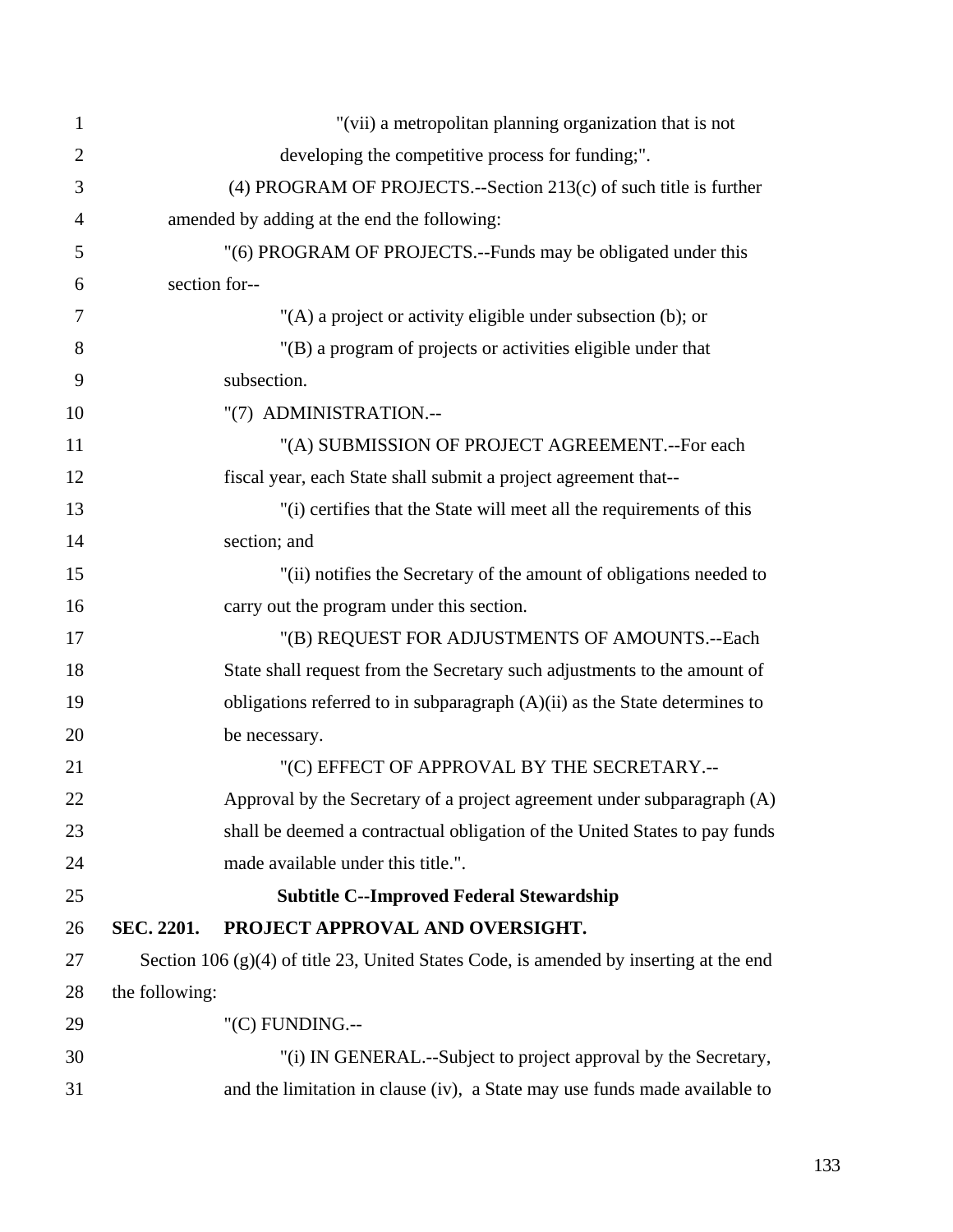"(vii) a metropolitan planning organization that is not developing the competitive process for funding;".

(4) PROGRAM OF PROJECTS.--Section 213(c) of such title is further amended by adding at the end the following:

"(6) PROGRAM OF PROJECTS.--Funds may be obligated under this section for--

"(A) a project or activity eligible under subsection (b); or

"(B) a program of projects or activities eligible under that subsection.

"(7) ADMINISTRATION.--

"(A) SUBMISSION OF PROJECT AGREEMENT.--For each fiscal year, each State shall submit a project agreement that--

"(i) certifies that the State will meet all the requirements of this section; and

"(ii) notifies the Secretary of the amount of obligations needed to carry out the program under this section.

"(B) REQUEST FOR ADJUSTMENTS OF AMOUNTS.--Each State shall request from the Secretary such adjustments to the amount of obligations referred to in subparagraph (A)(ii) as the State determines to be necessary.

"(C) EFFECT OF APPROVAL BY THE SECRETARY.--Approval by the Secretary of a project agreement under subparagraph (A) shall be deemed a contractual obligation of the United States to pay funds made available under this title.".

## Subtitle C--Improved Federal Stewardship

**SEC. 2201. PROJECT APPROVAL AND OVERSIGHT.**

Section 106 (g)(4) of title 23, United States Code, is amended by inserting at the end the following:

"(C) FUNDING.--

"(i) IN GENERAL.--Subject to project approval by the Secretary, and the limitation in clause (iv), a State may use funds made available to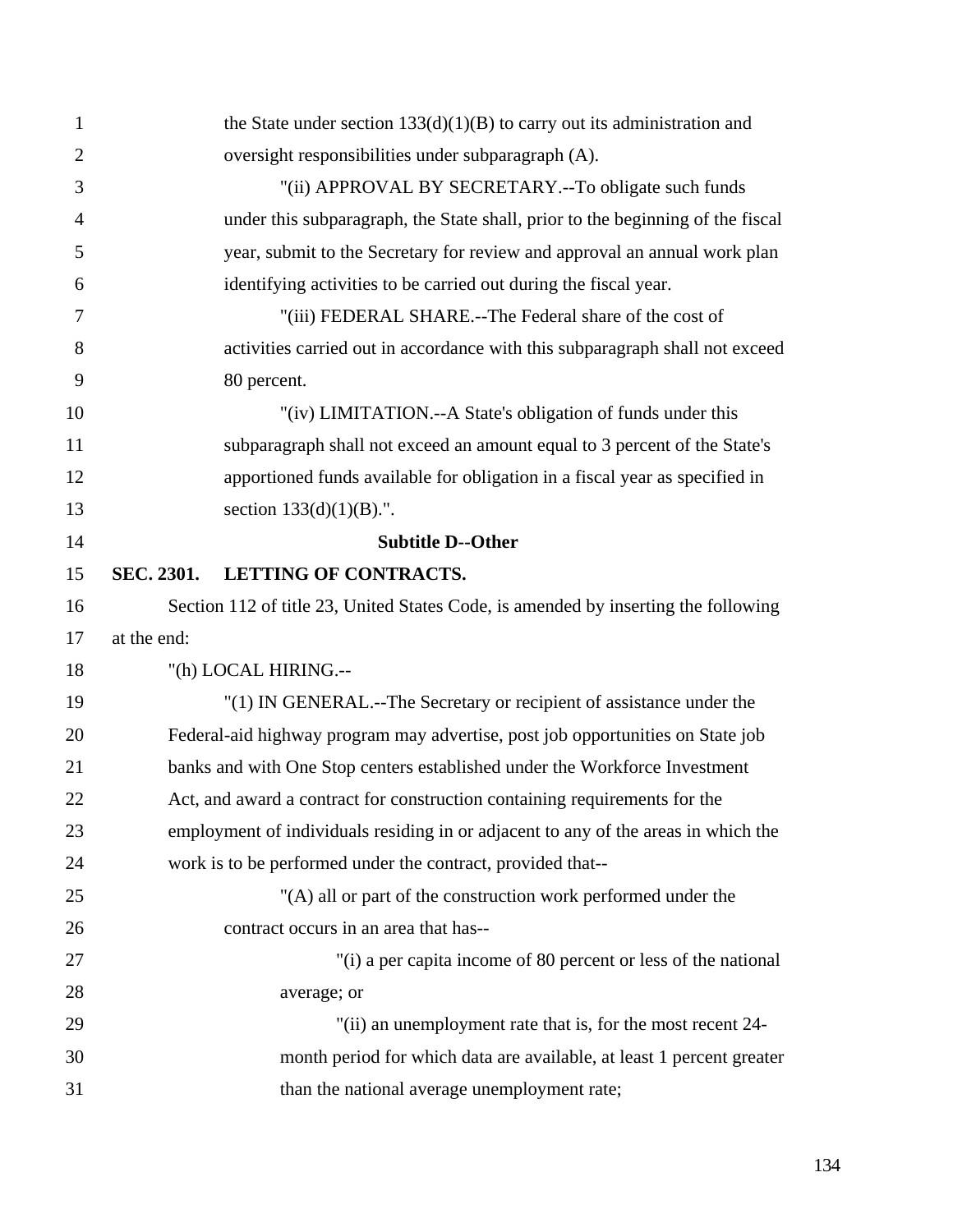the State under section 133(d)(1)(B) to carry out its administration and oversight responsibilities under subparagraph (A).

"(ii) APPROVAL BY SECRETARY.--To obligate such funds under this subparagraph, the State shall, prior to the beginning of the fiscal year, submit to the Secretary for review and approval an annual work plan identifying activities to be carried out during the fiscal year.

"(iii) FEDERAL SHARE.--The Federal share of the cost of activities carried out in accordance with this subparagraph shall not exceed 80 percent.

"(iv) LIMITATION.--A State's obligation of funds under this subparagraph shall not exceed an amount equal to 3 percent of the State's apportioned funds available for obligation in a fiscal year as specified in section 133(d)(1)(B).".

## Subtitle D--Other

### SEC. 2301. LETTING OF CONTRACTS.

Section 112 of title 23, United States Code, is amended by inserting the following at the end:

"(h) LOCAL HIRING.--

"(1) IN GENERAL.--The Secretary or recipient of assistance under the Federal-aid highway program may advertise, post job opportunities on State job banks and with One Stop centers established under the Workforce Investment Act, and award a contract for construction containing requirements for the employment of individuals residing in or adjacent to any of the areas in which the work is to be performed under the contract, provided that--

"(A) all or part of the construction work performed under the contract occurs in an area that has--

"(i) a per capita income of 80 percent or less of the national average; or

"(ii) an unemployment rate that is, for the most recent 24-month period for which data are available, at least 1 percent greater than the national average unemployment rate;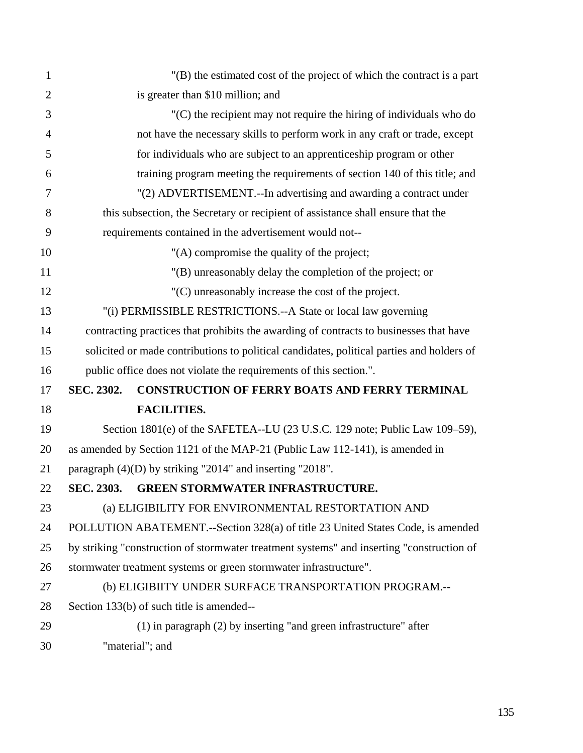"(B) the estimated cost of the project of which the contract is a part is greater than $10 million; and

"(C) the recipient may not require the hiring of individuals who do not have the necessary skills to perform work in any craft or trade, except for individuals who are subject to an apprenticeship program or other training program meeting the requirements of section 140 of this title; and

"(2) ADVERTISEMENT.--In advertising and awarding a contract under this subsection, the Secretary or recipient of assistance shall ensure that the requirements contained in the advertisement would not--

"(A) compromise the quality of the project;

"(B) unreasonably delay the completion of the project; or

"(C) unreasonably increase the cost of the project.

"(i) PERMISSIBLE RESTRICTIONS.--A State or local law governing contracting practices that prohibits the awarding of contracts to businesses that have solicited or made contributions to political candidates, political parties and holders of public office does not violate the requirements of this section.".

**SEC. 2302. CONSTRUCTION OF FERRY BOATS AND FERRY TERMINAL FACILITIES.**

Section 1801(e) of the SAFETEA--LU (23 U.S.C. 129 note; Public Law 109–59), as amended by Section 1121 of the MAP-21 (Public Law 112-141), is amended in paragraph (4)(D) by striking "2014" and inserting "2018".

**SEC. 2303. GREEN STORMWATER INFRASTRUCTURE.**

(a) ELIGIBILITY FOR ENVIRONMENTAL RESTORTATION AND POLLUTION ABATEMENT.--Section 328(a) of title 23 United States Code, is amended by striking "construction of stormwater treatment systems" and inserting "construction of stormwater treatment systems or green stormwater infrastructure".

(b) ELIGIBIITY UNDER SURFACE TRANSPORTATION PROGRAM.--Section 133(b) of such title is amended--

(1) in paragraph (2) by inserting "and green infrastructure" after "material"; and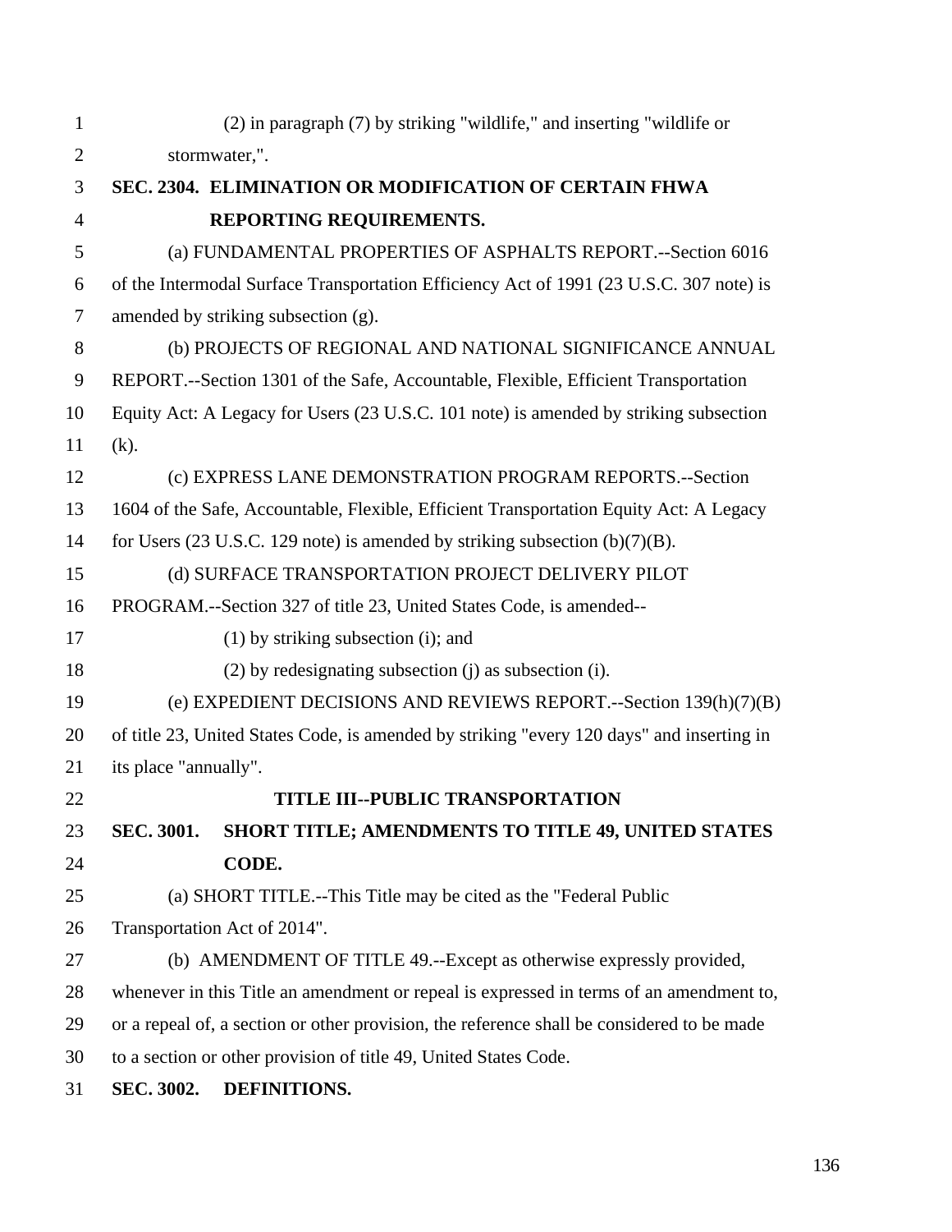(2) in paragraph (7) by striking "wildlife," and inserting "wildlife or stormwater,".

**SEC. 2304. ELIMINATION OR MODIFICATION OF CERTAIN FHWA REPORTING REQUIREMENTS.**

(a) FUNDAMENTAL PROPERTIES OF ASPHALTS REPORT.--Section 6016 of the Intermodal Surface Transportation Efficiency Act of 1991 (23 U.S.C. 307 note) is amended by striking subsection (g).

(b) PROJECTS OF REGIONAL AND NATIONAL SIGNIFICANCE ANNUAL REPORT.--Section 1301 of the Safe, Accountable, Flexible, Efficient Transportation Equity Act: A Legacy for Users (23 U.S.C. 101 note) is amended by striking subsection (k).

(c) EXPRESS LANE DEMONSTRATION PROGRAM REPORTS.--Section 1604 of the Safe, Accountable, Flexible, Efficient Transportation Equity Act: A Legacy for Users (23 U.S.C. 129 note) is amended by striking subsection (b)(7)(B).

(d) SURFACE TRANSPORTATION PROJECT DELIVERY PILOT PROGRAM.--Section 327 of title 23, United States Code, is amended--

(1) by striking subsection (i); and

(2) by redesignating subsection (j) as subsection (i).

(e) EXPEDIENT DECISIONS AND REVIEWS REPORT.--Section 139(h)(7)(B) of title 23, United States Code, is amended by striking "every 120 days" and inserting in its place "annually".

## TITLE III--PUBLIC TRANSPORTATION

**SEC. 3001. SHORT TITLE; AMENDMENTS TO TITLE 49, UNITED STATES CODE.**

(a) SHORT TITLE.--This Title may be cited as the "Federal Public Transportation Act of 2014".

(b) AMENDMENT OF TITLE 49.--Except as otherwise expressly provided, whenever in this Title an amendment or repeal is expressed in terms of an amendment to, or a repeal of, a section or other provision, the reference shall be considered to be made to a section or other provision of title 49, United States Code.

**SEC. 3002. DEFINITIONS.**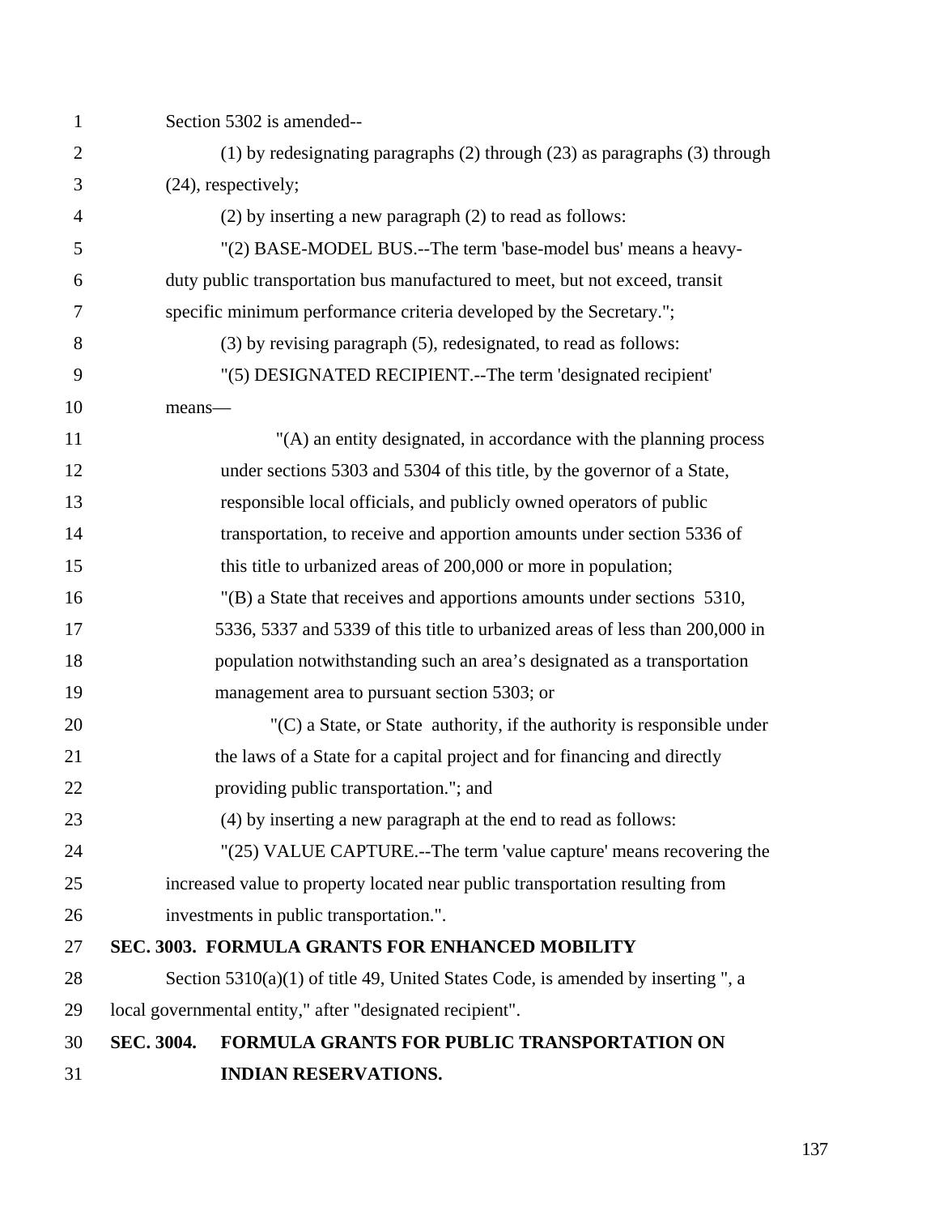Section 5302 is amended--

(1) by redesignating paragraphs (2) through (23) as paragraphs (3) through (24), respectively;

(2) by inserting a new paragraph (2) to read as follows:

"(2) BASE-MODEL BUS.--The term 'base-model bus' means a heavy-duty public transportation bus manufactured to meet, but not exceed, transit specific minimum performance criteria developed by the Secretary.";

(3) by revising paragraph (5), redesignated, to read as follows:

"(5) DESIGNATED RECIPIENT.--The term 'designated recipient' means—

"(A) an entity designated, in accordance with the planning process under sections 5303 and 5304 of this title, by the governor of a State, responsible local officials, and publicly owned operators of public transportation, to receive and apportion amounts under section 5336 of this title to urbanized areas of 200,000 or more in population;

"(B) a State that receives and apportions amounts under sections 5310, 5336, 5337 and 5339 of this title to urbanized areas of less than 200,000 in population notwithstanding such an area's designated as a transportation management area to pursuant section 5303; or

"(C) a State, or State authority, if the authority is responsible under the laws of a State for a capital project and for financing and directly providing public transportation."; and

(4) by inserting a new paragraph at the end to read as follows:

"(25) VALUE CAPTURE.--The term 'value capture' means recovering the increased value to property located near public transportation resulting from investments in public transportation.".

**SEC. 3003. FORMULA GRANTS FOR ENHANCED MOBILITY**

Section 5310(a)(1) of title 49, United States Code, is amended by inserting ", a local governmental entity," after "designated recipient".

**SEC. 3004. FORMULA GRANTS FOR PUBLIC TRANSPORTATION ON INDIAN RESERVATIONS.**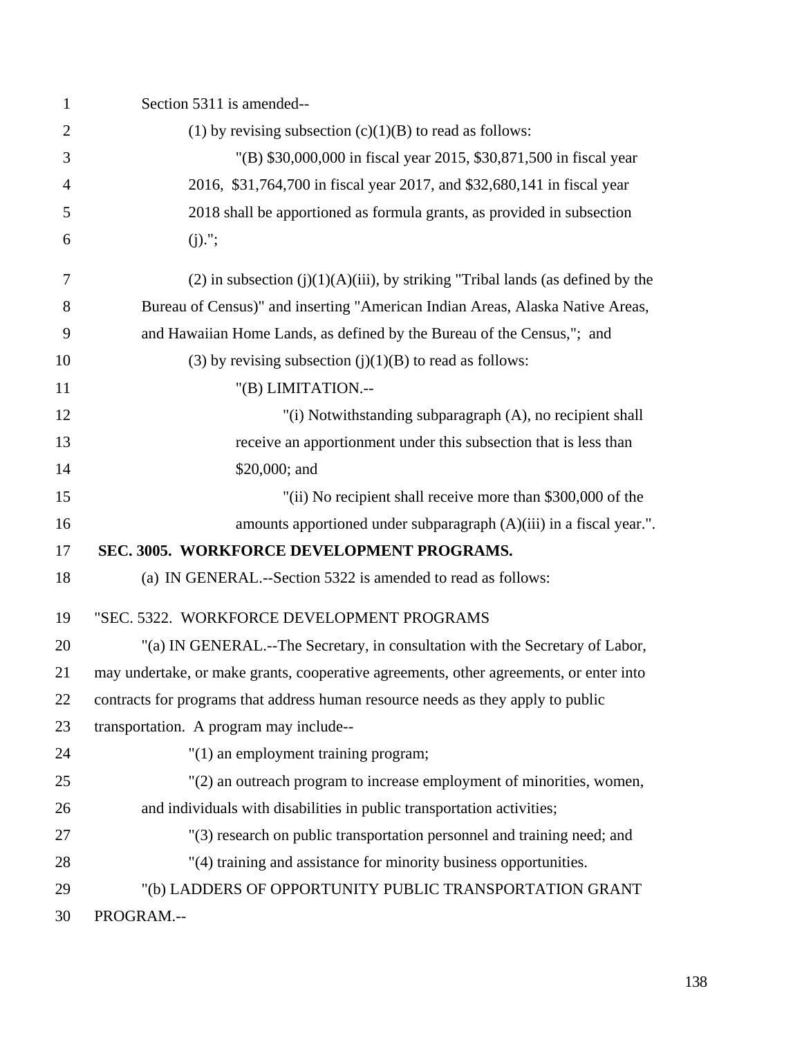Section 5311 is amended--

(1) by revising subsection (c)(1)(B) to read as follows:

"(B) $30,000,000 in fiscal year 2015, $30,871,500 in fiscal year 2016, $31,764,700 in fiscal year 2017, and $32,680,141 in fiscal year 2018 shall be apportioned as formula grants, as provided in subsection (j).";

(2) in subsection (j)(1)(A)(iii), by striking "Tribal lands (as defined by the Bureau of Census)" and inserting "American Indian Areas, Alaska Native Areas, and Hawaiian Home Lands, as defined by the Bureau of the Census,"; and

(3) by revising subsection (j)(1)(B) to read as follows:

"(B) LIMITATION.--

"(i) Notwithstanding subparagraph (A), no recipient shall receive an apportionment under this subsection that is less than $20,000; and

"(ii) No recipient shall receive more than $300,000 of the amounts apportioned under subparagraph (A)(iii) in a fiscal year.".

**SEC. 3005. WORKFORCE DEVELOPMENT PROGRAMS.**

(a) IN GENERAL.--Section 5322 is amended to read as follows:

"SEC. 5322. WORKFORCE DEVELOPMENT PROGRAMS

"(a) IN GENERAL.--The Secretary, in consultation with the Secretary of Labor, may undertake, or make grants, cooperative agreements, other agreements, or enter into contracts for programs that address human resource needs as they apply to public transportation. A program may include--

"(1) an employment training program;

"(2) an outreach program to increase employment of minorities, women, and individuals with disabilities in public transportation activities;

"(3) research on public transportation personnel and training need; and

"(4) training and assistance for minority business opportunities.

"(b) LADDERS OF OPPORTUNITY PUBLIC TRANSPORTATION GRANT PROGRAM.--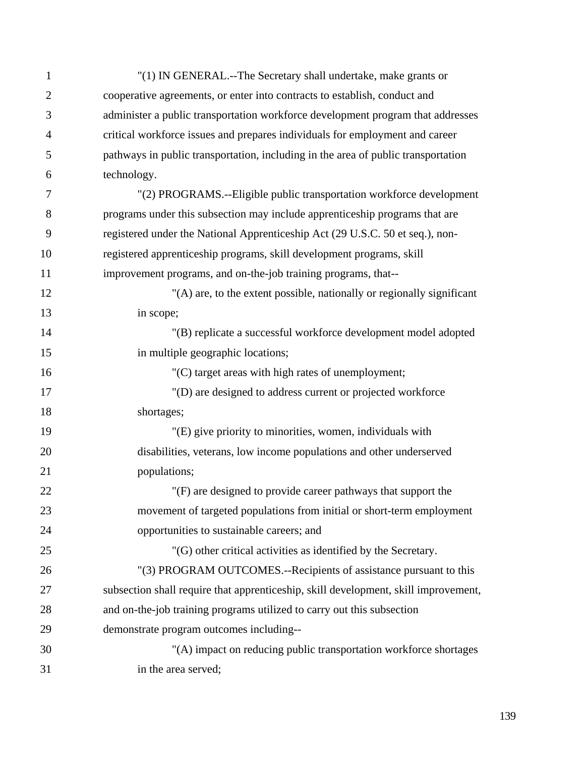"(1) IN GENERAL.--The Secretary shall undertake, make grants or cooperative agreements, or enter into contracts to establish, conduct and administer a public transportation workforce development program that addresses critical workforce issues and prepares individuals for employment and career pathways in public transportation, including in the area of public transportation technology.

"(2) PROGRAMS.--Eligible public transportation workforce development programs under this subsection may include apprenticeship programs that are registered under the National Apprenticeship Act (29 U.S.C. 50 et seq.), non-registered apprenticeship programs, skill development programs, skill improvement programs, and on-the-job training programs, that--

"(A) are, to the extent possible, nationally or regionally significant in scope;

"(B) replicate a successful workforce development model adopted in multiple geographic locations;

"(C) target areas with high rates of unemployment;

"(D) are designed to address current or projected workforce shortages;

"(E) give priority to minorities, women, individuals with disabilities, veterans, low income populations and other underserved populations;

"(F) are designed to provide career pathways that support the movement of targeted populations from initial or short-term employment opportunities to sustainable careers; and

"(G) other critical activities as identified by the Secretary.

"(3) PROGRAM OUTCOMES.--Recipients of assistance pursuant to this subsection shall require that apprenticeship, skill development, skill improvement, and on-the-job training programs utilized to carry out this subsection demonstrate program outcomes including--

"(A) impact on reducing public transportation workforce shortages in the area served;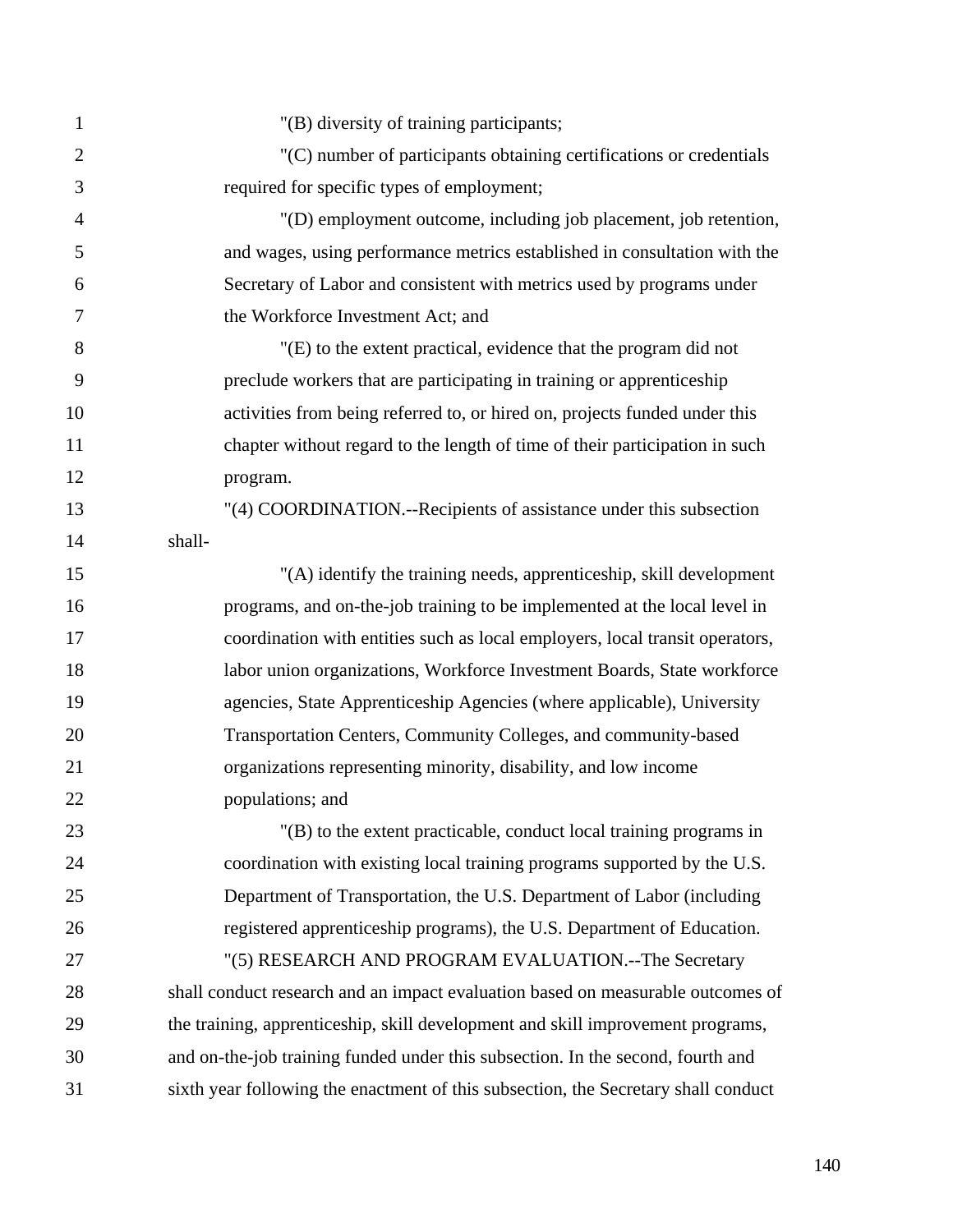"(B) diversity of training participants;

"(C) number of participants obtaining certifications or credentials required for specific types of employment;

"(D) employment outcome, including job placement, job retention, and wages, using performance metrics established in consultation with the Secretary of Labor and consistent with metrics used by programs under the Workforce Investment Act; and

"(E) to the extent practical, evidence that the program did not preclude workers that are participating in training or apprenticeship activities from being referred to, or hired on, projects funded under this chapter without regard to the length of time of their participation in such program.

"(4) COORDINATION.--Recipients of assistance under this subsection shall-

"(A) identify the training needs, apprenticeship, skill development programs, and on-the-job training to be implemented at the local level in coordination with entities such as local employers, local transit operators, labor union organizations, Workforce Investment Boards, State workforce agencies, State Apprenticeship Agencies (where applicable), University Transportation Centers, Community Colleges, and community-based organizations representing minority, disability, and low income populations; and

"(B) to the extent practicable, conduct local training programs in coordination with existing local training programs supported by the U.S. Department of Transportation, the U.S. Department of Labor (including registered apprenticeship programs), the U.S. Department of Education.

"(5) RESEARCH AND PROGRAM EVALUATION.--The Secretary shall conduct research and an impact evaluation based on measurable outcomes of the training, apprenticeship, skill development and skill improvement programs, and on-the-job training funded under this subsection. In the second, fourth and sixth year following the enactment of this subsection, the Secretary shall conduct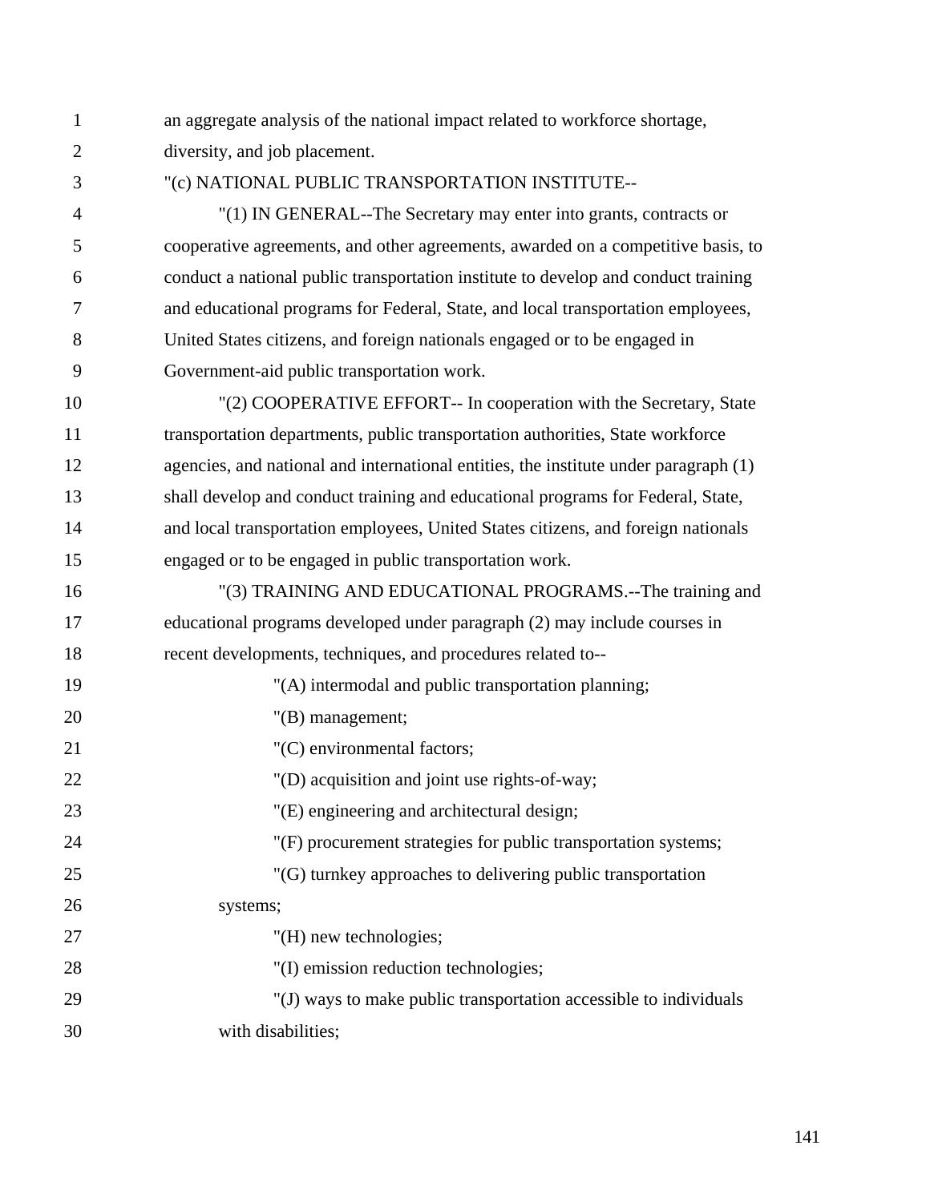an aggregate analysis of the national impact related to workforce shortage, diversity, and job placement.

"(c) NATIONAL PUBLIC TRANSPORTATION INSTITUTE--

"(1) IN GENERAL--The Secretary may enter into grants, contracts or cooperative agreements, and other agreements, awarded on a competitive basis, to conduct a national public transportation institute to develop and conduct training and educational programs for Federal, State, and local transportation employees, United States citizens, and foreign nationals engaged or to be engaged in Government-aid public transportation work.

"(2) COOPERATIVE EFFORT-- In cooperation with the Secretary, State transportation departments, public transportation authorities, State workforce agencies, and national and international entities, the institute under paragraph (1) shall develop and conduct training and educational programs for Federal, State, and local transportation employees, United States citizens, and foreign nationals engaged or to be engaged in public transportation work.

"(3) TRAINING AND EDUCATIONAL PROGRAMS.--The training and educational programs developed under paragraph (2) may include courses in recent developments, techniques, and procedures related to--

"(A) intermodal and public transportation planning;

"(B) management;

"(C) environmental factors;

"(D) acquisition and joint use rights-of-way;

"(E) engineering and architectural design;

"(F) procurement strategies for public transportation systems;

"(G) turnkey approaches to delivering public transportation systems;

"(H) new technologies;

"(I) emission reduction technologies;

"(J) ways to make public transportation accessible to individuals with disabilities;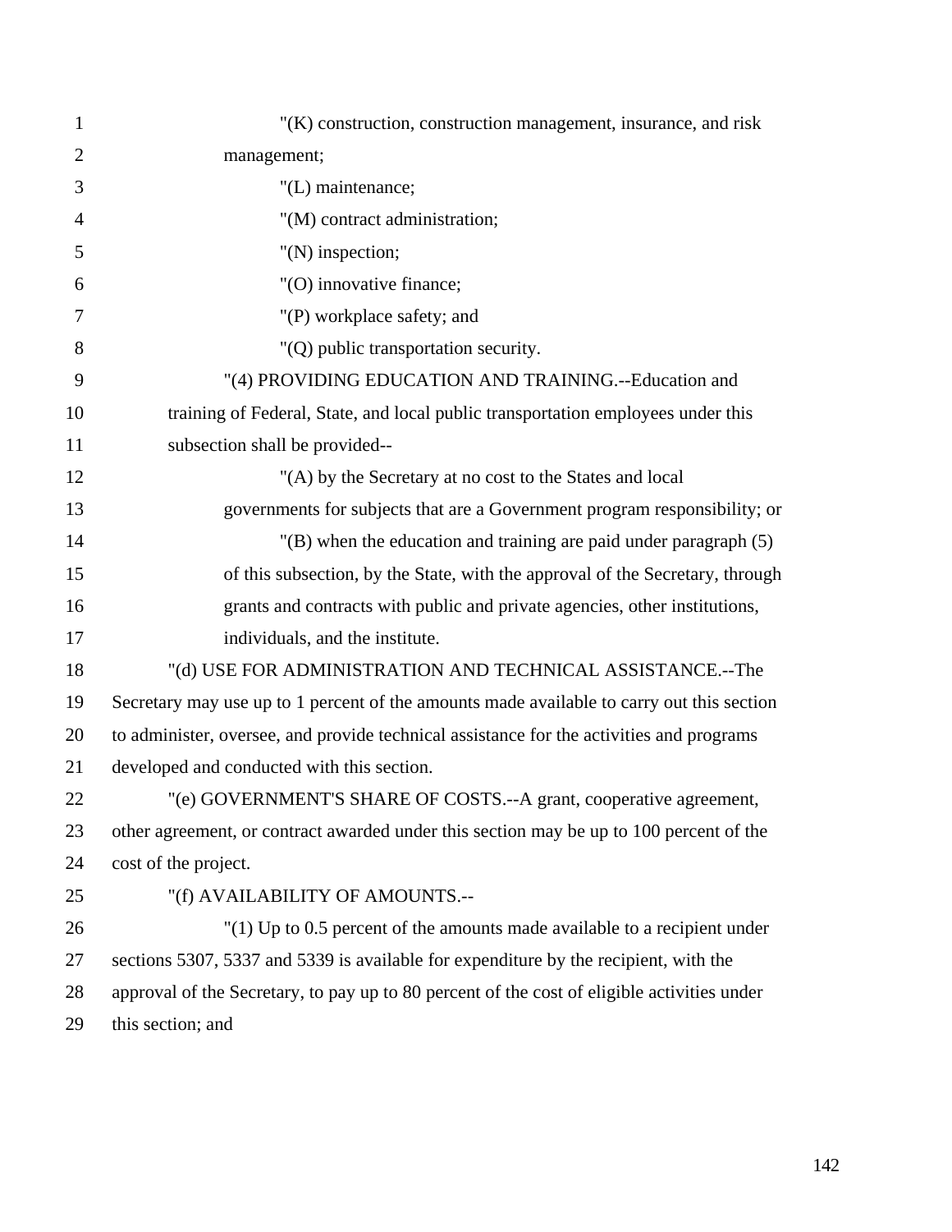"(K) construction, construction management, insurance, and risk management;

"(L) maintenance;

"(M) contract administration;

"(N) inspection;

"(O) innovative finance;

"(P) workplace safety; and

"(Q) public transportation security.

"(4) PROVIDING EDUCATION AND TRAINING.--Education and training of Federal, State, and local public transportation employees under this subsection shall be provided--

"(A) by the Secretary at no cost to the States and local governments for subjects that are a Government program responsibility; or

"(B) when the education and training are paid under paragraph (5) of this subsection, by the State, with the approval of the Secretary, through grants and contracts with public and private agencies, other institutions, individuals, and the institute.

"(d) USE FOR ADMINISTRATION AND TECHNICAL ASSISTANCE.--The Secretary may use up to 1 percent of the amounts made available to carry out this section to administer, oversee, and provide technical assistance for the activities and programs developed and conducted with this section.

"(e) GOVERNMENT'S SHARE OF COSTS.--A grant, cooperative agreement, other agreement, or contract awarded under this section may be up to 100 percent of the cost of the project.

"(f) AVAILABILITY OF AMOUNTS.--

"(1) Up to 0.5 percent of the amounts made available to a recipient under sections 5307, 5337 and 5339 is available for expenditure by the recipient, with the approval of the Secretary, to pay up to 80 percent of the cost of eligible activities under this section; and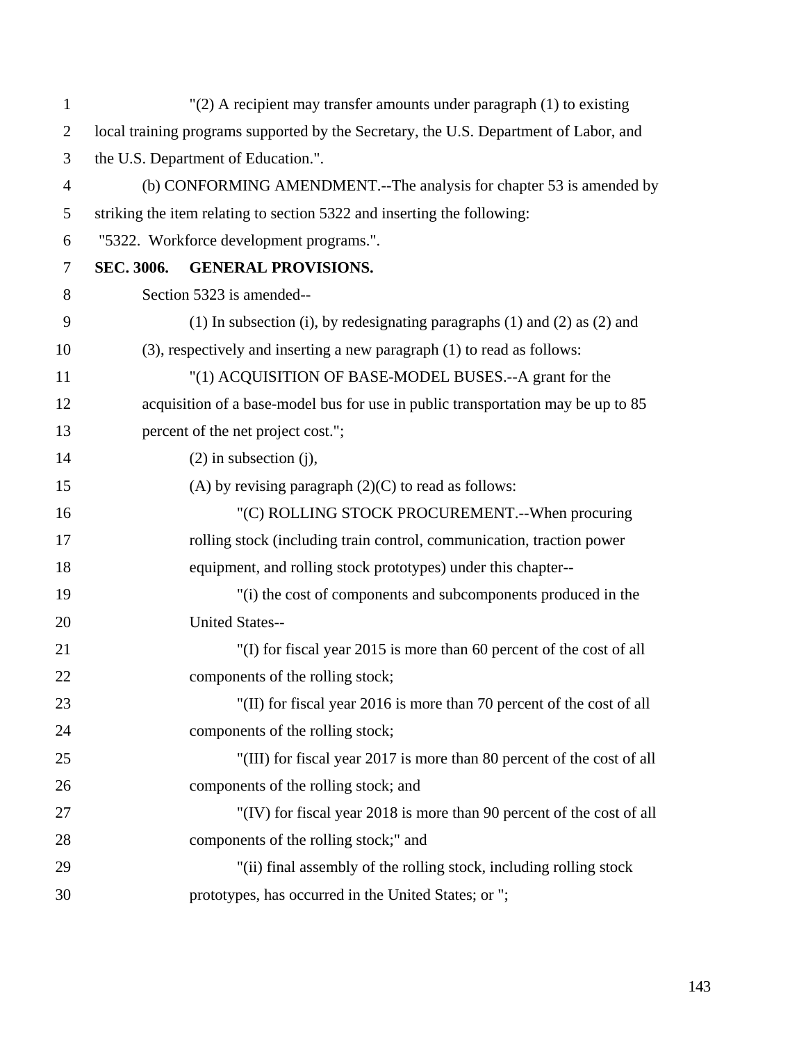"(2) A recipient may transfer amounts under paragraph (1) to existing local training programs supported by the Secretary, the U.S. Department of Labor, and the U.S. Department of Education.".

(b) CONFORMING AMENDMENT.--The analysis for chapter 53 is amended by striking the item relating to section 5322 and inserting the following:

"5322. Workforce development programs.".

**SEC. 3006. GENERAL PROVISIONS.**

Section 5323 is amended--

(1) In subsection (i), by redesignating paragraphs (1) and (2) as (2) and (3), respectively and inserting a new paragraph (1) to read as follows:

"(1) ACQUISITION OF BASE-MODEL BUSES.--A grant for the acquisition of a base-model bus for use in public transportation may be up to 85 percent of the net project cost.";

(2) in subsection (j),

(A) by revising paragraph (2)(C) to read as follows:

"(C) ROLLING STOCK PROCUREMENT.--When procuring rolling stock (including train control, communication, traction power equipment, and rolling stock prototypes) under this chapter--

"(i) the cost of components and subcomponents produced in the United States--

"(I) for fiscal year 2015 is more than 60 percent of the cost of all components of the rolling stock;

"(II) for fiscal year 2016 is more than 70 percent of the cost of all components of the rolling stock;

"(III) for fiscal year 2017 is more than 80 percent of the cost of all components of the rolling stock; and

"(IV) for fiscal year 2018 is more than 90 percent of the cost of all components of the rolling stock;" and

"(ii) final assembly of the rolling stock, including rolling stock prototypes, has occurred in the United States; or ";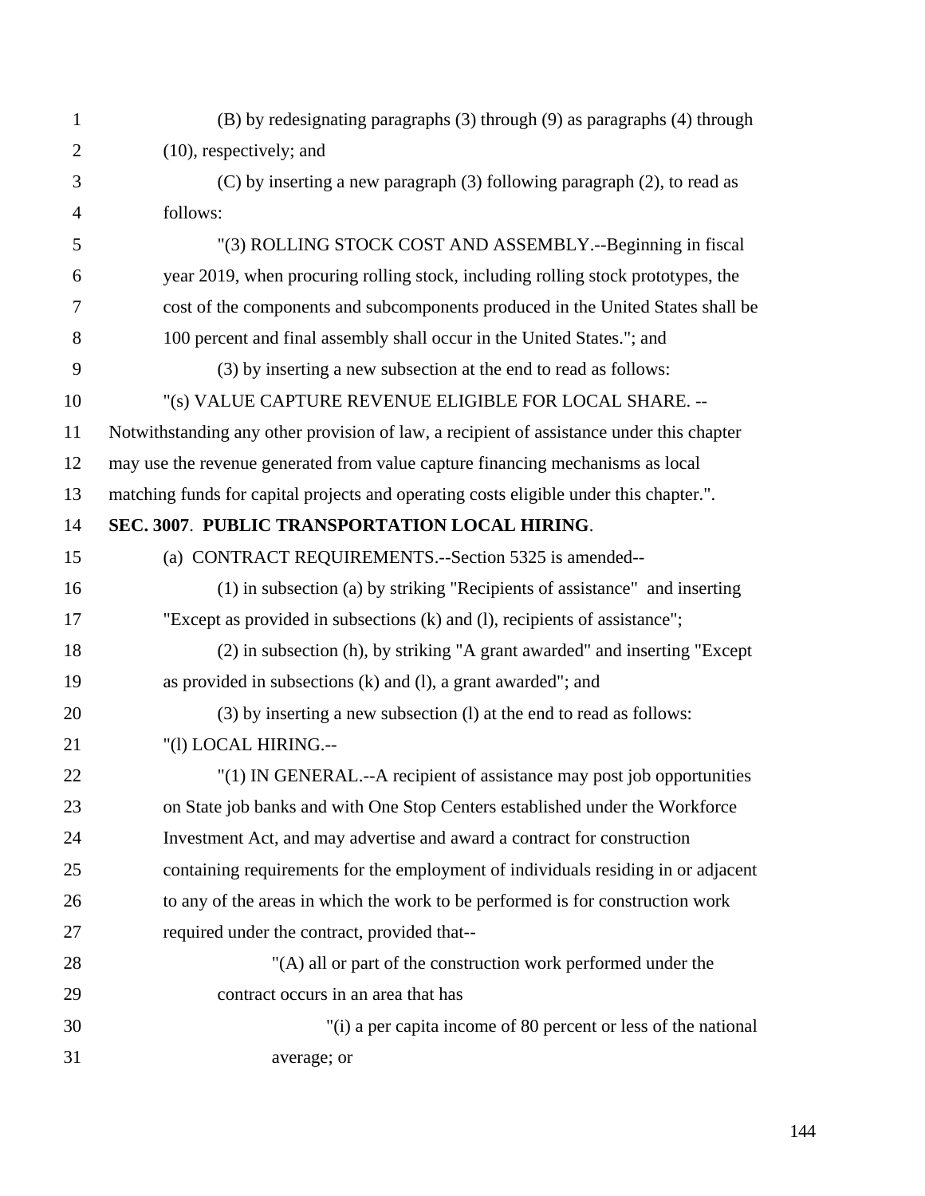(B) by redesignating paragraphs (3) through (9) as paragraphs (4) through (10), respectively; and

(C) by inserting a new paragraph (3) following paragraph (2), to read as follows:

"(3) ROLLING STOCK COST AND ASSEMBLY.--Beginning in fiscal year 2019, when procuring rolling stock, including rolling stock prototypes, the cost of the components and subcomponents produced in the United States shall be 100 percent and final assembly shall occur in the United States."; and

(3) by inserting a new subsection at the end to read as follows:

"(s) VALUE CAPTURE REVENUE ELIGIBLE FOR LOCAL SHARE. --Notwithstanding any other provision of law, a recipient of assistance under this chapter may use the revenue generated from value capture financing mechanisms as local matching funds for capital projects and operating costs eligible under this chapter.".

**SEC. 3007**. **PUBLIC TRANSPORTATION LOCAL HIRING**.

(a) CONTRACT REQUIREMENTS.--Section 5325 is amended--

(1) in subsection (a) by striking "Recipients of assistance" and inserting "Except as provided in subsections (k) and (l), recipients of assistance";

(2) in subsection (h), by striking "A grant awarded" and inserting "Except as provided in subsections (k) and (l), a grant awarded"; and

(3) by inserting a new subsection (l) at the end to read as follows:

"(l) LOCAL HIRING.--

"(1) IN GENERAL.--A recipient of assistance may post job opportunities on State job banks and with One Stop Centers established under the Workforce Investment Act, and may advertise and award a contract for construction containing requirements for the employment of individuals residing in or adjacent to any of the areas in which the work to be performed is for construction work required under the contract, provided that--

"(A) all or part of the construction work performed under the contract occurs in an area that has

"(i) a per capita income of 80 percent or less of the national average; or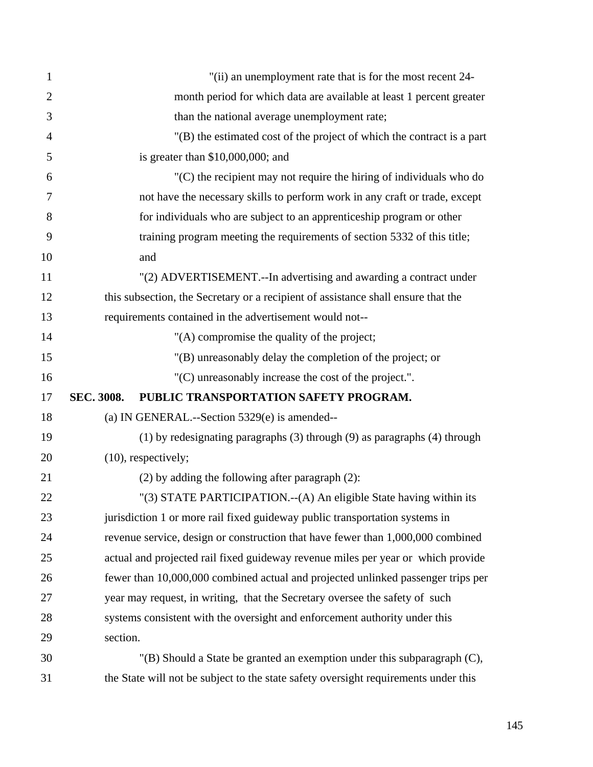"(ii) an unemployment rate that is for the most recent 24-month period for which data are available at least 1 percent greater than the national average unemployment rate;

"(B) the estimated cost of the project of which the contract is a part is greater than $10,000,000; and

"(C) the recipient may not require the hiring of individuals who do not have the necessary skills to perform work in any craft or trade, except for individuals who are subject to an apprenticeship program or other training program meeting the requirements of section 5332 of this title; and

"(2) ADVERTISEMENT.--In advertising and awarding a contract under this subsection, the Secretary or a recipient of assistance shall ensure that the requirements contained in the advertisement would not--

"(A) compromise the quality of the project;

"(B) unreasonably delay the completion of the project; or

"(C) unreasonably increase the cost of the project.".

**SEC. 3008. PUBLIC TRANSPORTATION SAFETY PROGRAM.**

(a) IN GENERAL.--Section 5329(e) is amended--

(1) by redesignating paragraphs (3) through (9) as paragraphs (4) through (10), respectively;

(2) by adding the following after paragraph (2):

"(3) STATE PARTICIPATION.--(A) An eligible State having within its jurisdiction 1 or more rail fixed guideway public transportation systems in revenue service, design or construction that have fewer than 1,000,000 combined actual and projected rail fixed guideway revenue miles per year or which provide fewer than 10,000,000 combined actual and projected unlinked passenger trips per year may request, in writing, that the Secretary oversee the safety of such systems consistent with the oversight and enforcement authority under this section.

"(B) Should a State be granted an exemption under this subparagraph (C), the State will not be subject to the state safety oversight requirements under this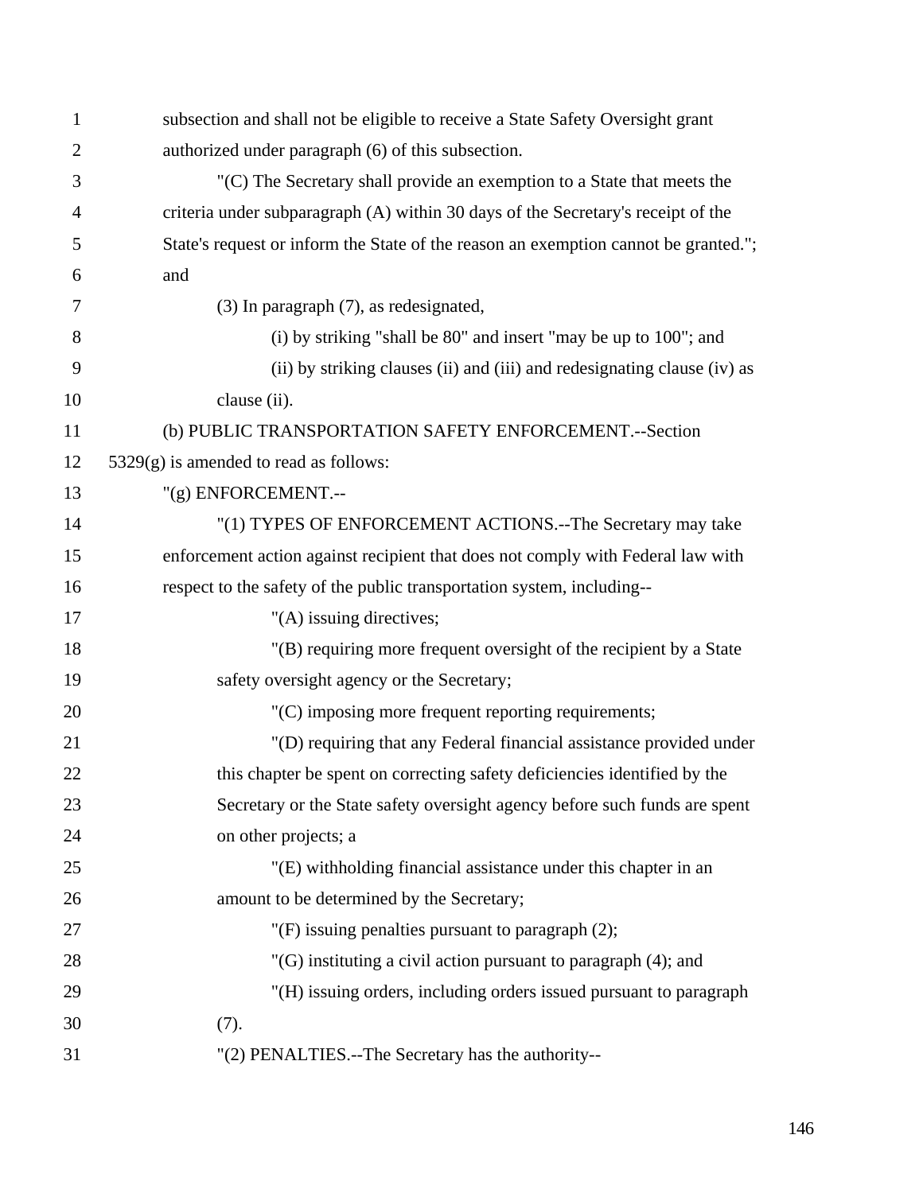subsection and shall not be eligible to receive a State Safety Oversight grant authorized under paragraph (6) of this subsection.

"(C) The Secretary shall provide an exemption to a State that meets the criteria under subparagraph (A) within 30 days of the Secretary's receipt of the State's request or inform the State of the reason an exemption cannot be granted."; and

(3) In paragraph (7), as redesignated,

(i) by striking "shall be 80" and insert "may be up to 100"; and

(ii) by striking clauses (ii) and (iii) and redesignating clause (iv) as clause (ii).

(b) PUBLIC TRANSPORTATION SAFETY ENFORCEMENT.--Section 5329(g) is amended to read as follows:

"(g) ENFORCEMENT.--

"(1) TYPES OF ENFORCEMENT ACTIONS.--The Secretary may take enforcement action against recipient that does not comply with Federal law with respect to the safety of the public transportation system, including--

"(A) issuing directives;

"(B) requiring more frequent oversight of the recipient by a State safety oversight agency or the Secretary;

"(C) imposing more frequent reporting requirements;

"(D) requiring that any Federal financial assistance provided under this chapter be spent on correcting safety deficiencies identified by the Secretary or the State safety oversight agency before such funds are spent on other projects; a

"(E) withholding financial assistance under this chapter in an amount to be determined by the Secretary;

"(F) issuing penalties pursuant to paragraph (2);

"(G) instituting a civil action pursuant to paragraph (4); and

"(H) issuing orders, including orders issued pursuant to paragraph (7).

"(2) PENALTIES.--The Secretary has the authority--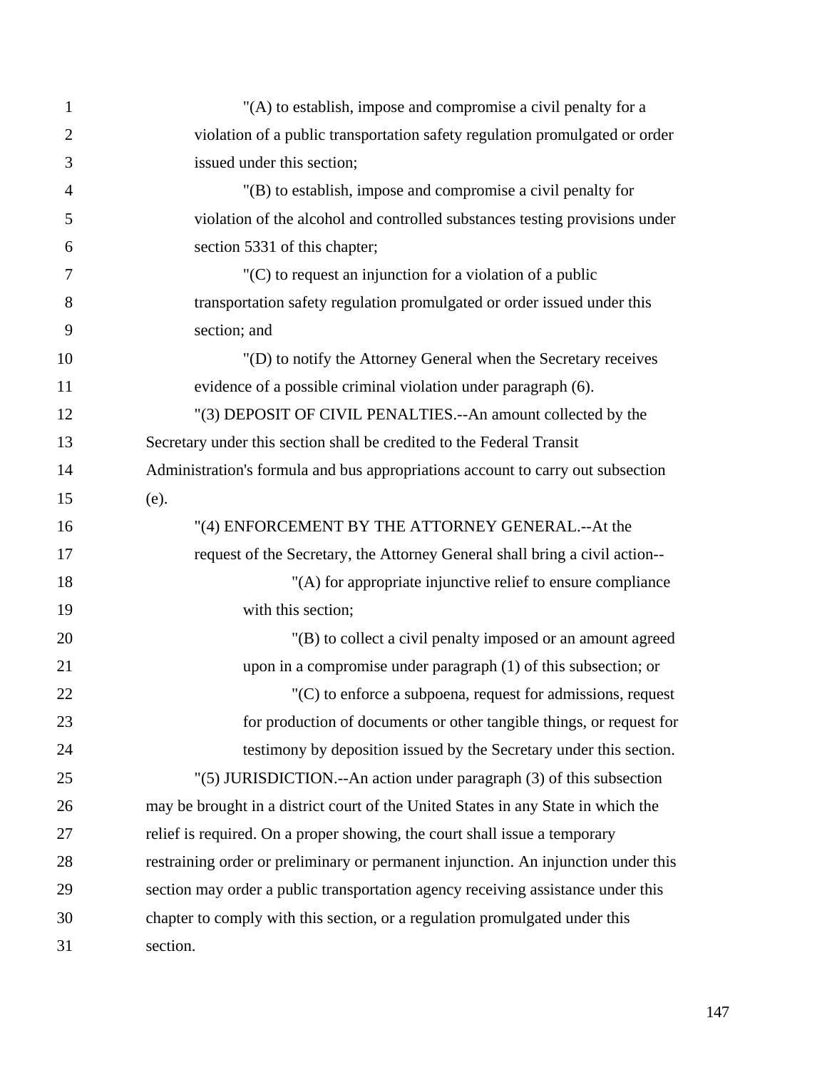"(A) to establish, impose and compromise a civil penalty for a violation of a public transportation safety regulation promulgated or order issued under this section;

"(B) to establish, impose and compromise a civil penalty for violation of the alcohol and controlled substances testing provisions under section 5331 of this chapter;

"(C) to request an injunction for a violation of a public transportation safety regulation promulgated or order issued under this section; and

"(D) to notify the Attorney General when the Secretary receives evidence of a possible criminal violation under paragraph (6).

"(3) DEPOSIT OF CIVIL PENALTIES.--An amount collected by the Secretary under this section shall be credited to the Federal Transit Administration's formula and bus appropriations account to carry out subsection (e).

"(4) ENFORCEMENT BY THE ATTORNEY GENERAL.--At the request of the Secretary, the Attorney General shall bring a civil action--

"(A) for appropriate injunctive relief to ensure compliance with this section;

"(B) to collect a civil penalty imposed or an amount agreed upon in a compromise under paragraph (1) of this subsection; or

"(C) to enforce a subpoena, request for admissions, request for production of documents or other tangible things, or request for testimony by deposition issued by the Secretary under this section.

"(5) JURISDICTION.--An action under paragraph (3) of this subsection may be brought in a district court of the United States in any State in which the relief is required. On a proper showing, the court shall issue a temporary restraining order or preliminary or permanent injunction. An injunction under this section may order a public transportation agency receiving assistance under this chapter to comply with this section, or a regulation promulgated under this section.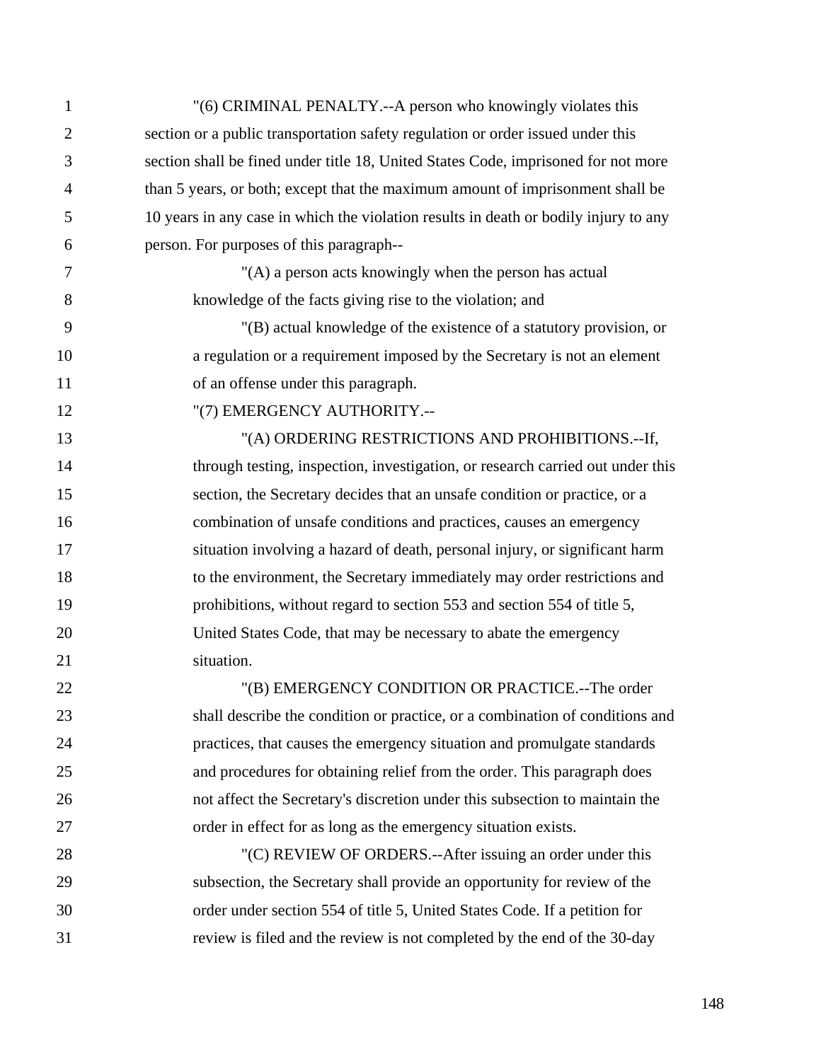"(6) CRIMINAL PENALTY.--A person who knowingly violates this section or a public transportation safety regulation or order issued under this section shall be fined under title 18, United States Code, imprisoned for not more than 5 years, or both; except that the maximum amount of imprisonment shall be 10 years in any case in which the violation results in death or bodily injury to any person. For purposes of this paragraph--

"(A) a person acts knowingly when the person has actual knowledge of the facts giving rise to the violation; and

"(B) actual knowledge of the existence of a statutory provision, or a regulation or a requirement imposed by the Secretary is not an element of an offense under this paragraph.

"(7) EMERGENCY AUTHORITY.--

"(A) ORDERING RESTRICTIONS AND PROHIBITIONS.--If, through testing, inspection, investigation, or research carried out under this section, the Secretary decides that an unsafe condition or practice, or a combination of unsafe conditions and practices, causes an emergency situation involving a hazard of death, personal injury, or significant harm to the environment, the Secretary immediately may order restrictions and prohibitions, without regard to section 553 and section 554 of title 5, United States Code, that may be necessary to abate the emergency situation.

"(B) EMERGENCY CONDITION OR PRACTICE.--The order shall describe the condition or practice, or a combination of conditions and practices, that causes the emergency situation and promulgate standards and procedures for obtaining relief from the order. This paragraph does not affect the Secretary's discretion under this subsection to maintain the order in effect for as long as the emergency situation exists.

"(C) REVIEW OF ORDERS.--After issuing an order under this subsection, the Secretary shall provide an opportunity for review of the order under section 554 of title 5, United States Code. If a petition for review is filed and the review is not completed by the end of the 30-day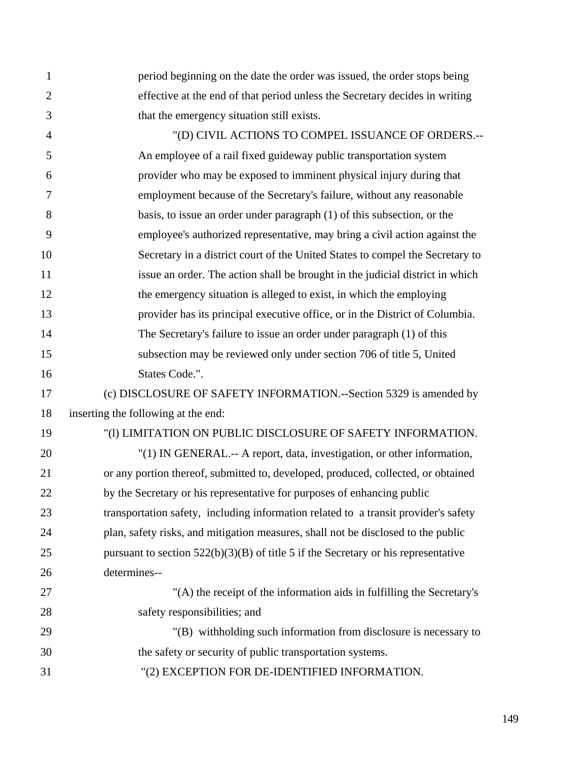period beginning on the date the order was issued, the order stops being effective at the end of that period unless the Secretary decides in writing that the emergency situation still exists.

"(D) CIVIL ACTIONS TO COMPEL ISSUANCE OF ORDERS.--An employee of a rail fixed guideway public transportation system provider who may be exposed to imminent physical injury during that employment because of the Secretary's failure, without any reasonable basis, to issue an order under paragraph (1) of this subsection, or the employee's authorized representative, may bring a civil action against the Secretary in a district court of the United States to compel the Secretary to issue an order. The action shall be brought in the judicial district in which the emergency situation is alleged to exist, in which the employing provider has its principal executive office, or in the District of Columbia. The Secretary's failure to issue an order under paragraph (1) of this subsection may be reviewed only under section 706 of title 5, United States Code.".

(c) DISCLOSURE OF SAFETY INFORMATION.--Section 5329 is amended by inserting the following at the end:

"(l) LIMITATION ON PUBLIC DISCLOSURE OF SAFETY INFORMATION.

"(1) IN GENERAL.-- A report, data, investigation, or other information, or any portion thereof, submitted to, developed, produced, collected, or obtained by the Secretary or his representative for purposes of enhancing public transportation safety, including information related to a transit provider's safety plan, safety risks, and mitigation measures, shall not be disclosed to the public pursuant to section 522(b)(3)(B) of title 5 if the Secretary or his representative determines--

"(A) the receipt of the information aids in fulfilling the Secretary's safety responsibilities; and

"(B) withholding such information from disclosure is necessary to the safety or security of public transportation systems.

"(2) EXCEPTION FOR DE-IDENTIFIED INFORMATION.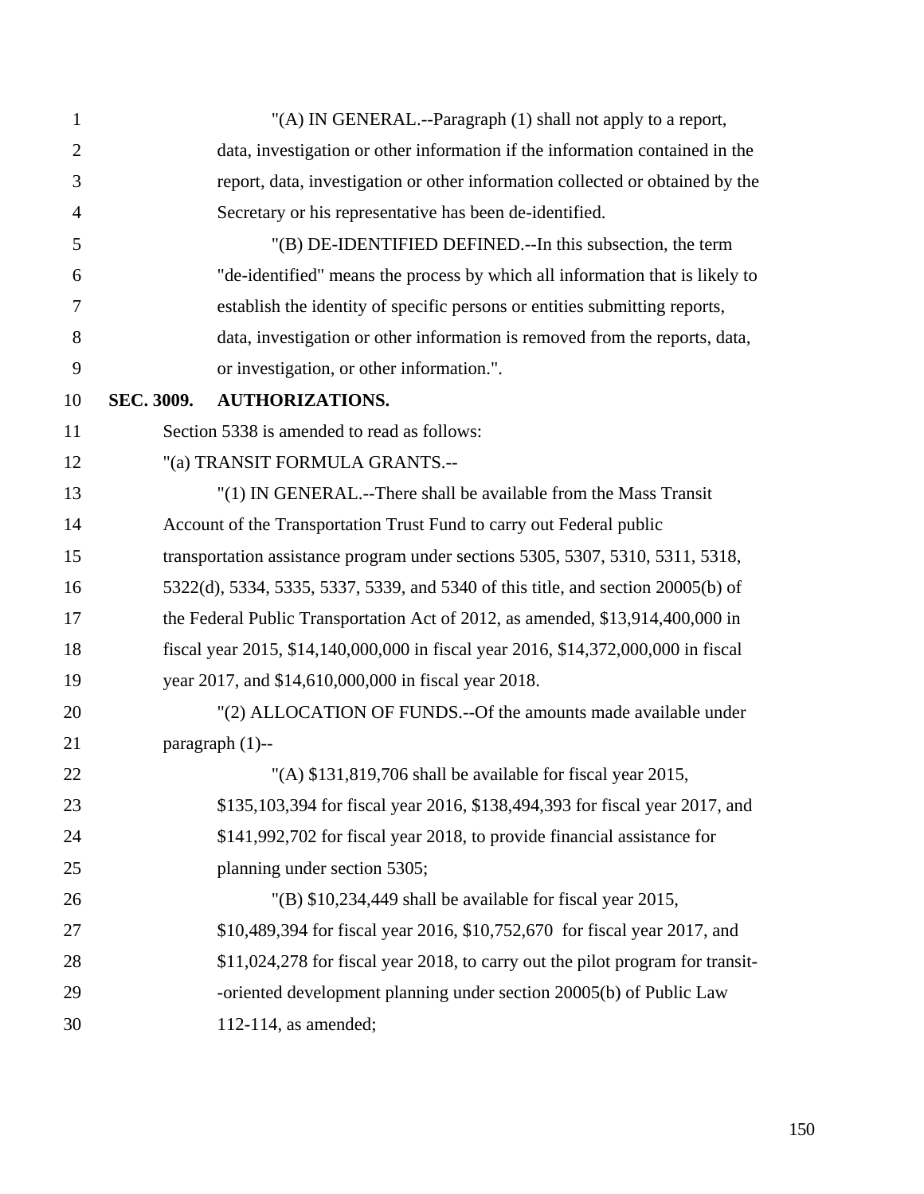"(A) IN GENERAL.--Paragraph (1) shall not apply to a report, data, investigation or other information if the information contained in the report, data, investigation or other information collected or obtained by the Secretary or his representative has been de-identified.

"(B) DE-IDENTIFIED DEFINED.--In this subsection, the term "de-identified" means the process by which all information that is likely to establish the identity of specific persons or entities submitting reports, data, investigation or other information is removed from the reports, data, or investigation, or other information.".

**SEC. 3009. AUTHORIZATIONS.**

Section 5338 is amended to read as follows:

"(a) TRANSIT FORMULA GRANTS.--

"(1) IN GENERAL.--There shall be available from the Mass Transit Account of the Transportation Trust Fund to carry out Federal public transportation assistance program under sections 5305, 5307, 5310, 5311, 5318, 5322(d), 5334, 5335, 5337, 5339, and 5340 of this title, and section 20005(b) of the Federal Public Transportation Act of 2012, as amended, $13,914,400,000 in fiscal year 2015, $14,140,000,000 in fiscal year 2016, $14,372,000,000 in fiscal year 2017, and $14,610,000,000 in fiscal year 2018.

"(2) ALLOCATION OF FUNDS.--Of the amounts made available under paragraph (1)--

"(A) $131,819,706 shall be available for fiscal year 2015, $135,103,394 for fiscal year 2016, $138,494,393 for fiscal year 2017, and $141,992,702 for fiscal year 2018, to provide financial assistance for planning under section 5305;

"(B) $10,234,449 shall be available for fiscal year 2015, $10,489,394 for fiscal year 2016, $10,752,670 for fiscal year 2017, and $11,024,278 for fiscal year 2018, to carry out the pilot program for transit--oriented development planning under section 20005(b) of Public Law 112-114, as amended;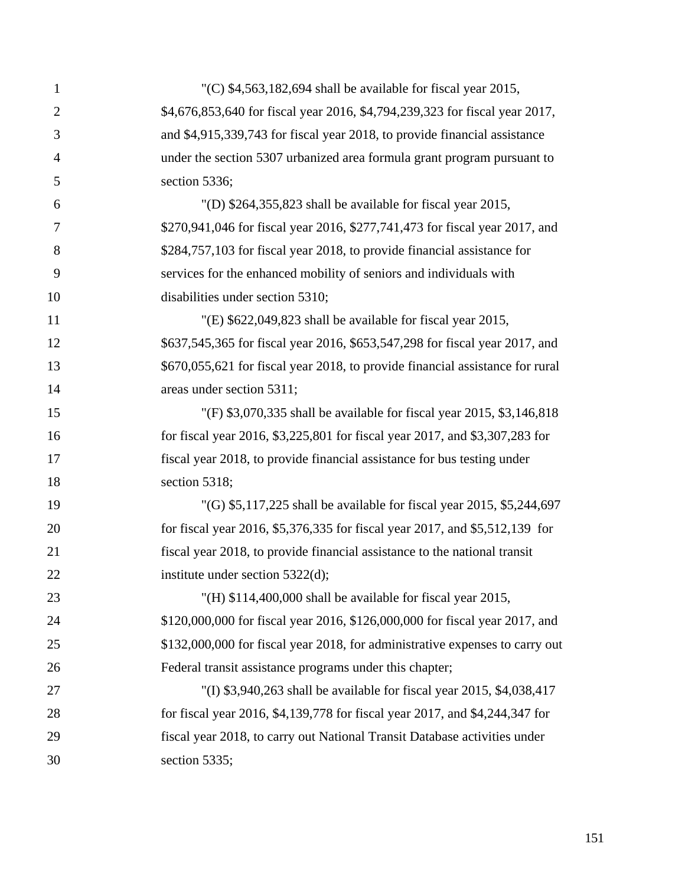"(C) $4,563,182,694 shall be available for fiscal year 2015, $4,676,853,640 for fiscal year 2016, $4,794,239,323 for fiscal year 2017, and $4,915,339,743 for fiscal year 2018, to provide financial assistance under the section 5307 urbanized area formula grant program pursuant to section 5336;

"(D) $264,355,823 shall be available for fiscal year 2015, $270,941,046 for fiscal year 2016, $277,741,473 for fiscal year 2017, and $284,757,103 for fiscal year 2018, to provide financial assistance for services for the enhanced mobility of seniors and individuals with disabilities under section 5310;

"(E) $622,049,823 shall be available for fiscal year 2015, $637,545,365 for fiscal year 2016, $653,547,298 for fiscal year 2017, and $670,055,621 for fiscal year 2018, to provide financial assistance for rural areas under section 5311;

"(F) $3,070,335 shall be available for fiscal year 2015, $3,146,818 for fiscal year 2016, $3,225,801 for fiscal year 2017, and $3,307,283 for fiscal year 2018, to provide financial assistance for bus testing under section 5318;

"(G) $5,117,225 shall be available for fiscal year 2015, $5,244,697 for fiscal year 2016, $5,376,335 for fiscal year 2017, and $5,512,139 for fiscal year 2018, to provide financial assistance to the national transit institute under section 5322(d);

"(H) $114,400,000 shall be available for fiscal year 2015, $120,000,000 for fiscal year 2016, $126,000,000 for fiscal year 2017, and $132,000,000 for fiscal year 2018, for administrative expenses to carry out Federal transit assistance programs under this chapter;

"(I) $3,940,263 shall be available for fiscal year 2015, $4,038,417 for fiscal year 2016, $4,139,778 for fiscal year 2017, and $4,244,347 for fiscal year 2018, to carry out National Transit Database activities under section 5335;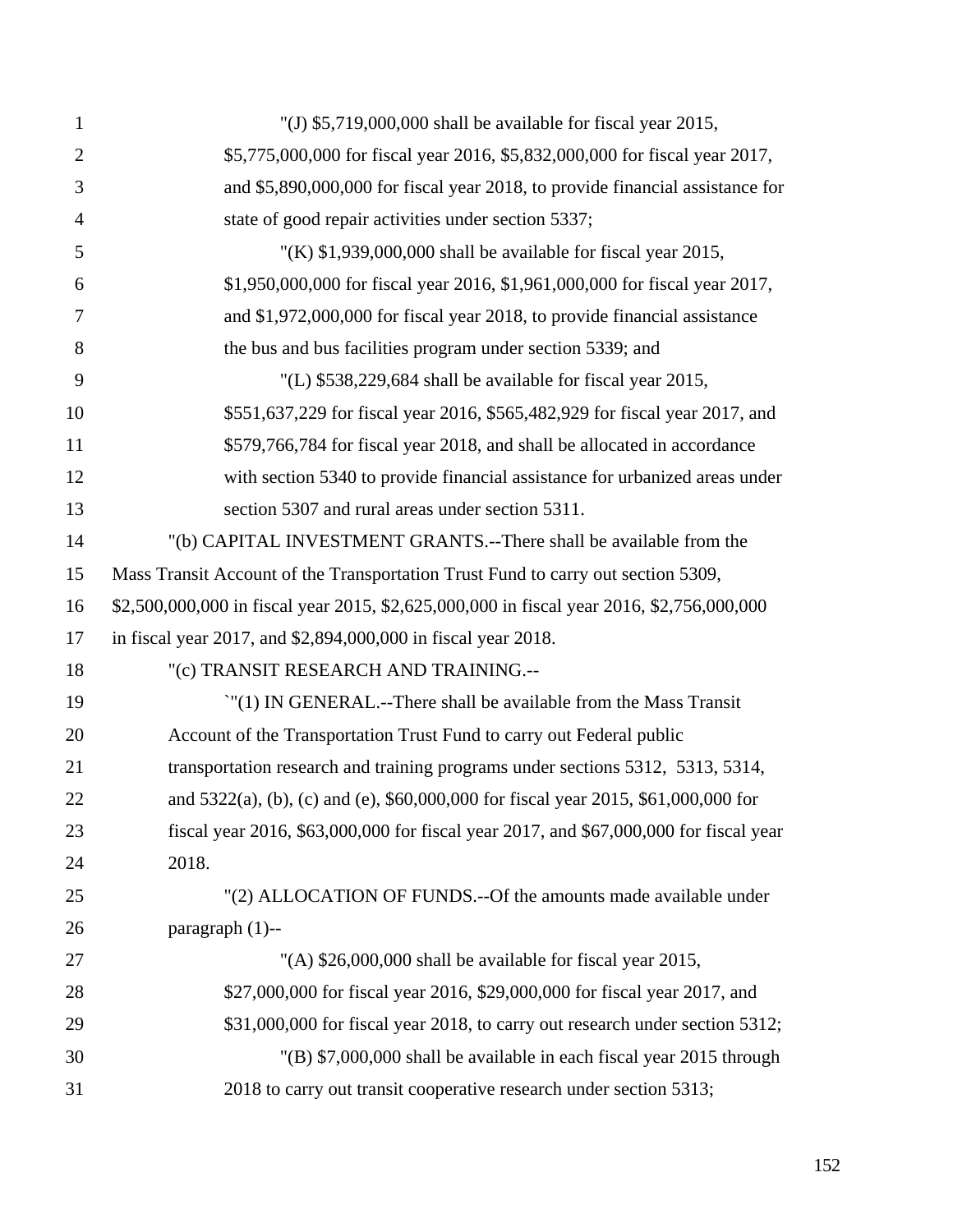"(J) $5,719,000,000 shall be available for fiscal year 2015, $5,775,000,000 for fiscal year 2016, $5,832,000,000 for fiscal year 2017, and $5,890,000,000 for fiscal year 2018, to provide financial assistance for state of good repair activities under section 5337;

"(K) $1,939,000,000 shall be available for fiscal year 2015, $1,950,000,000 for fiscal year 2016, $1,961,000,000 for fiscal year 2017, and $1,972,000,000 for fiscal year 2018, to provide financial assistance the bus and bus facilities program under section 5339; and

"(L) $538,229,684 shall be available for fiscal year 2015, $551,637,229 for fiscal year 2016, $565,482,929 for fiscal year 2017, and $579,766,784 for fiscal year 2018, and shall be allocated in accordance with section 5340 to provide financial assistance for urbanized areas under section 5307 and rural areas under section 5311.

"(b) CAPITAL INVESTMENT GRANTS.--There shall be available from the Mass Transit Account of the Transportation Trust Fund to carry out section 5309, $2,500,000,000 in fiscal year 2015, $2,625,000,000 in fiscal year 2016, $2,756,000,000 in fiscal year 2017, and $2,894,000,000 in fiscal year 2018.

"(c) TRANSIT RESEARCH AND TRAINING.--

`"(1) IN GENERAL.--There shall be available from the Mass Transit Account of the Transportation Trust Fund to carry out Federal public transportation research and training programs under sections 5312, 5313, 5314, and 5322(a), (b), (c) and (e), $60,000,000 for fiscal year 2015, $61,000,000 for fiscal year 2016, $63,000,000 for fiscal year 2017, and $67,000,000 for fiscal year 2018.

"(2) ALLOCATION OF FUNDS.--Of the amounts made available under paragraph (1)--

"(A) $26,000,000 shall be available for fiscal year 2015, $27,000,000 for fiscal year 2016, $29,000,000 for fiscal year 2017, and $31,000,000 for fiscal year 2018, to carry out research under section 5312;

"(B) $7,000,000 shall be available in each fiscal year 2015 through 2018 to carry out transit cooperative research under section 5313;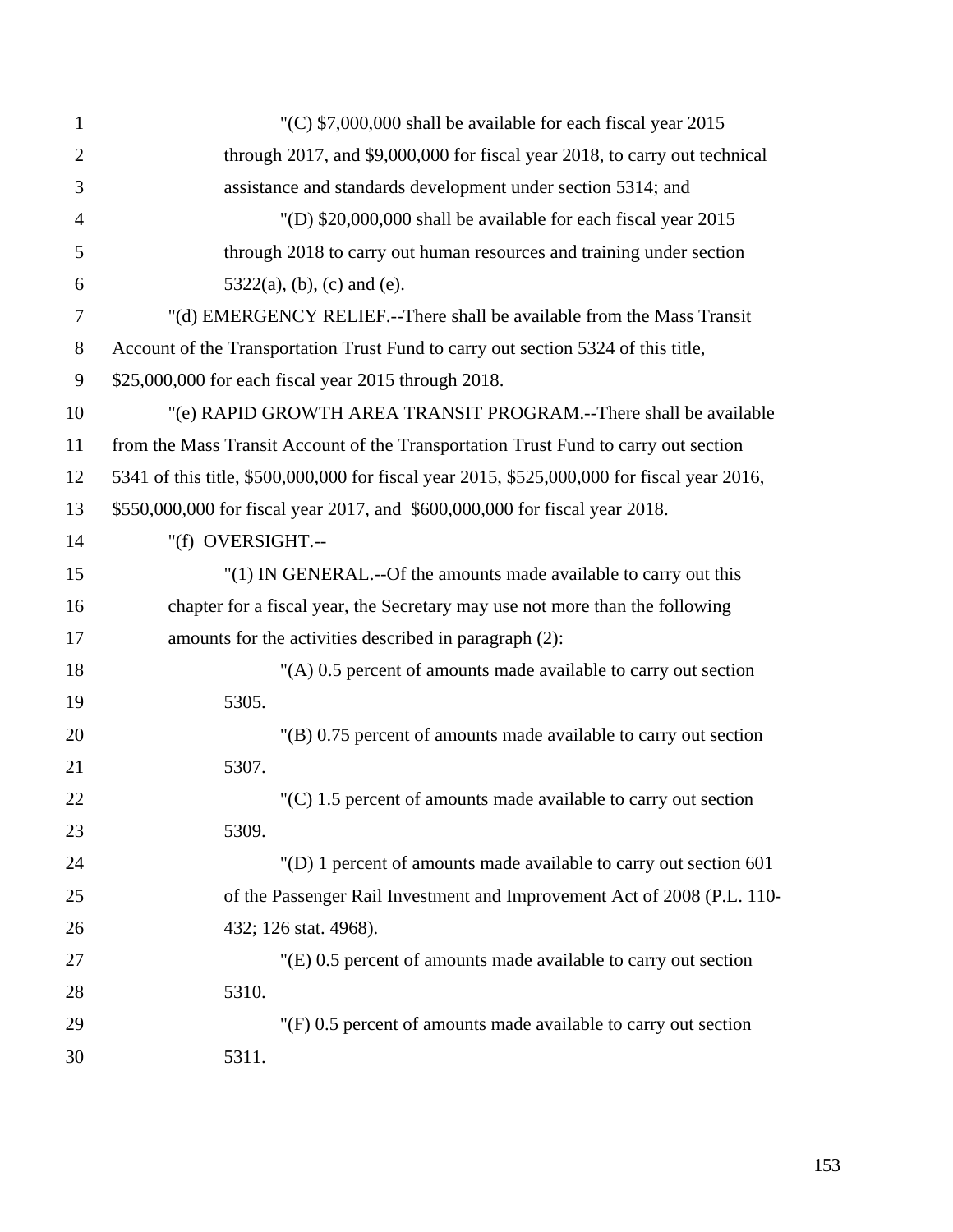"(C) $7,000,000 shall be available for each fiscal year 2015 through 2017, and $9,000,000 for fiscal year 2018, to carry out technical assistance and standards development under section 5314; and

"(D) $20,000,000 shall be available for each fiscal year 2015 through 2018 to carry out human resources and training under section 5322(a), (b), (c) and (e).

"(d) EMERGENCY RELIEF.--There shall be available from the Mass Transit Account of the Transportation Trust Fund to carry out section 5324 of this title, $25,000,000 for each fiscal year 2015 through 2018.

"(e) RAPID GROWTH AREA TRANSIT PROGRAM.--There shall be available from the Mass Transit Account of the Transportation Trust Fund to carry out section 5341 of this title, $500,000,000 for fiscal year 2015, $525,000,000 for fiscal year 2016, $550,000,000 for fiscal year 2017, and $600,000,000 for fiscal year 2018.

"(f) OVERSIGHT.--

"(1) IN GENERAL.--Of the amounts made available to carry out this chapter for a fiscal year, the Secretary may use not more than the following amounts for the activities described in paragraph (2):

"(A) 0.5 percent of amounts made available to carry out section 5305.

"(B) 0.75 percent of amounts made available to carry out section 5307.

"(C) 1.5 percent of amounts made available to carry out section 5309.

"(D) 1 percent of amounts made available to carry out section 601 of the Passenger Rail Investment and Improvement Act of 2008 (P.L. 110-432; 126 stat. 4968).

"(E) 0.5 percent of amounts made available to carry out section 5310.

"(F) 0.5 percent of amounts made available to carry out section 5311.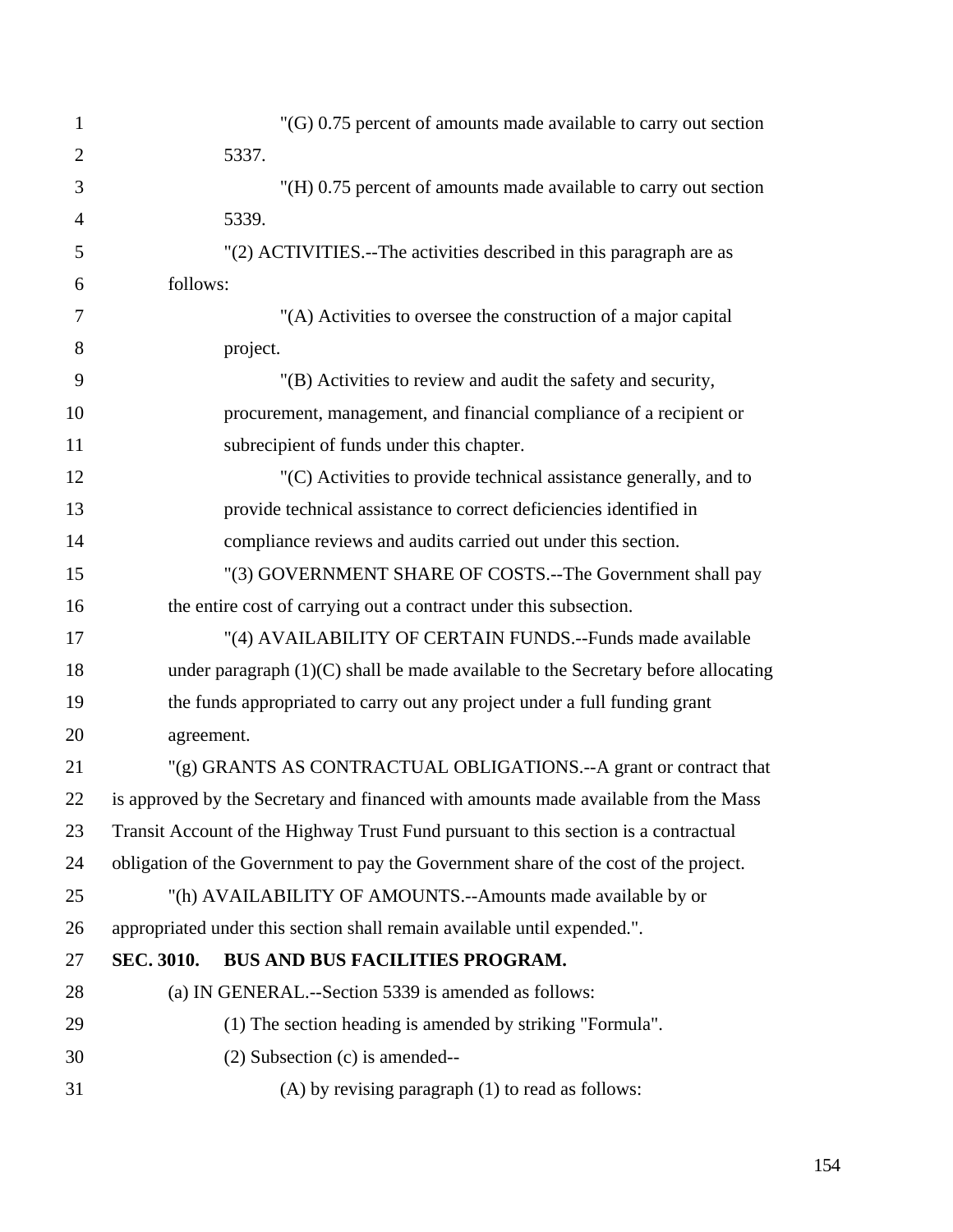"(G) 0.75 percent of amounts made available to carry out section 5337.

"(H) 0.75 percent of amounts made available to carry out section 5339.

"(2) ACTIVITIES.--The activities described in this paragraph are as follows:

"(A) Activities to oversee the construction of a major capital project.

"(B) Activities to review and audit the safety and security, procurement, management, and financial compliance of a recipient or subrecipient of funds under this chapter.

"(C) Activities to provide technical assistance generally, and to provide technical assistance to correct deficiencies identified in compliance reviews and audits carried out under this section.

"(3) GOVERNMENT SHARE OF COSTS.--The Government shall pay the entire cost of carrying out a contract under this subsection.

"(4) AVAILABILITY OF CERTAIN FUNDS.--Funds made available under paragraph (1)(C) shall be made available to the Secretary before allocating the funds appropriated to carry out any project under a full funding grant agreement.

"(g) GRANTS AS CONTRACTUAL OBLIGATIONS.--A grant or contract that is approved by the Secretary and financed with amounts made available from the Mass Transit Account of the Highway Trust Fund pursuant to this section is a contractual obligation of the Government to pay the Government share of the cost of the project.

"(h) AVAILABILITY OF AMOUNTS.--Amounts made available by or appropriated under this section shall remain available until expended.".

**SEC. 3010. BUS AND BUS FACILITIES PROGRAM.**

(a) IN GENERAL.--Section 5339 is amended as follows:

(1) The section heading is amended by striking "Formula".

(2) Subsection (c) is amended--

(A) by revising paragraph (1) to read as follows: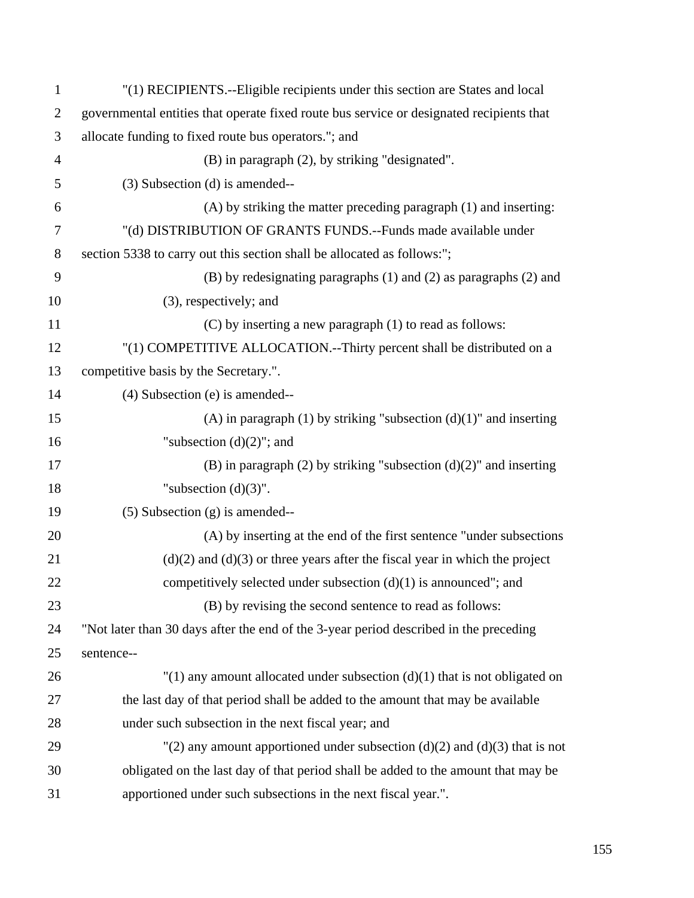"(1) RECIPIENTS.--Eligible recipients under this section are States and local governmental entities that operate fixed route bus service or designated recipients that allocate funding to fixed route bus operators."; and

(B) in paragraph (2), by striking "designated".

(3) Subsection (d) is amended--

(A) by striking the matter preceding paragraph (1) and inserting:

"(d) DISTRIBUTION OF GRANTS FUNDS.--Funds made available under section 5338 to carry out this section shall be allocated as follows:";

(B) by redesignating paragraphs (1) and (2) as paragraphs (2) and (3), respectively; and

(C) by inserting a new paragraph (1) to read as follows:

"(1) COMPETITIVE ALLOCATION.--Thirty percent shall be distributed on a competitive basis by the Secretary.".

(4) Subsection (e) is amended--

(A) in paragraph (1) by striking "subsection (d)(1)" and inserting "subsection (d)(2)"; and

(B) in paragraph (2) by striking "subsection (d)(2)" and inserting "subsection (d)(3)".

(5) Subsection (g) is amended--

(A) by inserting at the end of the first sentence "under subsections (d)(2) and (d)(3) or three years after the fiscal year in which the project competitively selected under subsection (d)(1) is announced"; and

(B) by revising the second sentence to read as follows:

"Not later than 30 days after the end of the 3-year period described in the preceding sentence--

"(1) any amount allocated under subsection (d)(1) that is not obligated on the last day of that period shall be added to the amount that may be available under such subsection in the next fiscal year; and

"(2) any amount apportioned under subsection (d)(2) and (d)(3) that is not obligated on the last day of that period shall be added to the amount that may be apportioned under such subsections in the next fiscal year.".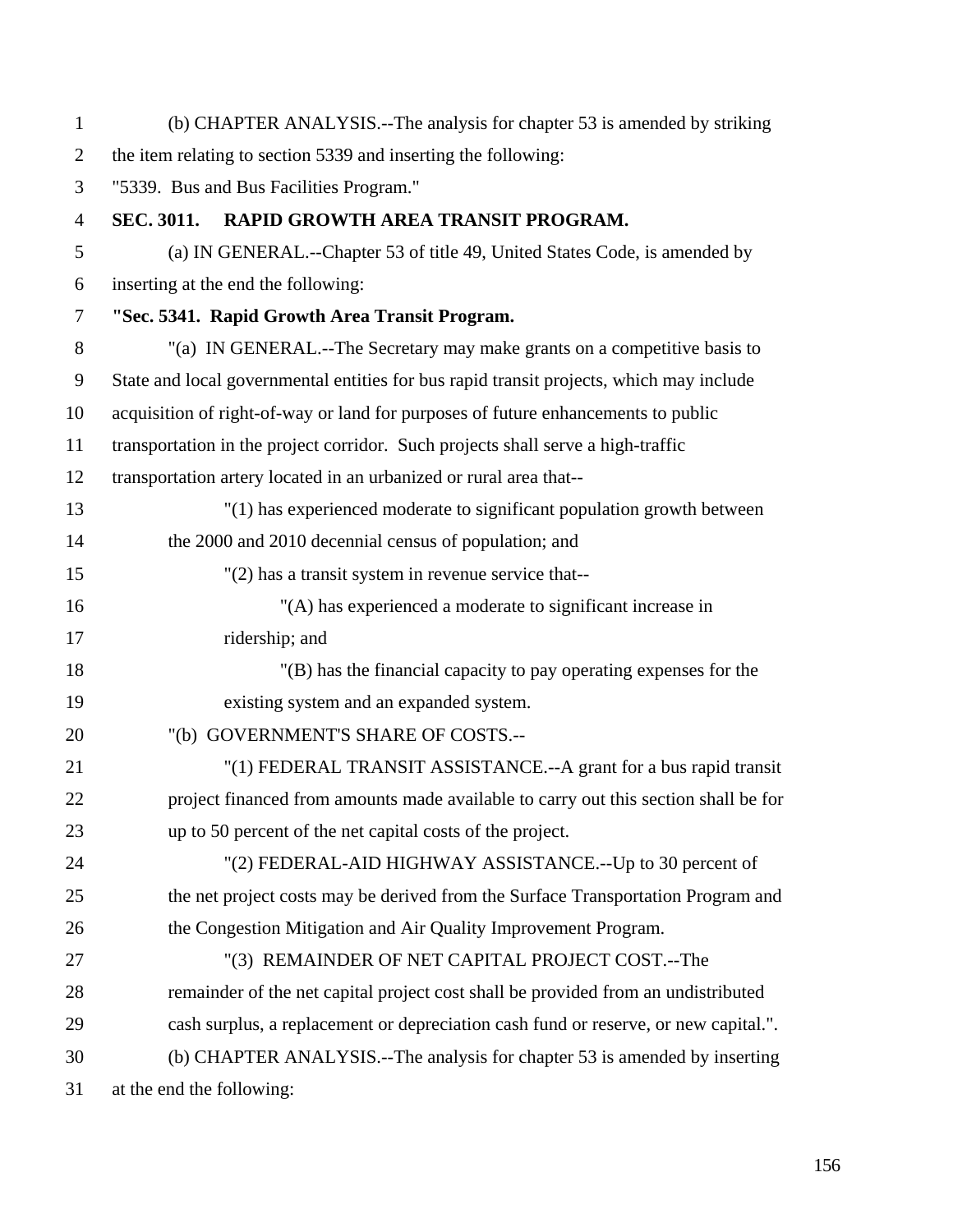(b) CHAPTER ANALYSIS.--The analysis for chapter 53 is amended by striking the item relating to section 5339 and inserting the following:

"5339. Bus and Bus Facilities Program."

**SEC. 3011. RAPID GROWTH AREA TRANSIT PROGRAM.**

(a) IN GENERAL.--Chapter 53 of title 49, United States Code, is amended by inserting at the end the following:

**"Sec. 5341. Rapid Growth Area Transit Program.**

"(a) IN GENERAL.--The Secretary may make grants on a competitive basis to State and local governmental entities for bus rapid transit projects, which may include acquisition of right-of-way or land for purposes of future enhancements to public transportation in the project corridor. Such projects shall serve a high-traffic transportation artery located in an urbanized or rural area that--

"(1) has experienced moderate to significant population growth between the 2000 and 2010 decennial census of population; and

"(2) has a transit system in revenue service that--

"(A) has experienced a moderate to significant increase in ridership; and

"(B) has the financial capacity to pay operating expenses for the existing system and an expanded system.

"(b) GOVERNMENT'S SHARE OF COSTS.--

"(1) FEDERAL TRANSIT ASSISTANCE.--A grant for a bus rapid transit project financed from amounts made available to carry out this section shall be for up to 50 percent of the net capital costs of the project.

"(2) FEDERAL-AID HIGHWAY ASSISTANCE.--Up to 30 percent of the net project costs may be derived from the Surface Transportation Program and the Congestion Mitigation and Air Quality Improvement Program.

"(3) REMAINDER OF NET CAPITAL PROJECT COST.--The remainder of the net capital project cost shall be provided from an undistributed cash surplus, a replacement or depreciation cash fund or reserve, or new capital.".

(b) CHAPTER ANALYSIS.--The analysis for chapter 53 is amended by inserting at the end the following: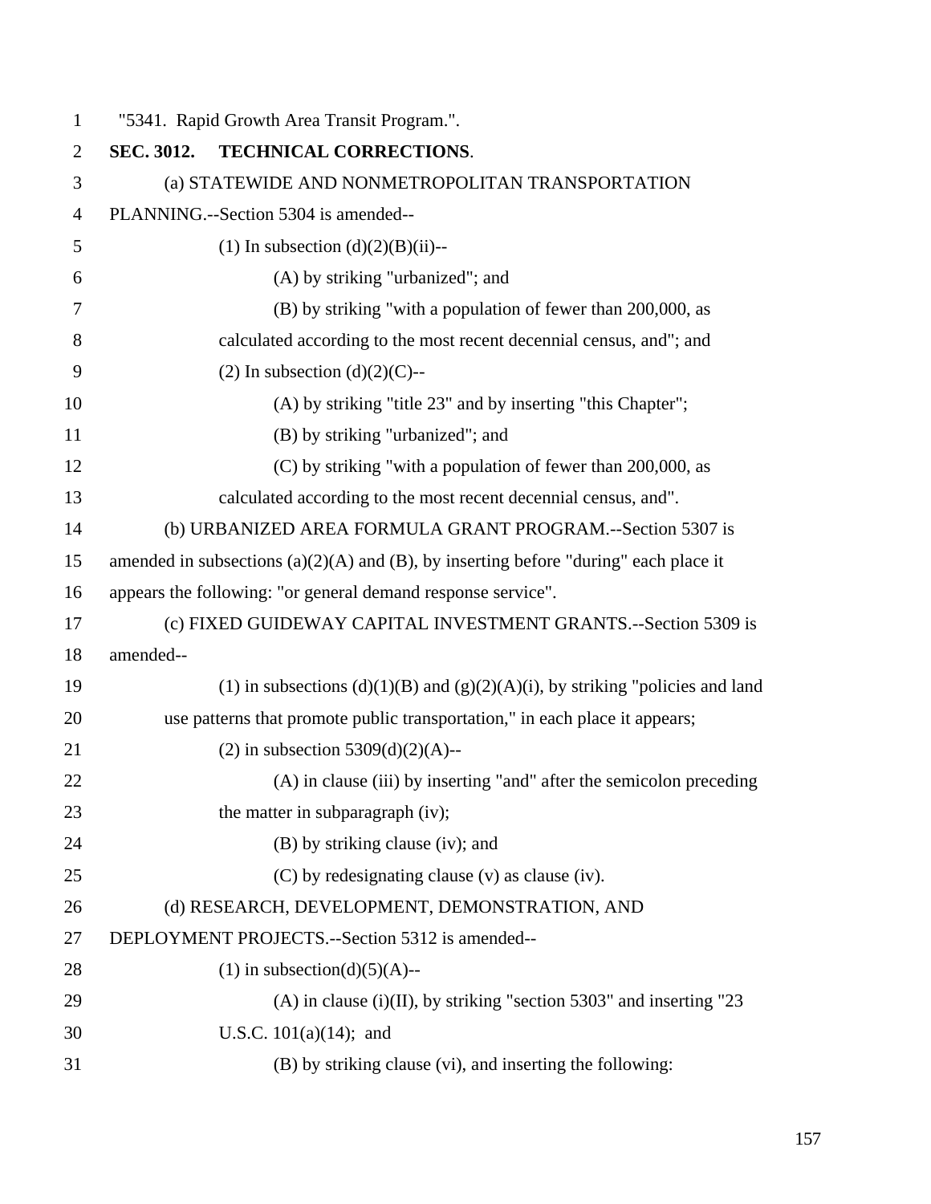"5341. Rapid Growth Area Transit Program.".

**SEC. 3012. TECHNICAL CORRECTIONS**.

(a) STATEWIDE AND NONMETROPOLITAN TRANSPORTATION PLANNING.--Section 5304 is amended--

(1) In subsection (d)(2)(B)(ii)--

(A) by striking "urbanized"; and

(B) by striking "with a population of fewer than 200,000, as calculated according to the most recent decennial census, and"; and

(2) In subsection (d)(2)(C)--

(A) by striking "title 23" and by inserting "this Chapter";

(B) by striking "urbanized"; and

(C) by striking "with a population of fewer than 200,000, as calculated according to the most recent decennial census, and".

(b) URBANIZED AREA FORMULA GRANT PROGRAM.--Section 5307 is amended in subsections (a)(2)(A) and (B), by inserting before "during" each place it appears the following: "or general demand response service".

(c) FIXED GUIDEWAY CAPITAL INVESTMENT GRANTS.--Section 5309 is amended--

(1) in subsections (d)(1)(B) and (g)(2)(A)(i), by striking "policies and land use patterns that promote public transportation," in each place it appears;

(2) in subsection 5309(d)(2)(A)--

(A) in clause (iii) by inserting "and" after the semicolon preceding the matter in subparagraph (iv);

(B) by striking clause (iv); and

(C) by redesignating clause (v) as clause (iv).

(d) RESEARCH, DEVELOPMENT, DEMONSTRATION, AND DEPLOYMENT PROJECTS.--Section 5312 is amended--

(1) in subsection(d)(5)(A)--

(A) in clause (i)(II), by striking "section 5303" and inserting "23 U.S.C. 101(a)(14); and

(B) by striking clause (vi), and inserting the following: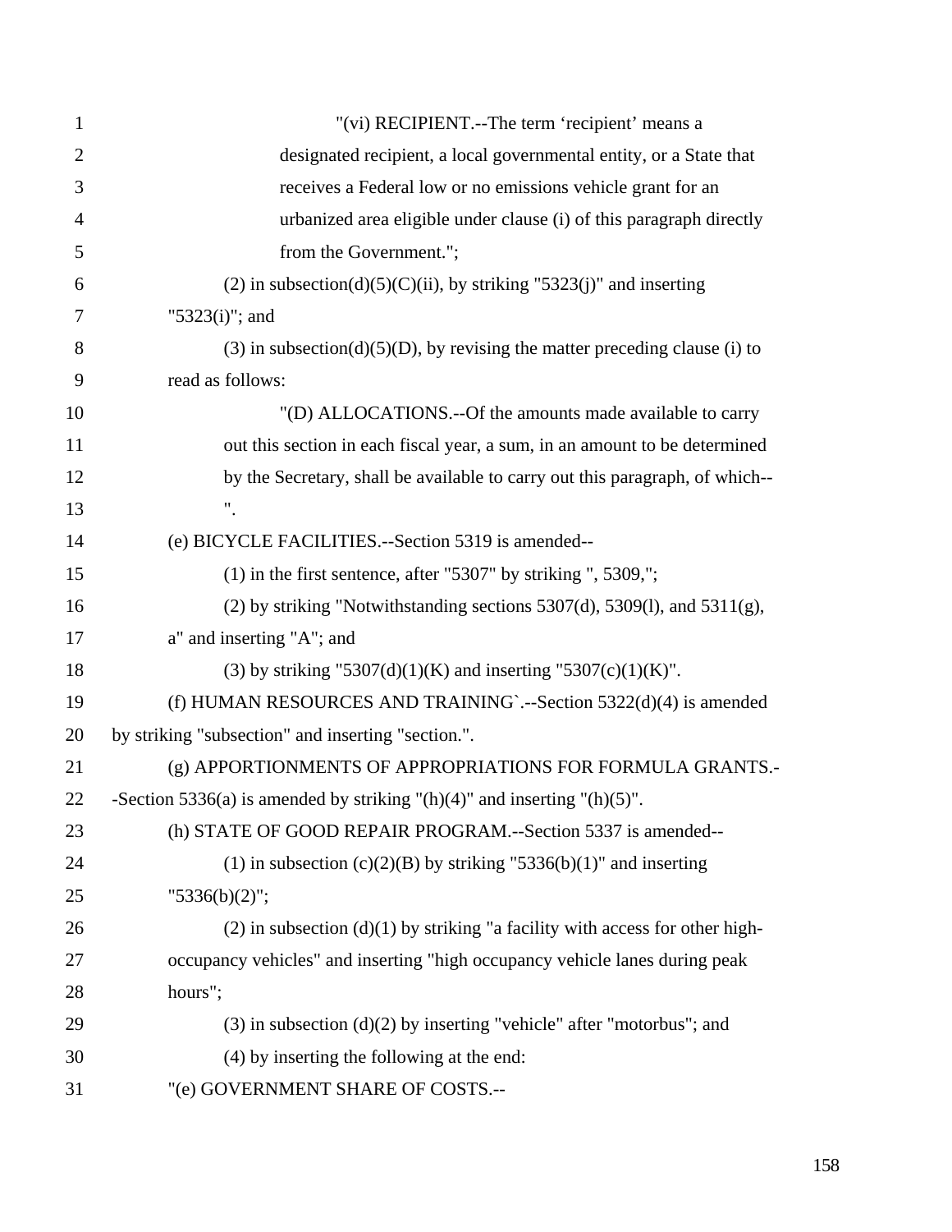"(vi) RECIPIENT.--The term 'recipient' means a designated recipient, a local governmental entity, or a State that receives a Federal low or no emissions vehicle grant for an urbanized area eligible under clause (i) of this paragraph directly from the Government.";

(2) in subsection(d)(5)(C)(ii), by striking "5323(j)" and inserting "5323(i)"; and

(3) in subsection(d)(5)(D), by revising the matter preceding clause (i) to read as follows:

"(D) ALLOCATIONS.--Of the amounts made available to carry out this section in each fiscal year, a sum, in an amount to be determined by the Secretary, shall be available to carry out this paragraph, of which-- ".

(e) BICYCLE FACILITIES.--Section 5319 is amended--

(1) in the first sentence, after "5307" by striking ", 5309,";

(2) by striking "Notwithstanding sections 5307(d), 5309(l), and 5311(g), a" and inserting "A"; and

(3) by striking "5307(d)(1)(K) and inserting "5307(c)(1)(K)".

(f) HUMAN RESOURCES AND TRAINING`.--Section 5322(d)(4) is amended by striking "subsection" and inserting "section.".

(g) APPORTIONMENTS OF APPROPRIATIONS FOR FORMULA GRANTS.--Section 5336(a) is amended by striking "(h)(4)" and inserting "(h)(5)".

(h) STATE OF GOOD REPAIR PROGRAM.--Section 5337 is amended--

(1) in subsection (c)(2)(B) by striking "5336(b)(1)" and inserting "5336(b)(2)";

(2) in subsection (d)(1) by striking "a facility with access for other high-occupancy vehicles" and inserting "high occupancy vehicle lanes during peak hours";

(3) in subsection (d)(2) by inserting "vehicle" after "motorbus"; and

(4) by inserting the following at the end:

"(e) GOVERNMENT SHARE OF COSTS.--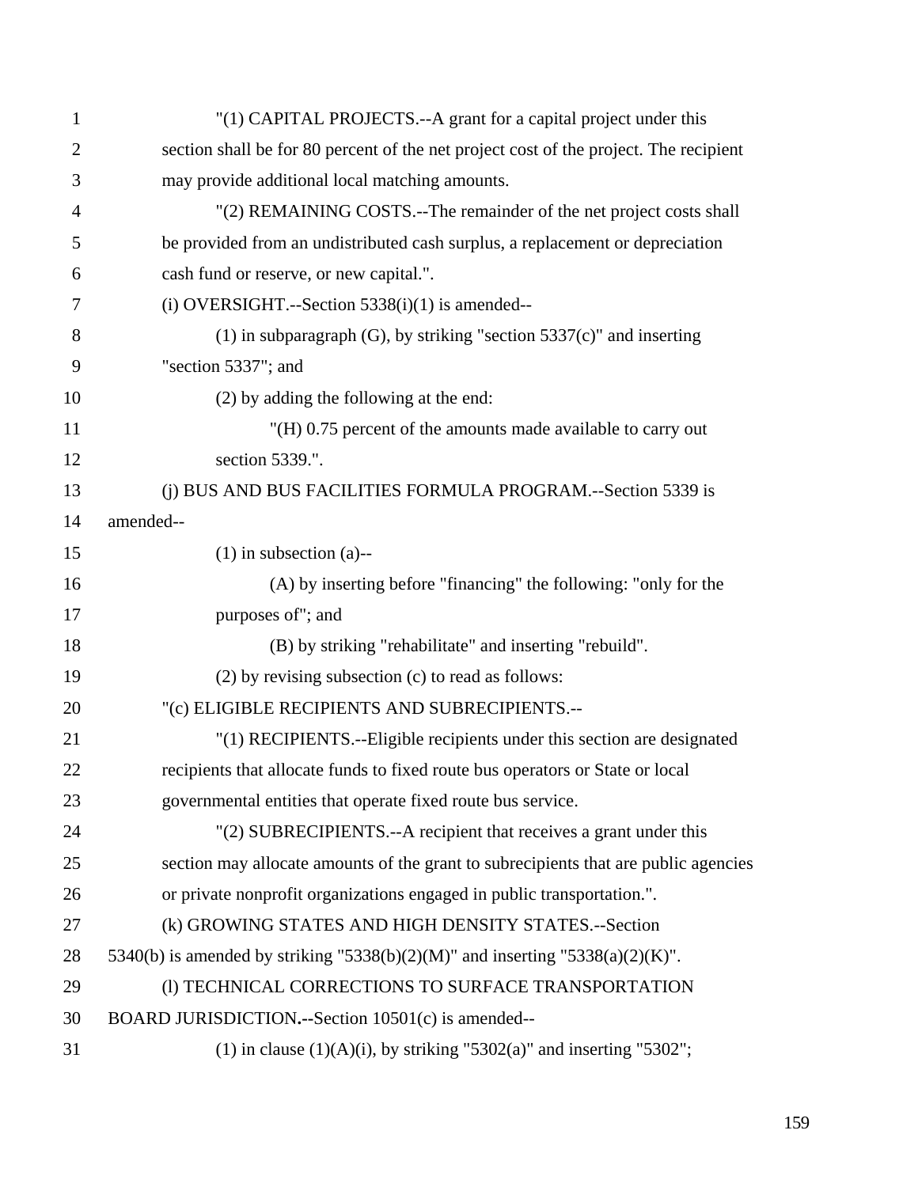"(1) CAPITAL PROJECTS.--A grant for a capital project under this section shall be for 80 percent of the net project cost of the project. The recipient may provide additional local matching amounts.

"(2) REMAINING COSTS.--The remainder of the net project costs shall be provided from an undistributed cash surplus, a replacement or depreciation cash fund or reserve, or new capital.".

(i) OVERSIGHT.--Section 5338(i)(1) is amended--

(1) in subparagraph (G), by striking "section 5337(c)" and inserting "section 5337"; and

(2) by adding the following at the end:

"(H) 0.75 percent of the amounts made available to carry out section 5339.".

(j) BUS AND BUS FACILITIES FORMULA PROGRAM.--Section 5339 is amended--

(1) in subsection (a)--

(A) by inserting before "financing" the following: "only for the purposes of"; and

(B) by striking "rehabilitate" and inserting "rebuild".

(2) by revising subsection (c) to read as follows:

"(c) ELIGIBLE RECIPIENTS AND SUBRECIPIENTS.--

"(1) RECIPIENTS.--Eligible recipients under this section are designated recipients that allocate funds to fixed route bus operators or State or local governmental entities that operate fixed route bus service.

"(2) SUBRECIPIENTS.--A recipient that receives a grant under this section may allocate amounts of the grant to subrecipients that are public agencies or private nonprofit organizations engaged in public transportation.".

(k) GROWING STATES AND HIGH DENSITY STATES.--Section 5340(b) is amended by striking "5338(b)(2)(M)" and inserting "5338(a)(2)(K)".

(l) TECHNICAL CORRECTIONS TO SURFACE TRANSPORTATION BOARD JURISDICTION.--Section 10501(c) is amended--

(1) in clause (1)(A)(i), by striking "5302(a)" and inserting "5302";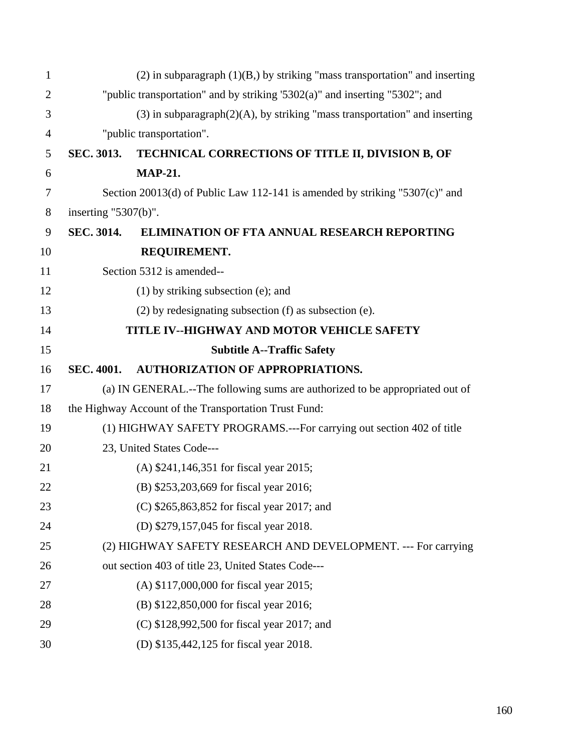(2) in subparagraph (1)(B,) by striking "mass transportation" and inserting "public transportation" and by striking '5302(a)" and inserting "5302"; and

(3) in subparagraph(2)(A), by striking "mass transportation" and inserting "public transportation".

**SEC. 3013. TECHNICAL CORRECTIONS OF TITLE II, DIVISION B, OF MAP-21.**

Section 20013(d) of Public Law 112-141 is amended by striking "5307(c)" and inserting "5307(b)".

**SEC. 3014. ELIMINATION OF FTA ANNUAL RESEARCH REPORTING REQUIREMENT.**

Section 5312 is amended--

(1) by striking subsection (e); and

(2) by redesignating subsection (f) as subsection (e).

## TITLE IV--HIGHWAY AND MOTOR VEHICLE SAFETY

### Subtitle A--Traffic Safety

**SEC. 4001. AUTHORIZATION OF APPROPRIATIONS.**

(a) IN GENERAL.--The following sums are authorized to be appropriated out of the Highway Account of the Transportation Trust Fund:

(1) HIGHWAY SAFETY PROGRAMS.---For carrying out section 402 of title 23, United States Code---

(A) $241,146,351 for fiscal year 2015;

(B) $253,203,669 for fiscal year 2016;

(C) $265,863,852 for fiscal year 2017; and

(D) $279,157,045 for fiscal year 2018.

(2) HIGHWAY SAFETY RESEARCH AND DEVELOPMENT. --- For carrying out section 403 of title 23, United States Code---

(A) $117,000,000 for fiscal year 2015;

(B) $122,850,000 for fiscal year 2016;

(C) $128,992,500 for fiscal year 2017; and

(D) $135,442,125 for fiscal year 2018.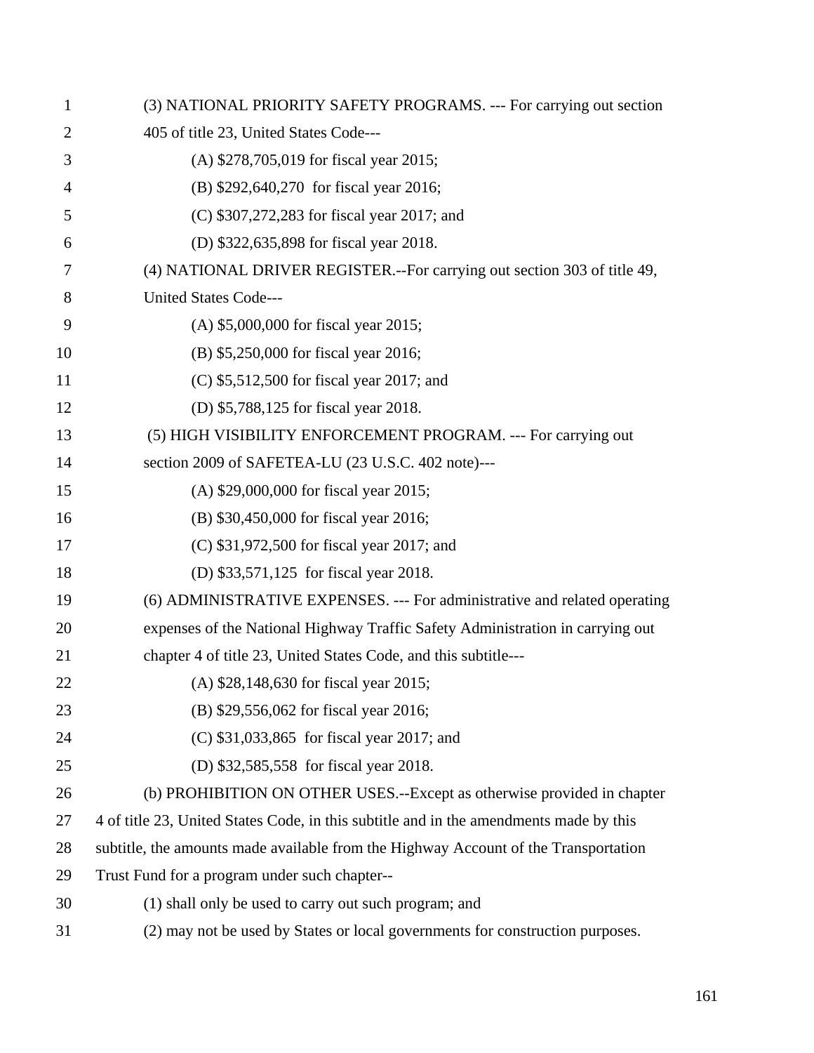(3) NATIONAL PRIORITY SAFETY PROGRAMS. --- For carrying out section 405 of title 23, United States Code---

(A) $278,705,019 for fiscal year 2015;

(B) $292,640,270 for fiscal year 2016;

(C) $307,272,283 for fiscal year 2017; and

(D) $322,635,898 for fiscal year 2018.

(4) NATIONAL DRIVER REGISTER.--For carrying out section 303 of title 49, United States Code---

(A) $5,000,000 for fiscal year 2015;

(B) $5,250,000 for fiscal year 2016;

(C) $5,512,500 for fiscal year 2017; and

(D) $5,788,125 for fiscal year 2018.

(5) HIGH VISIBILITY ENFORCEMENT PROGRAM. --- For carrying out section 2009 of SAFETEA-LU (23 U.S.C. 402 note)---

(A) $29,000,000 for fiscal year 2015;

(B) $30,450,000 for fiscal year 2016;

(C) $31,972,500 for fiscal year 2017; and

(D) $33,571,125 for fiscal year 2018.

(6) ADMINISTRATIVE EXPENSES. --- For administrative and related operating expenses of the National Highway Traffic Safety Administration in carrying out chapter 4 of title 23, United States Code, and this subtitle---

(A) $28,148,630 for fiscal year 2015;

(B) $29,556,062 for fiscal year 2016;

(C) $31,033,865 for fiscal year 2017; and

(D) $32,585,558 for fiscal year 2018.

(b) PROHIBITION ON OTHER USES.--Except as otherwise provided in chapter 4 of title 23, United States Code, in this subtitle and in the amendments made by this subtitle, the amounts made available from the Highway Account of the Transportation Trust Fund for a program under such chapter--

(1) shall only be used to carry out such program; and

(2) may not be used by States or local governments for construction purposes.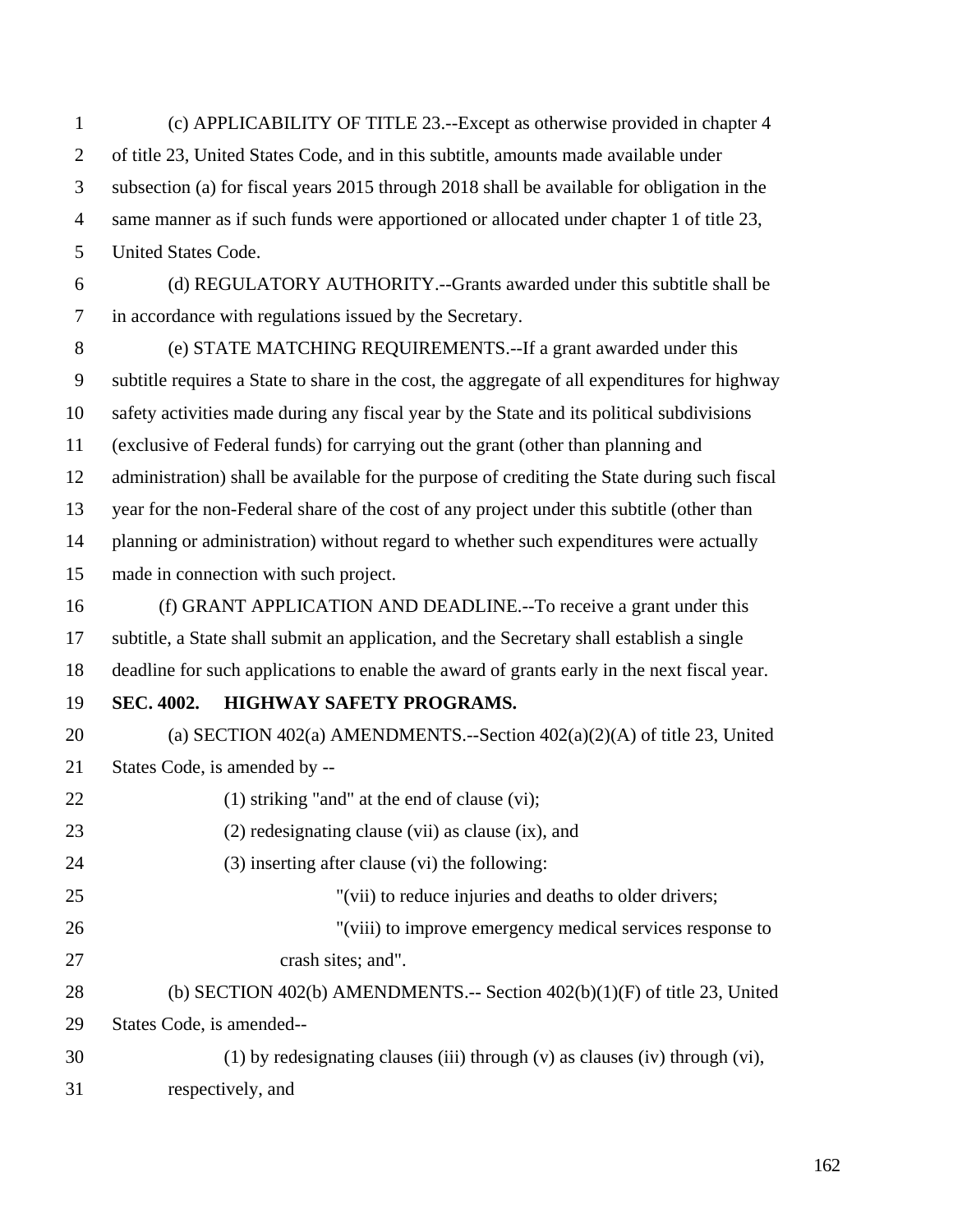(c) APPLICABILITY OF TITLE 23.--Except as otherwise provided in chapter 4 of title 23, United States Code, and in this subtitle, amounts made available under subsection (a) for fiscal years 2015 through 2018 shall be available for obligation in the same manner as if such funds were apportioned or allocated under chapter 1 of title 23, United States Code.

(d) REGULATORY AUTHORITY.--Grants awarded under this subtitle shall be in accordance with regulations issued by the Secretary.

(e) STATE MATCHING REQUIREMENTS.--If a grant awarded under this subtitle requires a State to share in the cost, the aggregate of all expenditures for highway safety activities made during any fiscal year by the State and its political subdivisions (exclusive of Federal funds) for carrying out the grant (other than planning and administration) shall be available for the purpose of crediting the State during such fiscal year for the non-Federal share of the cost of any project under this subtitle (other than planning or administration) without regard to whether such expenditures were actually made in connection with such project.

(f) GRANT APPLICATION AND DEADLINE.--To receive a grant under this subtitle, a State shall submit an application, and the Secretary shall establish a single deadline for such applications to enable the award of grants early in the next fiscal year.

**SEC. 4002. HIGHWAY SAFETY PROGRAMS.**

(a) SECTION 402(a) AMENDMENTS.--Section 402(a)(2)(A) of title 23, United States Code, is amended by --

(1) striking "and" at the end of clause (vi);

(2) redesignating clause (vii) as clause (ix), and

(3) inserting after clause (vi) the following:

"(vii) to reduce injuries and deaths to older drivers;

"(viii) to improve emergency medical services response to crash sites; and".

(b) SECTION 402(b) AMENDMENTS.-- Section 402(b)(1)(F) of title 23, United States Code, is amended--

(1) by redesignating clauses (iii) through (v) as clauses (iv) through (vi), respectively, and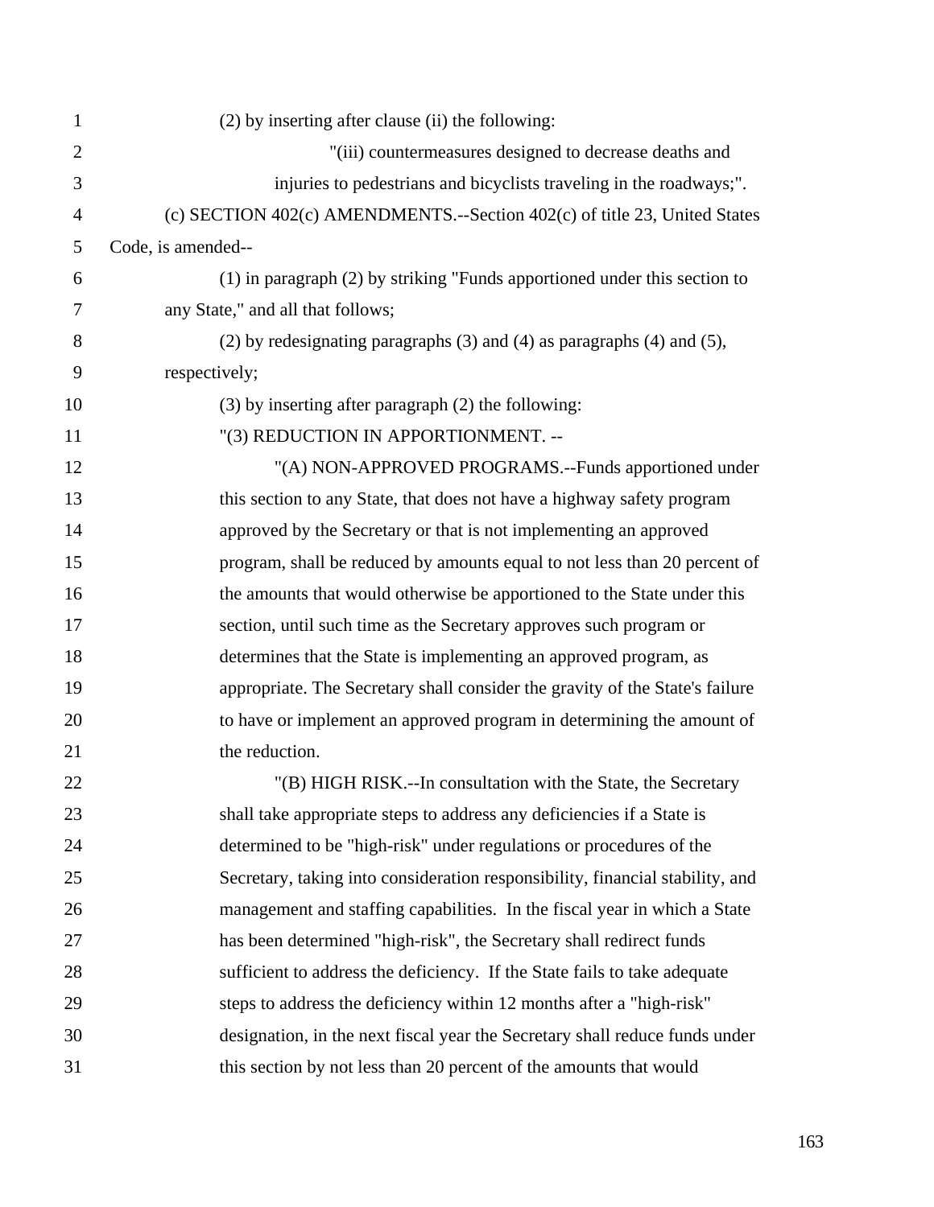(2) by inserting after clause (ii) the following:

"(iii) countermeasures designed to decrease deaths and injuries to pedestrians and bicyclists traveling in the roadways;".

(c) SECTION 402(c) AMENDMENTS.--Section 402(c) of title 23, United States Code, is amended--

(1) in paragraph (2) by striking "Funds apportioned under this section to any State," and all that follows;

(2) by redesignating paragraphs (3) and (4) as paragraphs (4) and (5), respectively;

(3) by inserting after paragraph (2) the following:

"(3) REDUCTION IN APPORTIONMENT. --

"(A) NON-APPROVED PROGRAMS.--Funds apportioned under this section to any State, that does not have a highway safety program approved by the Secretary or that is not implementing an approved program, shall be reduced by amounts equal to not less than 20 percent of the amounts that would otherwise be apportioned to the State under this section, until such time as the Secretary approves such program or determines that the State is implementing an approved program, as appropriate. The Secretary shall consider the gravity of the State's failure to have or implement an approved program in determining the amount of the reduction.

"(B) HIGH RISK.--In consultation with the State, the Secretary shall take appropriate steps to address any deficiencies if a State is determined to be "high-risk" under regulations or procedures of the Secretary, taking into consideration responsibility, financial stability, and management and staffing capabilities. In the fiscal year in which a State has been determined "high-risk", the Secretary shall redirect funds sufficient to address the deficiency. If the State fails to take adequate steps to address the deficiency within 12 months after a "high-risk" designation, in the next fiscal year the Secretary shall reduce funds under this section by not less than 20 percent of the amounts that would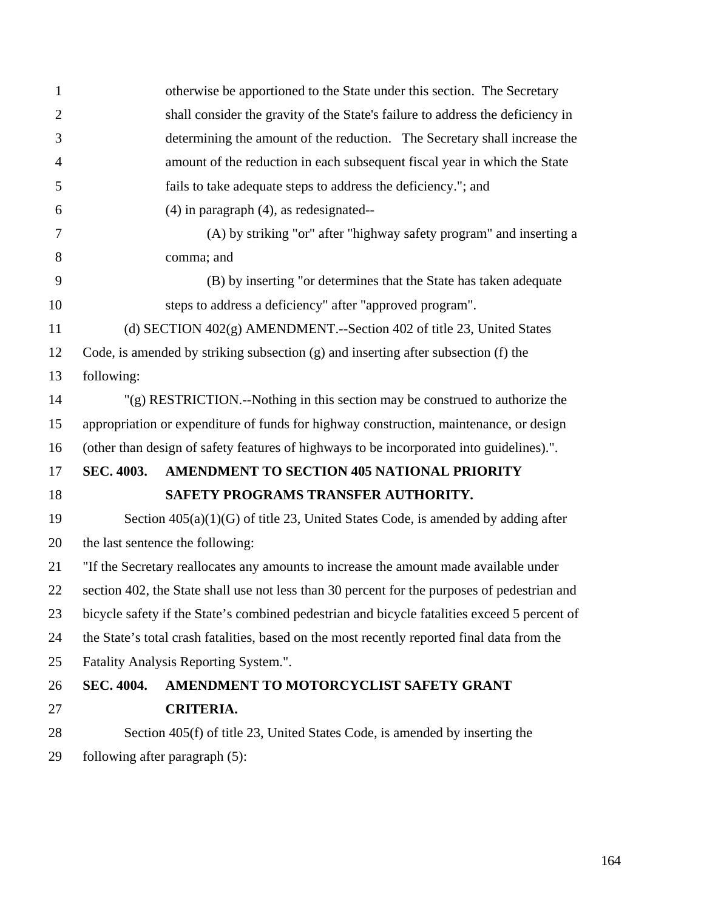otherwise be apportioned to the State under this section. The Secretary shall consider the gravity of the State's failure to address the deficiency in determining the amount of the reduction. The Secretary shall increase the amount of the reduction in each subsequent fiscal year in which the State fails to take adequate steps to address the deficiency."; and

(4) in paragraph (4), as redesignated--

(A) by striking "or" after "highway safety program" and inserting a comma; and

(B) by inserting "or determines that the State has taken adequate steps to address a deficiency" after "approved program".

(d) SECTION 402(g) AMENDMENT.--Section 402 of title 23, United States Code, is amended by striking subsection (g) and inserting after subsection (f) the following:

"(g) RESTRICTION.--Nothing in this section may be construed to authorize the appropriation or expenditure of funds for highway construction, maintenance, or design (other than design of safety features of highways to be incorporated into guidelines).".

**SEC. 4003. AMENDMENT TO SECTION 405 NATIONAL PRIORITY SAFETY PROGRAMS TRANSFER AUTHORITY.**

Section 405(a)(1)(G) of title 23, United States Code, is amended by adding after the last sentence the following:

"If the Secretary reallocates any amounts to increase the amount made available under section 402, the State shall use not less than 30 percent for the purposes of pedestrian and bicycle safety if the State's combined pedestrian and bicycle fatalities exceed 5 percent of the State's total crash fatalities, based on the most recently reported final data from the Fatality Analysis Reporting System.".

**SEC. 4004. AMENDMENT TO MOTORCYCLIST SAFETY GRANT CRITERIA.**

Section 405(f) of title 23, United States Code, is amended by inserting the following after paragraph (5):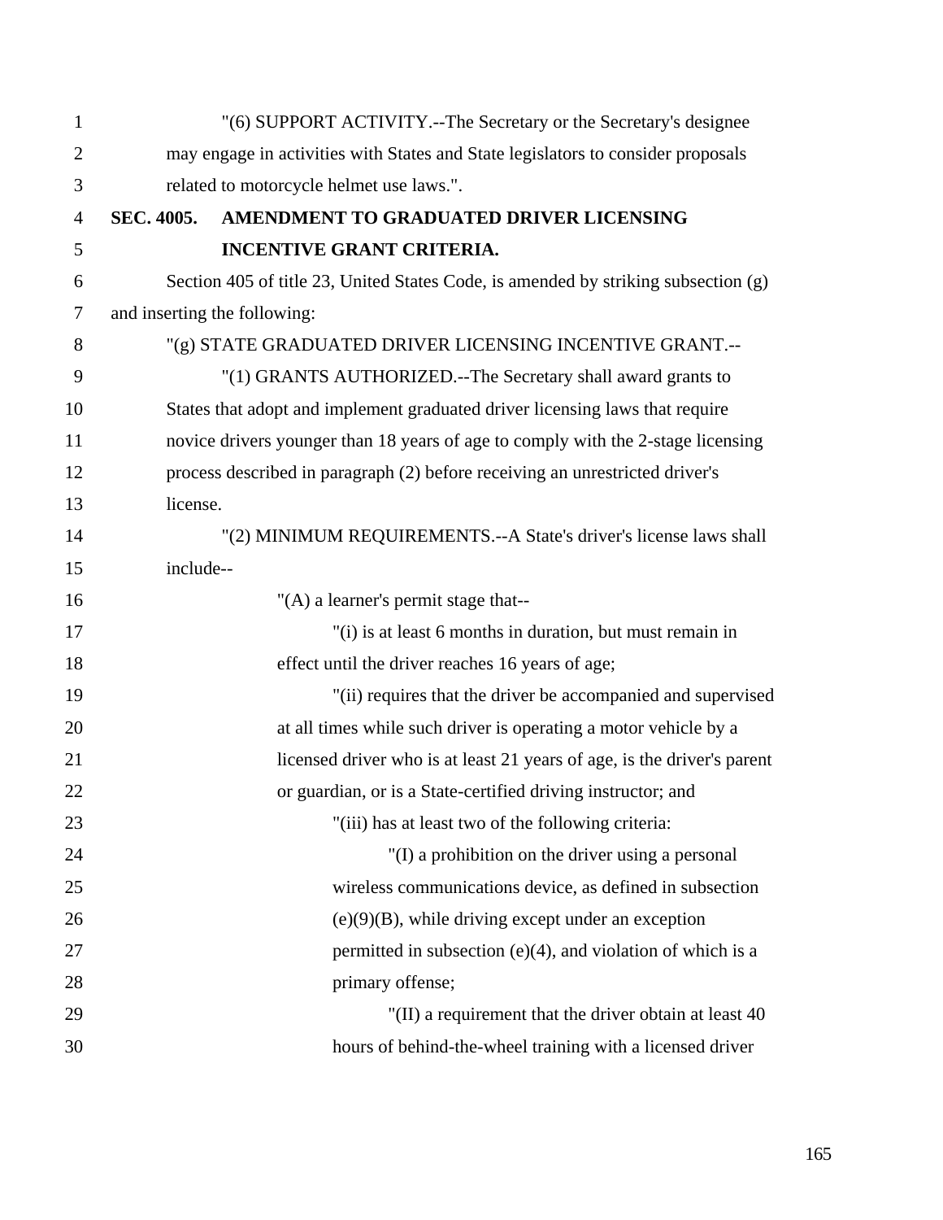"(6) SUPPORT ACTIVITY.--The Secretary or the Secretary's designee may engage in activities with States and State legislators to consider proposals related to motorcycle helmet use laws.".

**SEC. 4005. AMENDMENT TO GRADUATED DRIVER LICENSING INCENTIVE GRANT CRITERIA.**

Section 405 of title 23, United States Code, is amended by striking subsection (g) and inserting the following:

"(g) STATE GRADUATED DRIVER LICENSING INCENTIVE GRANT.--

"(1) GRANTS AUTHORIZED.--The Secretary shall award grants to States that adopt and implement graduated driver licensing laws that require novice drivers younger than 18 years of age to comply with the 2-stage licensing process described in paragraph (2) before receiving an unrestricted driver's license.

"(2) MINIMUM REQUIREMENTS.--A State's driver's license laws shall include--

"(A) a learner's permit stage that--

"(i) is at least 6 months in duration, but must remain in effect until the driver reaches 16 years of age;

"(ii) requires that the driver be accompanied and supervised at all times while such driver is operating a motor vehicle by a licensed driver who is at least 21 years of age, is the driver's parent or guardian, or is a State-certified driving instructor; and

"(iii) has at least two of the following criteria:

"(I) a prohibition on the driver using a personal wireless communications device, as defined in subsection (e)(9)(B), while driving except under an exception permitted in subsection (e)(4), and violation of which is a primary offense;

"(II) a requirement that the driver obtain at least 40 hours of behind-the-wheel training with a licensed driver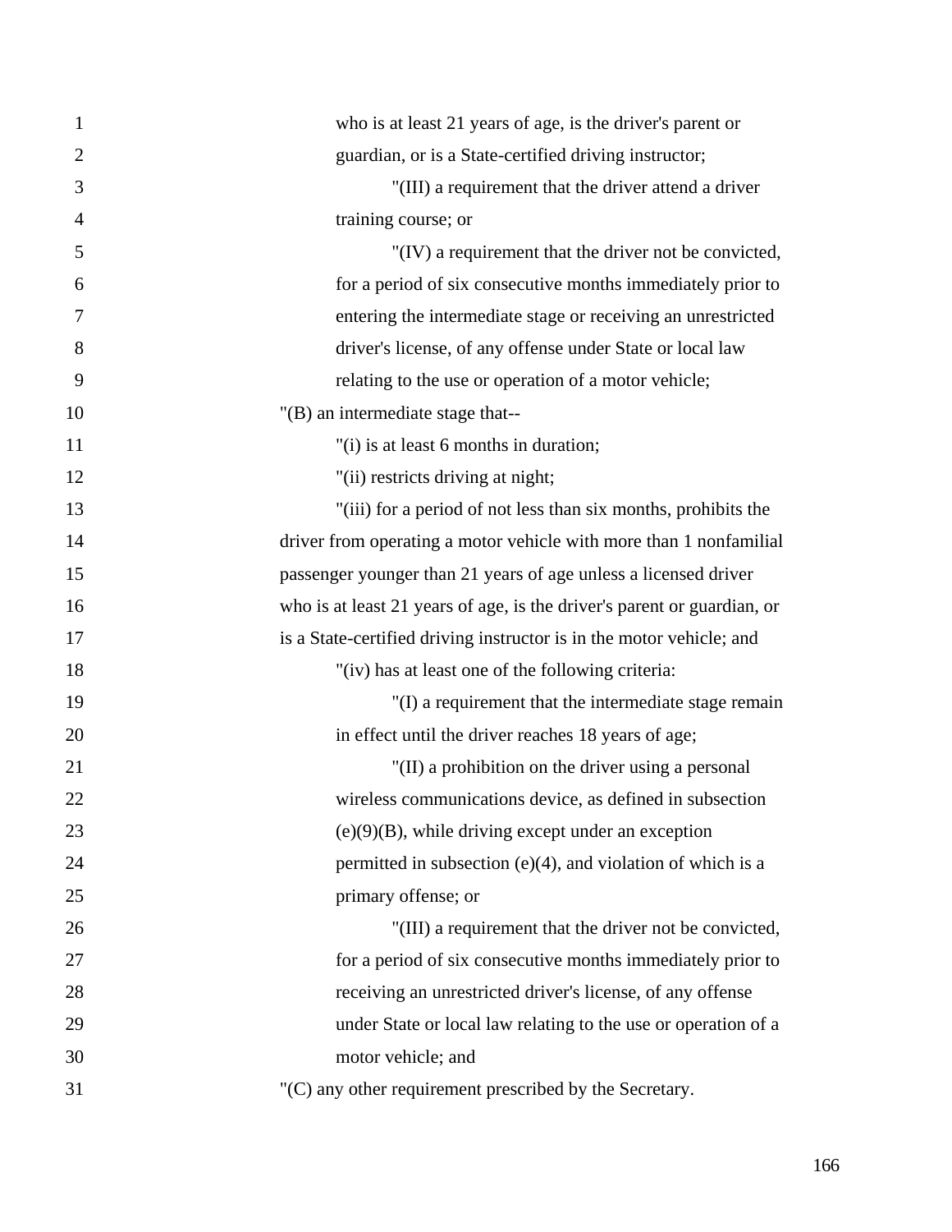who is at least 21 years of age, is the driver's parent or guardian, or is a State-certified driving instructor;

"(III) a requirement that the driver attend a driver training course; or

"(IV) a requirement that the driver not be convicted, for a period of six consecutive months immediately prior to entering the intermediate stage or receiving an unrestricted driver's license, of any offense under State or local law relating to the use or operation of a motor vehicle;

"(B) an intermediate stage that--

"(i) is at least 6 months in duration;

"(ii) restricts driving at night;

"(iii) for a period of not less than six months, prohibits the driver from operating a motor vehicle with more than 1 nonfamilial passenger younger than 21 years of age unless a licensed driver who is at least 21 years of age, is the driver's parent or guardian, or is a State-certified driving instructor is in the motor vehicle; and

"(iv) has at least one of the following criteria:

"(I) a requirement that the intermediate stage remain in effect until the driver reaches 18 years of age;

"(II) a prohibition on the driver using a personal wireless communications device, as defined in subsection (e)(9)(B), while driving except under an exception permitted in subsection (e)(4), and violation of which is a primary offense; or

"(III) a requirement that the driver not be convicted, for a period of six consecutive months immediately prior to receiving an unrestricted driver's license, of any offense under State or local law relating to the use or operation of a motor vehicle; and

"(C) any other requirement prescribed by the Secretary.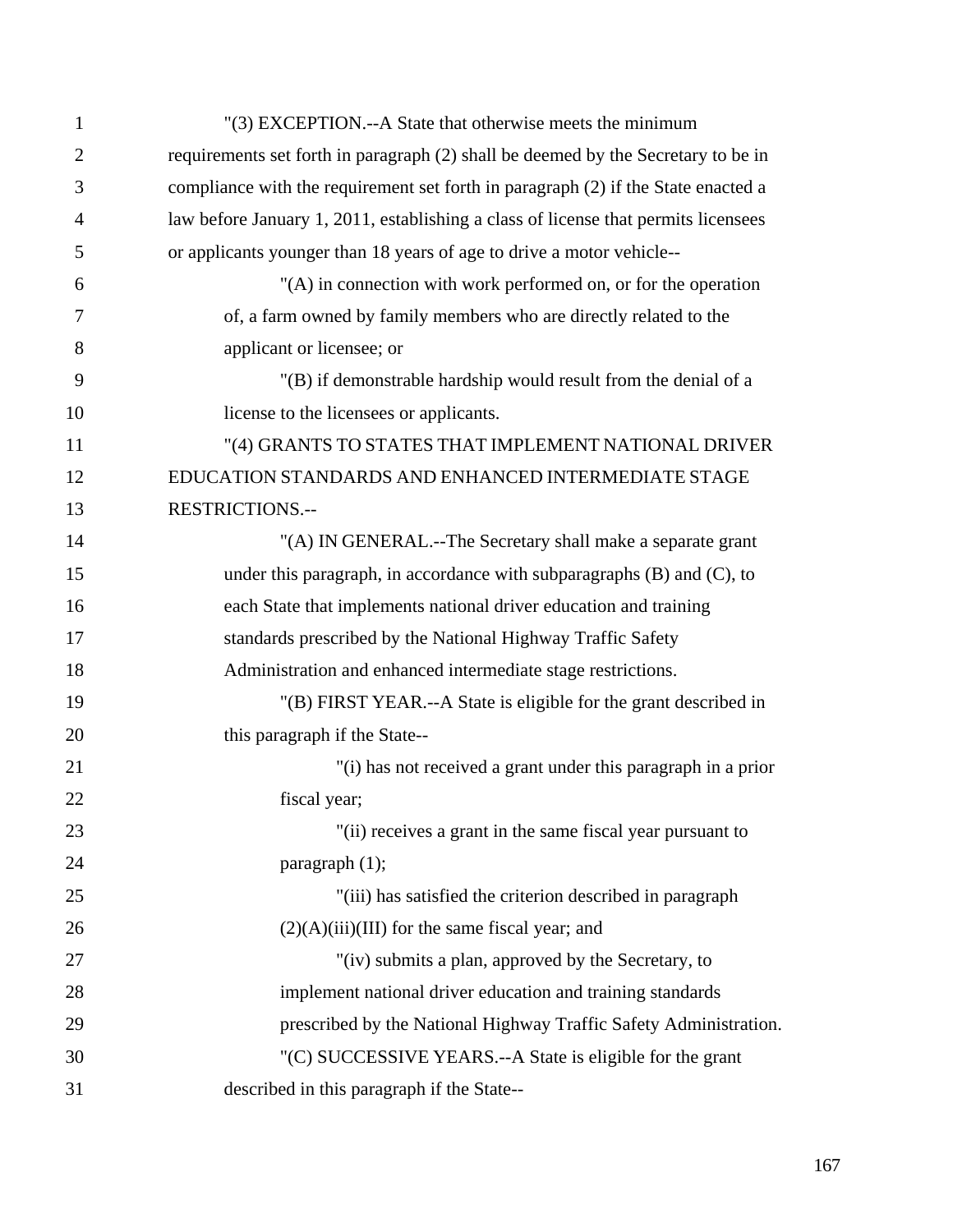"(3) EXCEPTION.--A State that otherwise meets the minimum requirements set forth in paragraph (2) shall be deemed by the Secretary to be in compliance with the requirement set forth in paragraph (2) if the State enacted a law before January 1, 2011, establishing a class of license that permits licensees or applicants younger than 18 years of age to drive a motor vehicle--

"(A) in connection with work performed on, or for the operation of, a farm owned by family members who are directly related to the applicant or licensee; or

"(B) if demonstrable hardship would result from the denial of a license to the licensees or applicants.

"(4) GRANTS TO STATES THAT IMPLEMENT NATIONAL DRIVER EDUCATION STANDARDS AND ENHANCED INTERMEDIATE STAGE RESTRICTIONS.--

"(A) IN GENERAL.--The Secretary shall make a separate grant under this paragraph, in accordance with subparagraphs (B) and (C), to each State that implements national driver education and training standards prescribed by the National Highway Traffic Safety Administration and enhanced intermediate stage restrictions.

"(B) FIRST YEAR.--A State is eligible for the grant described in this paragraph if the State--

"(i) has not received a grant under this paragraph in a prior fiscal year;

"(ii) receives a grant in the same fiscal year pursuant to paragraph (1);

"(iii) has satisfied the criterion described in paragraph (2)(A)(iii)(III) for the same fiscal year; and

"(iv) submits a plan, approved by the Secretary, to implement national driver education and training standards prescribed by the National Highway Traffic Safety Administration.

"(C) SUCCESSIVE YEARS.--A State is eligible for the grant described in this paragraph if the State--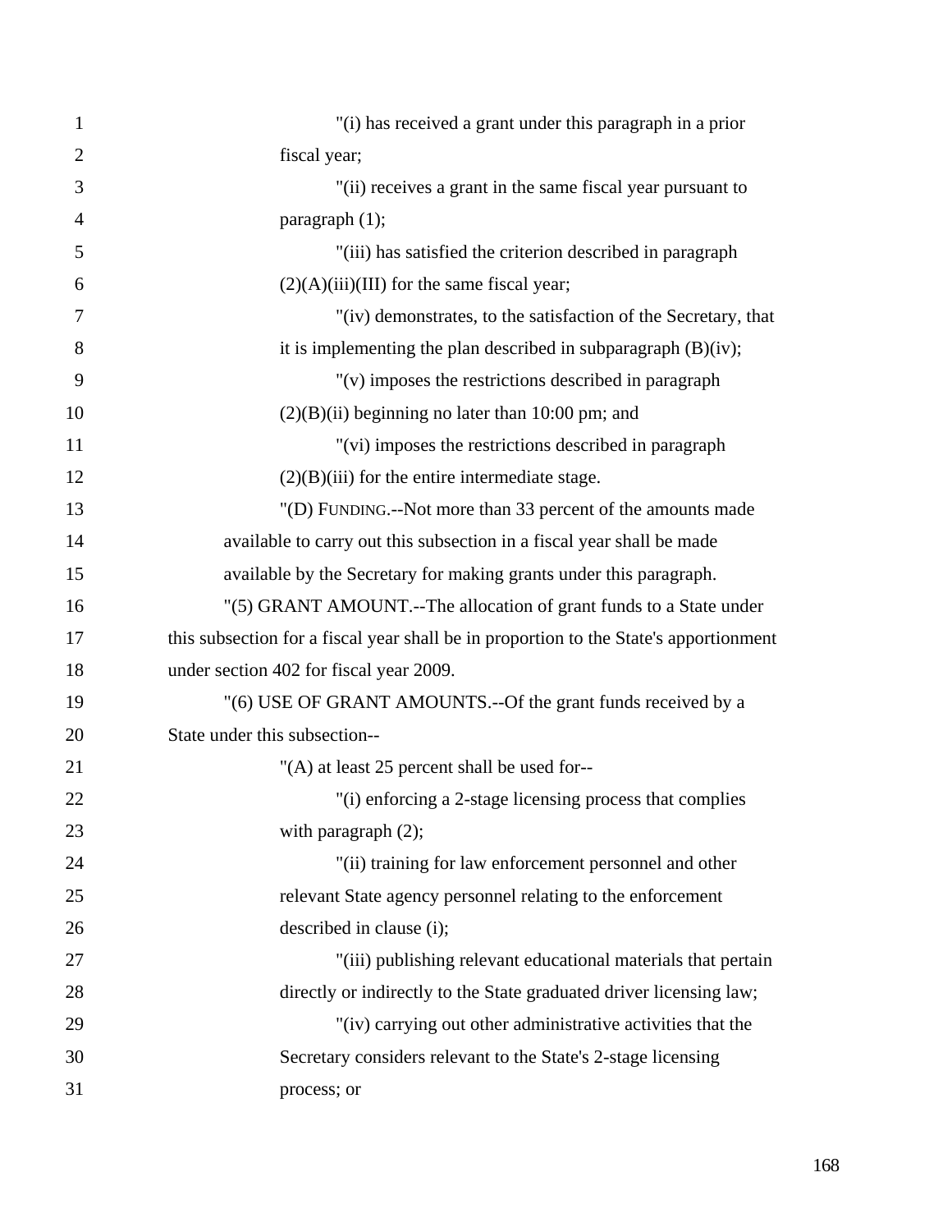"(i) has received a grant under this paragraph in a prior fiscal year;

"(ii) receives a grant in the same fiscal year pursuant to paragraph (1);

"(iii) has satisfied the criterion described in paragraph (2)(A)(iii)(III) for the same fiscal year;

"(iv) demonstrates, to the satisfaction of the Secretary, that it is implementing the plan described in subparagraph (B)(iv);

"(v) imposes the restrictions described in paragraph (2)(B)(ii) beginning no later than 10:00 pm; and

"(vi) imposes the restrictions described in paragraph (2)(B)(iii) for the entire intermediate stage.

"(D) FUNDING.--Not more than 33 percent of the amounts made available to carry out this subsection in a fiscal year shall be made available by the Secretary for making grants under this paragraph.

"(5) GRANT AMOUNT.--The allocation of grant funds to a State under this subsection for a fiscal year shall be in proportion to the State's apportionment under section 402 for fiscal year 2009.

"(6) USE OF GRANT AMOUNTS.--Of the grant funds received by a State under this subsection--

"(A) at least 25 percent shall be used for--

"(i) enforcing a 2-stage licensing process that complies with paragraph (2);

"(ii) training for law enforcement personnel and other relevant State agency personnel relating to the enforcement described in clause (i);

"(iii) publishing relevant educational materials that pertain directly or indirectly to the State graduated driver licensing law;

"(iv) carrying out other administrative activities that the Secretary considers relevant to the State's 2-stage licensing process; or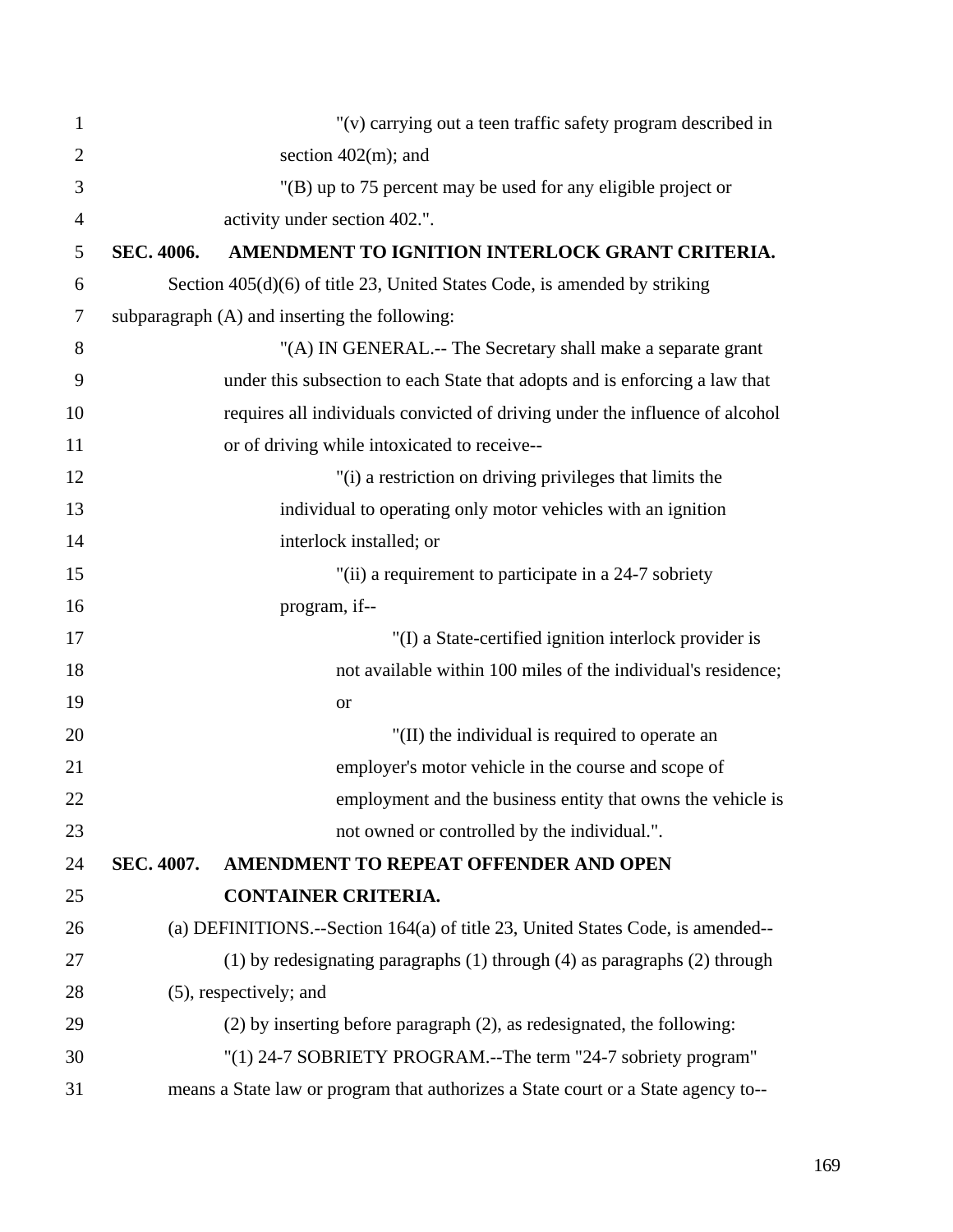"(v) carrying out a teen traffic safety program described in section 402(m); and

"(B) up to 75 percent may be used for any eligible project or activity under section 402.".

**SEC. 4006. AMENDMENT TO IGNITION INTERLOCK GRANT CRITERIA.**

Section 405(d)(6) of title 23, United States Code, is amended by striking subparagraph (A) and inserting the following:

"(A) IN GENERAL.-- The Secretary shall make a separate grant under this subsection to each State that adopts and is enforcing a law that requires all individuals convicted of driving under the influence of alcohol or of driving while intoxicated to receive--

"(i) a restriction on driving privileges that limits the individual to operating only motor vehicles with an ignition interlock installed; or

"(ii) a requirement to participate in a 24-7 sobriety program, if--

"(I) a State-certified ignition interlock provider is not available within 100 miles of the individual's residence; or

"(II) the individual is required to operate an employer's motor vehicle in the course and scope of employment and the business entity that owns the vehicle is not owned or controlled by the individual.".

**SEC. 4007. AMENDMENT TO REPEAT OFFENDER AND OPEN CONTAINER CRITERIA.**

(a) DEFINITIONS.--Section 164(a) of title 23, United States Code, is amended--

(1) by redesignating paragraphs (1) through (4) as paragraphs (2) through (5), respectively; and

(2) by inserting before paragraph (2), as redesignated, the following:

"(1) 24-7 SOBRIETY PROGRAM.--The term "24-7 sobriety program" means a State law or program that authorizes a State court or a State agency to--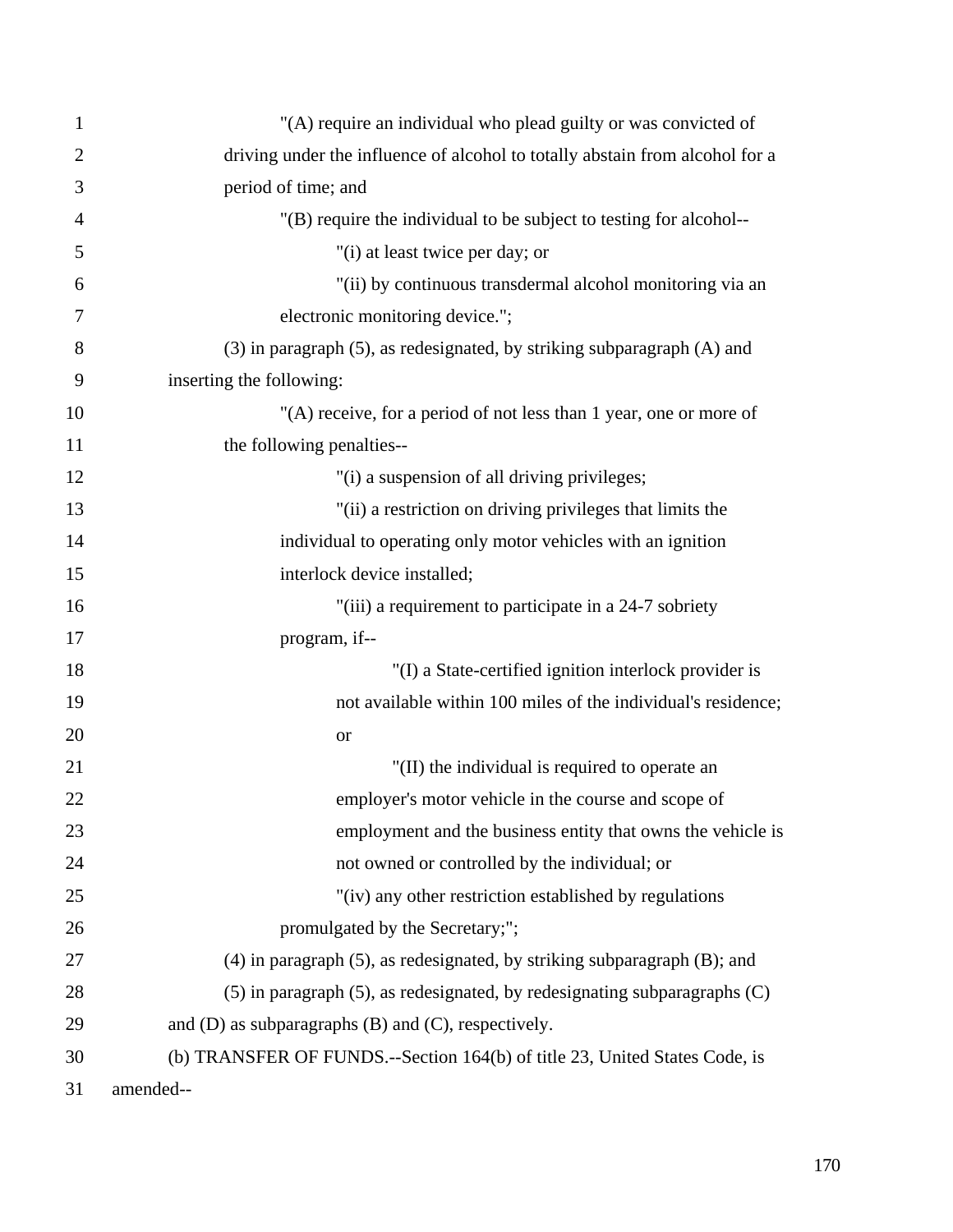"(A) require an individual who plead guilty or was convicted of driving under the influence of alcohol to totally abstain from alcohol for a period of time; and

"(B) require the individual to be subject to testing for alcohol--

"(i) at least twice per day; or

"(ii) by continuous transdermal alcohol monitoring via an electronic monitoring device.";

(3) in paragraph (5), as redesignated, by striking subparagraph (A) and inserting the following:

"(A) receive, for a period of not less than 1 year, one or more of the following penalties--

"(i) a suspension of all driving privileges;

"(ii) a restriction on driving privileges that limits the individual to operating only motor vehicles with an ignition interlock device installed;

"(iii) a requirement to participate in a 24-7 sobriety program, if--

"(I) a State-certified ignition interlock provider is not available within 100 miles of the individual's residence; or

"(II) the individual is required to operate an employer's motor vehicle in the course and scope of employment and the business entity that owns the vehicle is not owned or controlled by the individual; or

"(iv) any other restriction established by regulations promulgated by the Secretary;";

(4) in paragraph (5), as redesignated, by striking subparagraph (B); and

(5) in paragraph (5), as redesignated, by redesignating subparagraphs (C) and (D) as subparagraphs (B) and (C), respectively.

(b) TRANSFER OF FUNDS.--Section 164(b) of title 23, United States Code, is amended--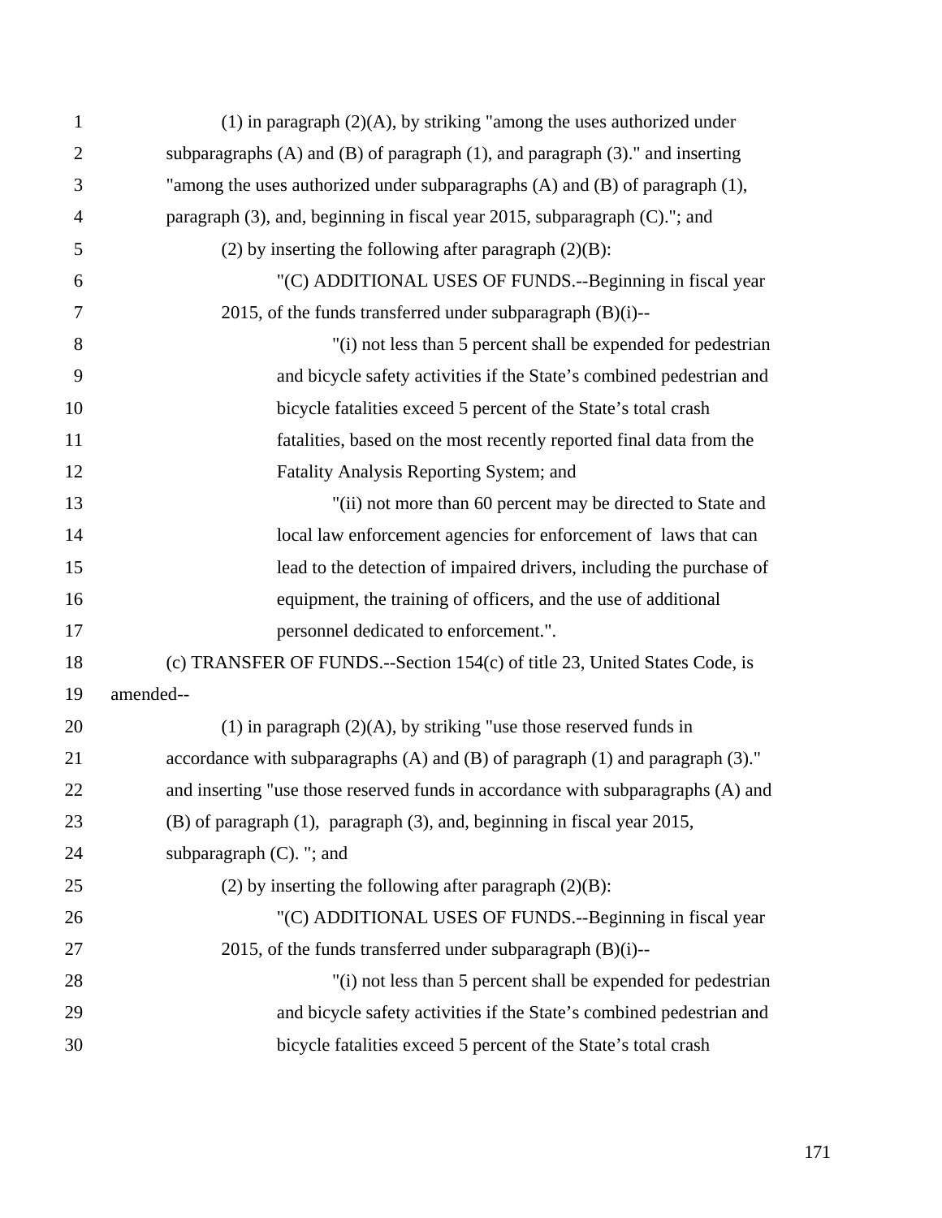(1) in paragraph (2)(A), by striking "among the uses authorized under subparagraphs (A) and (B) of paragraph (1), and paragraph (3)." and inserting "among the uses authorized under subparagraphs (A) and (B) of paragraph (1), paragraph (3), and, beginning in fiscal year 2015, subparagraph (C)."; and

(2) by inserting the following after paragraph (2)(B):

"(C) ADDITIONAL USES OF FUNDS.--Beginning in fiscal year 2015, of the funds transferred under subparagraph (B)(i)--

"(i) not less than 5 percent shall be expended for pedestrian and bicycle safety activities if the State's combined pedestrian and bicycle fatalities exceed 5 percent of the State's total crash fatalities, based on the most recently reported final data from the Fatality Analysis Reporting System; and

"(ii) not more than 60 percent may be directed to State and local law enforcement agencies for enforcement of laws that can lead to the detection of impaired drivers, including the purchase of equipment, the training of officers, and the use of additional personnel dedicated to enforcement.".

(c) TRANSFER OF FUNDS.--Section 154(c) of title 23, United States Code, is amended--

(1) in paragraph (2)(A), by striking "use those reserved funds in accordance with subparagraphs (A) and (B) of paragraph (1) and paragraph (3)." and inserting "use those reserved funds in accordance with subparagraphs (A) and (B) of paragraph (1), paragraph (3), and, beginning in fiscal year 2015, subparagraph (C). "; and

(2) by inserting the following after paragraph (2)(B):

"(C) ADDITIONAL USES OF FUNDS.--Beginning in fiscal year 2015, of the funds transferred under subparagraph (B)(i)--

"(i) not less than 5 percent shall be expended for pedestrian and bicycle safety activities if the State's combined pedestrian and bicycle fatalities exceed 5 percent of the State's total crash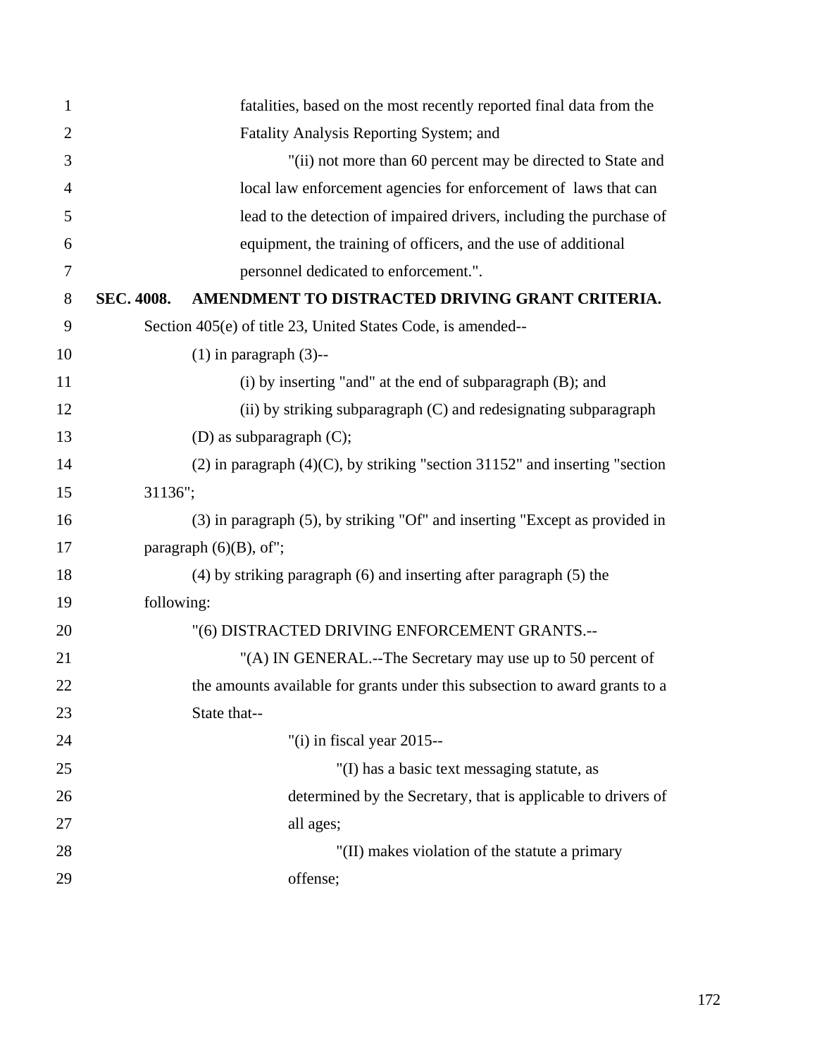fatalities, based on the most recently reported final data from the Fatality Analysis Reporting System; and

"(ii) not more than 60 percent may be directed to State and local law enforcement agencies for enforcement of laws that can lead to the detection of impaired drivers, including the purchase of equipment, the training of officers, and the use of additional personnel dedicated to enforcement.".

**SEC. 4008. AMENDMENT TO DISTRACTED DRIVING GRANT CRITERIA.**

Section 405(e) of title 23, United States Code, is amended--

(1) in paragraph (3)--

(i) by inserting "and" at the end of subparagraph (B); and

(ii) by striking subparagraph (C) and redesignating subparagraph (D) as subparagraph (C);

(2) in paragraph (4)(C), by striking "section 31152" and inserting "section 31136";

(3) in paragraph (5), by striking "Of" and inserting "Except as provided in paragraph (6)(B), of";

(4) by striking paragraph (6) and inserting after paragraph (5) the following:

"(6) DISTRACTED DRIVING ENFORCEMENT GRANTS.--

"(A) IN GENERAL.--The Secretary may use up to 50 percent of the amounts available for grants under this subsection to award grants to a State that--

"(i) in fiscal year 2015--

"(I) has a basic text messaging statute, as determined by the Secretary, that is applicable to drivers of all ages;

"(II) makes violation of the statute a primary offense;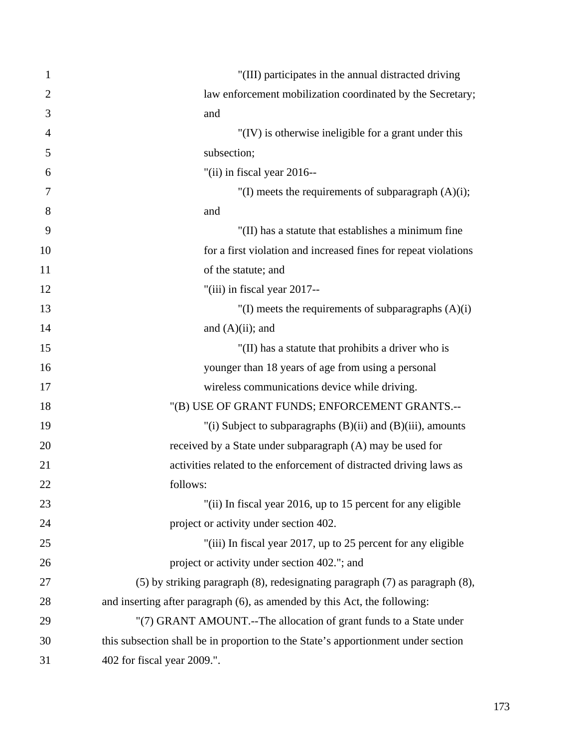"(III) participates in the annual distracted driving law enforcement mobilization coordinated by the Secretary; and

"(IV) is otherwise ineligible for a grant under this subsection;

"(ii) in fiscal year 2016--

"(I) meets the requirements of subparagraph (A)(i); and

"(II) has a statute that establishes a minimum fine for a first violation and increased fines for repeat violations of the statute; and

"(iii) in fiscal year 2017--

"(I) meets the requirements of subparagraphs (A)(i) and (A)(ii); and

"(II) has a statute that prohibits a driver who is younger than 18 years of age from using a personal wireless communications device while driving.

"(B) USE OF GRANT FUNDS; ENFORCEMENT GRANTS.--

"(i) Subject to subparagraphs (B)(ii) and (B)(iii), amounts received by a State under subparagraph (A) may be used for activities related to the enforcement of distracted driving laws as follows:

"(ii) In fiscal year 2016, up to 15 percent for any eligible project or activity under section 402.

"(iii) In fiscal year 2017, up to 25 percent for any eligible project or activity under section 402."; and

(5) by striking paragraph (8), redesignating paragraph (7) as paragraph (8), and inserting after paragraph (6), as amended by this Act, the following:

"(7) GRANT AMOUNT.--The allocation of grant funds to a State under this subsection shall be in proportion to the State's apportionment under section 402 for fiscal year 2009.".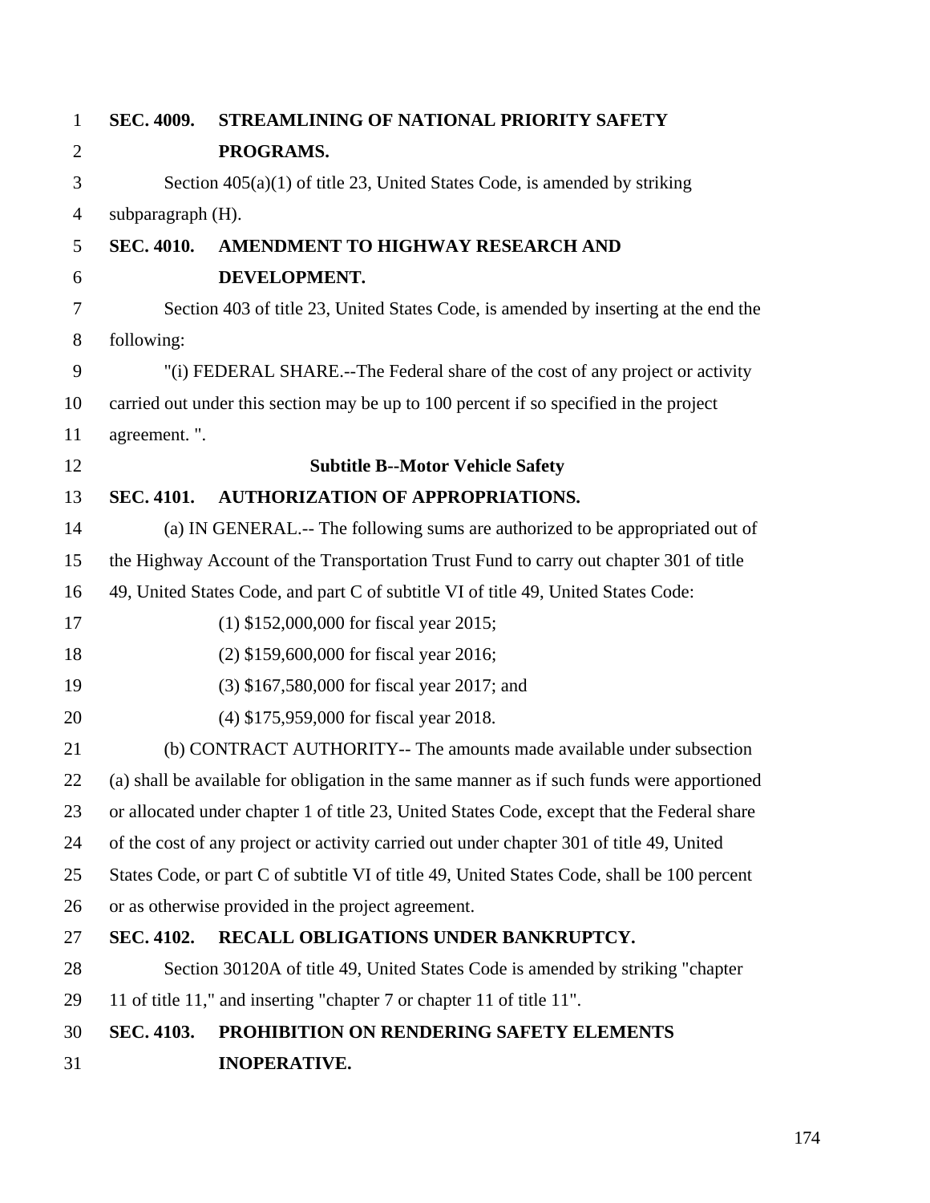**SEC. 4009. STREAMLINING OF NATIONAL PRIORITY SAFETY PROGRAMS.**

Section 405(a)(1) of title 23, United States Code, is amended by striking subparagraph (H).

**SEC. 4010. AMENDMENT TO HIGHWAY RESEARCH AND DEVELOPMENT.**

Section 403 of title 23, United States Code, is amended by inserting at the end the following:

"(i) FEDERAL SHARE.--The Federal share of the cost of any project or activity carried out under this section may be up to 100 percent if so specified in the project agreement. ".

## Subtitle B--Motor Vehicle Safety

**SEC. 4101. AUTHORIZATION OF APPROPRIATIONS.**

(a) IN GENERAL.-- The following sums are authorized to be appropriated out of the Highway Account of the Transportation Trust Fund to carry out chapter 301 of title 49, United States Code, and part C of subtitle VI of title 49, United States Code:

(1) $152,000,000 for fiscal year 2015;

(2) $159,600,000 for fiscal year 2016;

(3) $167,580,000 for fiscal year 2017; and

(4) $175,959,000 for fiscal year 2018.

(b) CONTRACT AUTHORITY-- The amounts made available under subsection (a) shall be available for obligation in the same manner as if such funds were apportioned or allocated under chapter 1 of title 23, United States Code, except that the Federal share of the cost of any project or activity carried out under chapter 301 of title 49, United States Code, or part C of subtitle VI of title 49, United States Code, shall be 100 percent or as otherwise provided in the project agreement.

**SEC. 4102. RECALL OBLIGATIONS UNDER BANKRUPTCY.**

Section 30120A of title 49, United States Code is amended by striking "chapter 11 of title 11," and inserting "chapter 7 or chapter 11 of title 11".

**SEC. 4103. PROHIBITION ON RENDERING SAFETY ELEMENTS INOPERATIVE.**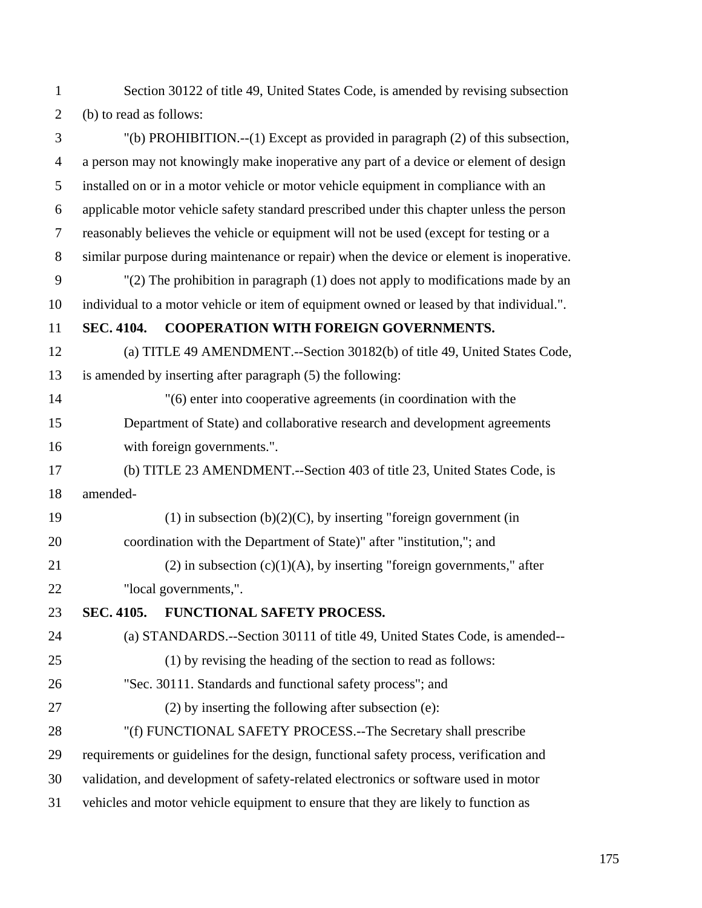Section 30122 of title 49, United States Code, is amended by revising subsection (b) to read as follows:

"(b) PROHIBITION.--(1) Except as provided in paragraph (2) of this subsection, a person may not knowingly make inoperative any part of a device or element of design installed on or in a motor vehicle or motor vehicle equipment in compliance with an applicable motor vehicle safety standard prescribed under this chapter unless the person reasonably believes the vehicle or equipment will not be used (except for testing or a similar purpose during maintenance or repair) when the device or element is inoperative.

"(2) The prohibition in paragraph (1) does not apply to modifications made by an individual to a motor vehicle or item of equipment owned or leased by that individual.".

**SEC. 4104. COOPERATION WITH FOREIGN GOVERNMENTS.**

(a) TITLE 49 AMENDMENT.--Section 30182(b) of title 49, United States Code, is amended by inserting after paragraph (5) the following:

"(6) enter into cooperative agreements (in coordination with the Department of State) and collaborative research and development agreements with foreign governments.".

(b) TITLE 23 AMENDMENT.--Section 403 of title 23, United States Code, is amended-

(1) in subsection (b)(2)(C), by inserting "foreign government (in coordination with the Department of State)" after "institution,"; and

(2) in subsection (c)(1)(A), by inserting "foreign governments," after "local governments,".

**SEC. 4105. FUNCTIONAL SAFETY PROCESS.**

(a) STANDARDS.--Section 30111 of title 49, United States Code, is amended--

(1) by revising the heading of the section to read as follows:

"Sec. 30111. Standards and functional safety process"; and

(2) by inserting the following after subsection (e):

"(f) FUNCTIONAL SAFETY PROCESS.--The Secretary shall prescribe requirements or guidelines for the design, functional safety process, verification and validation, and development of safety-related electronics or software used in motor vehicles and motor vehicle equipment to ensure that they are likely to function as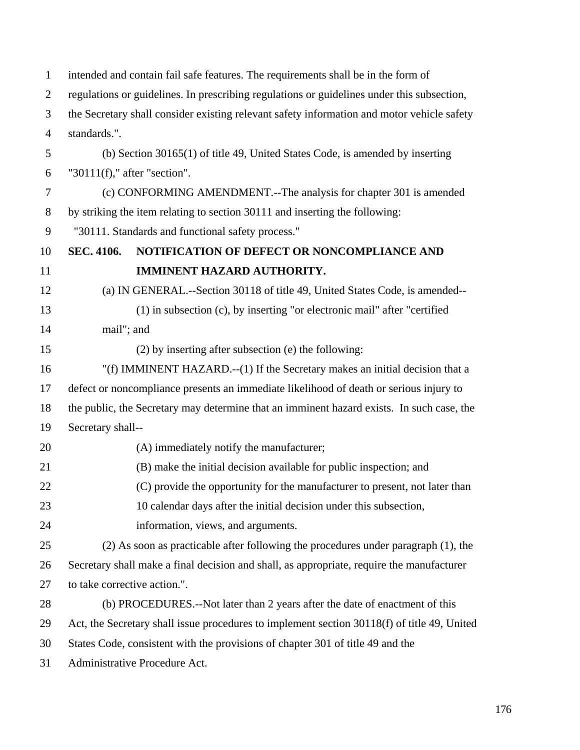intended and contain fail safe features. The requirements shall be in the form of regulations or guidelines. In prescribing regulations or guidelines under this subsection, the Secretary shall consider existing relevant safety information and motor vehicle safety standards.".

(b) Section 30165(1) of title 49, United States Code, is amended by inserting "30111(f)," after "section".

(c) CONFORMING AMENDMENT.--The analysis for chapter 301 is amended by striking the item relating to section 30111 and inserting the following:

"30111. Standards and functional safety process."

**SEC. 4106. NOTIFICATION OF DEFECT OR NONCOMPLIANCE AND IMMINENT HAZARD AUTHORITY.**

(a) IN GENERAL.--Section 30118 of title 49, United States Code, is amended--

(1) in subsection (c), by inserting "or electronic mail" after "certified mail"; and

(2) by inserting after subsection (e) the following:

"(f) IMMINENT HAZARD.--(1) If the Secretary makes an initial decision that a defect or noncompliance presents an immediate likelihood of death or serious injury to the public, the Secretary may determine that an imminent hazard exists. In such case, the Secretary shall--

(A) immediately notify the manufacturer;

(B) make the initial decision available for public inspection; and

(C) provide the opportunity for the manufacturer to present, not later than 10 calendar days after the initial decision under this subsection, information, views, and arguments.

(2) As soon as practicable after following the procedures under paragraph (1), the Secretary shall make a final decision and shall, as appropriate, require the manufacturer to take corrective action.".

(b) PROCEDURES.--Not later than 2 years after the date of enactment of this Act, the Secretary shall issue procedures to implement section 30118(f) of title 49, United States Code, consistent with the provisions of chapter 301 of title 49 and the Administrative Procedure Act.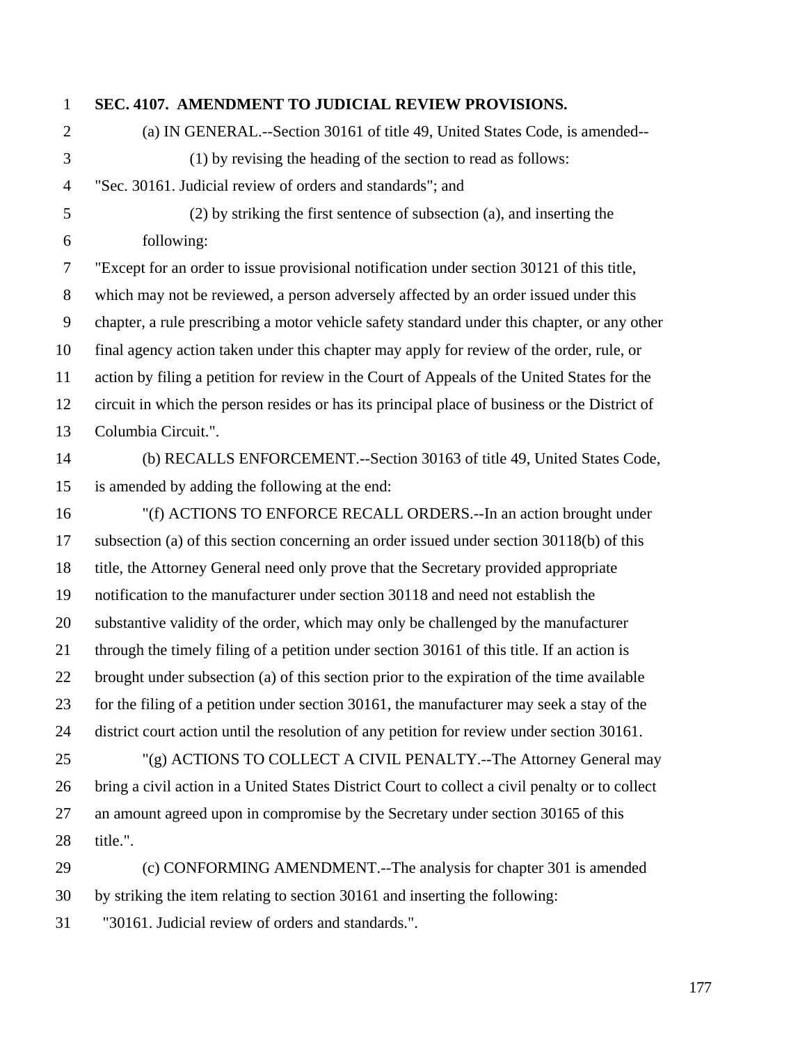**SEC. 4107. AMENDMENT TO JUDICIAL REVIEW PROVISIONS.**

(a) IN GENERAL.--Section 30161 of title 49, United States Code, is amended--

(1) by revising the heading of the section to read as follows:

"Sec. 30161. Judicial review of orders and standards"; and

(2) by striking the first sentence of subsection (a), and inserting the following:

"Except for an order to issue provisional notification under section 30121 of this title, which may not be reviewed, a person adversely affected by an order issued under this chapter, a rule prescribing a motor vehicle safety standard under this chapter, or any other final agency action taken under this chapter may apply for review of the order, rule, or action by filing a petition for review in the Court of Appeals of the United States for the circuit in which the person resides or has its principal place of business or the District of Columbia Circuit.".

(b) RECALLS ENFORCEMENT.--Section 30163 of title 49, United States Code, is amended by adding the following at the end:

"(f) ACTIONS TO ENFORCE RECALL ORDERS.--In an action brought under subsection (a) of this section concerning an order issued under section 30118(b) of this title, the Attorney General need only prove that the Secretary provided appropriate notification to the manufacturer under section 30118 and need not establish the substantive validity of the order, which may only be challenged by the manufacturer through the timely filing of a petition under section 30161 of this title. If an action is brought under subsection (a) of this section prior to the expiration of the time available for the filing of a petition under section 30161, the manufacturer may seek a stay of the district court action until the resolution of any petition for review under section 30161.

"(g) ACTIONS TO COLLECT A CIVIL PENALTY.--The Attorney General may bring a civil action in a United States District Court to collect a civil penalty or to collect an amount agreed upon in compromise by the Secretary under section 30165 of this title.".

(c) CONFORMING AMENDMENT.--The analysis for chapter 301 is amended by striking the item relating to section 30161 and inserting the following:

"30161. Judicial review of orders and standards.".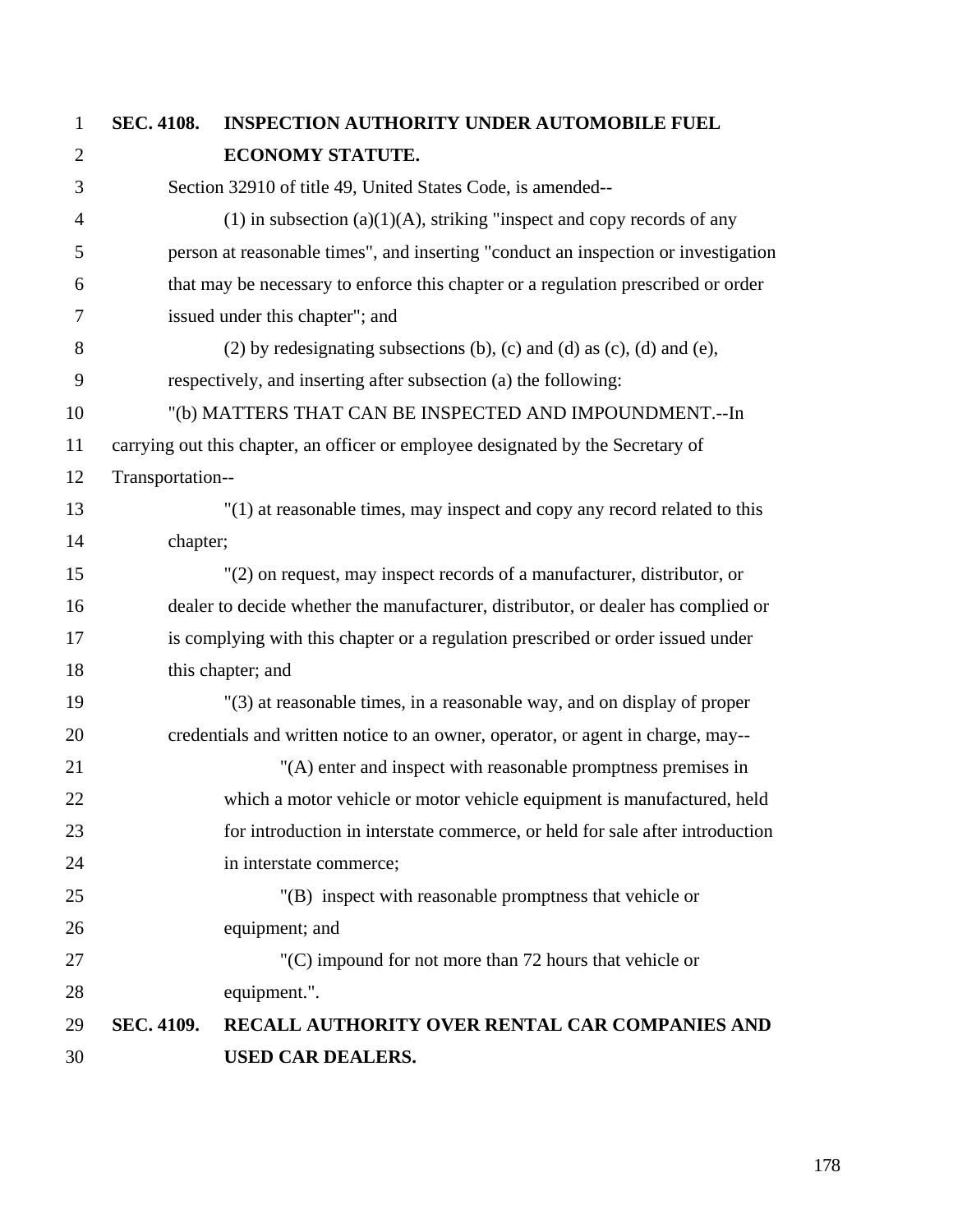**SEC. 4108. INSPECTION AUTHORITY UNDER AUTOMOBILE FUEL ECONOMY STATUTE.**

Section 32910 of title 49, United States Code, is amended--

(1) in subsection (a)(1)(A), striking "inspect and copy records of any person at reasonable times", and inserting "conduct an inspection or investigation that may be necessary to enforce this chapter or a regulation prescribed or order issued under this chapter"; and

(2) by redesignating subsections (b), (c) and (d) as (c), (d) and (e), respectively, and inserting after subsection (a) the following:

"(b) MATTERS THAT CAN BE INSPECTED AND IMPOUNDMENT.--In carrying out this chapter, an officer or employee designated by the Secretary of Transportation--

"(1) at reasonable times, may inspect and copy any record related to this chapter;

"(2) on request, may inspect records of a manufacturer, distributor, or dealer to decide whether the manufacturer, distributor, or dealer has complied or is complying with this chapter or a regulation prescribed or order issued under this chapter; and

"(3) at reasonable times, in a reasonable way, and on display of proper credentials and written notice to an owner, operator, or agent in charge, may--

"(A) enter and inspect with reasonable promptness premises in which a motor vehicle or motor vehicle equipment is manufactured, held for introduction in interstate commerce, or held for sale after introduction in interstate commerce;

"(B) inspect with reasonable promptness that vehicle or equipment; and

"(C) impound for not more than 72 hours that vehicle or equipment.".

**SEC. 4109. RECALL AUTHORITY OVER RENTAL CAR COMPANIES AND USED CAR DEALERS.**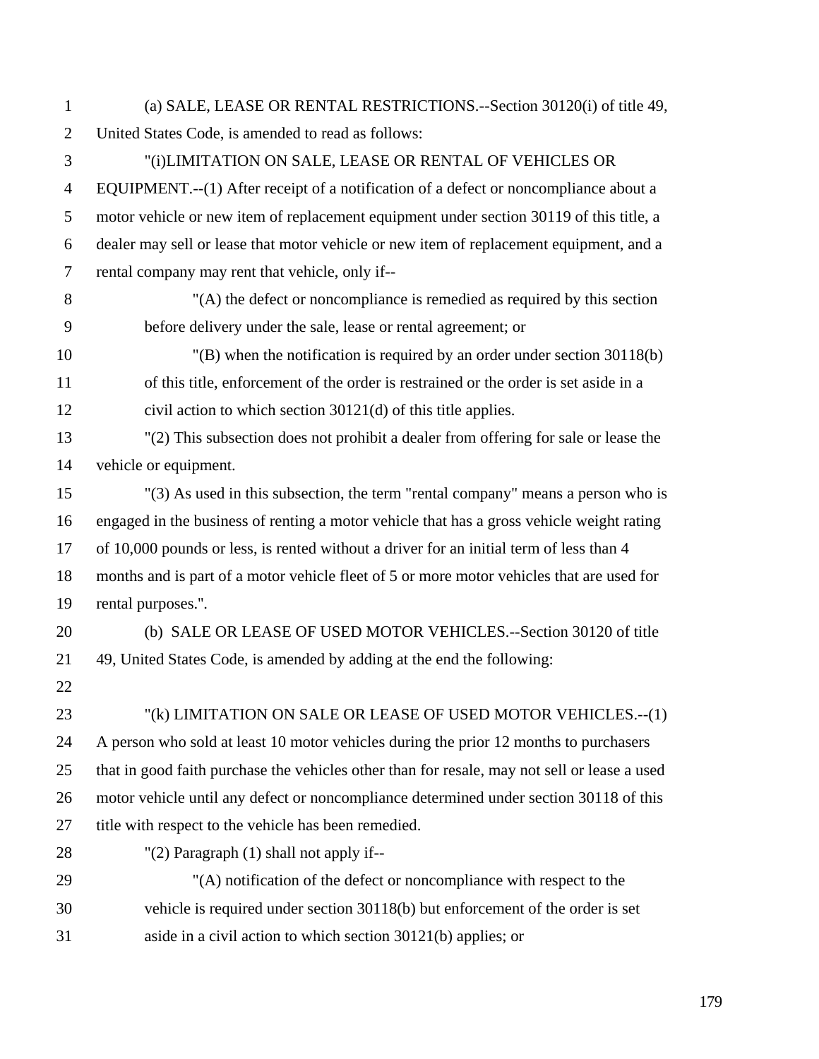(a) SALE, LEASE OR RENTAL RESTRICTIONS.--Section 30120(i) of title 49, United States Code, is amended to read as follows:

"(i)LIMITATION ON SALE, LEASE OR RENTAL OF VEHICLES OR EQUIPMENT.--(1) After receipt of a notification of a defect or noncompliance about a motor vehicle or new item of replacement equipment under section 30119 of this title, a dealer may sell or lease that motor vehicle or new item of replacement equipment, and a rental company may rent that vehicle, only if--

"(A) the defect or noncompliance is remedied as required by this section before delivery under the sale, lease or rental agreement; or

"(B) when the notification is required by an order under section 30118(b) of this title, enforcement of the order is restrained or the order is set aside in a civil action to which section 30121(d) of this title applies.

"(2) This subsection does not prohibit a dealer from offering for sale or lease the vehicle or equipment.

"(3) As used in this subsection, the term "rental company" means a person who is engaged in the business of renting a motor vehicle that has a gross vehicle weight rating of 10,000 pounds or less, is rented without a driver for an initial term of less than 4 months and is part of a motor vehicle fleet of 5 or more motor vehicles that are used for rental purposes.".

(b) SALE OR LEASE OF USED MOTOR VEHICLES.--Section 30120 of title 49, United States Code, is amended by adding at the end the following:

"(k) LIMITATION ON SALE OR LEASE OF USED MOTOR VEHICLES.--(1) A person who sold at least 10 motor vehicles during the prior 12 months to purchasers that in good faith purchase the vehicles other than for resale, may not sell or lease a used motor vehicle until any defect or noncompliance determined under section 30118 of this title with respect to the vehicle has been remedied.

"(2) Paragraph (1) shall not apply if--

"(A) notification of the defect or noncompliance with respect to the vehicle is required under section 30118(b) but enforcement of the order is set aside in a civil action to which section 30121(b) applies; or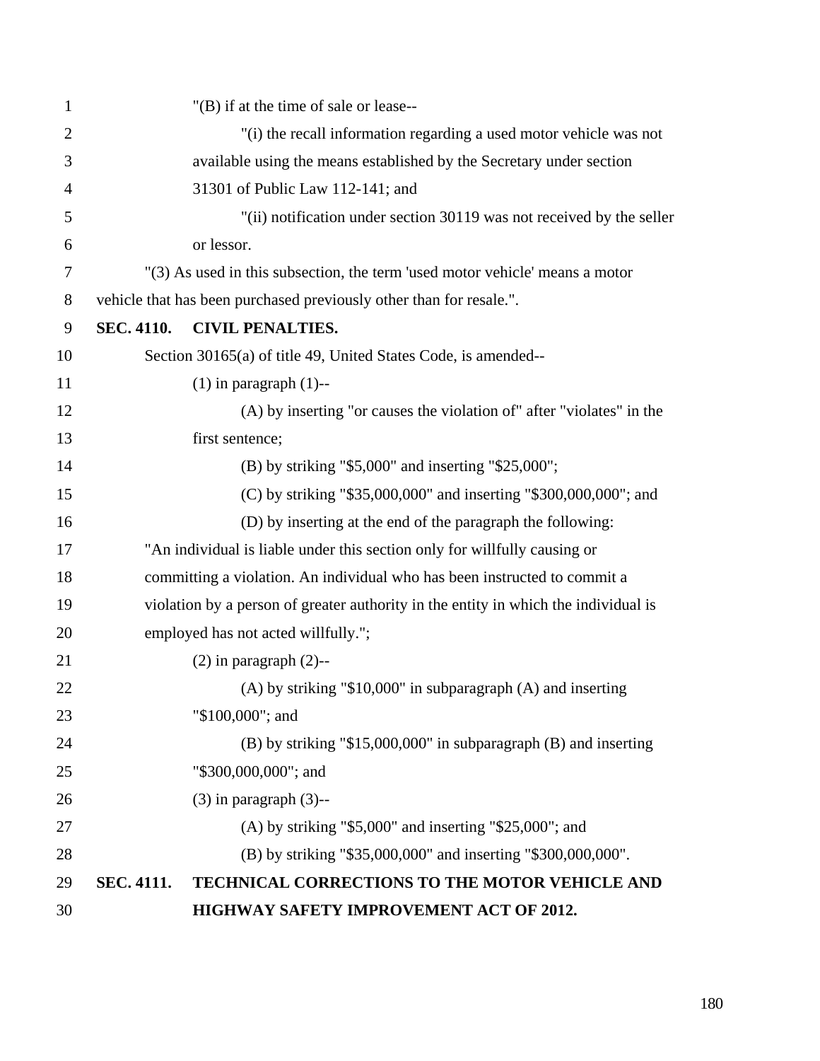"(B) if at the time of sale or lease--

"(i) the recall information regarding a used motor vehicle was not available using the means established by the Secretary under section 31301 of Public Law 112-141; and

"(ii) notification under section 30119 was not received by the seller or lessor.

"(3) As used in this subsection, the term 'used motor vehicle' means a motor vehicle that has been purchased previously other than for resale.".

**SEC. 4110. CIVIL PENALTIES.**

Section 30165(a) of title 49, United States Code, is amended--

(1) in paragraph (1)--

(A) by inserting "or causes the violation of" after "violates" in the first sentence;

(B) by striking "$5,000" and inserting "$25,000";

(C) by striking "$35,000,000" and inserting "$300,000,000"; and

(D) by inserting at the end of the paragraph the following:

"An individual is liable under this section only for willfully causing or committing a violation. An individual who has been instructed to commit a violation by a person of greater authority in the entity in which the individual is employed has not acted willfully.";

(2) in paragraph (2)--

(A) by striking "$10,000" in subparagraph (A) and inserting "$100,000"; and

(B) by striking "$15,000,000" in subparagraph (B) and inserting "$300,000,000"; and

(3) in paragraph (3)--

(A) by striking "$5,000" and inserting "$25,000"; and

(B) by striking "$35,000,000" and inserting "$300,000,000".

**SEC. 4111. TECHNICAL CORRECTIONS TO THE MOTOR VEHICLE AND HIGHWAY SAFETY IMPROVEMENT ACT OF 2012.**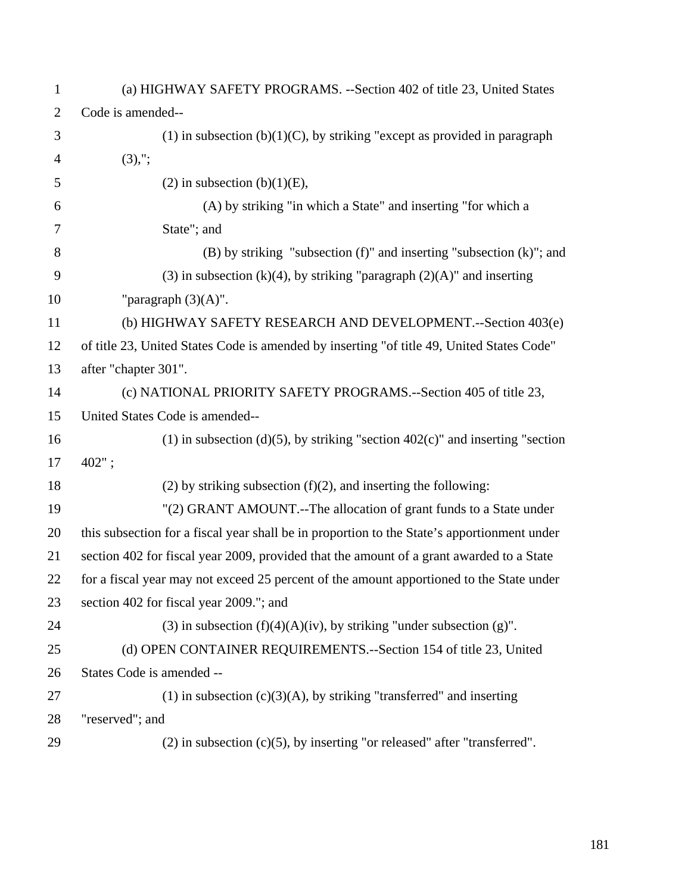(a) HIGHWAY SAFETY PROGRAMS. --Section 402 of title 23, United States Code is amended--

(1) in subsection (b)(1)(C), by striking "except as provided in paragraph (3),";

(2) in subsection (b)(1)(E),

(A) by striking "in which a State" and inserting "for which a State"; and

(B) by striking "subsection (f)" and inserting "subsection (k)"; and

(3) in subsection (k)(4), by striking "paragraph (2)(A)" and inserting "paragraph (3)(A)".

(b) HIGHWAY SAFETY RESEARCH AND DEVELOPMENT.--Section 403(e) of title 23, United States Code is amended by inserting "of title 49, United States Code" after "chapter 301".

(c) NATIONAL PRIORITY SAFETY PROGRAMS.--Section 405 of title 23, United States Code is amended--

(1) in subsection (d)(5), by striking "section 402(c)" and inserting "section 402" ;

(2) by striking subsection (f)(2), and inserting the following:

"(2) GRANT AMOUNT.--The allocation of grant funds to a State under this subsection for a fiscal year shall be in proportion to the State's apportionment under section 402 for fiscal year 2009, provided that the amount of a grant awarded to a State for a fiscal year may not exceed 25 percent of the amount apportioned to the State under section 402 for fiscal year 2009."; and

(3) in subsection (f)(4)(A)(iv), by striking "under subsection (g)".

(d) OPEN CONTAINER REQUIREMENTS.--Section 154 of title 23, United States Code is amended --

(1) in subsection (c)(3)(A), by striking "transferred" and inserting "reserved"; and

(2) in subsection (c)(5), by inserting "or released" after "transferred".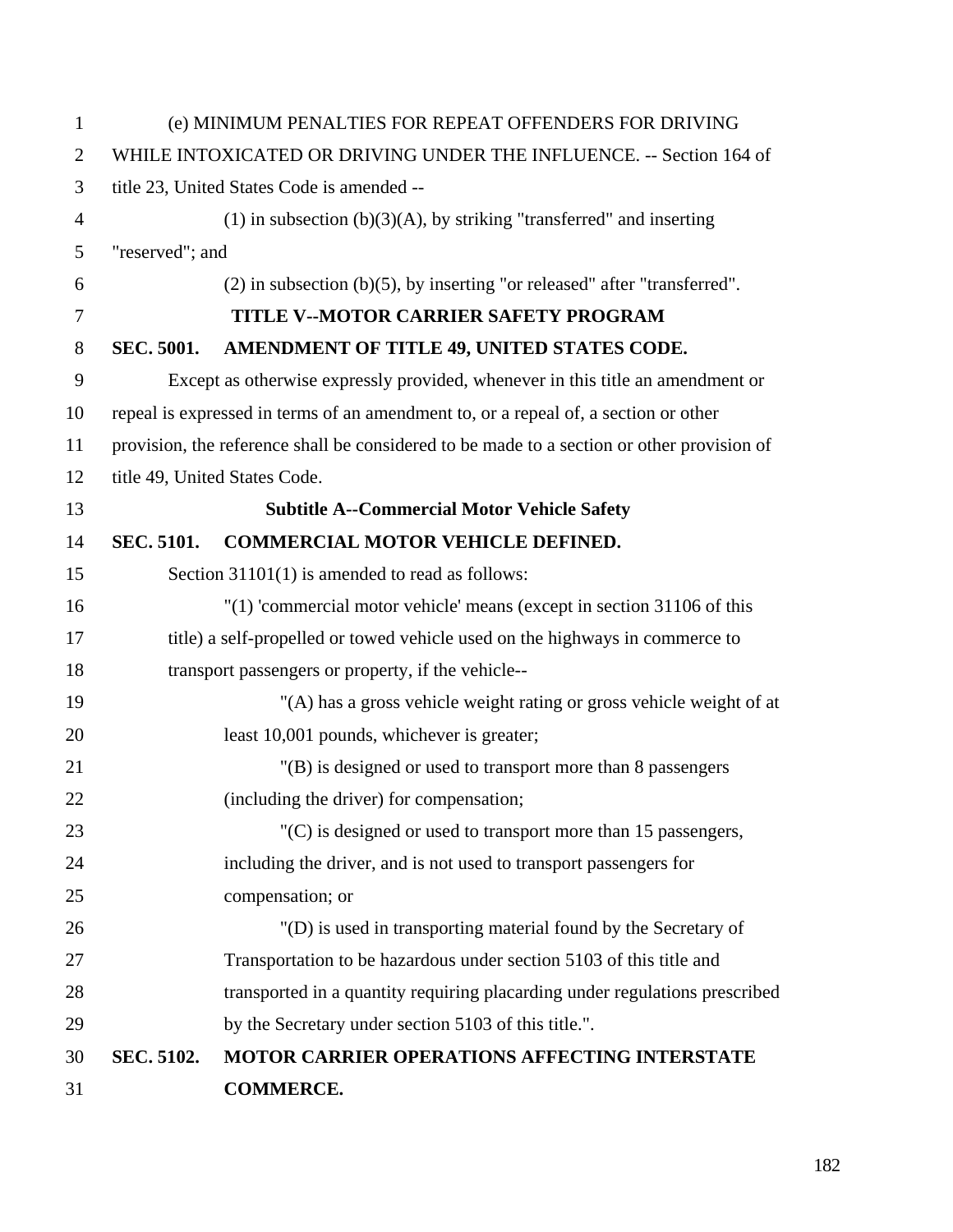(e) MINIMUM PENALTIES FOR REPEAT OFFENDERS FOR DRIVING WHILE INTOXICATED OR DRIVING UNDER THE INFLUENCE. -- Section 164 of title 23, United States Code is amended --

(1) in subsection (b)(3)(A), by striking "transferred" and inserting "reserved"; and

(2) in subsection (b)(5), by inserting "or released" after "transferred".

## TITLE V--MOTOR CARRIER SAFETY PROGRAM

**SEC. 5001. AMENDMENT OF TITLE 49, UNITED STATES CODE.**

Except as otherwise expressly provided, whenever in this title an amendment or repeal is expressed in terms of an amendment to, or a repeal of, a section or other provision, the reference shall be considered to be made to a section or other provision of title 49, United States Code.

### Subtitle A--Commercial Motor Vehicle Safety

**SEC. 5101. COMMERCIAL MOTOR VEHICLE DEFINED.**

Section 31101(1) is amended to read as follows:

"(1) 'commercial motor vehicle' means (except in section 31106 of this title) a self-propelled or towed vehicle used on the highways in commerce to transport passengers or property, if the vehicle--

"(A) has a gross vehicle weight rating or gross vehicle weight of at least 10,001 pounds, whichever is greater;

"(B) is designed or used to transport more than 8 passengers (including the driver) for compensation;

"(C) is designed or used to transport more than 15 passengers, including the driver, and is not used to transport passengers for compensation; or

"(D) is used in transporting material found by the Secretary of Transportation to be hazardous under section 5103 of this title and transported in a quantity requiring placarding under regulations prescribed by the Secretary under section 5103 of this title.".

**SEC. 5102. MOTOR CARRIER OPERATIONS AFFECTING INTERSTATE COMMERCE.**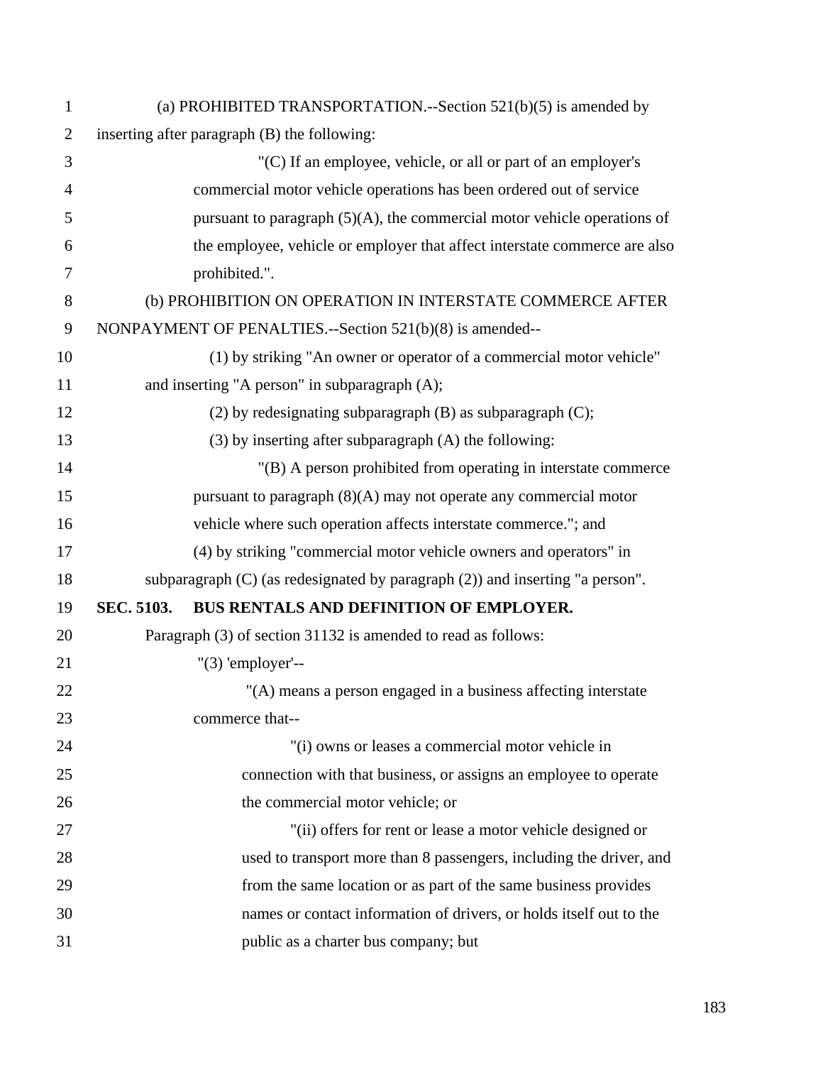(a) PROHIBITED TRANSPORTATION.--Section 521(b)(5) is amended by inserting after paragraph (B) the following:

"(C) If an employee, vehicle, or all or part of an employer's commercial motor vehicle operations has been ordered out of service pursuant to paragraph (5)(A), the commercial motor vehicle operations of the employee, vehicle or employer that affect interstate commerce are also prohibited.".

(b) PROHIBITION ON OPERATION IN INTERSTATE COMMERCE AFTER NONPAYMENT OF PENALTIES.--Section 521(b)(8) is amended--

(1) by striking "An owner or operator of a commercial motor vehicle" and inserting "A person" in subparagraph (A);

(2) by redesignating subparagraph (B) as subparagraph (C);

(3) by inserting after subparagraph (A) the following:

"(B) A person prohibited from operating in interstate commerce pursuant to paragraph (8)(A) may not operate any commercial motor vehicle where such operation affects interstate commerce."; and

(4) by striking "commercial motor vehicle owners and operators" in subparagraph (C) (as redesignated by paragraph (2)) and inserting "a person".

**SEC. 5103. BUS RENTALS AND DEFINITION OF EMPLOYER.**

Paragraph (3) of section 31132 is amended to read as follows:

"(3) 'employer'--

"(A) means a person engaged in a business affecting interstate commerce that--

"(i) owns or leases a commercial motor vehicle in connection with that business, or assigns an employee to operate the commercial motor vehicle; or

"(ii) offers for rent or lease a motor vehicle designed or used to transport more than 8 passengers, including the driver, and from the same location or as part of the same business provides names or contact information of drivers, or holds itself out to the public as a charter bus company; but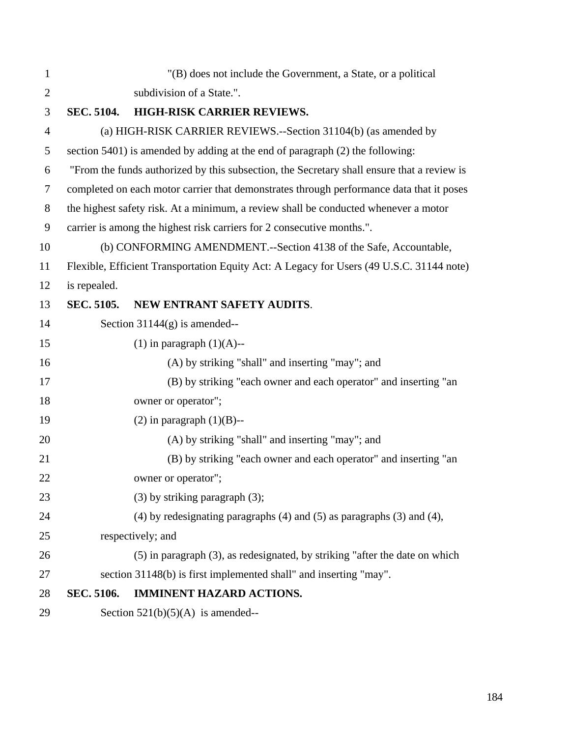"(B) does not include the Government, a State, or a political subdivision of a State.".

**SEC. 5104. HIGH-RISK CARRIER REVIEWS.**

(a) HIGH-RISK CARRIER REVIEWS.--Section 31104(b) (as amended by section 5401) is amended by adding at the end of paragraph (2) the following:

"From the funds authorized by this subsection, the Secretary shall ensure that a review is completed on each motor carrier that demonstrates through performance data that it poses the highest safety risk. At a minimum, a review shall be conducted whenever a motor carrier is among the highest risk carriers for 2 consecutive months.".

(b) CONFORMING AMENDMENT.--Section 4138 of the Safe, Accountable, Flexible, Efficient Transportation Equity Act: A Legacy for Users (49 U.S.C. 31144 note) is repealed.

**SEC. 5105. NEW ENTRANT SAFETY AUDITS.**

Section 31144(g) is amended--

(1) in paragraph (1)(A)--

(A) by striking "shall" and inserting "may"; and

(B) by striking "each owner and each operator" and inserting "an owner or operator";

(2) in paragraph (1)(B)--

(A) by striking "shall" and inserting "may"; and

(B) by striking "each owner and each operator" and inserting "an owner or operator";

(3) by striking paragraph (3);

(4) by redesignating paragraphs (4) and (5) as paragraphs (3) and (4), respectively; and

(5) in paragraph (3), as redesignated, by striking "after the date on which section 31148(b) is first implemented shall" and inserting "may".

**SEC. 5106. IMMINENT HAZARD ACTIONS.**

Section 521(b)(5)(A) is amended--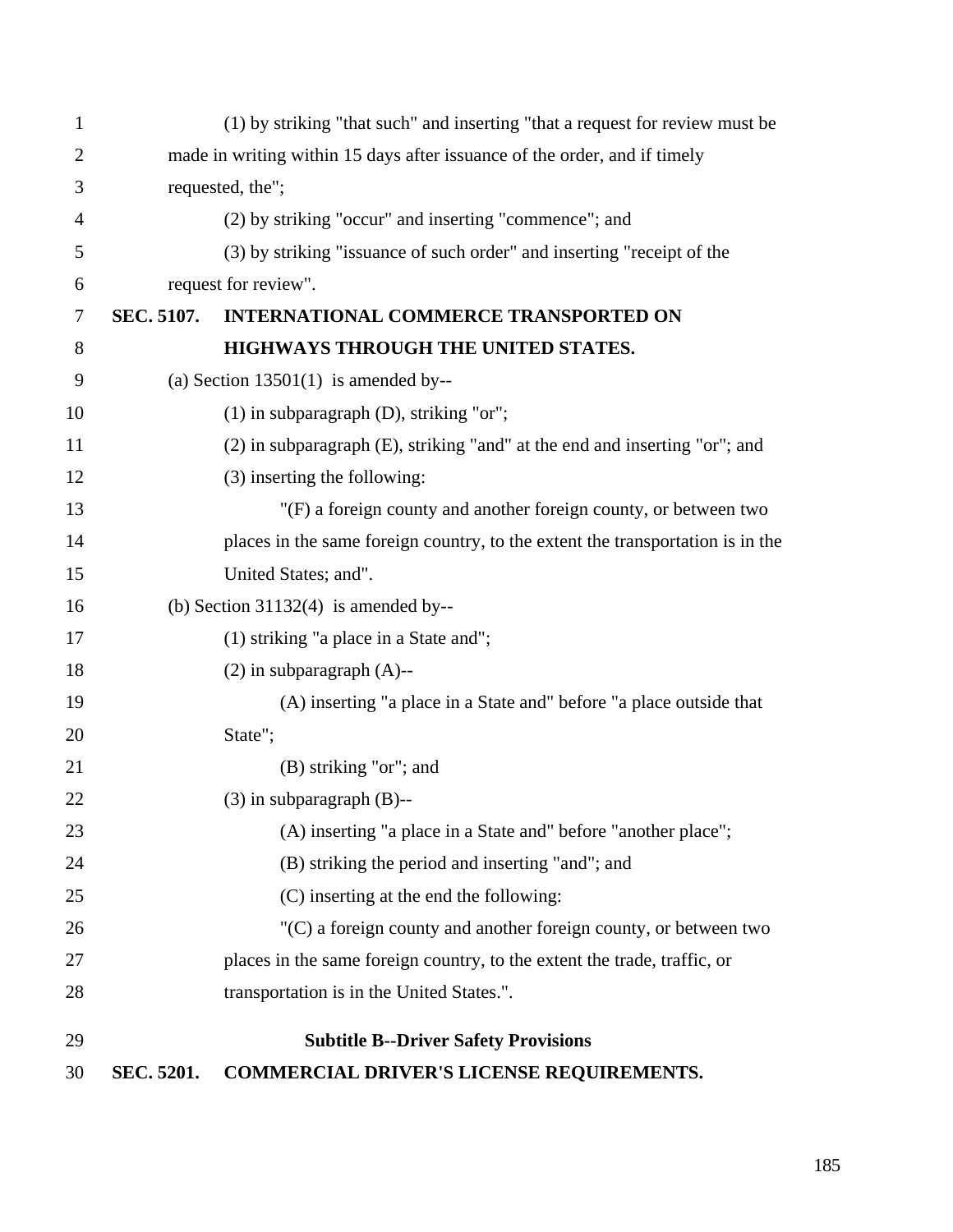(1) by striking "that such" and inserting "that a request for review must be made in writing within 15 days after issuance of the order, and if timely requested, the";

(2) by striking "occur" and inserting "commence"; and

(3) by striking "issuance of such order" and inserting "receipt of the request for review".

**SEC. 5107. INTERNATIONAL COMMERCE TRANSPORTED ON HIGHWAYS THROUGH THE UNITED STATES.**

(a) Section 13501(1) is amended by--

(1) in subparagraph (D), striking "or";

(2) in subparagraph (E), striking "and" at the end and inserting "or"; and

(3) inserting the following:

"(F) a foreign county and another foreign county, or between two places in the same foreign country, to the extent the transportation is in the United States; and".

(b) Section 31132(4) is amended by--

(1) striking "a place in a State and";

(2) in subparagraph (A)--

(A) inserting "a place in a State and" before "a place outside that State";

(B) striking "or"; and

(3) in subparagraph (B)--

(A) inserting "a place in a State and" before "another place";

(B) striking the period and inserting "and"; and

(C) inserting at the end the following:

"(C) a foreign county and another foreign county, or between two places in the same foreign country, to the extent the trade, traffic, or transportation is in the United States.".

## Subtitle B--Driver Safety Provisions

**SEC. 5201. COMMERCIAL DRIVER'S LICENSE REQUIREMENTS.**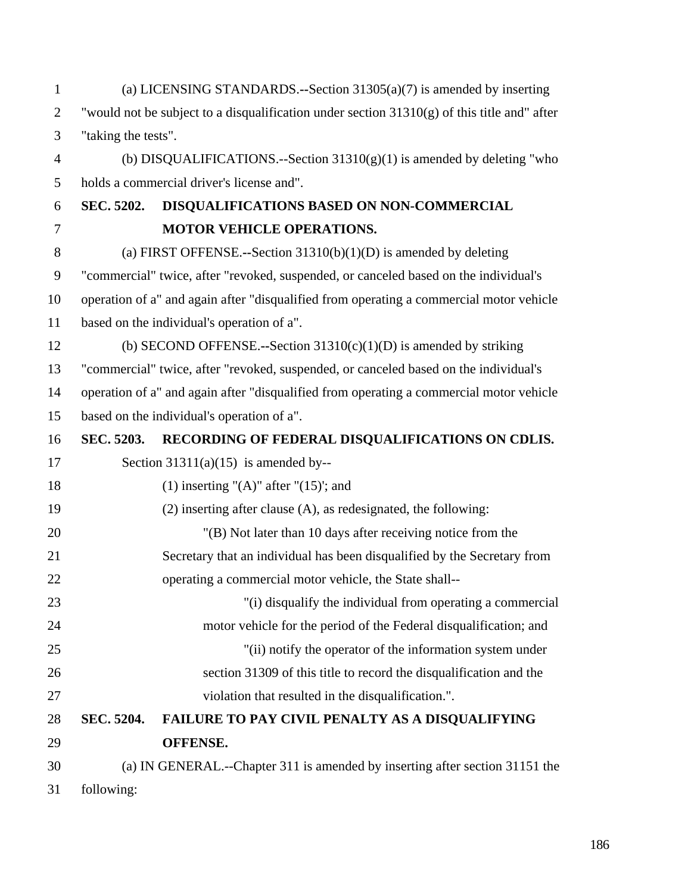(a) LICENSING STANDARDS.--Section 31305(a)(7) is amended by inserting "would not be subject to a disqualification under section 31310(g) of this title and" after "taking the tests".

(b) DISQUALIFICATIONS.--Section 31310(g)(1) is amended by deleting "who holds a commercial driver's license and".

**SEC. 5202. DISQUALIFICATIONS BASED ON NON-COMMERCIAL MOTOR VEHICLE OPERATIONS.**

(a) FIRST OFFENSE.--Section 31310(b)(1)(D) is amended by deleting "commercial" twice, after "revoked, suspended, or canceled based on the individual's operation of a" and again after "disqualified from operating a commercial motor vehicle based on the individual's operation of a".

(b) SECOND OFFENSE.--Section 31310(c)(1)(D) is amended by striking "commercial" twice, after "revoked, suspended, or canceled based on the individual's operation of a" and again after "disqualified from operating a commercial motor vehicle based on the individual's operation of a".

**SEC. 5203. RECORDING OF FEDERAL DISQUALIFICATIONS ON CDLIS.**

Section 31311(a)(15) is amended by--

(1) inserting "(A)" after "(15)'; and

(2) inserting after clause (A), as redesignated, the following:

"(B) Not later than 10 days after receiving notice from the Secretary that an individual has been disqualified by the Secretary from operating a commercial motor vehicle, the State shall--

"(i) disqualify the individual from operating a commercial motor vehicle for the period of the Federal disqualification; and

"(ii) notify the operator of the information system under section 31309 of this title to record the disqualification and the violation that resulted in the disqualification.".

**SEC. 5204. FAILURE TO PAY CIVIL PENALTY AS A DISQUALIFYING OFFENSE.**

(a) IN GENERAL.--Chapter 311 is amended by inserting after section 31151 the following: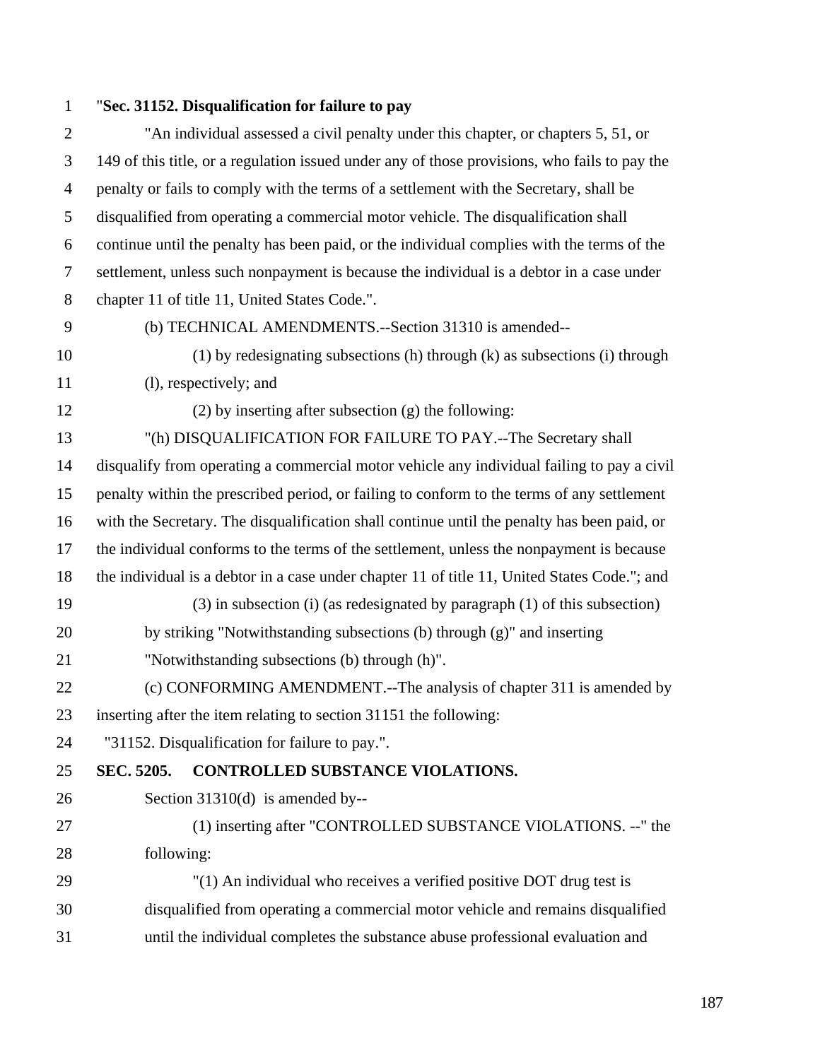"**Sec. 31152. Disqualification for failure to pay**

"An individual assessed a civil penalty under this chapter, or chapters 5, 51, or 149 of this title, or a regulation issued under any of those provisions, who fails to pay the penalty or fails to comply with the terms of a settlement with the Secretary, shall be disqualified from operating a commercial motor vehicle. The disqualification shall continue until the penalty has been paid, or the individual complies with the terms of the settlement, unless such nonpayment is because the individual is a debtor in a case under chapter 11 of title 11, United States Code.".

(b) TECHNICAL AMENDMENTS.--Section 31310 is amended--

(1) by redesignating subsections (h) through (k) as subsections (i) through (l), respectively; and

(2) by inserting after subsection (g) the following:

"(h) DISQUALIFICATION FOR FAILURE TO PAY.--The Secretary shall disqualify from operating a commercial motor vehicle any individual failing to pay a civil penalty within the prescribed period, or failing to conform to the terms of any settlement with the Secretary. The disqualification shall continue until the penalty has been paid, or the individual conforms to the terms of the settlement, unless the nonpayment is because the individual is a debtor in a case under chapter 11 of title 11, United States Code."; and

(3) in subsection (i) (as redesignated by paragraph (1) of this subsection) by striking "Notwithstanding subsections (b) through (g)" and inserting "Notwithstanding subsections (b) through (h)".

(c) CONFORMING AMENDMENT.--The analysis of chapter 311 is amended by inserting after the item relating to section 31151 the following:

"31152. Disqualification for failure to pay.".

**SEC. 5205. CONTROLLED SUBSTANCE VIOLATIONS.**

Section 31310(d) is amended by--

(1) inserting after "CONTROLLED SUBSTANCE VIOLATIONS. --" the following:

"(1) An individual who receives a verified positive DOT drug test is disqualified from operating a commercial motor vehicle and remains disqualified until the individual completes the substance abuse professional evaluation and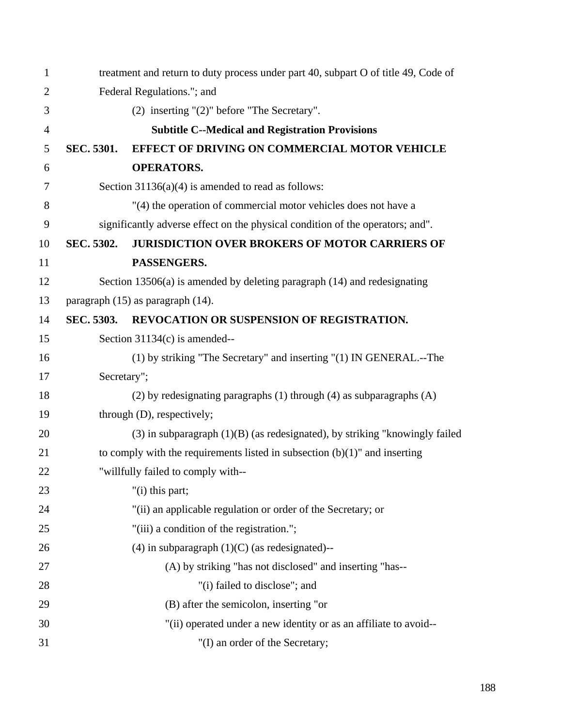treatment and return to duty process under part 40, subpart O of title 49, Code of Federal Regulations."; and

(2) inserting "(2)" before "The Secretary".

### Subtitle C--Medical and Registration Provisions

**SEC. 5301. EFFECT OF DRIVING ON COMMERCIAL MOTOR VEHICLE OPERATORS.**

Section 31136(a)(4) is amended to read as follows:

"(4) the operation of commercial motor vehicles does not have a significantly adverse effect on the physical condition of the operators; and".

**SEC. 5302. JURISDICTION OVER BROKERS OF MOTOR CARRIERS OF PASSENGERS.**

Section 13506(a) is amended by deleting paragraph (14) and redesignating paragraph (15) as paragraph (14).

**SEC. 5303. REVOCATION OR SUSPENSION OF REGISTRATION.**

Section 31134(c) is amended--

(1) by striking "The Secretary" and inserting "(1) IN GENERAL.--The Secretary";

(2) by redesignating paragraphs (1) through (4) as subparagraphs (A) through (D), respectively;

(3) in subparagraph (1)(B) (as redesignated), by striking "knowingly failed to comply with the requirements listed in subsection (b)(1)" and inserting "willfully failed to comply with--

"(i) this part;

"(ii) an applicable regulation or order of the Secretary; or

"(iii) a condition of the registration.";

(4) in subparagraph (1)(C) (as redesignated)--

(A) by striking "has not disclosed" and inserting "has--

"(i) failed to disclose"; and

(B) after the semicolon, inserting "or

"(ii) operated under a new identity or as an affiliate to avoid--

"(I) an order of the Secretary;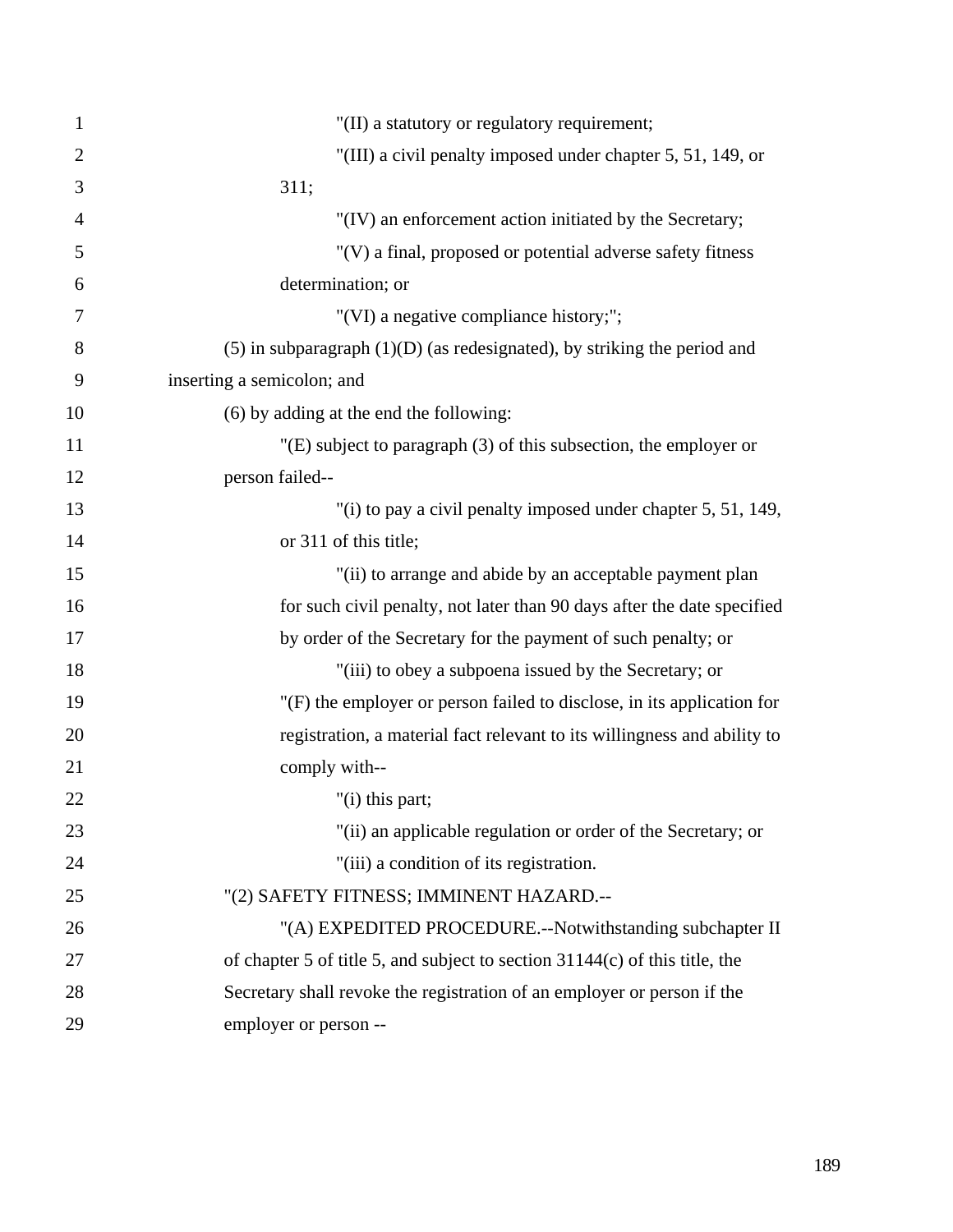"(II) a statutory or regulatory requirement;

"(III) a civil penalty imposed under chapter 5, 51, 149, or 311;

"(IV) an enforcement action initiated by the Secretary;

"(V) a final, proposed or potential adverse safety fitness determination; or

"(VI) a negative compliance history;";

(5) in subparagraph (1)(D) (as redesignated), by striking the period and inserting a semicolon; and

(6) by adding at the end the following:

"(E) subject to paragraph (3) of this subsection, the employer or person failed--

"(i) to pay a civil penalty imposed under chapter 5, 51, 149, or 311 of this title;

"(ii) to arrange and abide by an acceptable payment plan for such civil penalty, not later than 90 days after the date specified by order of the Secretary for the payment of such penalty; or

"(iii) to obey a subpoena issued by the Secretary; or

"(F) the employer or person failed to disclose, in its application for registration, a material fact relevant to its willingness and ability to comply with--

"(i) this part;

"(ii) an applicable regulation or order of the Secretary; or

"(iii) a condition of its registration.

"(2) SAFETY FITNESS; IMMINENT HAZARD.--

"(A) EXPEDITED PROCEDURE.--Notwithstanding subchapter II of chapter 5 of title 5, and subject to section 31144(c) of this title, the Secretary shall revoke the registration of an employer or person if the employer or person --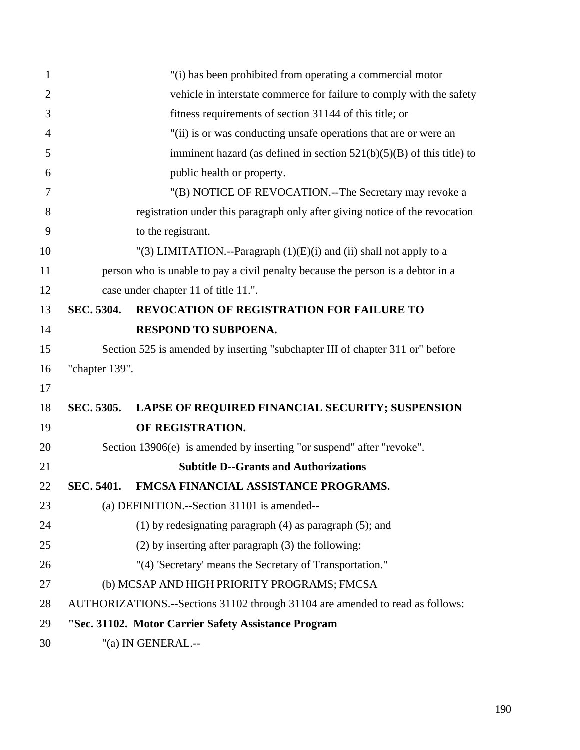"(i) has been prohibited from operating a commercial motor vehicle in interstate commerce for failure to comply with the safety fitness requirements of section 31144 of this title; or

"(ii) is or was conducting unsafe operations that are or were an imminent hazard (as defined in section 521(b)(5)(B) of this title) to public health or property.

"(B) NOTICE OF REVOCATION.--The Secretary may revoke a registration under this paragraph only after giving notice of the revocation to the registrant.

"(3) LIMITATION.--Paragraph (1)(E)(i) and (ii) shall not apply to a person who is unable to pay a civil penalty because the person is a debtor in a case under chapter 11 of title 11.".

**SEC. 5304. REVOCATION OF REGISTRATION FOR FAILURE TO RESPOND TO SUBPOENA.**

Section 525 is amended by inserting "subchapter III of chapter 311 or" before "chapter 139".

**SEC. 5305. LAPSE OF REQUIRED FINANCIAL SECURITY; SUSPENSION OF REGISTRATION.**

Section 13906(e) is amended by inserting "or suspend" after "revoke".

## Subtitle D--Grants and Authorizations

**SEC. 5401. FMCSA FINANCIAL ASSISTANCE PROGRAMS.**

(a) DEFINITION.--Section 31101 is amended--

(1) by redesignating paragraph (4) as paragraph (5); and

(2) by inserting after paragraph (3) the following:

"(4) 'Secretary' means the Secretary of Transportation."

(b) MCSAP AND HIGH PRIORITY PROGRAMS; FMCSA AUTHORIZATIONS.--Sections 31102 through 31104 are amended to read as follows:

**"Sec. 31102. Motor Carrier Safety Assistance Program**

"(a) IN GENERAL.--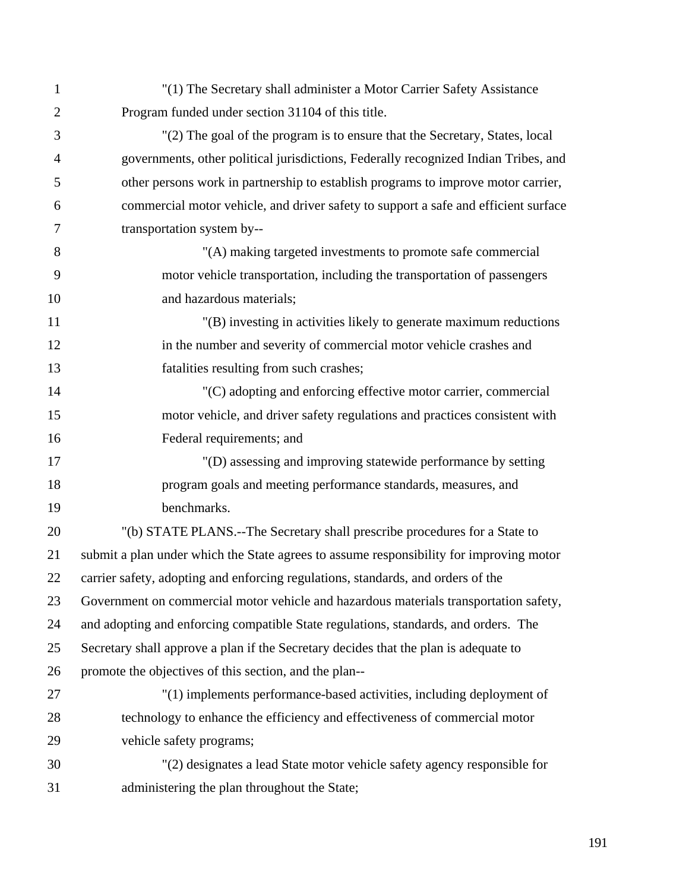"(1) The Secretary shall administer a Motor Carrier Safety Assistance Program funded under section 31104 of this title.

"(2) The goal of the program is to ensure that the Secretary, States, local governments, other political jurisdictions, Federally recognized Indian Tribes, and other persons work in partnership to establish programs to improve motor carrier, commercial motor vehicle, and driver safety to support a safe and efficient surface transportation system by--

"(A) making targeted investments to promote safe commercial motor vehicle transportation, including the transportation of passengers and hazardous materials;

"(B) investing in activities likely to generate maximum reductions in the number and severity of commercial motor vehicle crashes and fatalities resulting from such crashes;

"(C) adopting and enforcing effective motor carrier, commercial motor vehicle, and driver safety regulations and practices consistent with Federal requirements; and

"(D) assessing and improving statewide performance by setting program goals and meeting performance standards, measures, and benchmarks.

"(b) STATE PLANS.--The Secretary shall prescribe procedures for a State to submit a plan under which the State agrees to assume responsibility for improving motor carrier safety, adopting and enforcing regulations, standards, and orders of the Government on commercial motor vehicle and hazardous materials transportation safety, and adopting and enforcing compatible State regulations, standards, and orders. The Secretary shall approve a plan if the Secretary decides that the plan is adequate to promote the objectives of this section, and the plan--

"(1) implements performance-based activities, including deployment of technology to enhance the efficiency and effectiveness of commercial motor vehicle safety programs;

"(2) designates a lead State motor vehicle safety agency responsible for administering the plan throughout the State;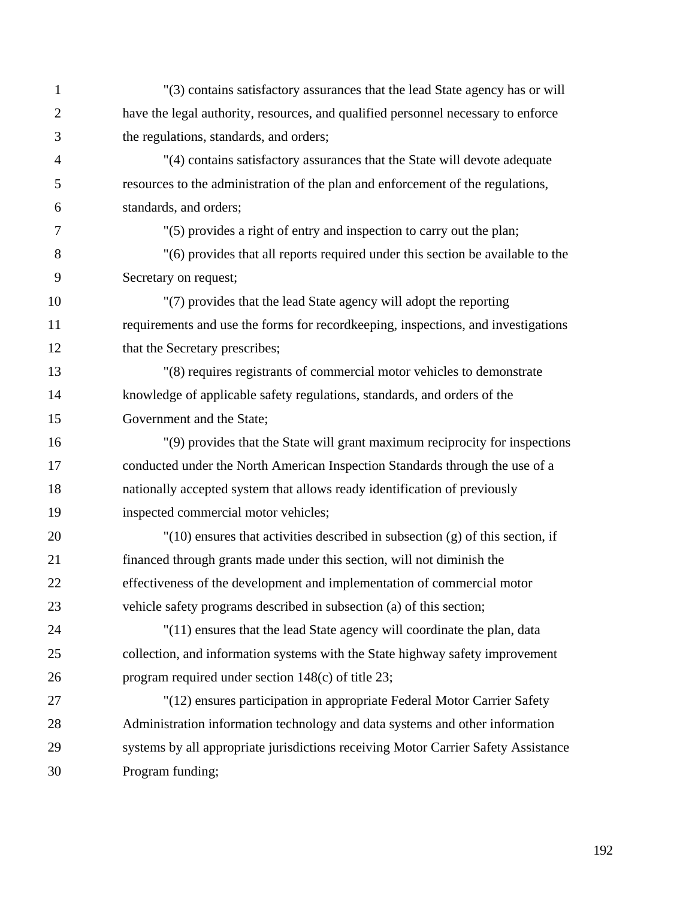"(3) contains satisfactory assurances that the lead State agency has or will have the legal authority, resources, and qualified personnel necessary to enforce the regulations, standards, and orders;

"(4) contains satisfactory assurances that the State will devote adequate resources to the administration of the plan and enforcement of the regulations, standards, and orders;

"(5) provides a right of entry and inspection to carry out the plan;

"(6) provides that all reports required under this section be available to the Secretary on request;

"(7) provides that the lead State agency will adopt the reporting requirements and use the forms for recordkeeping, inspections, and investigations that the Secretary prescribes;

"(8) requires registrants of commercial motor vehicles to demonstrate knowledge of applicable safety regulations, standards, and orders of the Government and the State;

"(9) provides that the State will grant maximum reciprocity for inspections conducted under the North American Inspection Standards through the use of a nationally accepted system that allows ready identification of previously inspected commercial motor vehicles;

"(10) ensures that activities described in subsection (g) of this section, if financed through grants made under this section, will not diminish the effectiveness of the development and implementation of commercial motor vehicle safety programs described in subsection (a) of this section;

"(11) ensures that the lead State agency will coordinate the plan, data collection, and information systems with the State highway safety improvement program required under section 148(c) of title 23;

"(12) ensures participation in appropriate Federal Motor Carrier Safety Administration information technology and data systems and other information systems by all appropriate jurisdictions receiving Motor Carrier Safety Assistance Program funding;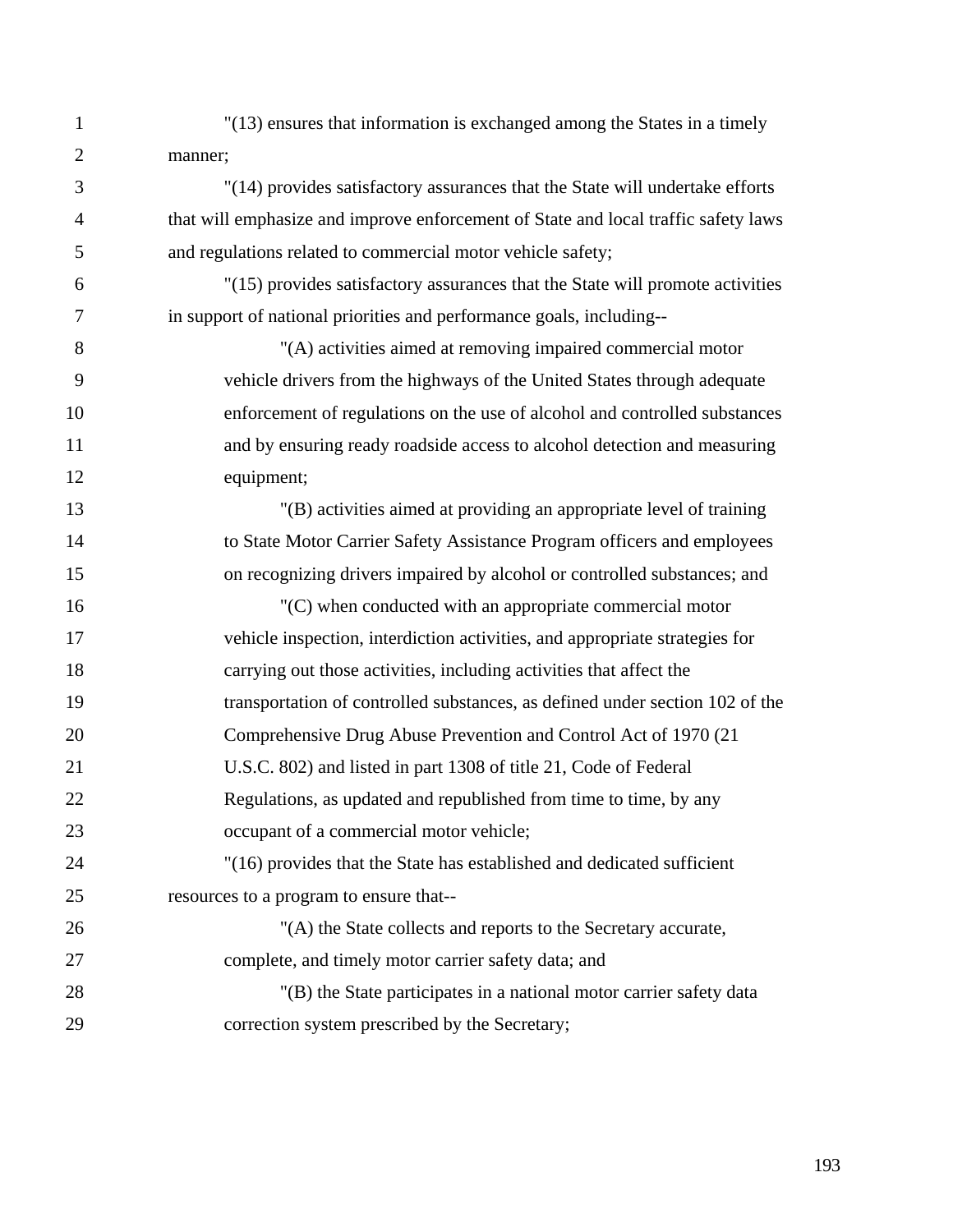"(13) ensures that information is exchanged among the States in a timely manner;

"(14) provides satisfactory assurances that the State will undertake efforts that will emphasize and improve enforcement of State and local traffic safety laws and regulations related to commercial motor vehicle safety;

"(15) provides satisfactory assurances that the State will promote activities in support of national priorities and performance goals, including--

"(A) activities aimed at removing impaired commercial motor vehicle drivers from the highways of the United States through adequate enforcement of regulations on the use of alcohol and controlled substances and by ensuring ready roadside access to alcohol detection and measuring equipment;

"(B) activities aimed at providing an appropriate level of training to State Motor Carrier Safety Assistance Program officers and employees on recognizing drivers impaired by alcohol or controlled substances; and

"(C) when conducted with an appropriate commercial motor vehicle inspection, interdiction activities, and appropriate strategies for carrying out those activities, including activities that affect the transportation of controlled substances, as defined under section 102 of the Comprehensive Drug Abuse Prevention and Control Act of 1970 (21 U.S.C. 802) and listed in part 1308 of title 21, Code of Federal Regulations, as updated and republished from time to time, by any occupant of a commercial motor vehicle;

"(16) provides that the State has established and dedicated sufficient resources to a program to ensure that--

"(A) the State collects and reports to the Secretary accurate, complete, and timely motor carrier safety data; and

"(B) the State participates in a national motor carrier safety data correction system prescribed by the Secretary;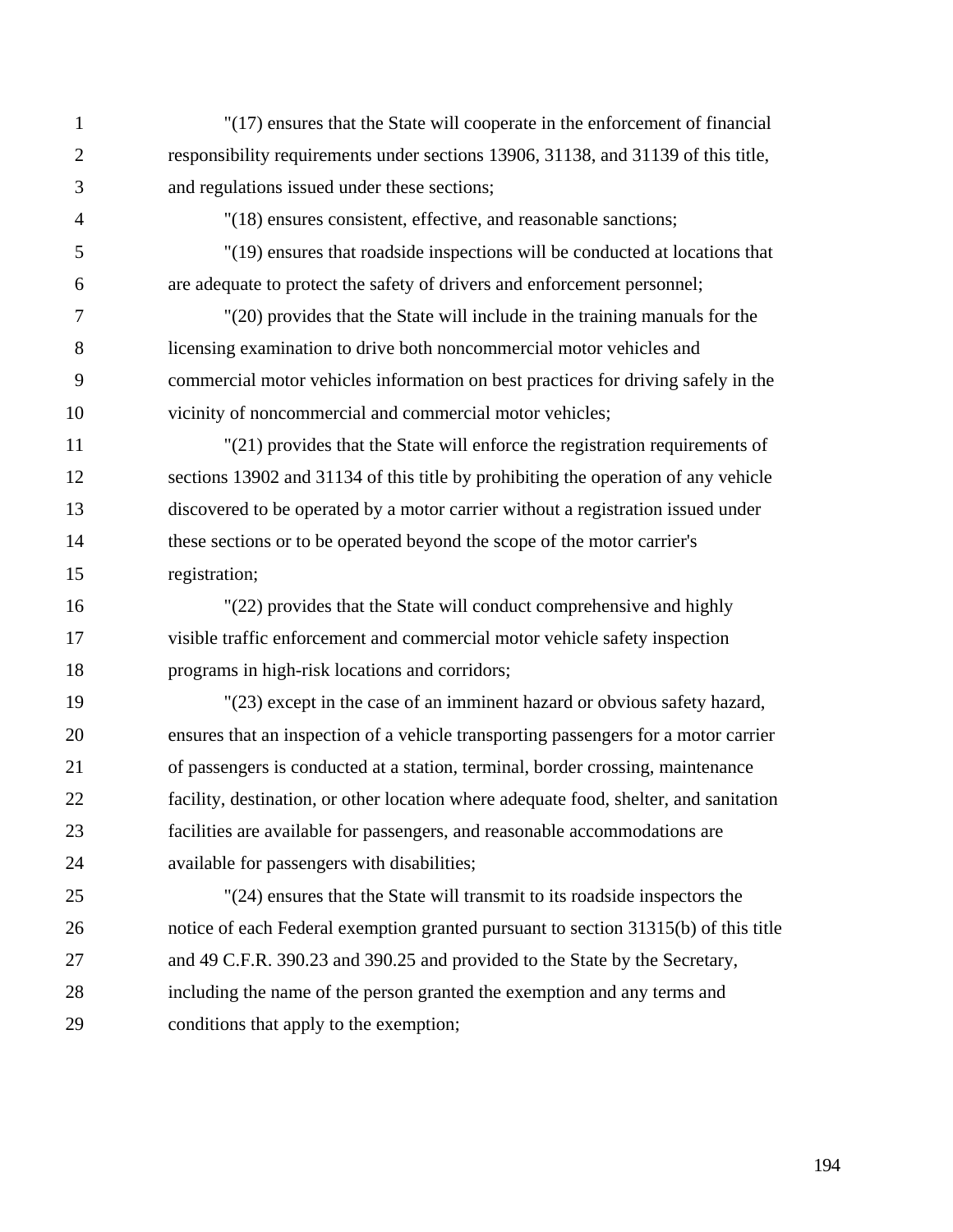"(17) ensures that the State will cooperate in the enforcement of financial responsibility requirements under sections 13906, 31138, and 31139 of this title, and regulations issued under these sections;

"(18) ensures consistent, effective, and reasonable sanctions;

"(19) ensures that roadside inspections will be conducted at locations that are adequate to protect the safety of drivers and enforcement personnel;

"(20) provides that the State will include in the training manuals for the licensing examination to drive both noncommercial motor vehicles and commercial motor vehicles information on best practices for driving safely in the vicinity of noncommercial and commercial motor vehicles;

"(21) provides that the State will enforce the registration requirements of sections 13902 and 31134 of this title by prohibiting the operation of any vehicle discovered to be operated by a motor carrier without a registration issued under these sections or to be operated beyond the scope of the motor carrier's registration;

"(22) provides that the State will conduct comprehensive and highly visible traffic enforcement and commercial motor vehicle safety inspection programs in high-risk locations and corridors;

"(23) except in the case of an imminent hazard or obvious safety hazard, ensures that an inspection of a vehicle transporting passengers for a motor carrier of passengers is conducted at a station, terminal, border crossing, maintenance facility, destination, or other location where adequate food, shelter, and sanitation facilities are available for passengers, and reasonable accommodations are available for passengers with disabilities;

"(24) ensures that the State will transmit to its roadside inspectors the notice of each Federal exemption granted pursuant to section 31315(b) of this title and 49 C.F.R. 390.23 and 390.25 and provided to the State by the Secretary, including the name of the person granted the exemption and any terms and conditions that apply to the exemption;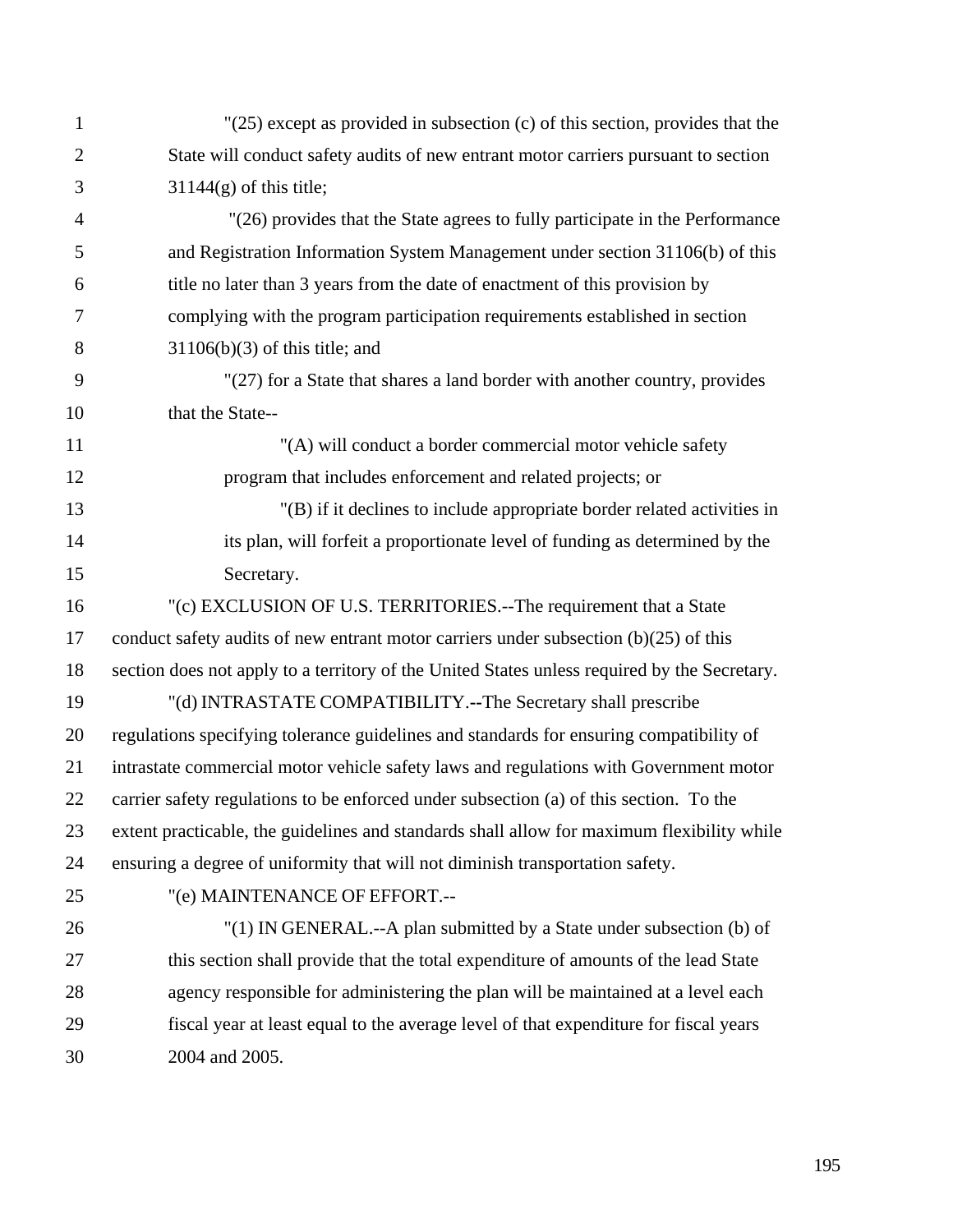"(25) except as provided in subsection (c) of this section, provides that the State will conduct safety audits of new entrant motor carriers pursuant to section 31144(g) of this title;

"(26) provides that the State agrees to fully participate in the Performance and Registration Information System Management under section 31106(b) of this title no later than 3 years from the date of enactment of this provision by complying with the program participation requirements established in section 31106(b)(3) of this title; and

"(27) for a State that shares a land border with another country, provides that the State--

"(A) will conduct a border commercial motor vehicle safety program that includes enforcement and related projects; or

"(B) if it declines to include appropriate border related activities in its plan, will forfeit a proportionate level of funding as determined by the Secretary.

"(c) EXCLUSION OF U.S. TERRITORIES.--The requirement that a State conduct safety audits of new entrant motor carriers under subsection (b)(25) of this section does not apply to a territory of the United States unless required by the Secretary.

"(d) INTRASTATE COMPATIBILITY.--The Secretary shall prescribe regulations specifying tolerance guidelines and standards for ensuring compatibility of intrastate commercial motor vehicle safety laws and regulations with Government motor carrier safety regulations to be enforced under subsection (a) of this section. To the extent practicable, the guidelines and standards shall allow for maximum flexibility while ensuring a degree of uniformity that will not diminish transportation safety.

"(e) MAINTENANCE OF EFFORT.--

"(1) IN GENERAL.--A plan submitted by a State under subsection (b) of this section shall provide that the total expenditure of amounts of the lead State agency responsible for administering the plan will be maintained at a level each fiscal year at least equal to the average level of that expenditure for fiscal years 2004 and 2005.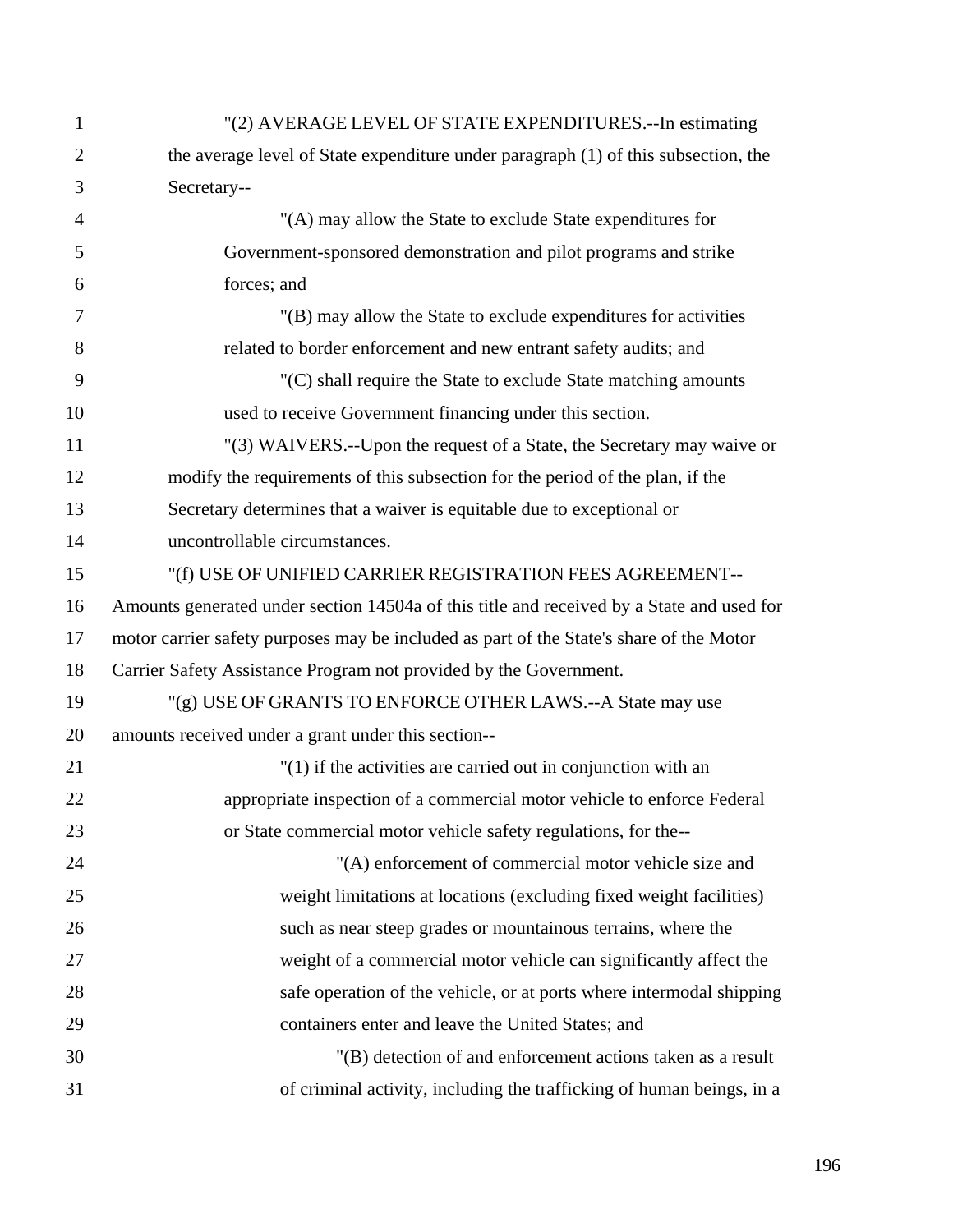"(2) AVERAGE LEVEL OF STATE EXPENDITURES.--In estimating the average level of State expenditure under paragraph (1) of this subsection, the Secretary--

"(A) may allow the State to exclude State expenditures for Government-sponsored demonstration and pilot programs and strike forces; and

"(B) may allow the State to exclude expenditures for activities related to border enforcement and new entrant safety audits; and

"(C) shall require the State to exclude State matching amounts used to receive Government financing under this section.

"(3) WAIVERS.--Upon the request of a State, the Secretary may waive or modify the requirements of this subsection for the period of the plan, if the Secretary determines that a waiver is equitable due to exceptional or uncontrollable circumstances.

"(f) USE OF UNIFIED CARRIER REGISTRATION FEES AGREEMENT-- Amounts generated under section 14504a of this title and received by a State and used for motor carrier safety purposes may be included as part of the State's share of the Motor Carrier Safety Assistance Program not provided by the Government.

"(g) USE OF GRANTS TO ENFORCE OTHER LAWS.--A State may use amounts received under a grant under this section--

"(1) if the activities are carried out in conjunction with an appropriate inspection of a commercial motor vehicle to enforce Federal or State commercial motor vehicle safety regulations, for the--

"(A) enforcement of commercial motor vehicle size and weight limitations at locations (excluding fixed weight facilities) such as near steep grades or mountainous terrains, where the weight of a commercial motor vehicle can significantly affect the safe operation of the vehicle, or at ports where intermodal shipping containers enter and leave the United States; and

"(B) detection of and enforcement actions taken as a result of criminal activity, including the trafficking of human beings, in a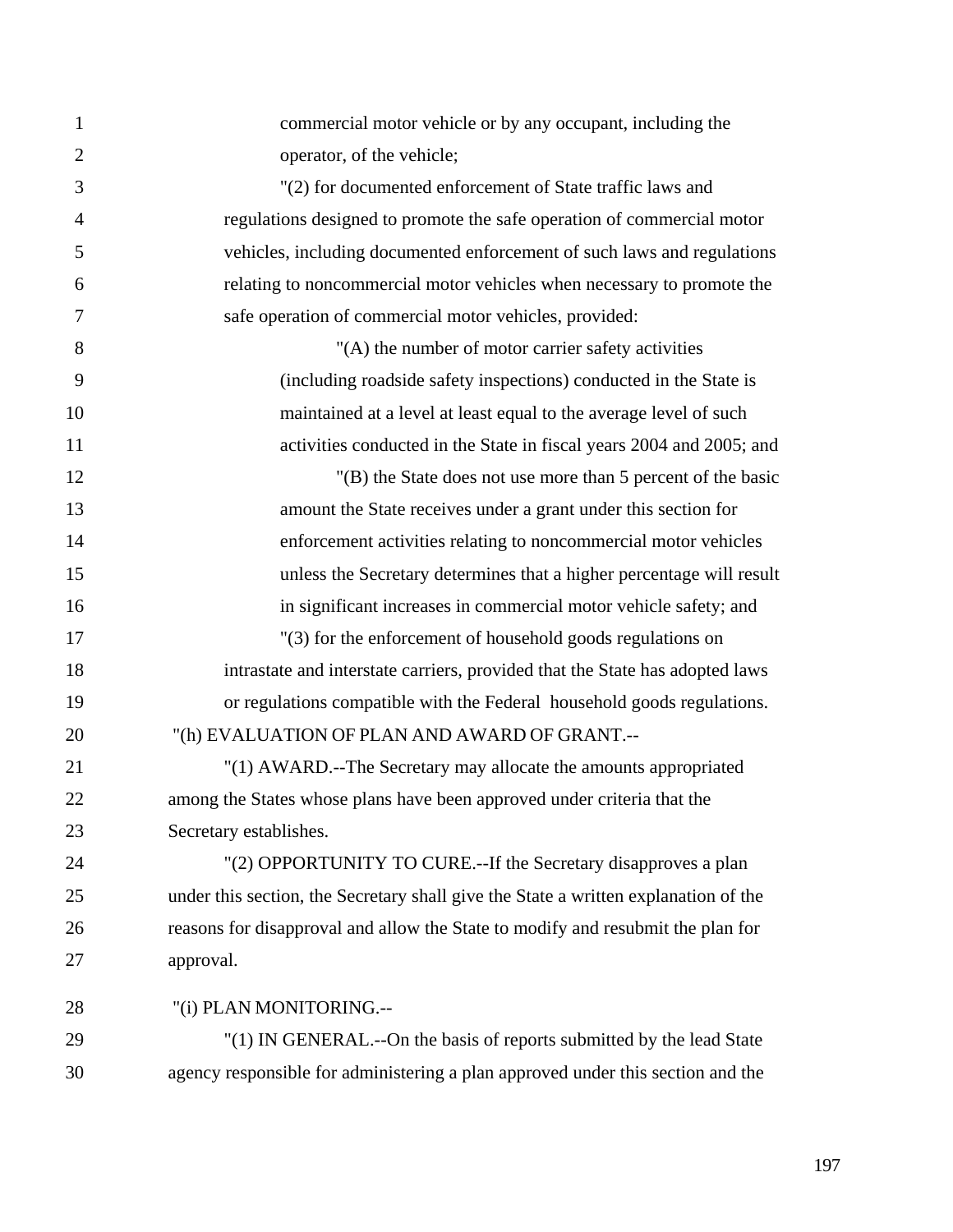commercial motor vehicle or by any occupant, including the operator, of the vehicle;

"(2) for documented enforcement of State traffic laws and regulations designed to promote the safe operation of commercial motor vehicles, including documented enforcement of such laws and regulations relating to noncommercial motor vehicles when necessary to promote the safe operation of commercial motor vehicles, provided:

"(A) the number of motor carrier safety activities (including roadside safety inspections) conducted in the State is maintained at a level at least equal to the average level of such activities conducted in the State in fiscal years 2004 and 2005; and

"(B) the State does not use more than 5 percent of the basic amount the State receives under a grant under this section for enforcement activities relating to noncommercial motor vehicles unless the Secretary determines that a higher percentage will result in significant increases in commercial motor vehicle safety; and

"(3) for the enforcement of household goods regulations on intrastate and interstate carriers, provided that the State has adopted laws or regulations compatible with the Federal household goods regulations.

"(h) EVALUATION OF PLAN AND AWARD OF GRANT.--

"(1) AWARD.--The Secretary may allocate the amounts appropriated among the States whose plans have been approved under criteria that the Secretary establishes.

"(2) OPPORTUNITY TO CURE.--If the Secretary disapproves a plan under this section, the Secretary shall give the State a written explanation of the reasons for disapproval and allow the State to modify and resubmit the plan for approval.

"(i) PLAN MONITORING.--

"(1) IN GENERAL.--On the basis of reports submitted by the lead State agency responsible for administering a plan approved under this section and the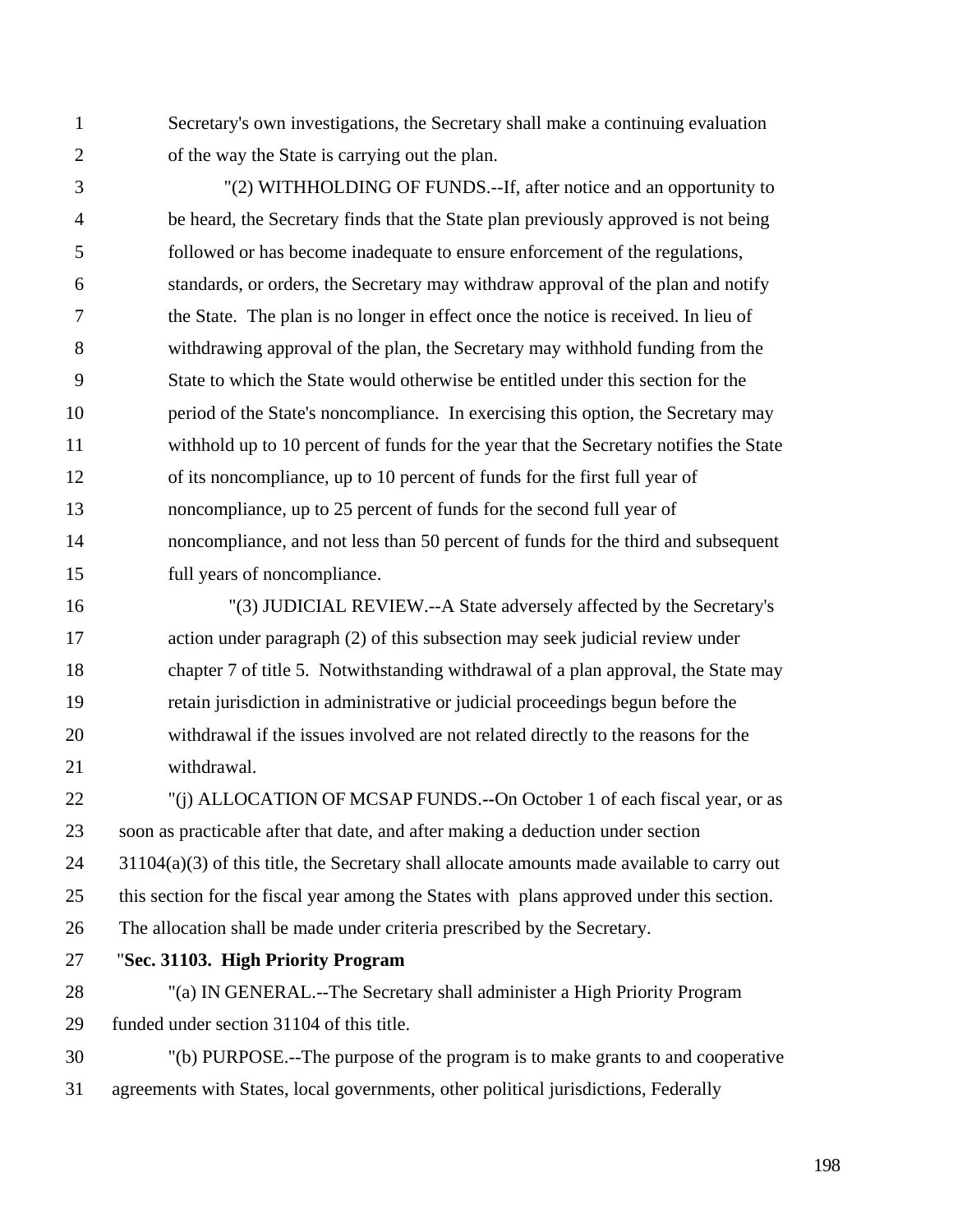Secretary's own investigations, the Secretary shall make a continuing evaluation of the way the State is carrying out the plan.

"(2) WITHHOLDING OF FUNDS.--If, after notice and an opportunity to be heard, the Secretary finds that the State plan previously approved is not being followed or has become inadequate to ensure enforcement of the regulations, standards, or orders, the Secretary may withdraw approval of the plan and notify the State. The plan is no longer in effect once the notice is received. In lieu of withdrawing approval of the plan, the Secretary may withhold funding from the State to which the State would otherwise be entitled under this section for the period of the State's noncompliance. In exercising this option, the Secretary may withhold up to 10 percent of funds for the year that the Secretary notifies the State of its noncompliance, up to 10 percent of funds for the first full year of noncompliance, up to 25 percent of funds for the second full year of noncompliance, and not less than 50 percent of funds for the third and subsequent full years of noncompliance.

"(3) JUDICIAL REVIEW.--A State adversely affected by the Secretary's action under paragraph (2) of this subsection may seek judicial review under chapter 7 of title 5. Notwithstanding withdrawal of a plan approval, the State may retain jurisdiction in administrative or judicial proceedings begun before the withdrawal if the issues involved are not related directly to the reasons for the withdrawal.

"(j) ALLOCATION OF MCSAP FUNDS.--On October 1 of each fiscal year, or as soon as practicable after that date, and after making a deduction under section 31104(a)(3) of this title, the Secretary shall allocate amounts made available to carry out this section for the fiscal year among the States with plans approved under this section. The allocation shall be made under criteria prescribed by the Secretary.

"**Sec. 31103. High Priority Program**

"(a) IN GENERAL.--The Secretary shall administer a High Priority Program funded under section 31104 of this title.

"(b) PURPOSE.--The purpose of the program is to make grants to and cooperative agreements with States, local governments, other political jurisdictions, Federally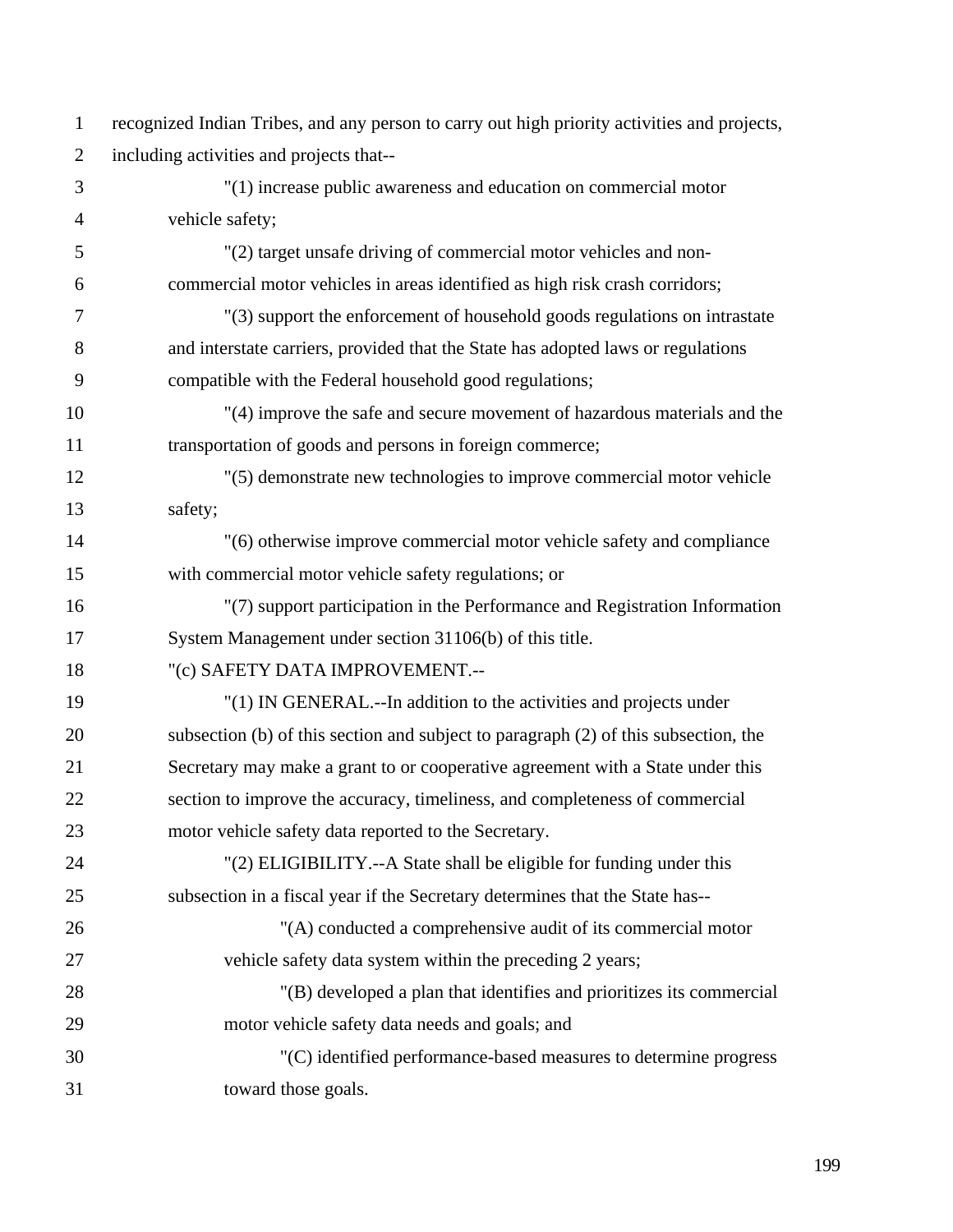recognized Indian Tribes, and any person to carry out high priority activities and projects, including activities and projects that--

"(1) increase public awareness and education on commercial motor vehicle safety;

"(2) target unsafe driving of commercial motor vehicles and non-commercial motor vehicles in areas identified as high risk crash corridors;

"(3) support the enforcement of household goods regulations on intrastate and interstate carriers, provided that the State has adopted laws or regulations compatible with the Federal household good regulations;

"(4) improve the safe and secure movement of hazardous materials and the transportation of goods and persons in foreign commerce;

"(5) demonstrate new technologies to improve commercial motor vehicle safety;

"(6) otherwise improve commercial motor vehicle safety and compliance with commercial motor vehicle safety regulations; or

"(7) support participation in the Performance and Registration Information System Management under section 31106(b) of this title.

"(c) SAFETY DATA IMPROVEMENT.--

"(1) IN GENERAL.--In addition to the activities and projects under subsection (b) of this section and subject to paragraph (2) of this subsection, the Secretary may make a grant to or cooperative agreement with a State under this section to improve the accuracy, timeliness, and completeness of commercial motor vehicle safety data reported to the Secretary.

"(2) ELIGIBILITY.--A State shall be eligible for funding under this subsection in a fiscal year if the Secretary determines that the State has--

"(A) conducted a comprehensive audit of its commercial motor vehicle safety data system within the preceding 2 years;

"(B) developed a plan that identifies and prioritizes its commercial motor vehicle safety data needs and goals; and

"(C) identified performance-based measures to determine progress toward those goals.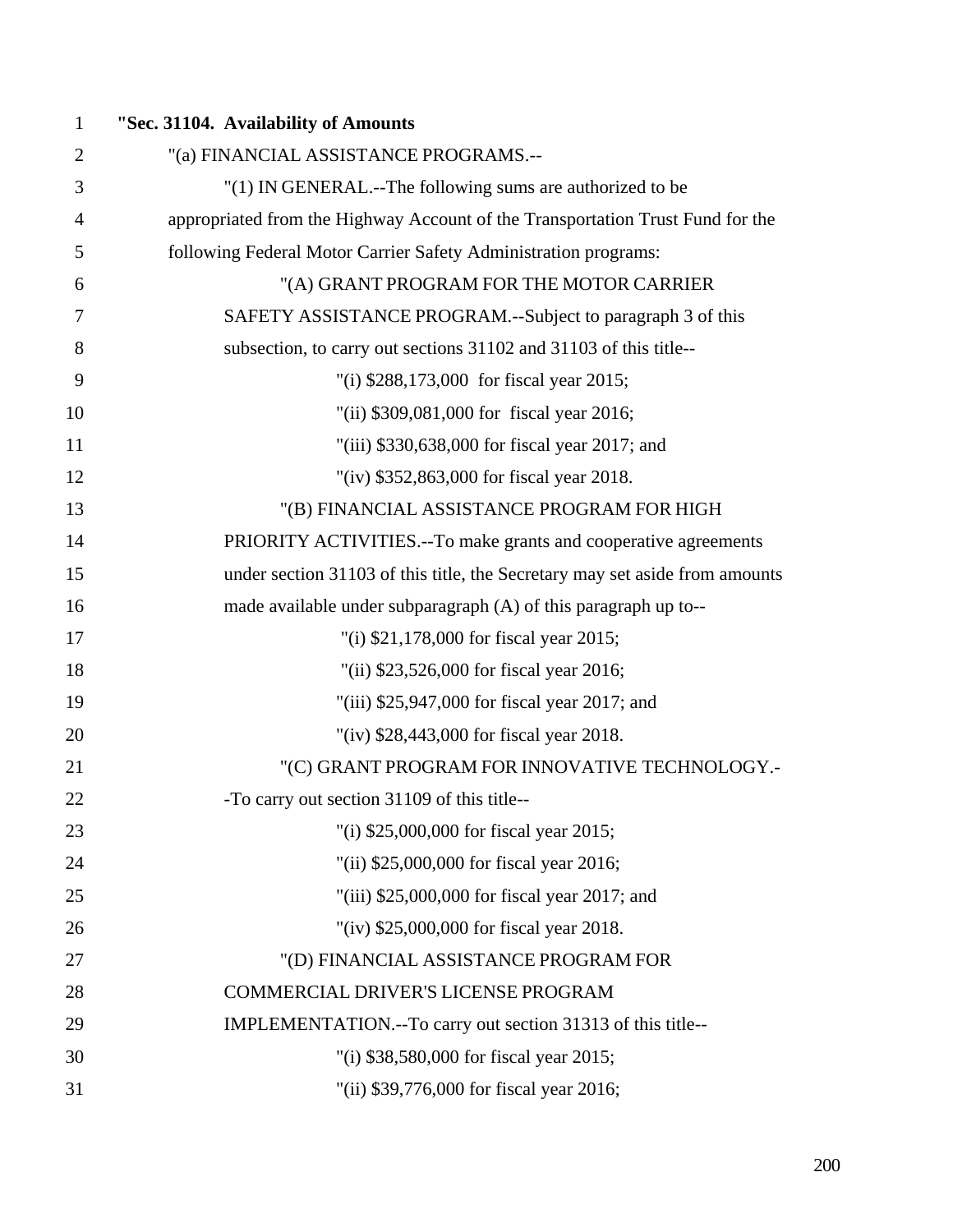**"Sec. 31104. Availability of Amounts**

"(a) FINANCIAL ASSISTANCE PROGRAMS.--

"(1) IN GENERAL.--The following sums are authorized to be appropriated from the Highway Account of the Transportation Trust Fund for the following Federal Motor Carrier Safety Administration programs:

"(A) GRANT PROGRAM FOR THE MOTOR CARRIER SAFETY ASSISTANCE PROGRAM.--Subject to paragraph 3 of this subsection, to carry out sections 31102 and 31103 of this title--

"(i) $288,173,000 for fiscal year 2015;

"(ii) $309,081,000 for fiscal year 2016;

"(iii) $330,638,000 for fiscal year 2017; and

"(iv) $352,863,000 for fiscal year 2018.

"(B) FINANCIAL ASSISTANCE PROGRAM FOR HIGH PRIORITY ACTIVITIES.--To make grants and cooperative agreements under section 31103 of this title, the Secretary may set aside from amounts made available under subparagraph (A) of this paragraph up to--

"(i) $21,178,000 for fiscal year 2015;

"(ii) $23,526,000 for fiscal year 2016;

"(iii) $25,947,000 for fiscal year 2017; and

"(iv) $28,443,000 for fiscal year 2018.

"(C) GRANT PROGRAM FOR INNOVATIVE TECHNOLOGY.--To carry out section 31109 of this title--

"(i) $25,000,000 for fiscal year 2015;

"(ii) $25,000,000 for fiscal year 2016;

"(iii) $25,000,000 for fiscal year 2017; and

"(iv) $25,000,000 for fiscal year 2018.

"(D) FINANCIAL ASSISTANCE PROGRAM FOR COMMERCIAL DRIVER'S LICENSE PROGRAM IMPLEMENTATION.--To carry out section 31313 of this title--

"(i) $38,580,000 for fiscal year 2015;

"(ii) $39,776,000 for fiscal year 2016;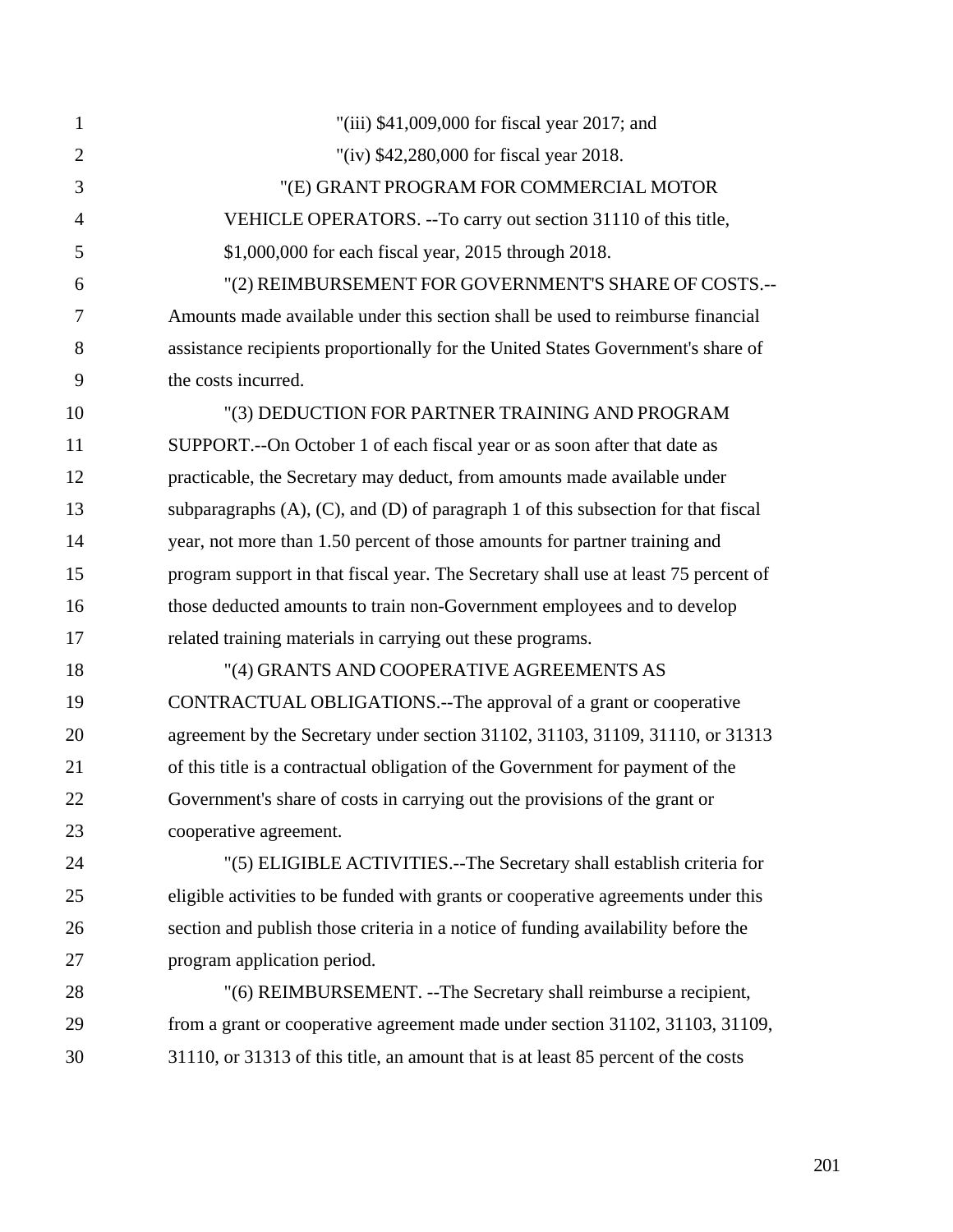"(iii) $41,009,000 for fiscal year 2017; and

"(iv) $42,280,000 for fiscal year 2018.

"(E) GRANT PROGRAM FOR COMMERCIAL MOTOR VEHICLE OPERATORS. --To carry out section 31110 of this title, $1,000,000 for each fiscal year, 2015 through 2018.

"(2) REIMBURSEMENT FOR GOVERNMENT'S SHARE OF COSTS.--Amounts made available under this section shall be used to reimburse financial assistance recipients proportionally for the United States Government's share of the costs incurred.

"(3) DEDUCTION FOR PARTNER TRAINING AND PROGRAM SUPPORT.--On October 1 of each fiscal year or as soon after that date as practicable, the Secretary may deduct, from amounts made available under subparagraphs (A), (C), and (D) of paragraph 1 of this subsection for that fiscal year, not more than 1.50 percent of those amounts for partner training and program support in that fiscal year. The Secretary shall use at least 75 percent of those deducted amounts to train non-Government employees and to develop related training materials in carrying out these programs.

"(4) GRANTS AND COOPERATIVE AGREEMENTS AS CONTRACTUAL OBLIGATIONS.--The approval of a grant or cooperative agreement by the Secretary under section 31102, 31103, 31109, 31110, or 31313 of this title is a contractual obligation of the Government for payment of the Government's share of costs in carrying out the provisions of the grant or cooperative agreement.

"(5) ELIGIBLE ACTIVITIES.--The Secretary shall establish criteria for eligible activities to be funded with grants or cooperative agreements under this section and publish those criteria in a notice of funding availability before the program application period.

"(6) REIMBURSEMENT. --The Secretary shall reimburse a recipient, from a grant or cooperative agreement made under section 31102, 31103, 31109, 31110, or 31313 of this title, an amount that is at least 85 percent of the costs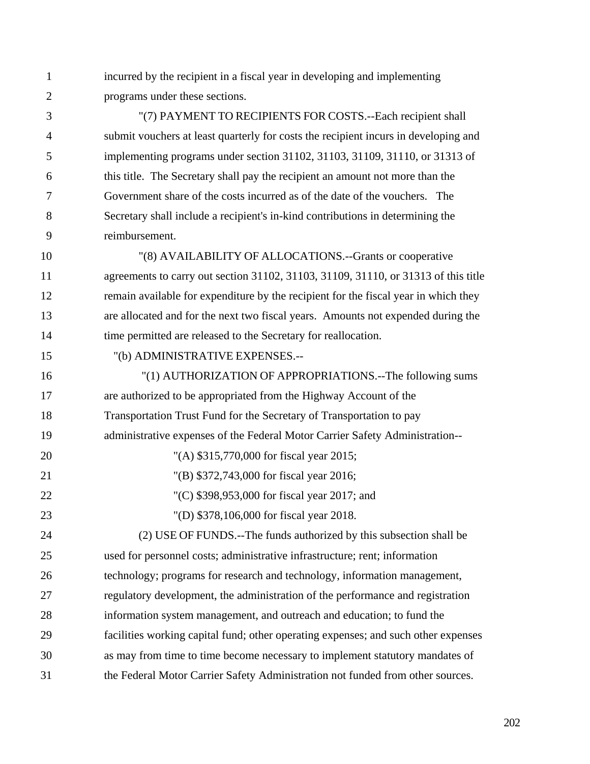incurred by the recipient in a fiscal year in developing and implementing programs under these sections.

"(7) PAYMENT TO RECIPIENTS FOR COSTS.--Each recipient shall submit vouchers at least quarterly for costs the recipient incurs in developing and implementing programs under section 31102, 31103, 31109, 31110, or 31313 of this title. The Secretary shall pay the recipient an amount not more than the Government share of the costs incurred as of the date of the vouchers. The Secretary shall include a recipient's in-kind contributions in determining the reimbursement.

"(8) AVAILABILITY OF ALLOCATIONS.--Grants or cooperative agreements to carry out section 31102, 31103, 31109, 31110, or 31313 of this title remain available for expenditure by the recipient for the fiscal year in which they are allocated and for the next two fiscal years. Amounts not expended during the time permitted are released to the Secretary for reallocation.

"(b) ADMINISTRATIVE EXPENSES.--

"(1) AUTHORIZATION OF APPROPRIATIONS.--The following sums are authorized to be appropriated from the Highway Account of the Transportation Trust Fund for the Secretary of Transportation to pay administrative expenses of the Federal Motor Carrier Safety Administration--

"(A) $315,770,000 for fiscal year 2015;

"(B) $372,743,000 for fiscal year 2016;

"(C) $398,953,000 for fiscal year 2017; and

"(D) $378,106,000 for fiscal year 2018.

(2) USE OF FUNDS.--The funds authorized by this subsection shall be used for personnel costs; administrative infrastructure; rent; information technology; programs for research and technology, information management, regulatory development, the administration of the performance and registration information system management, and outreach and education; to fund the facilities working capital fund; other operating expenses; and such other expenses as may from time to time become necessary to implement statutory mandates of the Federal Motor Carrier Safety Administration not funded from other sources.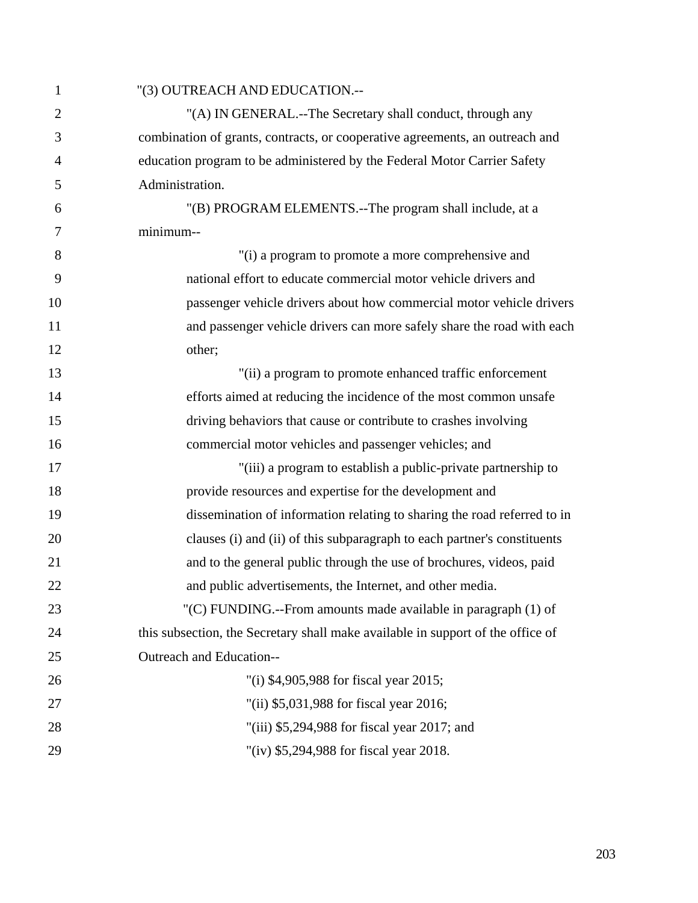"(3) OUTREACH AND EDUCATION.--

"(A) IN GENERAL.--The Secretary shall conduct, through any combination of grants, contracts, or cooperative agreements, an outreach and education program to be administered by the Federal Motor Carrier Safety Administration.

"(B) PROGRAM ELEMENTS.--The program shall include, at a minimum--

"(i) a program to promote a more comprehensive and national effort to educate commercial motor vehicle drivers and passenger vehicle drivers about how commercial motor vehicle drivers and passenger vehicle drivers can more safely share the road with each other;

"(ii) a program to promote enhanced traffic enforcement efforts aimed at reducing the incidence of the most common unsafe driving behaviors that cause or contribute to crashes involving commercial motor vehicles and passenger vehicles; and

"(iii) a program to establish a public-private partnership to provide resources and expertise for the development and dissemination of information relating to sharing the road referred to in clauses (i) and (ii) of this subparagraph to each partner's constituents and to the general public through the use of brochures, videos, paid and public advertisements, the Internet, and other media.

"(C) FUNDING.--From amounts made available in paragraph (1) of this subsection, the Secretary shall make available in support of the office of Outreach and Education--

"(i) $4,905,988 for fiscal year 2015;

"(ii) $5,031,988 for fiscal year 2016;

"(iii) $5,294,988 for fiscal year 2017; and

"(iv) $5,294,988 for fiscal year 2018.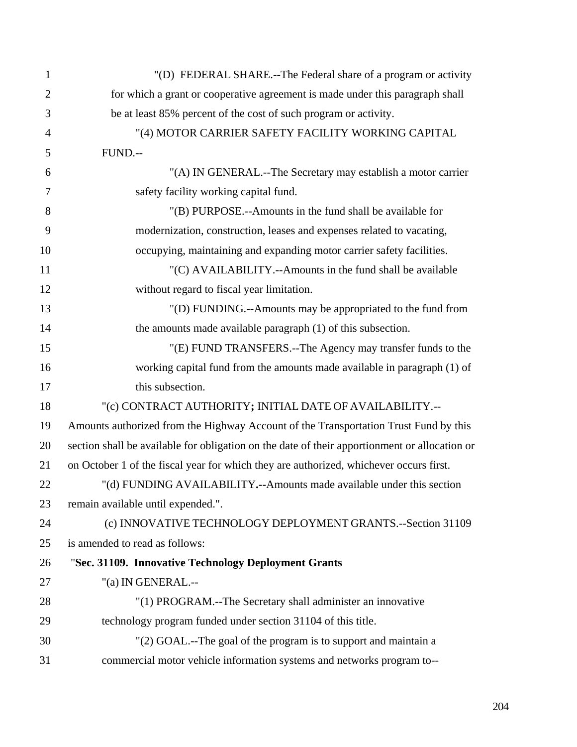"(D) FEDERAL SHARE.--The Federal share of a program or activity for which a grant or cooperative agreement is made under this paragraph shall be at least 85% percent of the cost of such program or activity.

"(4) MOTOR CARRIER SAFETY FACILITY WORKING CAPITAL FUND.--

"(A) IN GENERAL.--The Secretary may establish a motor carrier safety facility working capital fund.

"(B) PURPOSE.--Amounts in the fund shall be available for modernization, construction, leases and expenses related to vacating, occupying, maintaining and expanding motor carrier safety facilities.

"(C) AVAILABILITY.--Amounts in the fund shall be available without regard to fiscal year limitation.

"(D) FUNDING.--Amounts may be appropriated to the fund from the amounts made available paragraph (1) of this subsection.

"(E) FUND TRANSFERS.--The Agency may transfer funds to the working capital fund from the amounts made available in paragraph (1) of this subsection.

"(c) CONTRACT AUTHORITY**;** INITIAL DATE OF AVAILABILITY.--Amounts authorized from the Highway Account of the Transportation Trust Fund by this section shall be available for obligation on the date of their apportionment or allocation or on October 1 of the fiscal year for which they are authorized, whichever occurs first.

"(d) FUNDING AVAILABILITY**.--**Amounts made available under this section remain available until expended.".

(c) INNOVATIVE TECHNOLOGY DEPLOYMENT GRANTS.--Section 31109 is amended to read as follows:

"**Sec. 31109. Innovative Technology Deployment Grants**

"(a) IN GENERAL.--

"(1) PROGRAM.--The Secretary shall administer an innovative technology program funded under section 31104 of this title.

"(2) GOAL.--The goal of the program is to support and maintain a commercial motor vehicle information systems and networks program to--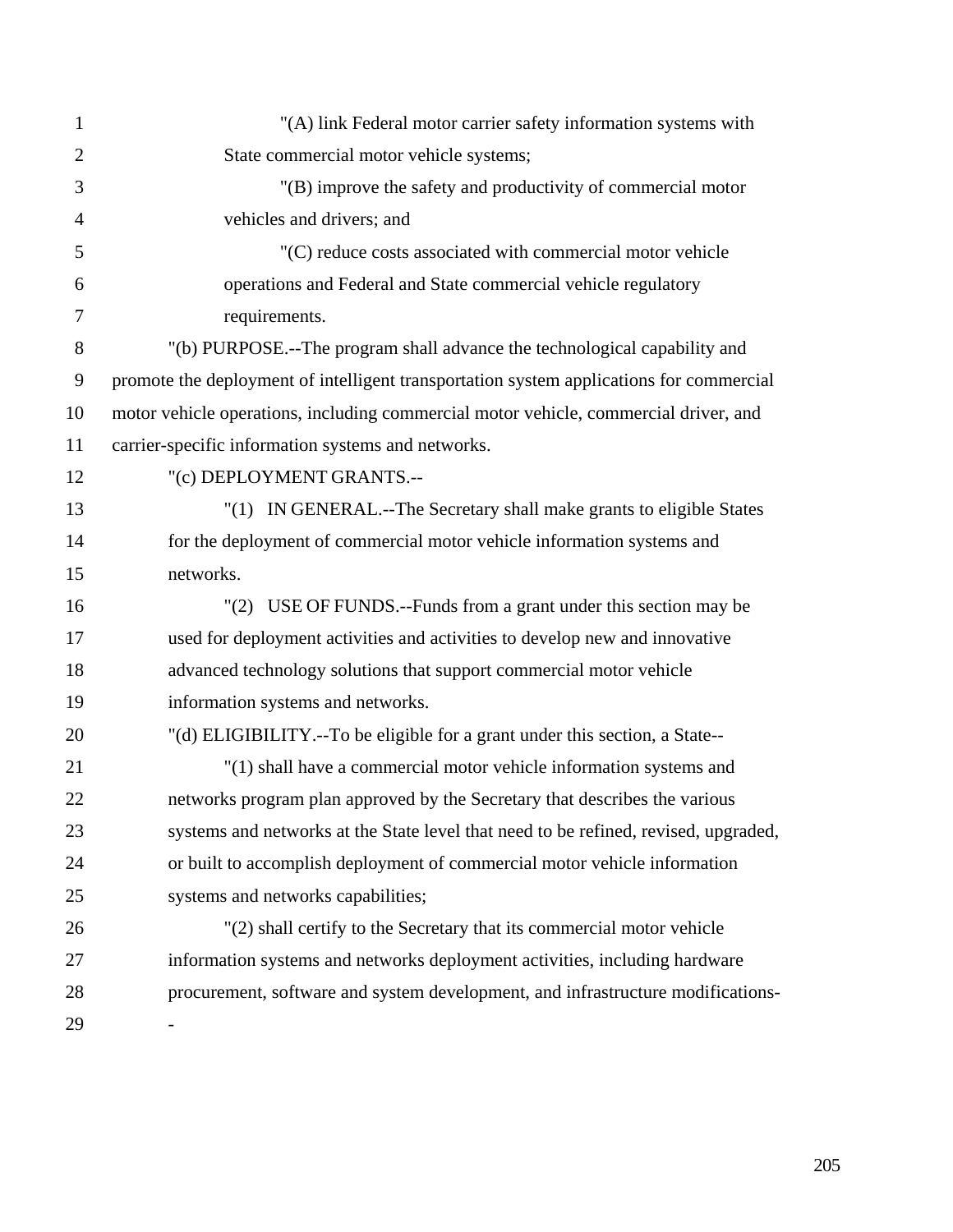"(A) link Federal motor carrier safety information systems with State commercial motor vehicle systems;

"(B) improve the safety and productivity of commercial motor vehicles and drivers; and

"(C) reduce costs associated with commercial motor vehicle operations and Federal and State commercial vehicle regulatory requirements.

"(b) PURPOSE.--The program shall advance the technological capability and promote the deployment of intelligent transportation system applications for commercial motor vehicle operations, including commercial motor vehicle, commercial driver, and carrier-specific information systems and networks.

"(c) DEPLOYMENT GRANTS.--

"(1) IN GENERAL.--The Secretary shall make grants to eligible States for the deployment of commercial motor vehicle information systems and networks.

"(2) USE OF FUNDS.--Funds from a grant under this section may be used for deployment activities and activities to develop new and innovative advanced technology solutions that support commercial motor vehicle information systems and networks.

"(d) ELIGIBILITY.--To be eligible for a grant under this section, a State--

"(1) shall have a commercial motor vehicle information systems and networks program plan approved by the Secretary that describes the various systems and networks at the State level that need to be refined, revised, upgraded, or built to accomplish deployment of commercial motor vehicle information systems and networks capabilities;

"(2) shall certify to the Secretary that its commercial motor vehicle information systems and networks deployment activities, including hardware procurement, software and system development, and infrastructure modifications--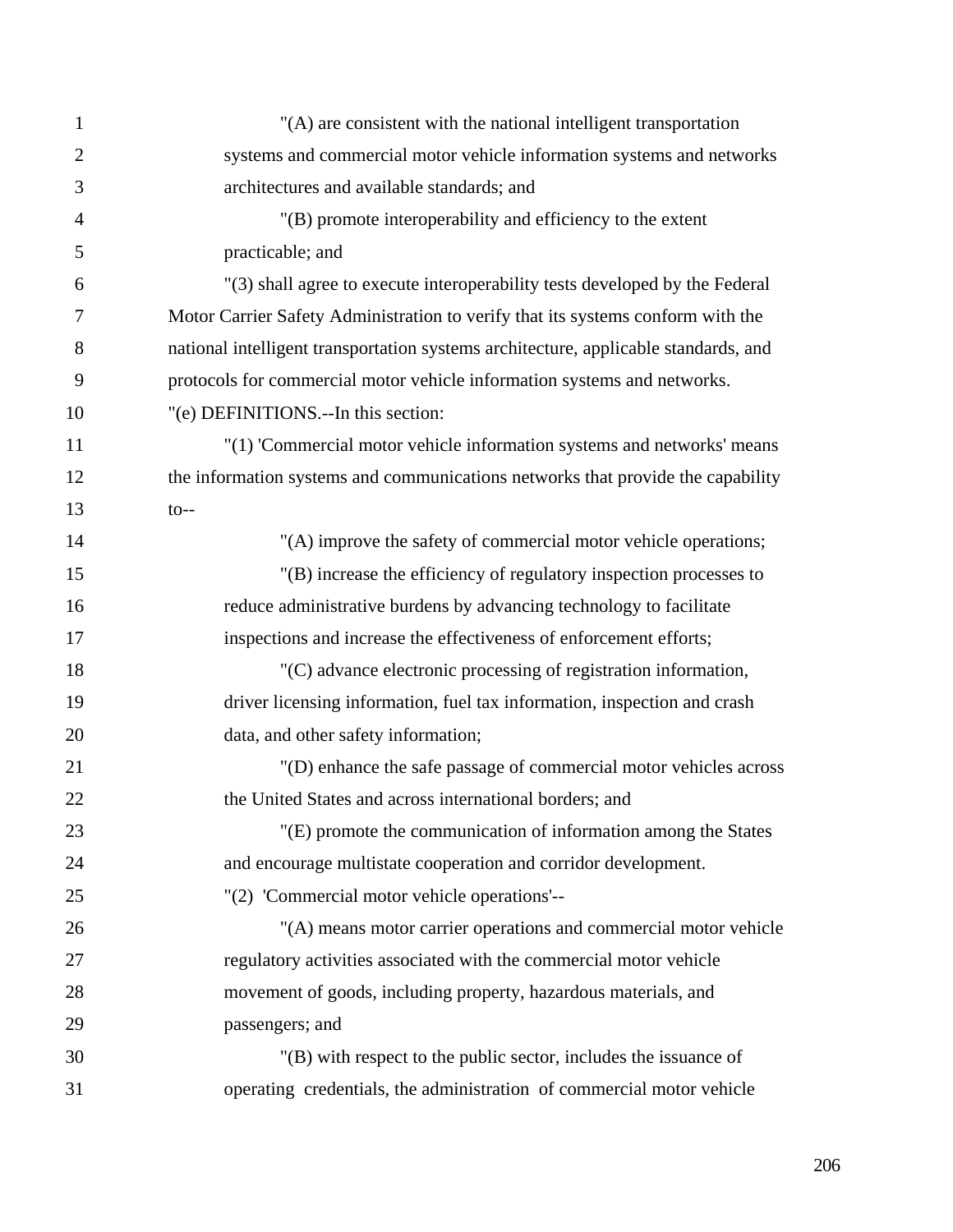"(A) are consistent with the national intelligent transportation systems and commercial motor vehicle information systems and networks architectures and available standards; and

"(B) promote interoperability and efficiency to the extent practicable; and

"(3) shall agree to execute interoperability tests developed by the Federal Motor Carrier Safety Administration to verify that its systems conform with the national intelligent transportation systems architecture, applicable standards, and protocols for commercial motor vehicle information systems and networks.

"(e) DEFINITIONS.--In this section:

"(1) 'Commercial motor vehicle information systems and networks' means the information systems and communications networks that provide the capability to--

"(A) improve the safety of commercial motor vehicle operations;

"(B) increase the efficiency of regulatory inspection processes to reduce administrative burdens by advancing technology to facilitate inspections and increase the effectiveness of enforcement efforts;

"(C) advance electronic processing of registration information, driver licensing information, fuel tax information, inspection and crash data, and other safety information;

"(D) enhance the safe passage of commercial motor vehicles across the United States and across international borders; and

"(E) promote the communication of information among the States and encourage multistate cooperation and corridor development.

"(2) 'Commercial motor vehicle operations'--

"(A) means motor carrier operations and commercial motor vehicle regulatory activities associated with the commercial motor vehicle movement of goods, including property, hazardous materials, and passengers; and

"(B) with respect to the public sector, includes the issuance of operating credentials, the administration of commercial motor vehicle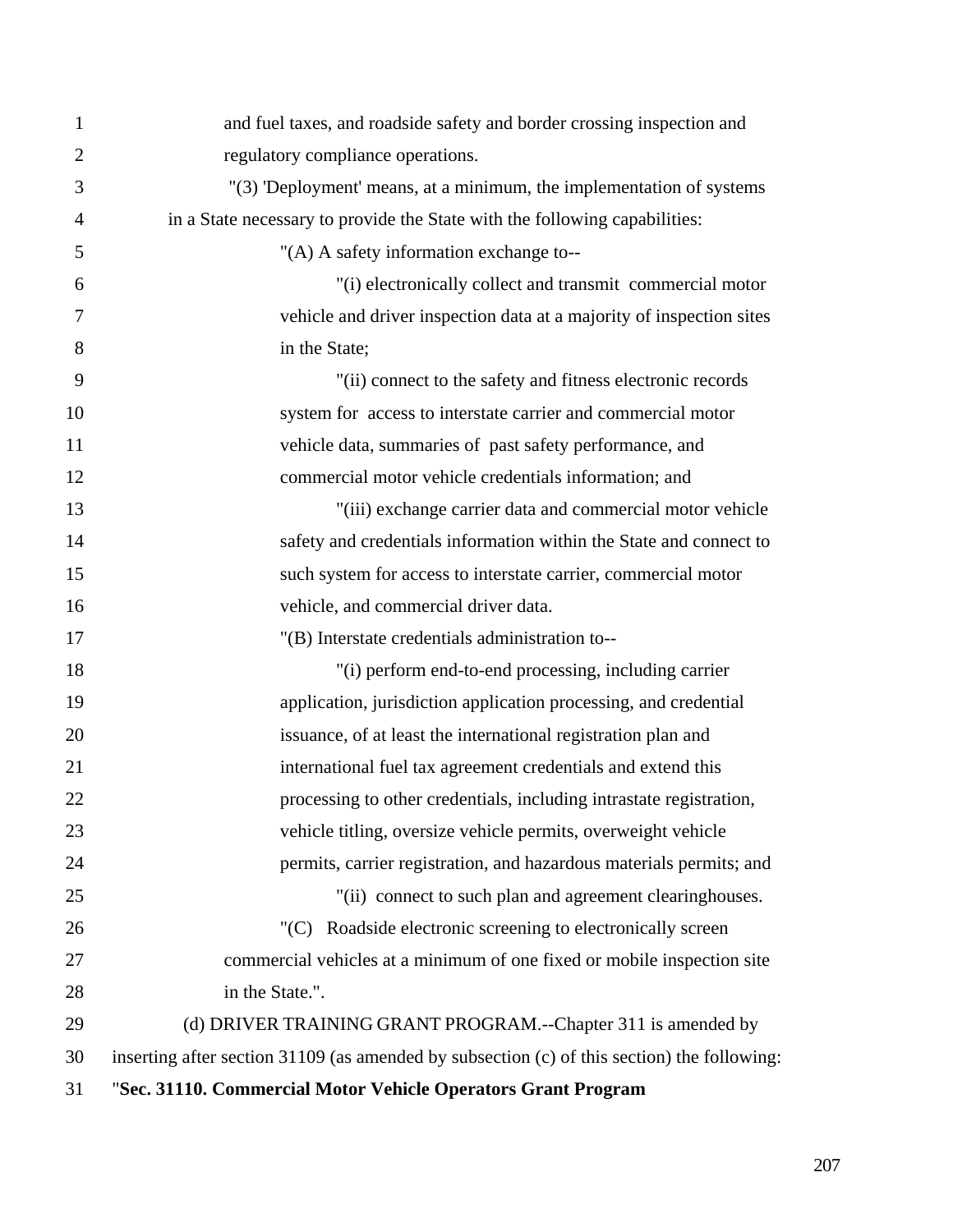and fuel taxes, and roadside safety and border crossing inspection and regulatory compliance operations.

"(3) 'Deployment' means, at a minimum, the implementation of systems in a State necessary to provide the State with the following capabilities:

"(A) A safety information exchange to--

"(i) electronically collect and transmit commercial motor vehicle and driver inspection data at a majority of inspection sites in the State;

"(ii) connect to the safety and fitness electronic records system for access to interstate carrier and commercial motor vehicle data, summaries of past safety performance, and commercial motor vehicle credentials information; and

"(iii) exchange carrier data and commercial motor vehicle safety and credentials information within the State and connect to such system for access to interstate carrier, commercial motor vehicle, and commercial driver data.

"(B) Interstate credentials administration to--

"(i) perform end-to-end processing, including carrier application, jurisdiction application processing, and credential issuance, of at least the international registration plan and international fuel tax agreement credentials and extend this processing to other credentials, including intrastate registration, vehicle titling, oversize vehicle permits, overweight vehicle permits, carrier registration, and hazardous materials permits; and

"(ii) connect to such plan and agreement clearinghouses.

"(C) Roadside electronic screening to electronically screen commercial vehicles at a minimum of one fixed or mobile inspection site in the State.".

(d) DRIVER TRAINING GRANT PROGRAM.--Chapter 311 is amended by inserting after section 31109 (as amended by subsection (c) of this section) the following:

"**Sec. 31110. Commercial Motor Vehicle Operators Grant Program**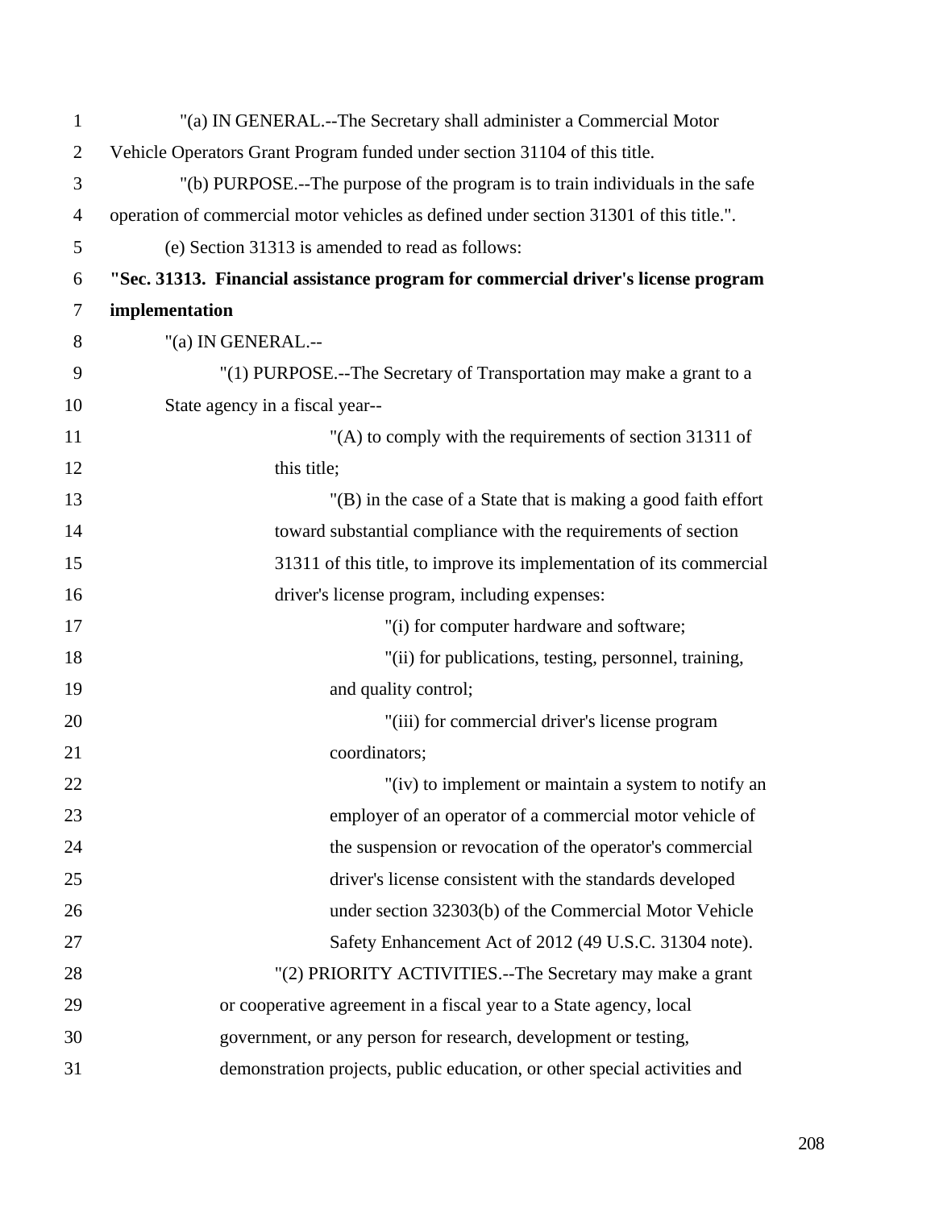"(a) IN GENERAL.--The Secretary shall administer a Commercial Motor Vehicle Operators Grant Program funded under section 31104 of this title.

"(b) PURPOSE.--The purpose of the program is to train individuals in the safe operation of commercial motor vehicles as defined under section 31301 of this title.".

(e) Section 31313 is amended to read as follows:

**"Sec. 31313. Financial assistance program for commercial driver's license program implementation**

"(a) IN GENERAL.--

"(1) PURPOSE.--The Secretary of Transportation may make a grant to a State agency in a fiscal year--

"(A) to comply with the requirements of section 31311 of this title;

"(B) in the case of a State that is making a good faith effort toward substantial compliance with the requirements of section 31311 of this title, to improve its implementation of its commercial driver's license program, including expenses:

"(i) for computer hardware and software;

"(ii) for publications, testing, personnel, training, and quality control;

"(iii) for commercial driver's license program coordinators;

"(iv) to implement or maintain a system to notify an employer of an operator of a commercial motor vehicle of the suspension or revocation of the operator's commercial driver's license consistent with the standards developed under section 32303(b) of the Commercial Motor Vehicle Safety Enhancement Act of 2012 (49 U.S.C. 31304 note).

"(2) PRIORITY ACTIVITIES.--The Secretary may make a grant or cooperative agreement in a fiscal year to a State agency, local government, or any person for research, development or testing, demonstration projects, public education, or other special activities and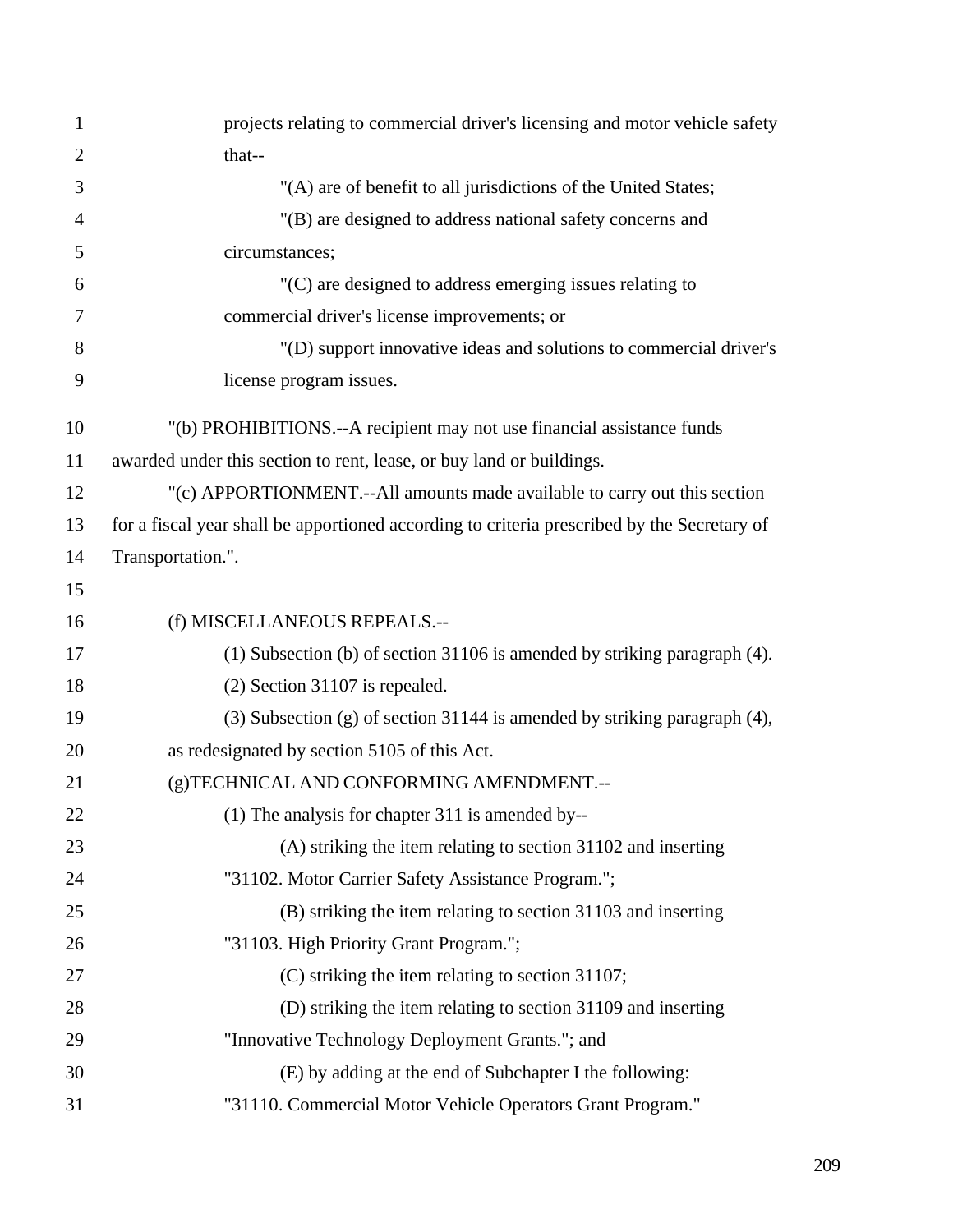projects relating to commercial driver's licensing and motor vehicle safety that--

"(A) are of benefit to all jurisdictions of the United States;

"(B) are designed to address national safety concerns and circumstances;

"(C) are designed to address emerging issues relating to commercial driver's license improvements; or

"(D) support innovative ideas and solutions to commercial driver's license program issues.

"(b) PROHIBITIONS.--A recipient may not use financial assistance funds awarded under this section to rent, lease, or buy land or buildings.

"(c) APPORTIONMENT.--All amounts made available to carry out this section for a fiscal year shall be apportioned according to criteria prescribed by the Secretary of Transportation.".

(f) MISCELLANEOUS REPEALS.--

(1) Subsection (b) of section 31106 is amended by striking paragraph (4).

(2) Section 31107 is repealed.

(3) Subsection (g) of section 31144 is amended by striking paragraph (4), as redesignated by section 5105 of this Act.

(g)TECHNICAL AND CONFORMING AMENDMENT.--

(1) The analysis for chapter 311 is amended by--

(A) striking the item relating to section 31102 and inserting "31102. Motor Carrier Safety Assistance Program.";

(B) striking the item relating to section 31103 and inserting "31103. High Priority Grant Program.";

(C) striking the item relating to section 31107;

(D) striking the item relating to section 31109 and inserting "Innovative Technology Deployment Grants."; and

(E) by adding at the end of Subchapter I the following: "31110. Commercial Motor Vehicle Operators Grant Program."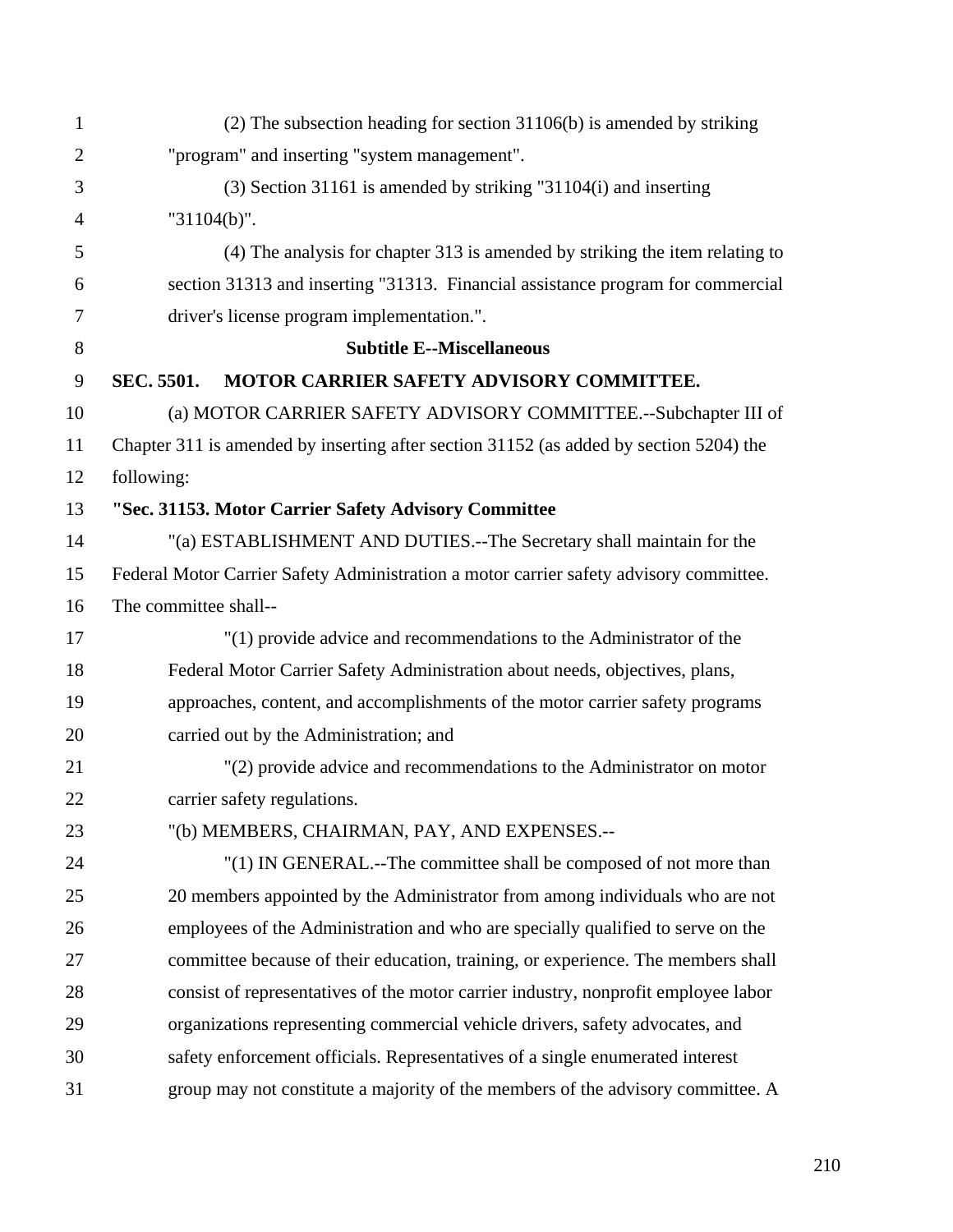(2) The subsection heading for section 31106(b) is amended by striking "program" and inserting "system management".

(3) Section 31161 is amended by striking "31104(i) and inserting "31104(b)".

(4) The analysis for chapter 313 is amended by striking the item relating to section 31313 and inserting "31313. Financial assistance program for commercial driver's license program implementation.".

## Subtitle E--Miscellaneous

**SEC. 5501. MOTOR CARRIER SAFETY ADVISORY COMMITTEE.**

(a) MOTOR CARRIER SAFETY ADVISORY COMMITTEE.--Subchapter III of Chapter 311 is amended by inserting after section 31152 (as added by section 5204) the following:

**"Sec. 31153. Motor Carrier Safety Advisory Committee**

"(a) ESTABLISHMENT AND DUTIES.--The Secretary shall maintain for the Federal Motor Carrier Safety Administration a motor carrier safety advisory committee. The committee shall--

"(1) provide advice and recommendations to the Administrator of the Federal Motor Carrier Safety Administration about needs, objectives, plans, approaches, content, and accomplishments of the motor carrier safety programs carried out by the Administration; and

"(2) provide advice and recommendations to the Administrator on motor carrier safety regulations.

"(b) MEMBERS, CHAIRMAN, PAY, AND EXPENSES.--

"(1) IN GENERAL.--The committee shall be composed of not more than 20 members appointed by the Administrator from among individuals who are not employees of the Administration and who are specially qualified to serve on the committee because of their education, training, or experience. The members shall consist of representatives of the motor carrier industry, nonprofit employee labor organizations representing commercial vehicle drivers, safety advocates, and safety enforcement officials. Representatives of a single enumerated interest group may not constitute a majority of the members of the advisory committee. A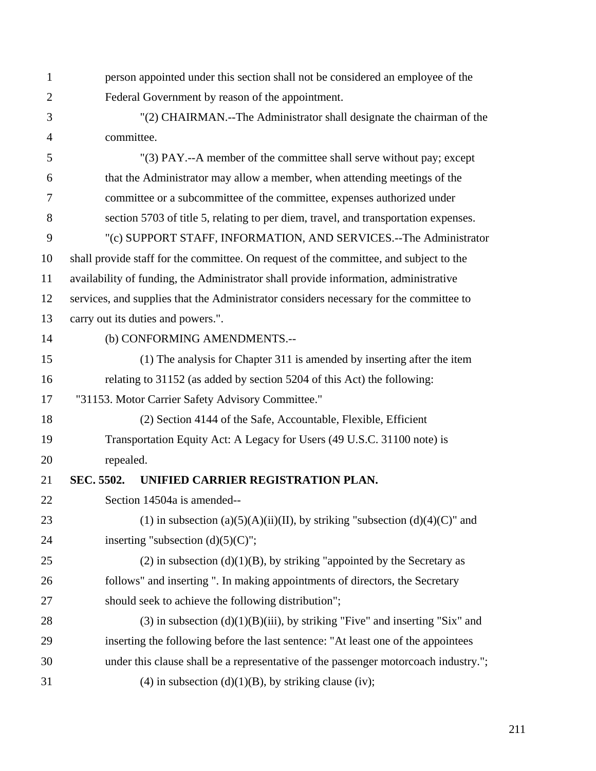person appointed under this section shall not be considered an employee of the Federal Government by reason of the appointment.

"(2) CHAIRMAN.--The Administrator shall designate the chairman of the committee.

"(3) PAY.--A member of the committee shall serve without pay; except that the Administrator may allow a member, when attending meetings of the committee or a subcommittee of the committee, expenses authorized under section 5703 of title 5, relating to per diem, travel, and transportation expenses.

"(c) SUPPORT STAFF, INFORMATION, AND SERVICES.--The Administrator shall provide staff for the committee. On request of the committee, and subject to the availability of funding, the Administrator shall provide information, administrative services, and supplies that the Administrator considers necessary for the committee to carry out its duties and powers.".

(b) CONFORMING AMENDMENTS.--

(1) The analysis for Chapter 311 is amended by inserting after the item relating to 31152 (as added by section 5204 of this Act) the following:

"31153. Motor Carrier Safety Advisory Committee."

(2) Section 4144 of the Safe, Accountable, Flexible, Efficient Transportation Equity Act: A Legacy for Users (49 U.S.C. 31100 note) is repealed.

**SEC. 5502. UNIFIED CARRIER REGISTRATION PLAN.**

Section 14504a is amended--

(1) in subsection (a)(5)(A)(ii)(II), by striking "subsection (d)(4)(C)" and inserting "subsection (d)(5)(C)";

(2) in subsection (d)(1)(B), by striking "appointed by the Secretary as follows" and inserting ". In making appointments of directors, the Secretary should seek to achieve the following distribution";

(3) in subsection (d)(1)(B)(iii), by striking "Five" and inserting "Six" and inserting the following before the last sentence: "At least one of the appointees under this clause shall be a representative of the passenger motorcoach industry.";

(4) in subsection (d)(1)(B), by striking clause (iv);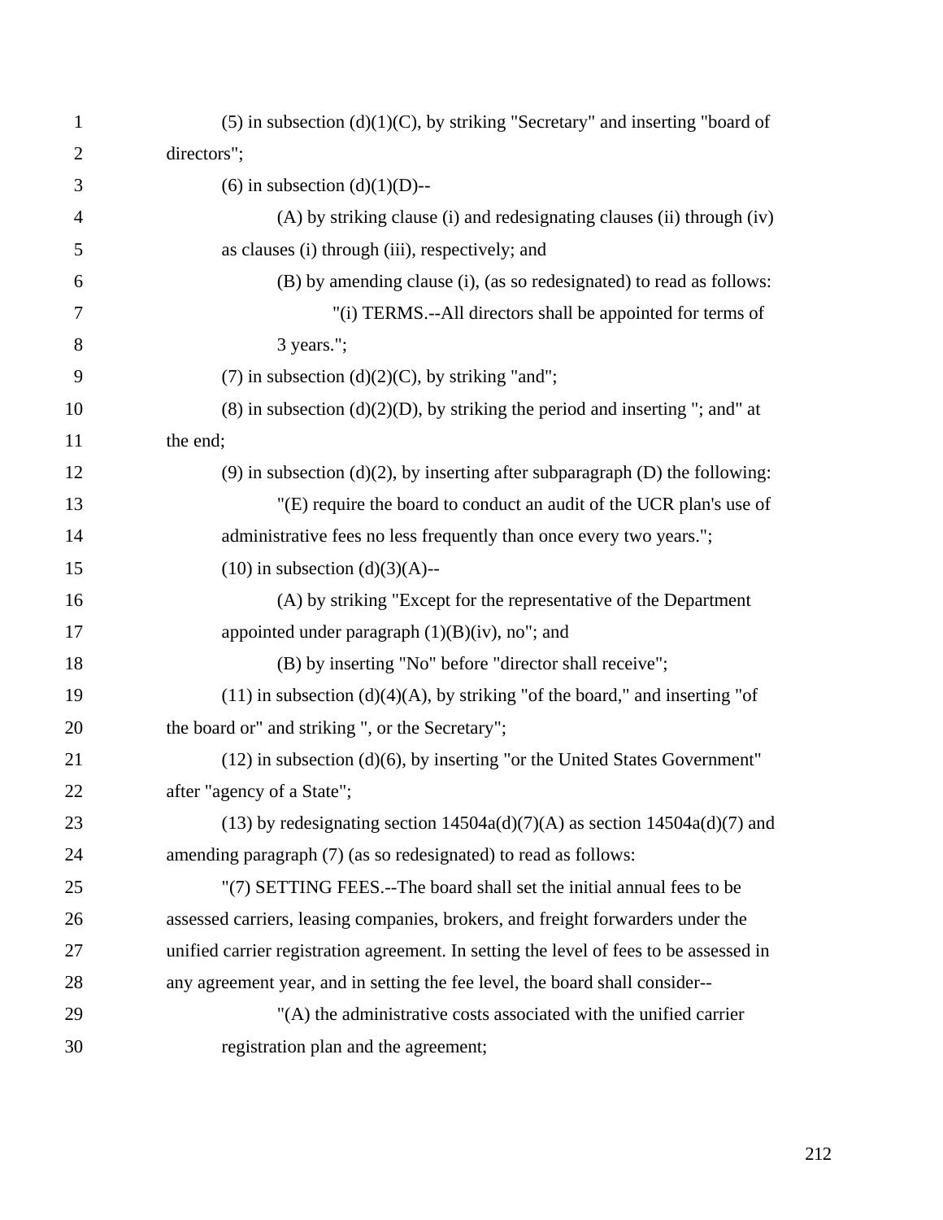(5) in subsection (d)(1)(C), by striking "Secretary" and inserting "board of directors";

(6) in subsection (d)(1)(D)--

(A) by striking clause (i) and redesignating clauses (ii) through (iv) as clauses (i) through (iii), respectively; and

(B) by amending clause (i), (as so redesignated) to read as follows:

"(i) TERMS.--All directors shall be appointed for terms of 3 years.";

(7) in subsection (d)(2)(C), by striking "and";

(8) in subsection (d)(2)(D), by striking the period and inserting "; and" at the end;

(9) in subsection (d)(2), by inserting after subparagraph (D) the following:

"(E) require the board to conduct an audit of the UCR plan's use of administrative fees no less frequently than once every two years.";

(10) in subsection (d)(3)(A)--

(A) by striking "Except for the representative of the Department appointed under paragraph (1)(B)(iv), no"; and

(B) by inserting "No" before "director shall receive";

(11) in subsection (d)(4)(A), by striking "of the board," and inserting "of the board or" and striking ", or the Secretary";

(12) in subsection (d)(6), by inserting "or the United States Government" after "agency of a State";

(13) by redesignating section 14504a(d)(7)(A) as section 14504a(d)(7) and amending paragraph (7) (as so redesignated) to read as follows:

"(7) SETTING FEES.--The board shall set the initial annual fees to be assessed carriers, leasing companies, brokers, and freight forwarders under the unified carrier registration agreement. In setting the level of fees to be assessed in any agreement year, and in setting the fee level, the board shall consider--

"(A) the administrative costs associated with the unified carrier registration plan and the agreement;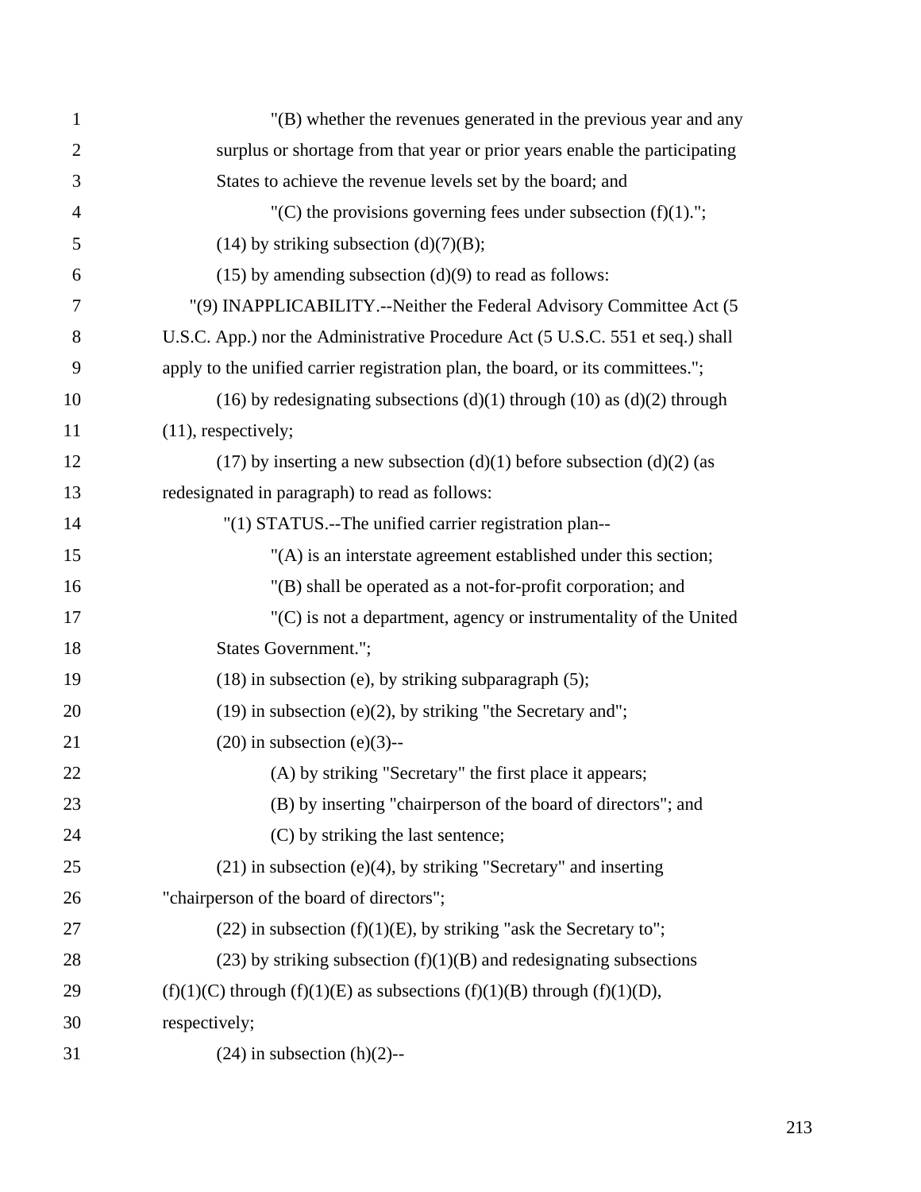"(B) whether the revenues generated in the previous year and any surplus or shortage from that year or prior years enable the participating States to achieve the revenue levels set by the board; and

"(C) the provisions governing fees under subsection (f)(1).";

(14) by striking subsection (d)(7)(B);

(15) by amending subsection (d)(9) to read as follows:

"(9) INAPPLICABILITY.--Neither the Federal Advisory Committee Act (5 U.S.C. App.) nor the Administrative Procedure Act (5 U.S.C. 551 et seq.) shall apply to the unified carrier registration plan, the board, or its committees.";

(16) by redesignating subsections (d)(1) through (10) as (d)(2) through (11), respectively;

(17) by inserting a new subsection (d)(1) before subsection (d)(2) (as redesignated in paragraph) to read as follows:

"(1) STATUS.--The unified carrier registration plan--

"(A) is an interstate agreement established under this section;

"(B) shall be operated as a not-for-profit corporation; and

"(C) is not a department, agency or instrumentality of the United States Government.";

(18) in subsection (e), by striking subparagraph (5);

(19) in subsection (e)(2), by striking "the Secretary and";

(20) in subsection (e)(3)--

(A) by striking "Secretary" the first place it appears;

(B) by inserting "chairperson of the board of directors"; and

(C) by striking the last sentence;

(21) in subsection (e)(4), by striking "Secretary" and inserting "chairperson of the board of directors";

(22) in subsection (f)(1)(E), by striking "ask the Secretary to";

(23) by striking subsection (f)(1)(B) and redesignating subsections (f)(1)(C) through (f)(1)(E) as subsections (f)(1)(B) through (f)(1)(D), respectively;

(24) in subsection (h)(2)--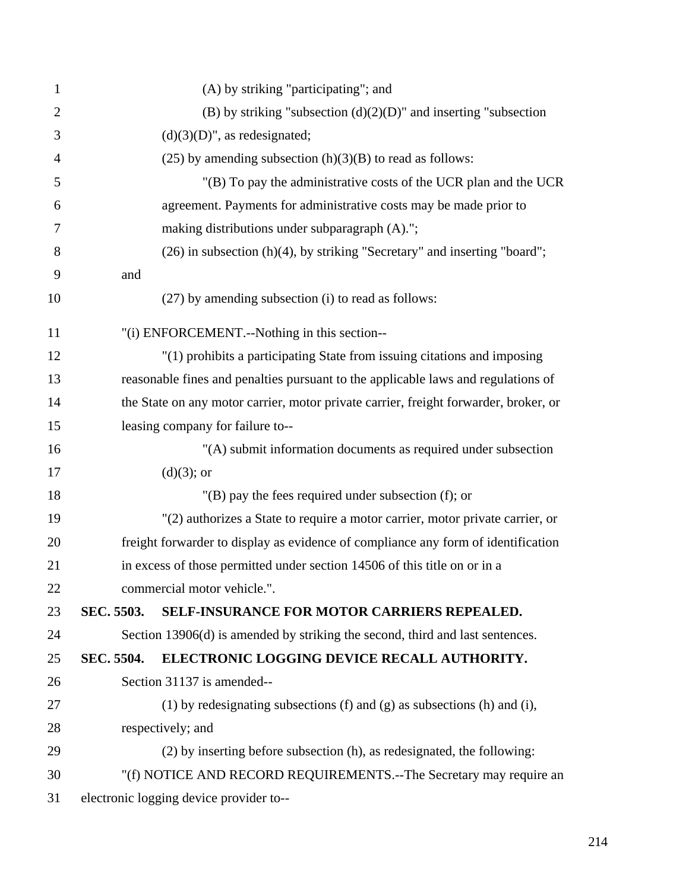(A) by striking "participating"; and

(B) by striking "subsection (d)(2)(D)" and inserting "subsection (d)(3)(D)", as redesignated;

(25) by amending subsection (h)(3)(B) to read as follows:

"(B) To pay the administrative costs of the UCR plan and the UCR agreement. Payments for administrative costs may be made prior to making distributions under subparagraph (A).";

(26) in subsection (h)(4), by striking "Secretary" and inserting "board"; and

(27) by amending subsection (i) to read as follows:

"(i) ENFORCEMENT.--Nothing in this section--

"(1) prohibits a participating State from issuing citations and imposing reasonable fines and penalties pursuant to the applicable laws and regulations of the State on any motor carrier, motor private carrier, freight forwarder, broker, or leasing company for failure to--

"(A) submit information documents as required under subsection (d)(3); or

"(B) pay the fees required under subsection (f); or

"(2) authorizes a State to require a motor carrier, motor private carrier, or freight forwarder to display as evidence of compliance any form of identification in excess of those permitted under section 14506 of this title on or in a commercial motor vehicle.".

**SEC. 5503. SELF-INSURANCE FOR MOTOR CARRIERS REPEALED.**

Section 13906(d) is amended by striking the second, third and last sentences.

**SEC. 5504. ELECTRONIC LOGGING DEVICE RECALL AUTHORITY.**

Section 31137 is amended--

(1) by redesignating subsections (f) and (g) as subsections (h) and (i), respectively; and

(2) by inserting before subsection (h), as redesignated, the following:

"(f) NOTICE AND RECORD REQUIREMENTS.--The Secretary may require an electronic logging device provider to--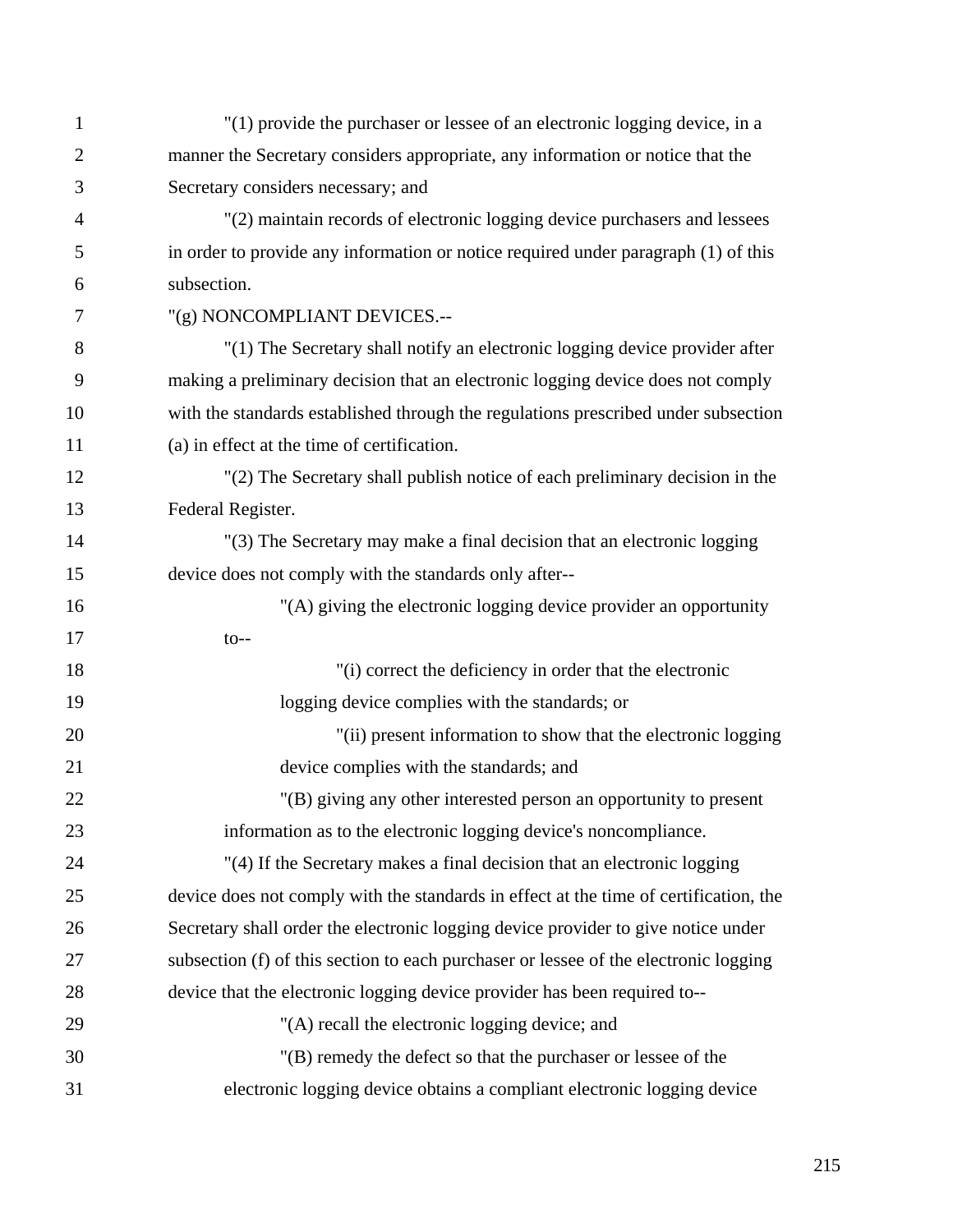"(1) provide the purchaser or lessee of an electronic logging device, in a manner the Secretary considers appropriate, any information or notice that the Secretary considers necessary; and

"(2) maintain records of electronic logging device purchasers and lessees in order to provide any information or notice required under paragraph (1) of this subsection.

"(g) NONCOMPLIANT DEVICES.--

"(1) The Secretary shall notify an electronic logging device provider after making a preliminary decision that an electronic logging device does not comply with the standards established through the regulations prescribed under subsection (a) in effect at the time of certification.

"(2) The Secretary shall publish notice of each preliminary decision in the Federal Register.

"(3) The Secretary may make a final decision that an electronic logging device does not comply with the standards only after--

"(A) giving the electronic logging device provider an opportunity to--

"(i) correct the deficiency in order that the electronic logging device complies with the standards; or

"(ii) present information to show that the electronic logging device complies with the standards; and

"(B) giving any other interested person an opportunity to present information as to the electronic logging device's noncompliance.

"(4) If the Secretary makes a final decision that an electronic logging device does not comply with the standards in effect at the time of certification, the Secretary shall order the electronic logging device provider to give notice under subsection (f) of this section to each purchaser or lessee of the electronic logging device that the electronic logging device provider has been required to--

"(A) recall the electronic logging device; and

"(B) remedy the defect so that the purchaser or lessee of the electronic logging device obtains a compliant electronic logging device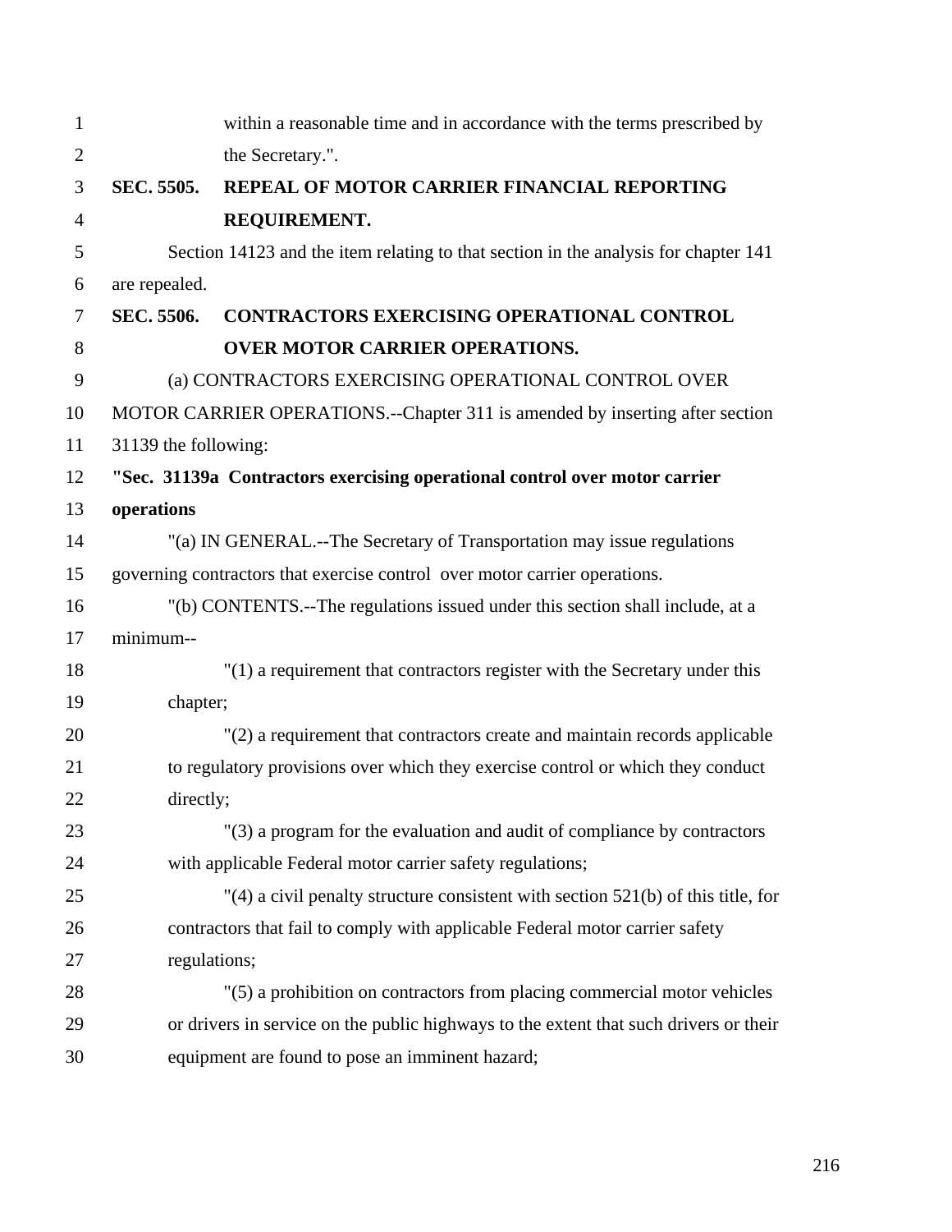within a reasonable time and in accordance with the terms prescribed by the Secretary.".

**SEC. 5505. REPEAL OF MOTOR CARRIER FINANCIAL REPORTING REQUIREMENT.**

Section 14123 and the item relating to that section in the analysis for chapter 141 are repealed.

**SEC. 5506. CONTRACTORS EXERCISING OPERATIONAL CONTROL OVER MOTOR CARRIER OPERATIONS.**

(a) CONTRACTORS EXERCISING OPERATIONAL CONTROL OVER MOTOR CARRIER OPERATIONS.--Chapter 311 is amended by inserting after section 31139 the following:

**"Sec. 31139a Contractors exercising operational control over motor carrier operations**

"(a) IN GENERAL.--The Secretary of Transportation may issue regulations governing contractors that exercise control over motor carrier operations.

"(b) CONTENTS.--The regulations issued under this section shall include, at a minimum--

"(1) a requirement that contractors register with the Secretary under this chapter;

"(2) a requirement that contractors create and maintain records applicable to regulatory provisions over which they exercise control or which they conduct directly;

"(3) a program for the evaluation and audit of compliance by contractors with applicable Federal motor carrier safety regulations;

"(4) a civil penalty structure consistent with section 521(b) of this title, for contractors that fail to comply with applicable Federal motor carrier safety regulations;

"(5) a prohibition on contractors from placing commercial motor vehicles or drivers in service on the public highways to the extent that such drivers or their equipment are found to pose an imminent hazard;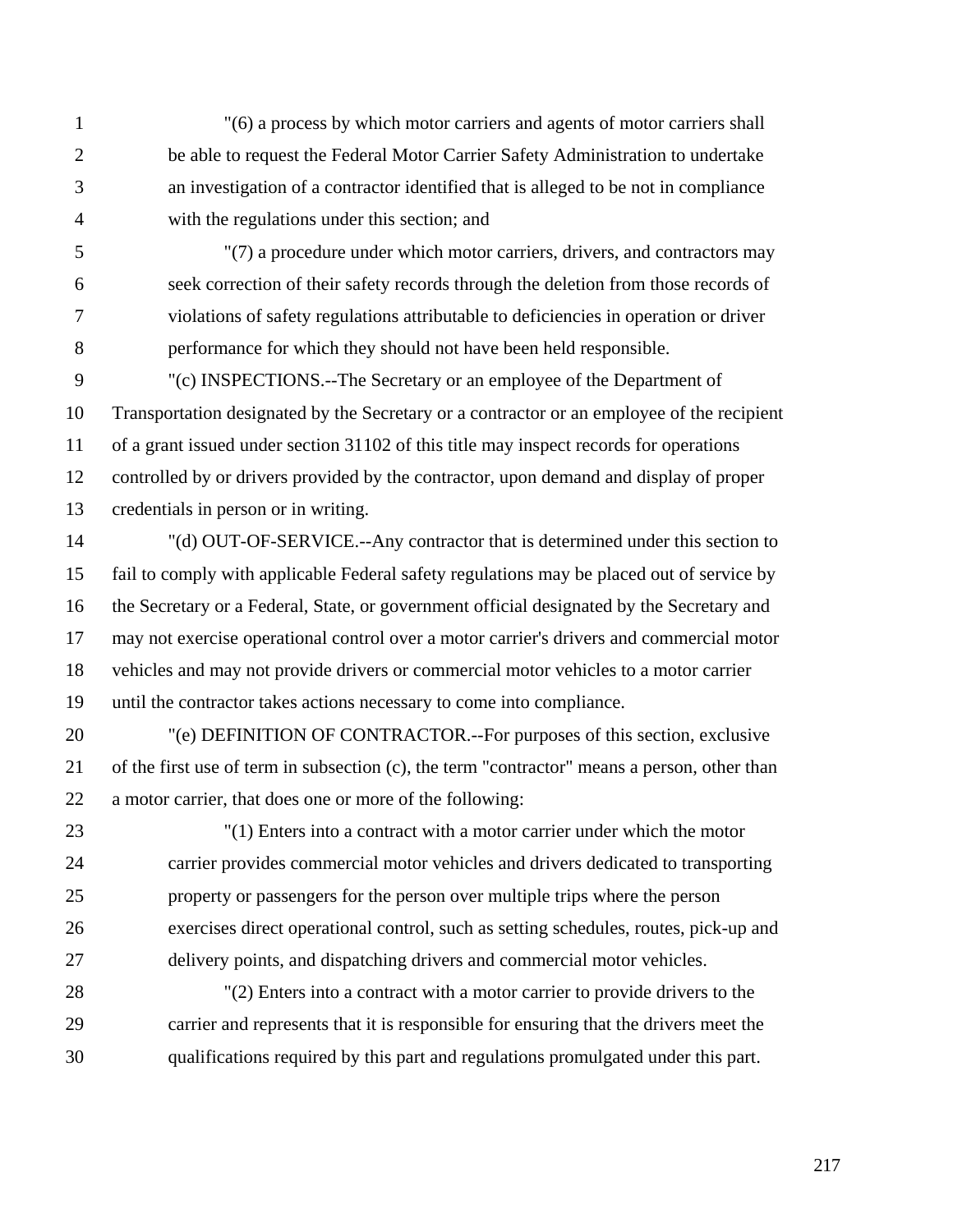"(6) a process by which motor carriers and agents of motor carriers shall be able to request the Federal Motor Carrier Safety Administration to undertake an investigation of a contractor identified that is alleged to be not in compliance with the regulations under this section; and

"(7) a procedure under which motor carriers, drivers, and contractors may seek correction of their safety records through the deletion from those records of violations of safety regulations attributable to deficiencies in operation or driver performance for which they should not have been held responsible.

"(c) INSPECTIONS.--The Secretary or an employee of the Department of Transportation designated by the Secretary or a contractor or an employee of the recipient of a grant issued under section 31102 of this title may inspect records for operations controlled by or drivers provided by the contractor, upon demand and display of proper credentials in person or in writing.

"(d) OUT-OF-SERVICE.--Any contractor that is determined under this section to fail to comply with applicable Federal safety regulations may be placed out of service by the Secretary or a Federal, State, or government official designated by the Secretary and may not exercise operational control over a motor carrier's drivers and commercial motor vehicles and may not provide drivers or commercial motor vehicles to a motor carrier until the contractor takes actions necessary to come into compliance.

"(e) DEFINITION OF CONTRACTOR.--For purposes of this section, exclusive of the first use of term in subsection (c), the term "contractor" means a person, other than a motor carrier, that does one or more of the following:

"(1) Enters into a contract with a motor carrier under which the motor carrier provides commercial motor vehicles and drivers dedicated to transporting property or passengers for the person over multiple trips where the person exercises direct operational control, such as setting schedules, routes, pick-up and delivery points, and dispatching drivers and commercial motor vehicles.

"(2) Enters into a contract with a motor carrier to provide drivers to the carrier and represents that it is responsible for ensuring that the drivers meet the qualifications required by this part and regulations promulgated under this part.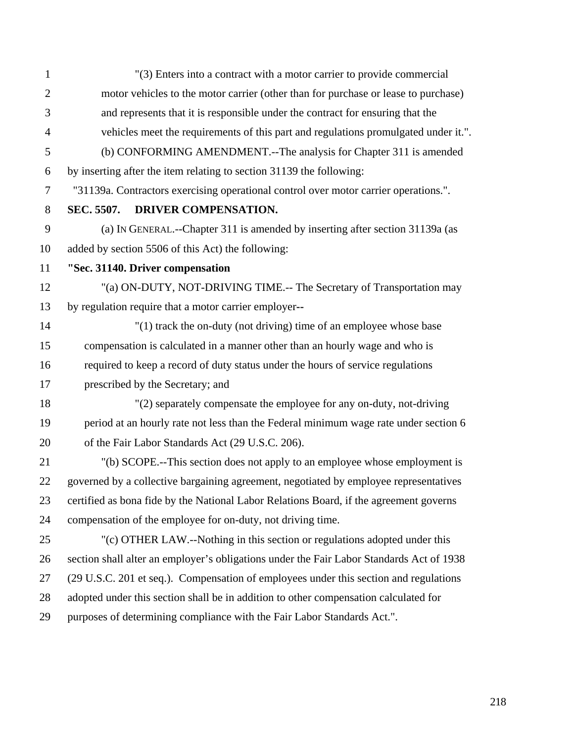"(3) Enters into a contract with a motor carrier to provide commercial motor vehicles to the motor carrier (other than for purchase or lease to purchase) and represents that it is responsible under the contract for ensuring that the vehicles meet the requirements of this part and regulations promulgated under it.".

(b) CONFORMING AMENDMENT.--The analysis for Chapter 311 is amended by inserting after the item relating to section 31139 the following:

"31139a. Contractors exercising operational control over motor carrier operations.".

**SEC. 5507. DRIVER COMPENSATION.**

(a) IN GENERAL.--Chapter 311 is amended by inserting after section 31139a (as added by section 5506 of this Act) the following:

**"Sec. 31140. Driver compensation**

"(a) ON-DUTY, NOT-DRIVING TIME.-- The Secretary of Transportation may by regulation require that a motor carrier employer--

"(1) track the on-duty (not driving) time of an employee whose base compensation is calculated in a manner other than an hourly wage and who is required to keep a record of duty status under the hours of service regulations prescribed by the Secretary; and

"(2) separately compensate the employee for any on-duty, not-driving period at an hourly rate not less than the Federal minimum wage rate under section 6 of the Fair Labor Standards Act (29 U.S.C. 206).

"(b) SCOPE.--This section does not apply to an employee whose employment is governed by a collective bargaining agreement, negotiated by employee representatives certified as bona fide by the National Labor Relations Board, if the agreement governs compensation of the employee for on-duty, not driving time.

"(c) OTHER LAW.--Nothing in this section or regulations adopted under this section shall alter an employer's obligations under the Fair Labor Standards Act of 1938 (29 U.S.C. 201 et seq.). Compensation of employees under this section and regulations adopted under this section shall be in addition to other compensation calculated for purposes of determining compliance with the Fair Labor Standards Act.".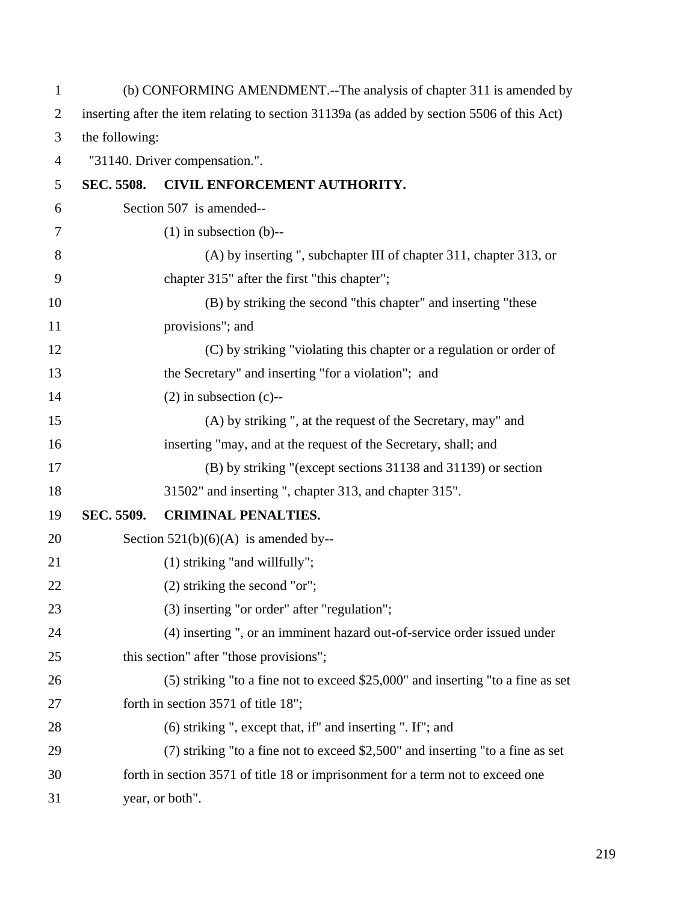(b) CONFORMING AMENDMENT.--The analysis of chapter 311 is amended by inserting after the item relating to section 31139a (as added by section 5506 of this Act) the following:

"31140. Driver compensation.".

**SEC. 5508. CIVIL ENFORCEMENT AUTHORITY.**

Section 507 is amended--

(1) in subsection (b)--

(A) by inserting ", subchapter III of chapter 311, chapter 313, or chapter 315" after the first "this chapter";

(B) by striking the second "this chapter" and inserting "these provisions"; and

(C) by striking "violating this chapter or a regulation or order of the Secretary" and inserting "for a violation"; and

(2) in subsection (c)--

(A) by striking ", at the request of the Secretary, may" and inserting "may, and at the request of the Secretary, shall; and

(B) by striking "(except sections 31138 and 31139) or section 31502" and inserting ", chapter 313, and chapter 315".

**SEC. 5509. CRIMINAL PENALTIES.**

Section 521(b)(6)(A) is amended by--

(1) striking "and willfully";

(2) striking the second "or";

(3) inserting "or order" after "regulation";

(4) inserting ", or an imminent hazard out-of-service order issued under this section" after "those provisions";

(5) striking "to a fine not to exceed $25,000" and inserting "to a fine as set forth in section 3571 of title 18";

(6) striking ", except that, if" and inserting ". If"; and

(7) striking "to a fine not to exceed $2,500" and inserting "to a fine as set forth in section 3571 of title 18 or imprisonment for a term not to exceed one year, or both".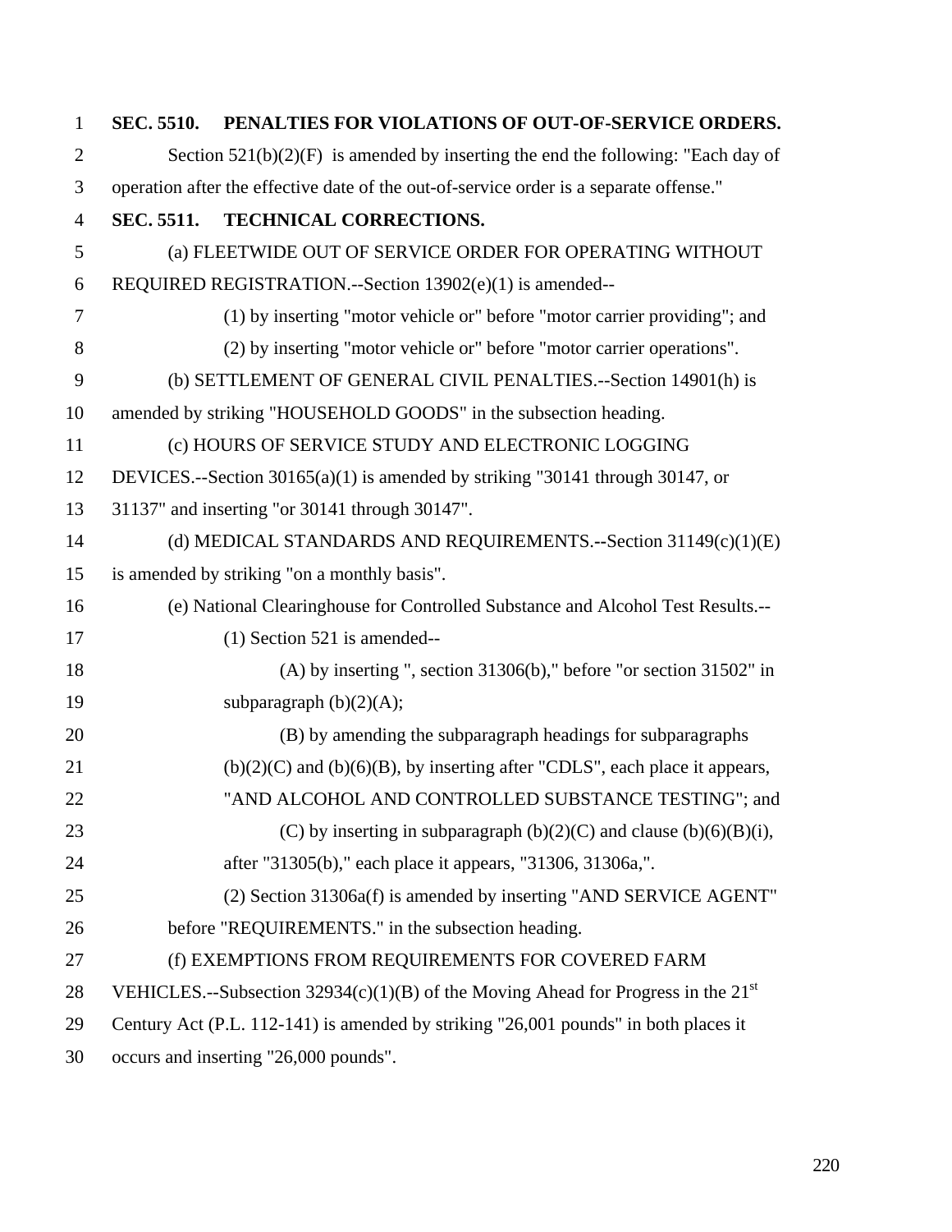**SEC. 5510. PENALTIES FOR VIOLATIONS OF OUT-OF-SERVICE ORDERS.**

Section 521(b)(2)(F) is amended by inserting the end the following: "Each day of operation after the effective date of the out-of-service order is a separate offense."

**SEC. 5511. TECHNICAL CORRECTIONS.**

(a) FLEETWIDE OUT OF SERVICE ORDER FOR OPERATING WITHOUT REQUIRED REGISTRATION.--Section 13902(e)(1) is amended--

(1) by inserting "motor vehicle or" before "motor carrier providing"; and

(2) by inserting "motor vehicle or" before "motor carrier operations".

(b) SETTLEMENT OF GENERAL CIVIL PENALTIES.--Section 14901(h) is amended by striking "HOUSEHOLD GOODS" in the subsection heading.

(c) HOURS OF SERVICE STUDY AND ELECTRONIC LOGGING DEVICES.--Section 30165(a)(1) is amended by striking "30141 through 30147, or 31137" and inserting "or 30141 through 30147".

(d) MEDICAL STANDARDS AND REQUIREMENTS.**--**Section 31149(c)(1)(E) is amended by striking "on a monthly basis".

(e) National Clearinghouse for Controlled Substance and Alcohol Test Results.--

(1) Section 521 is amended--

(A) by inserting ", section 31306(b)," before "or section 31502" in subparagraph (b)(2)(A);

(B) by amending the subparagraph headings for subparagraphs (b)(2)(C) and (b)(6)(B), by inserting after "CDLS", each place it appears, "AND ALCOHOL AND CONTROLLED SUBSTANCE TESTING"; and

(C) by inserting in subparagraph (b)(2)(C) and clause (b)(6)(B)(i), after "31305(b)," each place it appears, "31306, 31306a,".

(2) Section 31306a(f) is amended by inserting "AND SERVICE AGENT" before "REQUIREMENTS." in the subsection heading.

(f) EXEMPTIONS FROM REQUIREMENTS FOR COVERED FARM VEHICLES.--Subsection 32934(c)(1)(B) of the Moving Ahead for Progress in the 21st Century Act (P.L. 112-141) is amended by striking "26,001 pounds" in both places it occurs and inserting "26,000 pounds".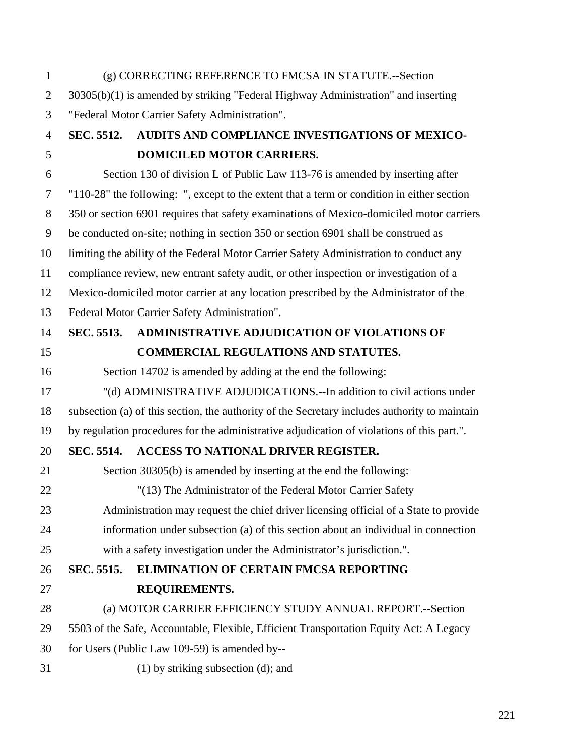(g) CORRECTING REFERENCE TO FMCSA IN STATUTE.--Section 30305(b)(1) is amended by striking "Federal Highway Administration" and inserting "Federal Motor Carrier Safety Administration".

**SEC. 5512. AUDITS AND COMPLIANCE INVESTIGATIONS OF MEXICO-DOMICILED MOTOR CARRIERS.**

Section 130 of division L of Public Law 113-76 is amended by inserting after "110-28" the following: ", except to the extent that a term or condition in either section 350 or section 6901 requires that safety examinations of Mexico-domiciled motor carriers be conducted on-site; nothing in section 350 or section 6901 shall be construed as limiting the ability of the Federal Motor Carrier Safety Administration to conduct any compliance review, new entrant safety audit, or other inspection or investigation of a Mexico-domiciled motor carrier at any location prescribed by the Administrator of the Federal Motor Carrier Safety Administration".

**SEC. 5513. ADMINISTRATIVE ADJUDICATION OF VIOLATIONS OF COMMERCIAL REGULATIONS AND STATUTES.**

Section 14702 is amended by adding at the end the following:

"(d) ADMINISTRATIVE ADJUDICATIONS.--In addition to civil actions under subsection (a) of this section, the authority of the Secretary includes authority to maintain by regulation procedures for the administrative adjudication of violations of this part.".

**SEC. 5514. ACCESS TO NATIONAL DRIVER REGISTER.**

Section 30305(b) is amended by inserting at the end the following:

"(13) The Administrator of the Federal Motor Carrier Safety Administration may request the chief driver licensing official of a State to provide information under subsection (a) of this section about an individual in connection with a safety investigation under the Administrator's jurisdiction.".

**SEC. 5515. ELIMINATION OF CERTAIN FMCSA REPORTING REQUIREMENTS.**

(a) MOTOR CARRIER EFFICIENCY STUDY ANNUAL REPORT.--Section 5503 of the Safe, Accountable, Flexible, Efficient Transportation Equity Act: A Legacy for Users (Public Law 109-59) is amended by--

(1) by striking subsection (d); and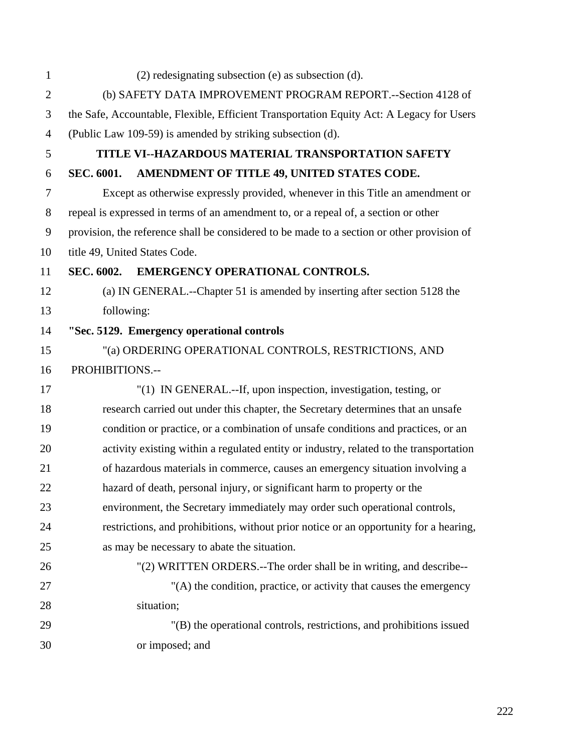(2) redesignating subsection (e) as subsection (d).

(b) SAFETY DATA IMPROVEMENT PROGRAM REPORT.--Section 4128 of the Safe, Accountable, Flexible, Efficient Transportation Equity Act: A Legacy for Users (Public Law 109-59) is amended by striking subsection (d).

## TITLE VI--HAZARDOUS MATERIAL TRANSPORTATION SAFETY

### SEC. 6001. AMENDMENT OF TITLE 49, UNITED STATES CODE.

Except as otherwise expressly provided, whenever in this Title an amendment or repeal is expressed in terms of an amendment to, or a repeal of, a section or other provision, the reference shall be considered to be made to a section or other provision of title 49, United States Code.

### SEC. 6002. EMERGENCY OPERATIONAL CONTROLS.

(a) IN GENERAL.--Chapter 51 is amended by inserting after section 5128 the following:

**"Sec. 5129. Emergency operational controls**

"(a) ORDERING OPERATIONAL CONTROLS, RESTRICTIONS, AND PROHIBITIONS.--

"(1) IN GENERAL.--If, upon inspection, investigation, testing, or research carried out under this chapter, the Secretary determines that an unsafe condition or practice, or a combination of unsafe conditions and practices, or an activity existing within a regulated entity or industry, related to the transportation of hazardous materials in commerce, causes an emergency situation involving a hazard of death, personal injury, or significant harm to property or the environment, the Secretary immediately may order such operational controls, restrictions, and prohibitions, without prior notice or an opportunity for a hearing, as may be necessary to abate the situation.

"(2) WRITTEN ORDERS.--The order shall be in writing, and describe--

"(A) the condition, practice, or activity that causes the emergency situation;

"(B) the operational controls, restrictions, and prohibitions issued or imposed; and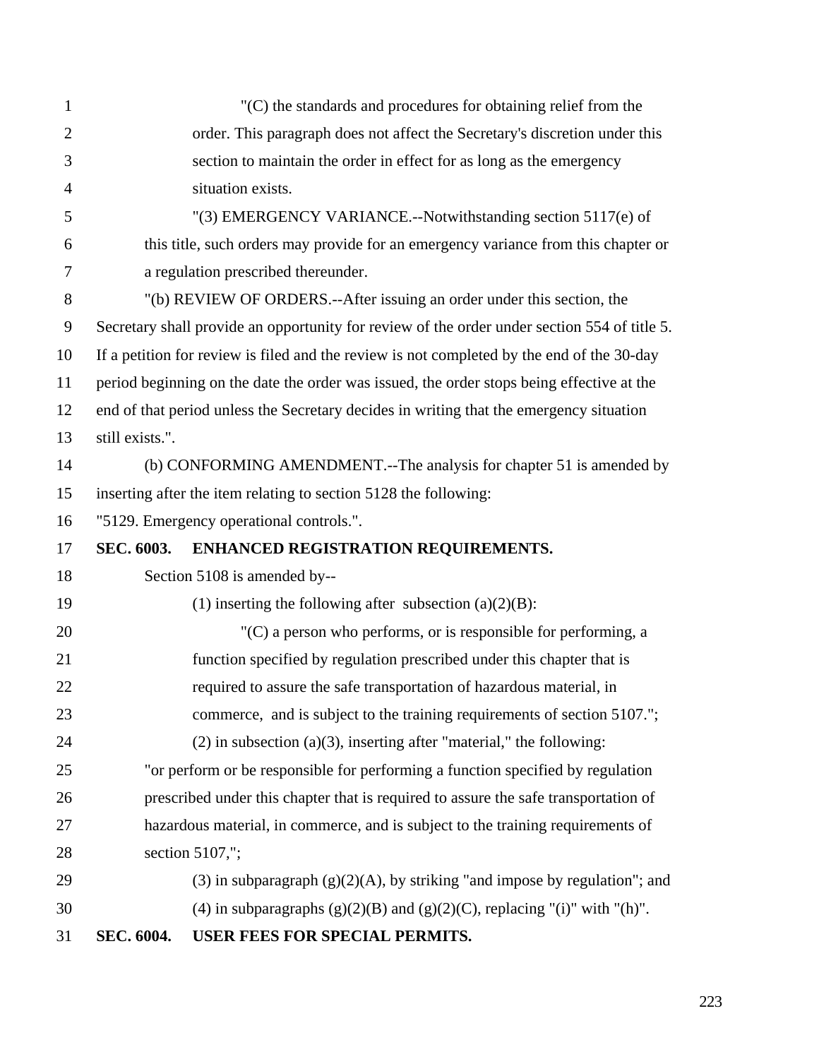"(C) the standards and procedures for obtaining relief from the order. This paragraph does not affect the Secretary's discretion under this section to maintain the order in effect for as long as the emergency situation exists.

"(3) EMERGENCY VARIANCE.--Notwithstanding section 5117(e) of this title, such orders may provide for an emergency variance from this chapter or a regulation prescribed thereunder.

"(b) REVIEW OF ORDERS.--After issuing an order under this section, the Secretary shall provide an opportunity for review of the order under section 554 of title 5. If a petition for review is filed and the review is not completed by the end of the 30-day period beginning on the date the order was issued, the order stops being effective at the end of that period unless the Secretary decides in writing that the emergency situation still exists.".

(b) CONFORMING AMENDMENT.--The analysis for chapter 51 is amended by inserting after the item relating to section 5128 the following:

"5129. Emergency operational controls.".

**SEC. 6003. ENHANCED REGISTRATION REQUIREMENTS.**

Section 5108 is amended by--

(1) inserting the following after subsection (a)(2)(B):

"(C) a person who performs, or is responsible for performing, a function specified by regulation prescribed under this chapter that is required to assure the safe transportation of hazardous material, in commerce, and is subject to the training requirements of section 5107.";

(2) in subsection (a)(3), inserting after "material," the following:

"or perform or be responsible for performing a function specified by regulation prescribed under this chapter that is required to assure the safe transportation of hazardous material, in commerce, and is subject to the training requirements of section 5107,";

(3) in subparagraph (g)(2)(A), by striking "and impose by regulation"; and

(4) in subparagraphs (g)(2)(B) and (g)(2)(C), replacing "(i)" with "(h)".

**SEC. 6004. USER FEES FOR SPECIAL PERMITS.**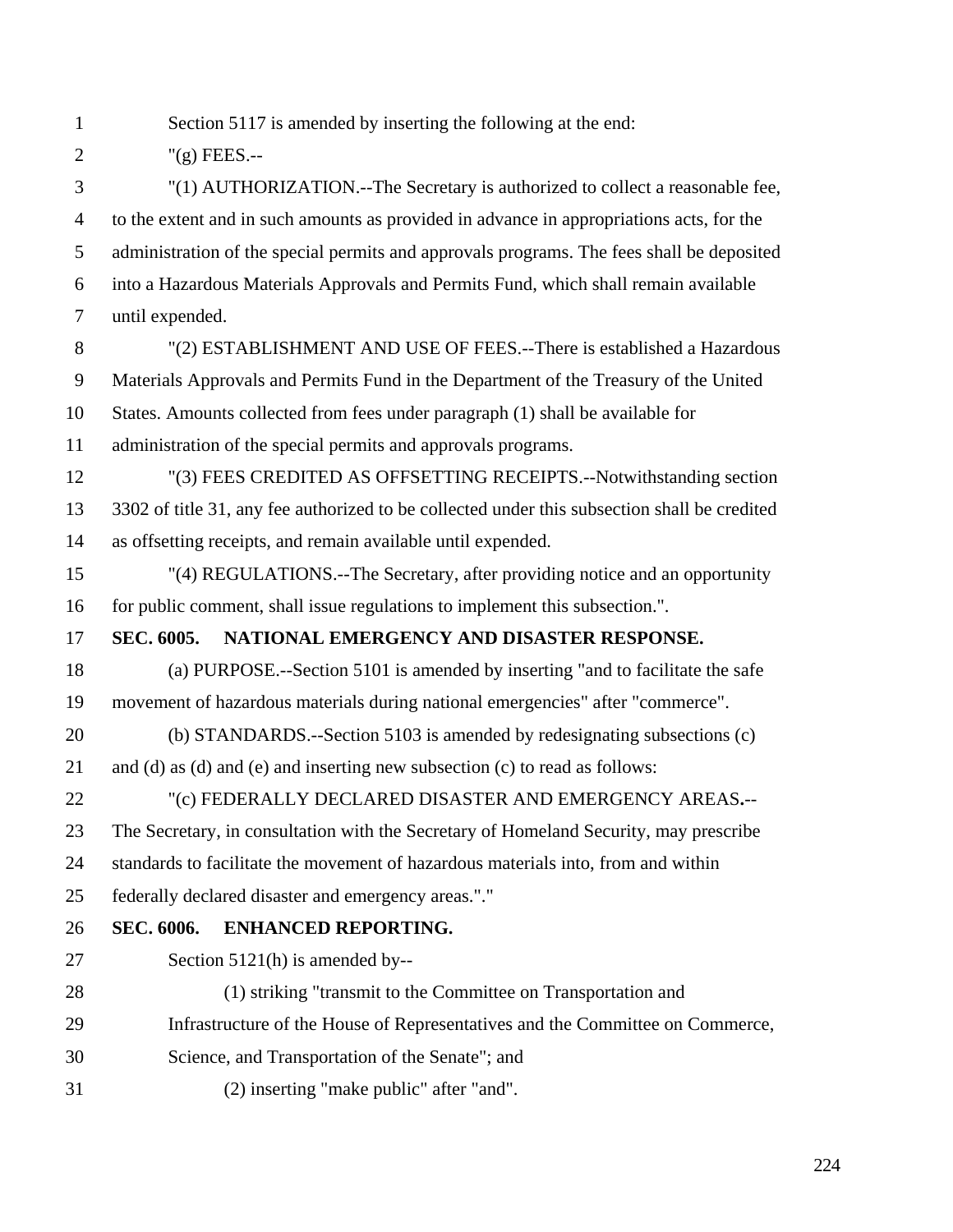Section 5117 is amended by inserting the following at the end:

"(g) FEES.--

"(1) AUTHORIZATION.--The Secretary is authorized to collect a reasonable fee, to the extent and in such amounts as provided in advance in appropriations acts, for the administration of the special permits and approvals programs. The fees shall be deposited into a Hazardous Materials Approvals and Permits Fund, which shall remain available until expended.

"(2) ESTABLISHMENT AND USE OF FEES.--There is established a Hazardous Materials Approvals and Permits Fund in the Department of the Treasury of the United States. Amounts collected from fees under paragraph (1) shall be available for administration of the special permits and approvals programs.

"(3) FEES CREDITED AS OFFSETTING RECEIPTS.--Notwithstanding section 3302 of title 31, any fee authorized to be collected under this subsection shall be credited as offsetting receipts, and remain available until expended.

"(4) REGULATIONS.--The Secretary, after providing notice and an opportunity for public comment, shall issue regulations to implement this subsection.".

**SEC. 6005. NATIONAL EMERGENCY AND DISASTER RESPONSE.**

(a) PURPOSE.--Section 5101 is amended by inserting "and to facilitate the safe movement of hazardous materials during national emergencies" after "commerce".

(b) STANDARDS.--Section 5103 is amended by redesignating subsections (c) and (d) as (d) and (e) and inserting new subsection (c) to read as follows:

"(c) FEDERALLY DECLARED DISASTER AND EMERGENCY AREAS.-- The Secretary, in consultation with the Secretary of Homeland Security, may prescribe standards to facilitate the movement of hazardous materials into, from and within federally declared disaster and emergency areas."."

**SEC. 6006. ENHANCED REPORTING.**

Section 5121(h) is amended by--

(1) striking "transmit to the Committee on Transportation and Infrastructure of the House of Representatives and the Committee on Commerce, Science, and Transportation of the Senate"; and

(2) inserting "make public" after "and".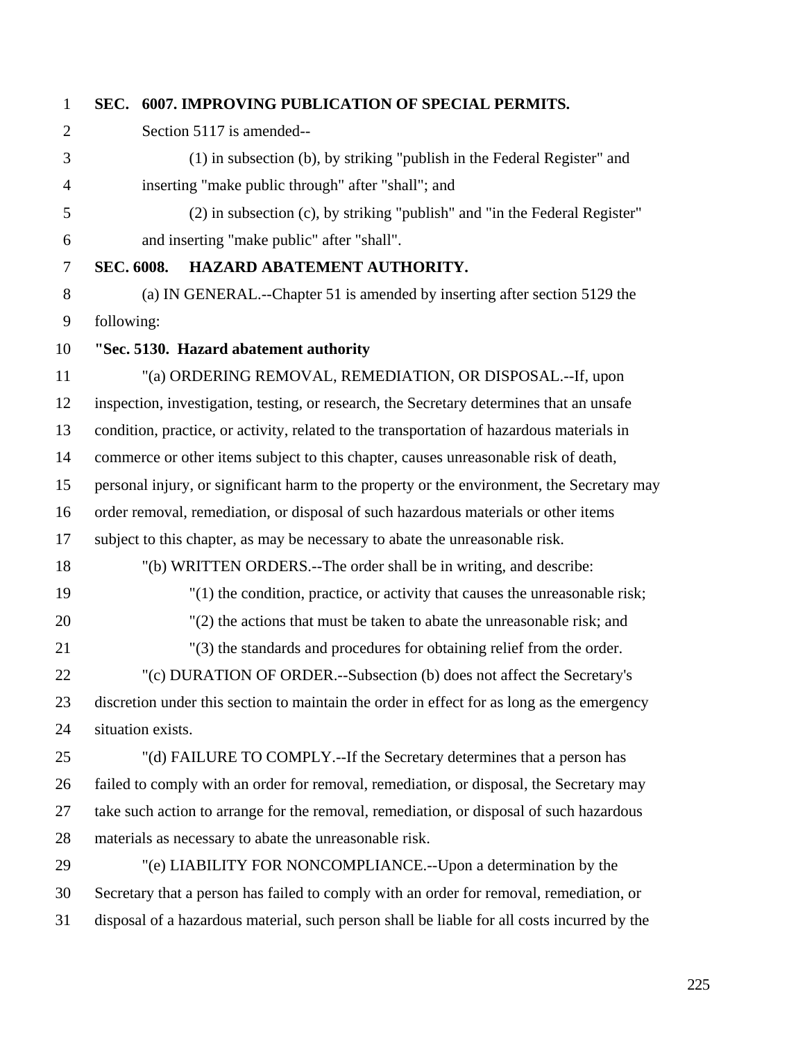**SEC. 6007. IMPROVING PUBLICATION OF SPECIAL PERMITS.**

Section 5117 is amended--

(1) in subsection (b), by striking "publish in the Federal Register" and inserting "make public through" after "shall"; and

(2) in subsection (c), by striking "publish" and "in the Federal Register" and inserting "make public" after "shall".

**SEC. 6008. HAZARD ABATEMENT AUTHORITY.**

(a) IN GENERAL.--Chapter 51 is amended by inserting after section 5129 the following:

**"Sec. 5130. Hazard abatement authority**

"(a) ORDERING REMOVAL, REMEDIATION, OR DISPOSAL.--If, upon inspection, investigation, testing, or research, the Secretary determines that an unsafe condition, practice, or activity, related to the transportation of hazardous materials in commerce or other items subject to this chapter, causes unreasonable risk of death, personal injury, or significant harm to the property or the environment, the Secretary may order removal, remediation, or disposal of such hazardous materials or other items subject to this chapter, as may be necessary to abate the unreasonable risk.

"(b) WRITTEN ORDERS.--The order shall be in writing, and describe:

"(1) the condition, practice, or activity that causes the unreasonable risk;

"(2) the actions that must be taken to abate the unreasonable risk; and

"(3) the standards and procedures for obtaining relief from the order.

"(c) DURATION OF ORDER.--Subsection (b) does not affect the Secretary's discretion under this section to maintain the order in effect for as long as the emergency situation exists.

"(d) FAILURE TO COMPLY.--If the Secretary determines that a person has failed to comply with an order for removal, remediation, or disposal, the Secretary may take such action to arrange for the removal, remediation, or disposal of such hazardous materials as necessary to abate the unreasonable risk.

"(e) LIABILITY FOR NONCOMPLIANCE.--Upon a determination by the Secretary that a person has failed to comply with an order for removal, remediation, or disposal of a hazardous material, such person shall be liable for all costs incurred by the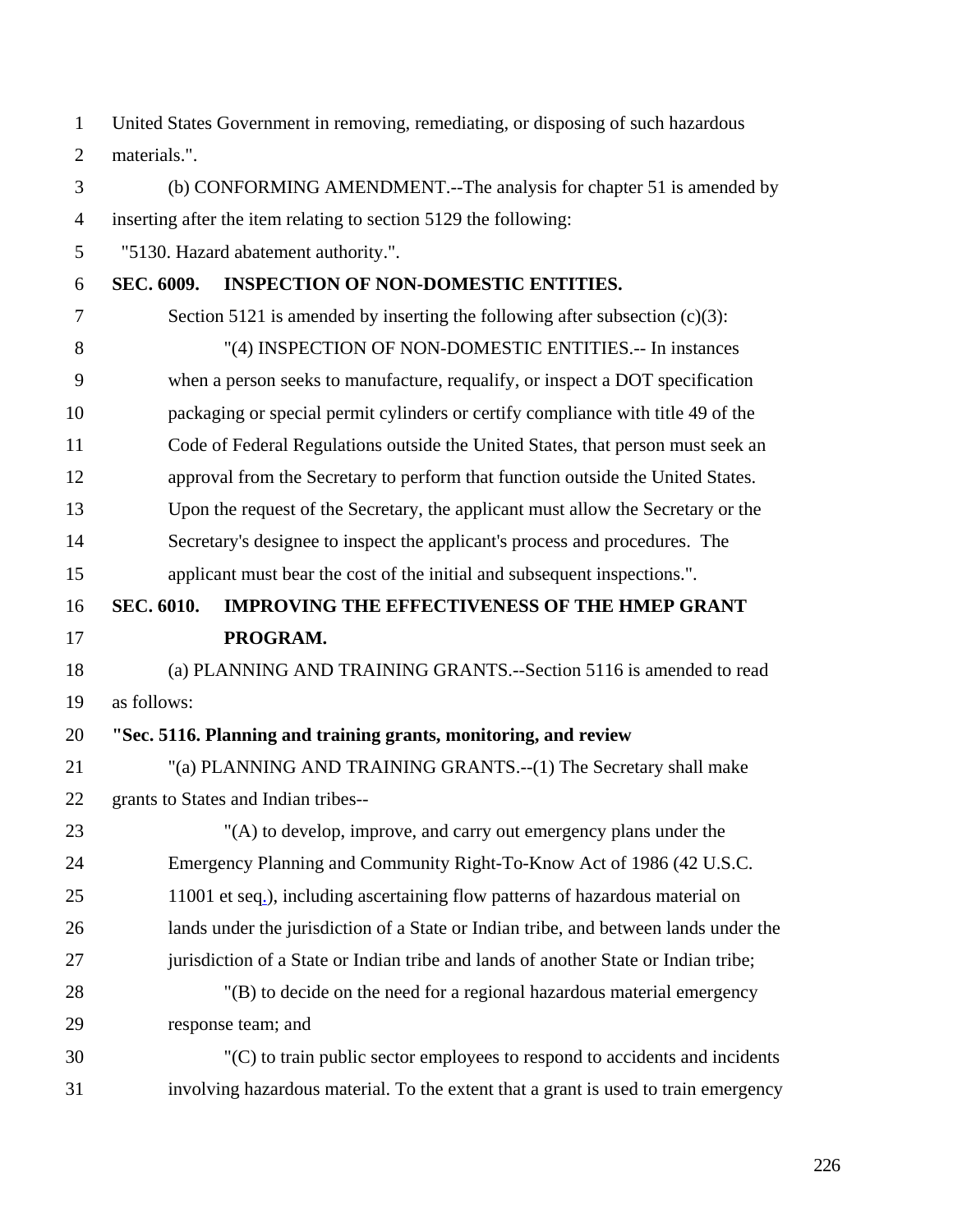United States Government in removing, remediating, or disposing of such hazardous materials.".

(b) CONFORMING AMENDMENT.--The analysis for chapter 51 is amended by inserting after the item relating to section 5129 the following:

"5130. Hazard abatement authority.".

**SEC. 6009. INSPECTION OF NON-DOMESTIC ENTITIES.**

Section 5121 is amended by inserting the following after subsection (c)(3):

"(4) INSPECTION OF NON-DOMESTIC ENTITIES.-- In instances when a person seeks to manufacture, requalify, or inspect a DOT specification packaging or special permit cylinders or certify compliance with title 49 of the Code of Federal Regulations outside the United States, that person must seek an approval from the Secretary to perform that function outside the United States. Upon the request of the Secretary, the applicant must allow the Secretary or the Secretary's designee to inspect the applicant's process and procedures. The applicant must bear the cost of the initial and subsequent inspections.".

**SEC. 6010. IMPROVING THE EFFECTIVENESS OF THE HMEP GRANT PROGRAM.**

(a) PLANNING AND TRAINING GRANTS.--Section 5116 is amended to read as follows:

**"Sec. 5116. Planning and training grants, monitoring, and review**

"(a) PLANNING AND TRAINING GRANTS.--(1) The Secretary shall make grants to States and Indian tribes--

"(A) to develop, improve, and carry out emergency plans under the Emergency Planning and Community Right-To-Know Act of 1986 (42 U.S.C. 11001 et seq.), including ascertaining flow patterns of hazardous material on lands under the jurisdiction of a State or Indian tribe, and between lands under the jurisdiction of a State or Indian tribe and lands of another State or Indian tribe;

"(B) to decide on the need for a regional hazardous material emergency response team; and

"(C) to train public sector employees to respond to accidents and incidents involving hazardous material. To the extent that a grant is used to train emergency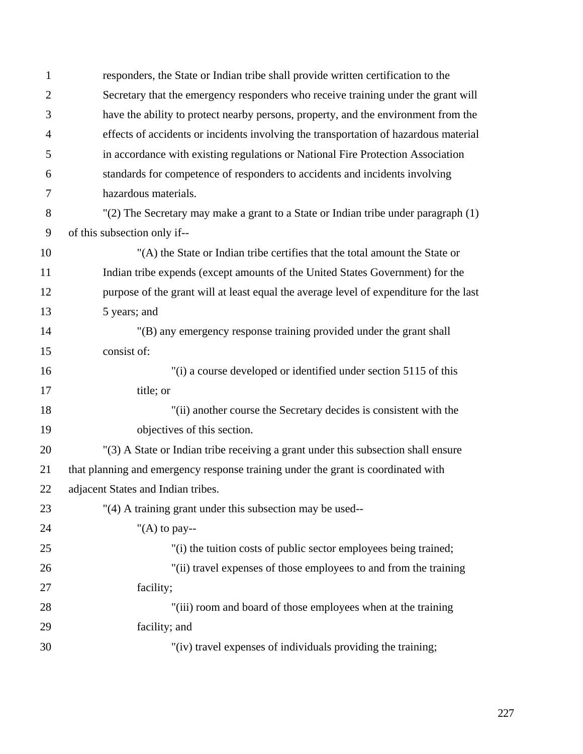responders, the State or Indian tribe shall provide written certification to the Secretary that the emergency responders who receive training under the grant will have the ability to protect nearby persons, property, and the environment from the effects of accidents or incidents involving the transportation of hazardous material in accordance with existing regulations or National Fire Protection Association standards for competence of responders to accidents and incidents involving hazardous materials.

"(2) The Secretary may make a grant to a State or Indian tribe under paragraph (1) of this subsection only if--

"(A) the State or Indian tribe certifies that the total amount the State or Indian tribe expends (except amounts of the United States Government) for the purpose of the grant will at least equal the average level of expenditure for the last 5 years; and

"(B) any emergency response training provided under the grant shall consist of:

"(i) a course developed or identified under section 5115 of this title; or

"(ii) another course the Secretary decides is consistent with the objectives of this section.

"(3) A State or Indian tribe receiving a grant under this subsection shall ensure that planning and emergency response training under the grant is coordinated with adjacent States and Indian tribes.

"(4) A training grant under this subsection may be used--

"(A) to pay--

"(i) the tuition costs of public sector employees being trained;

"(ii) travel expenses of those employees to and from the training facility;

"(iii) room and board of those employees when at the training facility; and

"(iv) travel expenses of individuals providing the training;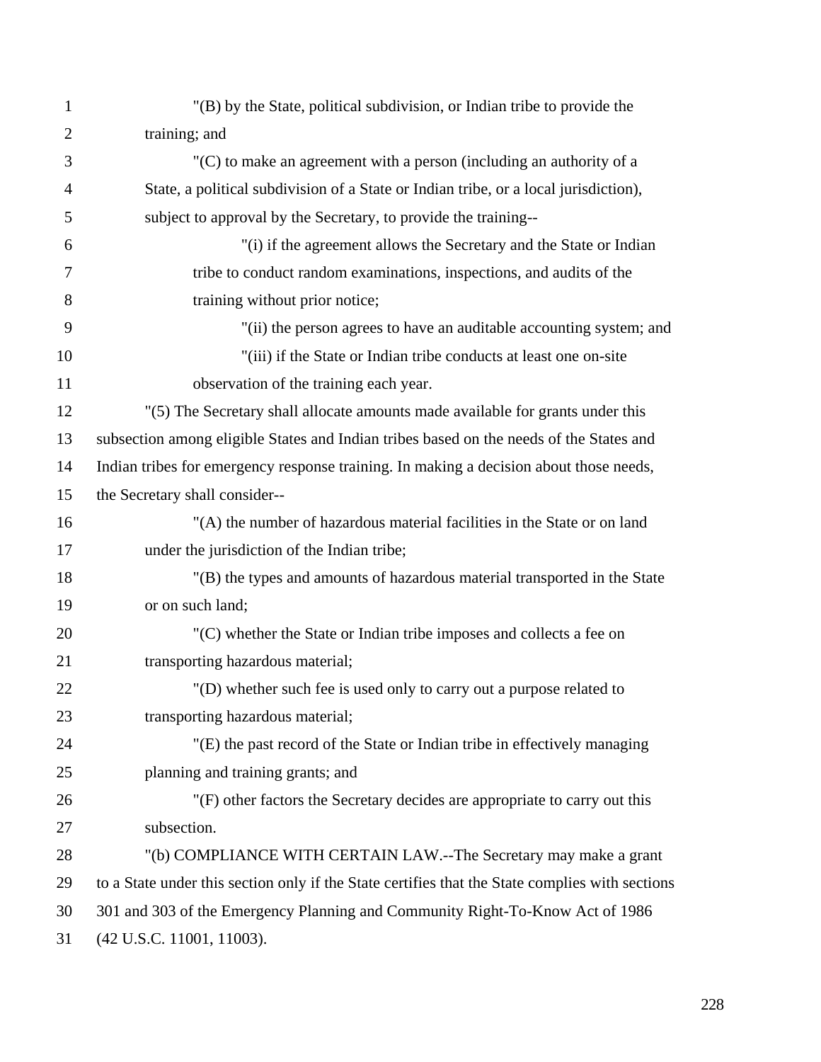"(B) by the State, political subdivision, or Indian tribe to provide the training; and

"(C) to make an agreement with a person (including an authority of a State, a political subdivision of a State or Indian tribe, or a local jurisdiction), subject to approval by the Secretary, to provide the training--

"(i) if the agreement allows the Secretary and the State or Indian tribe to conduct random examinations, inspections, and audits of the training without prior notice;

"(ii) the person agrees to have an auditable accounting system; and

"(iii) if the State or Indian tribe conducts at least one on-site observation of the training each year.

"(5) The Secretary shall allocate amounts made available for grants under this subsection among eligible States and Indian tribes based on the needs of the States and Indian tribes for emergency response training. In making a decision about those needs, the Secretary shall consider--

"(A) the number of hazardous material facilities in the State or on land under the jurisdiction of the Indian tribe;

"(B) the types and amounts of hazardous material transported in the State or on such land;

"(C) whether the State or Indian tribe imposes and collects a fee on transporting hazardous material;

"(D) whether such fee is used only to carry out a purpose related to transporting hazardous material;

"(E) the past record of the State or Indian tribe in effectively managing planning and training grants; and

"(F) other factors the Secretary decides are appropriate to carry out this subsection.

"(b) COMPLIANCE WITH CERTAIN LAW.--The Secretary may make a grant to a State under this section only if the State certifies that the State complies with sections 301 and 303 of the Emergency Planning and Community Right-To-Know Act of 1986 (42 U.S.C. 11001, 11003).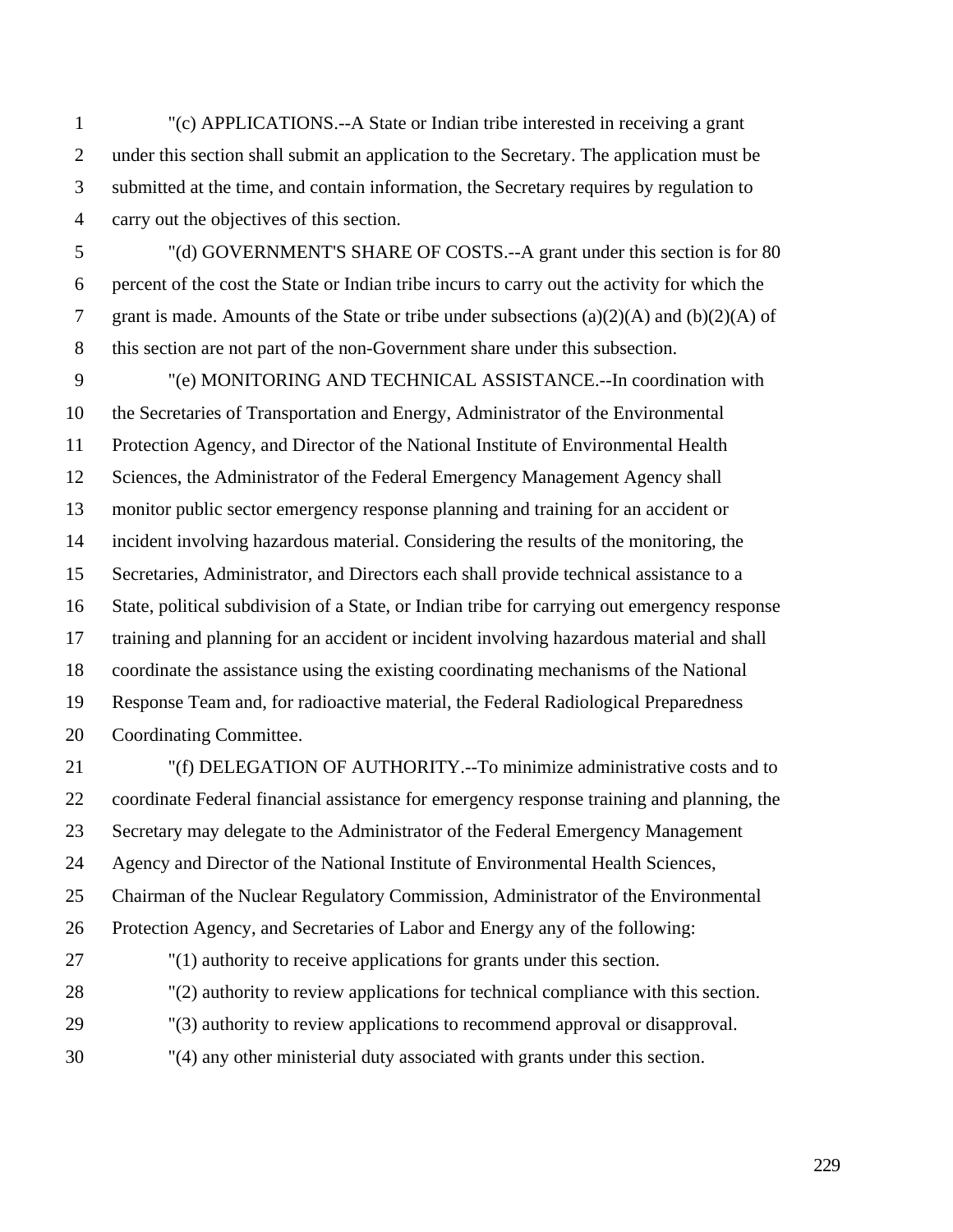"(c) APPLICATIONS.--A State or Indian tribe interested in receiving a grant under this section shall submit an application to the Secretary. The application must be submitted at the time, and contain information, the Secretary requires by regulation to carry out the objectives of this section.

"(d) GOVERNMENT'S SHARE OF COSTS.--A grant under this section is for 80 percent of the cost the State or Indian tribe incurs to carry out the activity for which the grant is made. Amounts of the State or tribe under subsections (a)(2)(A) and (b)(2)(A) of this section are not part of the non-Government share under this subsection.

"(e) MONITORING AND TECHNICAL ASSISTANCE.--In coordination with the Secretaries of Transportation and Energy, Administrator of the Environmental Protection Agency, and Director of the National Institute of Environmental Health Sciences, the Administrator of the Federal Emergency Management Agency shall monitor public sector emergency response planning and training for an accident or incident involving hazardous material. Considering the results of the monitoring, the Secretaries, Administrator, and Directors each shall provide technical assistance to a State, political subdivision of a State, or Indian tribe for carrying out emergency response training and planning for an accident or incident involving hazardous material and shall coordinate the assistance using the existing coordinating mechanisms of the National Response Team and, for radioactive material, the Federal Radiological Preparedness Coordinating Committee.

"(f) DELEGATION OF AUTHORITY.--To minimize administrative costs and to coordinate Federal financial assistance for emergency response training and planning, the Secretary may delegate to the Administrator of the Federal Emergency Management Agency and Director of the National Institute of Environmental Health Sciences, Chairman of the Nuclear Regulatory Commission, Administrator of the Environmental Protection Agency, and Secretaries of Labor and Energy any of the following:

"(1) authority to receive applications for grants under this section.

"(2) authority to review applications for technical compliance with this section.

"(3) authority to review applications to recommend approval or disapproval.

"(4) any other ministerial duty associated with grants under this section.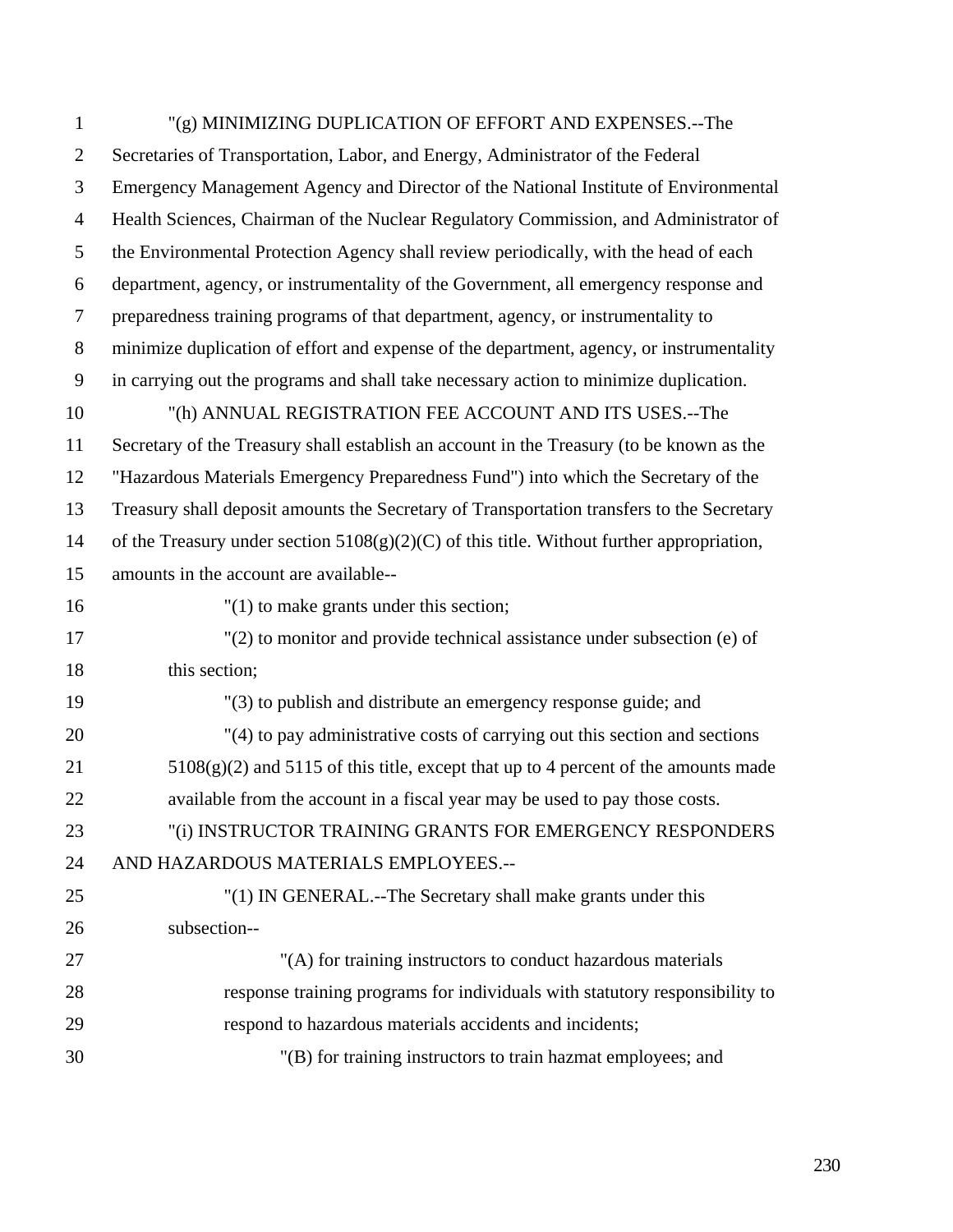"(g) MINIMIZING DUPLICATION OF EFFORT AND EXPENSES.--The Secretaries of Transportation, Labor, and Energy, Administrator of the Federal Emergency Management Agency and Director of the National Institute of Environmental Health Sciences, Chairman of the Nuclear Regulatory Commission, and Administrator of the Environmental Protection Agency shall review periodically, with the head of each department, agency, or instrumentality of the Government, all emergency response and preparedness training programs of that department, agency, or instrumentality to minimize duplication of effort and expense of the department, agency, or instrumentality in carrying out the programs and shall take necessary action to minimize duplication.

"(h) ANNUAL REGISTRATION FEE ACCOUNT AND ITS USES.--The Secretary of the Treasury shall establish an account in the Treasury (to be known as the "Hazardous Materials Emergency Preparedness Fund") into which the Secretary of the Treasury shall deposit amounts the Secretary of Transportation transfers to the Secretary of the Treasury under section 5108(g)(2)(C) of this title. Without further appropriation, amounts in the account are available--

"(1) to make grants under this section;

"(2) to monitor and provide technical assistance under subsection (e) of this section;

"(3) to publish and distribute an emergency response guide; and

"(4) to pay administrative costs of carrying out this section and sections 5108(g)(2) and 5115 of this title, except that up to 4 percent of the amounts made available from the account in a fiscal year may be used to pay those costs.

"(i) INSTRUCTOR TRAINING GRANTS FOR EMERGENCY RESPONDERS AND HAZARDOUS MATERIALS EMPLOYEES.--

"(1) IN GENERAL.--The Secretary shall make grants under this subsection--

"(A) for training instructors to conduct hazardous materials response training programs for individuals with statutory responsibility to respond to hazardous materials accidents and incidents;

"(B) for training instructors to train hazmat employees; and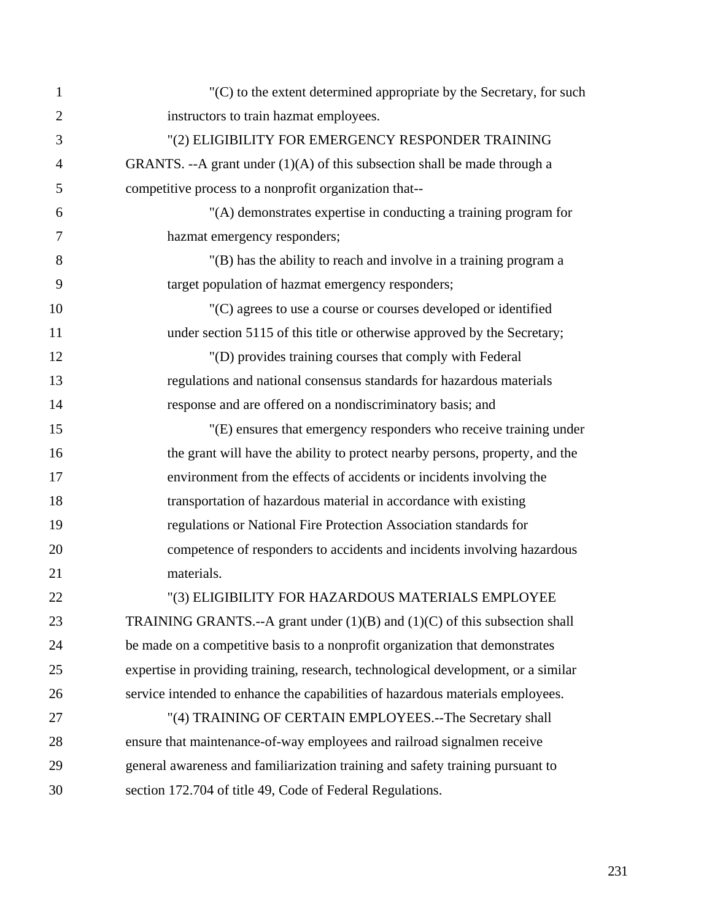"(C) to the extent determined appropriate by the Secretary, for such instructors to train hazmat employees.

"(2) ELIGIBILITY FOR EMERGENCY RESPONDER TRAINING GRANTS. --A grant under (1)(A) of this subsection shall be made through a competitive process to a nonprofit organization that--

"(A) demonstrates expertise in conducting a training program for hazmat emergency responders;

"(B) has the ability to reach and involve in a training program a target population of hazmat emergency responders;

"(C) agrees to use a course or courses developed or identified under section 5115 of this title or otherwise approved by the Secretary;

"(D) provides training courses that comply with Federal regulations and national consensus standards for hazardous materials response and are offered on a nondiscriminatory basis; and

"(E) ensures that emergency responders who receive training under the grant will have the ability to protect nearby persons, property, and the environment from the effects of accidents or incidents involving the transportation of hazardous material in accordance with existing regulations or National Fire Protection Association standards for competence of responders to accidents and incidents involving hazardous materials.

"(3) ELIGIBILITY FOR HAZARDOUS MATERIALS EMPLOYEE TRAINING GRANTS.--A grant under (1)(B) and (1)(C) of this subsection shall be made on a competitive basis to a nonprofit organization that demonstrates expertise in providing training, research, technological development, or a similar service intended to enhance the capabilities of hazardous materials employees.

"(4) TRAINING OF CERTAIN EMPLOYEES.--The Secretary shall ensure that maintenance-of-way employees and railroad signalmen receive general awareness and familiarization training and safety training pursuant to section 172.704 of title 49, Code of Federal Regulations.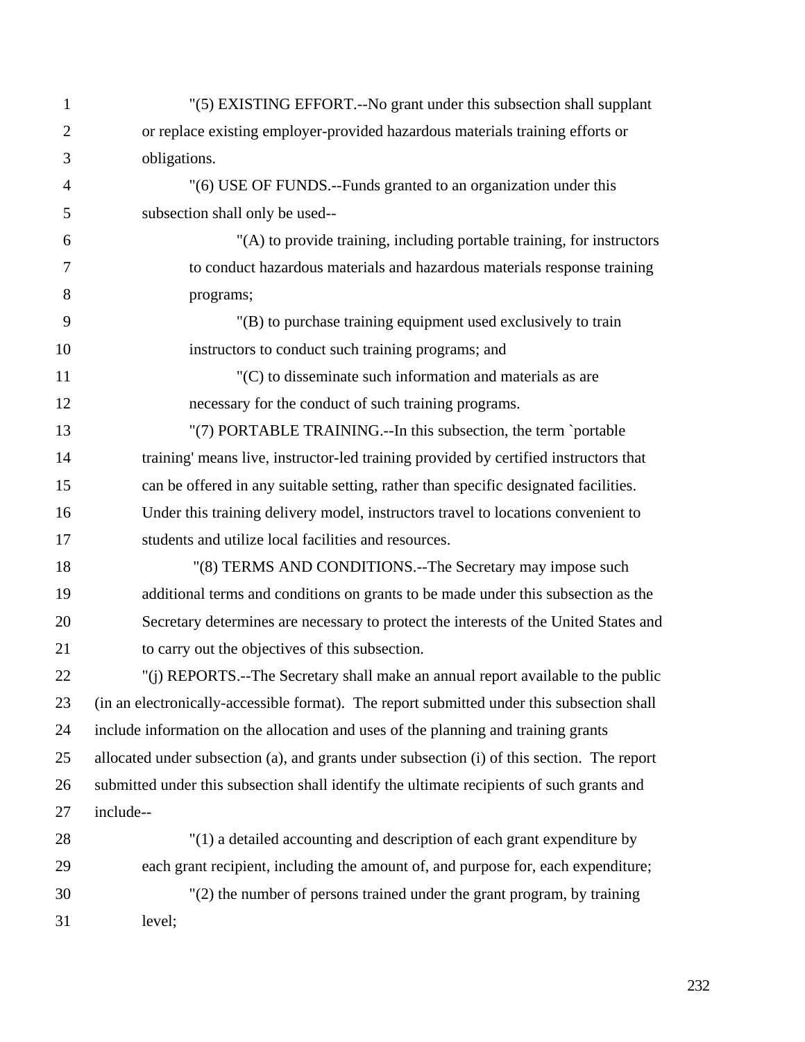"(5) EXISTING EFFORT.--No grant under this subsection shall supplant or replace existing employer-provided hazardous materials training efforts or obligations.

"(6) USE OF FUNDS.--Funds granted to an organization under this subsection shall only be used--

"(A) to provide training, including portable training, for instructors to conduct hazardous materials and hazardous materials response training programs;

"(B) to purchase training equipment used exclusively to train instructors to conduct such training programs; and

"(C) to disseminate such information and materials as are necessary for the conduct of such training programs.

"(7) PORTABLE TRAINING.--In this subsection, the term `portable training' means live, instructor-led training provided by certified instructors that can be offered in any suitable setting, rather than specific designated facilities. Under this training delivery model, instructors travel to locations convenient to students and utilize local facilities and resources.

"(8) TERMS AND CONDITIONS.--The Secretary may impose such additional terms and conditions on grants to be made under this subsection as the Secretary determines are necessary to protect the interests of the United States and to carry out the objectives of this subsection.

"(j) REPORTS.--The Secretary shall make an annual report available to the public (in an electronically-accessible format). The report submitted under this subsection shall include information on the allocation and uses of the planning and training grants allocated under subsection (a), and grants under subsection (i) of this section. The report submitted under this subsection shall identify the ultimate recipients of such grants and include--

"(1) a detailed accounting and description of each grant expenditure by each grant recipient, including the amount of, and purpose for, each expenditure;

"(2) the number of persons trained under the grant program, by training level;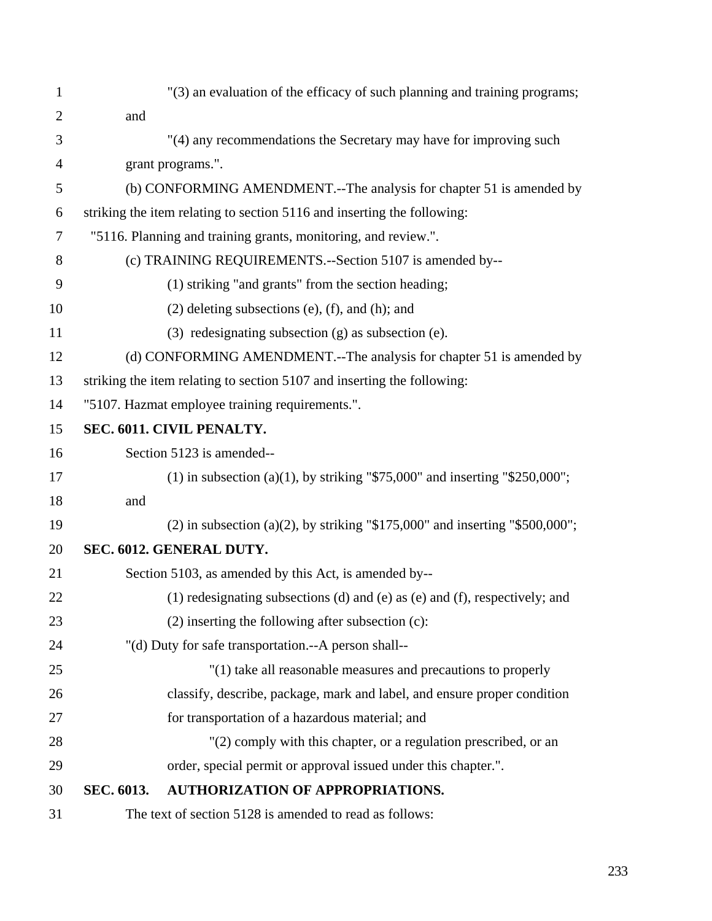"(3) an evaluation of the efficacy of such planning and training programs; and

"(4) any recommendations the Secretary may have for improving such grant programs.".

(b) CONFORMING AMENDMENT.--The analysis for chapter 51 is amended by striking the item relating to section 5116 and inserting the following:

"5116. Planning and training grants, monitoring, and review.".

(c) TRAINING REQUIREMENTS.--Section 5107 is amended by--

(1) striking "and grants" from the section heading;

(2) deleting subsections (e), (f), and (h); and

(3) redesignating subsection (g) as subsection (e).

(d) CONFORMING AMENDMENT.--The analysis for chapter 51 is amended by striking the item relating to section 5107 and inserting the following:

"5107. Hazmat employee training requirements.".

**SEC. 6011. CIVIL PENALTY.**

Section 5123 is amended--

(1) in subsection (a)(1), by striking "$75,000" and inserting "$250,000"; and

(2) in subsection (a)(2), by striking "$175,000" and inserting "$500,000";

**SEC. 6012. GENERAL DUTY.**

Section 5103, as amended by this Act, is amended by--

(1) redesignating subsections (d) and (e) as (e) and (f), respectively; and

(2) inserting the following after subsection (c):

"(d) Duty for safe transportation.--A person shall--

"(1) take all reasonable measures and precautions to properly classify, describe, package, mark and label, and ensure proper condition for transportation of a hazardous material; and

"(2) comply with this chapter, or a regulation prescribed, or an order, special permit or approval issued under this chapter.".

**SEC. 6013. AUTHORIZATION OF APPROPRIATIONS.**

The text of section 5128 is amended to read as follows: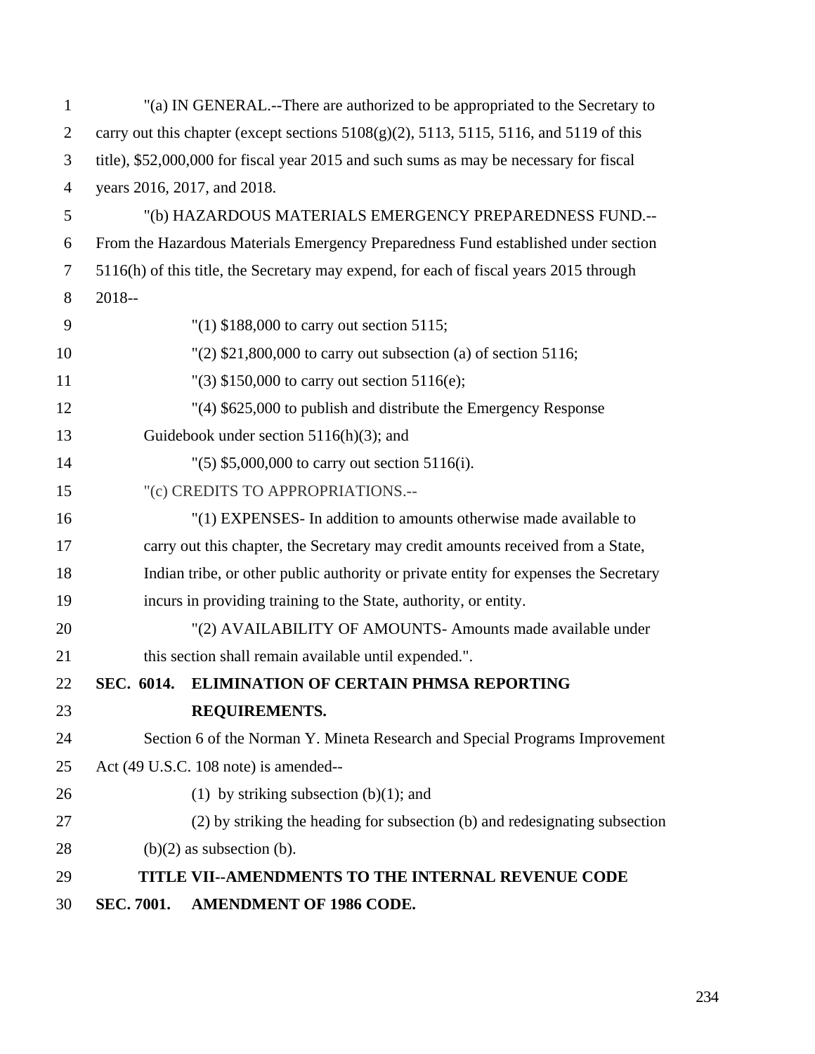"(a) IN GENERAL.--There are authorized to be appropriated to the Secretary to carry out this chapter (except sections 5108(g)(2), 5113, 5115, 5116, and 5119 of this title), $52,000,000 for fiscal year 2015 and such sums as may be necessary for fiscal years 2016, 2017, and 2018.

"(b) HAZARDOUS MATERIALS EMERGENCY PREPAREDNESS FUND.--From the Hazardous Materials Emergency Preparedness Fund established under section 5116(h) of this title, the Secretary may expend, for each of fiscal years 2015 through 2018--

"(1) $188,000 to carry out section 5115;

"(2) $21,800,000 to carry out subsection (a) of section 5116;

"(3) $150,000 to carry out section 5116(e);

"(4) $625,000 to publish and distribute the Emergency Response Guidebook under section 5116(h)(3); and

"(5) $5,000,000 to carry out section 5116(i).

"(c) CREDITS TO APPROPRIATIONS.--

"(1) EXPENSES- In addition to amounts otherwise made available to carry out this chapter, the Secretary may credit amounts received from a State, Indian tribe, or other public authority or private entity for expenses the Secretary incurs in providing training to the State, authority, or entity.

"(2) AVAILABILITY OF AMOUNTS- Amounts made available under this section shall remain available until expended.".

**SEC. 6014. ELIMINATION OF CERTAIN PHMSA REPORTING REQUIREMENTS.**

Section 6 of the Norman Y. Mineta Research and Special Programs Improvement Act (49 U.S.C. 108 note) is amended--

(1) by striking subsection (b)(1); and

(2) by striking the heading for subsection (b) and redesignating subsection (b)(2) as subsection (b).

## TITLE VII--AMENDMENTS TO THE INTERNAL REVENUE CODE

**SEC. 7001. AMENDMENT OF 1986 CODE.**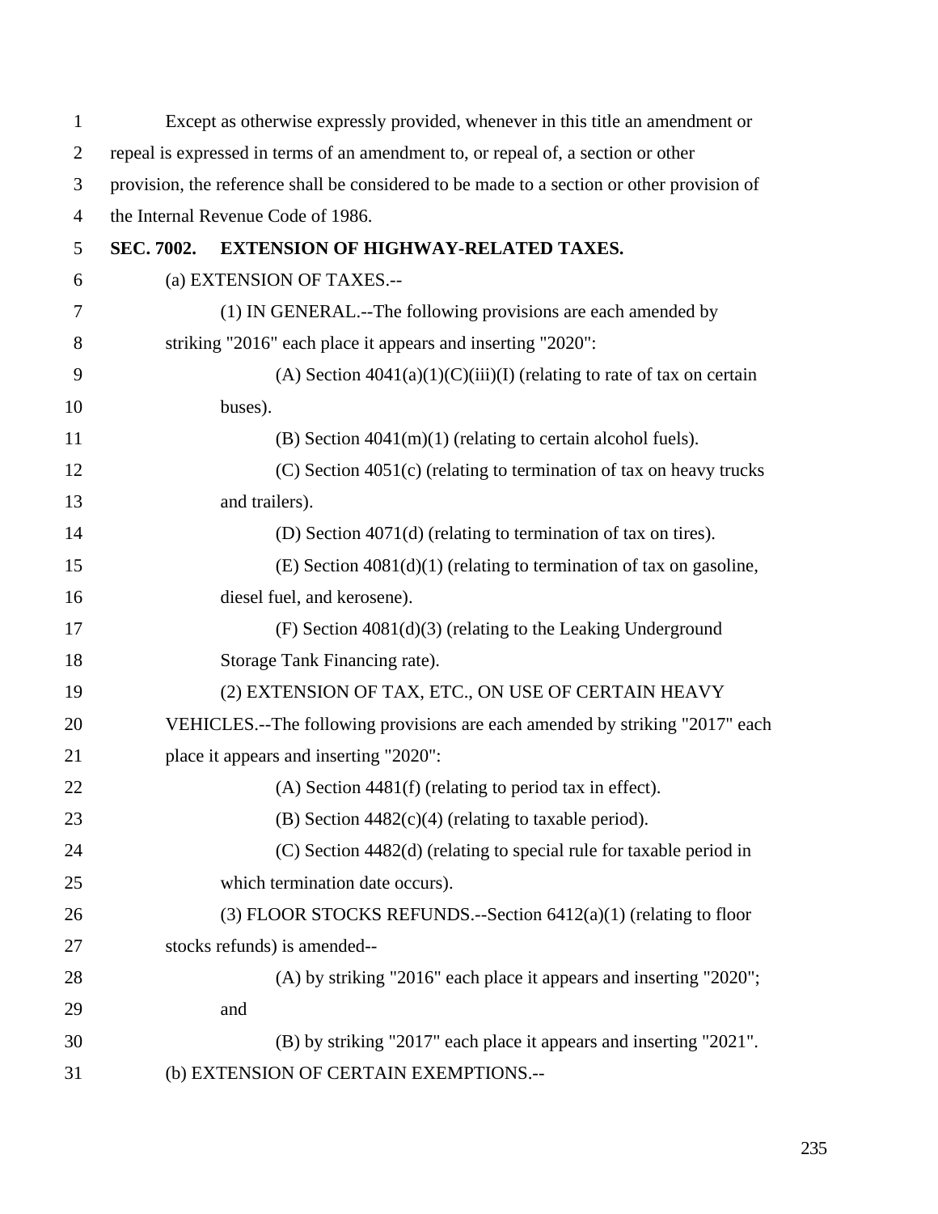Except as otherwise expressly provided, whenever in this title an amendment or repeal is expressed in terms of an amendment to, or repeal of, a section or other provision, the reference shall be considered to be made to a section or other provision of the Internal Revenue Code of 1986.

**SEC. 7002. EXTENSION OF HIGHWAY-RELATED TAXES.**

(a) EXTENSION OF TAXES.--

(1) IN GENERAL.--The following provisions are each amended by striking "2016" each place it appears and inserting "2020":

(A) Section 4041(a)(1)(C)(iii)(I) (relating to rate of tax on certain buses).

(B) Section 4041(m)(1) (relating to certain alcohol fuels).

(C) Section 4051(c) (relating to termination of tax on heavy trucks and trailers).

(D) Section 4071(d) (relating to termination of tax on tires).

(E) Section 4081(d)(1) (relating to termination of tax on gasoline, diesel fuel, and kerosene).

(F) Section 4081(d)(3) (relating to the Leaking Underground Storage Tank Financing rate).

(2) EXTENSION OF TAX, ETC., ON USE OF CERTAIN HEAVY VEHICLES.--The following provisions are each amended by striking "2017" each place it appears and inserting "2020":

(A) Section 4481(f) (relating to period tax in effect).

(B) Section 4482(c)(4) (relating to taxable period).

(C) Section 4482(d) (relating to special rule for taxable period in which termination date occurs).

(3) FLOOR STOCKS REFUNDS.--Section 6412(a)(1) (relating to floor stocks refunds) is amended--

(A) by striking "2016" each place it appears and inserting "2020"; and

(B) by striking "2017" each place it appears and inserting "2021".

(b) EXTENSION OF CERTAIN EXEMPTIONS.--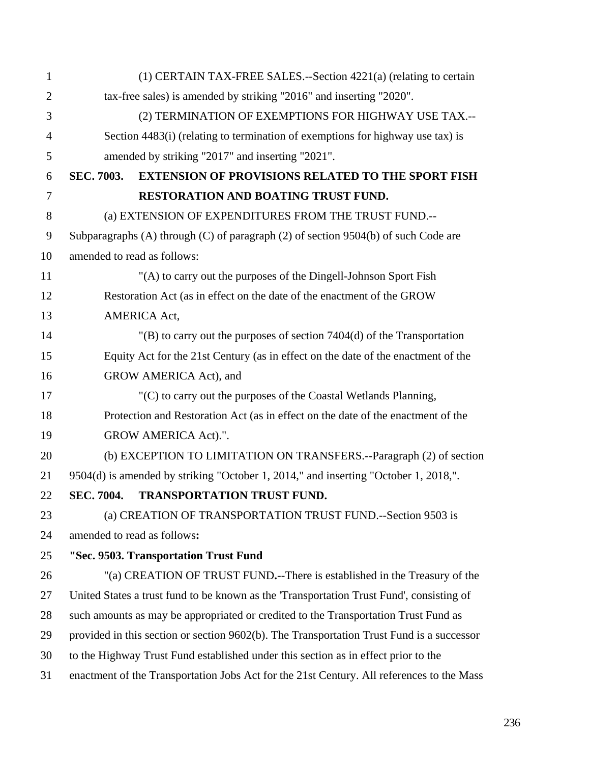(1) CERTAIN TAX-FREE SALES.--Section 4221(a) (relating to certain tax-free sales) is amended by striking "2016" and inserting "2020".

(2) TERMINATION OF EXEMPTIONS FOR HIGHWAY USE TAX.--Section 4483(i) (relating to termination of exemptions for highway use tax) is amended by striking "2017" and inserting "2021".

**SEC. 7003. EXTENSION OF PROVISIONS RELATED TO THE SPORT FISH RESTORATION AND BOATING TRUST FUND.**

(a) EXTENSION OF EXPENDITURES FROM THE TRUST FUND.--Subparagraphs (A) through (C) of paragraph (2) of section 9504(b) of such Code are amended to read as follows:

"(A) to carry out the purposes of the Dingell-Johnson Sport Fish Restoration Act (as in effect on the date of the enactment of the GROW AMERICA Act,

"(B) to carry out the purposes of section 7404(d) of the Transportation Equity Act for the 21st Century (as in effect on the date of the enactment of the GROW AMERICA Act), and

"(C) to carry out the purposes of the Coastal Wetlands Planning, Protection and Restoration Act (as in effect on the date of the enactment of the GROW AMERICA Act).".

(b) EXCEPTION TO LIMITATION ON TRANSFERS.--Paragraph (2) of section 9504(d) is amended by striking "October 1, 2014," and inserting "October 1, 2018,".

**SEC. 7004. TRANSPORTATION TRUST FUND.**

(a) CREATION OF TRANSPORTATION TRUST FUND.--Section 9503 is amended to read as follows**:**

**"Sec. 9503. Transportation Trust Fund**

"(a) CREATION OF TRUST FUND**.**--There is established in the Treasury of the United States a trust fund to be known as the 'Transportation Trust Fund', consisting of such amounts as may be appropriated or credited to the Transportation Trust Fund as provided in this section or section 9602(b). The Transportation Trust Fund is a successor to the Highway Trust Fund established under this section as in effect prior to the enactment of the Transportation Jobs Act for the 21st Century. All references to the Mass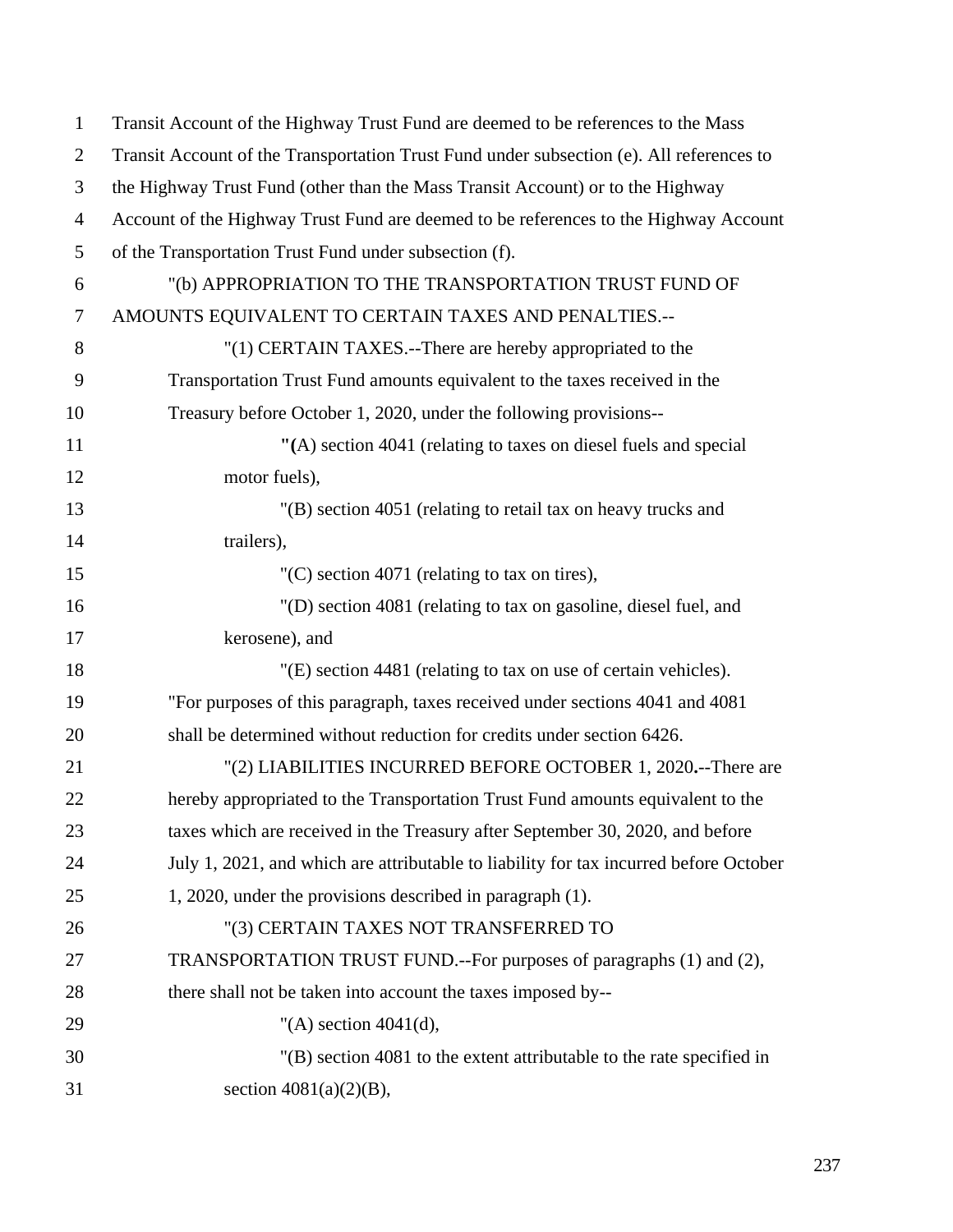Transit Account of the Highway Trust Fund are deemed to be references to the Mass Transit Account of the Transportation Trust Fund under subsection (e). All references to the Highway Trust Fund (other than the Mass Transit Account) or to the Highway Account of the Highway Trust Fund are deemed to be references to the Highway Account of the Transportation Trust Fund under subsection (f).

"(b) APPROPRIATION TO THE TRANSPORTATION TRUST FUND OF AMOUNTS EQUIVALENT TO CERTAIN TAXES AND PENALTIES.--

"(1) CERTAIN TAXES.--There are hereby appropriated to the Transportation Trust Fund amounts equivalent to the taxes received in the Treasury before October 1, 2020, under the following provisions--

"(A) section 4041 (relating to taxes on diesel fuels and special motor fuels),

"(B) section 4051 (relating to retail tax on heavy trucks and trailers),

"(C) section 4071 (relating to tax on tires),

"(D) section 4081 (relating to tax on gasoline, diesel fuel, and kerosene), and

"(E) section 4481 (relating to tax on use of certain vehicles).

"For purposes of this paragraph, taxes received under sections 4041 and 4081 shall be determined without reduction for credits under section 6426.

"(2) LIABILITIES INCURRED BEFORE OCTOBER 1, 2020.--There are hereby appropriated to the Transportation Trust Fund amounts equivalent to the taxes which are received in the Treasury after September 30, 2020, and before July 1, 2021, and which are attributable to liability for tax incurred before October 1, 2020, under the provisions described in paragraph (1).

"(3) CERTAIN TAXES NOT TRANSFERRED TO TRANSPORTATION TRUST FUND.--For purposes of paragraphs (1) and (2), there shall not be taken into account the taxes imposed by--

"(A) section 4041(d),

"(B) section 4081 to the extent attributable to the rate specified in section 4081(a)(2)(B),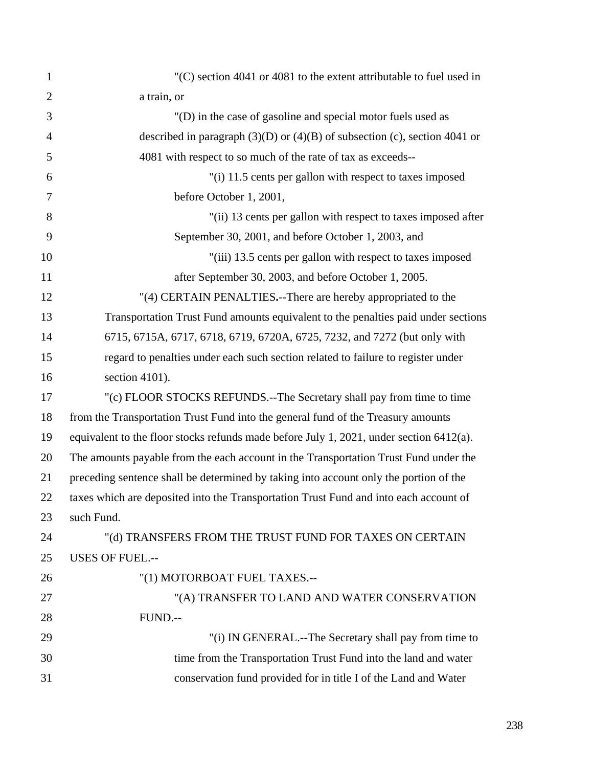"(C) section 4041 or 4081 to the extent attributable to fuel used in a train, or

"(D) in the case of gasoline and special motor fuels used as described in paragraph (3)(D) or (4)(B) of subsection (c), section 4041 or 4081 with respect to so much of the rate of tax as exceeds--

"(i) 11.5 cents per gallon with respect to taxes imposed before October 1, 2001,

"(ii) 13 cents per gallon with respect to taxes imposed after September 30, 2001, and before October 1, 2003, and

"(iii) 13.5 cents per gallon with respect to taxes imposed after September 30, 2003, and before October 1, 2005.

"(4) CERTAIN PENALTIES.--There are hereby appropriated to the Transportation Trust Fund amounts equivalent to the penalties paid under sections 6715, 6715A, 6717, 6718, 6719, 6720A, 6725, 7232, and 7272 (but only with regard to penalties under each such section related to failure to register under section 4101).

"(c) FLOOR STOCKS REFUNDS.--The Secretary shall pay from time to time from the Transportation Trust Fund into the general fund of the Treasury amounts equivalent to the floor stocks refunds made before July 1, 2021, under section 6412(a). The amounts payable from the each account in the Transportation Trust Fund under the preceding sentence shall be determined by taking into account only the portion of the taxes which are deposited into the Transportation Trust Fund and into each account of such Fund.

"(d) TRANSFERS FROM THE TRUST FUND FOR TAXES ON CERTAIN USES OF FUEL.--

"(1) MOTORBOAT FUEL TAXES.--

"(A) TRANSFER TO LAND AND WATER CONSERVATION FUND.--

"(i) IN GENERAL.--The Secretary shall pay from time to time from the Transportation Trust Fund into the land and water conservation fund provided for in title I of the Land and Water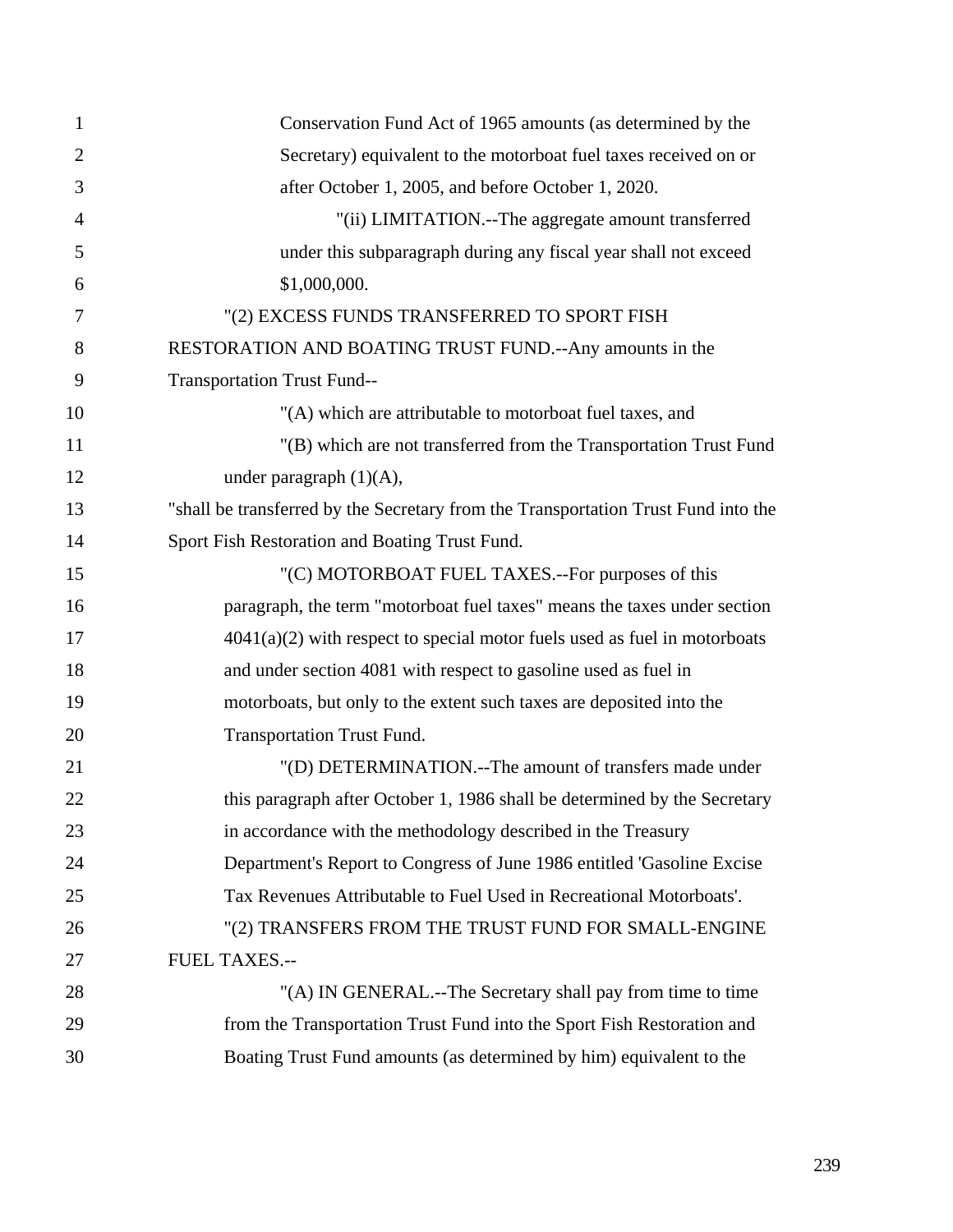Conservation Fund Act of 1965 amounts (as determined by the Secretary) equivalent to the motorboat fuel taxes received on or after October 1, 2005, and before October 1, 2020.

"(ii) LIMITATION.--The aggregate amount transferred under this subparagraph during any fiscal year shall not exceed $1,000,000.

"(2) EXCESS FUNDS TRANSFERRED TO SPORT FISH RESTORATION AND BOATING TRUST FUND.--Any amounts in the Transportation Trust Fund--

"(A) which are attributable to motorboat fuel taxes, and

"(B) which are not transferred from the Transportation Trust Fund under paragraph (1)(A),

"shall be transferred by the Secretary from the Transportation Trust Fund into the Sport Fish Restoration and Boating Trust Fund.

"(C) MOTORBOAT FUEL TAXES.--For purposes of this paragraph, the term "motorboat fuel taxes" means the taxes under section 4041(a)(2) with respect to special motor fuels used as fuel in motorboats and under section 4081 with respect to gasoline used as fuel in motorboats, but only to the extent such taxes are deposited into the Transportation Trust Fund.

"(D) DETERMINATION.--The amount of transfers made under this paragraph after October 1, 1986 shall be determined by the Secretary in accordance with the methodology described in the Treasury Department's Report to Congress of June 1986 entitled 'Gasoline Excise Tax Revenues Attributable to Fuel Used in Recreational Motorboats'.

"(2) TRANSFERS FROM THE TRUST FUND FOR SMALL-ENGINE FUEL TAXES.--

"(A) IN GENERAL.--The Secretary shall pay from time to time from the Transportation Trust Fund into the Sport Fish Restoration and Boating Trust Fund amounts (as determined by him) equivalent to the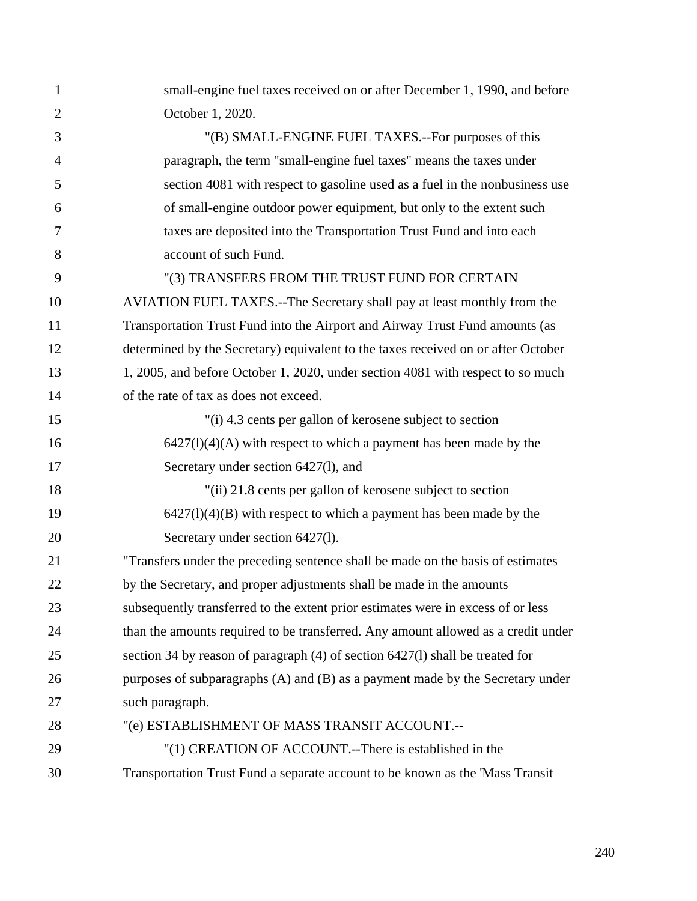small-engine fuel taxes received on or after December 1, 1990, and before October 1, 2020.

"(B) SMALL-ENGINE FUEL TAXES.--For purposes of this paragraph, the term "small-engine fuel taxes" means the taxes under section 4081 with respect to gasoline used as a fuel in the nonbusiness use of small-engine outdoor power equipment, but only to the extent such taxes are deposited into the Transportation Trust Fund and into each account of such Fund.

"(3) TRANSFERS FROM THE TRUST FUND FOR CERTAIN AVIATION FUEL TAXES.--The Secretary shall pay at least monthly from the Transportation Trust Fund into the Airport and Airway Trust Fund amounts (as determined by the Secretary) equivalent to the taxes received on or after October 1, 2005, and before October 1, 2020, under section 4081 with respect to so much of the rate of tax as does not exceed.

"(i) 4.3 cents per gallon of kerosene subject to section 6427(l)(4)(A) with respect to which a payment has been made by the Secretary under section 6427(l), and

"(ii) 21.8 cents per gallon of kerosene subject to section 6427(l)(4)(B) with respect to which a payment has been made by the Secretary under section 6427(l).

"Transfers under the preceding sentence shall be made on the basis of estimates by the Secretary, and proper adjustments shall be made in the amounts subsequently transferred to the extent prior estimates were in excess of or less than the amounts required to be transferred. Any amount allowed as a credit under section 34 by reason of paragraph (4) of section 6427(l) shall be treated for purposes of subparagraphs (A) and (B) as a payment made by the Secretary under such paragraph.

"(e) ESTABLISHMENT OF MASS TRANSIT ACCOUNT.--

"(1) CREATION OF ACCOUNT.--There is established in the Transportation Trust Fund a separate account to be known as the 'Mass Transit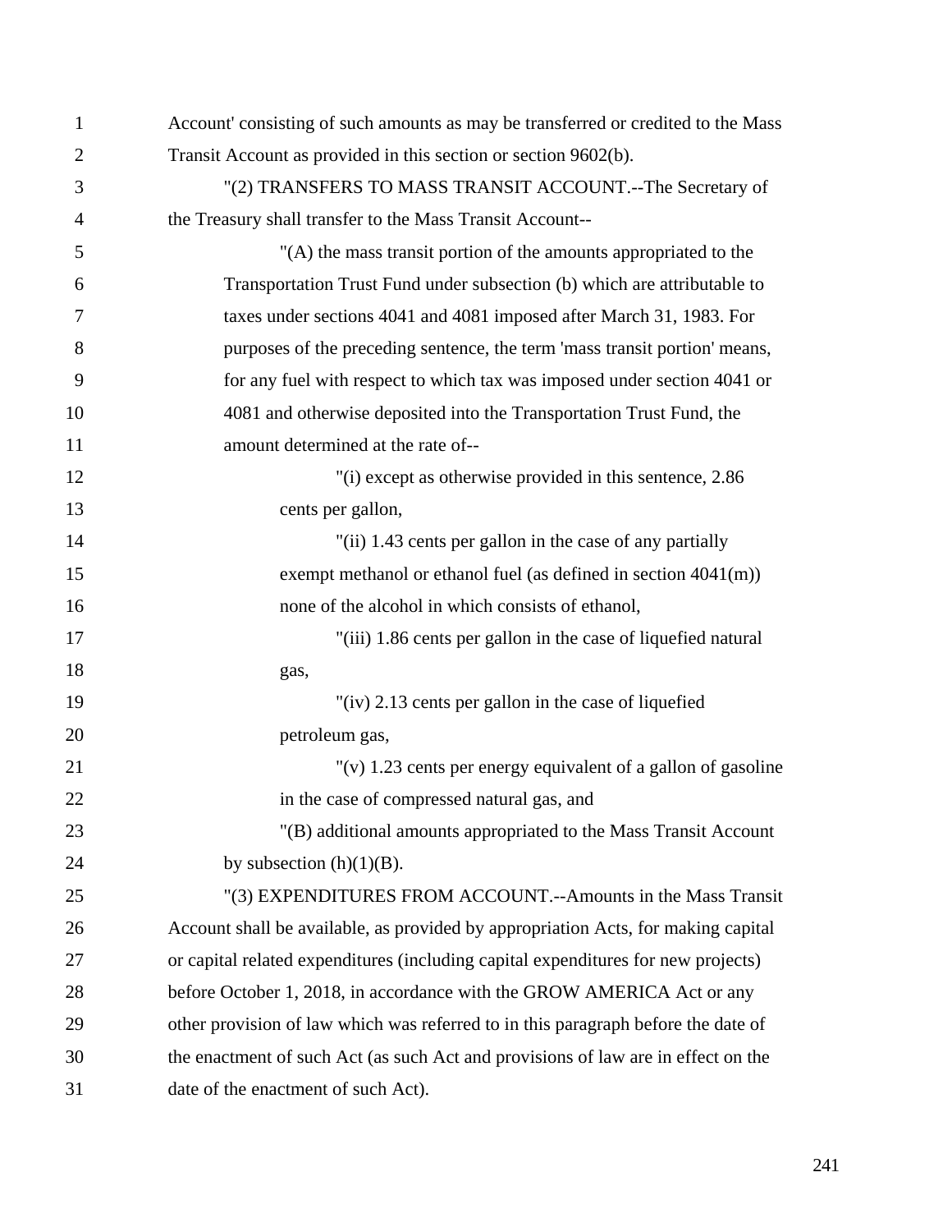Account' consisting of such amounts as may be transferred or credited to the Mass Transit Account as provided in this section or section 9602(b).

"(2) TRANSFERS TO MASS TRANSIT ACCOUNT.--The Secretary of the Treasury shall transfer to the Mass Transit Account--

"(A) the mass transit portion of the amounts appropriated to the Transportation Trust Fund under subsection (b) which are attributable to taxes under sections 4041 and 4081 imposed after March 31, 1983. For purposes of the preceding sentence, the term 'mass transit portion' means, for any fuel with respect to which tax was imposed under section 4041 or 4081 and otherwise deposited into the Transportation Trust Fund, the amount determined at the rate of--

"(i) except as otherwise provided in this sentence, 2.86 cents per gallon,

"(ii) 1.43 cents per gallon in the case of any partially exempt methanol or ethanol fuel (as defined in section 4041(m)) none of the alcohol in which consists of ethanol,

"(iii) 1.86 cents per gallon in the case of liquefied natural gas,

"(iv) 2.13 cents per gallon in the case of liquefied petroleum gas,

"(v) 1.23 cents per energy equivalent of a gallon of gasoline in the case of compressed natural gas, and

"(B) additional amounts appropriated to the Mass Transit Account by subsection (h)(1)(B).

"(3) EXPENDITURES FROM ACCOUNT.--Amounts in the Mass Transit Account shall be available, as provided by appropriation Acts, for making capital or capital related expenditures (including capital expenditures for new projects) before October 1, 2018, in accordance with the GROW AMERICA Act or any other provision of law which was referred to in this paragraph before the date of the enactment of such Act (as such Act and provisions of law are in effect on the date of the enactment of such Act).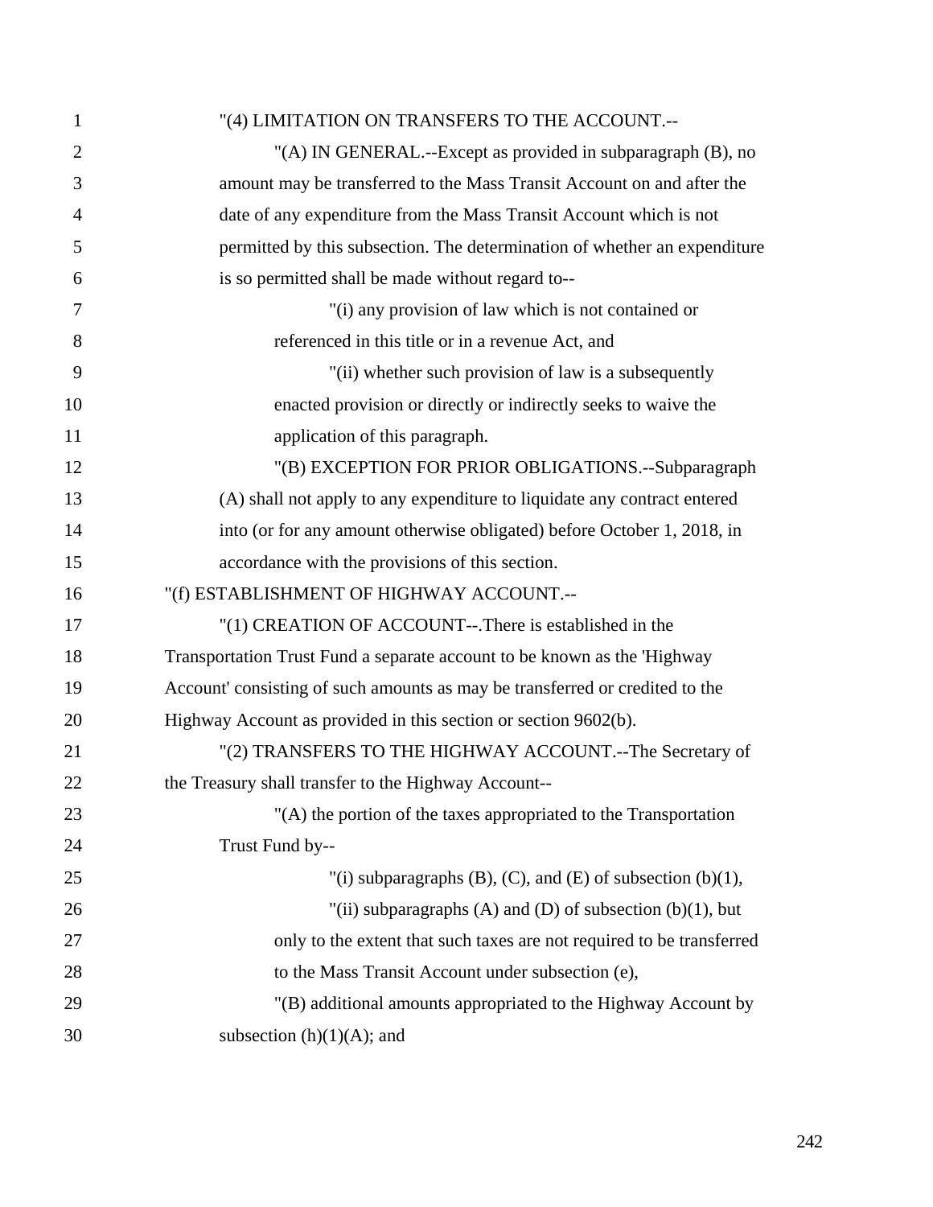"(4) LIMITATION ON TRANSFERS TO THE ACCOUNT.--

"(A) IN GENERAL.--Except as provided in subparagraph (B), no amount may be transferred to the Mass Transit Account on and after the date of any expenditure from the Mass Transit Account which is not permitted by this subsection. The determination of whether an expenditure is so permitted shall be made without regard to--

"(i) any provision of law which is not contained or referenced in this title or in a revenue Act, and

"(ii) whether such provision of law is a subsequently enacted provision or directly or indirectly seeks to waive the application of this paragraph.

"(B) EXCEPTION FOR PRIOR OBLIGATIONS.--Subparagraph (A) shall not apply to any expenditure to liquidate any contract entered into (or for any amount otherwise obligated) before October 1, 2018, in accordance with the provisions of this section.

"(f) ESTABLISHMENT OF HIGHWAY ACCOUNT.--

"(1) CREATION OF ACCOUNT--.There is established in the Transportation Trust Fund a separate account to be known as the 'Highway Account' consisting of such amounts as may be transferred or credited to the Highway Account as provided in this section or section 9602(b).

"(2) TRANSFERS TO THE HIGHWAY ACCOUNT.--The Secretary of the Treasury shall transfer to the Highway Account--

"(A) the portion of the taxes appropriated to the Transportation Trust Fund by--

"(i) subparagraphs (B), (C), and (E) of subsection (b)(1),

"(ii) subparagraphs (A) and (D) of subsection (b)(1), but only to the extent that such taxes are not required to be transferred to the Mass Transit Account under subsection (e),

"(B) additional amounts appropriated to the Highway Account by subsection (h)(1)(A); and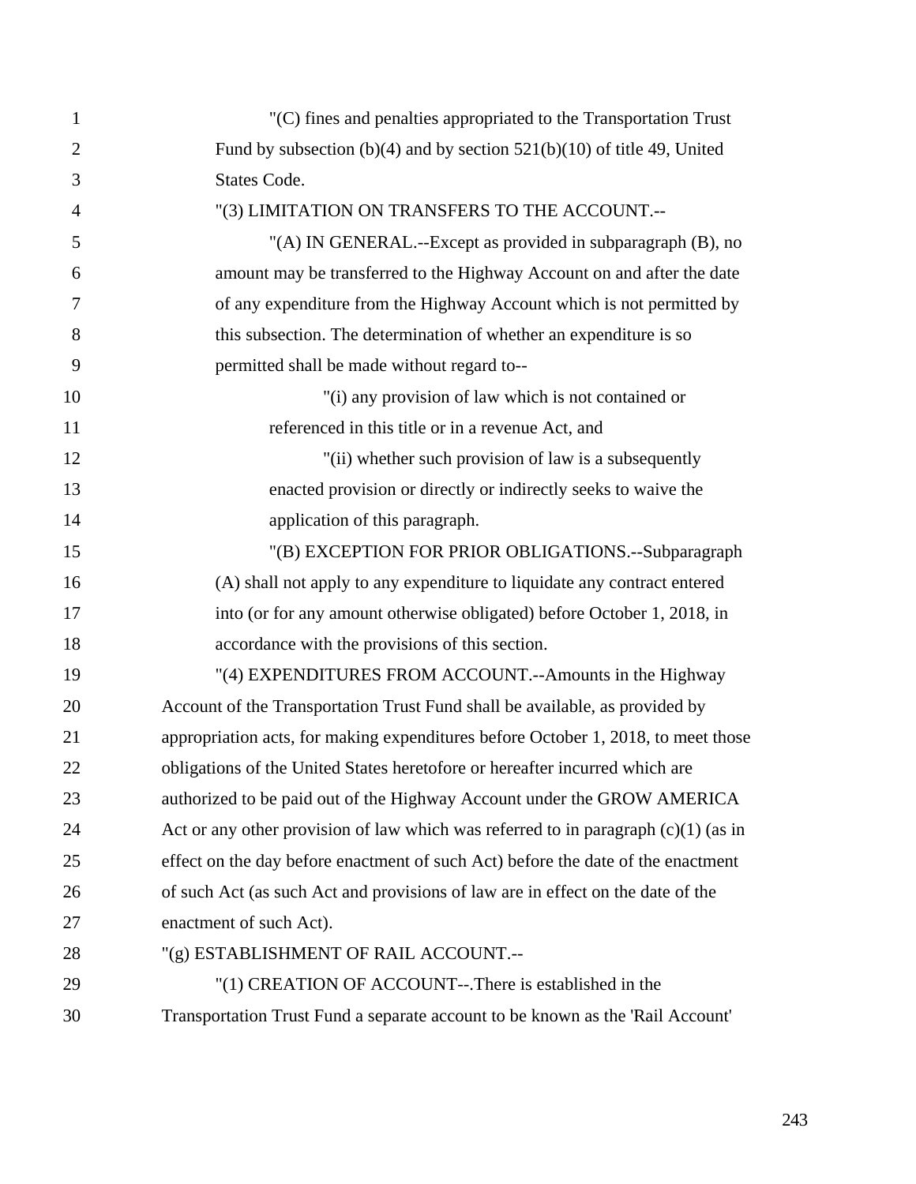"(C) fines and penalties appropriated to the Transportation Trust Fund by subsection (b)(4) and by section 521(b)(10) of title 49, United States Code.

"(3) LIMITATION ON TRANSFERS TO THE ACCOUNT.--

"(A) IN GENERAL.--Except as provided in subparagraph (B), no amount may be transferred to the Highway Account on and after the date of any expenditure from the Highway Account which is not permitted by this subsection. The determination of whether an expenditure is so permitted shall be made without regard to--

"(i) any provision of law which is not contained or referenced in this title or in a revenue Act, and

"(ii) whether such provision of law is a subsequently enacted provision or directly or indirectly seeks to waive the application of this paragraph.

"(B) EXCEPTION FOR PRIOR OBLIGATIONS.--Subparagraph (A) shall not apply to any expenditure to liquidate any contract entered into (or for any amount otherwise obligated) before October 1, 2018, in accordance with the provisions of this section.

"(4) EXPENDITURES FROM ACCOUNT.--Amounts in the Highway Account of the Transportation Trust Fund shall be available, as provided by appropriation acts, for making expenditures before October 1, 2018, to meet those obligations of the United States heretofore or hereafter incurred which are authorized to be paid out of the Highway Account under the GROW AMERICA Act or any other provision of law which was referred to in paragraph (c)(1) (as in effect on the day before enactment of such Act) before the date of the enactment of such Act (as such Act and provisions of law are in effect on the date of the enactment of such Act).

"(g) ESTABLISHMENT OF RAIL ACCOUNT.--

"(1) CREATION OF ACCOUNT--.There is established in the Transportation Trust Fund a separate account to be known as the 'Rail Account'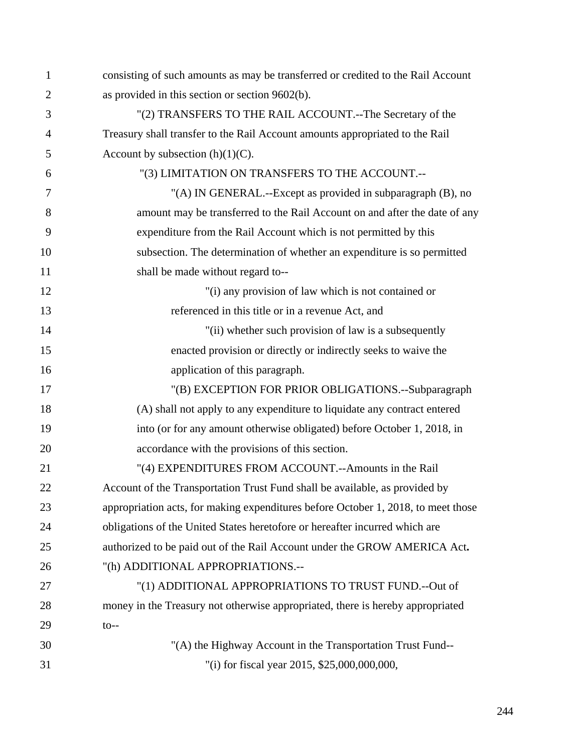consisting of such amounts as may be transferred or credited to the Rail Account as provided in this section or section 9602(b).

"(2) TRANSFERS TO THE RAIL ACCOUNT.--The Secretary of the Treasury shall transfer to the Rail Account amounts appropriated to the Rail Account by subsection (h)(1)(C).

"(3) LIMITATION ON TRANSFERS TO THE ACCOUNT.--

"(A) IN GENERAL.--Except as provided in subparagraph (B), no amount may be transferred to the Rail Account on and after the date of any expenditure from the Rail Account which is not permitted by this subsection. The determination of whether an expenditure is so permitted shall be made without regard to--

"(i) any provision of law which is not contained or referenced in this title or in a revenue Act, and

"(ii) whether such provision of law is a subsequently enacted provision or directly or indirectly seeks to waive the application of this paragraph.

"(B) EXCEPTION FOR PRIOR OBLIGATIONS.--Subparagraph (A) shall not apply to any expenditure to liquidate any contract entered into (or for any amount otherwise obligated) before October 1, 2018, in accordance with the provisions of this section.

"(4) EXPENDITURES FROM ACCOUNT.--Amounts in the Rail Account of the Transportation Trust Fund shall be available, as provided by appropriation acts, for making expenditures before October 1, 2018, to meet those obligations of the United States heretofore or hereafter incurred which are authorized to be paid out of the Rail Account under the GROW AMERICA Act**.**

"(h) ADDITIONAL APPROPRIATIONS.--

"(1) ADDITIONAL APPROPRIATIONS TO TRUST FUND.--Out of money in the Treasury not otherwise appropriated, there is hereby appropriated to--

"(A) the Highway Account in the Transportation Trust Fund--

"(i) for fiscal year 2015, $25,000,000,000,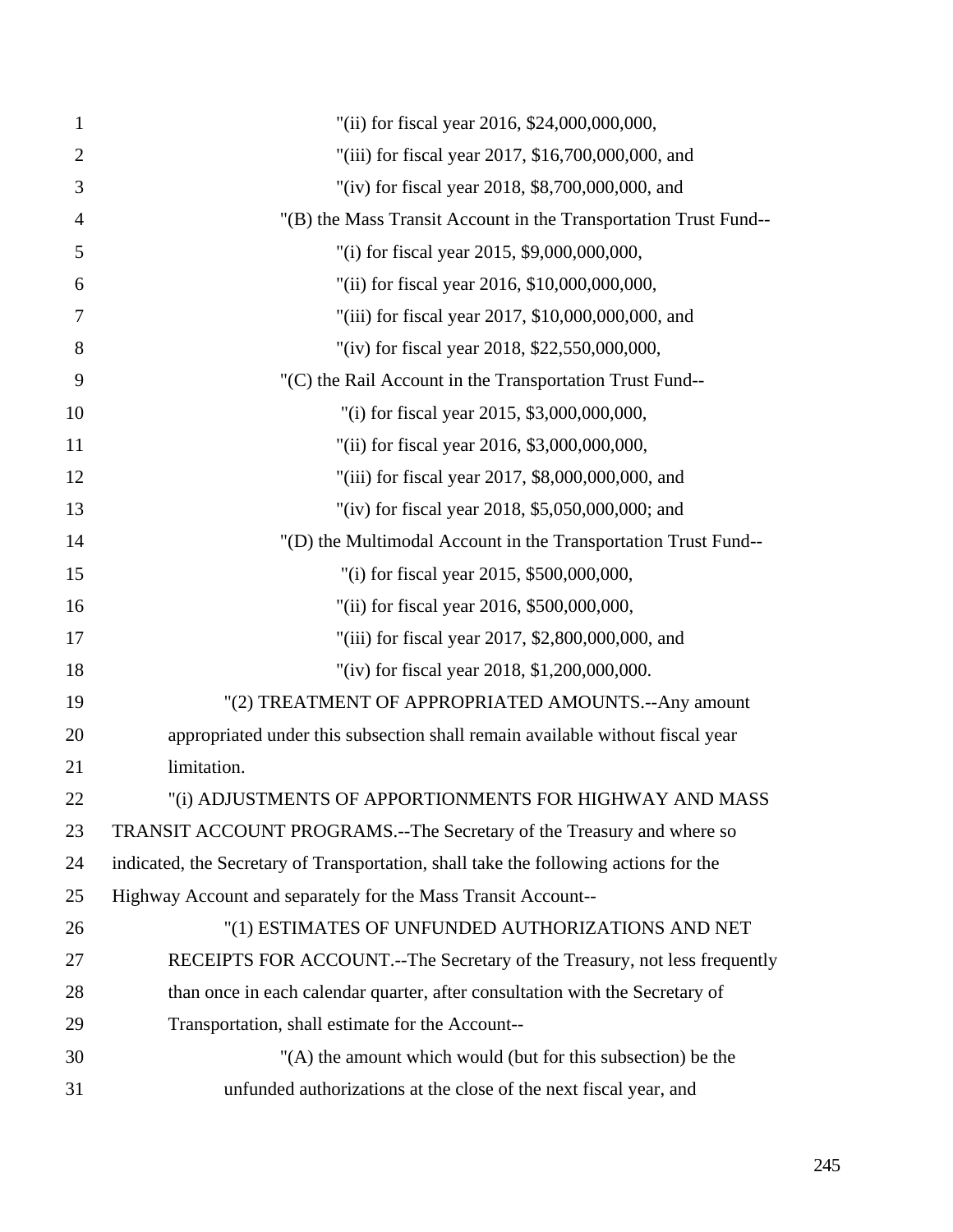"(ii) for fiscal year 2016, $24,000,000,000,

"(iii) for fiscal year 2017, $16,700,000,000, and

"(iv) for fiscal year 2018, $8,700,000,000, and

"(B) the Mass Transit Account in the Transportation Trust Fund--

"(i) for fiscal year 2015, $9,000,000,000,

"(ii) for fiscal year 2016, $10,000,000,000,

"(iii) for fiscal year 2017, $10,000,000,000, and

"(iv) for fiscal year 2018, $22,550,000,000,

"(C) the Rail Account in the Transportation Trust Fund--

"(i) for fiscal year 2015, $3,000,000,000,

"(ii) for fiscal year 2016, $3,000,000,000,

"(iii) for fiscal year 2017, $8,000,000,000, and

"(iv) for fiscal year 2018, $5,050,000,000; and

"(D) the Multimodal Account in the Transportation Trust Fund--

"(i) for fiscal year 2015, $500,000,000,

"(ii) for fiscal year 2016, $500,000,000,

"(iii) for fiscal year 2017, $2,800,000,000, and

"(iv) for fiscal year 2018, $1,200,000,000.

"(2) TREATMENT OF APPROPRIATED AMOUNTS.--Any amount appropriated under this subsection shall remain available without fiscal year limitation.

"(i) ADJUSTMENTS OF APPORTIONMENTS FOR HIGHWAY AND MASS TRANSIT ACCOUNT PROGRAMS.--The Secretary of the Treasury and where so indicated, the Secretary of Transportation, shall take the following actions for the Highway Account and separately for the Mass Transit Account--

"(1) ESTIMATES OF UNFUNDED AUTHORIZATIONS AND NET RECEIPTS FOR ACCOUNT.--The Secretary of the Treasury, not less frequently than once in each calendar quarter, after consultation with the Secretary of Transportation, shall estimate for the Account--

"(A) the amount which would (but for this subsection) be the unfunded authorizations at the close of the next fiscal year, and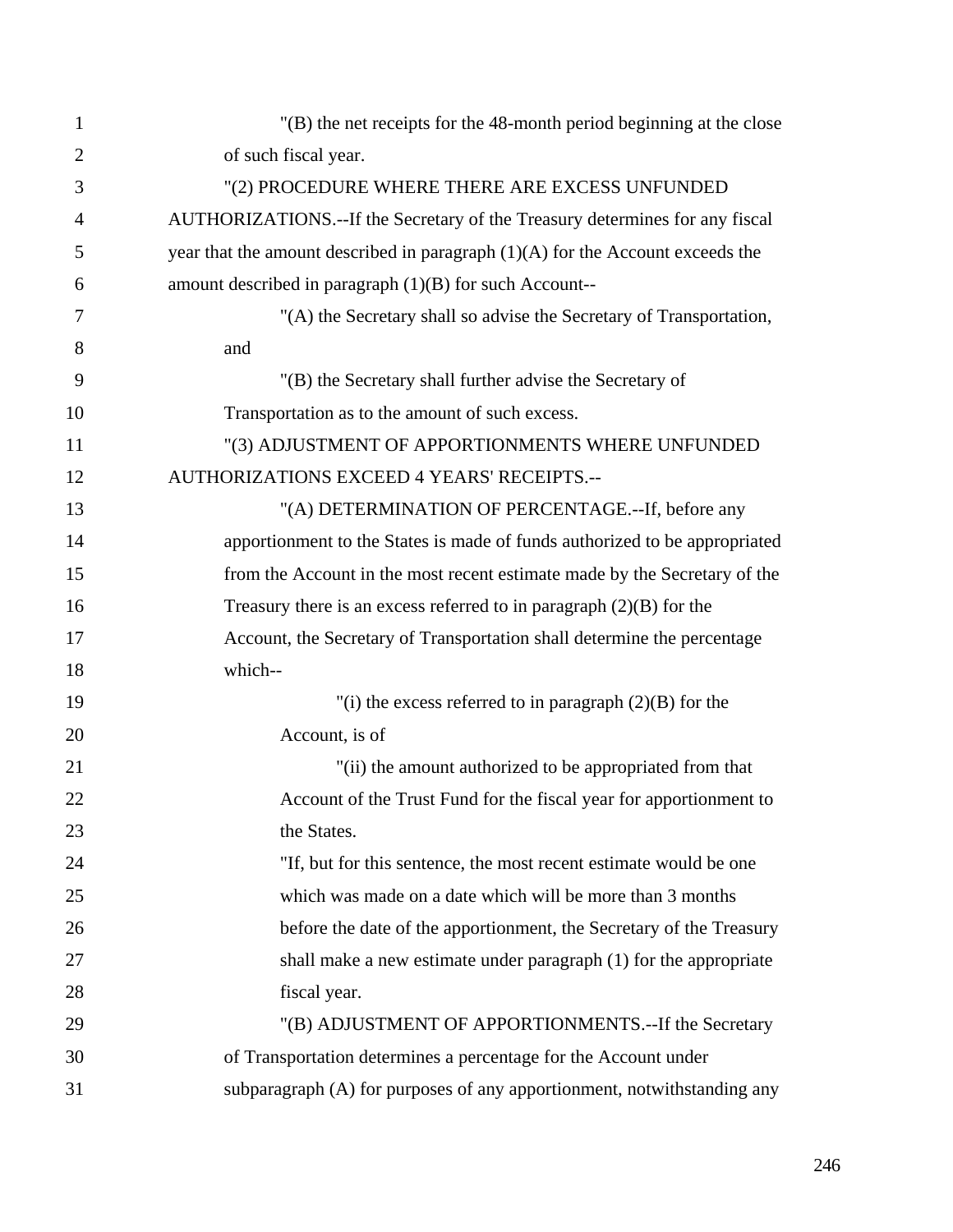"(B) the net receipts for the 48-month period beginning at the close of such fiscal year.

"(2) PROCEDURE WHERE THERE ARE EXCESS UNFUNDED AUTHORIZATIONS.--If the Secretary of the Treasury determines for any fiscal year that the amount described in paragraph (1)(A) for the Account exceeds the amount described in paragraph (1)(B) for such Account--

"(A) the Secretary shall so advise the Secretary of Transportation, and

"(B) the Secretary shall further advise the Secretary of Transportation as to the amount of such excess.

"(3) ADJUSTMENT OF APPORTIONMENTS WHERE UNFUNDED AUTHORIZATIONS EXCEED 4 YEARS' RECEIPTS.--

"(A) DETERMINATION OF PERCENTAGE.--If, before any apportionment to the States is made of funds authorized to be appropriated from the Account in the most recent estimate made by the Secretary of the Treasury there is an excess referred to in paragraph (2)(B) for the Account, the Secretary of Transportation shall determine the percentage which--

"(i) the excess referred to in paragraph (2)(B) for the Account, is of

"(ii) the amount authorized to be appropriated from that Account of the Trust Fund for the fiscal year for apportionment to the States.

"If, but for this sentence, the most recent estimate would be one which was made on a date which will be more than 3 months before the date of the apportionment, the Secretary of the Treasury shall make a new estimate under paragraph (1) for the appropriate fiscal year.

"(B) ADJUSTMENT OF APPORTIONMENTS.--If the Secretary of Transportation determines a percentage for the Account under subparagraph (A) for purposes of any apportionment, notwithstanding any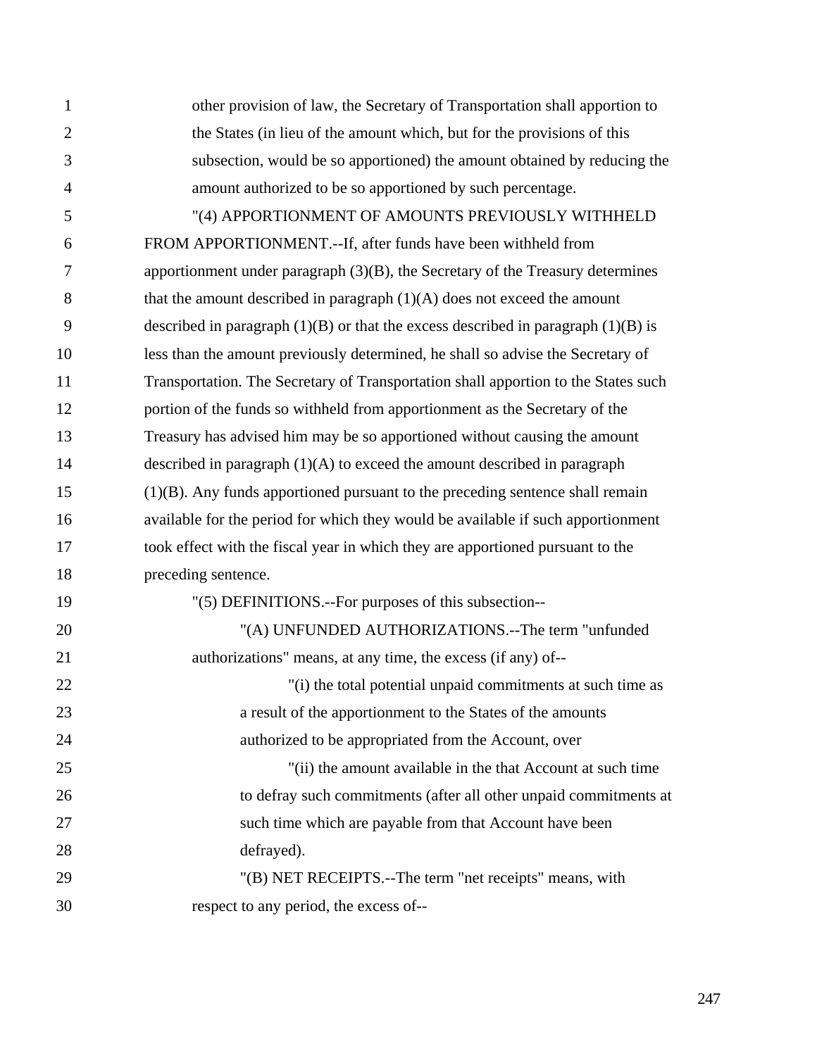other provision of law, the Secretary of Transportation shall apportion to the States (in lieu of the amount which, but for the provisions of this subsection, would be so apportioned) the amount obtained by reducing the amount authorized to be so apportioned by such percentage.

"(4) APPORTIONMENT OF AMOUNTS PREVIOUSLY WITHHELD FROM APPORTIONMENT.--If, after funds have been withheld from apportionment under paragraph (3)(B), the Secretary of the Treasury determines that the amount described in paragraph (1)(A) does not exceed the amount described in paragraph (1)(B) or that the excess described in paragraph (1)(B) is less than the amount previously determined, he shall so advise the Secretary of Transportation. The Secretary of Transportation shall apportion to the States such portion of the funds so withheld from apportionment as the Secretary of the Treasury has advised him may be so apportioned without causing the amount described in paragraph (1)(A) to exceed the amount described in paragraph (1)(B). Any funds apportioned pursuant to the preceding sentence shall remain available for the period for which they would be available if such apportionment took effect with the fiscal year in which they are apportioned pursuant to the preceding sentence.

"(5) DEFINITIONS.--For purposes of this subsection--

"(A) UNFUNDED AUTHORIZATIONS.--The term "unfunded authorizations" means, at any time, the excess (if any) of--

"(i) the total potential unpaid commitments at such time as a result of the apportionment to the States of the amounts authorized to be appropriated from the Account, over

"(ii) the amount available in the that Account at such time to defray such commitments (after all other unpaid commitments at such time which are payable from that Account have been defrayed).

"(B) NET RECEIPTS.--The term "net receipts" means, with respect to any period, the excess of--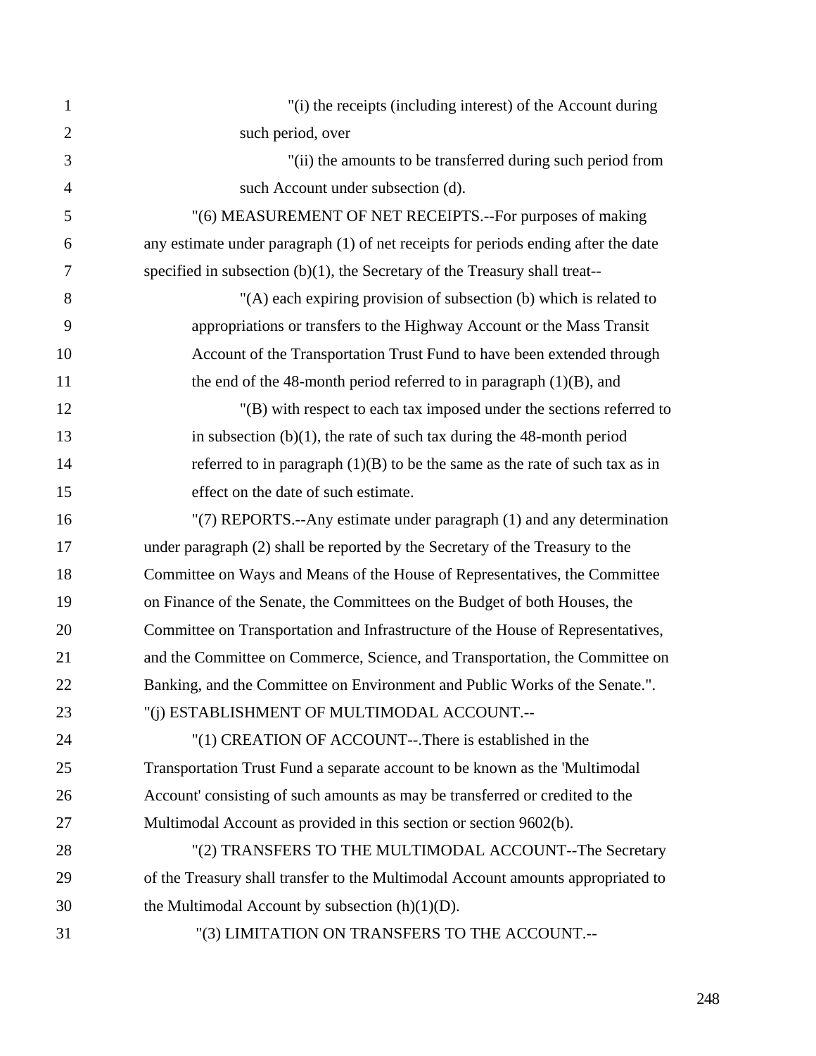"(i) the receipts (including interest) of the Account during such period, over

"(ii) the amounts to be transferred during such period from such Account under subsection (d).

"(6) MEASUREMENT OF NET RECEIPTS.--For purposes of making any estimate under paragraph (1) of net receipts for periods ending after the date specified in subsection (b)(1), the Secretary of the Treasury shall treat--

"(A) each expiring provision of subsection (b) which is related to appropriations or transfers to the Highway Account or the Mass Transit Account of the Transportation Trust Fund to have been extended through the end of the 48-month period referred to in paragraph (1)(B), and

"(B) with respect to each tax imposed under the sections referred to in subsection (b)(1), the rate of such tax during the 48-month period referred to in paragraph (1)(B) to be the same as the rate of such tax as in effect on the date of such estimate.

"(7) REPORTS.--Any estimate under paragraph (1) and any determination under paragraph (2) shall be reported by the Secretary of the Treasury to the Committee on Ways and Means of the House of Representatives, the Committee on Finance of the Senate, the Committees on the Budget of both Houses, the Committee on Transportation and Infrastructure of the House of Representatives, and the Committee on Commerce, Science, and Transportation, the Committee on Banking, and the Committee on Environment and Public Works of the Senate.".

"(j) ESTABLISHMENT OF MULTIMODAL ACCOUNT.--

"(1) CREATION OF ACCOUNT--.There is established in the Transportation Trust Fund a separate account to be known as the 'Multimodal Account' consisting of such amounts as may be transferred or credited to the Multimodal Account as provided in this section or section 9602(b).

"(2) TRANSFERS TO THE MULTIMODAL ACCOUNT--The Secretary of the Treasury shall transfer to the Multimodal Account amounts appropriated to the Multimodal Account by subsection (h)(1)(D).

"(3) LIMITATION ON TRANSFERS TO THE ACCOUNT.--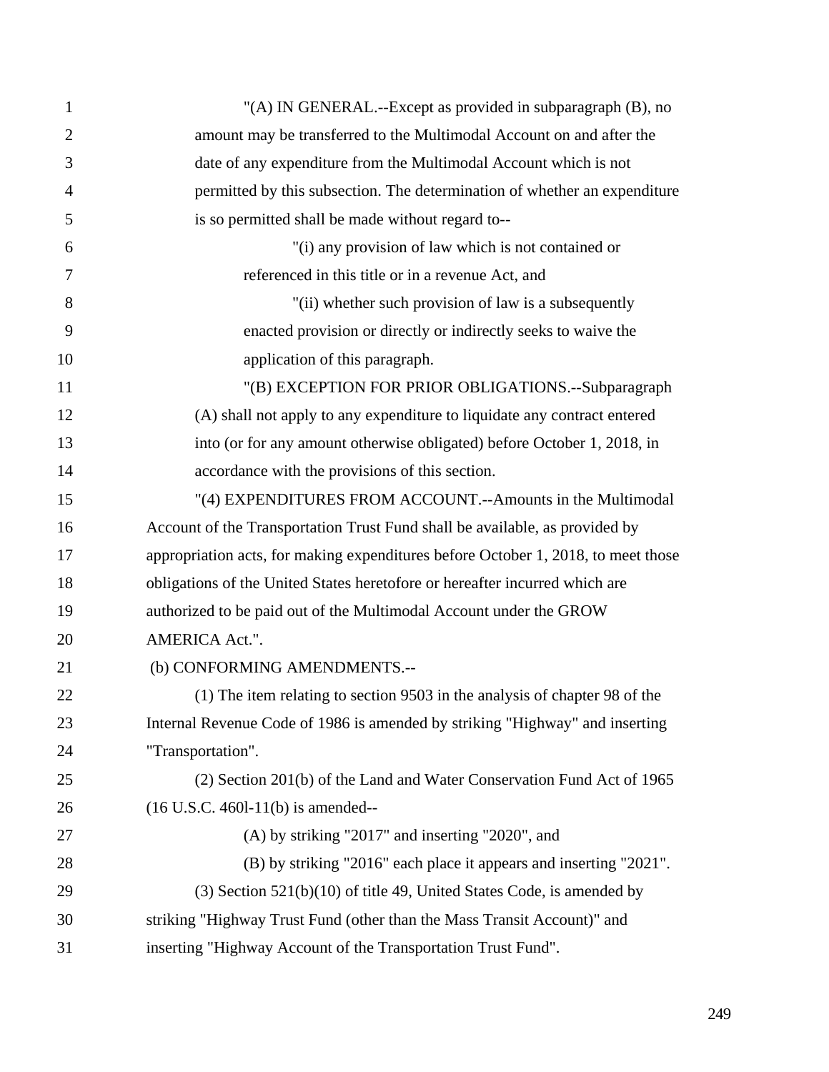"(A) IN GENERAL.--Except as provided in subparagraph (B), no amount may be transferred to the Multimodal Account on and after the date of any expenditure from the Multimodal Account which is not permitted by this subsection. The determination of whether an expenditure is so permitted shall be made without regard to--

"(i) any provision of law which is not contained or referenced in this title or in a revenue Act, and

"(ii) whether such provision of law is a subsequently enacted provision or directly or indirectly seeks to waive the application of this paragraph.

"(B) EXCEPTION FOR PRIOR OBLIGATIONS.--Subparagraph (A) shall not apply to any expenditure to liquidate any contract entered into (or for any amount otherwise obligated) before October 1, 2018, in accordance with the provisions of this section.

"(4) EXPENDITURES FROM ACCOUNT.--Amounts in the Multimodal Account of the Transportation Trust Fund shall be available, as provided by appropriation acts, for making expenditures before October 1, 2018, to meet those obligations of the United States heretofore or hereafter incurred which are authorized to be paid out of the Multimodal Account under the GROW AMERICA Act.".

(b) CONFORMING AMENDMENTS.--

(1) The item relating to section 9503 in the analysis of chapter 98 of the Internal Revenue Code of 1986 is amended by striking "Highway" and inserting "Transportation".

(2) Section 201(b) of the Land and Water Conservation Fund Act of 1965 (16 U.S.C. 460l-11(b) is amended--

(A) by striking "2017" and inserting "2020", and

(B) by striking "2016" each place it appears and inserting "2021".

(3) Section 521(b)(10) of title 49, United States Code, is amended by striking "Highway Trust Fund (other than the Mass Transit Account)" and inserting "Highway Account of the Transportation Trust Fund".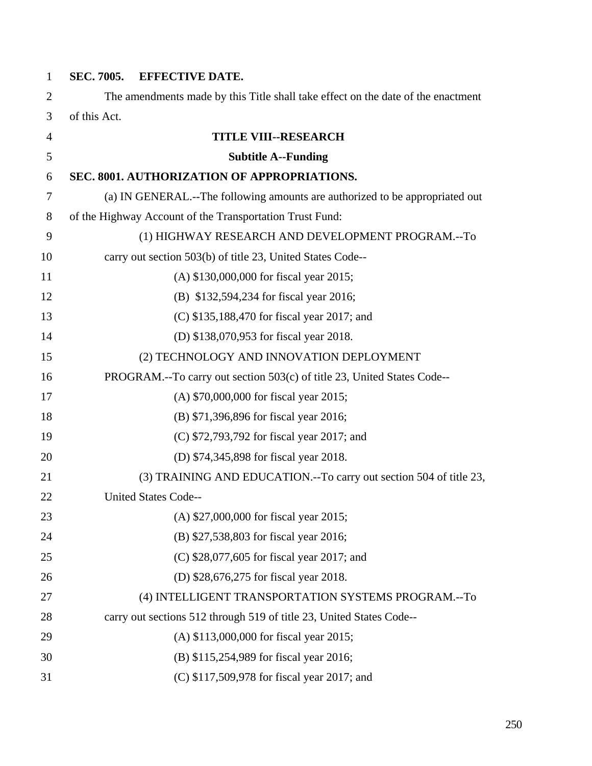**SEC. 7005. EFFECTIVE DATE.**

The amendments made by this Title shall take effect on the date of the enactment of this Act.

## TITLE VIII--RESEARCH

### Subtitle A--Funding

**SEC. 8001. AUTHORIZATION OF APPROPRIATIONS.**

(a) IN GENERAL.--The following amounts are authorized to be appropriated out of the Highway Account of the Transportation Trust Fund:

(1) HIGHWAY RESEARCH AND DEVELOPMENT PROGRAM.--To carry out section 503(b) of title 23, United States Code--

(A) $130,000,000 for fiscal year 2015;

(B) $132,594,234 for fiscal year 2016;

(C) $135,188,470 for fiscal year 2017; and

(D) $138,070,953 for fiscal year 2018.

(2) TECHNOLOGY AND INNOVATION DEPLOYMENT PROGRAM.--To carry out section 503(c) of title 23, United States Code--

(A) $70,000,000 for fiscal year 2015;

(B) $71,396,896 for fiscal year 2016;

(C) $72,793,792 for fiscal year 2017; and

(D) $74,345,898 for fiscal year 2018.

(3) TRAINING AND EDUCATION.--To carry out section 504 of title 23, United States Code--

(A) $27,000,000 for fiscal year 2015;

(B) $27,538,803 for fiscal year 2016;

(C) $28,077,605 for fiscal year 2017; and

(D) $28,676,275 for fiscal year 2018.

(4) INTELLIGENT TRANSPORTATION SYSTEMS PROGRAM.--To carry out sections 512 through 519 of title 23, United States Code--

(A) $113,000,000 for fiscal year 2015;

(B) $115,254,989 for fiscal year 2016;

(C) $117,509,978 for fiscal year 2017; and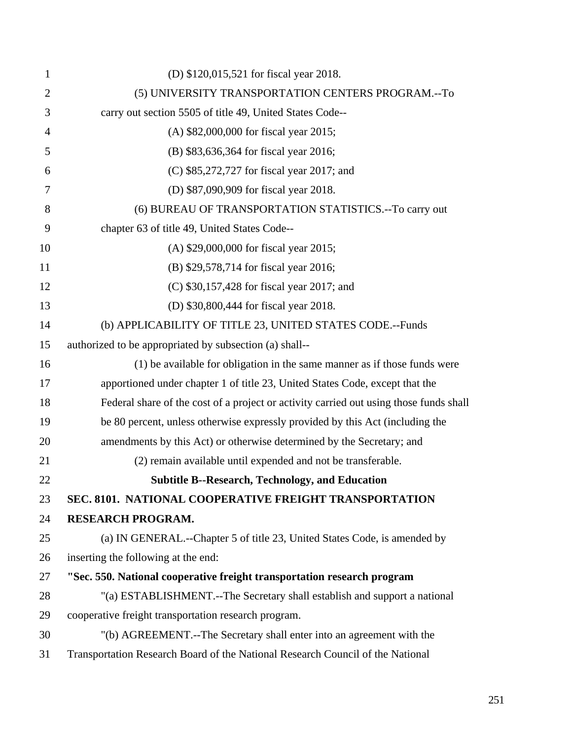(D) $120,015,521 for fiscal year 2018.

(5) UNIVERSITY TRANSPORTATION CENTERS PROGRAM.--To carry out section 5505 of title 49, United States Code--

(A) $82,000,000 for fiscal year 2015;

(B) $83,636,364 for fiscal year 2016;

(C) $85,272,727 for fiscal year 2017; and

(D) $87,090,909 for fiscal year 2018.

(6) BUREAU OF TRANSPORTATION STATISTICS.--To carry out chapter 63 of title 49, United States Code--

(A) $29,000,000 for fiscal year 2015;

(B) $29,578,714 for fiscal year 2016;

(C) $30,157,428 for fiscal year 2017; and

(D) $30,800,444 for fiscal year 2018.

(b) APPLICABILITY OF TITLE 23, UNITED STATES CODE.--Funds authorized to be appropriated by subsection (a) shall--

(1) be available for obligation in the same manner as if those funds were apportioned under chapter 1 of title 23, United States Code, except that the Federal share of the cost of a project or activity carried out using those funds shall be 80 percent, unless otherwise expressly provided by this Act (including the amendments by this Act) or otherwise determined by the Secretary; and

(2) remain available until expended and not be transferable.

## Subtitle B--Research, Technology, and Education

**SEC. 8101. NATIONAL COOPERATIVE FREIGHT TRANSPORTATION RESEARCH PROGRAM.**

(a) IN GENERAL.--Chapter 5 of title 23, United States Code, is amended by inserting the following at the end:

**"Sec. 550. National cooperative freight transportation research program**

"(a) ESTABLISHMENT.--The Secretary shall establish and support a national cooperative freight transportation research program.

"(b) AGREEMENT.--The Secretary shall enter into an agreement with the Transportation Research Board of the National Research Council of the National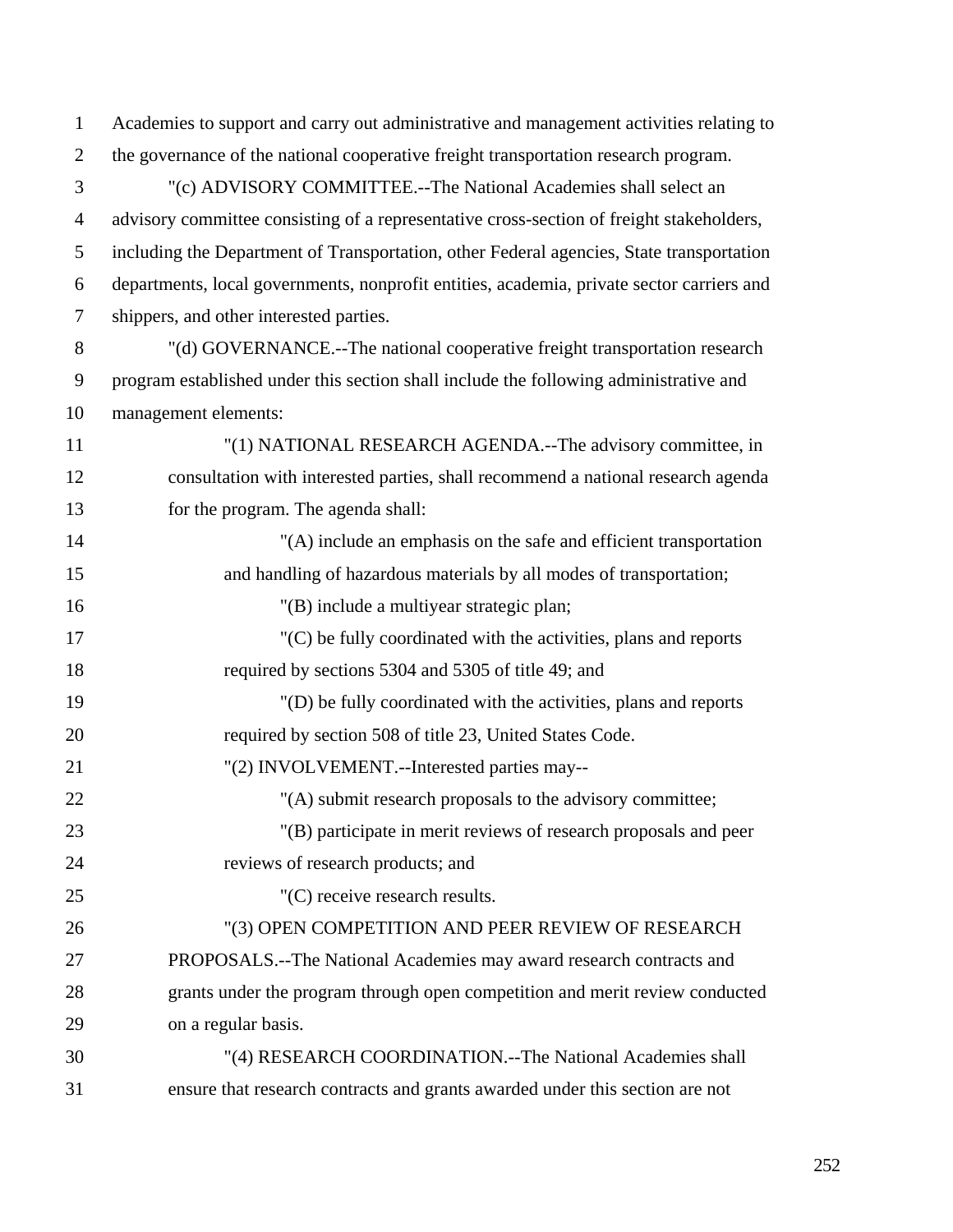Academies to support and carry out administrative and management activities relating to the governance of the national cooperative freight transportation research program.

"(c) ADVISORY COMMITTEE.--The National Academies shall select an advisory committee consisting of a representative cross-section of freight stakeholders, including the Department of Transportation, other Federal agencies, State transportation departments, local governments, nonprofit entities, academia, private sector carriers and shippers, and other interested parties.

"(d) GOVERNANCE.--The national cooperative freight transportation research program established under this section shall include the following administrative and management elements:

"(1) NATIONAL RESEARCH AGENDA.--The advisory committee, in consultation with interested parties, shall recommend a national research agenda for the program. The agenda shall:

"(A) include an emphasis on the safe and efficient transportation and handling of hazardous materials by all modes of transportation;

"(B) include a multiyear strategic plan;

"(C) be fully coordinated with the activities, plans and reports required by sections 5304 and 5305 of title 49; and

"(D) be fully coordinated with the activities, plans and reports required by section 508 of title 23, United States Code.

"(2) INVOLVEMENT.--Interested parties may--

"(A) submit research proposals to the advisory committee;

"(B) participate in merit reviews of research proposals and peer reviews of research products; and

"(C) receive research results.

"(3) OPEN COMPETITION AND PEER REVIEW OF RESEARCH PROPOSALS.--The National Academies may award research contracts and grants under the program through open competition and merit review conducted on a regular basis.

"(4) RESEARCH COORDINATION.--The National Academies shall ensure that research contracts and grants awarded under this section are not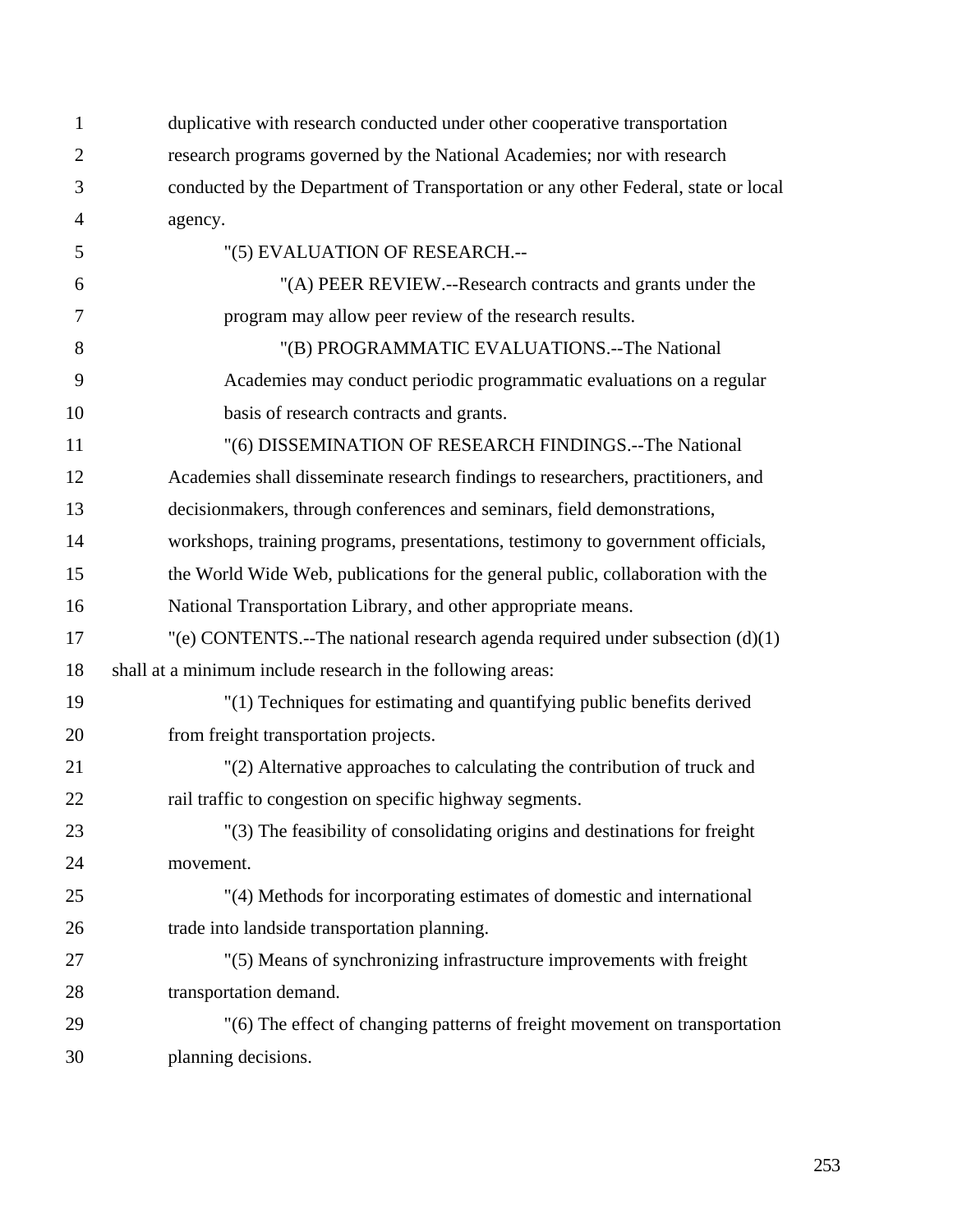duplicative with research conducted under other cooperative transportation research programs governed by the National Academies; nor with research conducted by the Department of Transportation or any other Federal, state or local agency.

"(5) EVALUATION OF RESEARCH.--

"(A) PEER REVIEW.--Research contracts and grants under the program may allow peer review of the research results.

"(B) PROGRAMMATIC EVALUATIONS.--The National Academies may conduct periodic programmatic evaluations on a regular basis of research contracts and grants.

"(6) DISSEMINATION OF RESEARCH FINDINGS.--The National Academies shall disseminate research findings to researchers, practitioners, and decisionmakers, through conferences and seminars, field demonstrations, workshops, training programs, presentations, testimony to government officials, the World Wide Web, publications for the general public, collaboration with the National Transportation Library, and other appropriate means.

"(e) CONTENTS.--The national research agenda required under subsection (d)(1) shall at a minimum include research in the following areas:

"(1) Techniques for estimating and quantifying public benefits derived from freight transportation projects.

"(2) Alternative approaches to calculating the contribution of truck and rail traffic to congestion on specific highway segments.

"(3) The feasibility of consolidating origins and destinations for freight movement.

"(4) Methods for incorporating estimates of domestic and international trade into landside transportation planning.

"(5) Means of synchronizing infrastructure improvements with freight transportation demand.

"(6) The effect of changing patterns of freight movement on transportation planning decisions.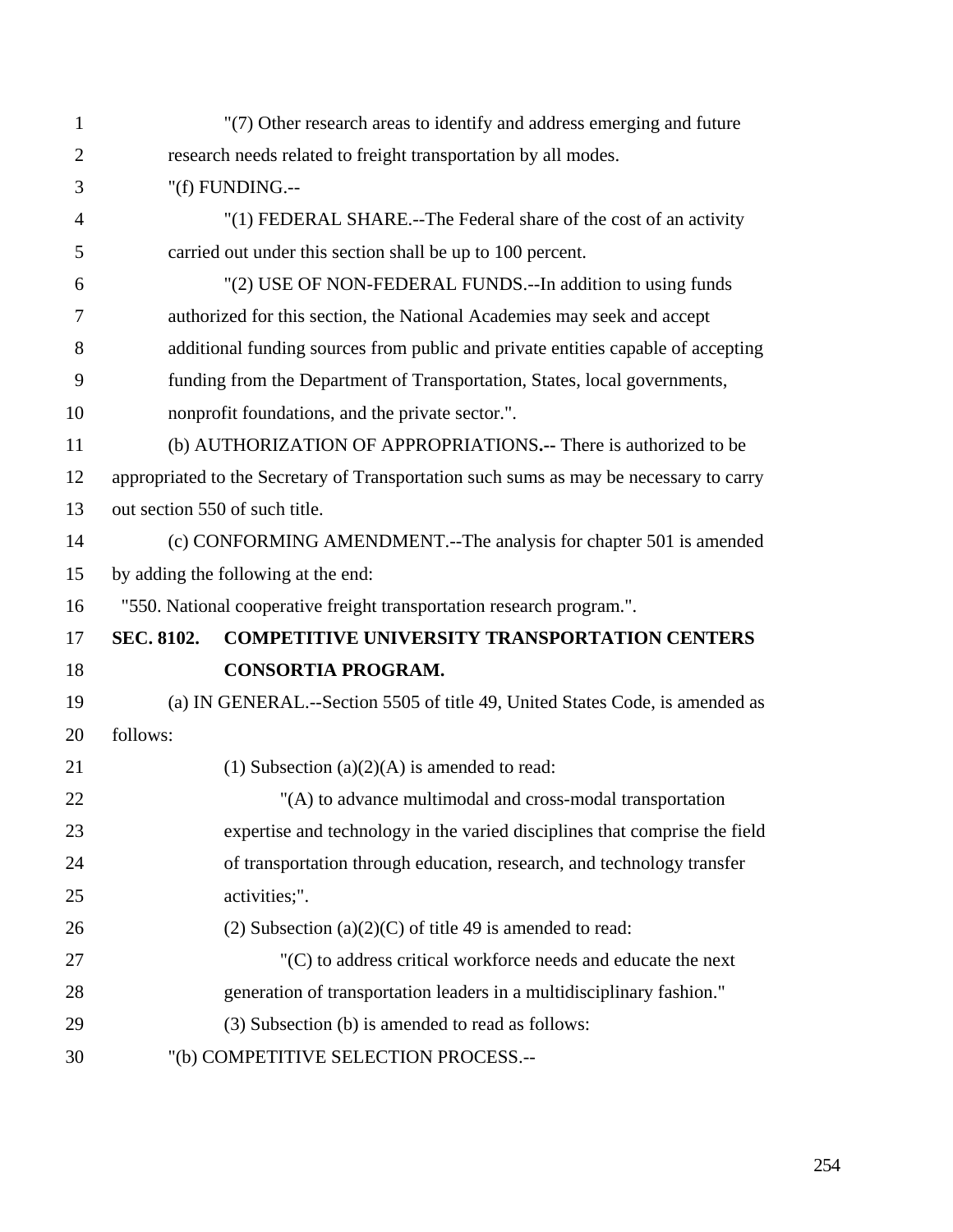"(7) Other research areas to identify and address emerging and future research needs related to freight transportation by all modes.

"(f) FUNDING.--

"(1) FEDERAL SHARE.--The Federal share of the cost of an activity carried out under this section shall be up to 100 percent.

"(2) USE OF NON-FEDERAL FUNDS.--In addition to using funds authorized for this section, the National Academies may seek and accept additional funding sources from public and private entities capable of accepting funding from the Department of Transportation, States, local governments, nonprofit foundations, and the private sector.".

(b) AUTHORIZATION OF APPROPRIATIONS.-- There is authorized to be appropriated to the Secretary of Transportation such sums as may be necessary to carry out section 550 of such title.

(c) CONFORMING AMENDMENT.--The analysis for chapter 501 is amended by adding the following at the end:

"550. National cooperative freight transportation research program.".

**SEC. 8102. COMPETITIVE UNIVERSITY TRANSPORTATION CENTERS CONSORTIA PROGRAM.**

(a) IN GENERAL.--Section 5505 of title 49, United States Code, is amended as follows:

(1) Subsection (a)(2)(A) is amended to read:

"(A) to advance multimodal and cross-modal transportation expertise and technology in the varied disciplines that comprise the field of transportation through education, research, and technology transfer activities;".

(2) Subsection (a)(2)(C) of title 49 is amended to read:

"(C) to address critical workforce needs and educate the next generation of transportation leaders in a multidisciplinary fashion."

(3) Subsection (b) is amended to read as follows:

"(b) COMPETITIVE SELECTION PROCESS.--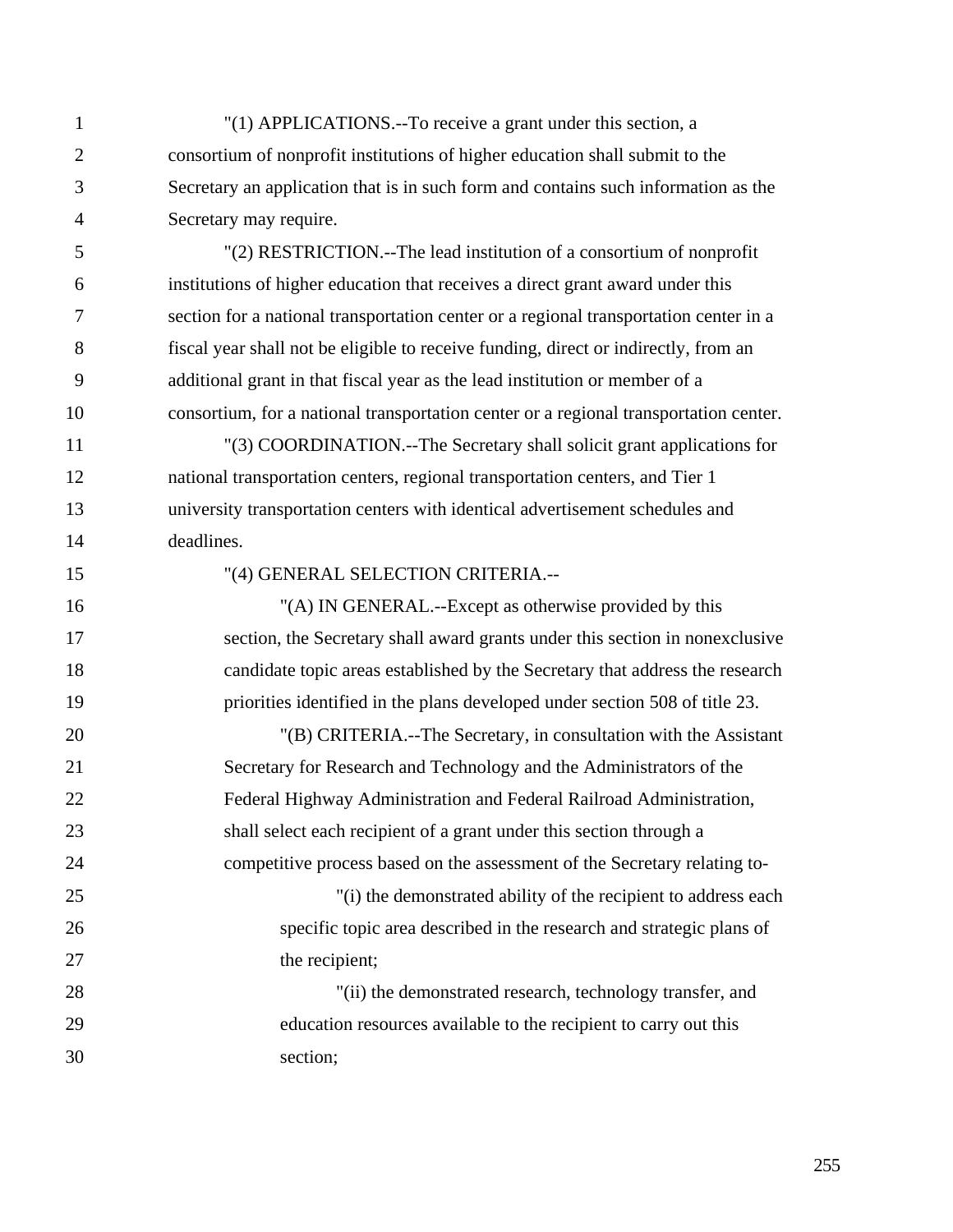"(1) APPLICATIONS.--To receive a grant under this section, a consortium of nonprofit institutions of higher education shall submit to the Secretary an application that is in such form and contains such information as the Secretary may require.

"(2) RESTRICTION.--The lead institution of a consortium of nonprofit institutions of higher education that receives a direct grant award under this section for a national transportation center or a regional transportation center in a fiscal year shall not be eligible to receive funding, direct or indirectly, from an additional grant in that fiscal year as the lead institution or member of a consortium, for a national transportation center or a regional transportation center.

"(3) COORDINATION.--The Secretary shall solicit grant applications for national transportation centers, regional transportation centers, and Tier 1 university transportation centers with identical advertisement schedules and deadlines.

"(4) GENERAL SELECTION CRITERIA.--

"(A) IN GENERAL.--Except as otherwise provided by this section, the Secretary shall award grants under this section in nonexclusive candidate topic areas established by the Secretary that address the research priorities identified in the plans developed under section 508 of title 23.

"(B) CRITERIA.--The Secretary, in consultation with the Assistant Secretary for Research and Technology and the Administrators of the Federal Highway Administration and Federal Railroad Administration, shall select each recipient of a grant under this section through a competitive process based on the assessment of the Secretary relating to-

"(i) the demonstrated ability of the recipient to address each specific topic area described in the research and strategic plans of the recipient;

"(ii) the demonstrated research, technology transfer, and education resources available to the recipient to carry out this section;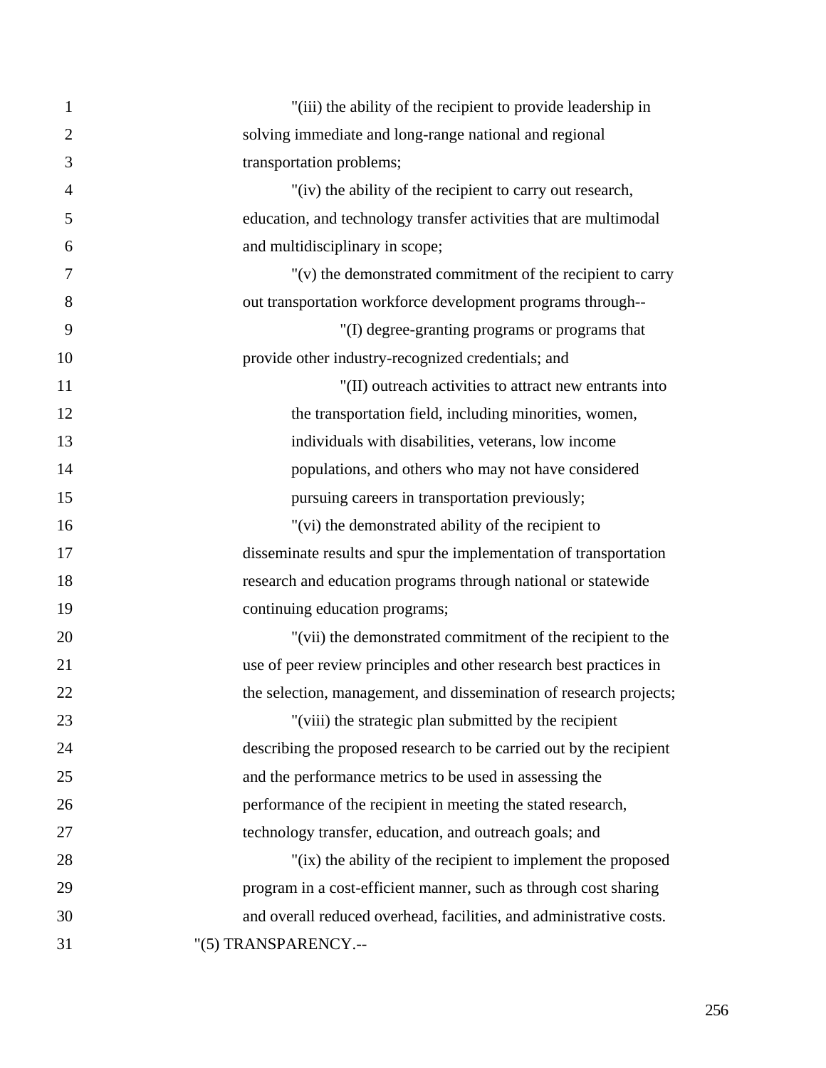"(iii) the ability of the recipient to provide leadership in solving immediate and long-range national and regional transportation problems;

"(iv) the ability of the recipient to carry out research, education, and technology transfer activities that are multimodal and multidisciplinary in scope;

"(v) the demonstrated commitment of the recipient to carry out transportation workforce development programs through--

"(I) degree-granting programs or programs that provide other industry-recognized credentials; and

"(II) outreach activities to attract new entrants into the transportation field, including minorities, women, individuals with disabilities, veterans, low income populations, and others who may not have considered pursuing careers in transportation previously;

"(vi) the demonstrated ability of the recipient to disseminate results and spur the implementation of transportation research and education programs through national or statewide continuing education programs;

"(vii) the demonstrated commitment of the recipient to the use of peer review principles and other research best practices in the selection, management, and dissemination of research projects;

"(viii) the strategic plan submitted by the recipient describing the proposed research to be carried out by the recipient and the performance metrics to be used in assessing the performance of the recipient in meeting the stated research, technology transfer, education, and outreach goals; and

"(ix) the ability of the recipient to implement the proposed program in a cost-efficient manner, such as through cost sharing and overall reduced overhead, facilities, and administrative costs.

"(5) TRANSPARENCY.--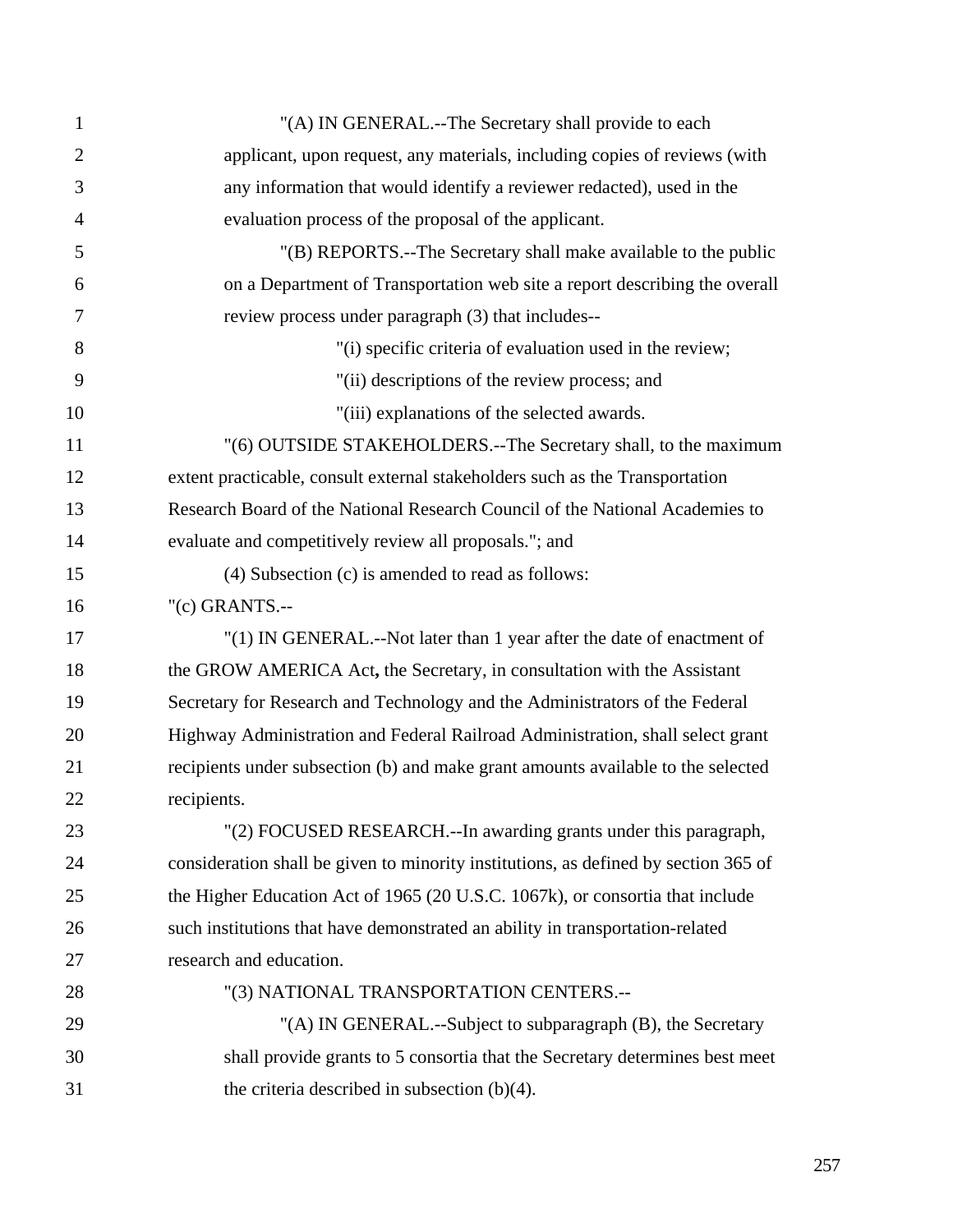"(A) IN GENERAL.--The Secretary shall provide to each applicant, upon request, any materials, including copies of reviews (with any information that would identify a reviewer redacted), used in the evaluation process of the proposal of the applicant.

"(B) REPORTS.--The Secretary shall make available to the public on a Department of Transportation web site a report describing the overall review process under paragraph (3) that includes--

"(i) specific criteria of evaluation used in the review;

"(ii) descriptions of the review process; and

"(iii) explanations of the selected awards.

"(6) OUTSIDE STAKEHOLDERS.--The Secretary shall, to the maximum extent practicable, consult external stakeholders such as the Transportation Research Board of the National Research Council of the National Academies to evaluate and competitively review all proposals."; and

(4) Subsection (c) is amended to read as follows:

"(c) GRANTS.--

"(1) IN GENERAL.--Not later than 1 year after the date of enactment of the GROW AMERICA Act**,** the Secretary, in consultation with the Assistant Secretary for Research and Technology and the Administrators of the Federal Highway Administration and Federal Railroad Administration, shall select grant recipients under subsection (b) and make grant amounts available to the selected recipients.

"(2) FOCUSED RESEARCH.--In awarding grants under this paragraph, consideration shall be given to minority institutions, as defined by section 365 of the Higher Education Act of 1965 (20 U.S.C. 1067k), or consortia that include such institutions that have demonstrated an ability in transportation-related research and education.

"(3) NATIONAL TRANSPORTATION CENTERS.--

"(A) IN GENERAL.--Subject to subparagraph (B), the Secretary shall provide grants to 5 consortia that the Secretary determines best meet the criteria described in subsection (b)(4).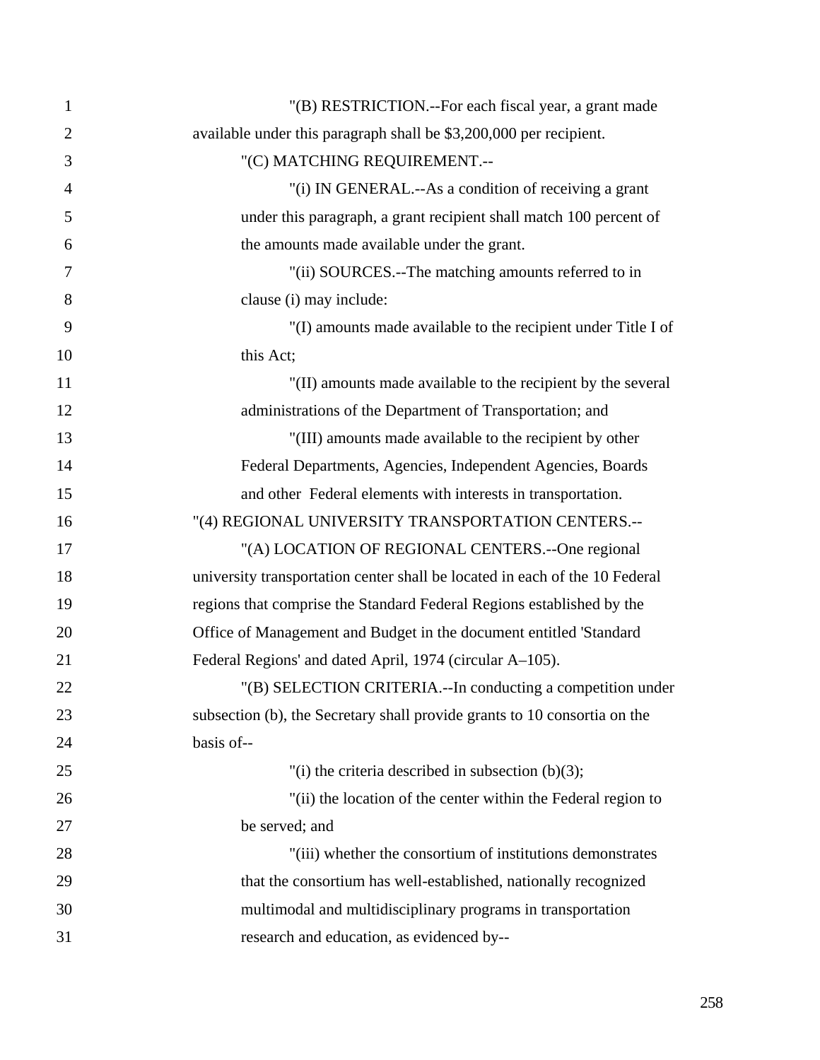"(B) RESTRICTION.--For each fiscal year, a grant made available under this paragraph shall be $3,200,000 per recipient.

"(C) MATCHING REQUIREMENT.--

"(i) IN GENERAL.--As a condition of receiving a grant under this paragraph, a grant recipient shall match 100 percent of the amounts made available under the grant.

"(ii) SOURCES.--The matching amounts referred to in clause (i) may include:

"(I) amounts made available to the recipient under Title I of this Act;

"(II) amounts made available to the recipient by the several administrations of the Department of Transportation; and

"(III) amounts made available to the recipient by other Federal Departments, Agencies, Independent Agencies, Boards and other Federal elements with interests in transportation.

"(4) REGIONAL UNIVERSITY TRANSPORTATION CENTERS.--

"(A) LOCATION OF REGIONAL CENTERS.--One regional university transportation center shall be located in each of the 10 Federal regions that comprise the Standard Federal Regions established by the Office of Management and Budget in the document entitled 'Standard Federal Regions' and dated April, 1974 (circular A–105).

"(B) SELECTION CRITERIA.--In conducting a competition under subsection (b), the Secretary shall provide grants to 10 consortia on the basis of--

"(i) the criteria described in subsection (b)(3);

"(ii) the location of the center within the Federal region to be served; and

"(iii) whether the consortium of institutions demonstrates that the consortium has well-established, nationally recognized multimodal and multidisciplinary programs in transportation research and education, as evidenced by--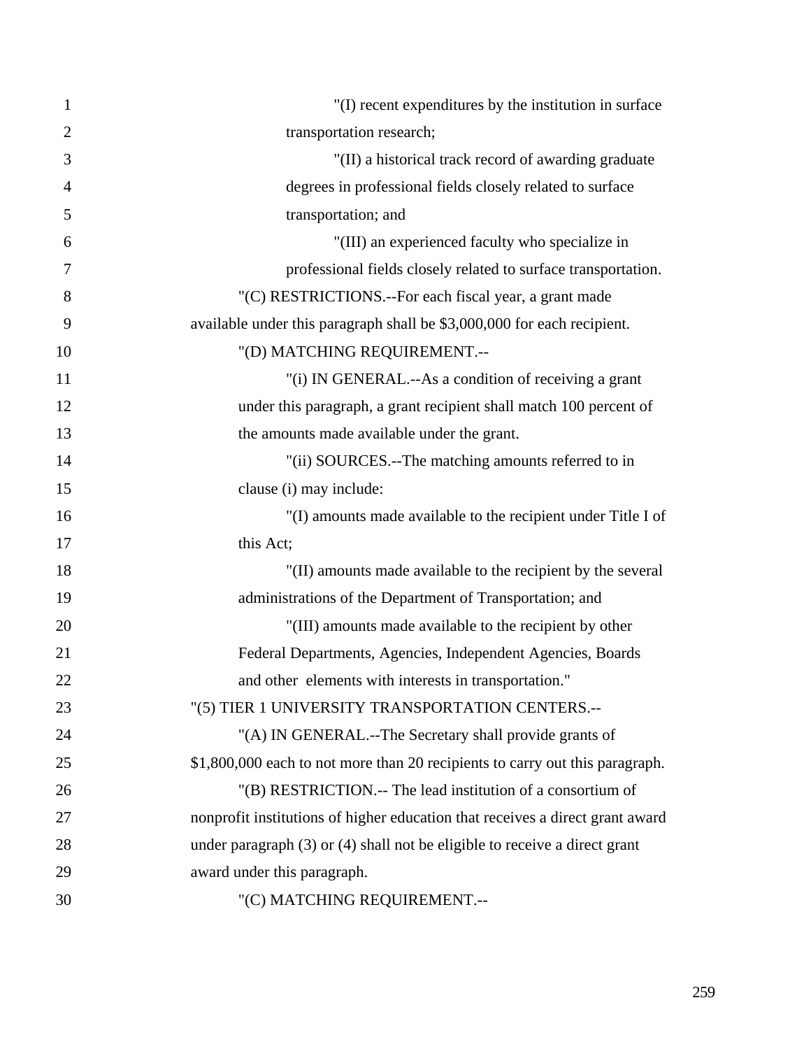"(I) recent expenditures by the institution in surface transportation research;

"(II) a historical track record of awarding graduate degrees in professional fields closely related to surface transportation; and

"(III) an experienced faculty who specialize in professional fields closely related to surface transportation.

"(C) RESTRICTIONS.--For each fiscal year, a grant made available under this paragraph shall be $3,000,000 for each recipient.

"(D) MATCHING REQUIREMENT.--

"(i) IN GENERAL.--As a condition of receiving a grant under this paragraph, a grant recipient shall match 100 percent of the amounts made available under the grant.

"(ii) SOURCES.--The matching amounts referred to in clause (i) may include:

"(I) amounts made available to the recipient under Title I of this Act;

"(II) amounts made available to the recipient by the several administrations of the Department of Transportation; and

"(III) amounts made available to the recipient by other Federal Departments, Agencies, Independent Agencies, Boards and other elements with interests in transportation."

"(5) TIER 1 UNIVERSITY TRANSPORTATION CENTERS.--

"(A) IN GENERAL.--The Secretary shall provide grants of $1,800,000 each to not more than 20 recipients to carry out this paragraph.

"(B) RESTRICTION.-- The lead institution of a consortium of nonprofit institutions of higher education that receives a direct grant award under paragraph (3) or (4) shall not be eligible to receive a direct grant award under this paragraph.

"(C) MATCHING REQUIREMENT.--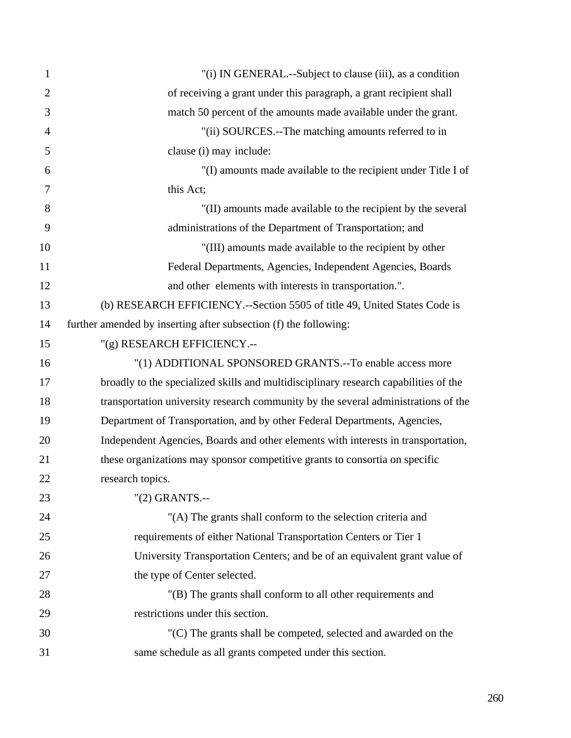"(i) IN GENERAL.--Subject to clause (iii), as a condition of receiving a grant under this paragraph, a grant recipient shall match 50 percent of the amounts made available under the grant.

"(ii) SOURCES.--The matching amounts referred to in clause (i) may include:

"(I) amounts made available to the recipient under Title I of this Act;

"(II) amounts made available to the recipient by the several administrations of the Department of Transportation; and

"(III) amounts made available to the recipient by other Federal Departments, Agencies, Independent Agencies, Boards and other elements with interests in transportation.".

(b) RESEARCH EFFICIENCY.--Section 5505 of title 49, United States Code is further amended by inserting after subsection (f) the following:

"(g) RESEARCH EFFICIENCY.--

"(1) ADDITIONAL SPONSORED GRANTS.--To enable access more broadly to the specialized skills and multidisciplinary research capabilities of the transportation university research community by the several administrations of the Department of Transportation, and by other Federal Departments, Agencies, Independent Agencies, Boards and other elements with interests in transportation, these organizations may sponsor competitive grants to consortia on specific research topics.

"(2) GRANTS.--

"(A) The grants shall conform to the selection criteria and requirements of either National Transportation Centers or Tier 1 University Transportation Centers; and be of an equivalent grant value of the type of Center selected.

"(B) The grants shall conform to all other requirements and restrictions under this section.

"(C) The grants shall be competed, selected and awarded on the same schedule as all grants competed under this section.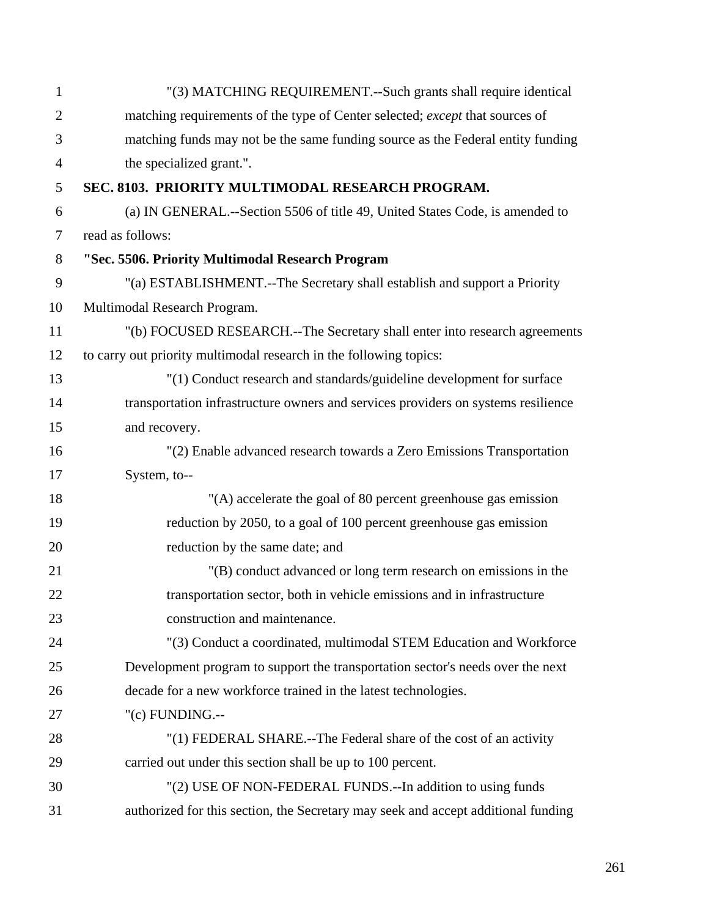"(3) MATCHING REQUIREMENT.--Such grants shall require identical matching requirements of the type of Center selected; *except* that sources of matching funds may not be the same funding source as the Federal entity funding the specialized grant.".

**SEC. 8103. PRIORITY MULTIMODAL RESEARCH PROGRAM.**

(a) IN GENERAL.--Section 5506 of title 49, United States Code, is amended to read as follows:

**"Sec. 5506. Priority Multimodal Research Program**

"(a) ESTABLISHMENT.--The Secretary shall establish and support a Priority Multimodal Research Program.

"(b) FOCUSED RESEARCH.--The Secretary shall enter into research agreements to carry out priority multimodal research in the following topics:

"(1) Conduct research and standards/guideline development for surface transportation infrastructure owners and services providers on systems resilience and recovery.

"(2) Enable advanced research towards a Zero Emissions Transportation System, to--

"(A) accelerate the goal of 80 percent greenhouse gas emission reduction by 2050, to a goal of 100 percent greenhouse gas emission reduction by the same date; and

"(B) conduct advanced or long term research on emissions in the transportation sector, both in vehicle emissions and in infrastructure construction and maintenance.

"(3) Conduct a coordinated, multimodal STEM Education and Workforce Development program to support the transportation sector's needs over the next decade for a new workforce trained in the latest technologies.

"(c) FUNDING.--

"(1) FEDERAL SHARE.--The Federal share of the cost of an activity carried out under this section shall be up to 100 percent.

"(2) USE OF NON-FEDERAL FUNDS.--In addition to using funds authorized for this section, the Secretary may seek and accept additional funding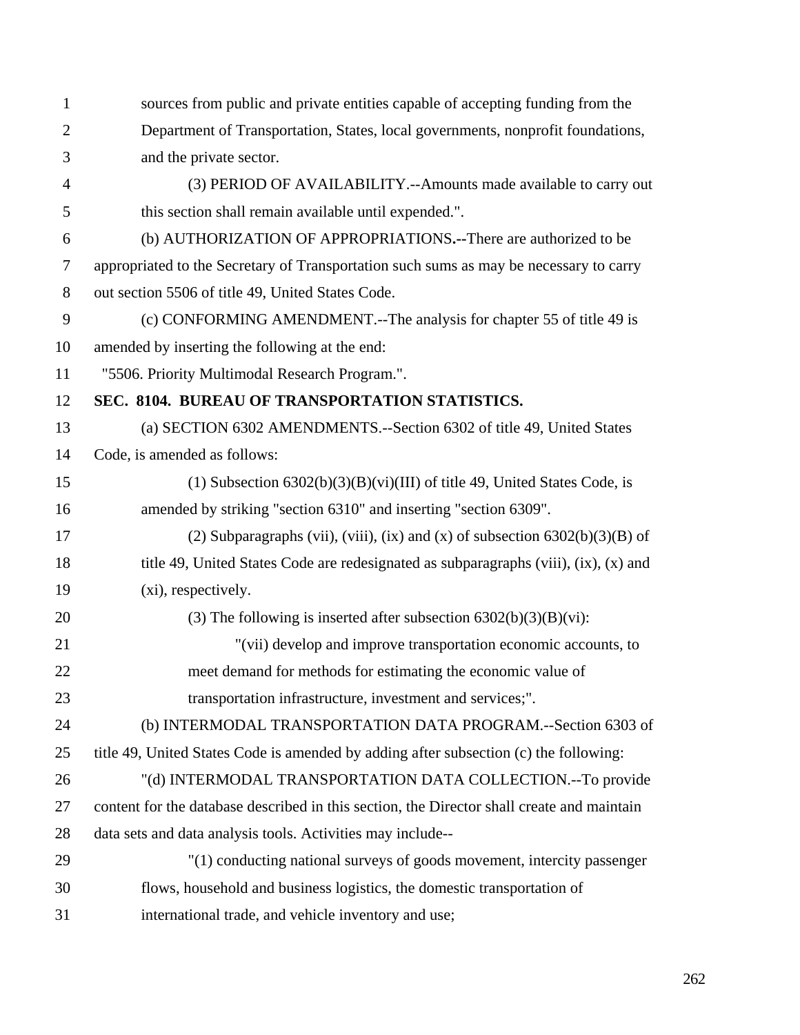sources from public and private entities capable of accepting funding from the Department of Transportation, States, local governments, nonprofit foundations, and the private sector.

(3) PERIOD OF AVAILABILITY.--Amounts made available to carry out this section shall remain available until expended.".

(b) AUTHORIZATION OF APPROPRIATIONS.--There are authorized to be appropriated to the Secretary of Transportation such sums as may be necessary to carry out section 5506 of title 49, United States Code.

(c) CONFORMING AMENDMENT.--The analysis for chapter 55 of title 49 is amended by inserting the following at the end:

"5506. Priority Multimodal Research Program.".

**SEC. 8104. BUREAU OF TRANSPORTATION STATISTICS.**

(a) SECTION 6302 AMENDMENTS.--Section 6302 of title 49, United States Code, is amended as follows:

(1) Subsection 6302(b)(3)(B)(vi)(III) of title 49, United States Code, is amended by striking "section 6310" and inserting "section 6309".

(2) Subparagraphs (vii), (viii), (ix) and (x) of subsection 6302(b)(3)(B) of title 49, United States Code are redesignated as subparagraphs (viii), (ix), (x) and (xi), respectively.

(3) The following is inserted after subsection 6302(b)(3)(B)(vi):

"(vii) develop and improve transportation economic accounts, to meet demand for methods for estimating the economic value of transportation infrastructure, investment and services;".

(b) INTERMODAL TRANSPORTATION DATA PROGRAM.--Section 6303 of title 49, United States Code is amended by adding after subsection (c) the following:

"(d) INTERMODAL TRANSPORTATION DATA COLLECTION.--To provide content for the database described in this section, the Director shall create and maintain data sets and data analysis tools. Activities may include--

"(1) conducting national surveys of goods movement, intercity passenger flows, household and business logistics, the domestic transportation of international trade, and vehicle inventory and use;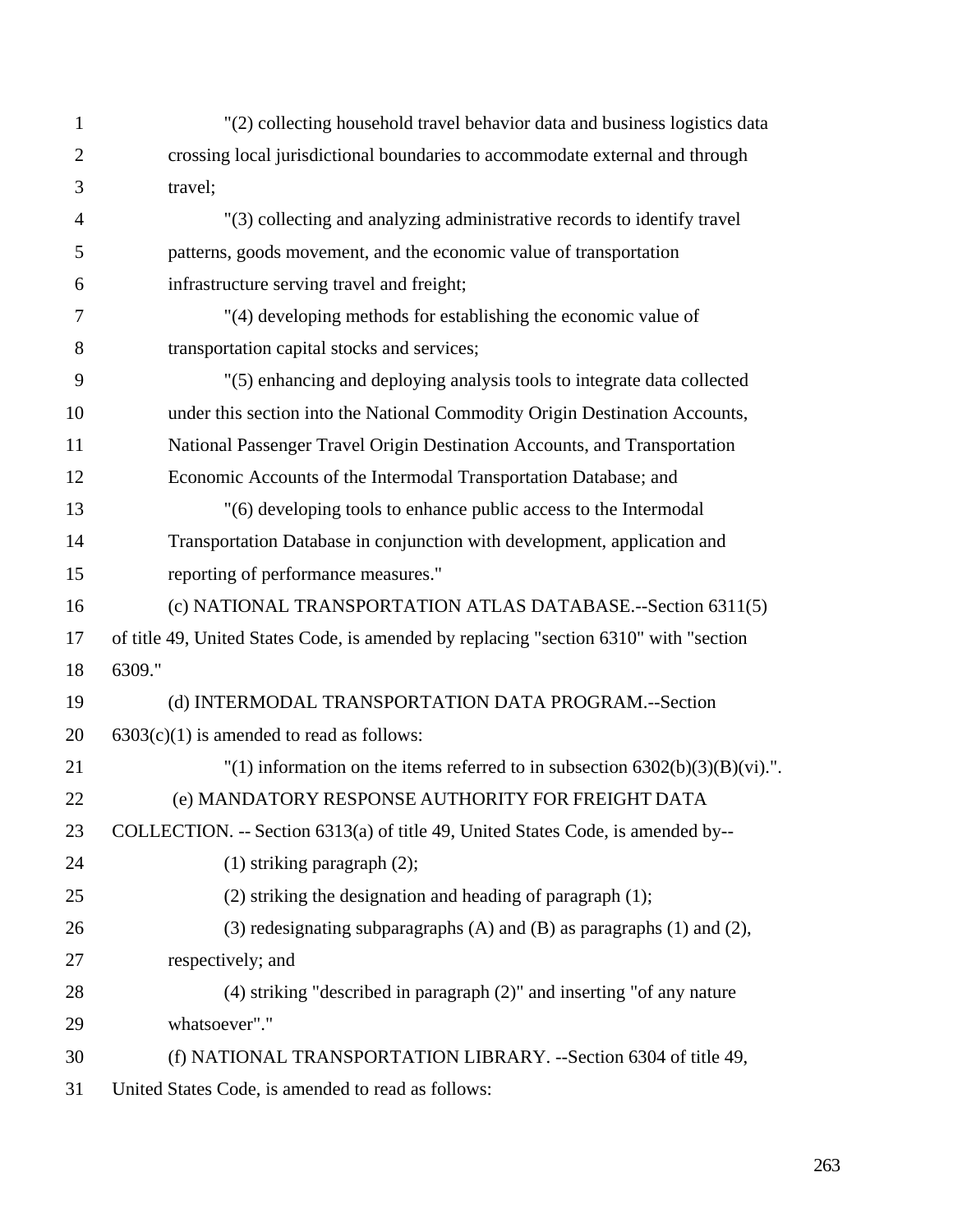"(2) collecting household travel behavior data and business logistics data crossing local jurisdictional boundaries to accommodate external and through travel;

"(3) collecting and analyzing administrative records to identify travel patterns, goods movement, and the economic value of transportation infrastructure serving travel and freight;

"(4) developing methods for establishing the economic value of transportation capital stocks and services;

"(5) enhancing and deploying analysis tools to integrate data collected under this section into the National Commodity Origin Destination Accounts, National Passenger Travel Origin Destination Accounts, and Transportation Economic Accounts of the Intermodal Transportation Database; and

"(6) developing tools to enhance public access to the Intermodal Transportation Database in conjunction with development, application and reporting of performance measures."

(c) NATIONAL TRANSPORTATION ATLAS DATABASE.--Section 6311(5) of title 49, United States Code, is amended by replacing "section 6310" with "section 6309."

(d) INTERMODAL TRANSPORTATION DATA PROGRAM.--Section 6303(c)(1) is amended to read as follows:

"(1) information on the items referred to in subsection 6302(b)(3)(B)(vi).".

(e) MANDATORY RESPONSE AUTHORITY FOR FREIGHT DATA COLLECTION. -- Section 6313(a) of title 49, United States Code, is amended by--

(1) striking paragraph (2);

(2) striking the designation and heading of paragraph (1);

(3) redesignating subparagraphs (A) and (B) as paragraphs (1) and (2), respectively; and

(4) striking "described in paragraph (2)" and inserting "of any nature whatsoever"."

(f) NATIONAL TRANSPORTATION LIBRARY. --Section 6304 of title 49, United States Code, is amended to read as follows: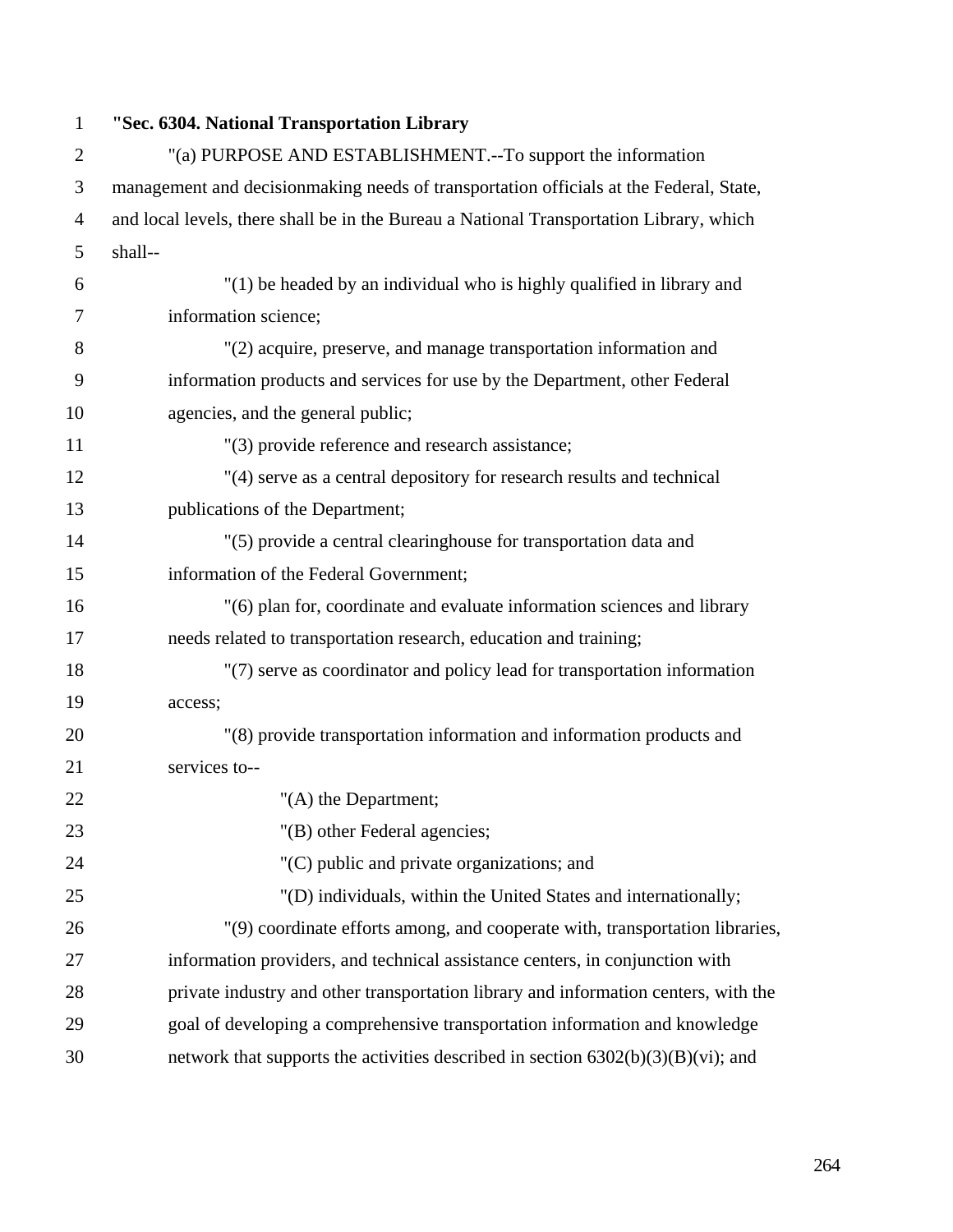**"Sec. 6304. National Transportation Library**

"(a) PURPOSE AND ESTABLISHMENT.--To support the information management and decisionmaking needs of transportation officials at the Federal, State, and local levels, there shall be in the Bureau a National Transportation Library, which shall--

"(1) be headed by an individual who is highly qualified in library and information science;

"(2) acquire, preserve, and manage transportation information and information products and services for use by the Department, other Federal agencies, and the general public;

"(3) provide reference and research assistance;

"(4) serve as a central depository for research results and technical publications of the Department;

"(5) provide a central clearinghouse for transportation data and information of the Federal Government;

"(6) plan for, coordinate and evaluate information sciences and library needs related to transportation research, education and training;

"(7) serve as coordinator and policy lead for transportation information access;

"(8) provide transportation information and information products and services to--

"(A) the Department;

"(B) other Federal agencies;

"(C) public and private organizations; and

"(D) individuals, within the United States and internationally;

"(9) coordinate efforts among, and cooperate with, transportation libraries, information providers, and technical assistance centers, in conjunction with private industry and other transportation library and information centers, with the goal of developing a comprehensive transportation information and knowledge network that supports the activities described in section 6302(b)(3)(B)(vi); and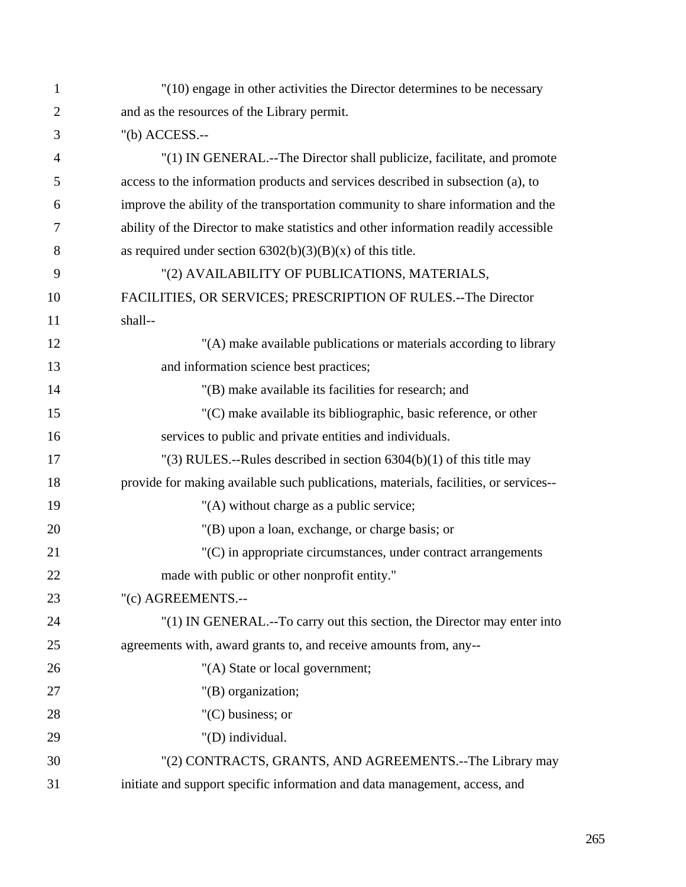"(10) engage in other activities the Director determines to be necessary and as the resources of the Library permit.

"(b) ACCESS.--

"(1) IN GENERAL.--The Director shall publicize, facilitate, and promote access to the information products and services described in subsection (a), to improve the ability of the transportation community to share information and the ability of the Director to make statistics and other information readily accessible as required under section 6302(b)(3)(B)(x) of this title.

"(2) AVAILABILITY OF PUBLICATIONS, MATERIALS, FACILITIES, OR SERVICES; PRESCRIPTION OF RULES.--The Director shall--

"(A) make available publications or materials according to library and information science best practices;

"(B) make available its facilities for research; and

"(C) make available its bibliographic, basic reference, or other services to public and private entities and individuals.

"(3) RULES.--Rules described in section 6304(b)(1) of this title may provide for making available such publications, materials, facilities, or services--

"(A) without charge as a public service;

"(B) upon a loan, exchange, or charge basis; or

"(C) in appropriate circumstances, under contract arrangements made with public or other nonprofit entity."

"(c) AGREEMENTS.--

"(1) IN GENERAL.--To carry out this section, the Director may enter into agreements with, award grants to, and receive amounts from, any--

"(A) State or local government;

"(B) organization;

"(C) business; or

"(D) individual.

"(2) CONTRACTS, GRANTS, AND AGREEMENTS.--The Library may initiate and support specific information and data management, access, and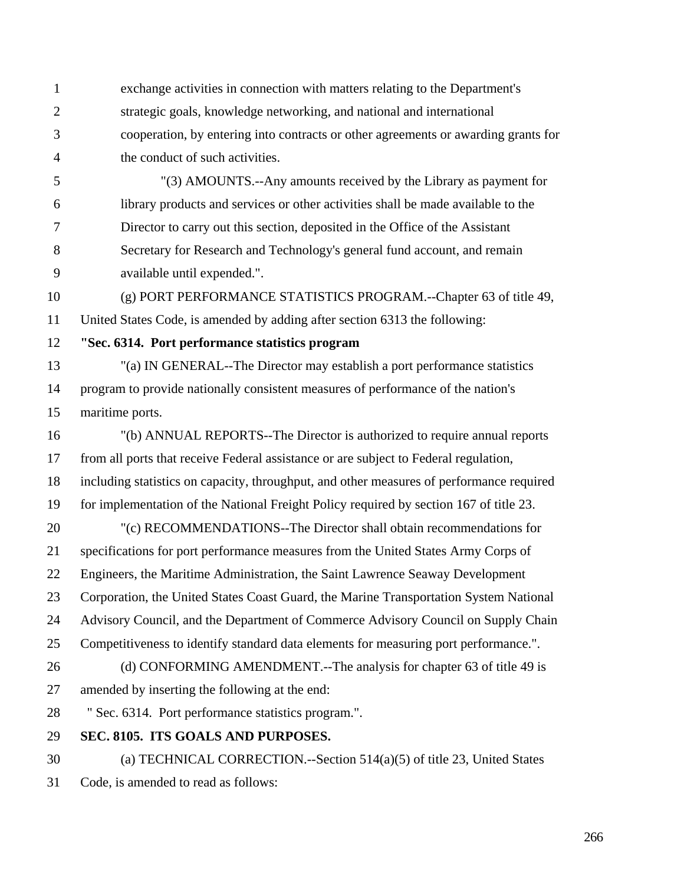exchange activities in connection with matters relating to the Department's strategic goals, knowledge networking, and national and international cooperation, by entering into contracts or other agreements or awarding grants for the conduct of such activities.

"(3) AMOUNTS.--Any amounts received by the Library as payment for library products and services or other activities shall be made available to the Director to carry out this section, deposited in the Office of the Assistant Secretary for Research and Technology's general fund account, and remain available until expended.".

(g) PORT PERFORMANCE STATISTICS PROGRAM.--Chapter 63 of title 49, United States Code, is amended by adding after section 6313 the following:

**"Sec. 6314. Port performance statistics program**

"(a) IN GENERAL--The Director may establish a port performance statistics program to provide nationally consistent measures of performance of the nation's maritime ports.

"(b) ANNUAL REPORTS--The Director is authorized to require annual reports from all ports that receive Federal assistance or are subject to Federal regulation, including statistics on capacity, throughput, and other measures of performance required for implementation of the National Freight Policy required by section 167 of title 23.

"(c) RECOMMENDATIONS--The Director shall obtain recommendations for specifications for port performance measures from the United States Army Corps of Engineers, the Maritime Administration, the Saint Lawrence Seaway Development Corporation, the United States Coast Guard, the Marine Transportation System National Advisory Council, and the Department of Commerce Advisory Council on Supply Chain Competitiveness to identify standard data elements for measuring port performance.".

(d) CONFORMING AMENDMENT.--The analysis for chapter 63 of title 49 is amended by inserting the following at the end:

" Sec. 6314. Port performance statistics program.".

**SEC. 8105. ITS GOALS AND PURPOSES.**

(a) TECHNICAL CORRECTION.--Section 514(a)(5) of title 23, United States Code, is amended to read as follows: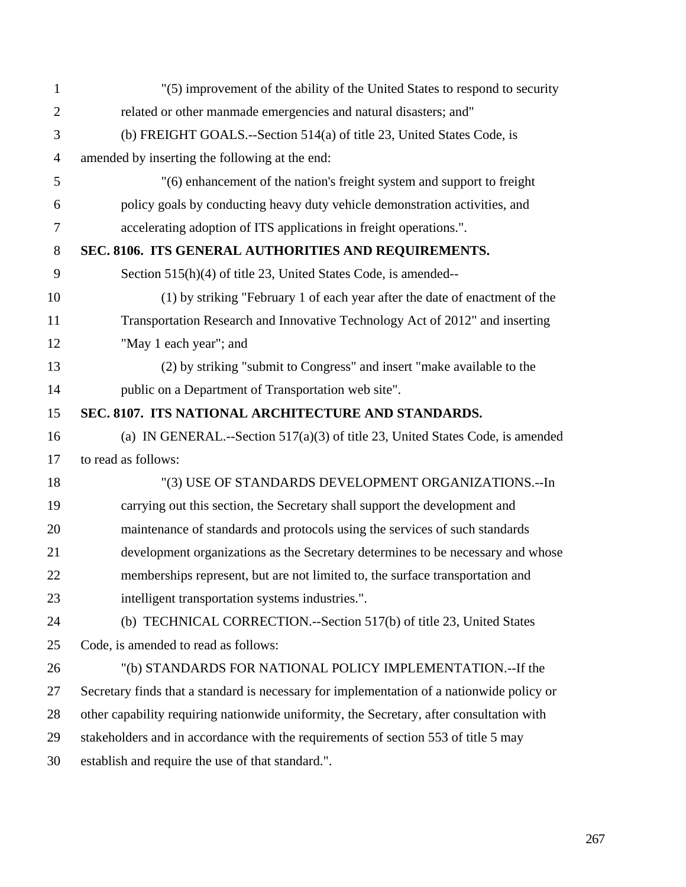"(5) improvement of the ability of the United States to respond to security related or other manmade emergencies and natural disasters; and"

(b) FREIGHT GOALS.--Section 514(a) of title 23, United States Code, is amended by inserting the following at the end:

"(6) enhancement of the nation's freight system and support to freight policy goals by conducting heavy duty vehicle demonstration activities, and accelerating adoption of ITS applications in freight operations.".

**SEC. 8106. ITS GENERAL AUTHORITIES AND REQUIREMENTS.**

Section 515(h)(4) of title 23, United States Code, is amended--

(1) by striking "February 1 of each year after the date of enactment of the Transportation Research and Innovative Technology Act of 2012" and inserting "May 1 each year"; and

(2) by striking "submit to Congress" and insert "make available to the public on a Department of Transportation web site".

**SEC. 8107. ITS NATIONAL ARCHITECTURE AND STANDARDS.**

(a) IN GENERAL.--Section 517(a)(3) of title 23, United States Code, is amended to read as follows:

"(3) USE OF STANDARDS DEVELOPMENT ORGANIZATIONS.--In carrying out this section, the Secretary shall support the development and maintenance of standards and protocols using the services of such standards development organizations as the Secretary determines to be necessary and whose memberships represent, but are not limited to, the surface transportation and intelligent transportation systems industries.".

(b) TECHNICAL CORRECTION.--Section 517(b) of title 23, United States Code, is amended to read as follows:

"(b) STANDARDS FOR NATIONAL POLICY IMPLEMENTATION.--If the Secretary finds that a standard is necessary for implementation of a nationwide policy or other capability requiring nationwide uniformity, the Secretary, after consultation with stakeholders and in accordance with the requirements of section 553 of title 5 may establish and require the use of that standard.".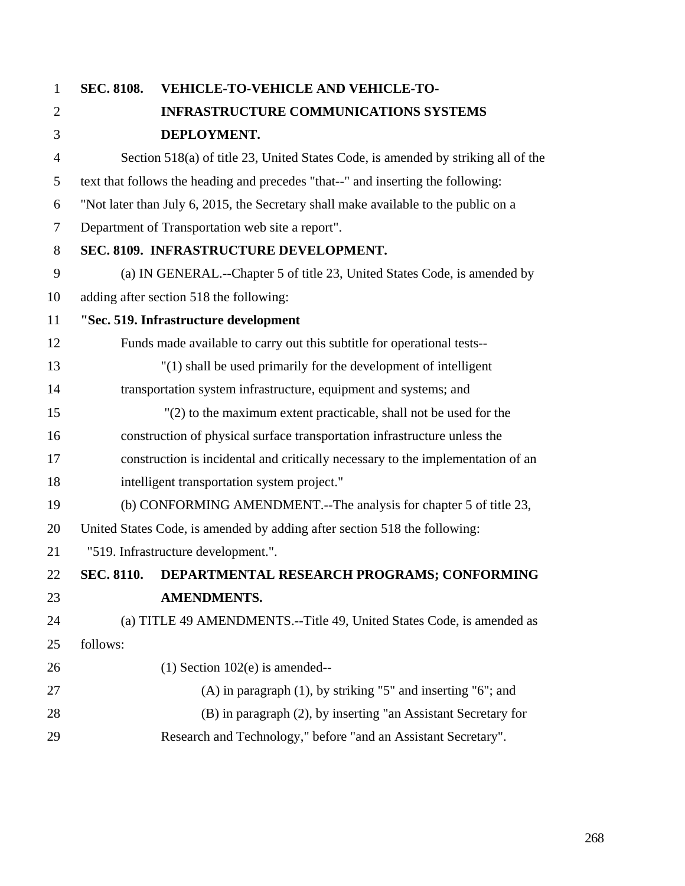**SEC. 8108. VEHICLE-TO-VEHICLE AND VEHICLE-TO-INFRASTRUCTURE COMMUNICATIONS SYSTEMS DEPLOYMENT.**

Section 518(a) of title 23, United States Code, is amended by striking all of the text that follows the heading and precedes "that--" and inserting the following: "Not later than July 6, 2015, the Secretary shall make available to the public on a Department of Transportation web site a report".

**SEC. 8109. INFRASTRUCTURE DEVELOPMENT.**

(a) IN GENERAL.--Chapter 5 of title 23, United States Code, is amended by adding after section 518 the following:

**"Sec. 519. Infrastructure development**

Funds made available to carry out this subtitle for operational tests--

"(1) shall be used primarily for the development of intelligent transportation system infrastructure, equipment and systems; and

"(2) to the maximum extent practicable, shall not be used for the construction of physical surface transportation infrastructure unless the construction is incidental and critically necessary to the implementation of an intelligent transportation system project."

(b) CONFORMING AMENDMENT.--The analysis for chapter 5 of title 23, United States Code, is amended by adding after section 518 the following:

"519. Infrastructure development.".

**SEC. 8110. DEPARTMENTAL RESEARCH PROGRAMS; CONFORMING AMENDMENTS.**

(a) TITLE 49 AMENDMENTS.--Title 49, United States Code, is amended as follows:

(1) Section 102(e) is amended--

(A) in paragraph (1), by striking "5" and inserting "6"; and

(B) in paragraph (2), by inserting "an Assistant Secretary for Research and Technology," before "and an Assistant Secretary".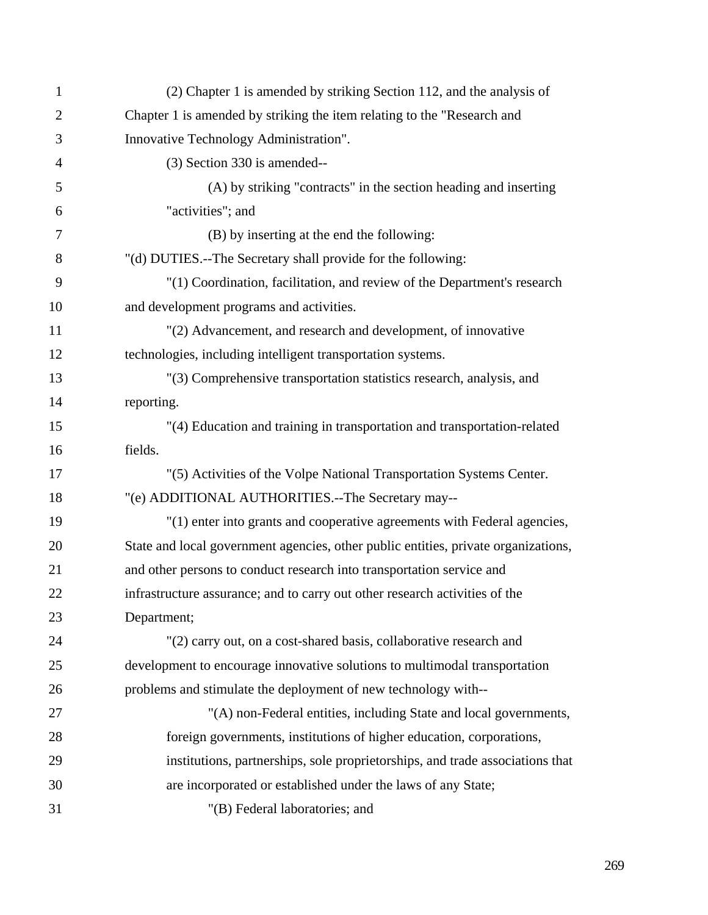(2) Chapter 1 is amended by striking Section 112, and the analysis of Chapter 1 is amended by striking the item relating to the "Research and Innovative Technology Administration".

(3) Section 330 is amended--

(A) by striking "contracts" in the section heading and inserting "activities"; and

(B) by inserting at the end the following:

"(d) DUTIES.--The Secretary shall provide for the following:

"(1) Coordination, facilitation, and review of the Department's research and development programs and activities.

"(2) Advancement, and research and development, of innovative technologies, including intelligent transportation systems.

"(3) Comprehensive transportation statistics research, analysis, and reporting.

"(4) Education and training in transportation and transportation-related fields.

"(5) Activities of the Volpe National Transportation Systems Center.

"(e) ADDITIONAL AUTHORITIES.--The Secretary may--

"(1) enter into grants and cooperative agreements with Federal agencies, State and local government agencies, other public entities, private organizations, and other persons to conduct research into transportation service and infrastructure assurance; and to carry out other research activities of the Department;

"(2) carry out, on a cost-shared basis, collaborative research and development to encourage innovative solutions to multimodal transportation problems and stimulate the deployment of new technology with--

"(A) non-Federal entities, including State and local governments, foreign governments, institutions of higher education, corporations, institutions, partnerships, sole proprietorships, and trade associations that are incorporated or established under the laws of any State;

"(B) Federal laboratories; and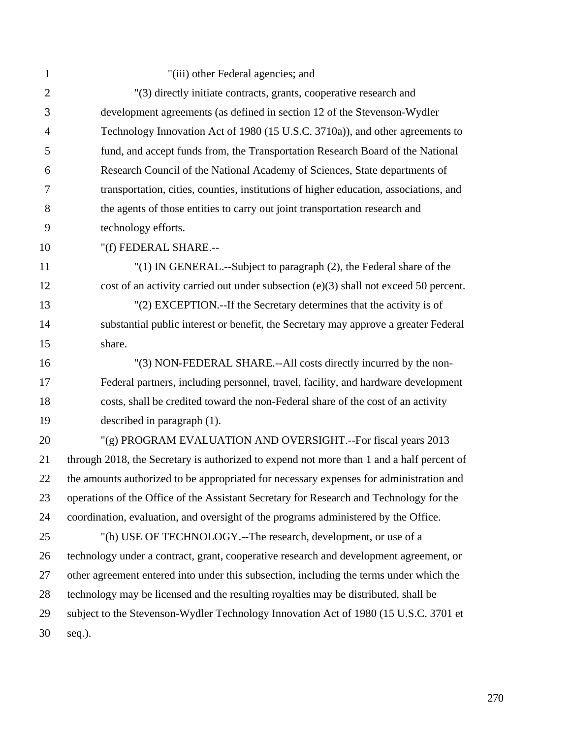"(iii) other Federal agencies; and

"(3) directly initiate contracts, grants, cooperative research and development agreements (as defined in section 12 of the Stevenson-Wydler Technology Innovation Act of 1980 (15 U.S.C. 3710a)), and other agreements to fund, and accept funds from, the Transportation Research Board of the National Research Council of the National Academy of Sciences, State departments of transportation, cities, counties, institutions of higher education, associations, and the agents of those entities to carry out joint transportation research and technology efforts.

"(f) FEDERAL SHARE.--

"(1) IN GENERAL.--Subject to paragraph (2), the Federal share of the cost of an activity carried out under subsection (e)(3) shall not exceed 50 percent.

"(2) EXCEPTION.--If the Secretary determines that the activity is of substantial public interest or benefit, the Secretary may approve a greater Federal share.

"(3) NON-FEDERAL SHARE.--All costs directly incurred by the non-Federal partners, including personnel, travel, facility, and hardware development costs, shall be credited toward the non-Federal share of the cost of an activity described in paragraph (1).

"(g) PROGRAM EVALUATION AND OVERSIGHT.--For fiscal years 2013 through 2018, the Secretary is authorized to expend not more than 1 and a half percent of the amounts authorized to be appropriated for necessary expenses for administration and operations of the Office of the Assistant Secretary for Research and Technology for the coordination, evaluation, and oversight of the programs administered by the Office.

"(h) USE OF TECHNOLOGY.--The research, development, or use of a technology under a contract, grant, cooperative research and development agreement, or other agreement entered into under this subsection, including the terms under which the technology may be licensed and the resulting royalties may be distributed, shall be subject to the Stevenson-Wydler Technology Innovation Act of 1980 (15 U.S.C. 3701 et seq.).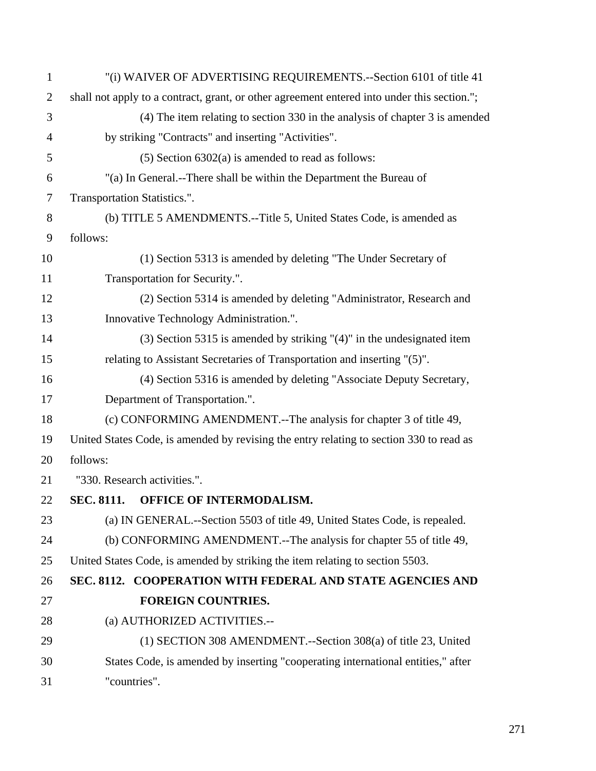"(i) WAIVER OF ADVERTISING REQUIREMENTS.--Section 6101 of title 41 shall not apply to a contract, grant, or other agreement entered into under this section.";

(4) The item relating to section 330 in the analysis of chapter 3 is amended by striking "Contracts" and inserting "Activities".

(5) Section 6302(a) is amended to read as follows:

"(a) In General.--There shall be within the Department the Bureau of Transportation Statistics.".

(b) TITLE 5 AMENDMENTS.--Title 5, United States Code, is amended as follows:

(1) Section 5313 is amended by deleting "The Under Secretary of Transportation for Security.".

(2) Section 5314 is amended by deleting "Administrator, Research and Innovative Technology Administration.".

(3) Section 5315 is amended by striking "(4)" in the undesignated item relating to Assistant Secretaries of Transportation and inserting "(5)".

(4) Section 5316 is amended by deleting "Associate Deputy Secretary, Department of Transportation.".

(c) CONFORMING AMENDMENT.--The analysis for chapter 3 of title 49, United States Code, is amended by revising the entry relating to section 330 to read as follows:

"330. Research activities.".

**SEC. 8111. OFFICE OF INTERMODALISM.**

(a) IN GENERAL.--Section 5503 of title 49, United States Code, is repealed.

(b) CONFORMING AMENDMENT.--The analysis for chapter 55 of title 49, United States Code, is amended by striking the item relating to section 5503.

**SEC. 8112. COOPERATION WITH FEDERAL AND STATE AGENCIES AND FOREIGN COUNTRIES.**

(a) AUTHORIZED ACTIVITIES.--

(1) SECTION 308 AMENDMENT.--Section 308(a) of title 23, United States Code, is amended by inserting "cooperating international entities," after "countries".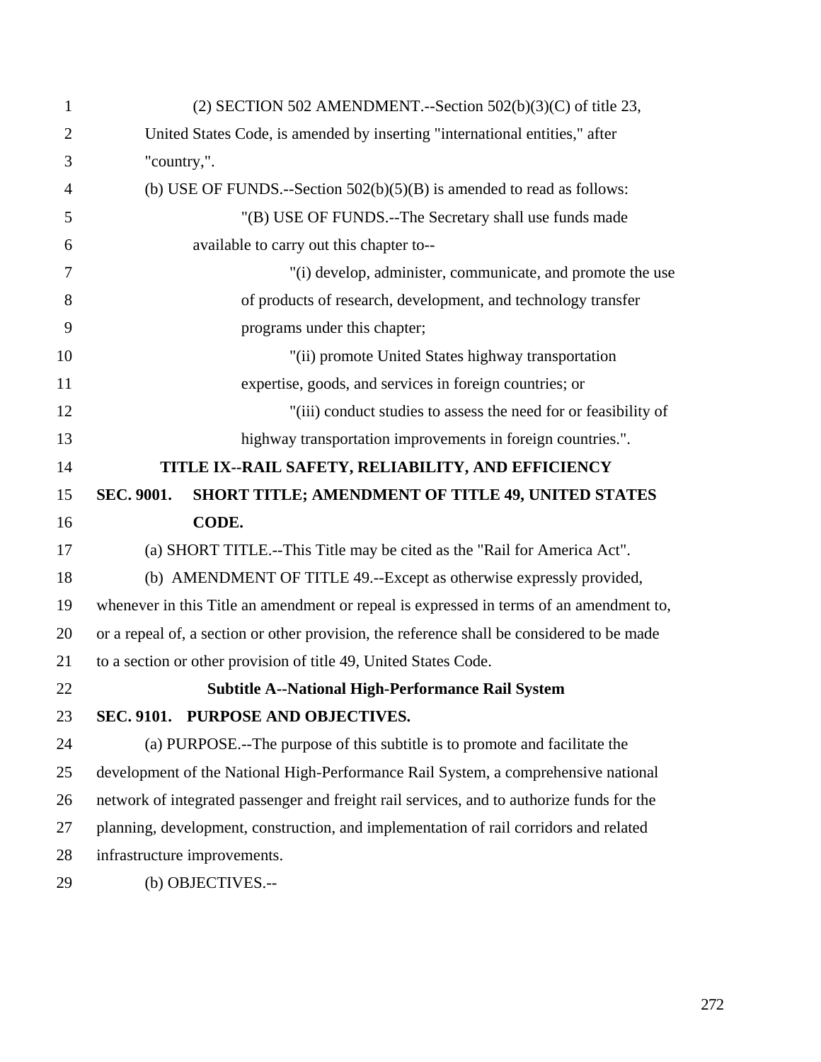(2) SECTION 502 AMENDMENT.--Section 502(b)(3)(C) of title 23, United States Code, is amended by inserting "international entities," after "country,".

(b) USE OF FUNDS.--Section 502(b)(5)(B) is amended to read as follows:

"(B) USE OF FUNDS.--The Secretary shall use funds made available to carry out this chapter to--

"(i) develop, administer, communicate, and promote the use of products of research, development, and technology transfer programs under this chapter;

"(ii) promote United States highway transportation expertise, goods, and services in foreign countries; or

"(iii) conduct studies to assess the need for or feasibility of highway transportation improvements in foreign countries.".

## TITLE IX--RAIL SAFETY, RELIABILITY, AND EFFICIENCY

### SEC. 9001. SHORT TITLE; AMENDMENT OF TITLE 49, UNITED STATES CODE.

(a) SHORT TITLE.--This Title may be cited as the "Rail for America Act".

(b) AMENDMENT OF TITLE 49.--Except as otherwise expressly provided, whenever in this Title an amendment or repeal is expressed in terms of an amendment to, or a repeal of, a section or other provision, the reference shall be considered to be made to a section or other provision of title 49, United States Code.

## Subtitle A--National High-Performance Rail System

### SEC. 9101. PURPOSE AND OBJECTIVES.

(a) PURPOSE.--The purpose of this subtitle is to promote and facilitate the development of the National High-Performance Rail System, a comprehensive national network of integrated passenger and freight rail services, and to authorize funds for the planning, development, construction, and implementation of rail corridors and related infrastructure improvements.

(b) OBJECTIVES.--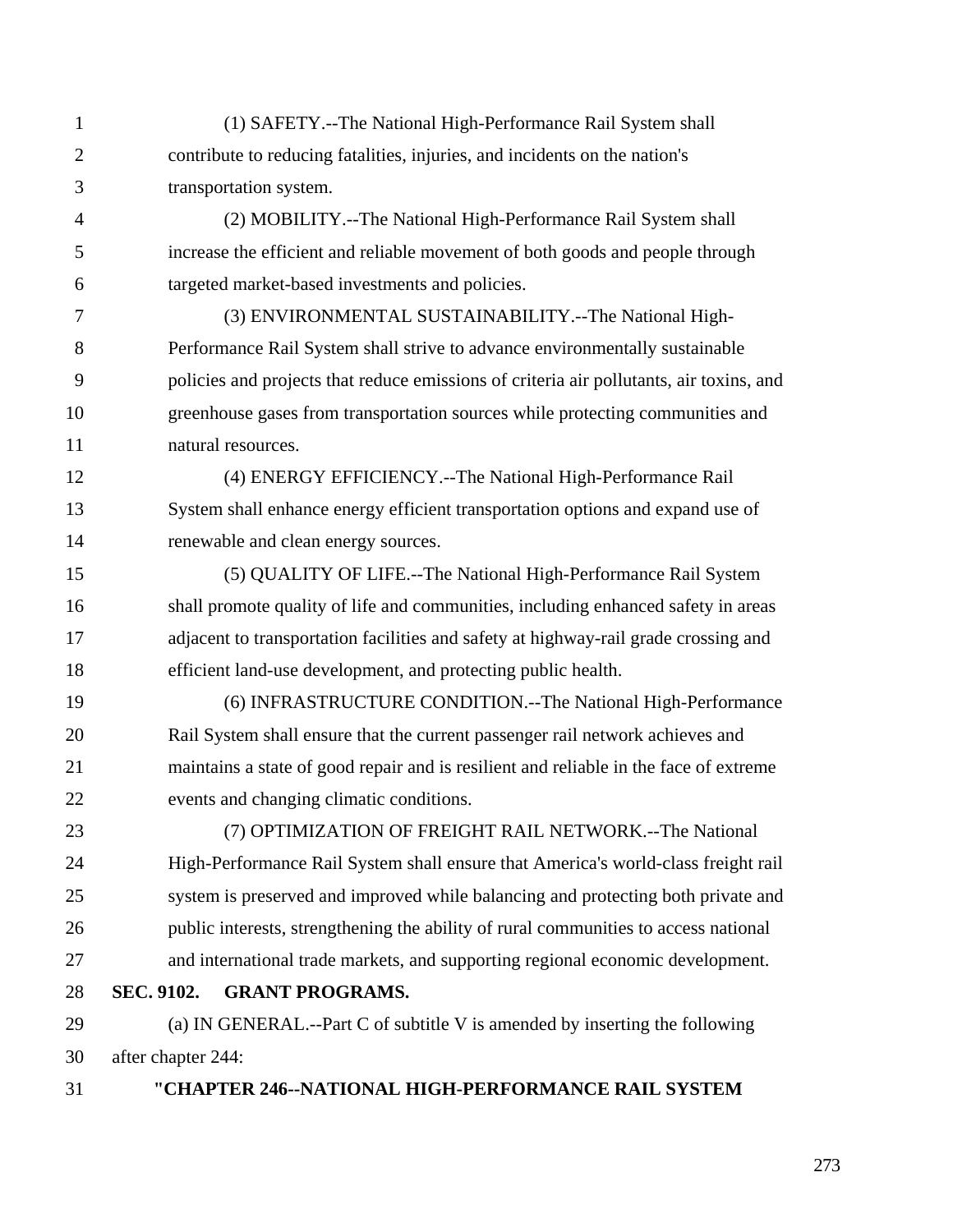(1) SAFETY.--The National High-Performance Rail System shall contribute to reducing fatalities, injuries, and incidents on the nation's transportation system.

(2) MOBILITY.--The National High-Performance Rail System shall increase the efficient and reliable movement of both goods and people through targeted market-based investments and policies.

(3) ENVIRONMENTAL SUSTAINABILITY.--The National High-Performance Rail System shall strive to advance environmentally sustainable policies and projects that reduce emissions of criteria air pollutants, air toxins, and greenhouse gases from transportation sources while protecting communities and natural resources.

(4) ENERGY EFFICIENCY.--The National High-Performance Rail System shall enhance energy efficient transportation options and expand use of renewable and clean energy sources.

(5) QUALITY OF LIFE.--The National High-Performance Rail System shall promote quality of life and communities, including enhanced safety in areas adjacent to transportation facilities and safety at highway-rail grade crossing and efficient land-use development, and protecting public health.

(6) INFRASTRUCTURE CONDITION.--The National High-Performance Rail System shall ensure that the current passenger rail network achieves and maintains a state of good repair and is resilient and reliable in the face of extreme events and changing climatic conditions.

(7) OPTIMIZATION OF FREIGHT RAIL NETWORK.--The National High-Performance Rail System shall ensure that America's world-class freight rail system is preserved and improved while balancing and protecting both private and public interests, strengthening the ability of rural communities to access national and international trade markets, and supporting regional economic development.

**SEC. 9102. GRANT PROGRAMS.**

(a) IN GENERAL.--Part C of subtitle V is amended by inserting the following after chapter 244:

**"CHAPTER 246--NATIONAL HIGH-PERFORMANCE RAIL SYSTEM**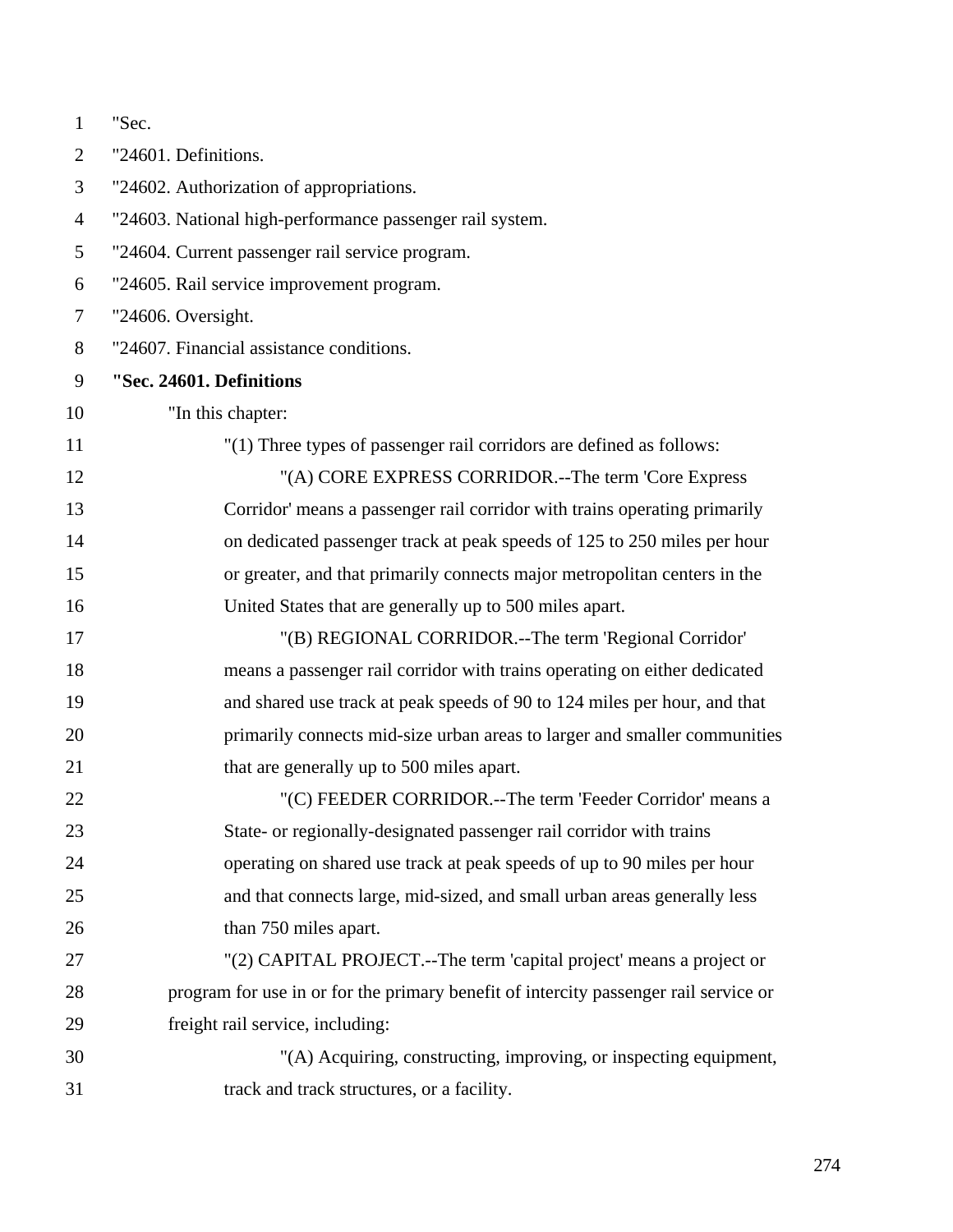"Sec.

"24601. Definitions.

"24602. Authorization of appropriations.

"24603. National high-performance passenger rail system.

"24604. Current passenger rail service program.

"24605. Rail service improvement program.

"24606. Oversight.

"24607. Financial assistance conditions.

**"Sec. 24601. Definitions**

"In this chapter:

"(1) Three types of passenger rail corridors are defined as follows:

"(A) CORE EXPRESS CORRIDOR.--The term 'Core Express Corridor' means a passenger rail corridor with trains operating primarily on dedicated passenger track at peak speeds of 125 to 250 miles per hour or greater, and that primarily connects major metropolitan centers in the United States that are generally up to 500 miles apart.

"(B) REGIONAL CORRIDOR.--The term 'Regional Corridor' means a passenger rail corridor with trains operating on either dedicated and shared use track at peak speeds of 90 to 124 miles per hour, and that primarily connects mid-size urban areas to larger and smaller communities that are generally up to 500 miles apart.

"(C) FEEDER CORRIDOR.--The term 'Feeder Corridor' means a State- or regionally-designated passenger rail corridor with trains operating on shared use track at peak speeds of up to 90 miles per hour and that connects large, mid-sized, and small urban areas generally less than 750 miles apart.

"(2) CAPITAL PROJECT.--The term 'capital project' means a project or program for use in or for the primary benefit of intercity passenger rail service or freight rail service, including:

"(A) Acquiring, constructing, improving, or inspecting equipment, track and track structures, or a facility.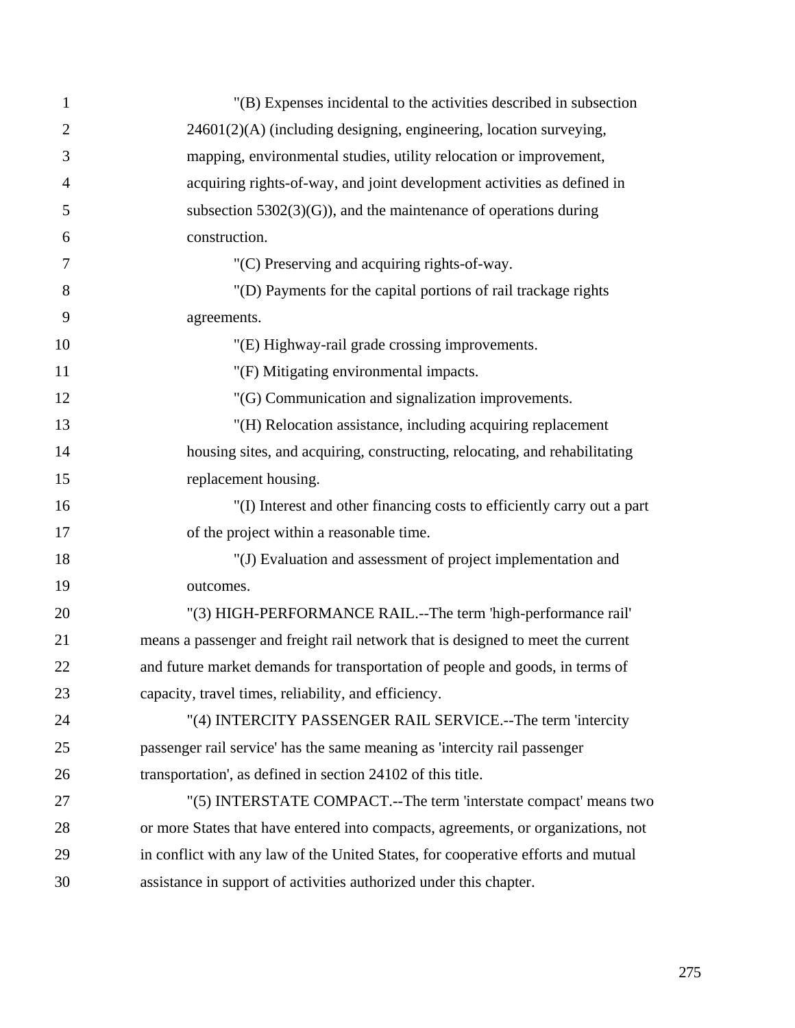"(B) Expenses incidental to the activities described in subsection 24601(2)(A) (including designing, engineering, location surveying, mapping, environmental studies, utility relocation or improvement, acquiring rights-of-way, and joint development activities as defined in subsection 5302(3)(G)), and the maintenance of operations during construction.

"(C) Preserving and acquiring rights-of-way.

"(D) Payments for the capital portions of rail trackage rights agreements.

"(E) Highway-rail grade crossing improvements.

"(F) Mitigating environmental impacts.

"(G) Communication and signalization improvements.

"(H) Relocation assistance, including acquiring replacement housing sites, and acquiring, constructing, relocating, and rehabilitating replacement housing.

"(I) Interest and other financing costs to efficiently carry out a part of the project within a reasonable time.

"(J) Evaluation and assessment of project implementation and outcomes.

"(3) HIGH-PERFORMANCE RAIL.--The term 'high-performance rail' means a passenger and freight rail network that is designed to meet the current and future market demands for transportation of people and goods, in terms of capacity, travel times, reliability, and efficiency.

"(4) INTERCITY PASSENGER RAIL SERVICE.--The term 'intercity passenger rail service' has the same meaning as 'intercity rail passenger transportation', as defined in section 24102 of this title.

"(5) INTERSTATE COMPACT.--The term 'interstate compact' means two or more States that have entered into compacts, agreements, or organizations, not in conflict with any law of the United States, for cooperative efforts and mutual assistance in support of activities authorized under this chapter.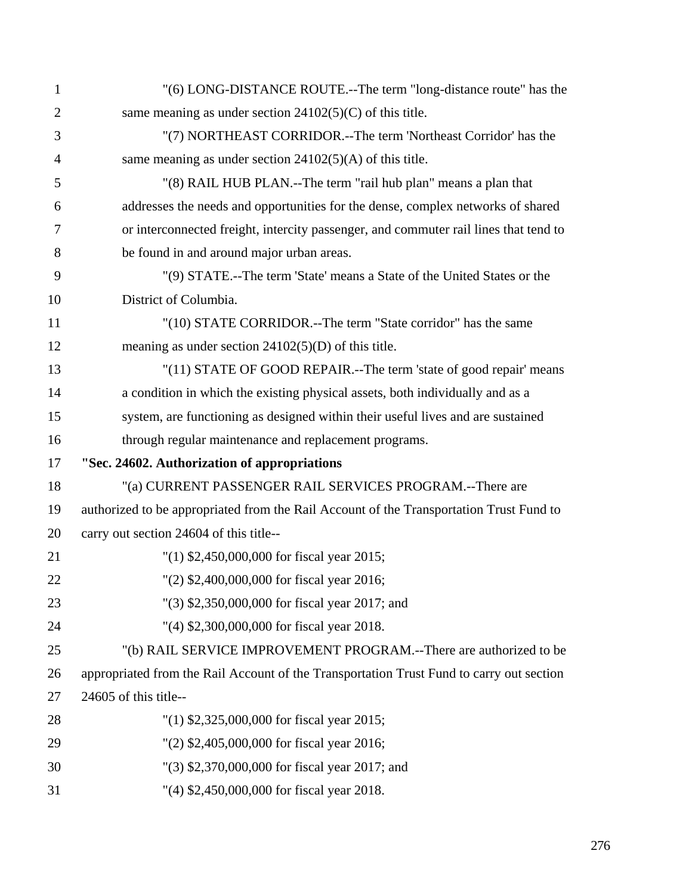"(6) LONG-DISTANCE ROUTE.--The term "long-distance route" has the same meaning as under section 24102(5)(C) of this title.

"(7) NORTHEAST CORRIDOR.--The term 'Northeast Corridor' has the same meaning as under section 24102(5)(A) of this title.

"(8) RAIL HUB PLAN.--The term "rail hub plan" means a plan that addresses the needs and opportunities for the dense, complex networks of shared or interconnected freight, intercity passenger, and commuter rail lines that tend to be found in and around major urban areas.

"(9) STATE.--The term 'State' means a State of the United States or the District of Columbia.

"(10) STATE CORRIDOR.--The term "State corridor" has the same meaning as under section 24102(5)(D) of this title.

"(11) STATE OF GOOD REPAIR.--The term 'state of good repair' means a condition in which the existing physical assets, both individually and as a system, are functioning as designed within their useful lives and are sustained through regular maintenance and replacement programs.

**"Sec. 24602. Authorization of appropriations**

"(a) CURRENT PASSENGER RAIL SERVICES PROGRAM.--There are authorized to be appropriated from the Rail Account of the Transportation Trust Fund to carry out section 24604 of this title--

"(1) $2,450,000,000 for fiscal year 2015;

"(2) $2,400,000,000 for fiscal year 2016;

"(3) $2,350,000,000 for fiscal year 2017; and

"(4) $2,300,000,000 for fiscal year 2018.

"(b) RAIL SERVICE IMPROVEMENT PROGRAM.--There are authorized to be appropriated from the Rail Account of the Transportation Trust Fund to carry out section 24605 of this title--

"(1) $2,325,000,000 for fiscal year 2015;

"(2) $2,405,000,000 for fiscal year 2016;

"(3) $2,370,000,000 for fiscal year 2017; and

"(4) $2,450,000,000 for fiscal year 2018.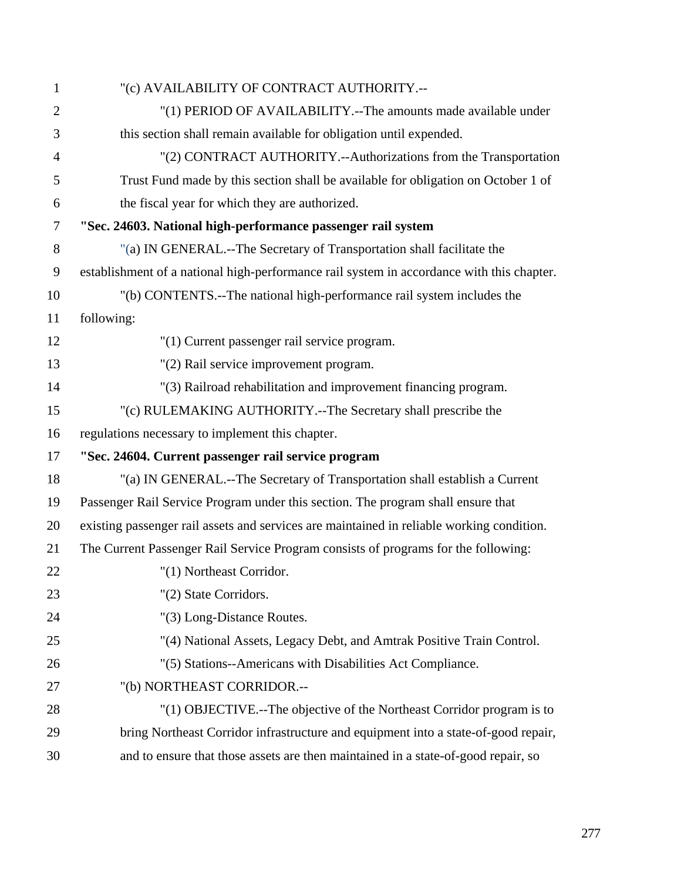"(c) AVAILABILITY OF CONTRACT AUTHORITY.--

"(1) PERIOD OF AVAILABILITY.--The amounts made available under this section shall remain available for obligation until expended.

"(2) CONTRACT AUTHORITY.--Authorizations from the Transportation Trust Fund made by this section shall be available for obligation on October 1 of the fiscal year for which they are authorized.

**"Sec. 24603. National high-performance passenger rail system**

"(a) IN GENERAL.--The Secretary of Transportation shall facilitate the establishment of a national high-performance rail system in accordance with this chapter.

"(b) CONTENTS.--The national high-performance rail system includes the following:

"(1) Current passenger rail service program.

"(2) Rail service improvement program.

"(3) Railroad rehabilitation and improvement financing program.

"(c) RULEMAKING AUTHORITY.--The Secretary shall prescribe the regulations necessary to implement this chapter.

**"Sec. 24604. Current passenger rail service program**

"(a) IN GENERAL.--The Secretary of Transportation shall establish a Current Passenger Rail Service Program under this section. The program shall ensure that existing passenger rail assets and services are maintained in reliable working condition. The Current Passenger Rail Service Program consists of programs for the following:

"(1) Northeast Corridor.

"(2) State Corridors.

"(3) Long-Distance Routes.

"(4) National Assets, Legacy Debt, and Amtrak Positive Train Control.

"(5) Stations--Americans with Disabilities Act Compliance.

"(b) NORTHEAST CORRIDOR.--

"(1) OBJECTIVE.--The objective of the Northeast Corridor program is to bring Northeast Corridor infrastructure and equipment into a state-of-good repair, and to ensure that those assets are then maintained in a state-of-good repair, so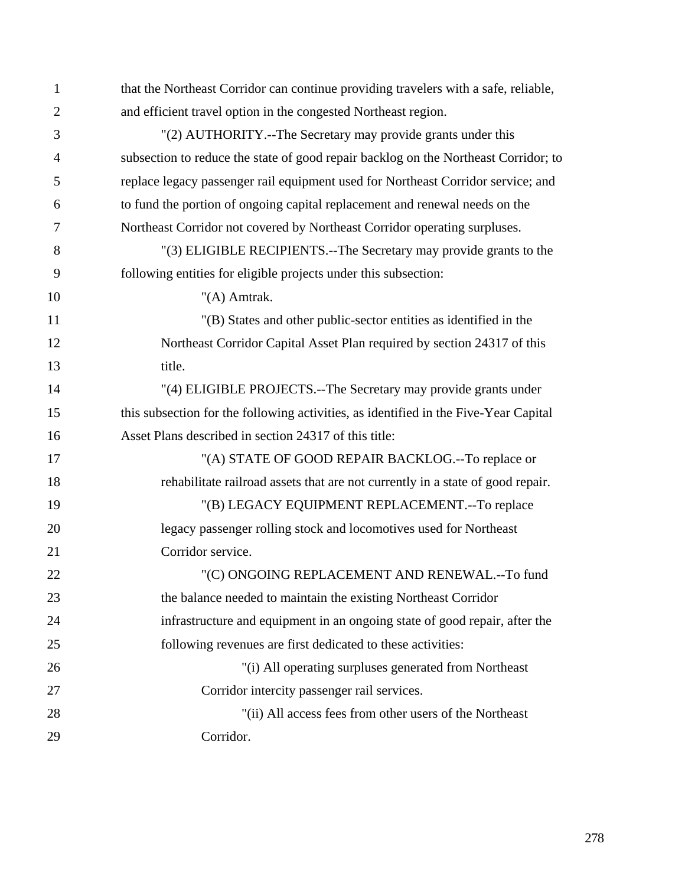that the Northeast Corridor can continue providing travelers with a safe, reliable, and efficient travel option in the congested Northeast region.

"(2) AUTHORITY.--The Secretary may provide grants under this subsection to reduce the state of good repair backlog on the Northeast Corridor; to replace legacy passenger rail equipment used for Northeast Corridor service; and to fund the portion of ongoing capital replacement and renewal needs on the Northeast Corridor not covered by Northeast Corridor operating surpluses.

"(3) ELIGIBLE RECIPIENTS.--The Secretary may provide grants to the following entities for eligible projects under this subsection:

"(A) Amtrak.

"(B) States and other public-sector entities as identified in the Northeast Corridor Capital Asset Plan required by section 24317 of this title.

"(4) ELIGIBLE PROJECTS.--The Secretary may provide grants under this subsection for the following activities, as identified in the Five-Year Capital Asset Plans described in section 24317 of this title:

"(A) STATE OF GOOD REPAIR BACKLOG.--To replace or rehabilitate railroad assets that are not currently in a state of good repair.

"(B) LEGACY EQUIPMENT REPLACEMENT.--To replace legacy passenger rolling stock and locomotives used for Northeast Corridor service.

"(C) ONGOING REPLACEMENT AND RENEWAL.--To fund the balance needed to maintain the existing Northeast Corridor infrastructure and equipment in an ongoing state of good repair, after the following revenues are first dedicated to these activities:

"(i) All operating surpluses generated from Northeast Corridor intercity passenger rail services.

"(ii) All access fees from other users of the Northeast Corridor.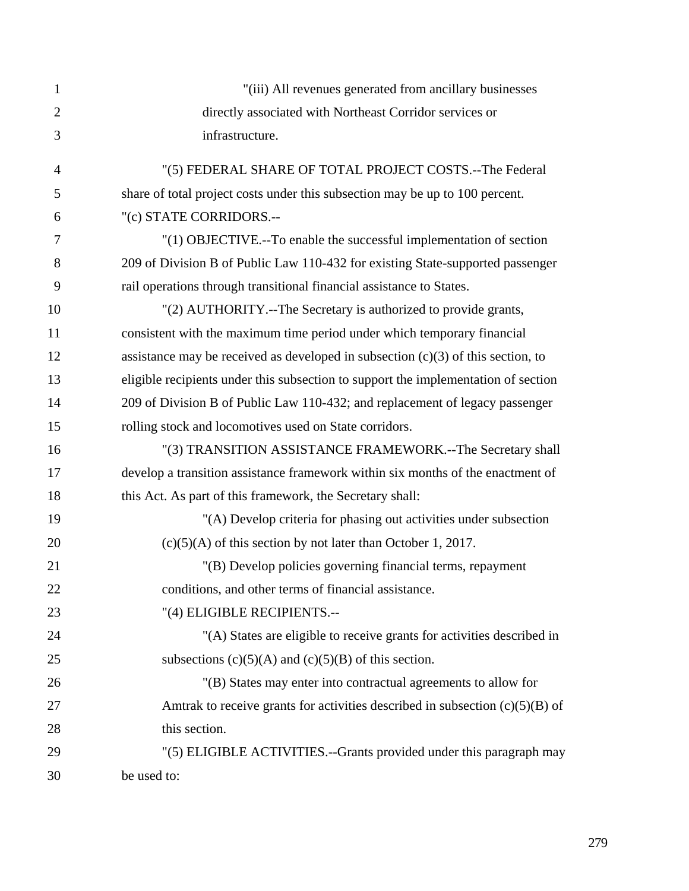"(iii) All revenues generated from ancillary businesses directly associated with Northeast Corridor services or infrastructure.

"(5) FEDERAL SHARE OF TOTAL PROJECT COSTS.--The Federal share of total project costs under this subsection may be up to 100 percent.

"(c) STATE CORRIDORS.--

"(1) OBJECTIVE.--To enable the successful implementation of section 209 of Division B of Public Law 110-432 for existing State-supported passenger rail operations through transitional financial assistance to States.

"(2) AUTHORITY.--The Secretary is authorized to provide grants, consistent with the maximum time period under which temporary financial assistance may be received as developed in subsection (c)(3) of this section, to eligible recipients under this subsection to support the implementation of section 209 of Division B of Public Law 110-432; and replacement of legacy passenger rolling stock and locomotives used on State corridors.

"(3) TRANSITION ASSISTANCE FRAMEWORK.--The Secretary shall develop a transition assistance framework within six months of the enactment of this Act. As part of this framework, the Secretary shall:

"(A) Develop criteria for phasing out activities under subsection (c)(5)(A) of this section by not later than October 1, 2017.

"(B) Develop policies governing financial terms, repayment conditions, and other terms of financial assistance.

"(4) ELIGIBLE RECIPIENTS.--

"(A) States are eligible to receive grants for activities described in subsections (c)(5)(A) and (c)(5)(B) of this section.

"(B) States may enter into contractual agreements to allow for Amtrak to receive grants for activities described in subsection (c)(5)(B) of this section.

"(5) ELIGIBLE ACTIVITIES.--Grants provided under this paragraph may be used to: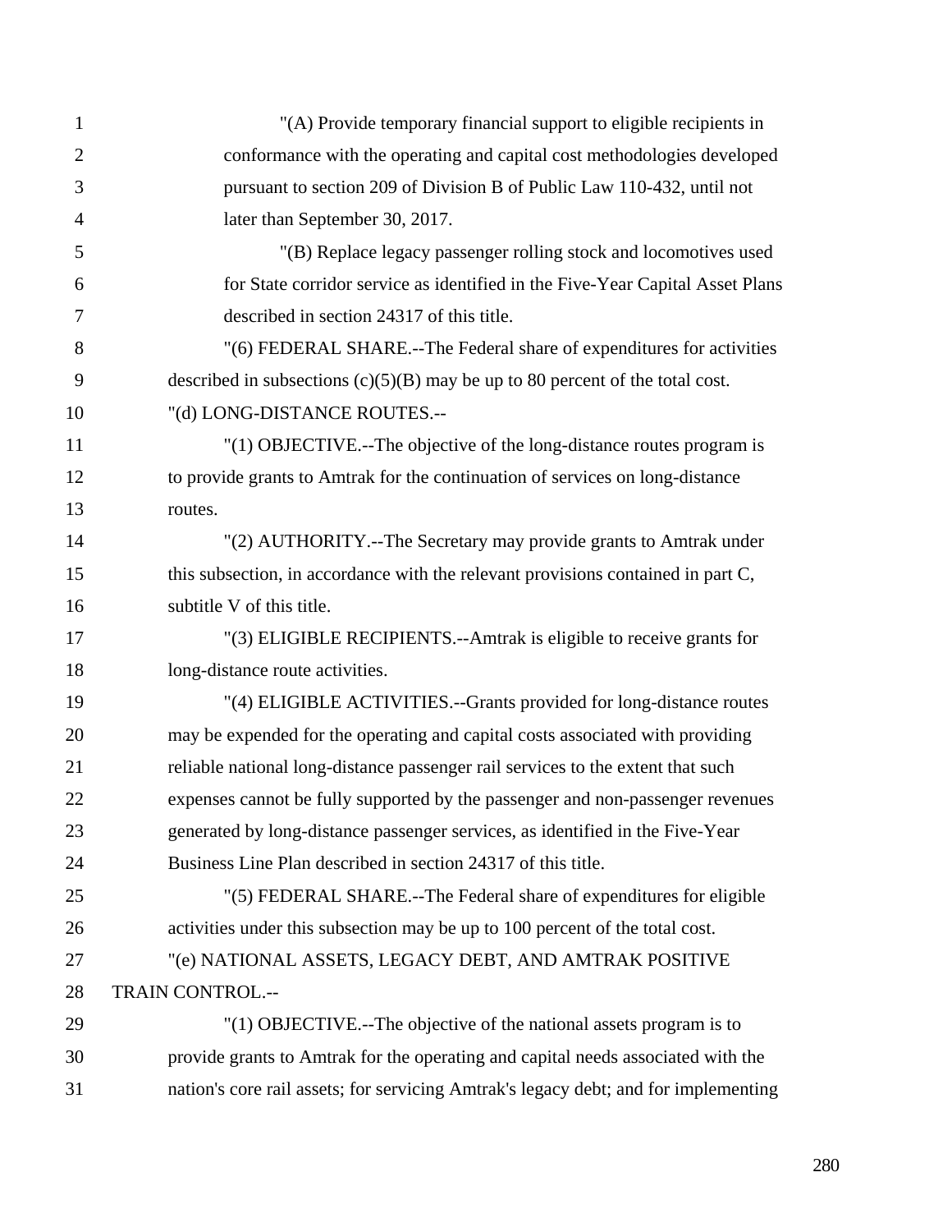"(A) Provide temporary financial support to eligible recipients in conformance with the operating and capital cost methodologies developed pursuant to section 209 of Division B of Public Law 110-432, until not later than September 30, 2017.

"(B) Replace legacy passenger rolling stock and locomotives used for State corridor service as identified in the Five-Year Capital Asset Plans described in section 24317 of this title.

"(6) FEDERAL SHARE.--The Federal share of expenditures for activities described in subsections (c)(5)(B) may be up to 80 percent of the total cost.

"(d) LONG-DISTANCE ROUTES.--

"(1) OBJECTIVE.--The objective of the long-distance routes program is to provide grants to Amtrak for the continuation of services on long-distance routes.

"(2) AUTHORITY.--The Secretary may provide grants to Amtrak under this subsection, in accordance with the relevant provisions contained in part C, subtitle V of this title.

"(3) ELIGIBLE RECIPIENTS.--Amtrak is eligible to receive grants for long-distance route activities.

"(4) ELIGIBLE ACTIVITIES.--Grants provided for long-distance routes may be expended for the operating and capital costs associated with providing reliable national long-distance passenger rail services to the extent that such expenses cannot be fully supported by the passenger and non-passenger revenues generated by long-distance passenger services, as identified in the Five-Year Business Line Plan described in section 24317 of this title.

"(5) FEDERAL SHARE.--The Federal share of expenditures for eligible activities under this subsection may be up to 100 percent of the total cost.

"(e) NATIONAL ASSETS, LEGACY DEBT, AND AMTRAK POSITIVE TRAIN CONTROL.--

"(1) OBJECTIVE.--The objective of the national assets program is to provide grants to Amtrak for the operating and capital needs associated with the nation's core rail assets; for servicing Amtrak's legacy debt; and for implementing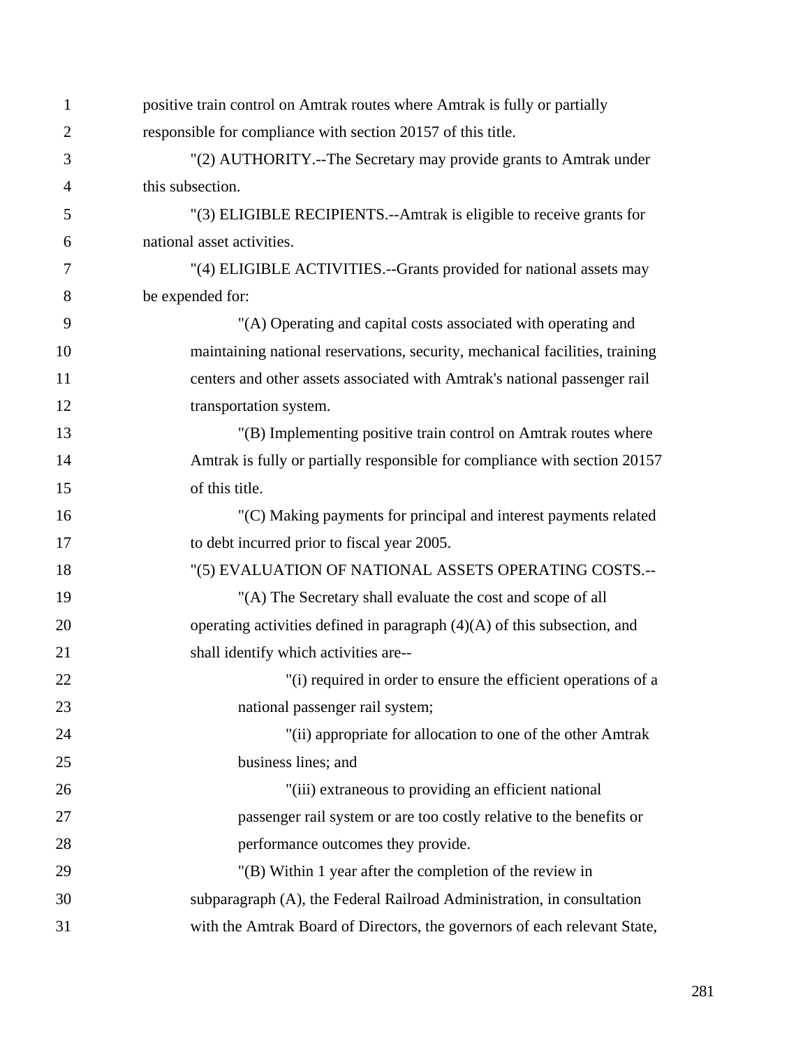positive train control on Amtrak routes where Amtrak is fully or partially responsible for compliance with section 20157 of this title.

"(2) AUTHORITY.--The Secretary may provide grants to Amtrak under this subsection.

"(3) ELIGIBLE RECIPIENTS.--Amtrak is eligible to receive grants for national asset activities.

"(4) ELIGIBLE ACTIVITIES.--Grants provided for national assets may be expended for:

"(A) Operating and capital costs associated with operating and maintaining national reservations, security, mechanical facilities, training centers and other assets associated with Amtrak's national passenger rail transportation system.

"(B) Implementing positive train control on Amtrak routes where Amtrak is fully or partially responsible for compliance with section 20157 of this title.

"(C) Making payments for principal and interest payments related to debt incurred prior to fiscal year 2005.

"(5) EVALUATION OF NATIONAL ASSETS OPERATING COSTS.--

"(A) The Secretary shall evaluate the cost and scope of all operating activities defined in paragraph (4)(A) of this subsection, and shall identify which activities are--

"(i) required in order to ensure the efficient operations of a national passenger rail system;

"(ii) appropriate for allocation to one of the other Amtrak business lines; and

"(iii) extraneous to providing an efficient national passenger rail system or are too costly relative to the benefits or performance outcomes they provide.

"(B) Within 1 year after the completion of the review in subparagraph (A), the Federal Railroad Administration, in consultation with the Amtrak Board of Directors, the governors of each relevant State,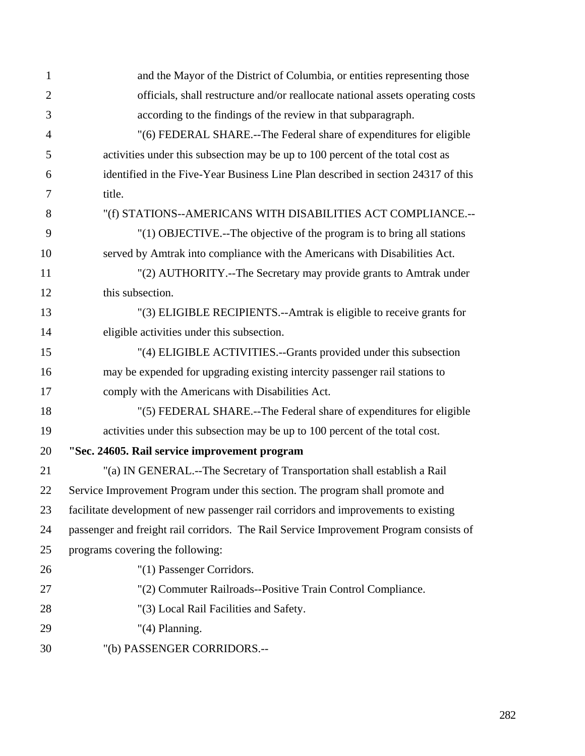and the Mayor of the District of Columbia, or entities representing those officials, shall restructure and/or reallocate national assets operating costs according to the findings of the review in that subparagraph.

"(6) FEDERAL SHARE.--The Federal share of expenditures for eligible activities under this subsection may be up to 100 percent of the total cost as identified in the Five-Year Business Line Plan described in section 24317 of this title.

"(f) STATIONS--AMERICANS WITH DISABILITIES ACT COMPLIANCE.--

"(1) OBJECTIVE.--The objective of the program is to bring all stations served by Amtrak into compliance with the Americans with Disabilities Act.

"(2) AUTHORITY.--The Secretary may provide grants to Amtrak under this subsection.

"(3) ELIGIBLE RECIPIENTS.--Amtrak is eligible to receive grants for eligible activities under this subsection.

"(4) ELIGIBLE ACTIVITIES.--Grants provided under this subsection may be expended for upgrading existing intercity passenger rail stations to comply with the Americans with Disabilities Act.

"(5) FEDERAL SHARE.--The Federal share of expenditures for eligible activities under this subsection may be up to 100 percent of the total cost.

**"Sec. 24605. Rail service improvement program**

"(a) IN GENERAL.--The Secretary of Transportation shall establish a Rail Service Improvement Program under this section. The program shall promote and facilitate development of new passenger rail corridors and improvements to existing passenger and freight rail corridors. The Rail Service Improvement Program consists of programs covering the following:

"(1) Passenger Corridors.

"(2) Commuter Railroads--Positive Train Control Compliance.

"(3) Local Rail Facilities and Safety.

"(4) Planning.

"(b) PASSENGER CORRIDORS.--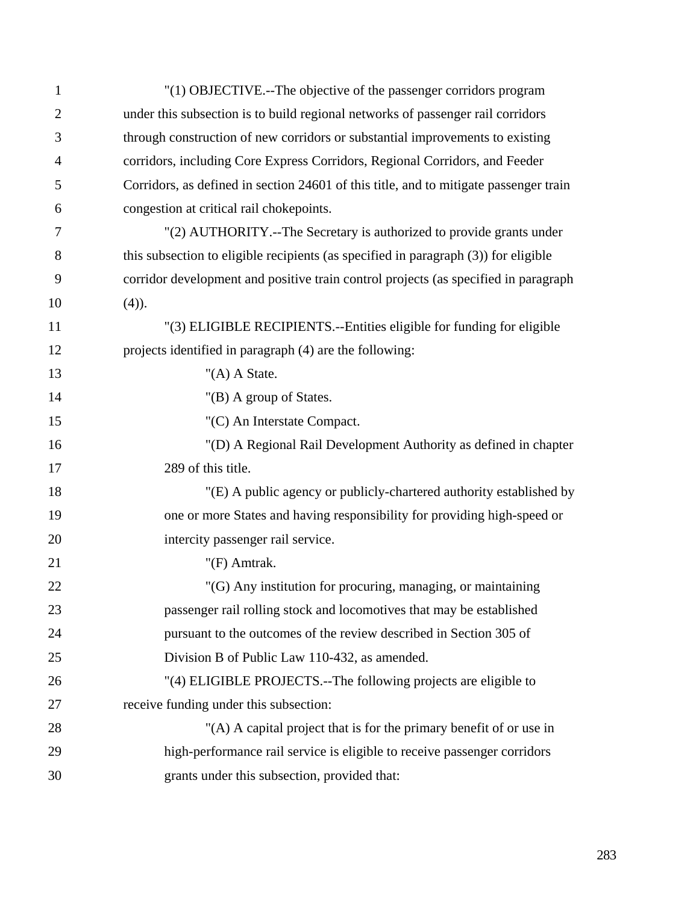"(1) OBJECTIVE.--The objective of the passenger corridors program under this subsection is to build regional networks of passenger rail corridors through construction of new corridors or substantial improvements to existing corridors, including Core Express Corridors, Regional Corridors, and Feeder Corridors, as defined in section 24601 of this title, and to mitigate passenger train congestion at critical rail chokepoints.

"(2) AUTHORITY.--The Secretary is authorized to provide grants under this subsection to eligible recipients (as specified in paragraph (3)) for eligible corridor development and positive train control projects (as specified in paragraph (4)).

"(3) ELIGIBLE RECIPIENTS.--Entities eligible for funding for eligible projects identified in paragraph (4) are the following:

"(A) A State.

"(B) A group of States.

"(C) An Interstate Compact.

"(D) A Regional Rail Development Authority as defined in chapter 289 of this title.

"(E) A public agency or publicly-chartered authority established by one or more States and having responsibility for providing high-speed or intercity passenger rail service.

"(F) Amtrak.

"(G) Any institution for procuring, managing, or maintaining passenger rail rolling stock and locomotives that may be established pursuant to the outcomes of the review described in Section 305 of Division B of Public Law 110-432, as amended.

"(4) ELIGIBLE PROJECTS.--The following projects are eligible to receive funding under this subsection:

"(A) A capital project that is for the primary benefit of or use in high-performance rail service is eligible to receive passenger corridors grants under this subsection, provided that: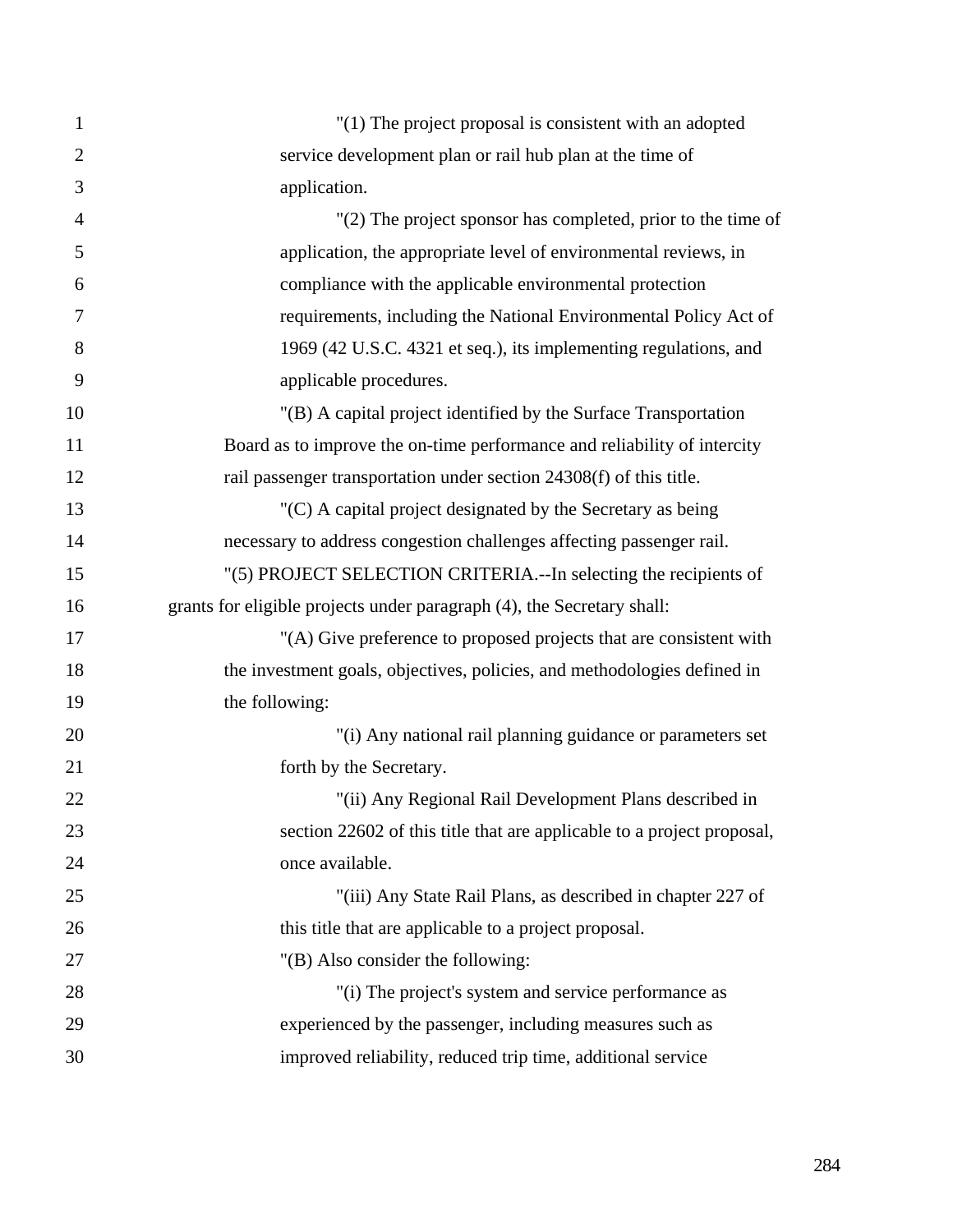"(1) The project proposal is consistent with an adopted service development plan or rail hub plan at the time of application.

"(2) The project sponsor has completed, prior to the time of application, the appropriate level of environmental reviews, in compliance with the applicable environmental protection requirements, including the National Environmental Policy Act of 1969 (42 U.S.C. 4321 et seq.), its implementing regulations, and applicable procedures.

"(B) A capital project identified by the Surface Transportation Board as to improve the on-time performance and reliability of intercity rail passenger transportation under section 24308(f) of this title.

"(C) A capital project designated by the Secretary as being necessary to address congestion challenges affecting passenger rail.

"(5) PROJECT SELECTION CRITERIA.--In selecting the recipients of grants for eligible projects under paragraph (4), the Secretary shall:

"(A) Give preference to proposed projects that are consistent with the investment goals, objectives, policies, and methodologies defined in the following:

"(i) Any national rail planning guidance or parameters set forth by the Secretary.

"(ii) Any Regional Rail Development Plans described in section 22602 of this title that are applicable to a project proposal, once available.

"(iii) Any State Rail Plans, as described in chapter 227 of this title that are applicable to a project proposal.

"(B) Also consider the following:

"(i) The project's system and service performance as experienced by the passenger, including measures such as improved reliability, reduced trip time, additional service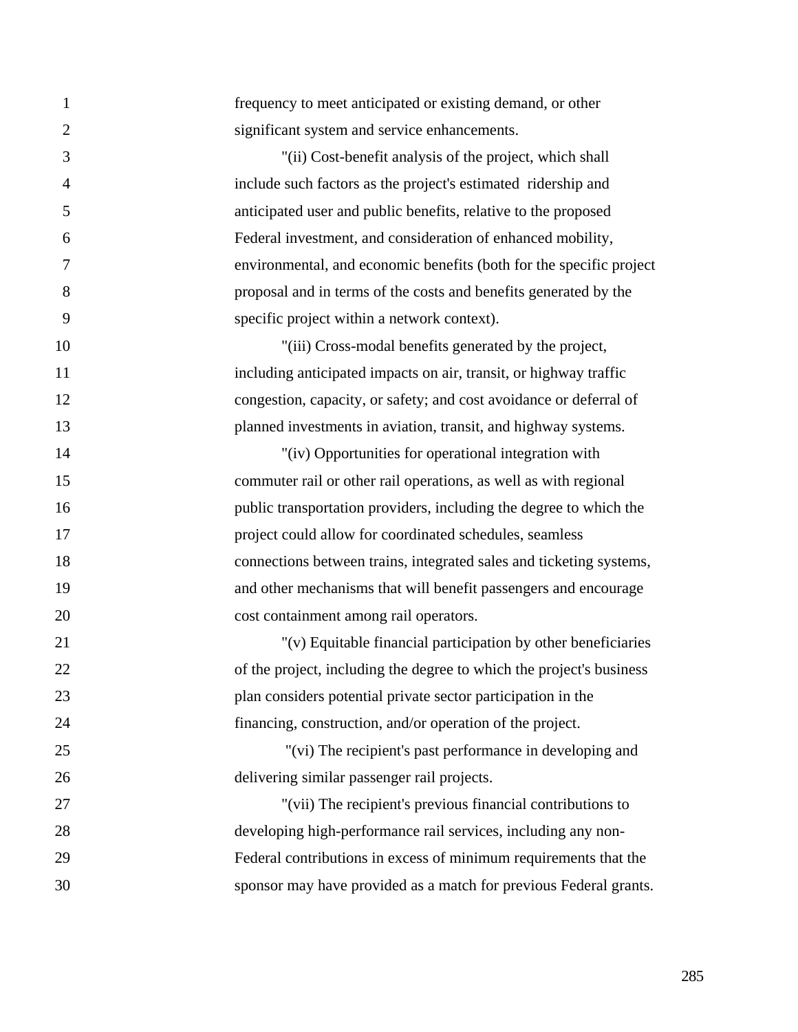frequency to meet anticipated or existing demand, or other significant system and service enhancements.

"(ii) Cost-benefit analysis of the project, which shall include such factors as the project's estimated ridership and anticipated user and public benefits, relative to the proposed Federal investment, and consideration of enhanced mobility, environmental, and economic benefits (both for the specific project proposal and in terms of the costs and benefits generated by the specific project within a network context).

"(iii) Cross-modal benefits generated by the project, including anticipated impacts on air, transit, or highway traffic congestion, capacity, or safety; and cost avoidance or deferral of planned investments in aviation, transit, and highway systems.

"(iv) Opportunities for operational integration with commuter rail or other rail operations, as well as with regional public transportation providers, including the degree to which the project could allow for coordinated schedules, seamless connections between trains, integrated sales and ticketing systems, and other mechanisms that will benefit passengers and encourage cost containment among rail operators.

"(v) Equitable financial participation by other beneficiaries of the project, including the degree to which the project's business plan considers potential private sector participation in the financing, construction, and/or operation of the project.

"(vi) The recipient's past performance in developing and delivering similar passenger rail projects.

"(vii) The recipient's previous financial contributions to developing high-performance rail services, including any non-Federal contributions in excess of minimum requirements that the sponsor may have provided as a match for previous Federal grants.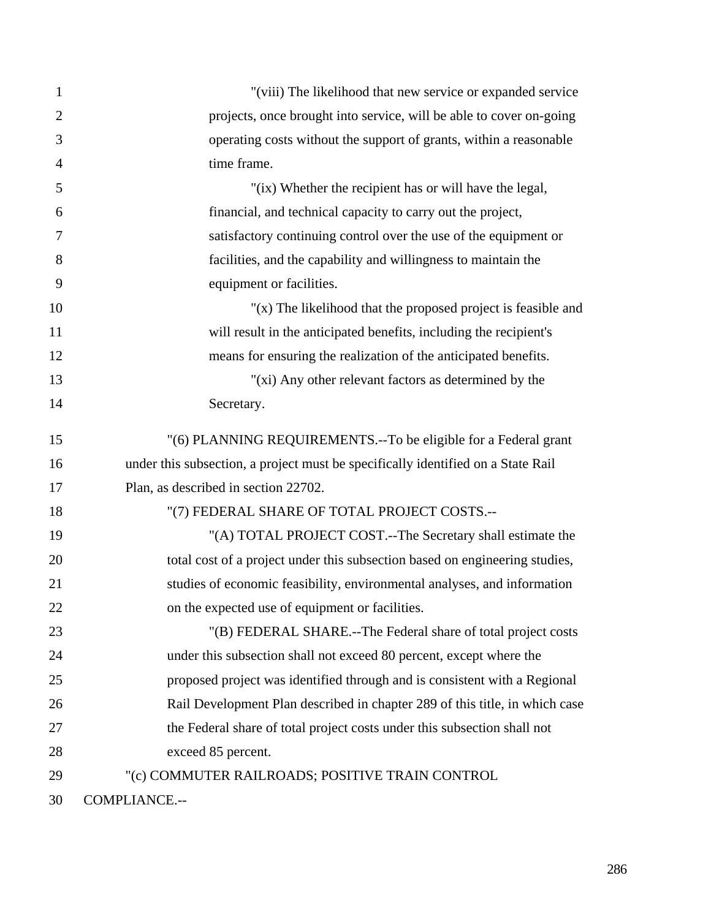"(viii) The likelihood that new service or expanded service projects, once brought into service, will be able to cover on-going operating costs without the support of grants, within a reasonable time frame.

"(ix) Whether the recipient has or will have the legal, financial, and technical capacity to carry out the project, satisfactory continuing control over the use of the equipment or facilities, and the capability and willingness to maintain the equipment or facilities.

"(x) The likelihood that the proposed project is feasible and will result in the anticipated benefits, including the recipient's means for ensuring the realization of the anticipated benefits.

"(xi) Any other relevant factors as determined by the Secretary.

"(6) PLANNING REQUIREMENTS.--To be eligible for a Federal grant under this subsection, a project must be specifically identified on a State Rail Plan, as described in section 22702.

"(7) FEDERAL SHARE OF TOTAL PROJECT COSTS.--

"(A) TOTAL PROJECT COST.--The Secretary shall estimate the total cost of a project under this subsection based on engineering studies, studies of economic feasibility, environmental analyses, and information on the expected use of equipment or facilities.

"(B) FEDERAL SHARE.--The Federal share of total project costs under this subsection shall not exceed 80 percent, except where the proposed project was identified through and is consistent with a Regional Rail Development Plan described in chapter 289 of this title, in which case the Federal share of total project costs under this subsection shall not exceed 85 percent.

"(c) COMMUTER RAILROADS; POSITIVE TRAIN CONTROL COMPLIANCE.--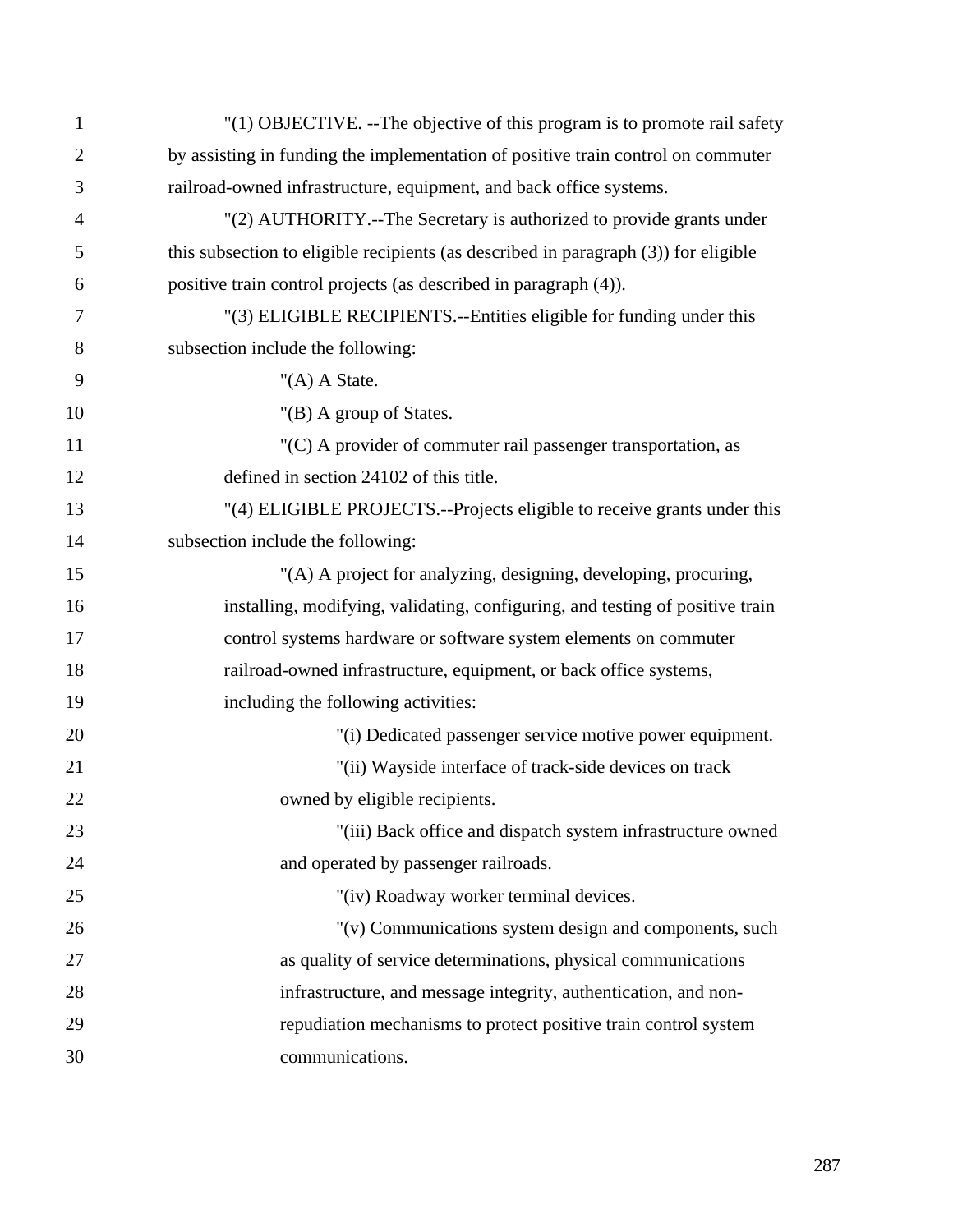"(1) OBJECTIVE. --The objective of this program is to promote rail safety by assisting in funding the implementation of positive train control on commuter railroad-owned infrastructure, equipment, and back office systems.

"(2) AUTHORITY.--The Secretary is authorized to provide grants under this subsection to eligible recipients (as described in paragraph (3)) for eligible positive train control projects (as described in paragraph (4)).

"(3) ELIGIBLE RECIPIENTS.--Entities eligible for funding under this subsection include the following:

"(A) A State.

"(B) A group of States.

"(C) A provider of commuter rail passenger transportation, as defined in section 24102 of this title.

"(4) ELIGIBLE PROJECTS.--Projects eligible to receive grants under this subsection include the following:

"(A) A project for analyzing, designing, developing, procuring, installing, modifying, validating, configuring, and testing of positive train control systems hardware or software system elements on commuter railroad-owned infrastructure, equipment, or back office systems, including the following activities:

"(i) Dedicated passenger service motive power equipment.

"(ii) Wayside interface of track-side devices on track owned by eligible recipients.

"(iii) Back office and dispatch system infrastructure owned and operated by passenger railroads.

"(iv) Roadway worker terminal devices.

"(v) Communications system design and components, such as quality of service determinations, physical communications infrastructure, and message integrity, authentication, and non-repudiation mechanisms to protect positive train control system communications.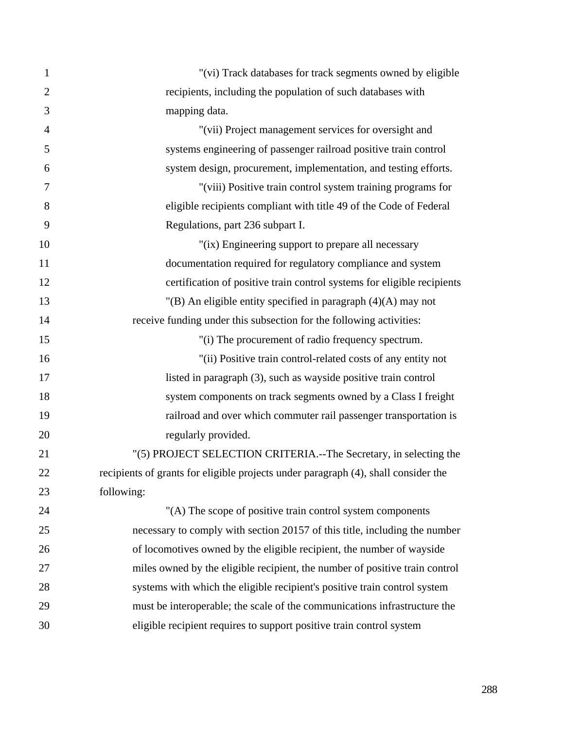"(vi) Track databases for track segments owned by eligible recipients, including the population of such databases with mapping data.

"(vii) Project management services for oversight and systems engineering of passenger railroad positive train control system design, procurement, implementation, and testing efforts.

"(viii) Positive train control system training programs for eligible recipients compliant with title 49 of the Code of Federal Regulations, part 236 subpart I.

"(ix) Engineering support to prepare all necessary documentation required for regulatory compliance and system certification of positive train control systems for eligible recipients

"(B) An eligible entity specified in paragraph (4)(A) may not receive funding under this subsection for the following activities:

"(i) The procurement of radio frequency spectrum.

"(ii) Positive train control-related costs of any entity not listed in paragraph (3), such as wayside positive train control system components on track segments owned by a Class I freight railroad and over which commuter rail passenger transportation is regularly provided.

"(5) PROJECT SELECTION CRITERIA.--The Secretary, in selecting the recipients of grants for eligible projects under paragraph (4), shall consider the following:

"(A) The scope of positive train control system components necessary to comply with section 20157 of this title, including the number of locomotives owned by the eligible recipient, the number of wayside miles owned by the eligible recipient, the number of positive train control systems with which the eligible recipient's positive train control system must be interoperable; the scale of the communications infrastructure the eligible recipient requires to support positive train control system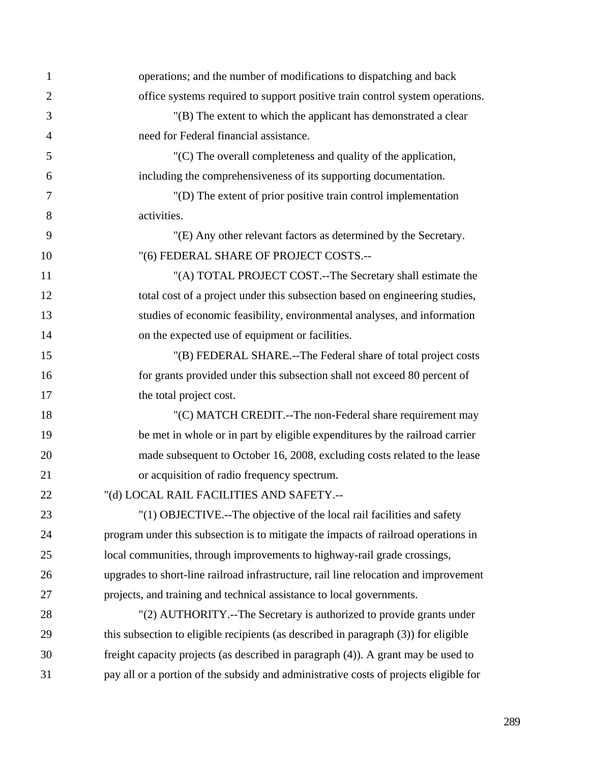operations; and the number of modifications to dispatching and back office systems required to support positive train control system operations.

"(B) The extent to which the applicant has demonstrated a clear need for Federal financial assistance.

"(C) The overall completeness and quality of the application, including the comprehensiveness of its supporting documentation.

"(D) The extent of prior positive train control implementation activities.

"(E) Any other relevant factors as determined by the Secretary.

"(6) FEDERAL SHARE OF PROJECT COSTS.--

"(A) TOTAL PROJECT COST.--The Secretary shall estimate the total cost of a project under this subsection based on engineering studies, studies of economic feasibility, environmental analyses, and information on the expected use of equipment or facilities.

"(B) FEDERAL SHARE.--The Federal share of total project costs for grants provided under this subsection shall not exceed 80 percent of the total project cost.

"(C) MATCH CREDIT.--The non-Federal share requirement may be met in whole or in part by eligible expenditures by the railroad carrier made subsequent to October 16, 2008, excluding costs related to the lease or acquisition of radio frequency spectrum.

"(d) LOCAL RAIL FACILITIES AND SAFETY.--

"(1) OBJECTIVE.--The objective of the local rail facilities and safety program under this subsection is to mitigate the impacts of railroad operations in local communities, through improvements to highway-rail grade crossings, upgrades to short-line railroad infrastructure, rail line relocation and improvement projects, and training and technical assistance to local governments.

"(2) AUTHORITY.--The Secretary is authorized to provide grants under this subsection to eligible recipients (as described in paragraph (3)) for eligible freight capacity projects (as described in paragraph (4)). A grant may be used to pay all or a portion of the subsidy and administrative costs of projects eligible for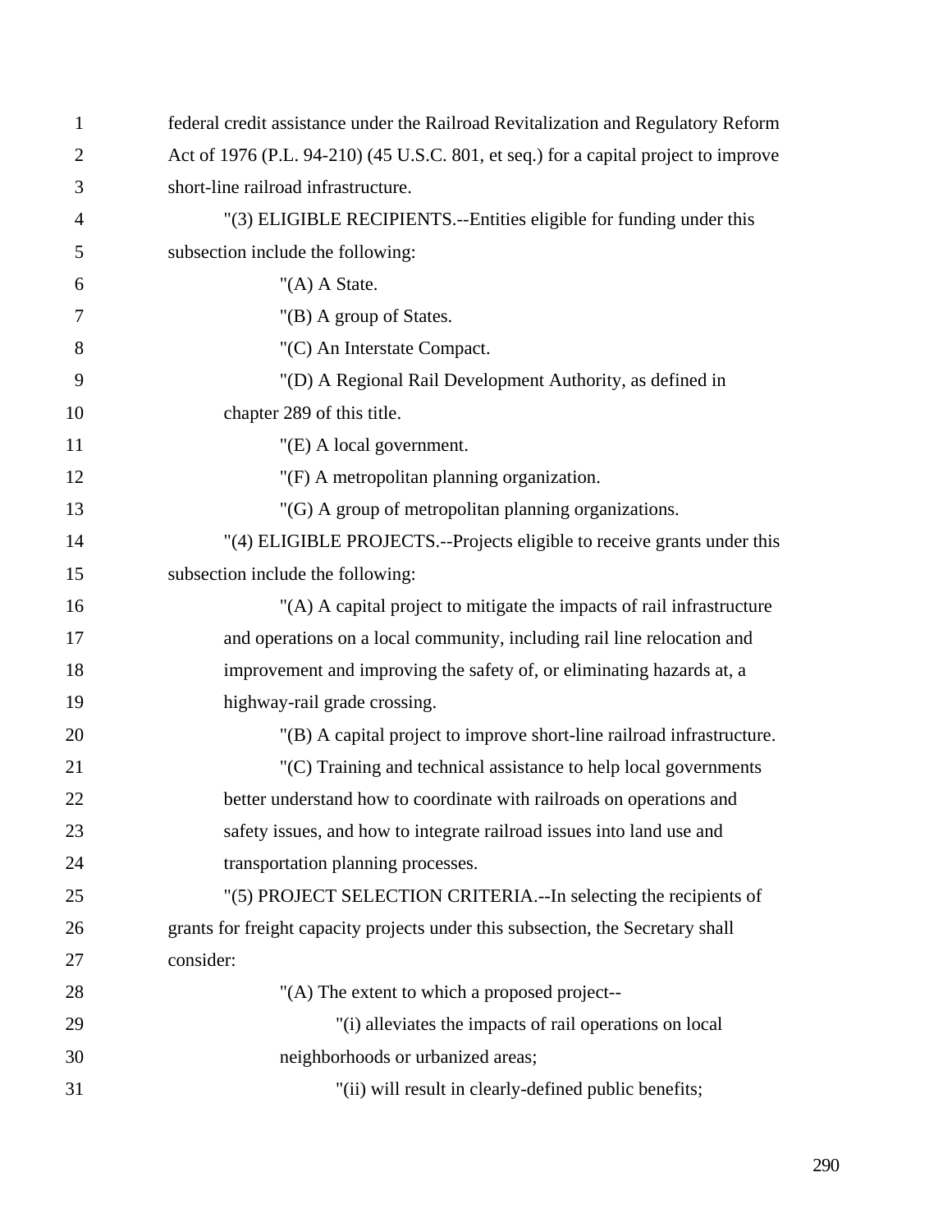federal credit assistance under the Railroad Revitalization and Regulatory Reform Act of 1976 (P.L. 94-210) (45 U.S.C. 801, et seq.) for a capital project to improve short-line railroad infrastructure.

"(3) ELIGIBLE RECIPIENTS.--Entities eligible for funding under this subsection include the following:

"(A) A State.

"(B) A group of States.

"(C) An Interstate Compact.

"(D) A Regional Rail Development Authority, as defined in chapter 289 of this title.

"(E) A local government.

"(F) A metropolitan planning organization.

"(G) A group of metropolitan planning organizations.

"(4) ELIGIBLE PROJECTS.--Projects eligible to receive grants under this subsection include the following:

"(A) A capital project to mitigate the impacts of rail infrastructure and operations on a local community, including rail line relocation and improvement and improving the safety of, or eliminating hazards at, a highway-rail grade crossing.

"(B) A capital project to improve short-line railroad infrastructure.

"(C) Training and technical assistance to help local governments better understand how to coordinate with railroads on operations and safety issues, and how to integrate railroad issues into land use and transportation planning processes.

"(5) PROJECT SELECTION CRITERIA.--In selecting the recipients of grants for freight capacity projects under this subsection, the Secretary shall consider:

"(A) The extent to which a proposed project--

"(i) alleviates the impacts of rail operations on local neighborhoods or urbanized areas;

"(ii) will result in clearly-defined public benefits;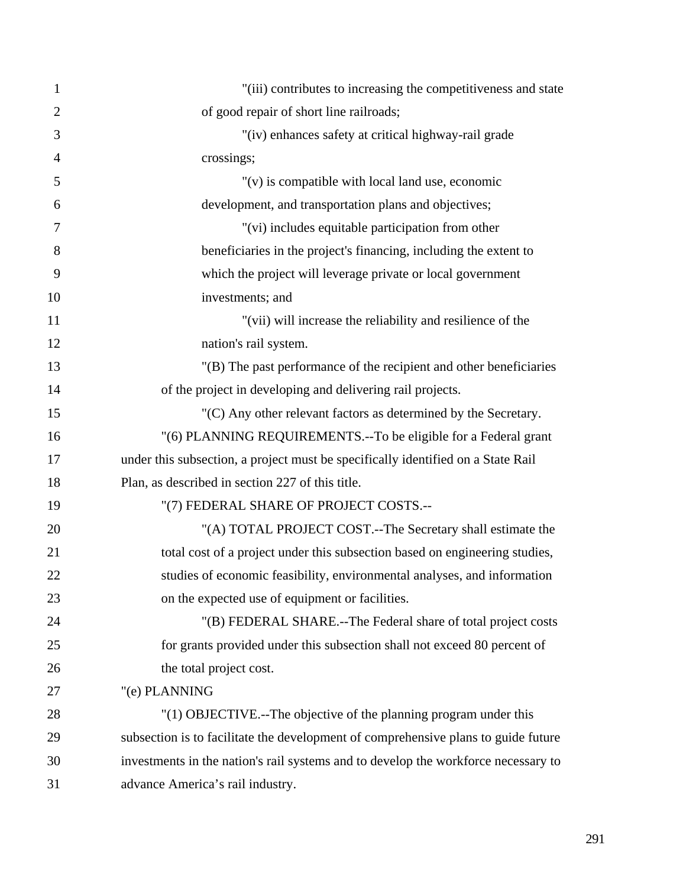"(iii) contributes to increasing the competitiveness and state of good repair of short line railroads;

"(iv) enhances safety at critical highway-rail grade crossings;

"(v) is compatible with local land use, economic development, and transportation plans and objectives;

"(vi) includes equitable participation from other beneficiaries in the project's financing, including the extent to which the project will leverage private or local government investments; and

"(vii) will increase the reliability and resilience of the nation's rail system.

"(B) The past performance of the recipient and other beneficiaries of the project in developing and delivering rail projects.

"(C) Any other relevant factors as determined by the Secretary.

"(6) PLANNING REQUIREMENTS.--To be eligible for a Federal grant under this subsection, a project must be specifically identified on a State Rail Plan, as described in section 227 of this title.

"(7) FEDERAL SHARE OF PROJECT COSTS.--

"(A) TOTAL PROJECT COST.--The Secretary shall estimate the total cost of a project under this subsection based on engineering studies, studies of economic feasibility, environmental analyses, and information on the expected use of equipment or facilities.

"(B) FEDERAL SHARE.--The Federal share of total project costs for grants provided under this subsection shall not exceed 80 percent of the total project cost.

"(e) PLANNING

"(1) OBJECTIVE.--The objective of the planning program under this subsection is to facilitate the development of comprehensive plans to guide future investments in the nation's rail systems and to develop the workforce necessary to advance America's rail industry.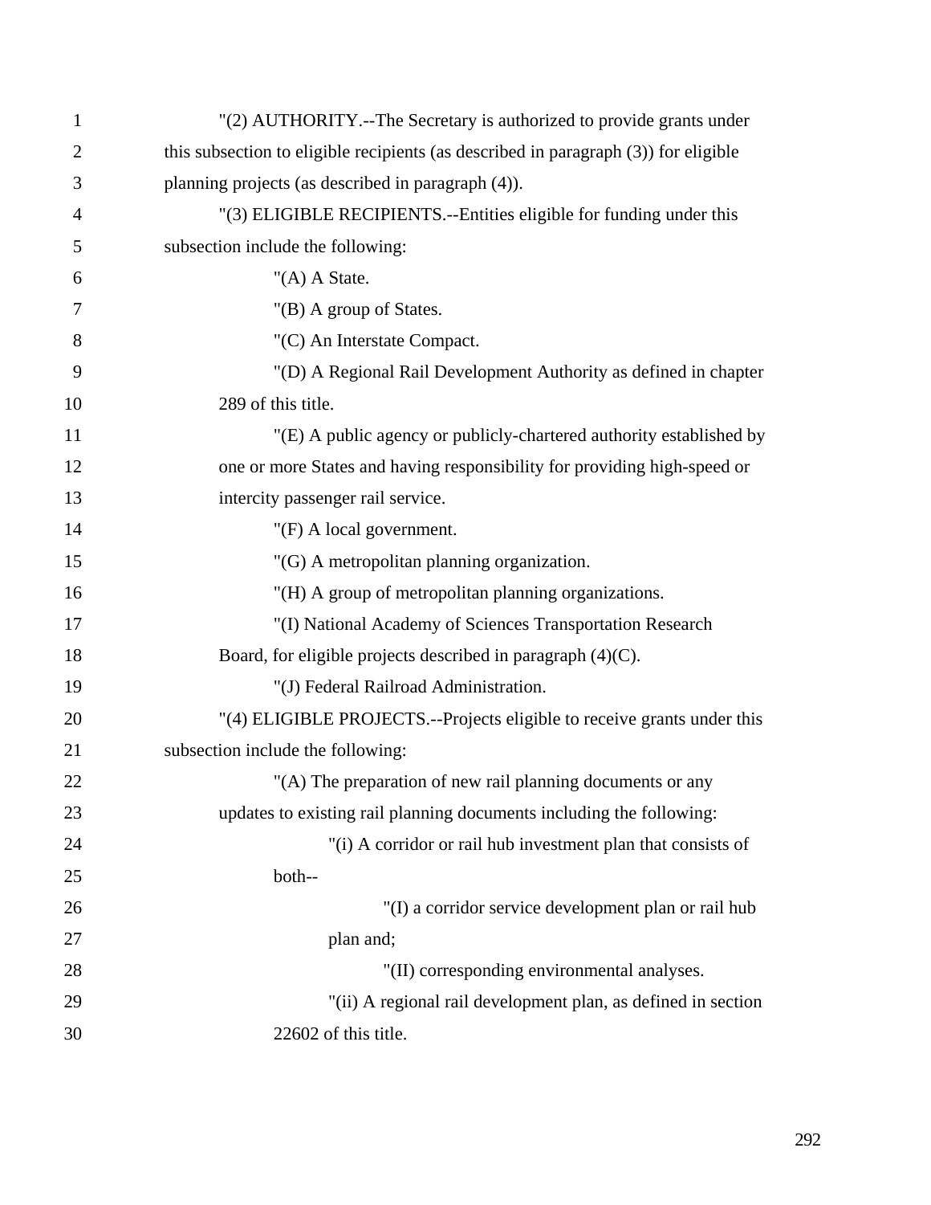"(2) AUTHORITY.--The Secretary is authorized to provide grants under this subsection to eligible recipients (as described in paragraph (3)) for eligible planning projects (as described in paragraph (4)).

"(3) ELIGIBLE RECIPIENTS.--Entities eligible for funding under this subsection include the following:

"(A) A State.

"(B) A group of States.

"(C) An Interstate Compact.

"(D) A Regional Rail Development Authority as defined in chapter 289 of this title.

"(E) A public agency or publicly-chartered authority established by one or more States and having responsibility for providing high-speed or intercity passenger rail service.

"(F) A local government.

"(G) A metropolitan planning organization.

"(H) A group of metropolitan planning organizations.

"(I) National Academy of Sciences Transportation Research Board, for eligible projects described in paragraph (4)(C).

"(J) Federal Railroad Administration.

"(4) ELIGIBLE PROJECTS.--Projects eligible to receive grants under this subsection include the following:

"(A) The preparation of new rail planning documents or any updates to existing rail planning documents including the following:

"(i) A corridor or rail hub investment plan that consists of both--

"(I) a corridor service development plan or rail hub plan and;

"(II) corresponding environmental analyses.

"(ii) A regional rail development plan, as defined in section 22602 of this title.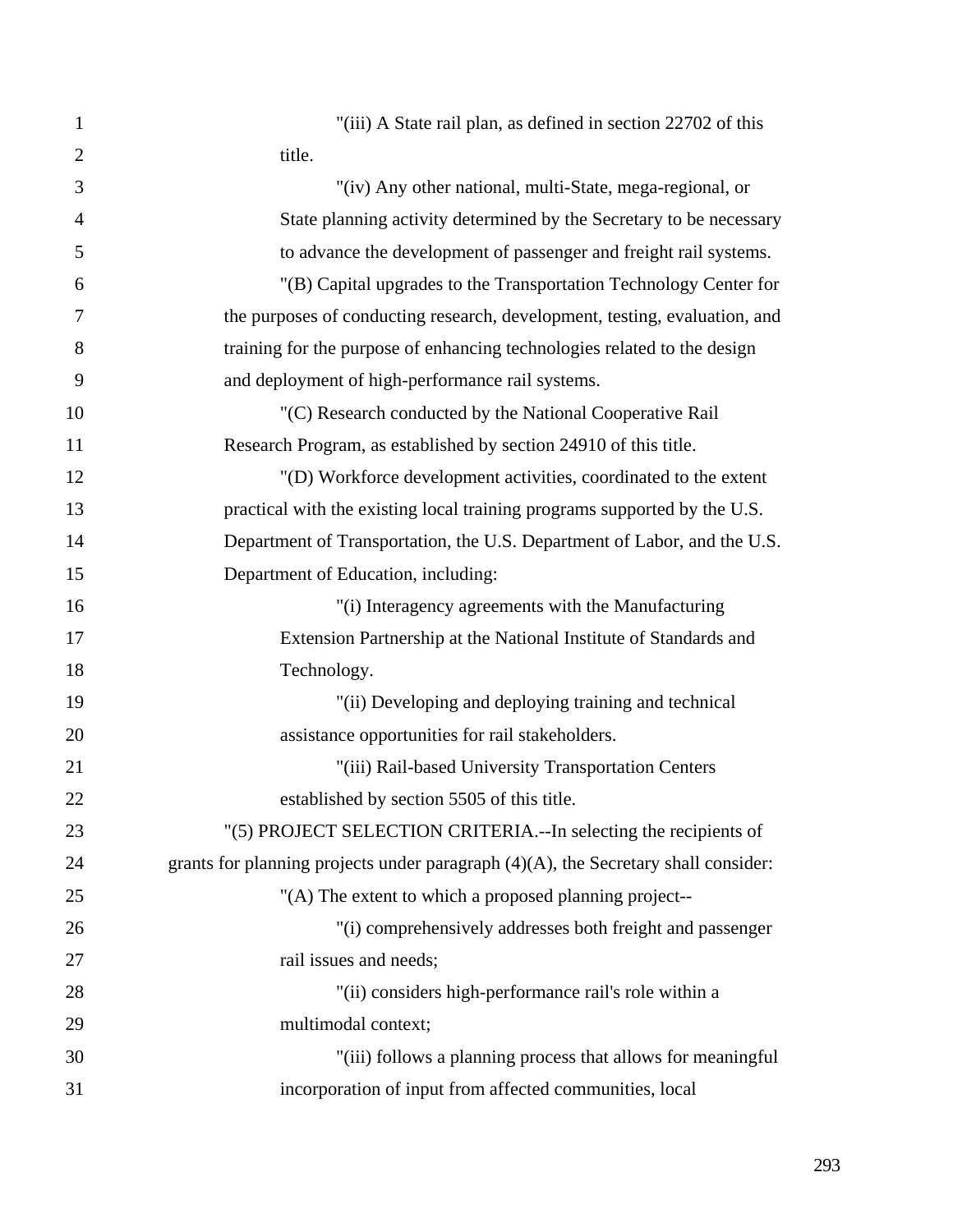"(iii) A State rail plan, as defined in section 22702 of this title.

"(iv) Any other national, multi-State, mega-regional, or State planning activity determined by the Secretary to be necessary to advance the development of passenger and freight rail systems.

"(B) Capital upgrades to the Transportation Technology Center for the purposes of conducting research, development, testing, evaluation, and training for the purpose of enhancing technologies related to the design and deployment of high-performance rail systems.

"(C) Research conducted by the National Cooperative Rail Research Program, as established by section 24910 of this title.

"(D) Workforce development activities, coordinated to the extent practical with the existing local training programs supported by the U.S. Department of Transportation, the U.S. Department of Labor, and the U.S. Department of Education, including:

"(i) Interagency agreements with the Manufacturing Extension Partnership at the National Institute of Standards and Technology.

"(ii) Developing and deploying training and technical assistance opportunities for rail stakeholders.

"(iii) Rail-based University Transportation Centers established by section 5505 of this title.

"(5) PROJECT SELECTION CRITERIA.--In selecting the recipients of grants for planning projects under paragraph (4)(A), the Secretary shall consider:

"(A) The extent to which a proposed planning project--

"(i) comprehensively addresses both freight and passenger rail issues and needs;

"(ii) considers high-performance rail's role within a multimodal context;

"(iii) follows a planning process that allows for meaningful incorporation of input from affected communities, local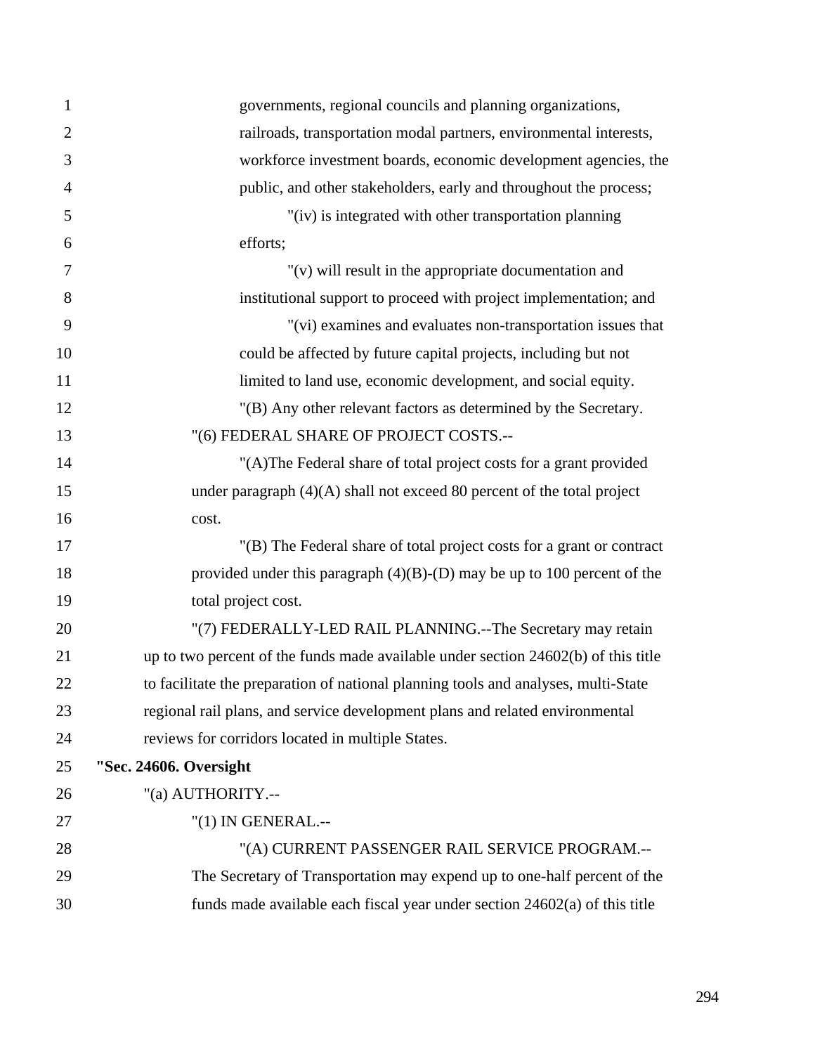governments, regional councils and planning organizations, railroads, transportation modal partners, environmental interests, workforce investment boards, economic development agencies, the public, and other stakeholders, early and throughout the process;

"(iv) is integrated with other transportation planning efforts;

"(v) will result in the appropriate documentation and institutional support to proceed with project implementation; and

"(vi) examines and evaluates non-transportation issues that could be affected by future capital projects, including but not limited to land use, economic development, and social equity.

"(B) Any other relevant factors as determined by the Secretary.

"(6) FEDERAL SHARE OF PROJECT COSTS.--

"(A)The Federal share of total project costs for a grant provided under paragraph (4)(A) shall not exceed 80 percent of the total project cost.

"(B) The Federal share of total project costs for a grant or contract provided under this paragraph (4)(B)-(D) may be up to 100 percent of the total project cost.

"(7) FEDERALLY-LED RAIL PLANNING.--The Secretary may retain up to two percent of the funds made available under section 24602(b) of this title to facilitate the preparation of national planning tools and analyses, multi-State regional rail plans, and service development plans and related environmental reviews for corridors located in multiple States.

**"Sec. 24606. Oversight**

"(a) AUTHORITY.--

"(1) IN GENERAL.--

"(A) CURRENT PASSENGER RAIL SERVICE PROGRAM.--The Secretary of Transportation may expend up to one-half percent of the funds made available each fiscal year under section 24602(a) of this title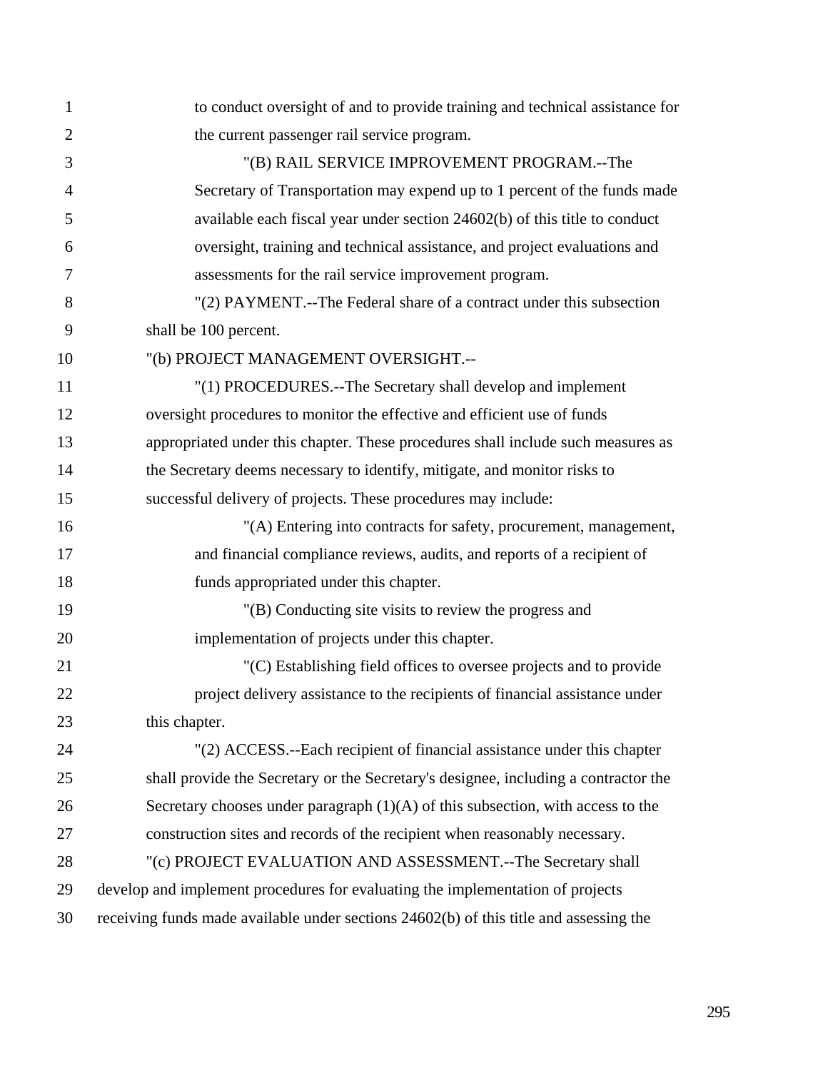to conduct oversight of and to provide training and technical assistance for the current passenger rail service program.

"(B) RAIL SERVICE IMPROVEMENT PROGRAM.--The Secretary of Transportation may expend up to 1 percent of the funds made available each fiscal year under section 24602(b) of this title to conduct oversight, training and technical assistance, and project evaluations and assessments for the rail service improvement program.

"(2) PAYMENT.--The Federal share of a contract under this subsection shall be 100 percent.

"(b) PROJECT MANAGEMENT OVERSIGHT.--

"(1) PROCEDURES.--The Secretary shall develop and implement oversight procedures to monitor the effective and efficient use of funds appropriated under this chapter. These procedures shall include such measures as the Secretary deems necessary to identify, mitigate, and monitor risks to successful delivery of projects. These procedures may include:

"(A) Entering into contracts for safety, procurement, management, and financial compliance reviews, audits, and reports of a recipient of funds appropriated under this chapter.

"(B) Conducting site visits to review the progress and implementation of projects under this chapter.

"(C) Establishing field offices to oversee projects and to provide project delivery assistance to the recipients of financial assistance under this chapter.

"(2) ACCESS.--Each recipient of financial assistance under this chapter shall provide the Secretary or the Secretary's designee, including a contractor the Secretary chooses under paragraph (1)(A) of this subsection, with access to the construction sites and records of the recipient when reasonably necessary.

"(c) PROJECT EVALUATION AND ASSESSMENT.--The Secretary shall develop and implement procedures for evaluating the implementation of projects receiving funds made available under sections 24602(b) of this title and assessing the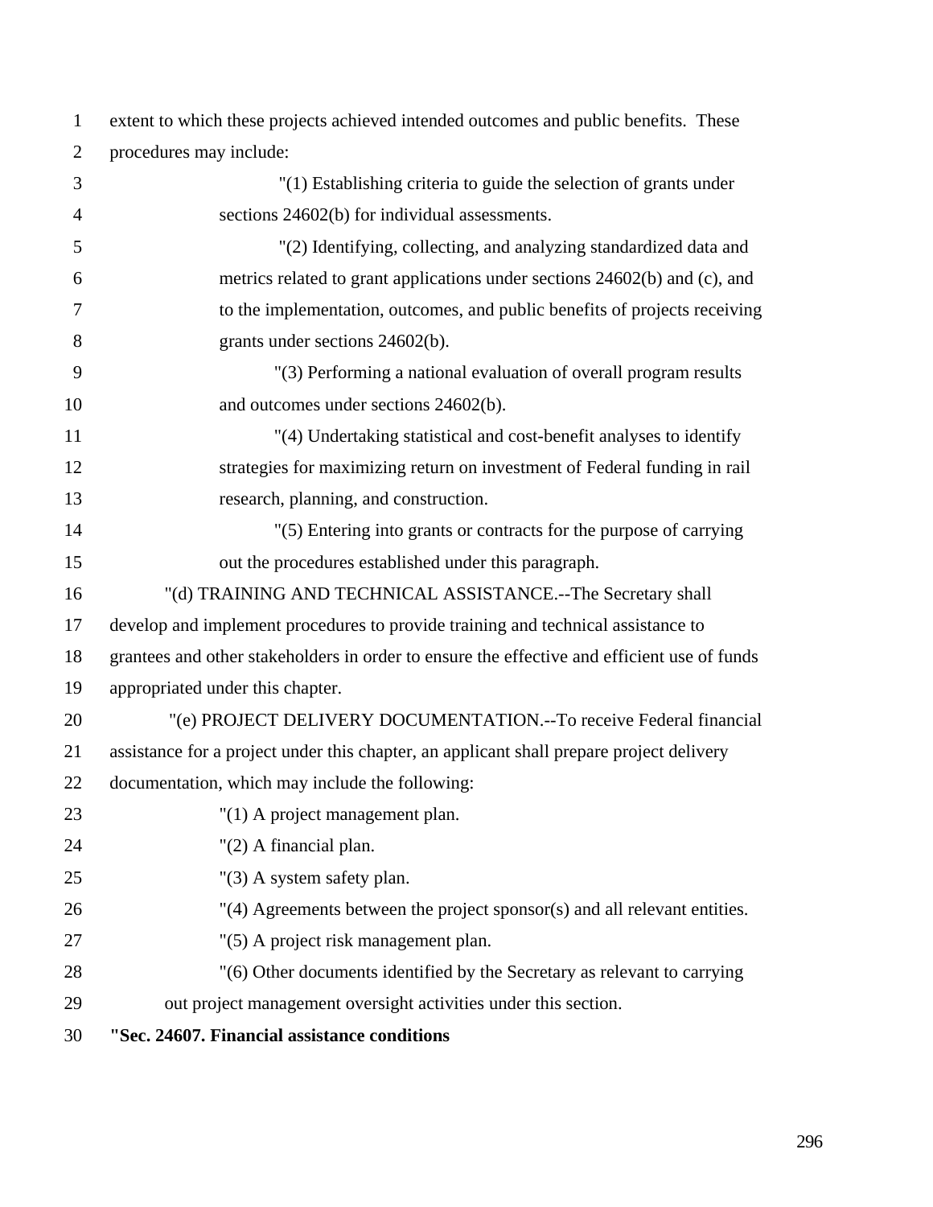extent to which these projects achieved intended outcomes and public benefits. These procedures may include:

"(1) Establishing criteria to guide the selection of grants under sections 24602(b) for individual assessments.

"(2) Identifying, collecting, and analyzing standardized data and metrics related to grant applications under sections 24602(b) and (c), and to the implementation, outcomes, and public benefits of projects receiving grants under sections 24602(b).

"(3) Performing a national evaluation of overall program results and outcomes under sections 24602(b).

"(4) Undertaking statistical and cost-benefit analyses to identify strategies for maximizing return on investment of Federal funding in rail research, planning, and construction.

"(5) Entering into grants or contracts for the purpose of carrying out the procedures established under this paragraph.

"(d) TRAINING AND TECHNICAL ASSISTANCE.--The Secretary shall develop and implement procedures to provide training and technical assistance to grantees and other stakeholders in order to ensure the effective and efficient use of funds appropriated under this chapter.

"(e) PROJECT DELIVERY DOCUMENTATION.--To receive Federal financial assistance for a project under this chapter, an applicant shall prepare project delivery documentation, which may include the following:

"(1) A project management plan.

"(2) A financial plan.

"(3) A system safety plan.

"(4) Agreements between the project sponsor(s) and all relevant entities.

"(5) A project risk management plan.

"(6) Other documents identified by the Secretary as relevant to carrying out project management oversight activities under this section.

**"Sec. 24607. Financial assistance conditions**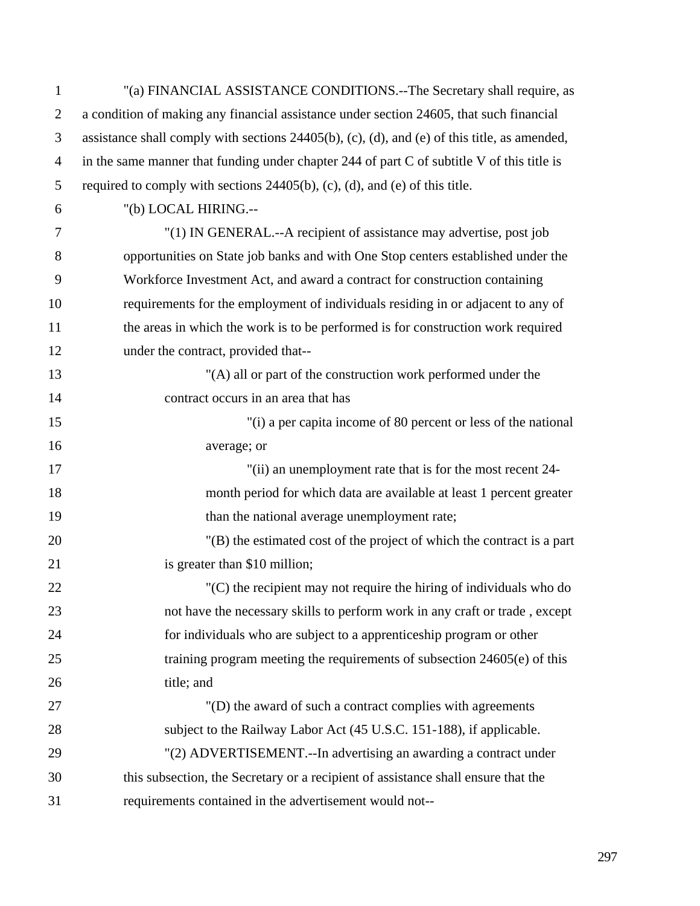"(a) FINANCIAL ASSISTANCE CONDITIONS.--The Secretary shall require, as a condition of making any financial assistance under section 24605, that such financial assistance shall comply with sections 24405(b), (c), (d), and (e) of this title, as amended, in the same manner that funding under chapter 244 of part C of subtitle V of this title is required to comply with sections 24405(b), (c), (d), and (e) of this title.

"(b) LOCAL HIRING.--

"(1) IN GENERAL.--A recipient of assistance may advertise, post job opportunities on State job banks and with One Stop centers established under the Workforce Investment Act, and award a contract for construction containing requirements for the employment of individuals residing in or adjacent to any of the areas in which the work is to be performed is for construction work required under the contract, provided that--

"(A) all or part of the construction work performed under the contract occurs in an area that has

"(i) a per capita income of 80 percent or less of the national average; or

"(ii) an unemployment rate that is for the most recent 24-month period for which data are available at least 1 percent greater than the national average unemployment rate;

"(B) the estimated cost of the project of which the contract is a part is greater than $10 million;

"(C) the recipient may not require the hiring of individuals who do not have the necessary skills to perform work in any craft or trade , except for individuals who are subject to a apprenticeship program or other training program meeting the requirements of subsection 24605(e) of this title; and

"(D) the award of such a contract complies with agreements subject to the Railway Labor Act (45 U.S.C. 151-188), if applicable.

"(2) ADVERTISEMENT.--In advertising an awarding a contract under this subsection, the Secretary or a recipient of assistance shall ensure that the requirements contained in the advertisement would not--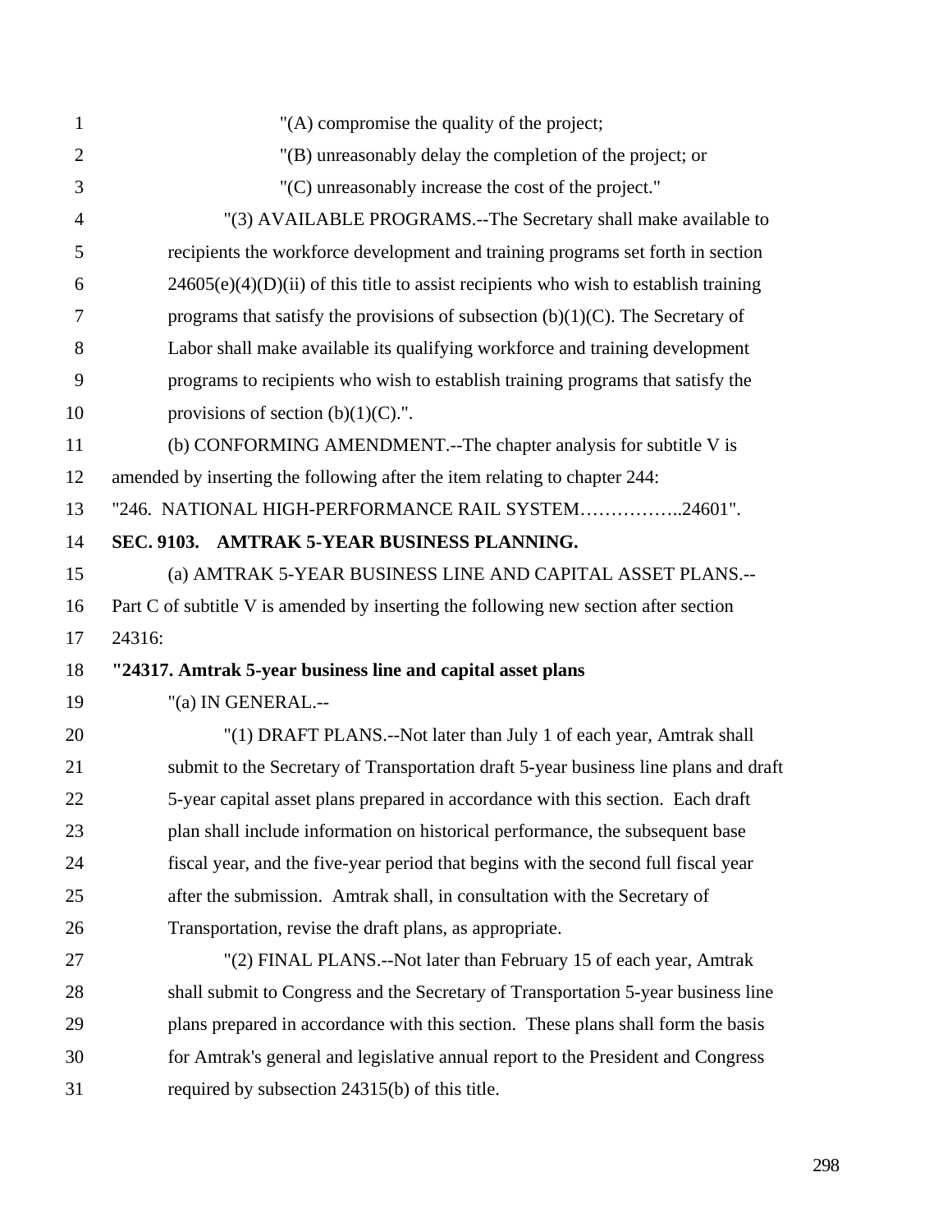"(A) compromise the quality of the project;

"(B) unreasonably delay the completion of the project; or

"(C) unreasonably increase the cost of the project."

"(3) AVAILABLE PROGRAMS.--The Secretary shall make available to recipients the workforce development and training programs set forth in section 24605(e)(4)(D)(ii) of this title to assist recipients who wish to establish training programs that satisfy the provisions of subsection (b)(1)(C). The Secretary of Labor shall make available its qualifying workforce and training development programs to recipients who wish to establish training programs that satisfy the provisions of section (b)(1)(C).".

(b) CONFORMING AMENDMENT.--The chapter analysis for subtitle V is amended by inserting the following after the item relating to chapter 244:

"246. NATIONAL HIGH-PERFORMANCE RAIL SYSTEM……………..24601".

**SEC. 9103. AMTRAK 5-YEAR BUSINESS PLANNING.**

(a) AMTRAK 5-YEAR BUSINESS LINE AND CAPITAL ASSET PLANS.--Part C of subtitle V is amended by inserting the following new section after section 24316:

**"24317. Amtrak 5-year business line and capital asset plans**

"(a) IN GENERAL.--

"(1) DRAFT PLANS.--Not later than July 1 of each year, Amtrak shall submit to the Secretary of Transportation draft 5-year business line plans and draft 5-year capital asset plans prepared in accordance with this section. Each draft plan shall include information on historical performance, the subsequent base fiscal year, and the five-year period that begins with the second full fiscal year after the submission. Amtrak shall, in consultation with the Secretary of Transportation, revise the draft plans, as appropriate.

"(2) FINAL PLANS.--Not later than February 15 of each year, Amtrak shall submit to Congress and the Secretary of Transportation 5-year business line plans prepared in accordance with this section. These plans shall form the basis for Amtrak's general and legislative annual report to the President and Congress required by subsection 24315(b) of this title.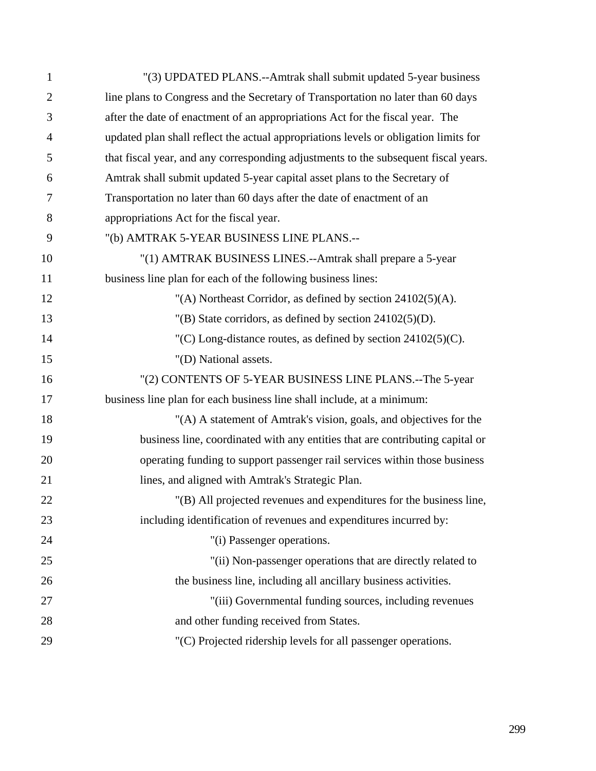"(3) UPDATED PLANS.--Amtrak shall submit updated 5-year business line plans to Congress and the Secretary of Transportation no later than 60 days after the date of enactment of an appropriations Act for the fiscal year. The updated plan shall reflect the actual appropriations levels or obligation limits for that fiscal year, and any corresponding adjustments to the subsequent fiscal years. Amtrak shall submit updated 5-year capital asset plans to the Secretary of Transportation no later than 60 days after the date of enactment of an appropriations Act for the fiscal year.

"(b) AMTRAK 5-YEAR BUSINESS LINE PLANS.--

"(1) AMTRAK BUSINESS LINES.--Amtrak shall prepare a 5-year business line plan for each of the following business lines:

"(A) Northeast Corridor, as defined by section 24102(5)(A).

"(B) State corridors, as defined by section 24102(5)(D).

"(C) Long-distance routes, as defined by section 24102(5)(C).

"(D) National assets.

"(2) CONTENTS OF 5-YEAR BUSINESS LINE PLANS.--The 5-year business line plan for each business line shall include, at a minimum:

"(A) A statement of Amtrak's vision, goals, and objectives for the business line, coordinated with any entities that are contributing capital or operating funding to support passenger rail services within those business lines, and aligned with Amtrak's Strategic Plan.

"(B) All projected revenues and expenditures for the business line, including identification of revenues and expenditures incurred by:

"(i) Passenger operations.

"(ii) Non-passenger operations that are directly related to the business line, including all ancillary business activities.

"(iii) Governmental funding sources, including revenues and other funding received from States.

"(C) Projected ridership levels for all passenger operations.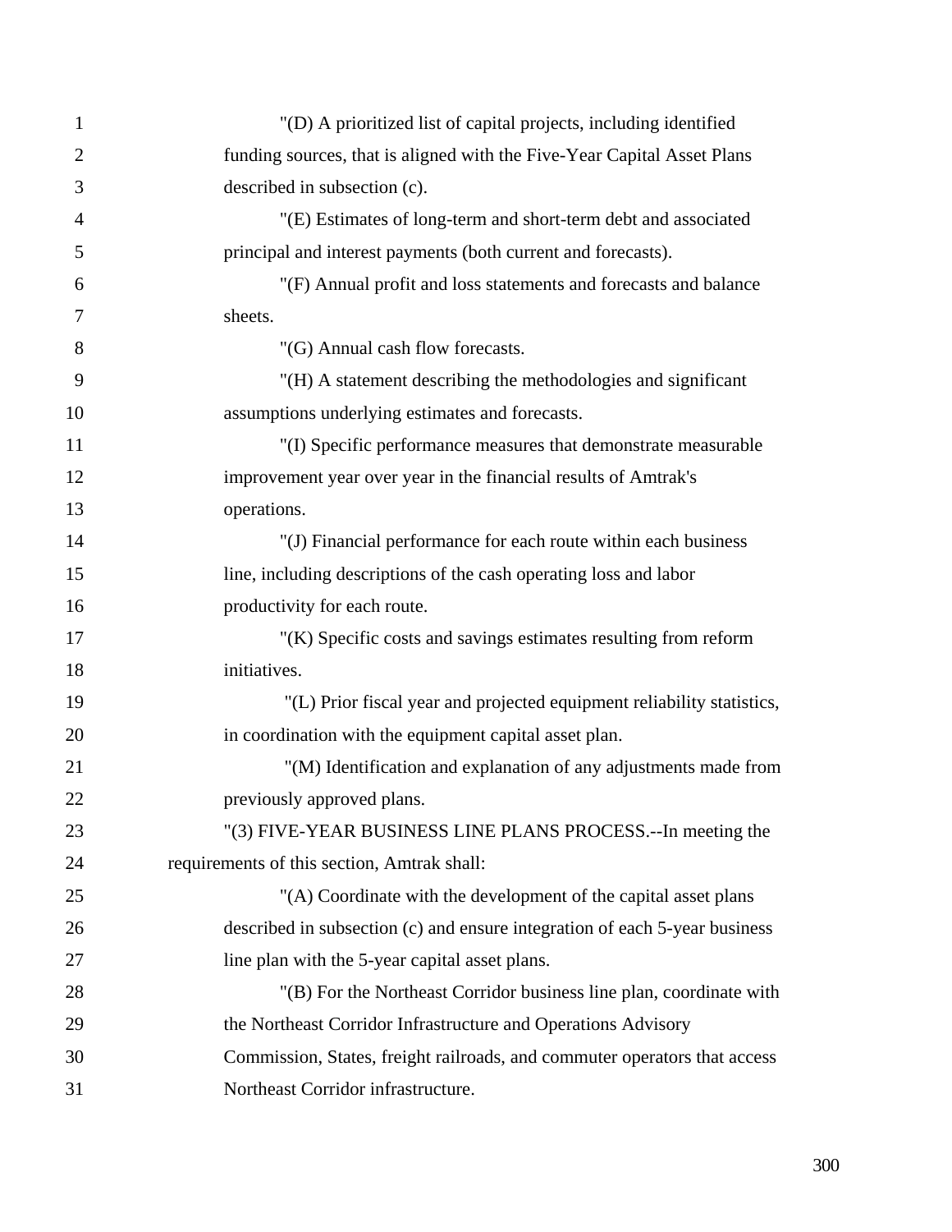"(D) A prioritized list of capital projects, including identified funding sources, that is aligned with the Five-Year Capital Asset Plans described in subsection (c).

"(E) Estimates of long-term and short-term debt and associated principal and interest payments (both current and forecasts).

"(F) Annual profit and loss statements and forecasts and balance sheets.

"(G) Annual cash flow forecasts.

"(H) A statement describing the methodologies and significant assumptions underlying estimates and forecasts.

"(I) Specific performance measures that demonstrate measurable improvement year over year in the financial results of Amtrak's operations.

"(J) Financial performance for each route within each business line, including descriptions of the cash operating loss and labor productivity for each route.

"(K) Specific costs and savings estimates resulting from reform initiatives.

"(L) Prior fiscal year and projected equipment reliability statistics, in coordination with the equipment capital asset plan.

"(M) Identification and explanation of any adjustments made from previously approved plans.

"(3) FIVE-YEAR BUSINESS LINE PLANS PROCESS.--In meeting the requirements of this section, Amtrak shall:

"(A) Coordinate with the development of the capital asset plans described in subsection (c) and ensure integration of each 5-year business line plan with the 5-year capital asset plans.

"(B) For the Northeast Corridor business line plan, coordinate with the Northeast Corridor Infrastructure and Operations Advisory Commission, States, freight railroads, and commuter operators that access Northeast Corridor infrastructure.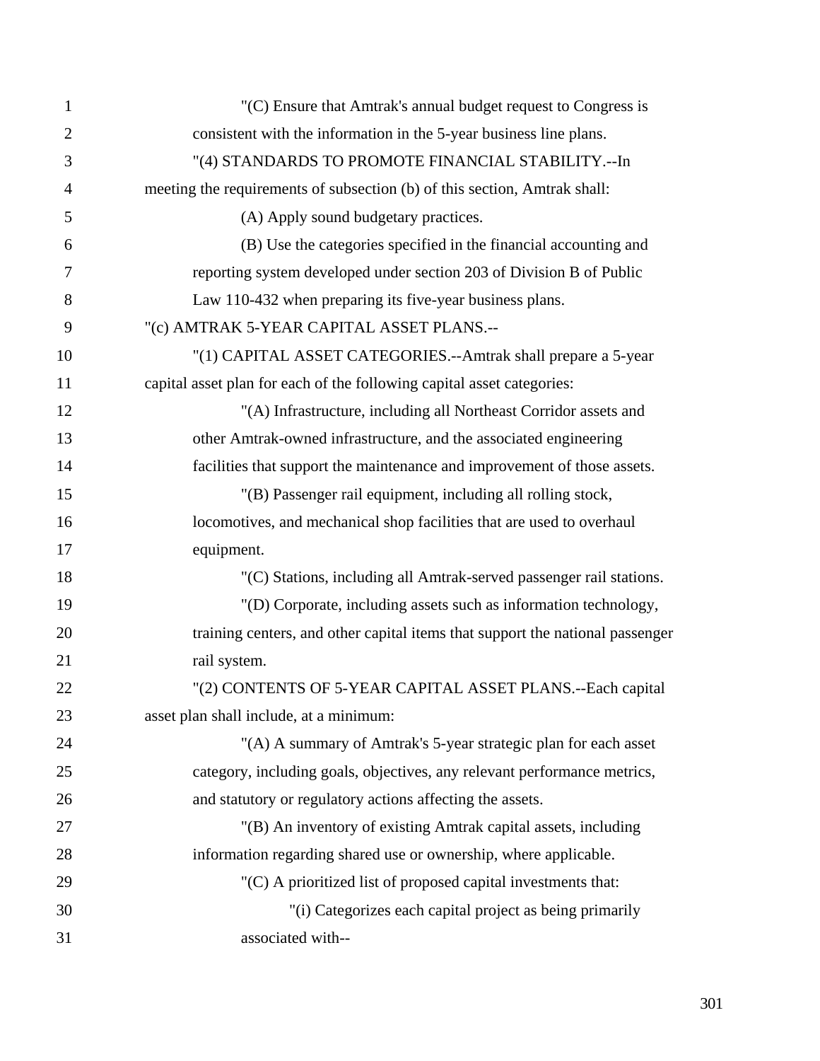"(C) Ensure that Amtrak's annual budget request to Congress is consistent with the information in the 5-year business line plans.

"(4) STANDARDS TO PROMOTE FINANCIAL STABILITY.--In meeting the requirements of subsection (b) of this section, Amtrak shall:

(A) Apply sound budgetary practices.

(B) Use the categories specified in the financial accounting and reporting system developed under section 203 of Division B of Public Law 110-432 when preparing its five-year business plans.

"(c) AMTRAK 5-YEAR CAPITAL ASSET PLANS.--

"(1) CAPITAL ASSET CATEGORIES.--Amtrak shall prepare a 5-year capital asset plan for each of the following capital asset categories:

"(A) Infrastructure, including all Northeast Corridor assets and other Amtrak-owned infrastructure, and the associated engineering facilities that support the maintenance and improvement of those assets.

"(B) Passenger rail equipment, including all rolling stock, locomotives, and mechanical shop facilities that are used to overhaul equipment.

"(C) Stations, including all Amtrak-served passenger rail stations.

"(D) Corporate, including assets such as information technology, training centers, and other capital items that support the national passenger rail system.

"(2) CONTENTS OF 5-YEAR CAPITAL ASSET PLANS.--Each capital asset plan shall include, at a minimum:

"(A) A summary of Amtrak's 5-year strategic plan for each asset category, including goals, objectives, any relevant performance metrics, and statutory or regulatory actions affecting the assets.

"(B) An inventory of existing Amtrak capital assets, including information regarding shared use or ownership, where applicable.

"(C) A prioritized list of proposed capital investments that:

"(i) Categorizes each capital project as being primarily associated with--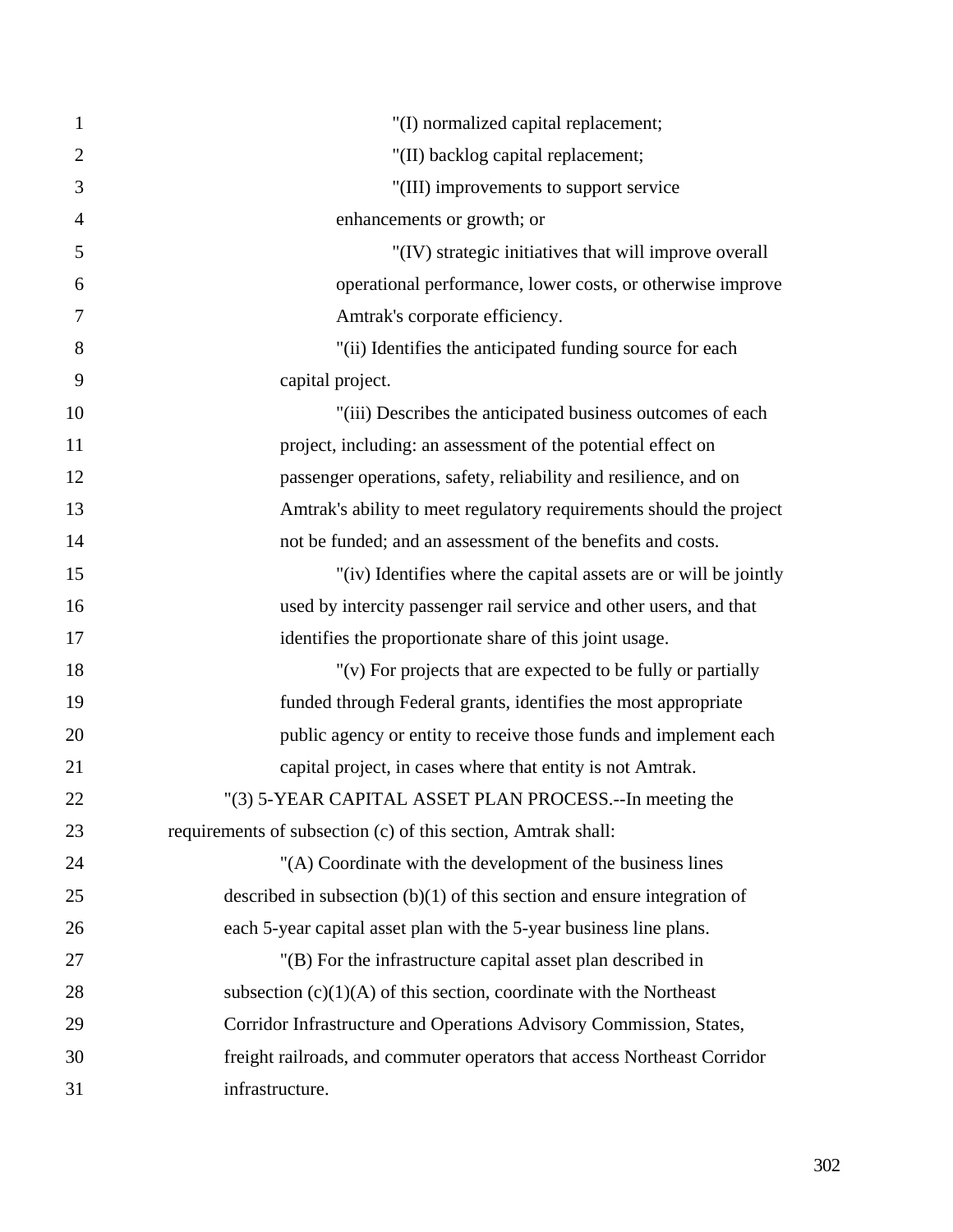"(I) normalized capital replacement;

"(II) backlog capital replacement;

"(III) improvements to support service enhancements or growth; or

"(IV) strategic initiatives that will improve overall operational performance, lower costs, or otherwise improve Amtrak's corporate efficiency.

"(ii) Identifies the anticipated funding source for each capital project.

"(iii) Describes the anticipated business outcomes of each project, including: an assessment of the potential effect on passenger operations, safety, reliability and resilience, and on Amtrak's ability to meet regulatory requirements should the project not be funded; and an assessment of the benefits and costs.

"(iv) Identifies where the capital assets are or will be jointly used by intercity passenger rail service and other users, and that identifies the proportionate share of this joint usage.

"(v) For projects that are expected to be fully or partially funded through Federal grants, identifies the most appropriate public agency or entity to receive those funds and implement each capital project, in cases where that entity is not Amtrak.

"(3) 5-YEAR CAPITAL ASSET PLAN PROCESS.--In meeting the requirements of subsection (c) of this section, Amtrak shall:

"(A) Coordinate with the development of the business lines described in subsection (b)(1) of this section and ensure integration of each 5-year capital asset plan with the 5-year business line plans.

"(B) For the infrastructure capital asset plan described in subsection (c)(1)(A) of this section, coordinate with the Northeast Corridor Infrastructure and Operations Advisory Commission, States, freight railroads, and commuter operators that access Northeast Corridor infrastructure.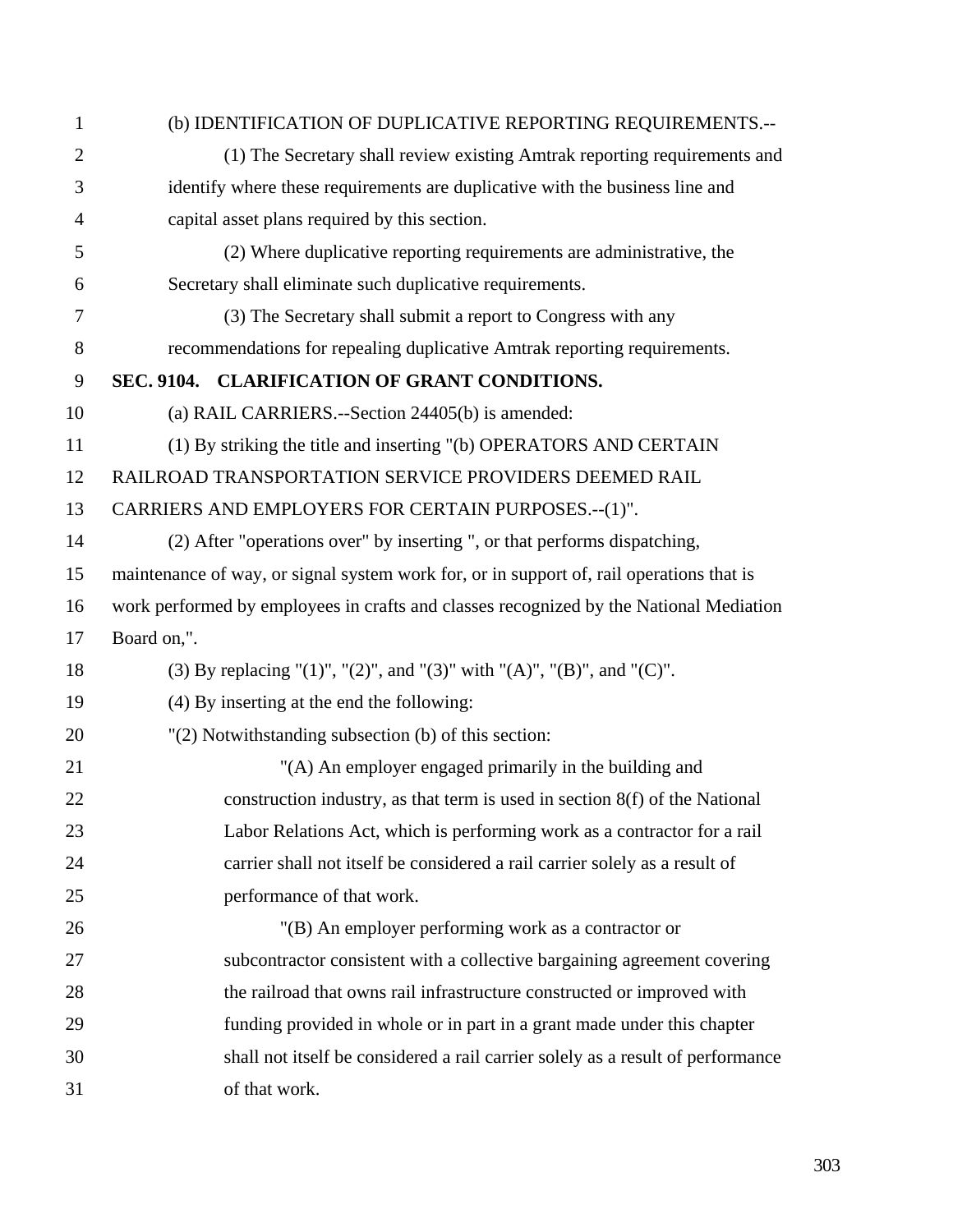(b) IDENTIFICATION OF DUPLICATIVE REPORTING REQUIREMENTS.--

(1) The Secretary shall review existing Amtrak reporting requirements and identify where these requirements are duplicative with the business line and capital asset plans required by this section.

(2) Where duplicative reporting requirements are administrative, the Secretary shall eliminate such duplicative requirements.

(3) The Secretary shall submit a report to Congress with any recommendations for repealing duplicative Amtrak reporting requirements.

**SEC. 9104. CLARIFICATION OF GRANT CONDITIONS.**

(a) RAIL CARRIERS.--Section 24405(b) is amended:

(1) By striking the title and inserting "(b) OPERATORS AND CERTAIN RAILROAD TRANSPORTATION SERVICE PROVIDERS DEEMED RAIL CARRIERS AND EMPLOYERS FOR CERTAIN PURPOSES.--(1)".

(2) After "operations over" by inserting ", or that performs dispatching, maintenance of way, or signal system work for, or in support of, rail operations that is work performed by employees in crafts and classes recognized by the National Mediation Board on,".

(3) By replacing "(1)", "(2)", and "(3)" with "(A)", "(B)", and "(C)".

(4) By inserting at the end the following:

"(2) Notwithstanding subsection (b) of this section:

"(A) An employer engaged primarily in the building and construction industry, as that term is used in section 8(f) of the National Labor Relations Act, which is performing work as a contractor for a rail carrier shall not itself be considered a rail carrier solely as a result of performance of that work.

"(B) An employer performing work as a contractor or subcontractor consistent with a collective bargaining agreement covering the railroad that owns rail infrastructure constructed or improved with funding provided in whole or in part in a grant made under this chapter shall not itself be considered a rail carrier solely as a result of performance of that work.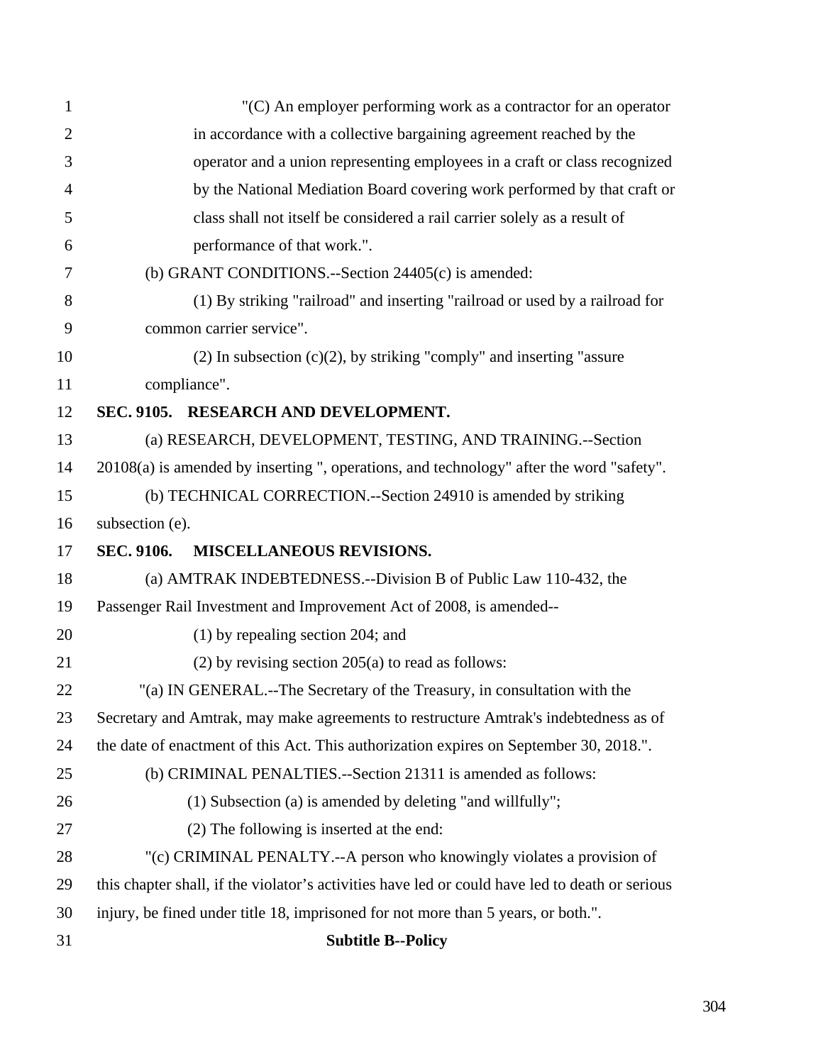"(C) An employer performing work as a contractor for an operator in accordance with a collective bargaining agreement reached by the operator and a union representing employees in a craft or class recognized by the National Mediation Board covering work performed by that craft or class shall not itself be considered a rail carrier solely as a result of performance of that work.".

(b) GRANT CONDITIONS.--Section 24405(c) is amended:

(1) By striking "railroad" and inserting "railroad or used by a railroad for common carrier service".

(2) In subsection (c)(2), by striking "comply" and inserting "assure compliance".

**SEC. 9105. RESEARCH AND DEVELOPMENT.**

(a) RESEARCH, DEVELOPMENT, TESTING, AND TRAINING.--Section 20108(a) is amended by inserting ", operations, and technology" after the word "safety".

(b) TECHNICAL CORRECTION.--Section 24910 is amended by striking subsection (e).

**SEC. 9106. MISCELLANEOUS REVISIONS.**

(a) AMTRAK INDEBTEDNESS.--Division B of Public Law 110-432, the Passenger Rail Investment and Improvement Act of 2008, is amended--

(1) by repealing section 204; and

(2) by revising section 205(a) to read as follows:

"(a) IN GENERAL.--The Secretary of the Treasury, in consultation with the Secretary and Amtrak, may make agreements to restructure Amtrak's indebtedness as of the date of enactment of this Act. This authorization expires on September 30, 2018.".

(b) CRIMINAL PENALTIES.--Section 21311 is amended as follows:

(1) Subsection (a) is amended by deleting "and willfully";

(2) The following is inserted at the end:

"(c) CRIMINAL PENALTY.--A person who knowingly violates a provision of this chapter shall, if the violator's activities have led or could have led to death or serious injury, be fined under title 18, imprisoned for not more than 5 years, or both.".

**Subtitle B--Policy**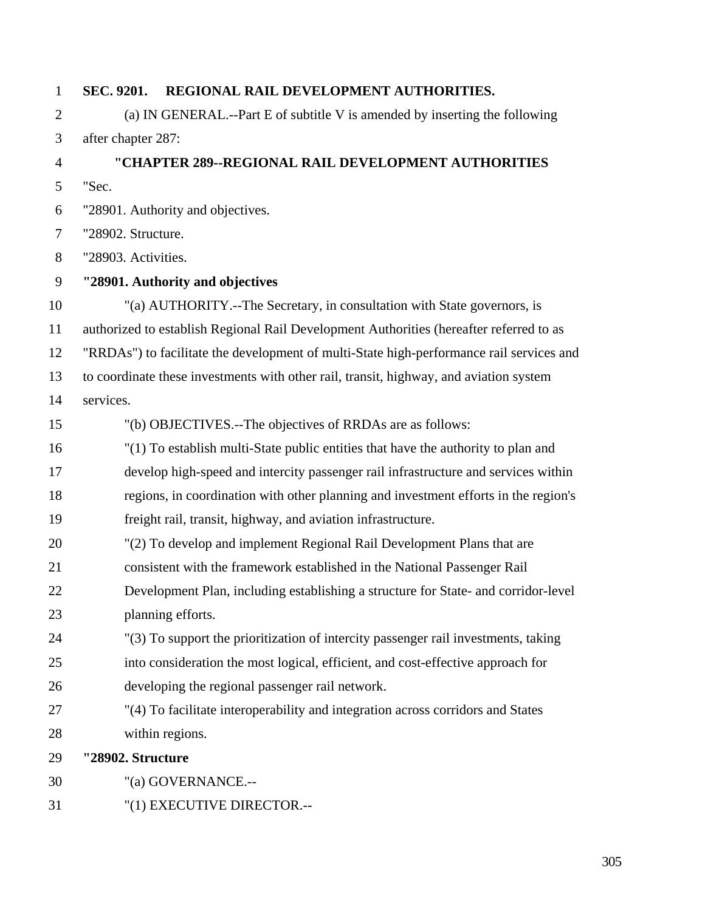**SEC. 9201. REGIONAL RAIL DEVELOPMENT AUTHORITIES.**

(a) IN GENERAL.--Part E of subtitle V is amended by inserting the following after chapter 287:

**"CHAPTER 289--REGIONAL RAIL DEVELOPMENT AUTHORITIES**

"Sec.

"28901. Authority and objectives.

"28902. Structure.

"28903. Activities.

**"28901. Authority and objectives**

"(a) AUTHORITY.--The Secretary, in consultation with State governors, is authorized to establish Regional Rail Development Authorities (hereafter referred to as "RRDAs") to facilitate the development of multi-State high-performance rail services and to coordinate these investments with other rail, transit, highway, and aviation system services.

"(b) OBJECTIVES.--The objectives of RRDAs are as follows:

"(1) To establish multi-State public entities that have the authority to plan and develop high-speed and intercity passenger rail infrastructure and services within regions, in coordination with other planning and investment efforts in the region's freight rail, transit, highway, and aviation infrastructure.

"(2) To develop and implement Regional Rail Development Plans that are consistent with the framework established in the National Passenger Rail Development Plan, including establishing a structure for State- and corridor-level planning efforts.

"(3) To support the prioritization of intercity passenger rail investments, taking into consideration the most logical, efficient, and cost-effective approach for developing the regional passenger rail network.

"(4) To facilitate interoperability and integration across corridors and States within regions.

**"28902. Structure**

"(a) GOVERNANCE.--

"(1) EXECUTIVE DIRECTOR.--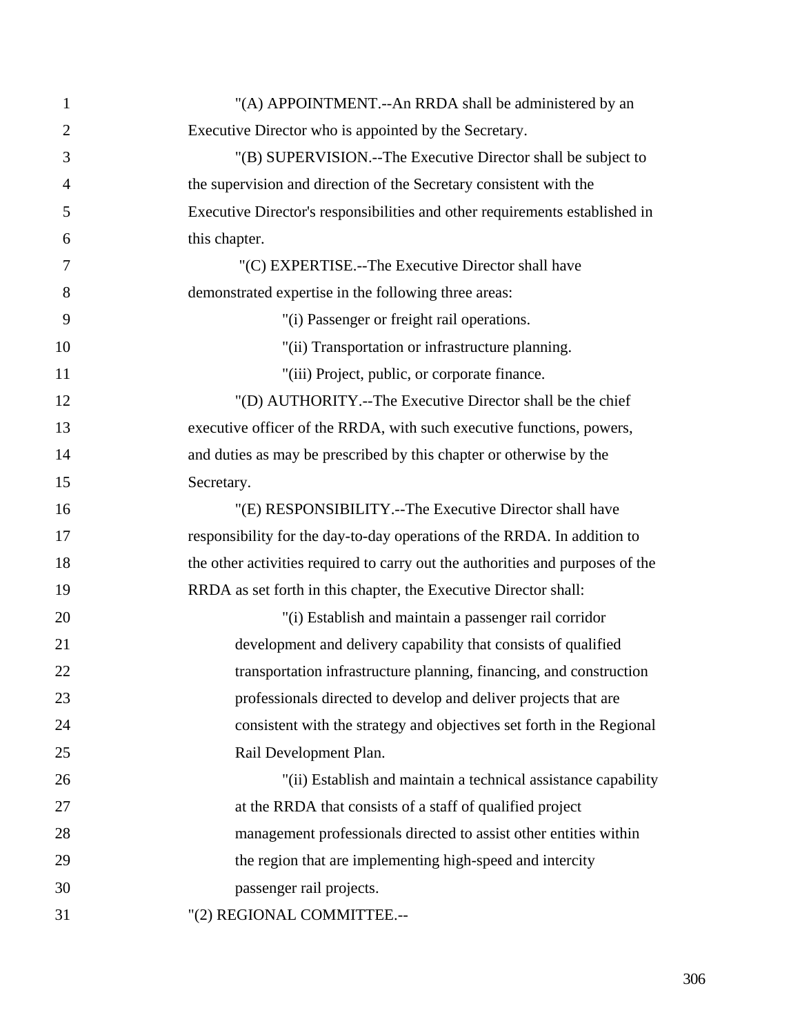"(A) APPOINTMENT.--An RRDA shall be administered by an Executive Director who is appointed by the Secretary.

"(B) SUPERVISION.--The Executive Director shall be subject to the supervision and direction of the Secretary consistent with the Executive Director's responsibilities and other requirements established in this chapter.

"(C) EXPERTISE.--The Executive Director shall have demonstrated expertise in the following three areas:

"(i) Passenger or freight rail operations.

"(ii) Transportation or infrastructure planning.

"(iii) Project, public, or corporate finance.

"(D) AUTHORITY.--The Executive Director shall be the chief executive officer of the RRDA, with such executive functions, powers, and duties as may be prescribed by this chapter or otherwise by the Secretary.

"(E) RESPONSIBILITY.--The Executive Director shall have responsibility for the day-to-day operations of the RRDA. In addition to the other activities required to carry out the authorities and purposes of the RRDA as set forth in this chapter, the Executive Director shall:

"(i) Establish and maintain a passenger rail corridor development and delivery capability that consists of qualified transportation infrastructure planning, financing, and construction professionals directed to develop and deliver projects that are consistent with the strategy and objectives set forth in the Regional Rail Development Plan.

"(ii) Establish and maintain a technical assistance capability at the RRDA that consists of a staff of qualified project management professionals directed to assist other entities within the region that are implementing high-speed and intercity passenger rail projects.

"(2) REGIONAL COMMITTEE.--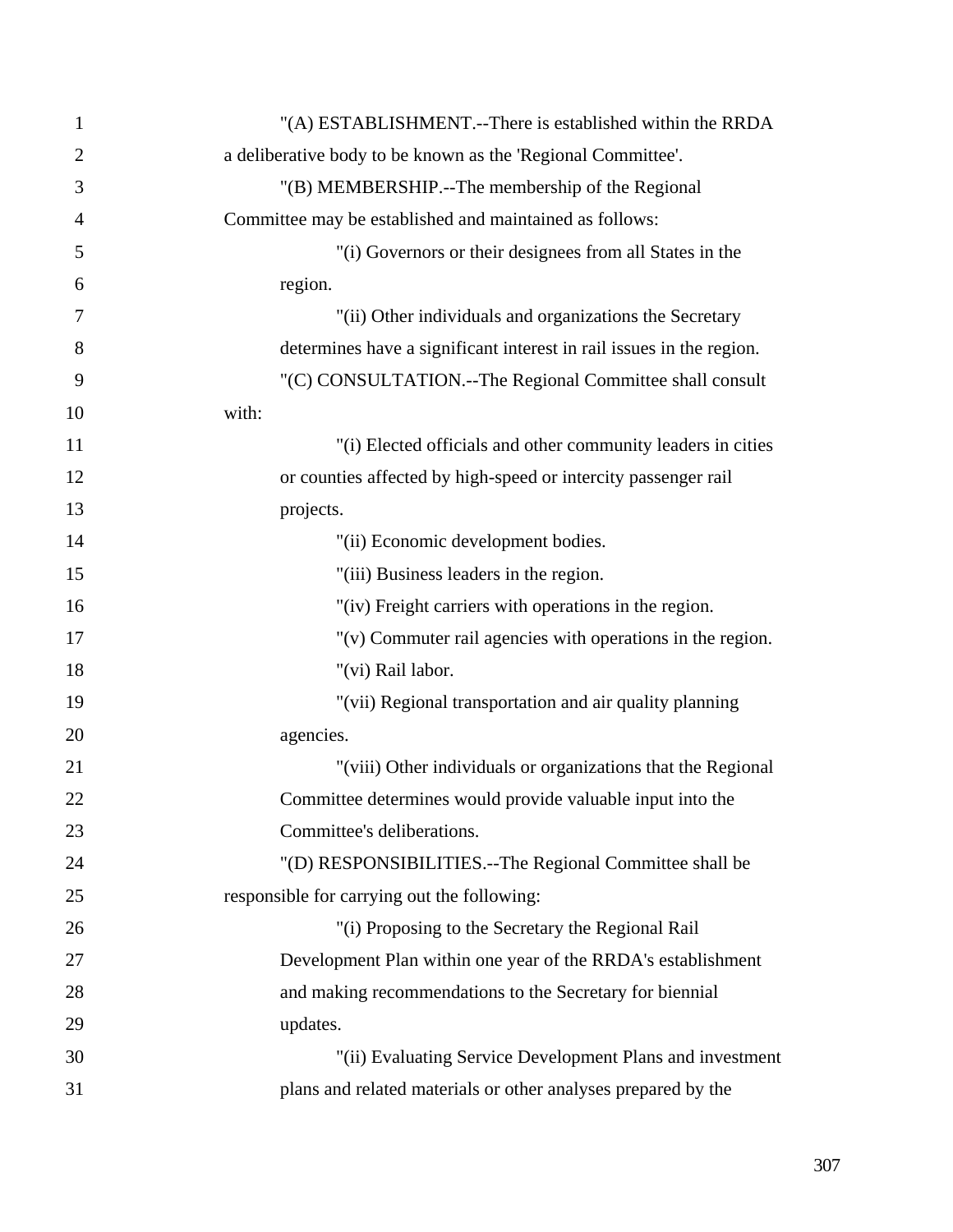"(A) ESTABLISHMENT.--There is established within the RRDA a deliberative body to be known as the 'Regional Committee'.

"(B) MEMBERSHIP.--The membership of the Regional Committee may be established and maintained as follows:

"(i) Governors or their designees from all States in the region.

"(ii) Other individuals and organizations the Secretary determines have a significant interest in rail issues in the region.

"(C) CONSULTATION.--The Regional Committee shall consult with:

"(i) Elected officials and other community leaders in cities or counties affected by high-speed or intercity passenger rail projects.

"(ii) Economic development bodies.

"(iii) Business leaders in the region.

"(iv) Freight carriers with operations in the region.

"(v) Commuter rail agencies with operations in the region.

"(vi) Rail labor.

"(vii) Regional transportation and air quality planning agencies.

"(viii) Other individuals or organizations that the Regional Committee determines would provide valuable input into the Committee's deliberations.

"(D) RESPONSIBILITIES.--The Regional Committee shall be responsible for carrying out the following:

"(i) Proposing to the Secretary the Regional Rail Development Plan within one year of the RRDA's establishment and making recommendations to the Secretary for biennial updates.

"(ii) Evaluating Service Development Plans and investment plans and related materials or other analyses prepared by the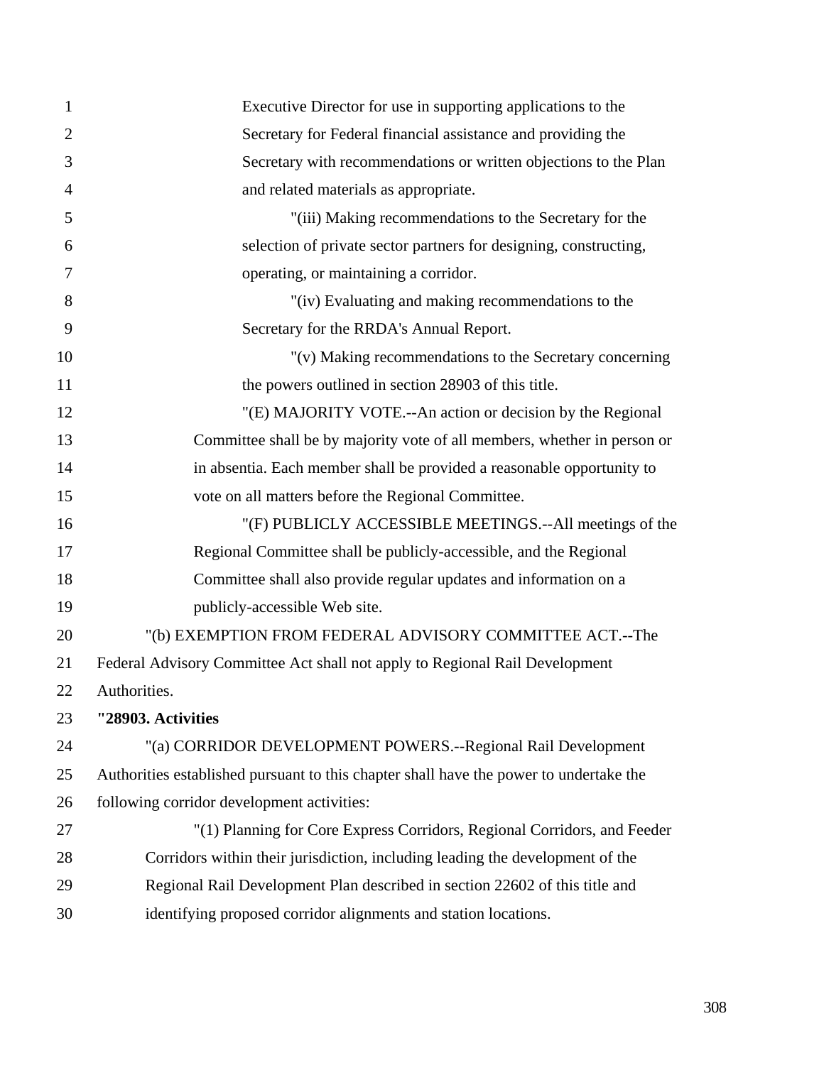Executive Director for use in supporting applications to the Secretary for Federal financial assistance and providing the Secretary with recommendations or written objections to the Plan and related materials as appropriate.

"(iii) Making recommendations to the Secretary for the selection of private sector partners for designing, constructing, operating, or maintaining a corridor.

"(iv) Evaluating and making recommendations to the Secretary for the RRDA's Annual Report.

"(v) Making recommendations to the Secretary concerning the powers outlined in section 28903 of this title.

"(E) MAJORITY VOTE.--An action or decision by the Regional Committee shall be by majority vote of all members, whether in person or in absentia. Each member shall be provided a reasonable opportunity to vote on all matters before the Regional Committee.

"(F) PUBLICLY ACCESSIBLE MEETINGS.--All meetings of the Regional Committee shall be publicly-accessible, and the Regional Committee shall also provide regular updates and information on a publicly-accessible Web site.

"(b) EXEMPTION FROM FEDERAL ADVISORY COMMITTEE ACT.--The Federal Advisory Committee Act shall not apply to Regional Rail Development Authorities.

**"28903. Activities**

"(a) CORRIDOR DEVELOPMENT POWERS.--Regional Rail Development Authorities established pursuant to this chapter shall have the power to undertake the following corridor development activities:

"(1) Planning for Core Express Corridors, Regional Corridors, and Feeder Corridors within their jurisdiction, including leading the development of the Regional Rail Development Plan described in section 22602 of this title and identifying proposed corridor alignments and station locations.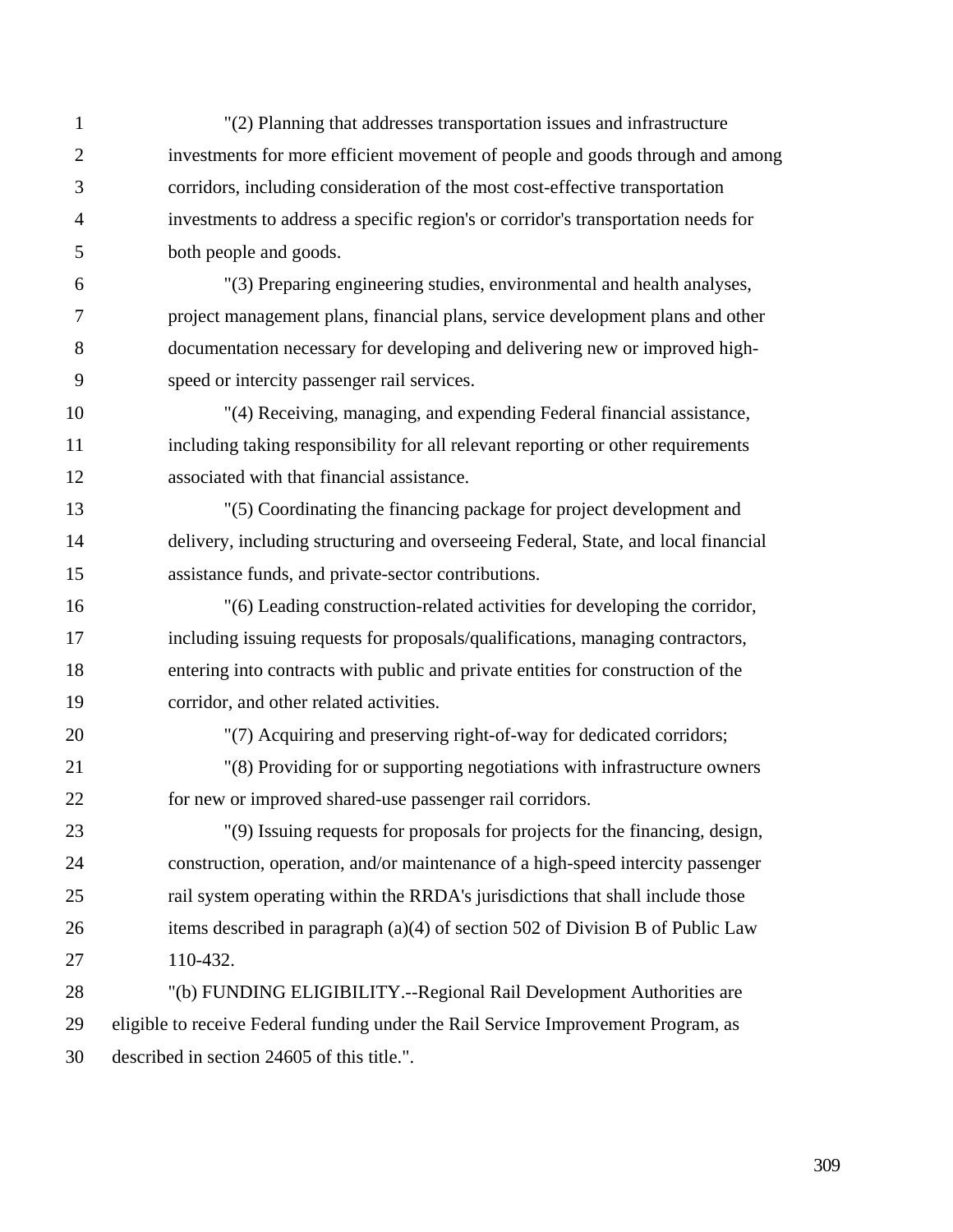"(2) Planning that addresses transportation issues and infrastructure investments for more efficient movement of people and goods through and among corridors, including consideration of the most cost-effective transportation investments to address a specific region's or corridor's transportation needs for both people and goods.

"(3) Preparing engineering studies, environmental and health analyses, project management plans, financial plans, service development plans and other documentation necessary for developing and delivering new or improved high-speed or intercity passenger rail services.

"(4) Receiving, managing, and expending Federal financial assistance, including taking responsibility for all relevant reporting or other requirements associated with that financial assistance.

"(5) Coordinating the financing package for project development and delivery, including structuring and overseeing Federal, State, and local financial assistance funds, and private-sector contributions.

"(6) Leading construction-related activities for developing the corridor, including issuing requests for proposals/qualifications, managing contractors, entering into contracts with public and private entities for construction of the corridor, and other related activities.

"(7) Acquiring and preserving right-of-way for dedicated corridors;

"(8) Providing for or supporting negotiations with infrastructure owners for new or improved shared-use passenger rail corridors.

"(9) Issuing requests for proposals for projects for the financing, design, construction, operation, and/or maintenance of a high-speed intercity passenger rail system operating within the RRDA's jurisdictions that shall include those items described in paragraph (a)(4) of section 502 of Division B of Public Law 110-432.

"(b) FUNDING ELIGIBILITY.--Regional Rail Development Authorities are eligible to receive Federal funding under the Rail Service Improvement Program, as described in section 24605 of this title.".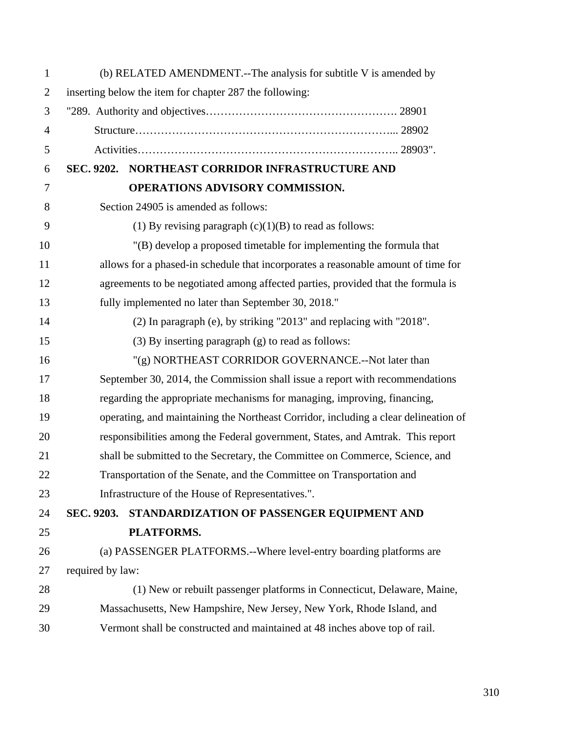(b) RELATED AMENDMENT.--The analysis for subtitle V is amended by inserting below the item for chapter 287 the following:

"289. Authority and objectives……………………………………………. 28901
Structure…………………………………………………………... 28902
Activities………………………………………………………….. 28903".

**SEC. 9202. NORTHEAST CORRIDOR INFRASTRUCTURE AND OPERATIONS ADVISORY COMMISSION.**

Section 24905 is amended as follows:

(1) By revising paragraph (c)(1)(B) to read as follows:

"(B) develop a proposed timetable for implementing the formula that allows for a phased-in schedule that incorporates a reasonable amount of time for agreements to be negotiated among affected parties, provided that the formula is fully implemented no later than September 30, 2018."

(2) In paragraph (e), by striking "2013" and replacing with "2018".

(3) By inserting paragraph (g) to read as follows:

"(g) NORTHEAST CORRIDOR GOVERNANCE.--Not later than September 30, 2014, the Commission shall issue a report with recommendations regarding the appropriate mechanisms for managing, improving, financing, operating, and maintaining the Northeast Corridor, including a clear delineation of responsibilities among the Federal government, States, and Amtrak. This report shall be submitted to the Secretary, the Committee on Commerce, Science, and Transportation of the Senate, and the Committee on Transportation and Infrastructure of the House of Representatives.".

**SEC. 9203. STANDARDIZATION OF PASSENGER EQUIPMENT AND PLATFORMS.**

(a) PASSENGER PLATFORMS.--Where level-entry boarding platforms are required by law:

(1) New or rebuilt passenger platforms in Connecticut, Delaware, Maine, Massachusetts, New Hampshire, New Jersey, New York, Rhode Island, and Vermont shall be constructed and maintained at 48 inches above top of rail.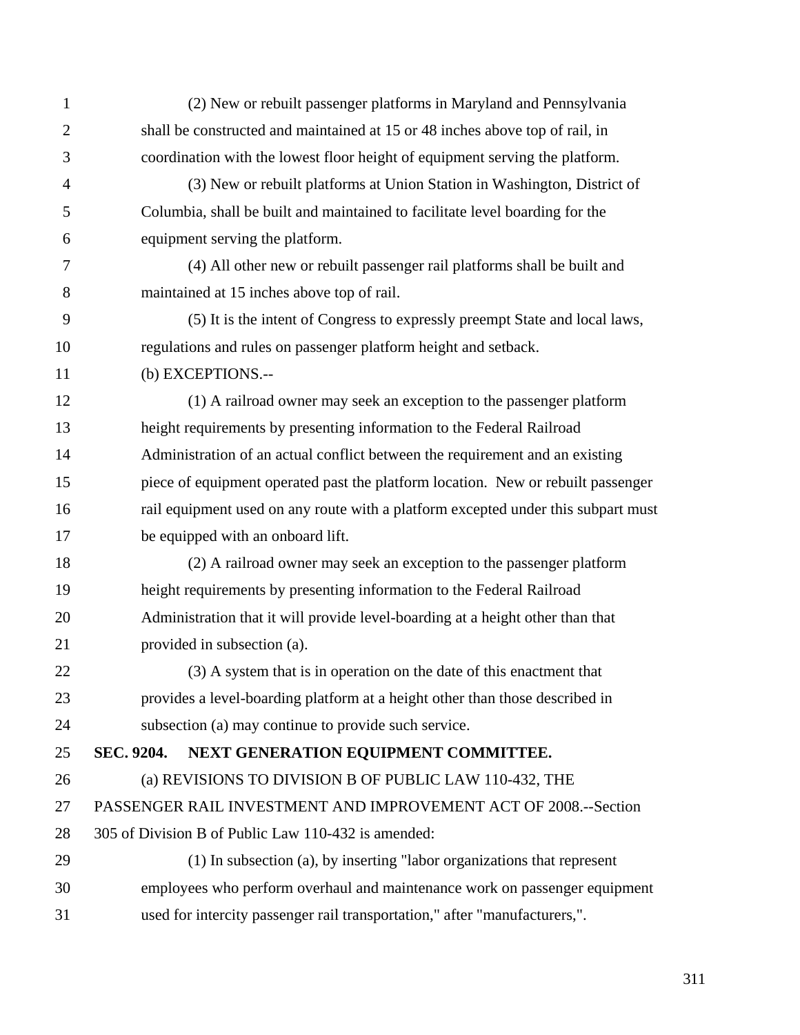(2) New or rebuilt passenger platforms in Maryland and Pennsylvania shall be constructed and maintained at 15 or 48 inches above top of rail, in coordination with the lowest floor height of equipment serving the platform.

(3) New or rebuilt platforms at Union Station in Washington, District of Columbia, shall be built and maintained to facilitate level boarding for the equipment serving the platform.

(4) All other new or rebuilt passenger rail platforms shall be built and maintained at 15 inches above top of rail.

(5) It is the intent of Congress to expressly preempt State and local laws, regulations and rules on passenger platform height and setback.

(b) EXCEPTIONS.--

(1) A railroad owner may seek an exception to the passenger platform height requirements by presenting information to the Federal Railroad Administration of an actual conflict between the requirement and an existing piece of equipment operated past the platform location. New or rebuilt passenger rail equipment used on any route with a platform excepted under this subpart must be equipped with an onboard lift.

(2) A railroad owner may seek an exception to the passenger platform height requirements by presenting information to the Federal Railroad Administration that it will provide level-boarding at a height other than that provided in subsection (a).

(3) A system that is in operation on the date of this enactment that provides a level-boarding platform at a height other than those described in subsection (a) may continue to provide such service.

**SEC. 9204. NEXT GENERATION EQUIPMENT COMMITTEE.**

(a) REVISIONS TO DIVISION B OF PUBLIC LAW 110-432, THE PASSENGER RAIL INVESTMENT AND IMPROVEMENT ACT OF 2008.--Section 305 of Division B of Public Law 110-432 is amended:

(1) In subsection (a), by inserting "labor organizations that represent employees who perform overhaul and maintenance work on passenger equipment used for intercity passenger rail transportation," after "manufacturers,".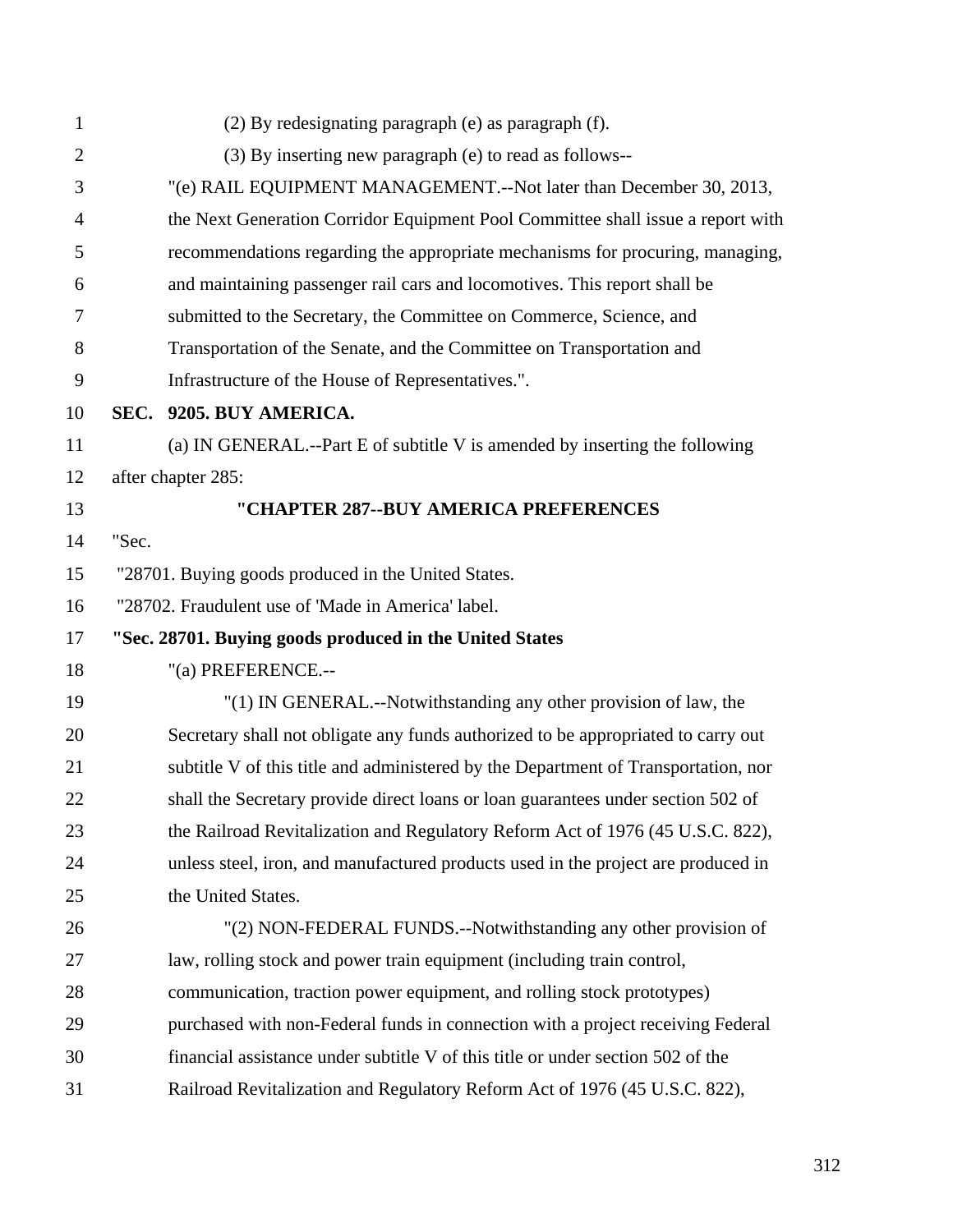(2) By redesignating paragraph (e) as paragraph (f).

(3) By inserting new paragraph (e) to read as follows--

"(e) RAIL EQUIPMENT MANAGEMENT.--Not later than December 30, 2013, the Next Generation Corridor Equipment Pool Committee shall issue a report with recommendations regarding the appropriate mechanisms for procuring, managing, and maintaining passenger rail cars and locomotives. This report shall be submitted to the Secretary, the Committee on Commerce, Science, and Transportation of the Senate, and the Committee on Transportation and Infrastructure of the House of Representatives.".

**SEC. 9205. BUY AMERICA.**

(a) IN GENERAL.--Part E of subtitle V is amended by inserting the following after chapter 285:

**"CHAPTER 287--BUY AMERICA PREFERENCES**

"Sec.

"28701. Buying goods produced in the United States.

"28702. Fraudulent use of 'Made in America' label.

**"Sec. 28701. Buying goods produced in the United States**

"(a) PREFERENCE.--

"(1) IN GENERAL.--Notwithstanding any other provision of law, the Secretary shall not obligate any funds authorized to be appropriated to carry out subtitle V of this title and administered by the Department of Transportation, nor shall the Secretary provide direct loans or loan guarantees under section 502 of the Railroad Revitalization and Regulatory Reform Act of 1976 (45 U.S.C. 822), unless steel, iron, and manufactured products used in the project are produced in the United States.

"(2) NON-FEDERAL FUNDS.--Notwithstanding any other provision of law, rolling stock and power train equipment (including train control, communication, traction power equipment, and rolling stock prototypes) purchased with non-Federal funds in connection with a project receiving Federal financial assistance under subtitle V of this title or under section 502 of the Railroad Revitalization and Regulatory Reform Act of 1976 (45 U.S.C. 822),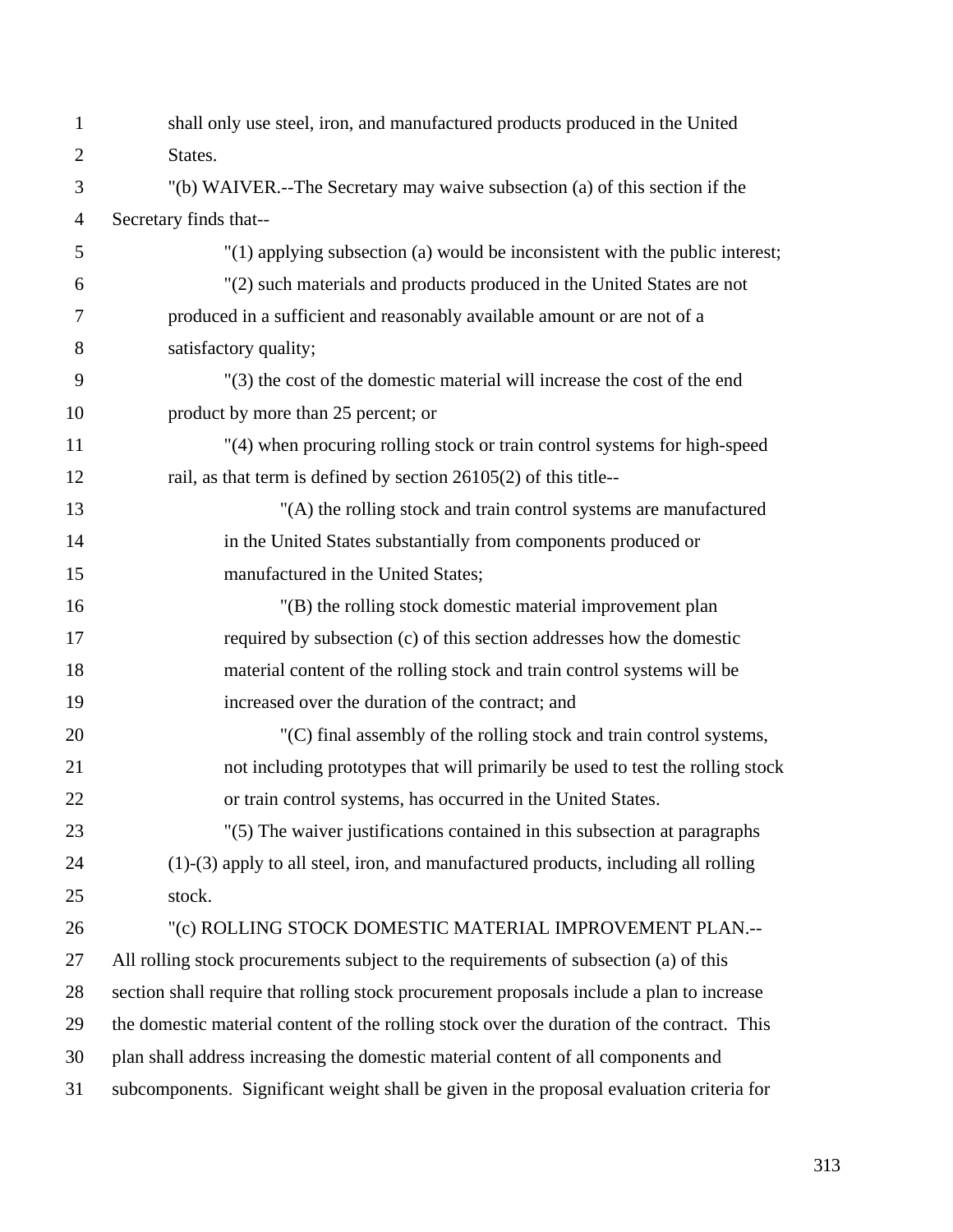shall only use steel, iron, and manufactured products produced in the United States.

"(b) WAIVER.--The Secretary may waive subsection (a) of this section if the Secretary finds that--

"(1) applying subsection (a) would be inconsistent with the public interest;

"(2) such materials and products produced in the United States are not produced in a sufficient and reasonably available amount or are not of a satisfactory quality;

"(3) the cost of the domestic material will increase the cost of the end product by more than 25 percent; or

"(4) when procuring rolling stock or train control systems for high-speed rail, as that term is defined by section 26105(2) of this title--

"(A) the rolling stock and train control systems are manufactured in the United States substantially from components produced or manufactured in the United States;

"(B) the rolling stock domestic material improvement plan required by subsection (c) of this section addresses how the domestic material content of the rolling stock and train control systems will be increased over the duration of the contract; and

"(C) final assembly of the rolling stock and train control systems, not including prototypes that will primarily be used to test the rolling stock or train control systems, has occurred in the United States.

"(5) The waiver justifications contained in this subsection at paragraphs (1)-(3) apply to all steel, iron, and manufactured products, including all rolling stock.

"(c) ROLLING STOCK DOMESTIC MATERIAL IMPROVEMENT PLAN.--All rolling stock procurements subject to the requirements of subsection (a) of this section shall require that rolling stock procurement proposals include a plan to increase the domestic material content of the rolling stock over the duration of the contract. This plan shall address increasing the domestic material content of all components and subcomponents. Significant weight shall be given in the proposal evaluation criteria for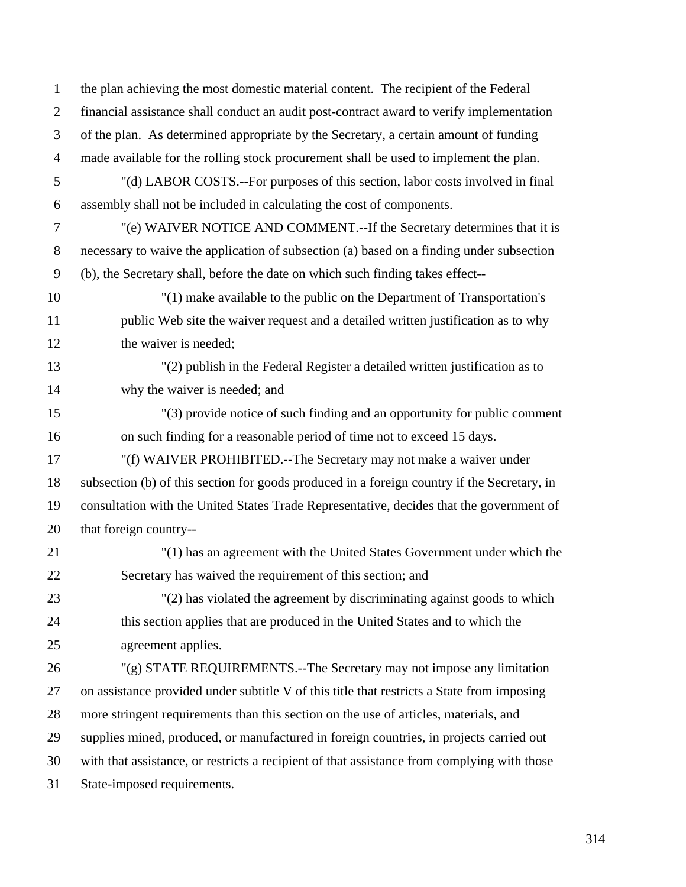the plan achieving the most domestic material content. The recipient of the Federal financial assistance shall conduct an audit post-contract award to verify implementation of the plan. As determined appropriate by the Secretary, a certain amount of funding made available for the rolling stock procurement shall be used to implement the plan.

"(d) LABOR COSTS.--For purposes of this section, labor costs involved in final assembly shall not be included in calculating the cost of components.

"(e) WAIVER NOTICE AND COMMENT.--If the Secretary determines that it is necessary to waive the application of subsection (a) based on a finding under subsection (b), the Secretary shall, before the date on which such finding takes effect--

"(1) make available to the public on the Department of Transportation's public Web site the waiver request and a detailed written justification as to why the waiver is needed;

"(2) publish in the Federal Register a detailed written justification as to why the waiver is needed; and

"(3) provide notice of such finding and an opportunity for public comment on such finding for a reasonable period of time not to exceed 15 days.

"(f) WAIVER PROHIBITED.--The Secretary may not make a waiver under subsection (b) of this section for goods produced in a foreign country if the Secretary, in consultation with the United States Trade Representative, decides that the government of that foreign country--

"(1) has an agreement with the United States Government under which the Secretary has waived the requirement of this section; and

"(2) has violated the agreement by discriminating against goods to which this section applies that are produced in the United States and to which the agreement applies.

"(g) STATE REQUIREMENTS.--The Secretary may not impose any limitation on assistance provided under subtitle V of this title that restricts a State from imposing more stringent requirements than this section on the use of articles, materials, and supplies mined, produced, or manufactured in foreign countries, in projects carried out with that assistance, or restricts a recipient of that assistance from complying with those State-imposed requirements.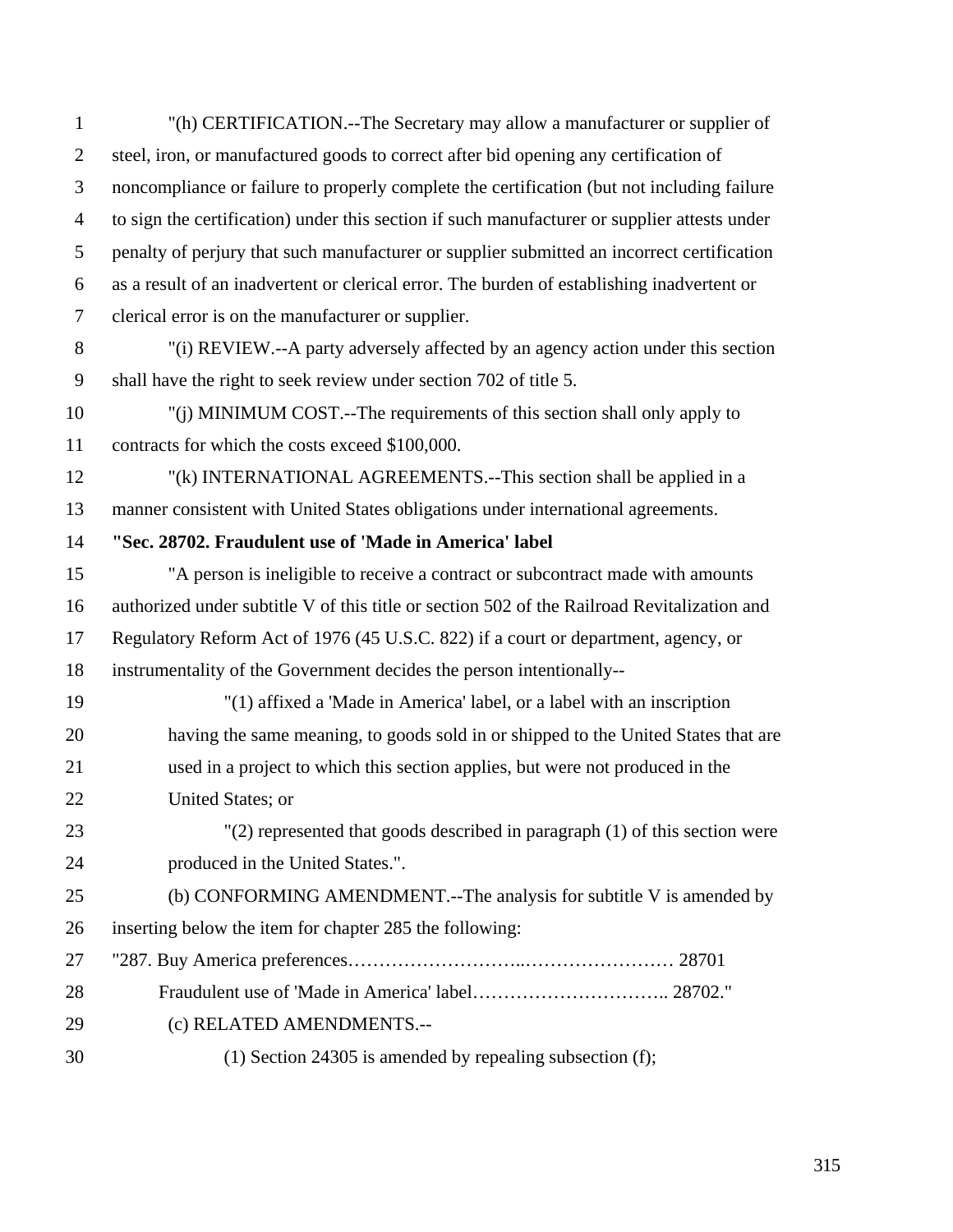"(h) CERTIFICATION.--The Secretary may allow a manufacturer or supplier of steel, iron, or manufactured goods to correct after bid opening any certification of noncompliance or failure to properly complete the certification (but not including failure to sign the certification) under this section if such manufacturer or supplier attests under penalty of perjury that such manufacturer or supplier submitted an incorrect certification as a result of an inadvertent or clerical error. The burden of establishing inadvertent or clerical error is on the manufacturer or supplier.

"(i) REVIEW.--A party adversely affected by an agency action under this section shall have the right to seek review under section 702 of title 5.

"(j) MINIMUM COST.--The requirements of this section shall only apply to contracts for which the costs exceed $100,000.

"(k) INTERNATIONAL AGREEMENTS.--This section shall be applied in a manner consistent with United States obligations under international agreements.

**"Sec. 28702. Fraudulent use of 'Made in America' label**

"A person is ineligible to receive a contract or subcontract made with amounts authorized under subtitle V of this title or section 502 of the Railroad Revitalization and Regulatory Reform Act of 1976 (45 U.S.C. 822) if a court or department, agency, or instrumentality of the Government decides the person intentionally--

"(1) affixed a 'Made in America' label, or a label with an inscription having the same meaning, to goods sold in or shipped to the United States that are used in a project to which this section applies, but were not produced in the United States; or

"(2) represented that goods described in paragraph (1) of this section were produced in the United States.".

(b) CONFORMING AMENDMENT.--The analysis for subtitle V is amended by inserting below the item for chapter 285 the following:

"287. Buy America preferences……………………..…………………… 28701

Fraudulent use of 'Made in America' label………………………….. 28702."

(c) RELATED AMENDMENTS.--

(1) Section 24305 is amended by repealing subsection (f);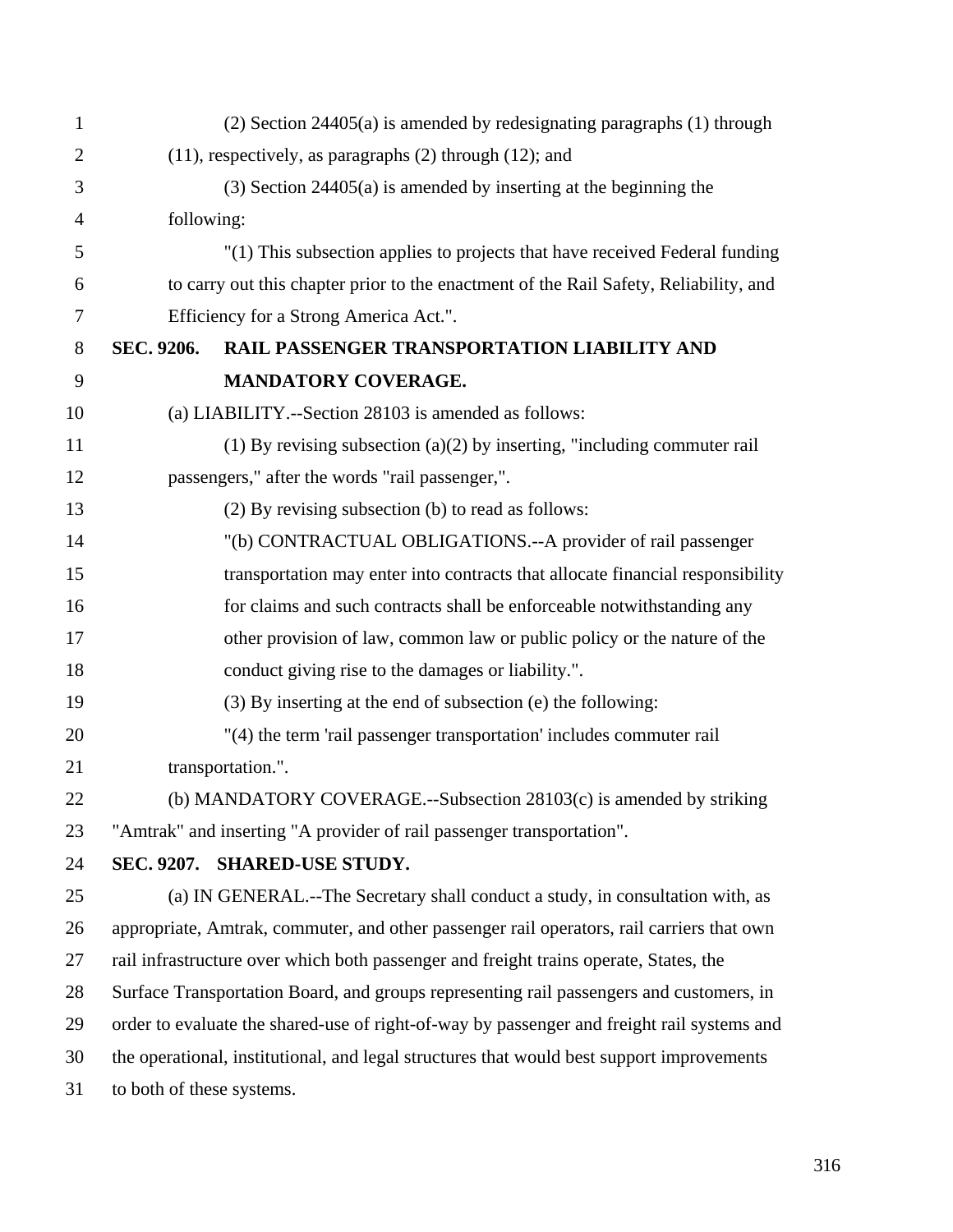(2) Section 24405(a) is amended by redesignating paragraphs (1) through (11), respectively, as paragraphs (2) through (12); and

(3) Section 24405(a) is amended by inserting at the beginning the following:

"(1) This subsection applies to projects that have received Federal funding to carry out this chapter prior to the enactment of the Rail Safety, Reliability, and Efficiency for a Strong America Act.".

**SEC. 9206. RAIL PASSENGER TRANSPORTATION LIABILITY AND MANDATORY COVERAGE.**

(a) LIABILITY.--Section 28103 is amended as follows:

(1) By revising subsection (a)(2) by inserting, "including commuter rail passengers," after the words "rail passenger,".

(2) By revising subsection (b) to read as follows:

"(b) CONTRACTUAL OBLIGATIONS.--A provider of rail passenger transportation may enter into contracts that allocate financial responsibility for claims and such contracts shall be enforceable notwithstanding any other provision of law, common law or public policy or the nature of the conduct giving rise to the damages or liability.".

(3) By inserting at the end of subsection (e) the following:

"(4) the term 'rail passenger transportation' includes commuter rail transportation.".

(b) MANDATORY COVERAGE.--Subsection 28103(c) is amended by striking "Amtrak" and inserting "A provider of rail passenger transportation".

**SEC. 9207. SHARED-USE STUDY.**

(a) IN GENERAL.--The Secretary shall conduct a study, in consultation with, as appropriate, Amtrak, commuter, and other passenger rail operators, rail carriers that own rail infrastructure over which both passenger and freight trains operate, States, the Surface Transportation Board, and groups representing rail passengers and customers, in order to evaluate the shared-use of right-of-way by passenger and freight rail systems and the operational, institutional, and legal structures that would best support improvements to both of these systems.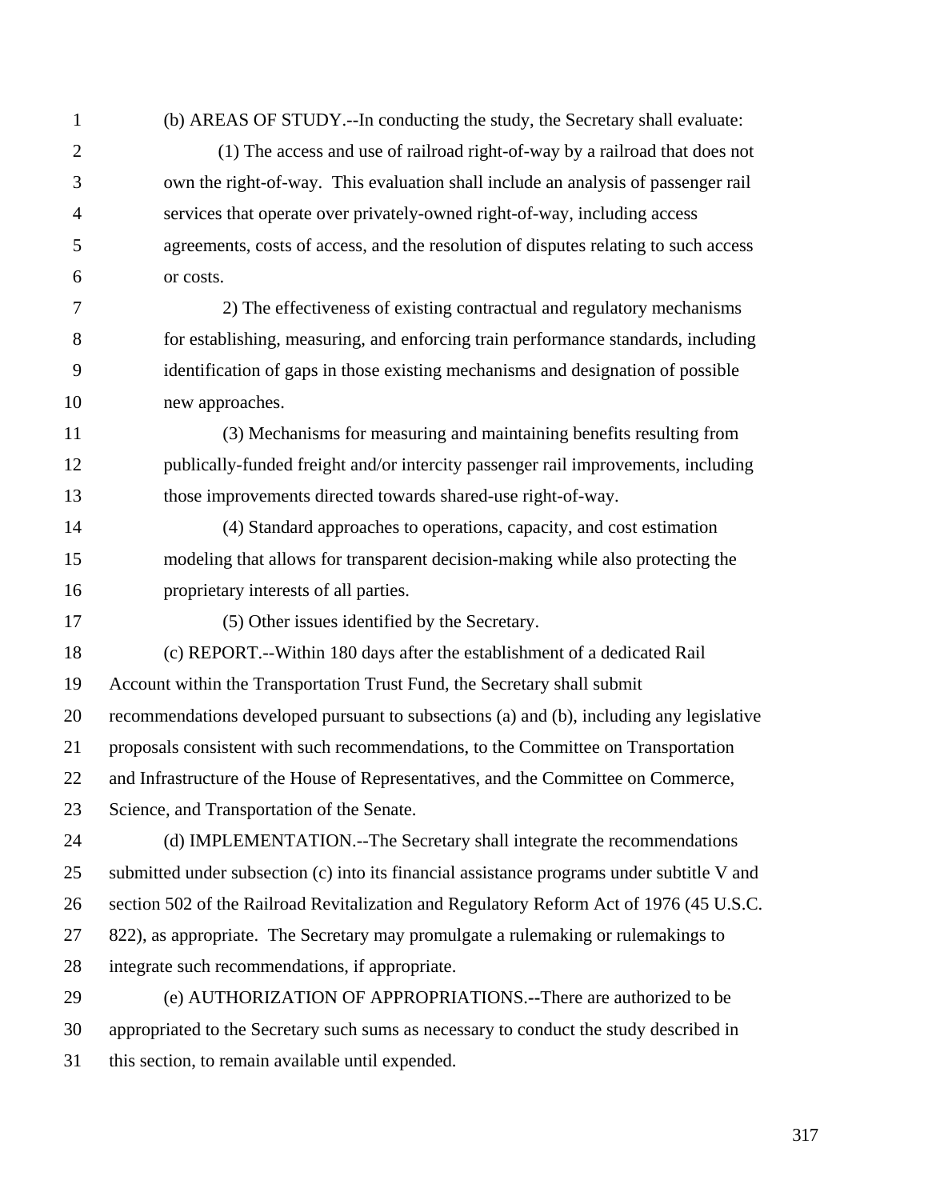(b) AREAS OF STUDY.--In conducting the study, the Secretary shall evaluate:

(1) The access and use of railroad right-of-way by a railroad that does not own the right-of-way. This evaluation shall include an analysis of passenger rail services that operate over privately-owned right-of-way, including access agreements, costs of access, and the resolution of disputes relating to such access or costs.

2) The effectiveness of existing contractual and regulatory mechanisms for establishing, measuring, and enforcing train performance standards, including identification of gaps in those existing mechanisms and designation of possible new approaches.

(3) Mechanisms for measuring and maintaining benefits resulting from publically-funded freight and/or intercity passenger rail improvements, including those improvements directed towards shared-use right-of-way.

(4) Standard approaches to operations, capacity, and cost estimation modeling that allows for transparent decision-making while also protecting the proprietary interests of all parties.

(5) Other issues identified by the Secretary.

(c) REPORT.--Within 180 days after the establishment of a dedicated Rail Account within the Transportation Trust Fund, the Secretary shall submit recommendations developed pursuant to subsections (a) and (b), including any legislative proposals consistent with such recommendations, to the Committee on Transportation and Infrastructure of the House of Representatives, and the Committee on Commerce, Science, and Transportation of the Senate.

(d) IMPLEMENTATION.--The Secretary shall integrate the recommendations submitted under subsection (c) into its financial assistance programs under subtitle V and section 502 of the Railroad Revitalization and Regulatory Reform Act of 1976 (45 U.S.C. 822), as appropriate. The Secretary may promulgate a rulemaking or rulemakings to integrate such recommendations, if appropriate.

(e) AUTHORIZATION OF APPROPRIATIONS.--There are authorized to be appropriated to the Secretary such sums as necessary to conduct the study described in this section, to remain available until expended.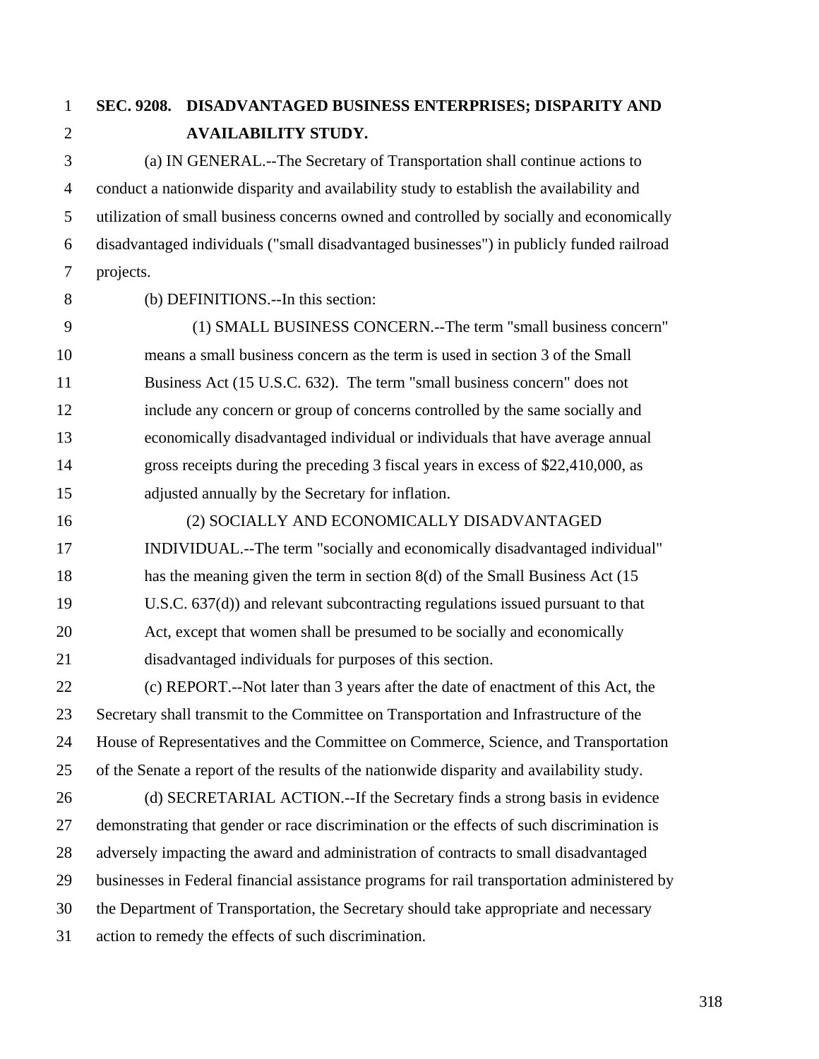## SEC. 9208. DISADVANTAGED BUSINESS ENTERPRISES; DISPARITY AND AVAILABILITY STUDY.

(a) IN GENERAL.--The Secretary of Transportation shall continue actions to conduct a nationwide disparity and availability study to establish the availability and utilization of small business concerns owned and controlled by socially and economically disadvantaged individuals ("small disadvantaged businesses") in publicly funded railroad projects.

(b) DEFINITIONS.--In this section:

(1) SMALL BUSINESS CONCERN.--The term "small business concern" means a small business concern as the term is used in section 3 of the Small Business Act (15 U.S.C. 632). The term "small business concern" does not include any concern or group of concerns controlled by the same socially and economically disadvantaged individual or individuals that have average annual gross receipts during the preceding 3 fiscal years in excess of $22,410,000, as adjusted annually by the Secretary for inflation.

(2) SOCIALLY AND ECONOMICALLY DISADVANTAGED INDIVIDUAL.--The term "socially and economically disadvantaged individual" has the meaning given the term in section 8(d) of the Small Business Act (15 U.S.C. 637(d)) and relevant subcontracting regulations issued pursuant to that Act, except that women shall be presumed to be socially and economically disadvantaged individuals for purposes of this section.

(c) REPORT.--Not later than 3 years after the date of enactment of this Act, the Secretary shall transmit to the Committee on Transportation and Infrastructure of the House of Representatives and the Committee on Commerce, Science, and Transportation of the Senate a report of the results of the nationwide disparity and availability study.

(d) SECRETARIAL ACTION.--If the Secretary finds a strong basis in evidence demonstrating that gender or race discrimination or the effects of such discrimination is adversely impacting the award and administration of contracts to small disadvantaged businesses in Federal financial assistance programs for rail transportation administered by the Department of Transportation, the Secretary should take appropriate and necessary action to remedy the effects of such discrimination.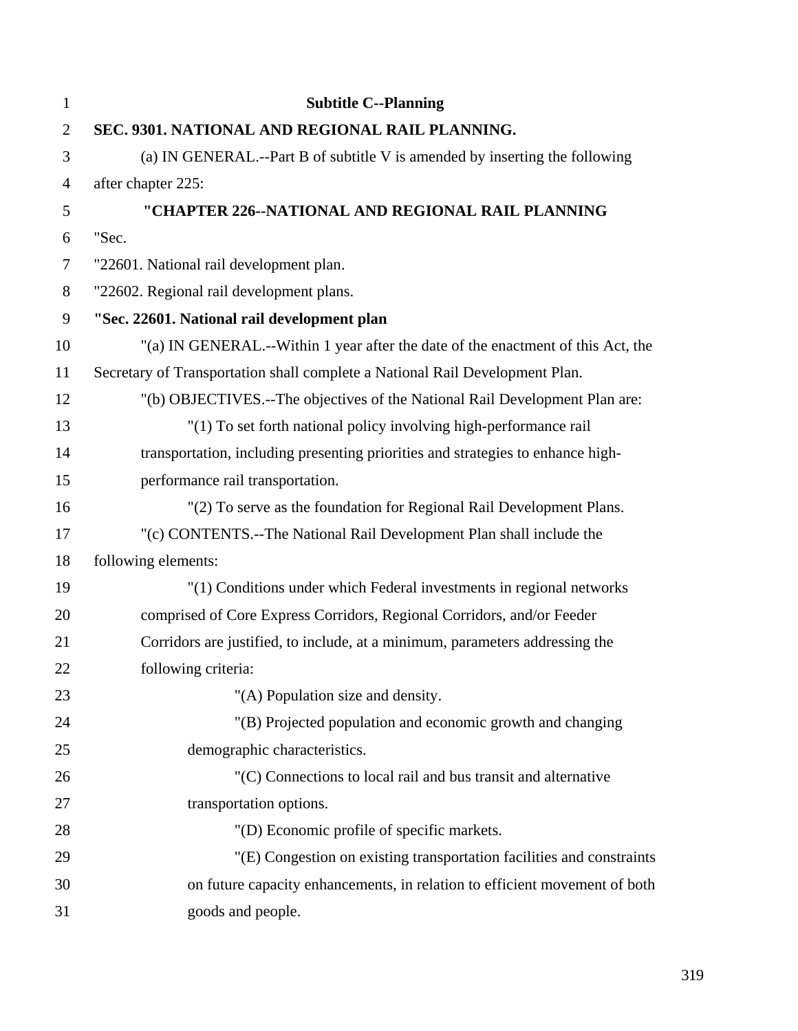## Subtitle C--Planning

### SEC. 9301. NATIONAL AND REGIONAL RAIL PLANNING.

(a) IN GENERAL.--Part B of subtitle V is amended by inserting the following after chapter 225:

### "CHAPTER 226--NATIONAL AND REGIONAL RAIL PLANNING

"Sec.

"22601. National rail development plan.

"22602. Regional rail development plans.

**"Sec. 22601. National rail development plan**

"(a) IN GENERAL.--Within 1 year after the date of the enactment of this Act, the Secretary of Transportation shall complete a National Rail Development Plan.

"(b) OBJECTIVES.--The objectives of the National Rail Development Plan are:

"(1) To set forth national policy involving high-performance rail transportation, including presenting priorities and strategies to enhance high-performance rail transportation.

"(2) To serve as the foundation for Regional Rail Development Plans.

"(c) CONTENTS.--The National Rail Development Plan shall include the following elements:

"(1) Conditions under which Federal investments in regional networks comprised of Core Express Corridors, Regional Corridors, and/or Feeder Corridors are justified, to include, at a minimum, parameters addressing the following criteria:

"(A) Population size and density.

"(B) Projected population and economic growth and changing demographic characteristics.

"(C) Connections to local rail and bus transit and alternative transportation options.

"(D) Economic profile of specific markets.

"(E) Congestion on existing transportation facilities and constraints on future capacity enhancements, in relation to efficient movement of both goods and people.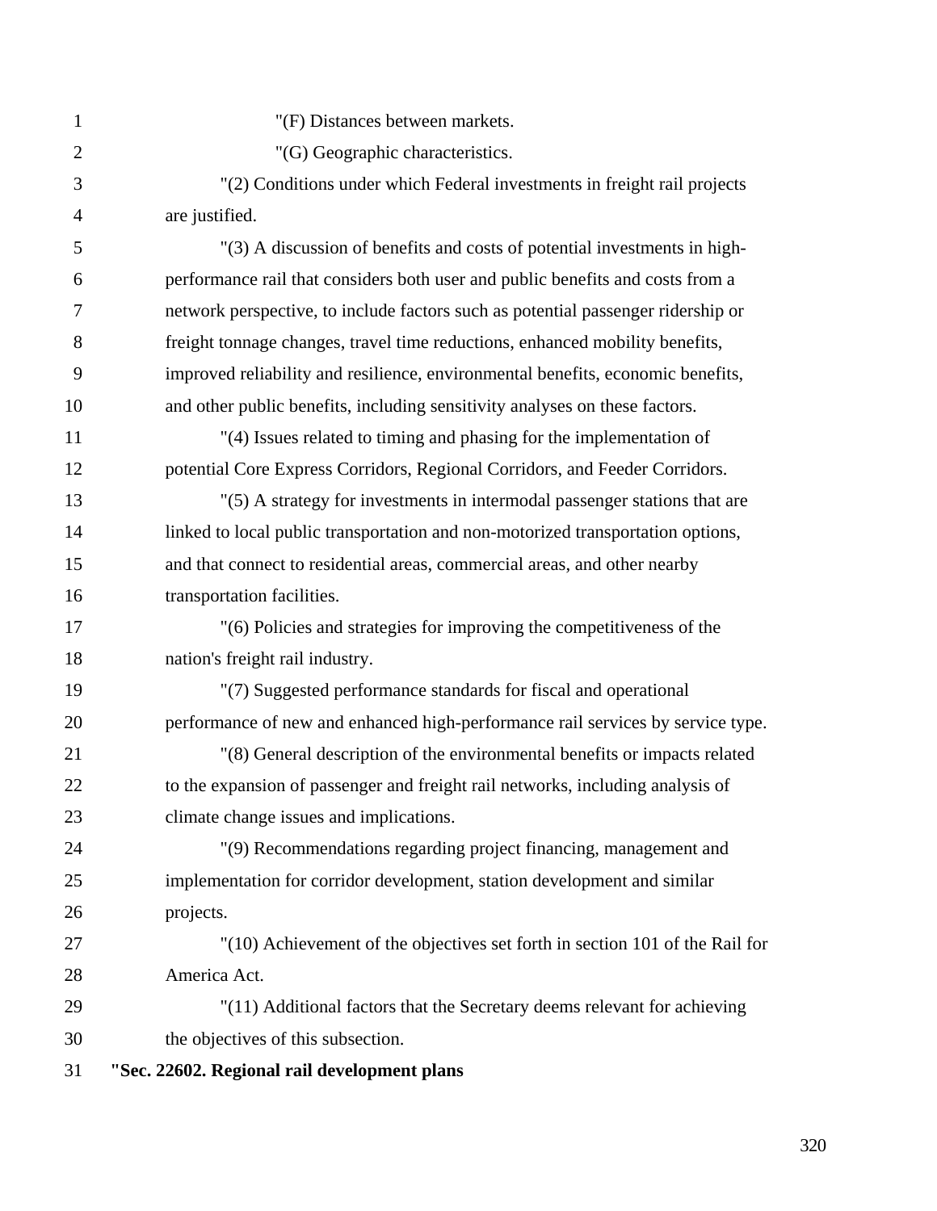"(F) Distances between markets.

"(G) Geographic characteristics.

"(2) Conditions under which Federal investments in freight rail projects are justified.

"(3) A discussion of benefits and costs of potential investments in high-performance rail that considers both user and public benefits and costs from a network perspective, to include factors such as potential passenger ridership or freight tonnage changes, travel time reductions, enhanced mobility benefits, improved reliability and resilience, environmental benefits, economic benefits, and other public benefits, including sensitivity analyses on these factors.

"(4) Issues related to timing and phasing for the implementation of potential Core Express Corridors, Regional Corridors, and Feeder Corridors.

"(5) A strategy for investments in intermodal passenger stations that are linked to local public transportation and non-motorized transportation options, and that connect to residential areas, commercial areas, and other nearby transportation facilities.

"(6) Policies and strategies for improving the competitiveness of the nation's freight rail industry.

"(7) Suggested performance standards for fiscal and operational performance of new and enhanced high-performance rail services by service type.

"(8) General description of the environmental benefits or impacts related to the expansion of passenger and freight rail networks, including analysis of climate change issues and implications.

"(9) Recommendations regarding project financing, management and implementation for corridor development, station development and similar projects.

"(10) Achievement of the objectives set forth in section 101 of the Rail for America Act.

"(11) Additional factors that the Secretary deems relevant for achieving the objectives of this subsection.

**"Sec. 22602. Regional rail development plans**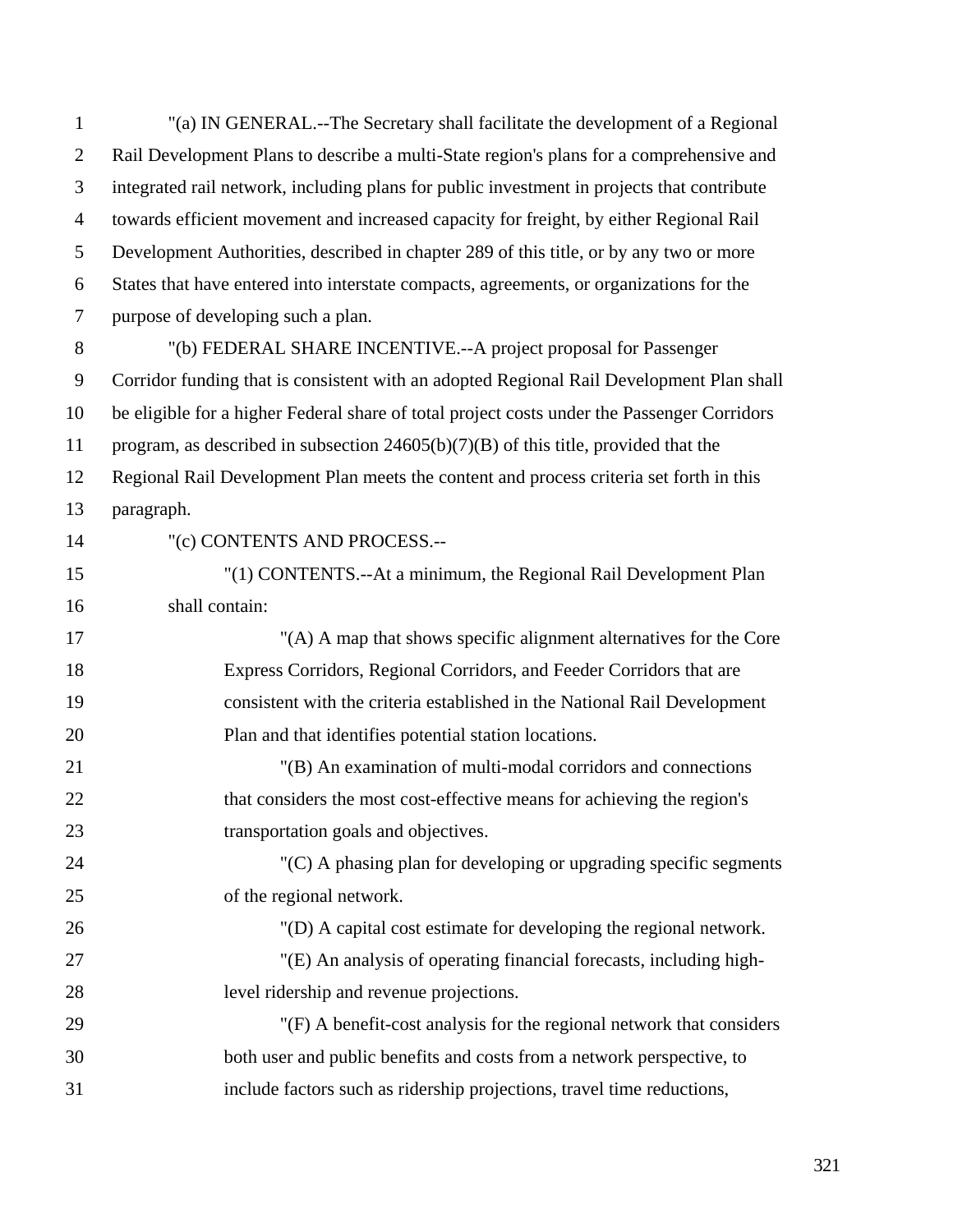"(a) IN GENERAL.--The Secretary shall facilitate the development of a Regional Rail Development Plans to describe a multi-State region's plans for a comprehensive and integrated rail network, including plans for public investment in projects that contribute towards efficient movement and increased capacity for freight, by either Regional Rail Development Authorities, described in chapter 289 of this title, or by any two or more States that have entered into interstate compacts, agreements, or organizations for the purpose of developing such a plan.

"(b) FEDERAL SHARE INCENTIVE.--A project proposal for Passenger Corridor funding that is consistent with an adopted Regional Rail Development Plan shall be eligible for a higher Federal share of total project costs under the Passenger Corridors program, as described in subsection 24605(b)(7)(B) of this title, provided that the Regional Rail Development Plan meets the content and process criteria set forth in this paragraph.

"(c) CONTENTS AND PROCESS.--

"(1) CONTENTS.--At a minimum, the Regional Rail Development Plan shall contain:

"(A) A map that shows specific alignment alternatives for the Core Express Corridors, Regional Corridors, and Feeder Corridors that are consistent with the criteria established in the National Rail Development Plan and that identifies potential station locations.

"(B) An examination of multi-modal corridors and connections that considers the most cost-effective means for achieving the region's transportation goals and objectives.

"(C) A phasing plan for developing or upgrading specific segments of the regional network.

"(D) A capital cost estimate for developing the regional network.

"(E) An analysis of operating financial forecasts, including high-level ridership and revenue projections.

"(F) A benefit-cost analysis for the regional network that considers both user and public benefits and costs from a network perspective, to include factors such as ridership projections, travel time reductions,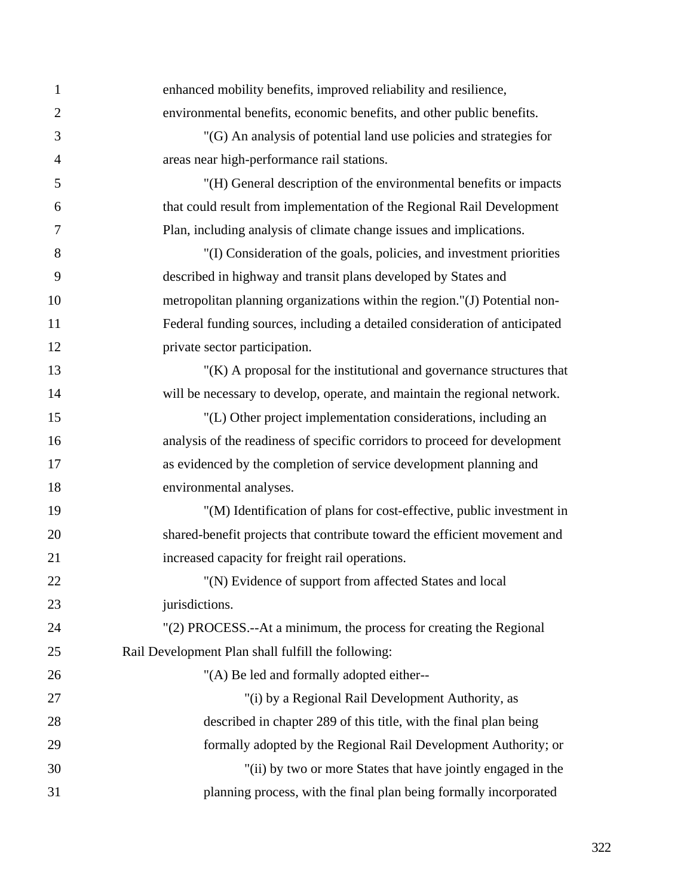enhanced mobility benefits, improved reliability and resilience, environmental benefits, economic benefits, and other public benefits.

"(G) An analysis of potential land use policies and strategies for areas near high-performance rail stations.

"(H) General description of the environmental benefits or impacts that could result from implementation of the Regional Rail Development Plan, including analysis of climate change issues and implications.

"(I) Consideration of the goals, policies, and investment priorities described in highway and transit plans developed by States and metropolitan planning organizations within the region."(J) Potential non-Federal funding sources, including a detailed consideration of anticipated private sector participation.

"(K) A proposal for the institutional and governance structures that will be necessary to develop, operate, and maintain the regional network.

"(L) Other project implementation considerations, including an analysis of the readiness of specific corridors to proceed for development as evidenced by the completion of service development planning and environmental analyses.

"(M) Identification of plans for cost-effective, public investment in shared-benefit projects that contribute toward the efficient movement and increased capacity for freight rail operations.

"(N) Evidence of support from affected States and local jurisdictions.

"(2) PROCESS.--At a minimum, the process for creating the Regional Rail Development Plan shall fulfill the following:

"(A) Be led and formally adopted either--

"(i) by a Regional Rail Development Authority, as described in chapter 289 of this title, with the final plan being formally adopted by the Regional Rail Development Authority; or

"(ii) by two or more States that have jointly engaged in the planning process, with the final plan being formally incorporated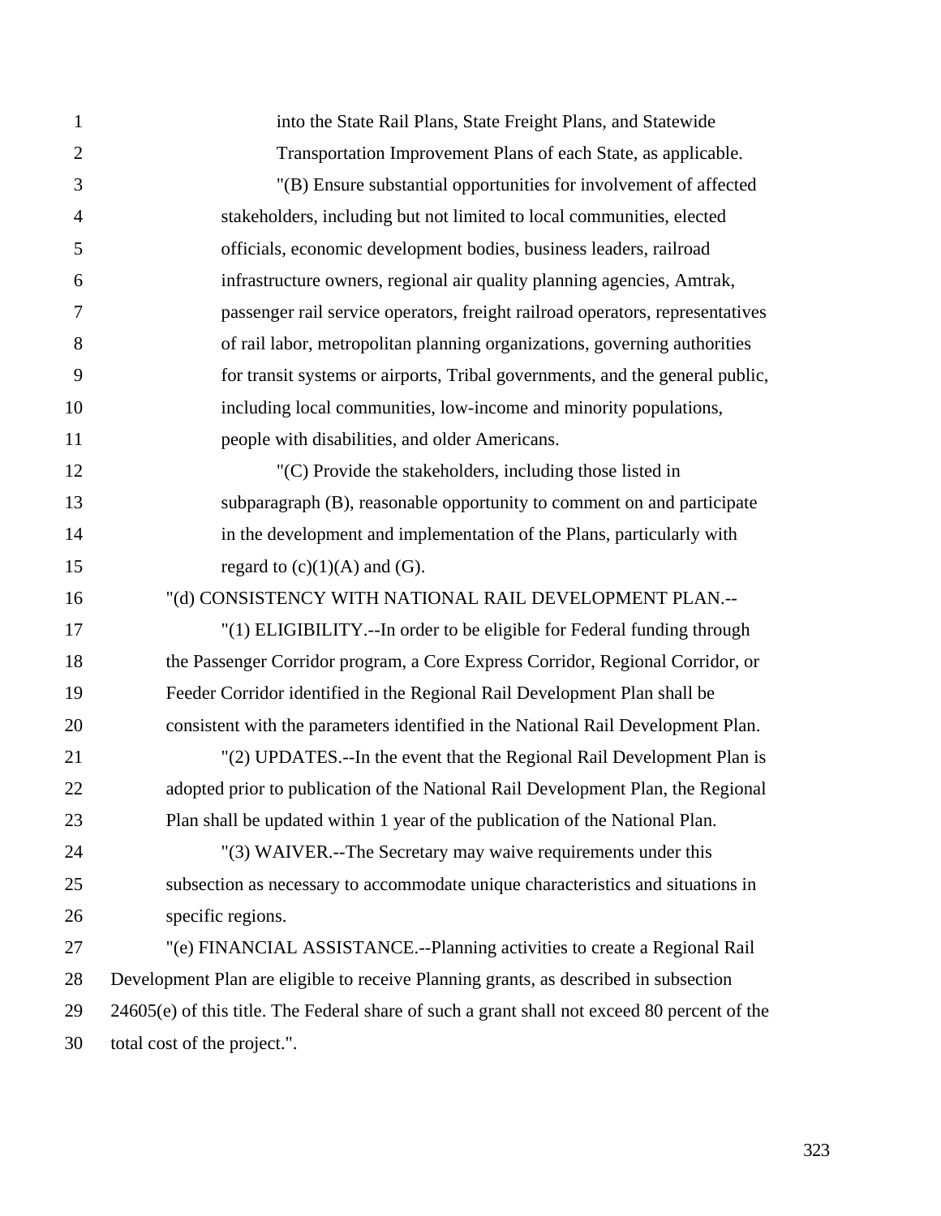into the State Rail Plans, State Freight Plans, and Statewide Transportation Improvement Plans of each State, as applicable.

"(B) Ensure substantial opportunities for involvement of affected stakeholders, including but not limited to local communities, elected officials, economic development bodies, business leaders, railroad infrastructure owners, regional air quality planning agencies, Amtrak, passenger rail service operators, freight railroad operators, representatives of rail labor, metropolitan planning organizations, governing authorities for transit systems or airports, Tribal governments, and the general public, including local communities, low-income and minority populations, people with disabilities, and older Americans.

"(C) Provide the stakeholders, including those listed in subparagraph (B), reasonable opportunity to comment on and participate in the development and implementation of the Plans, particularly with regard to (c)(1)(A) and (G).

"(d) CONSISTENCY WITH NATIONAL RAIL DEVELOPMENT PLAN.--

"(1) ELIGIBILITY.--In order to be eligible for Federal funding through the Passenger Corridor program, a Core Express Corridor, Regional Corridor, or Feeder Corridor identified in the Regional Rail Development Plan shall be consistent with the parameters identified in the National Rail Development Plan.

"(2) UPDATES.--In the event that the Regional Rail Development Plan is adopted prior to publication of the National Rail Development Plan, the Regional Plan shall be updated within 1 year of the publication of the National Plan.

"(3) WAIVER.--The Secretary may waive requirements under this subsection as necessary to accommodate unique characteristics and situations in specific regions.

"(e) FINANCIAL ASSISTANCE.--Planning activities to create a Regional Rail Development Plan are eligible to receive Planning grants, as described in subsection 24605(e) of this title. The Federal share of such a grant shall not exceed 80 percent of the total cost of the project.".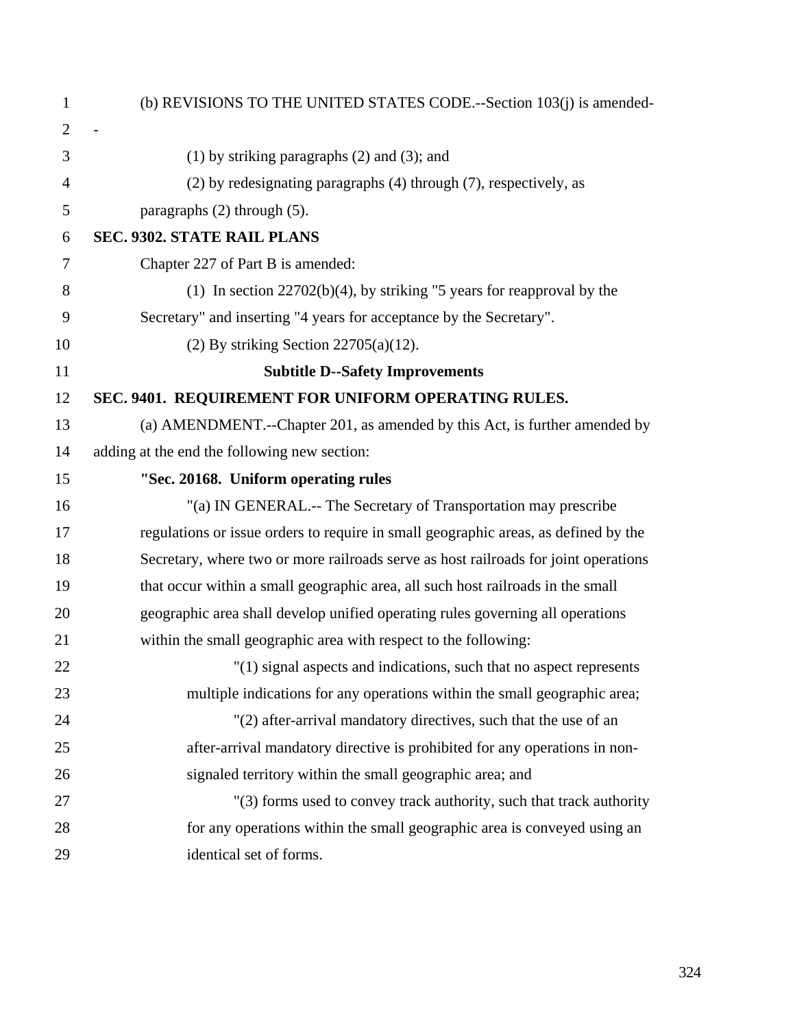(b) REVISIONS TO THE UNITED STATES CODE.--Section 103(j) is amended--

(1) by striking paragraphs (2) and (3); and

(2) by redesignating paragraphs (4) through (7), respectively, as paragraphs (2) through (5).

**SEC. 9302. STATE RAIL PLANS**

Chapter 227 of Part B is amended:

(1) In section 22702(b)(4), by striking "5 years for reapproval by the Secretary" and inserting "4 years for acceptance by the Secretary".

(2) By striking Section 22705(a)(12).

**Subtitle D--Safety Improvements**

**SEC. 9401. REQUIREMENT FOR UNIFORM OPERATING RULES.**

(a) AMENDMENT.--Chapter 201, as amended by this Act, is further amended by adding at the end the following new section:

**"Sec. 20168. Uniform operating rules**

"(a) IN GENERAL.-- The Secretary of Transportation may prescribe regulations or issue orders to require in small geographic areas, as defined by the Secretary, where two or more railroads serve as host railroads for joint operations that occur within a small geographic area, all such host railroads in the small geographic area shall develop unified operating rules governing all operations within the small geographic area with respect to the following:

"(1) signal aspects and indications, such that no aspect represents multiple indications for any operations within the small geographic area;

"(2) after-arrival mandatory directives, such that the use of an after-arrival mandatory directive is prohibited for any operations in non-signaled territory within the small geographic area; and

"(3) forms used to convey track authority, such that track authority for any operations within the small geographic area is conveyed using an identical set of forms.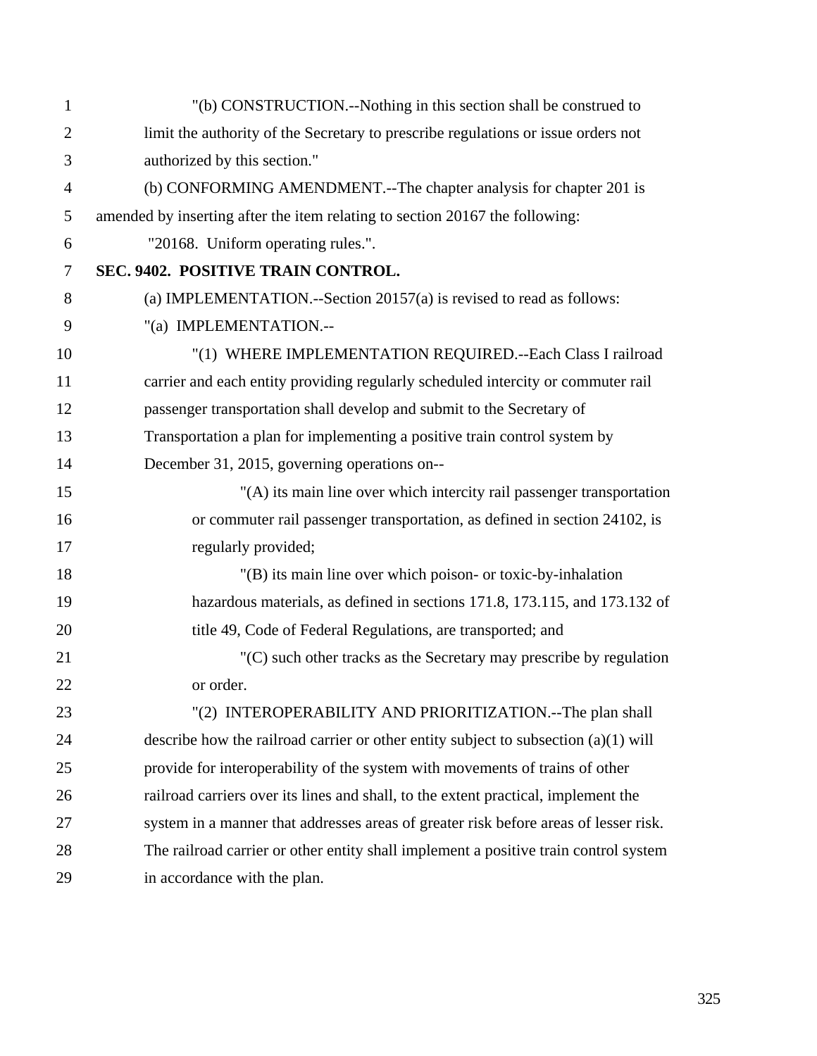"(b) CONSTRUCTION.--Nothing in this section shall be construed to limit the authority of the Secretary to prescribe regulations or issue orders not authorized by this section."

(b) CONFORMING AMENDMENT.--The chapter analysis for chapter 201 is amended by inserting after the item relating to section 20167 the following:

"20168. Uniform operating rules.".

**SEC. 9402. POSITIVE TRAIN CONTROL.**

(a) IMPLEMENTATION.--Section 20157(a) is revised to read as follows:

"(a) IMPLEMENTATION.--

"(1) WHERE IMPLEMENTATION REQUIRED.--Each Class I railroad carrier and each entity providing regularly scheduled intercity or commuter rail passenger transportation shall develop and submit to the Secretary of Transportation a plan for implementing a positive train control system by December 31, 2015, governing operations on--

"(A) its main line over which intercity rail passenger transportation or commuter rail passenger transportation, as defined in section 24102, is regularly provided;

"(B) its main line over which poison- or toxic-by-inhalation hazardous materials, as defined in sections 171.8, 173.115, and 173.132 of title 49, Code of Federal Regulations, are transported; and

"(C) such other tracks as the Secretary may prescribe by regulation or order.

"(2) INTEROPERABILITY AND PRIORITIZATION.--The plan shall describe how the railroad carrier or other entity subject to subsection (a)(1) will provide for interoperability of the system with movements of trains of other railroad carriers over its lines and shall, to the extent practical, implement the system in a manner that addresses areas of greater risk before areas of lesser risk. The railroad carrier or other entity shall implement a positive train control system in accordance with the plan.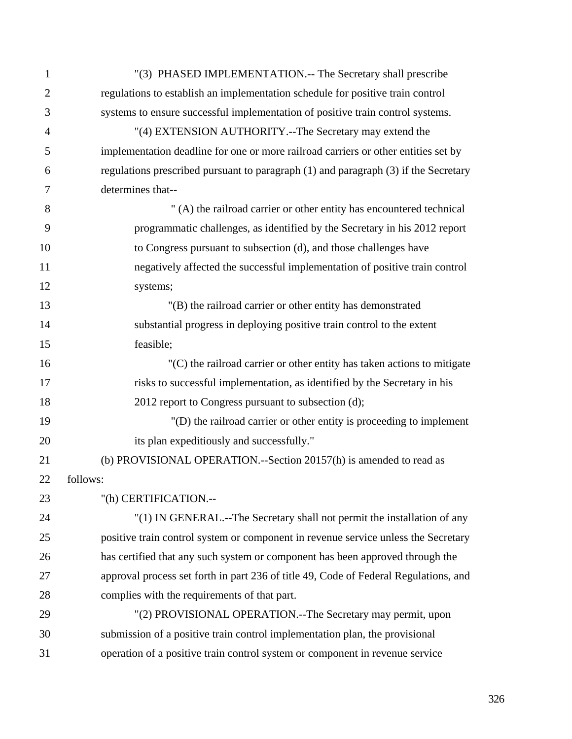"(3) PHASED IMPLEMENTATION.-- The Secretary shall prescribe regulations to establish an implementation schedule for positive train control systems to ensure successful implementation of positive train control systems.

"(4) EXTENSION AUTHORITY.--The Secretary may extend the implementation deadline for one or more railroad carriers or other entities set by regulations prescribed pursuant to paragraph (1) and paragraph (3) if the Secretary determines that--

" (A) the railroad carrier or other entity has encountered technical programmatic challenges, as identified by the Secretary in his 2012 report to Congress pursuant to subsection (d), and those challenges have negatively affected the successful implementation of positive train control systems;

"(B) the railroad carrier or other entity has demonstrated substantial progress in deploying positive train control to the extent feasible;

"(C) the railroad carrier or other entity has taken actions to mitigate risks to successful implementation, as identified by the Secretary in his 2012 report to Congress pursuant to subsection (d);

"(D) the railroad carrier or other entity is proceeding to implement its plan expeditiously and successfully."

(b) PROVISIONAL OPERATION.--Section 20157(h) is amended to read as follows:

"(h) CERTIFICATION.--

"(1) IN GENERAL.--The Secretary shall not permit the installation of any positive train control system or component in revenue service unless the Secretary has certified that any such system or component has been approved through the approval process set forth in part 236 of title 49, Code of Federal Regulations, and complies with the requirements of that part.

"(2) PROVISIONAL OPERATION.--The Secretary may permit, upon submission of a positive train control implementation plan, the provisional operation of a positive train control system or component in revenue service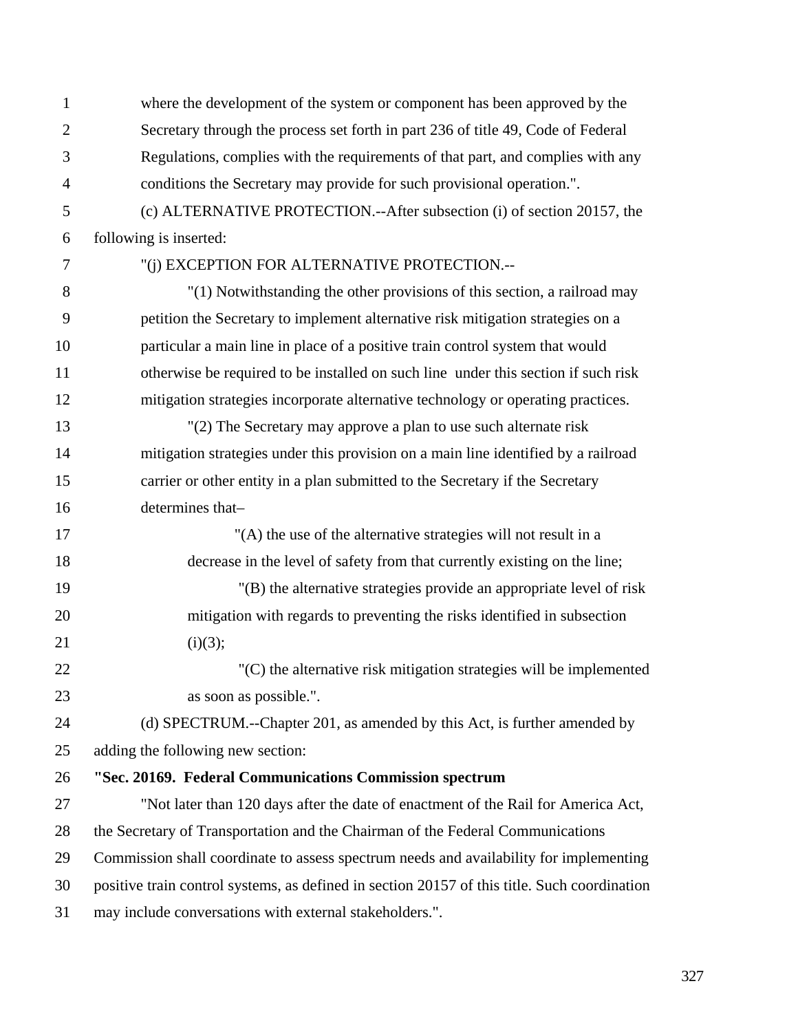where the development of the system or component has been approved by the Secretary through the process set forth in part 236 of title 49, Code of Federal Regulations, complies with the requirements of that part, and complies with any conditions the Secretary may provide for such provisional operation.".

(c) ALTERNATIVE PROTECTION.--After subsection (i) of section 20157, the following is inserted:

"(j) EXCEPTION FOR ALTERNATIVE PROTECTION.--

"(1) Notwithstanding the other provisions of this section, a railroad may petition the Secretary to implement alternative risk mitigation strategies on a particular a main line in place of a positive train control system that would otherwise be required to be installed on such line under this section if such risk mitigation strategies incorporate alternative technology or operating practices.

"(2) The Secretary may approve a plan to use such alternate risk mitigation strategies under this provision on a main line identified by a railroad carrier or other entity in a plan submitted to the Secretary if the Secretary determines that–

"(A) the use of the alternative strategies will not result in a decrease in the level of safety from that currently existing on the line;

"(B) the alternative strategies provide an appropriate level of risk mitigation with regards to preventing the risks identified in subsection (i)(3);

"(C) the alternative risk mitigation strategies will be implemented as soon as possible.".

(d) SPECTRUM.--Chapter 201, as amended by this Act, is further amended by adding the following new section:

**"Sec. 20169. Federal Communications Commission spectrum**

"Not later than 120 days after the date of enactment of the Rail for America Act, the Secretary of Transportation and the Chairman of the Federal Communications Commission shall coordinate to assess spectrum needs and availability for implementing positive train control systems, as defined in section 20157 of this title. Such coordination may include conversations with external stakeholders.".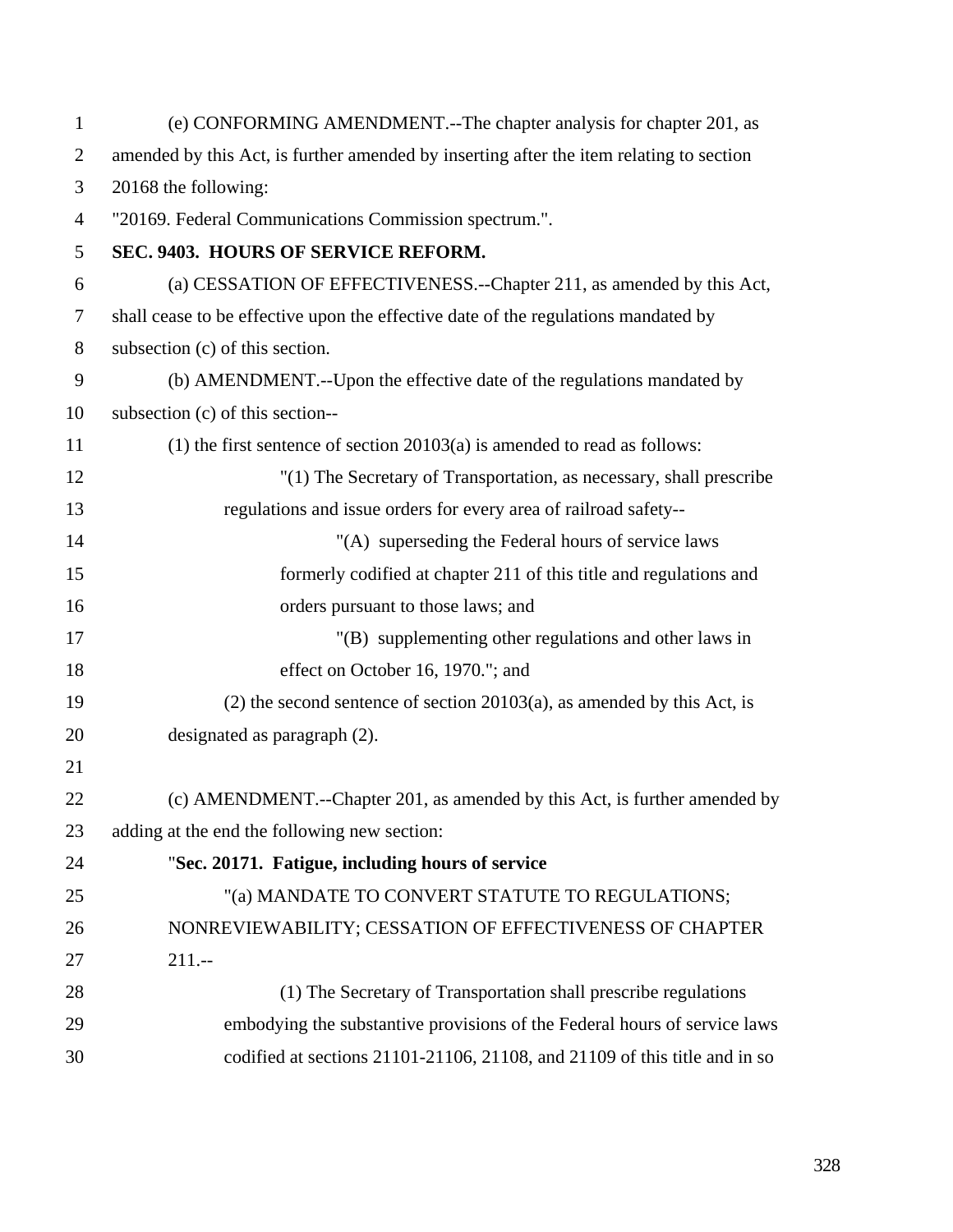(e) CONFORMING AMENDMENT.--The chapter analysis for chapter 201, as amended by this Act, is further amended by inserting after the item relating to section 20168 the following:

"20169. Federal Communications Commission spectrum.".

**SEC. 9403. HOURS OF SERVICE REFORM.**

(a) CESSATION OF EFFECTIVENESS.--Chapter 211, as amended by this Act, shall cease to be effective upon the effective date of the regulations mandated by subsection (c) of this section.

(b) AMENDMENT.--Upon the effective date of the regulations mandated by subsection (c) of this section--

(1) the first sentence of section 20103(a) is amended to read as follows:

"(1) The Secretary of Transportation, as necessary, shall prescribe regulations and issue orders for every area of railroad safety--

"(A) superseding the Federal hours of service laws formerly codified at chapter 211 of this title and regulations and orders pursuant to those laws; and

"(B) supplementing other regulations and other laws in effect on October 16, 1970."; and

(2) the second sentence of section 20103(a), as amended by this Act, is designated as paragraph (2).

(c) AMENDMENT.--Chapter 201, as amended by this Act, is further amended by adding at the end the following new section:

"**Sec. 20171. Fatigue, including hours of service**

"(a) MANDATE TO CONVERT STATUTE TO REGULATIONS; NONREVIEWABILITY; CESSATION OF EFFECTIVENESS OF CHAPTER 211.--

(1) The Secretary of Transportation shall prescribe regulations embodying the substantive provisions of the Federal hours of service laws codified at sections 21101-21106, 21108, and 21109 of this title and in so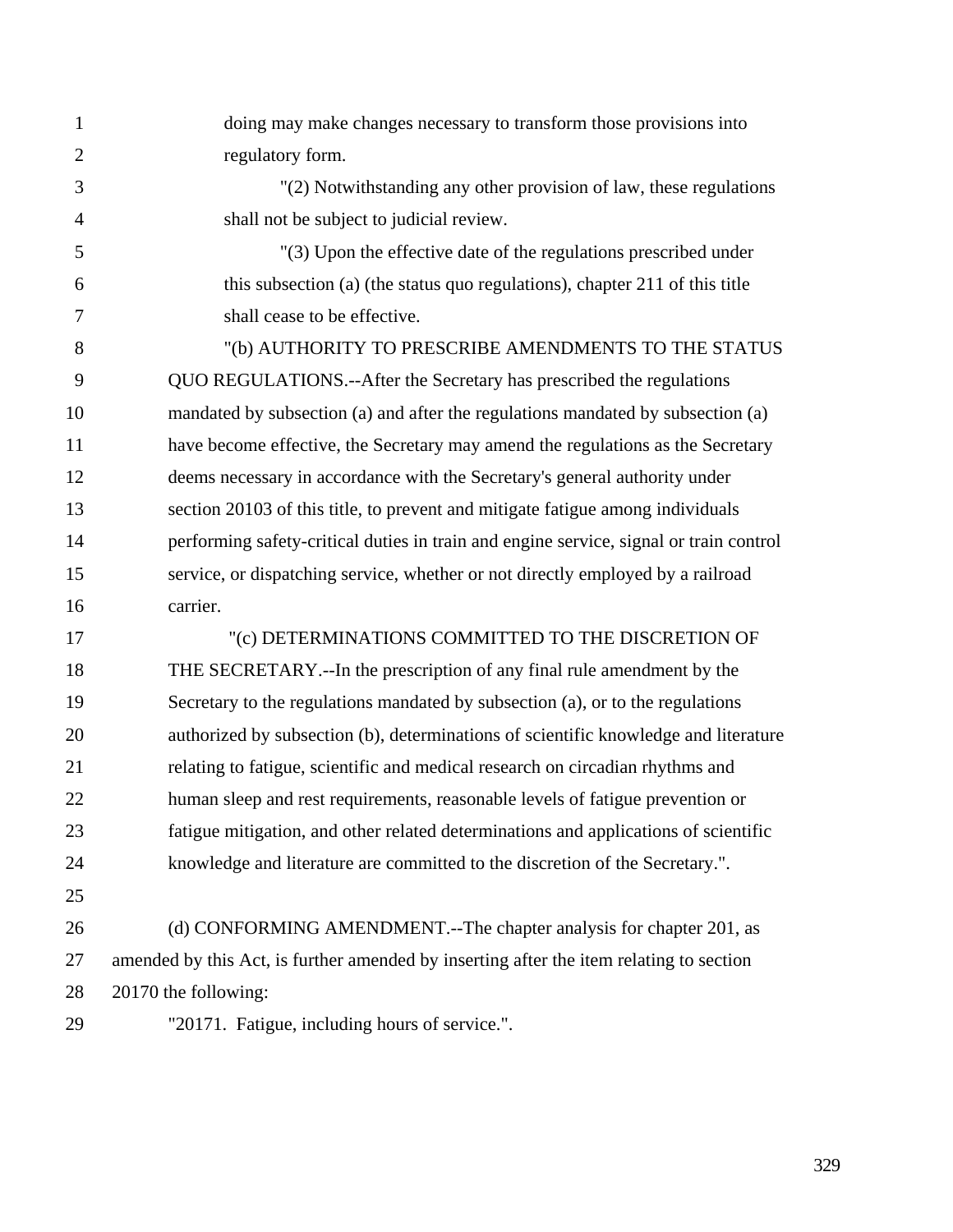doing may make changes necessary to transform those provisions into regulatory form.

"(2) Notwithstanding any other provision of law, these regulations shall not be subject to judicial review.

"(3) Upon the effective date of the regulations prescribed under this subsection (a) (the status quo regulations), chapter 211 of this title shall cease to be effective.

"(b) AUTHORITY TO PRESCRIBE AMENDMENTS TO THE STATUS QUO REGULATIONS.--After the Secretary has prescribed the regulations mandated by subsection (a) and after the regulations mandated by subsection (a) have become effective, the Secretary may amend the regulations as the Secretary deems necessary in accordance with the Secretary's general authority under section 20103 of this title, to prevent and mitigate fatigue among individuals performing safety-critical duties in train and engine service, signal or train control service, or dispatching service, whether or not directly employed by a railroad carrier.

"(c) DETERMINATIONS COMMITTED TO THE DISCRETION OF THE SECRETARY.--In the prescription of any final rule amendment by the Secretary to the regulations mandated by subsection (a), or to the regulations authorized by subsection (b), determinations of scientific knowledge and literature relating to fatigue, scientific and medical research on circadian rhythms and human sleep and rest requirements, reasonable levels of fatigue prevention or fatigue mitigation, and other related determinations and applications of scientific knowledge and literature are committed to the discretion of the Secretary.".

(d) CONFORMING AMENDMENT.--The chapter analysis for chapter 201, as amended by this Act, is further amended by inserting after the item relating to section 20170 the following:

"20171. Fatigue, including hours of service.".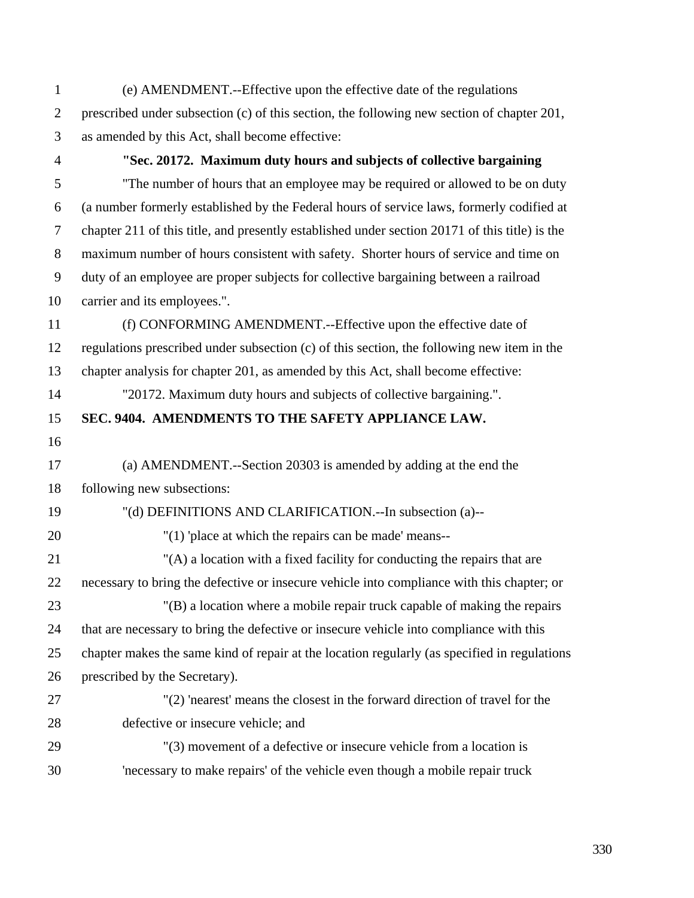(e) AMENDMENT.--Effective upon the effective date of the regulations prescribed under subsection (c) of this section, the following new section of chapter 201, as amended by this Act, shall become effective:

**"Sec. 20172. Maximum duty hours and subjects of collective bargaining**

"The number of hours that an employee may be required or allowed to be on duty (a number formerly established by the Federal hours of service laws, formerly codified at chapter 211 of this title, and presently established under section 20171 of this title) is the maximum number of hours consistent with safety. Shorter hours of service and time on duty of an employee are proper subjects for collective bargaining between a railroad carrier and its employees.".

(f) CONFORMING AMENDMENT.--Effective upon the effective date of regulations prescribed under subsection (c) of this section, the following new item in the chapter analysis for chapter 201, as amended by this Act, shall become effective:

"20172. Maximum duty hours and subjects of collective bargaining.".

**SEC. 9404. AMENDMENTS TO THE SAFETY APPLIANCE LAW.**

(a) AMENDMENT.--Section 20303 is amended by adding at the end the following new subsections:

"(d) DEFINITIONS AND CLARIFICATION.--In subsection (a)--

"(1) 'place at which the repairs can be made' means--

"(A) a location with a fixed facility for conducting the repairs that are necessary to bring the defective or insecure vehicle into compliance with this chapter; or

"(B) a location where a mobile repair truck capable of making the repairs that are necessary to bring the defective or insecure vehicle into compliance with this chapter makes the same kind of repair at the location regularly (as specified in regulations prescribed by the Secretary).

"(2) 'nearest' means the closest in the forward direction of travel for the defective or insecure vehicle; and

"(3) movement of a defective or insecure vehicle from a location is 'necessary to make repairs' of the vehicle even though a mobile repair truck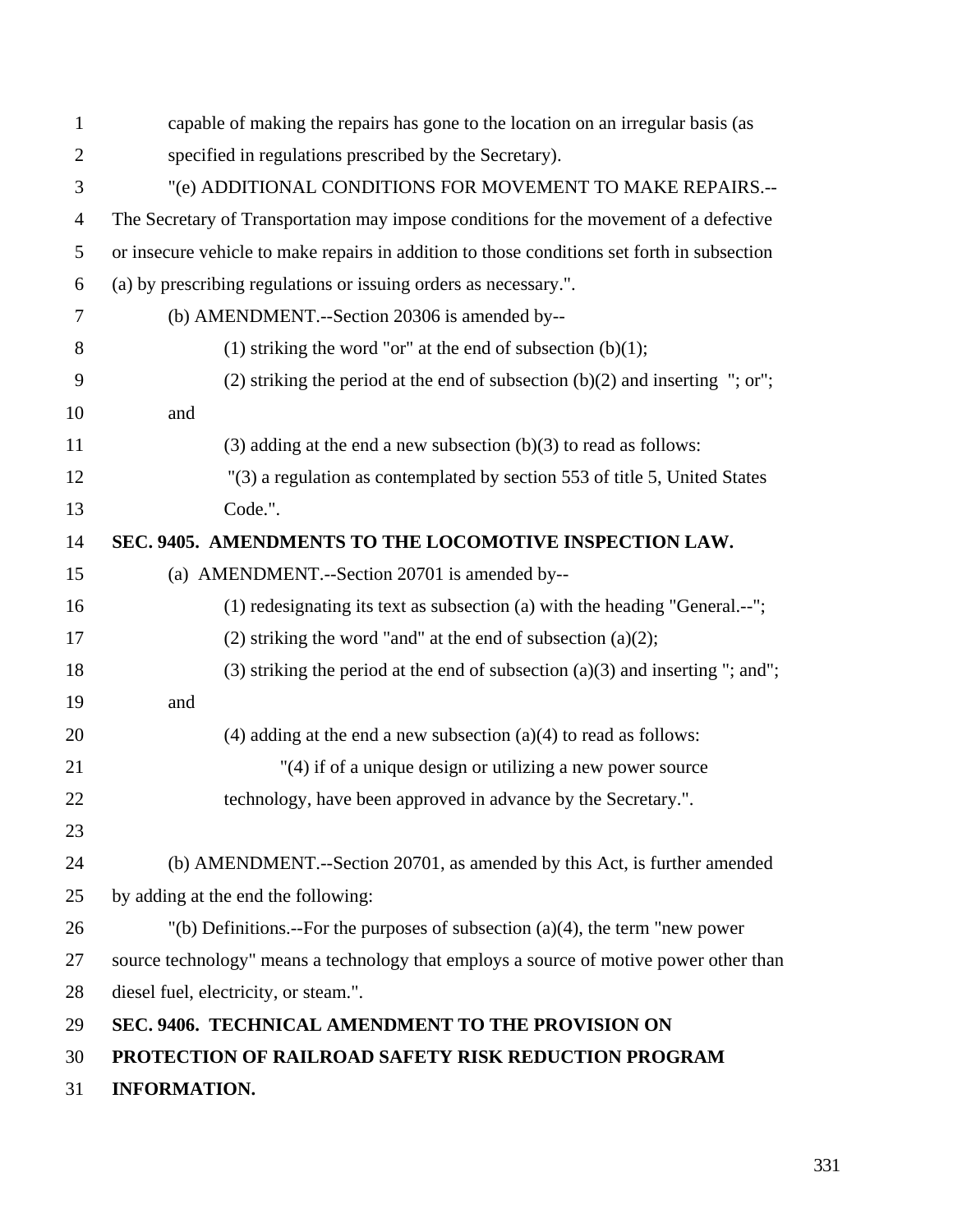capable of making the repairs has gone to the location on an irregular basis (as specified in regulations prescribed by the Secretary).

"(e) ADDITIONAL CONDITIONS FOR MOVEMENT TO MAKE REPAIRS.--The Secretary of Transportation may impose conditions for the movement of a defective or insecure vehicle to make repairs in addition to those conditions set forth in subsection (a) by prescribing regulations or issuing orders as necessary.".

(b) AMENDMENT.--Section 20306 is amended by--

(1) striking the word "or" at the end of subsection (b)(1);

(2) striking the period at the end of subsection (b)(2) and inserting "; or"; and

(3) adding at the end a new subsection (b)(3) to read as follows:

"(3) a regulation as contemplated by section 553 of title 5, United States Code.".

**SEC. 9405. AMENDMENTS TO THE LOCOMOTIVE INSPECTION LAW.**

(a) AMENDMENT.--Section 20701 is amended by--

(1) redesignating its text as subsection (a) with the heading "General.--";

(2) striking the word "and" at the end of subsection (a)(2);

(3) striking the period at the end of subsection (a)(3) and inserting "; and"; and

(4) adding at the end a new subsection (a)(4) to read as follows:

"(4) if of a unique design or utilizing a new power source technology, have been approved in advance by the Secretary.".

(b) AMENDMENT.--Section 20701, as amended by this Act, is further amended by adding at the end the following:

"(b) Definitions.--For the purposes of subsection (a)(4), the term "new power source technology" means a technology that employs a source of motive power other than diesel fuel, electricity, or steam.".

**SEC. 9406. TECHNICAL AMENDMENT TO THE PROVISION ON PROTECTION OF RAILROAD SAFETY RISK REDUCTION PROGRAM INFORMATION.**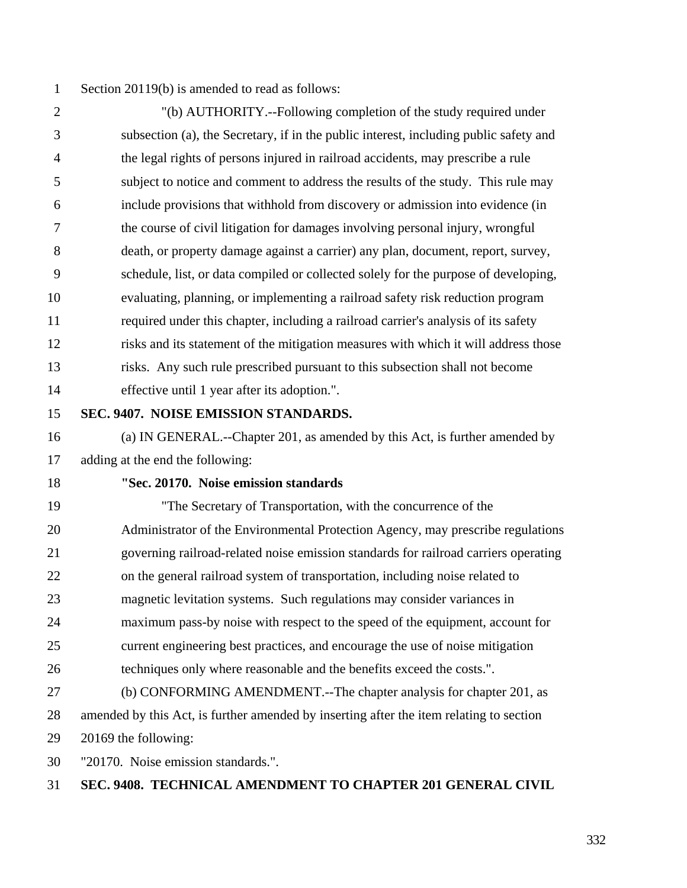Section 20119(b) is amended to read as follows:

"(b) AUTHORITY.--Following completion of the study required under subsection (a), the Secretary, if in the public interest, including public safety and the legal rights of persons injured in railroad accidents, may prescribe a rule subject to notice and comment to address the results of the study. This rule may include provisions that withhold from discovery or admission into evidence (in the course of civil litigation for damages involving personal injury, wrongful death, or property damage against a carrier) any plan, document, report, survey, schedule, list, or data compiled or collected solely for the purpose of developing, evaluating, planning, or implementing a railroad safety risk reduction program required under this chapter, including a railroad carrier's analysis of its safety risks and its statement of the mitigation measures with which it will address those risks. Any such rule prescribed pursuant to this subsection shall not become effective until 1 year after its adoption.".

**SEC. 9407. NOISE EMISSION STANDARDS.**

(a) IN GENERAL.--Chapter 201, as amended by this Act, is further amended by adding at the end the following:

**"Sec. 20170. Noise emission standards**

"The Secretary of Transportation, with the concurrence of the Administrator of the Environmental Protection Agency, may prescribe regulations governing railroad-related noise emission standards for railroad carriers operating on the general railroad system of transportation, including noise related to magnetic levitation systems. Such regulations may consider variances in maximum pass-by noise with respect to the speed of the equipment, account for current engineering best practices, and encourage the use of noise mitigation techniques only where reasonable and the benefits exceed the costs.".

(b) CONFORMING AMENDMENT.--The chapter analysis for chapter 201, as amended by this Act, is further amended by inserting after the item relating to section 20169 the following:

"20170. Noise emission standards.".

**SEC. 9408. TECHNICAL AMENDMENT TO CHAPTER 201 GENERAL CIVIL**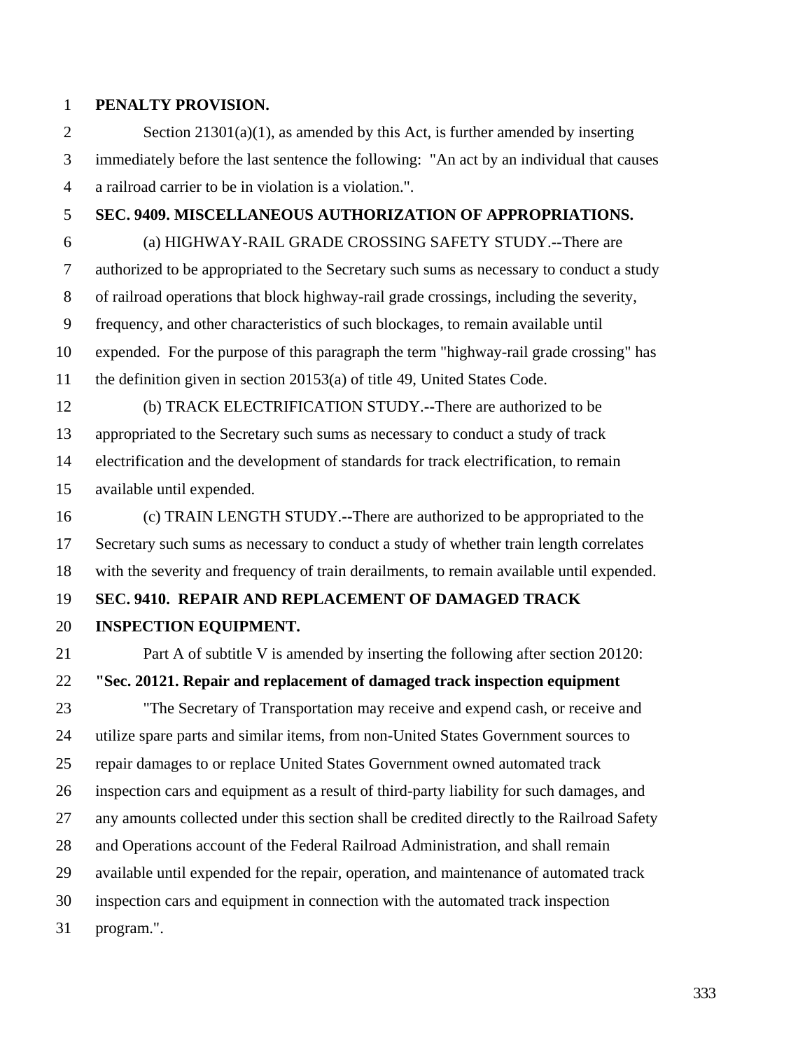**PENALTY PROVISION.**

Section 21301(a)(1), as amended by this Act, is further amended by inserting immediately before the last sentence the following: "An act by an individual that causes a railroad carrier to be in violation is a violation.".

**SEC. 9409. MISCELLANEOUS AUTHORIZATION OF APPROPRIATIONS.**

(a) HIGHWAY-RAIL GRADE CROSSING SAFETY STUDY.--There are authorized to be appropriated to the Secretary such sums as necessary to conduct a study of railroad operations that block highway-rail grade crossings, including the severity, frequency, and other characteristics of such blockages, to remain available until expended. For the purpose of this paragraph the term "highway-rail grade crossing" has the definition given in section 20153(a) of title 49, United States Code.

(b) TRACK ELECTRIFICATION STUDY.--There are authorized to be appropriated to the Secretary such sums as necessary to conduct a study of track electrification and the development of standards for track electrification, to remain available until expended.

(c) TRAIN LENGTH STUDY.--There are authorized to be appropriated to the Secretary such sums as necessary to conduct a study of whether train length correlates with the severity and frequency of train derailments, to remain available until expended.

**SEC. 9410. REPAIR AND REPLACEMENT OF DAMAGED TRACK INSPECTION EQUIPMENT.**

Part A of subtitle V is amended by inserting the following after section 20120:

**"Sec. 20121. Repair and replacement of damaged track inspection equipment**

"The Secretary of Transportation may receive and expend cash, or receive and utilize spare parts and similar items, from non-United States Government sources to repair damages to or replace United States Government owned automated track inspection cars and equipment as a result of third-party liability for such damages, and any amounts collected under this section shall be credited directly to the Railroad Safety and Operations account of the Federal Railroad Administration, and shall remain available until expended for the repair, operation, and maintenance of automated track inspection cars and equipment in connection with the automated track inspection program.".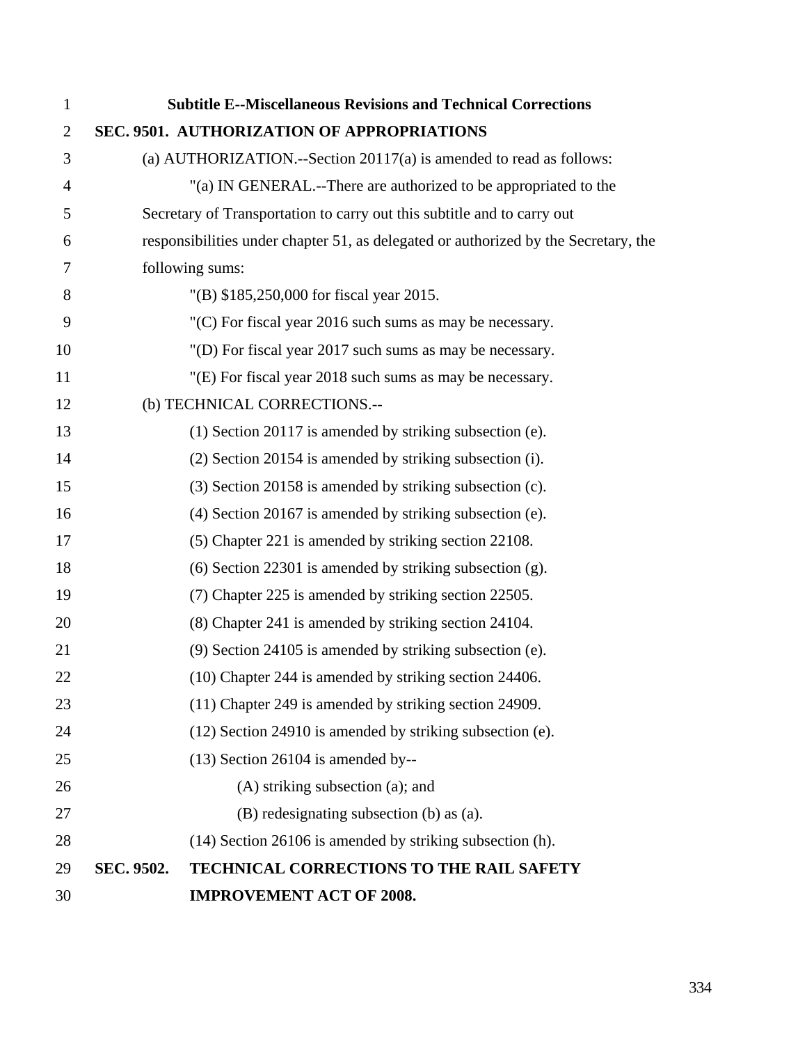**Subtitle E--Miscellaneous Revisions and Technical Corrections**

**SEC. 9501. AUTHORIZATION OF APPROPRIATIONS**

(a) AUTHORIZATION.--Section 20117(a) is amended to read as follows:

"(a) IN GENERAL.--There are authorized to be appropriated to the Secretary of Transportation to carry out this subtitle and to carry out responsibilities under chapter 51, as delegated or authorized by the Secretary, the following sums:

"(B) $185,250,000 for fiscal year 2015.

"(C) For fiscal year 2016 such sums as may be necessary.

"(D) For fiscal year 2017 such sums as may be necessary.

"(E) For fiscal year 2018 such sums as may be necessary.

(b) TECHNICAL CORRECTIONS.--

(1) Section 20117 is amended by striking subsection (e).

(2) Section 20154 is amended by striking subsection (i).

(3) Section 20158 is amended by striking subsection (c).

(4) Section 20167 is amended by striking subsection (e).

(5) Chapter 221 is amended by striking section 22108.

(6) Section 22301 is amended by striking subsection (g).

(7) Chapter 225 is amended by striking section 22505.

(8) Chapter 241 is amended by striking section 24104.

(9) Section 24105 is amended by striking subsection (e).

(10) Chapter 244 is amended by striking section 24406.

(11) Chapter 249 is amended by striking section 24909.

(12) Section 24910 is amended by striking subsection (e).

(13) Section 26104 is amended by--

(A) striking subsection (a); and

(B) redesignating subsection (b) as (a).

(14) Section 26106 is amended by striking subsection (h).

**SEC. 9502. TECHNICAL CORRECTIONS TO THE RAIL SAFETY IMPROVEMENT ACT OF 2008.**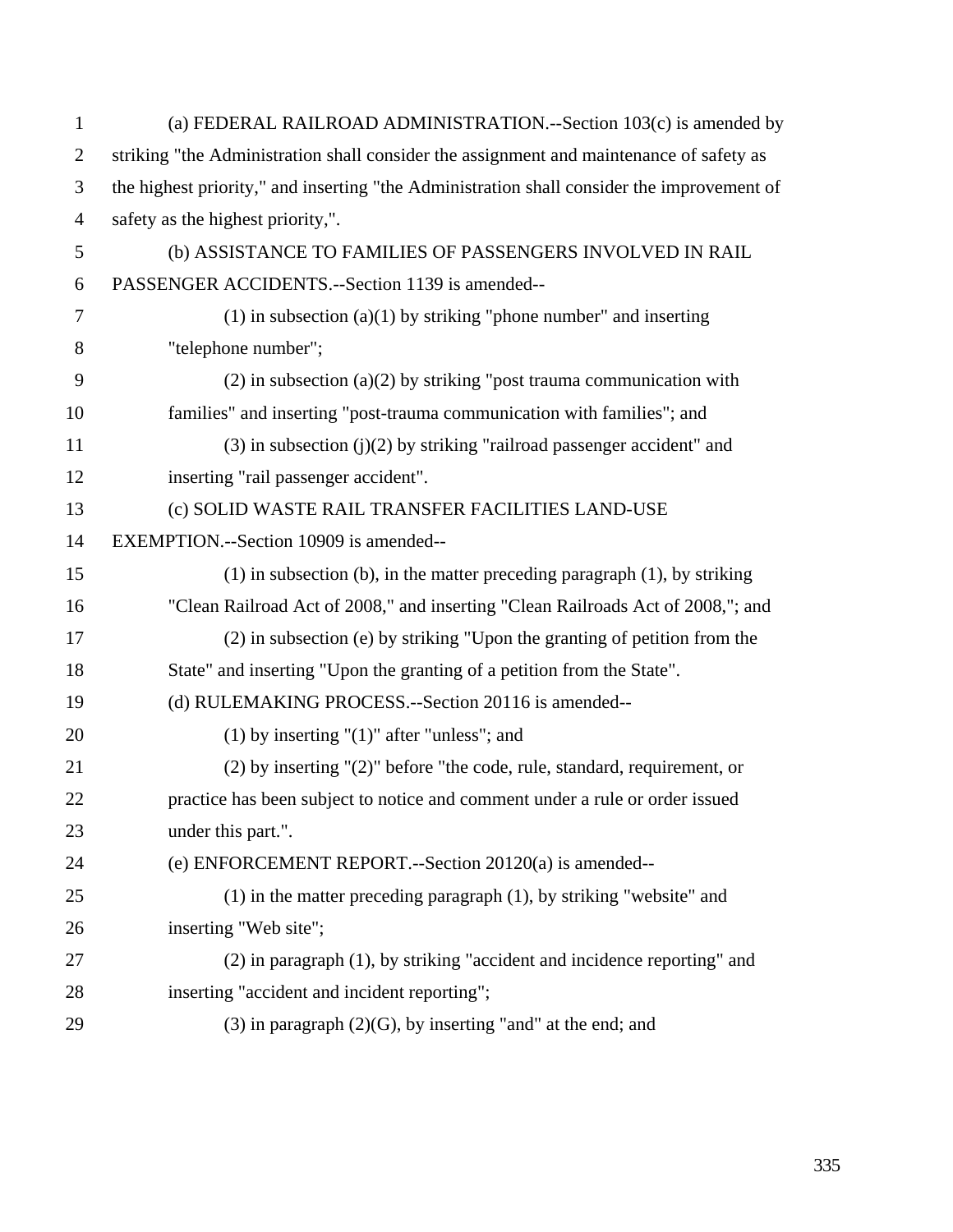(a) FEDERAL RAILROAD ADMINISTRATION.--Section 103(c) is amended by striking "the Administration shall consider the assignment and maintenance of safety as the highest priority," and inserting "the Administration shall consider the improvement of safety as the highest priority,".

(b) ASSISTANCE TO FAMILIES OF PASSENGERS INVOLVED IN RAIL PASSENGER ACCIDENTS.--Section 1139 is amended--

(1) in subsection (a)(1) by striking "phone number" and inserting "telephone number";

(2) in subsection (a)(2) by striking "post trauma communication with families" and inserting "post-trauma communication with families"; and

(3) in subsection (j)(2) by striking "railroad passenger accident" and inserting "rail passenger accident".

(c) SOLID WASTE RAIL TRANSFER FACILITIES LAND-USE EXEMPTION.--Section 10909 is amended--

(1) in subsection (b), in the matter preceding paragraph (1), by striking "Clean Railroad Act of 2008," and inserting "Clean Railroads Act of 2008,"; and

(2) in subsection (e) by striking "Upon the granting of petition from the State" and inserting "Upon the granting of a petition from the State".

(d) RULEMAKING PROCESS.--Section 20116 is amended--

(1) by inserting "(1)" after "unless"; and

(2) by inserting "(2)" before "the code, rule, standard, requirement, or practice has been subject to notice and comment under a rule or order issued under this part.".

(e) ENFORCEMENT REPORT.--Section 20120(a) is amended--

(1) in the matter preceding paragraph (1), by striking "website" and inserting "Web site";

(2) in paragraph (1), by striking "accident and incidence reporting" and inserting "accident and incident reporting";

(3) in paragraph (2)(G), by inserting "and" at the end; and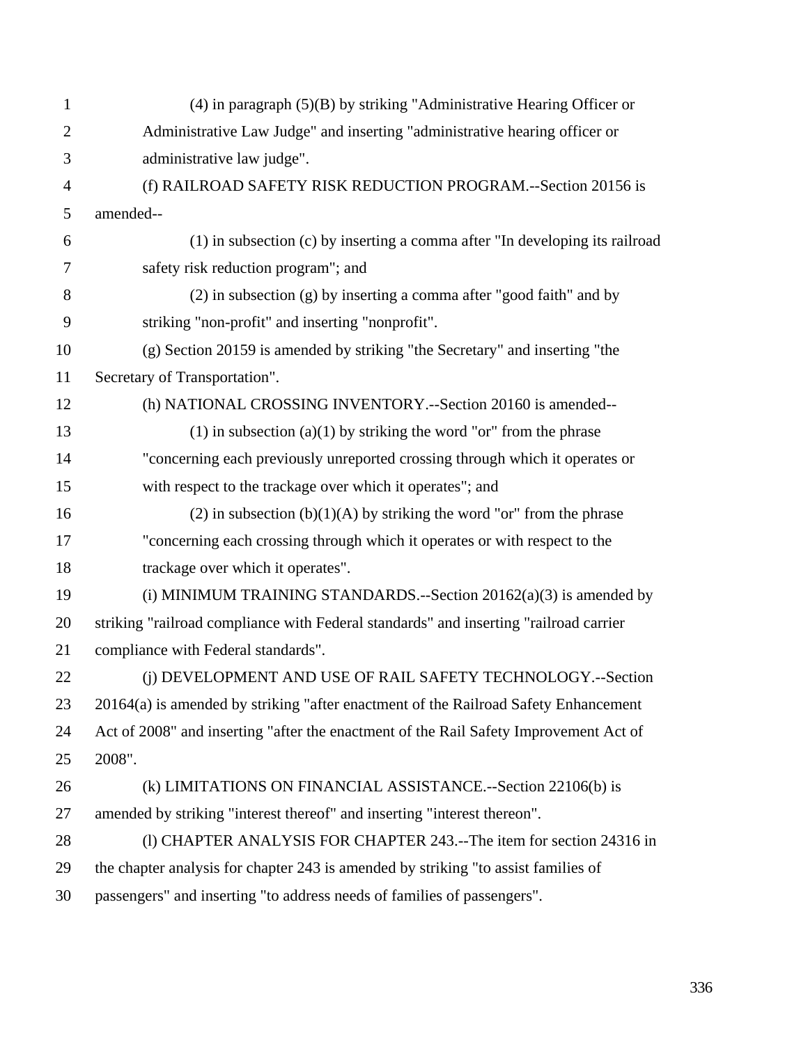(4) in paragraph (5)(B) by striking "Administrative Hearing Officer or Administrative Law Judge" and inserting "administrative hearing officer or administrative law judge".

(f) RAILROAD SAFETY RISK REDUCTION PROGRAM.--Section 20156 is amended--

(1) in subsection (c) by inserting a comma after "In developing its railroad safety risk reduction program"; and

(2) in subsection (g) by inserting a comma after "good faith" and by striking "non-profit" and inserting "nonprofit".

(g) Section 20159 is amended by striking "the Secretary" and inserting "the Secretary of Transportation".

(h) NATIONAL CROSSING INVENTORY.--Section 20160 is amended--

(1) in subsection (a)(1) by striking the word "or" from the phrase "concerning each previously unreported crossing through which it operates or with respect to the trackage over which it operates"; and

(2) in subsection (b)(1)(A) by striking the word "or" from the phrase "concerning each crossing through which it operates or with respect to the trackage over which it operates".

(i) MINIMUM TRAINING STANDARDS.--Section 20162(a)(3) is amended by striking "railroad compliance with Federal standards" and inserting "railroad carrier compliance with Federal standards".

(j) DEVELOPMENT AND USE OF RAIL SAFETY TECHNOLOGY.--Section 20164(a) is amended by striking "after enactment of the Railroad Safety Enhancement Act of 2008" and inserting "after the enactment of the Rail Safety Improvement Act of 2008".

(k) LIMITATIONS ON FINANCIAL ASSISTANCE.--Section 22106(b) is amended by striking "interest thereof" and inserting "interest thereon".

(l) CHAPTER ANALYSIS FOR CHAPTER 243.--The item for section 24316 in the chapter analysis for chapter 243 is amended by striking "to assist families of passengers" and inserting "to address needs of families of passengers".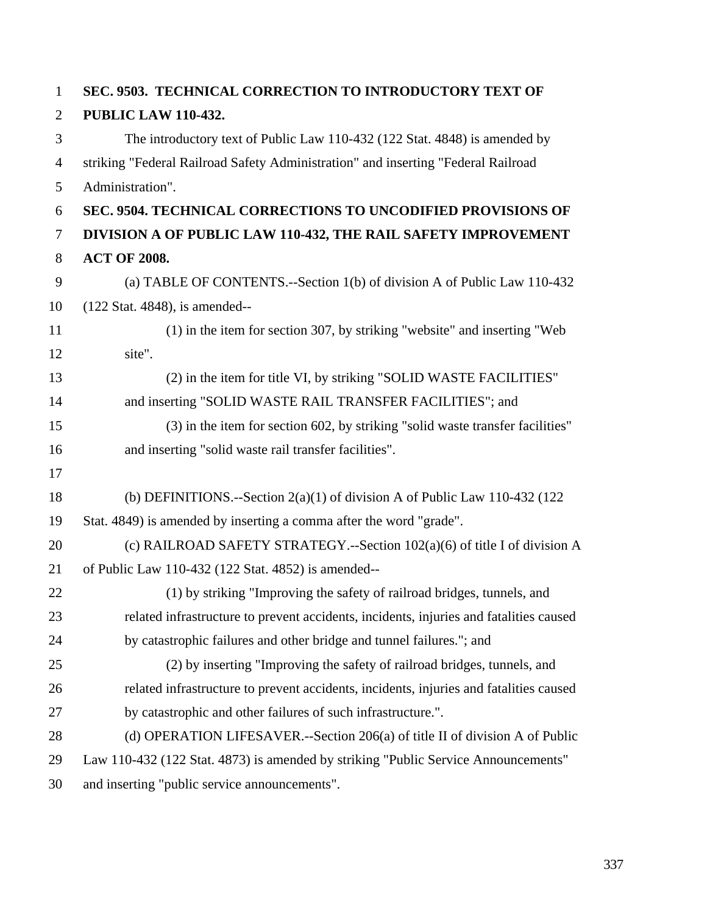**SEC. 9503. TECHNICAL CORRECTION TO INTRODUCTORY TEXT OF PUBLIC LAW 110-432.**

The introductory text of Public Law 110-432 (122 Stat. 4848) is amended by striking "Federal Railroad Safety Administration" and inserting "Federal Railroad Administration".

**SEC. 9504. TECHNICAL CORRECTIONS TO UNCODIFIED PROVISIONS OF DIVISION A OF PUBLIC LAW 110-432, THE RAIL SAFETY IMPROVEMENT ACT OF 2008.**

(a) TABLE OF CONTENTS.--Section 1(b) of division A of Public Law 110-432 (122 Stat. 4848), is amended--

(1) in the item for section 307, by striking "website" and inserting "Web site".

(2) in the item for title VI, by striking "SOLID WASTE FACILITIES" and inserting "SOLID WASTE RAIL TRANSFER FACILITIES"; and

(3) in the item for section 602, by striking "solid waste transfer facilities" and inserting "solid waste rail transfer facilities".

(b) DEFINITIONS.--Section 2(a)(1) of division A of Public Law 110-432 (122 Stat. 4849) is amended by inserting a comma after the word "grade".

(c) RAILROAD SAFETY STRATEGY.--Section 102(a)(6) of title I of division A of Public Law 110-432 (122 Stat. 4852) is amended--

(1) by striking "Improving the safety of railroad bridges, tunnels, and related infrastructure to prevent accidents, incidents, injuries and fatalities caused by catastrophic failures and other bridge and tunnel failures."; and

(2) by inserting "Improving the safety of railroad bridges, tunnels, and related infrastructure to prevent accidents, incidents, injuries and fatalities caused by catastrophic and other failures of such infrastructure.".

(d) OPERATION LIFESAVER.--Section 206(a) of title II of division A of Public Law 110-432 (122 Stat. 4873) is amended by striking "Public Service Announcements" and inserting "public service announcements".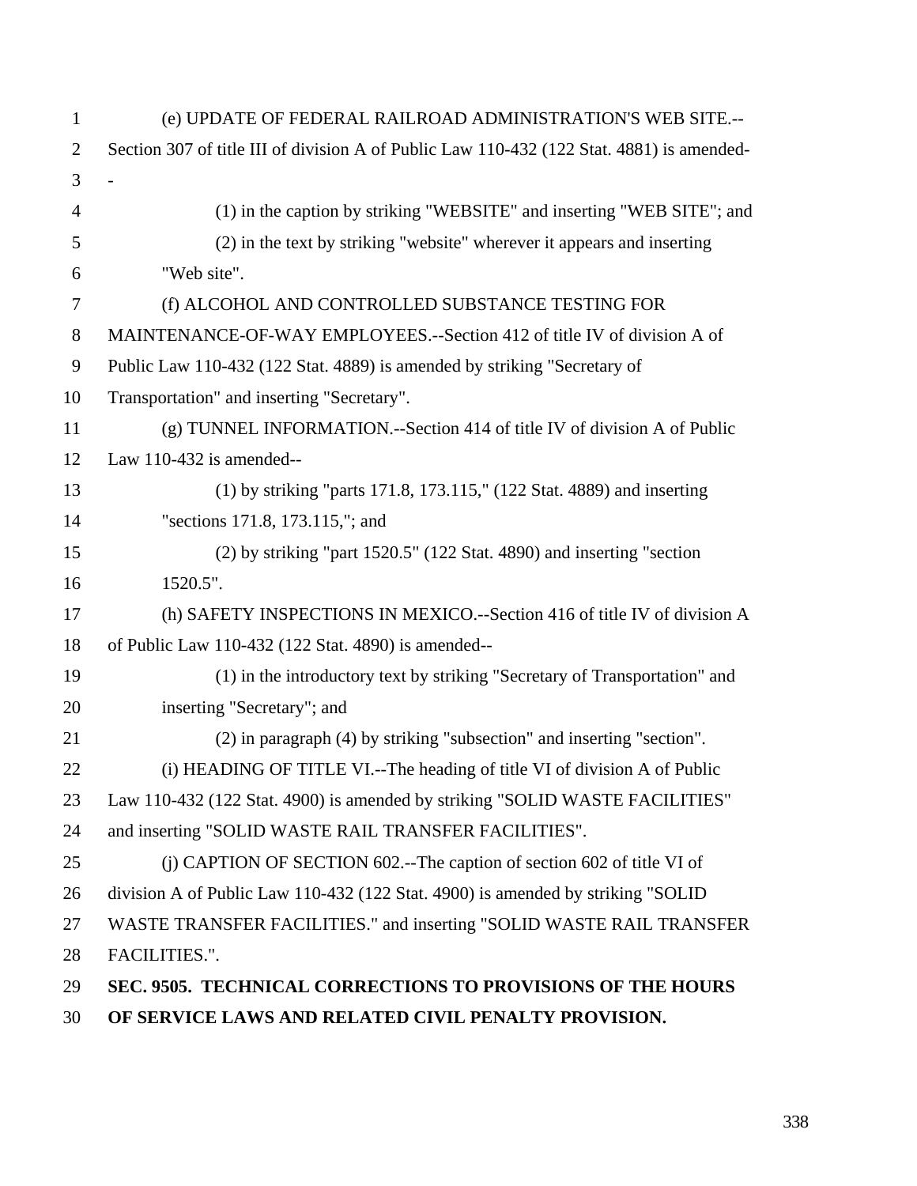(e) UPDATE OF FEDERAL RAILROAD ADMINISTRATION'S WEB SITE.--Section 307 of title III of division A of Public Law 110-432 (122 Stat. 4881) is amended--

(1) in the caption by striking "WEBSITE" and inserting "WEB SITE"; and

(2) in the text by striking "website" wherever it appears and inserting "Web site".

(f) ALCOHOL AND CONTROLLED SUBSTANCE TESTING FOR MAINTENANCE-OF-WAY EMPLOYEES.--Section 412 of title IV of division A of Public Law 110-432 (122 Stat. 4889) is amended by striking "Secretary of Transportation" and inserting "Secretary".

(g) TUNNEL INFORMATION.--Section 414 of title IV of division A of Public Law 110-432 is amended--

(1) by striking "parts 171.8, 173.115," (122 Stat. 4889) and inserting "sections 171.8, 173.115,"; and

(2) by striking "part 1520.5" (122 Stat. 4890) and inserting "section 1520.5".

(h) SAFETY INSPECTIONS IN MEXICO.--Section 416 of title IV of division A of Public Law 110-432 (122 Stat. 4890) is amended--

(1) in the introductory text by striking "Secretary of Transportation" and inserting "Secretary"; and

(2) in paragraph (4) by striking "subsection" and inserting "section".

(i) HEADING OF TITLE VI.--The heading of title VI of division A of Public Law 110-432 (122 Stat. 4900) is amended by striking "SOLID WASTE FACILITIES" and inserting "SOLID WASTE RAIL TRANSFER FACILITIES".

(j) CAPTION OF SECTION 602.--The caption of section 602 of title VI of division A of Public Law 110-432 (122 Stat. 4900) is amended by striking "SOLID WASTE TRANSFER FACILITIES." and inserting "SOLID WASTE RAIL TRANSFER FACILITIES.".

**SEC. 9505. TECHNICAL CORRECTIONS TO PROVISIONS OF THE HOURS OF SERVICE LAWS AND RELATED CIVIL PENALTY PROVISION.**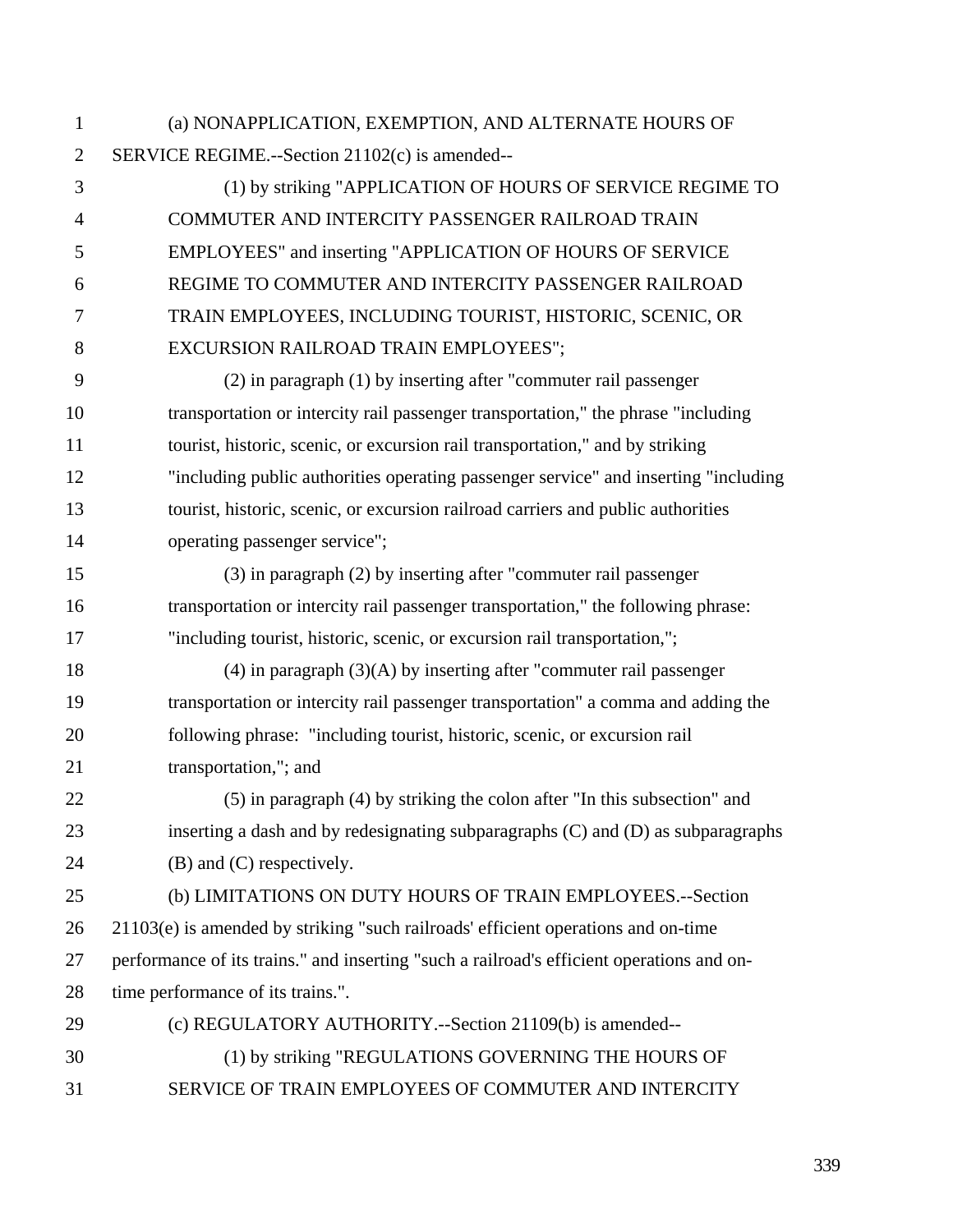(a) NONAPPLICATION, EXEMPTION, AND ALTERNATE HOURS OF SERVICE REGIME.--Section 21102(c) is amended--

(1) by striking "APPLICATION OF HOURS OF SERVICE REGIME TO COMMUTER AND INTERCITY PASSENGER RAILROAD TRAIN EMPLOYEES" and inserting "APPLICATION OF HOURS OF SERVICE REGIME TO COMMUTER AND INTERCITY PASSENGER RAILROAD TRAIN EMPLOYEES, INCLUDING TOURIST, HISTORIC, SCENIC, OR EXCURSION RAILROAD TRAIN EMPLOYEES";

(2) in paragraph (1) by inserting after "commuter rail passenger transportation or intercity rail passenger transportation," the phrase "including tourist, historic, scenic, or excursion rail transportation," and by striking "including public authorities operating passenger service" and inserting "including tourist, historic, scenic, or excursion railroad carriers and public authorities operating passenger service";

(3) in paragraph (2) by inserting after "commuter rail passenger transportation or intercity rail passenger transportation," the following phrase: "including tourist, historic, scenic, or excursion rail transportation,";

(4) in paragraph (3)(A) by inserting after "commuter rail passenger transportation or intercity rail passenger transportation" a comma and adding the following phrase: "including tourist, historic, scenic, or excursion rail transportation,"; and

(5) in paragraph (4) by striking the colon after "In this subsection" and inserting a dash and by redesignating subparagraphs (C) and (D) as subparagraphs (B) and (C) respectively.

(b) LIMITATIONS ON DUTY HOURS OF TRAIN EMPLOYEES.--Section 21103(e) is amended by striking "such railroads' efficient operations and on-time performance of its trains." and inserting "such a railroad's efficient operations and on-time performance of its trains.".

(c) REGULATORY AUTHORITY.--Section 21109(b) is amended--

(1) by striking "REGULATIONS GOVERNING THE HOURS OF SERVICE OF TRAIN EMPLOYEES OF COMMUTER AND INTERCITY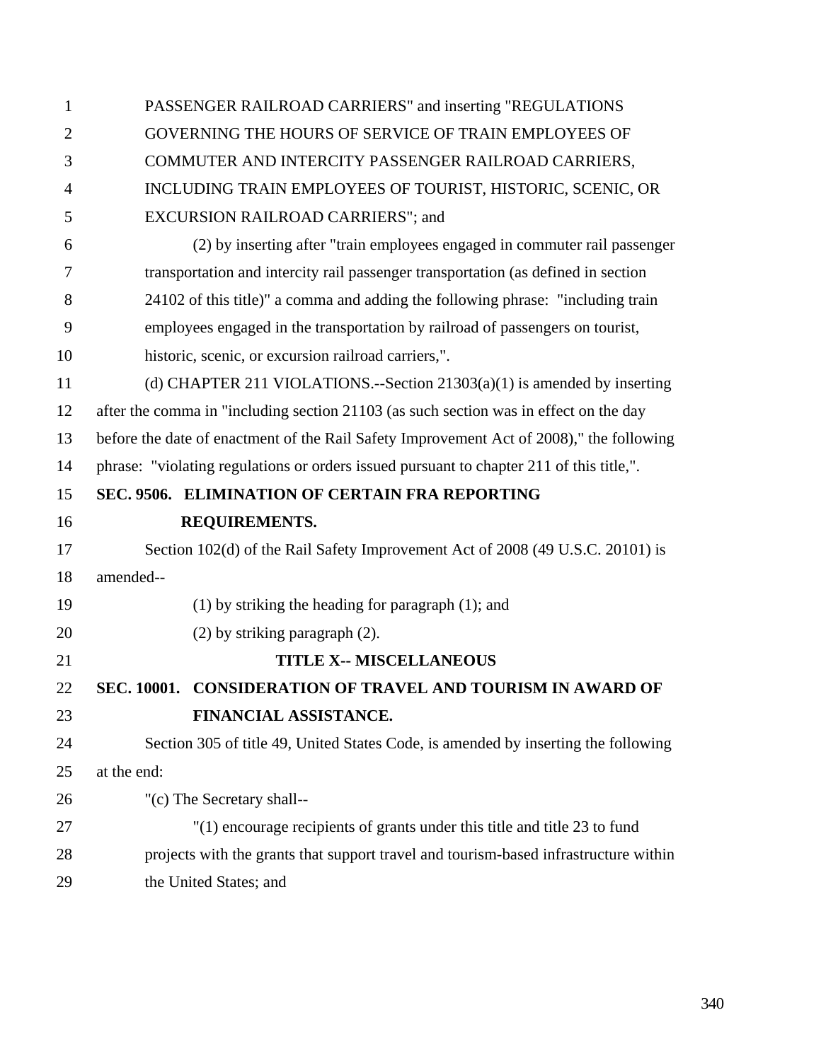PASSENGER RAILROAD CARRIERS" and inserting "REGULATIONS GOVERNING THE HOURS OF SERVICE OF TRAIN EMPLOYEES OF COMMUTER AND INTERCITY PASSENGER RAILROAD CARRIERS, INCLUDING TRAIN EMPLOYEES OF TOURIST, HISTORIC, SCENIC, OR EXCURSION RAILROAD CARRIERS"; and

(2) by inserting after "train employees engaged in commuter rail passenger transportation and intercity rail passenger transportation (as defined in section 24102 of this title)" a comma and adding the following phrase: "including train employees engaged in the transportation by railroad of passengers on tourist, historic, scenic, or excursion railroad carriers,".

(d) CHAPTER 211 VIOLATIONS.--Section 21303(a)(1) is amended by inserting after the comma in "including section 21103 (as such section was in effect on the day before the date of enactment of the Rail Safety Improvement Act of 2008)," the following phrase: "violating regulations or orders issued pursuant to chapter 211 of this title,".

**SEC. 9506. ELIMINATION OF CERTAIN FRA REPORTING REQUIREMENTS.**

Section 102(d) of the Rail Safety Improvement Act of 2008 (49 U.S.C. 20101) is amended--

(1) by striking the heading for paragraph (1); and

(2) by striking paragraph (2).

## TITLE X-- MISCELLANEOUS

**SEC. 10001. CONSIDERATION OF TRAVEL AND TOURISM IN AWARD OF FINANCIAL ASSISTANCE.**

Section 305 of title 49, United States Code, is amended by inserting the following at the end:

"(c) The Secretary shall--

"(1) encourage recipients of grants under this title and title 23 to fund projects with the grants that support travel and tourism-based infrastructure within the United States; and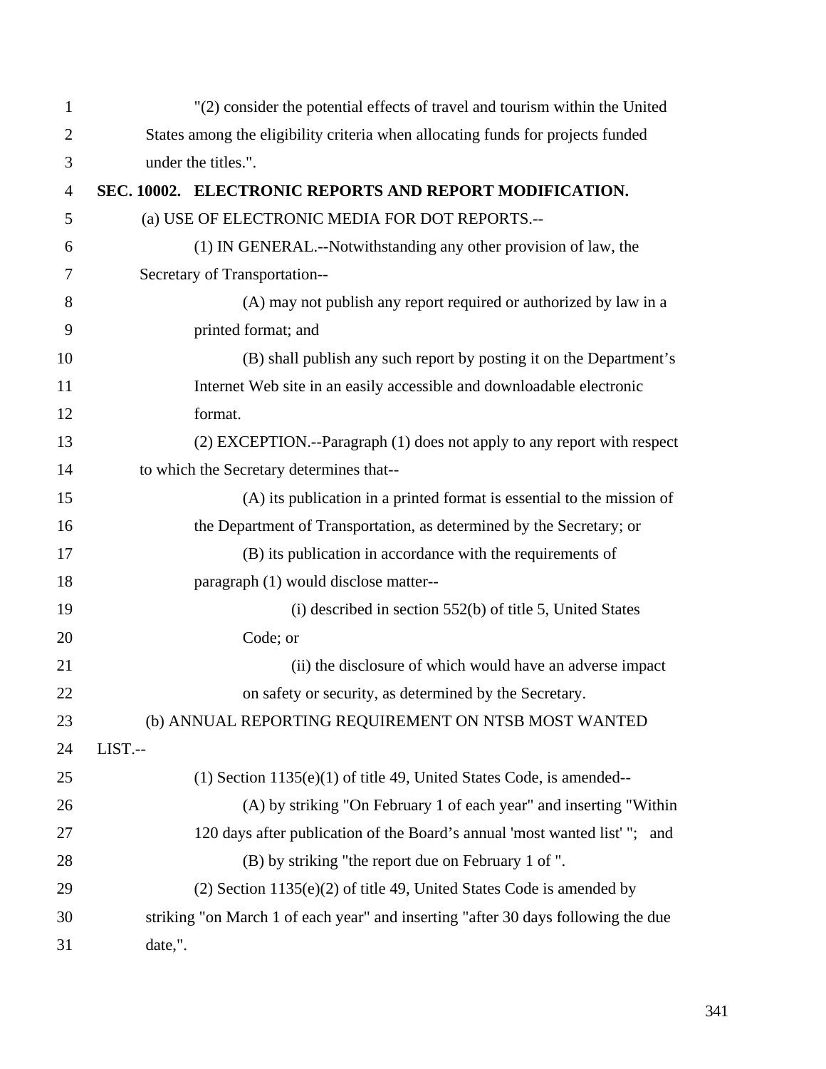"(2) consider the potential effects of travel and tourism within the United States among the eligibility criteria when allocating funds for projects funded under the titles.".

**SEC. 10002. ELECTRONIC REPORTS AND REPORT MODIFICATION.**

(a) USE OF ELECTRONIC MEDIA FOR DOT REPORTS.--

(1) IN GENERAL.--Notwithstanding any other provision of law, the Secretary of Transportation--

(A) may not publish any report required or authorized by law in a printed format; and

(B) shall publish any such report by posting it on the Department's Internet Web site in an easily accessible and downloadable electronic format.

(2) EXCEPTION.--Paragraph (1) does not apply to any report with respect to which the Secretary determines that--

(A) its publication in a printed format is essential to the mission of the Department of Transportation, as determined by the Secretary; or

(B) its publication in accordance with the requirements of paragraph (1) would disclose matter--

(i) described in section 552(b) of title 5, United States Code; or

(ii) the disclosure of which would have an adverse impact on safety or security, as determined by the Secretary.

(b) ANNUAL REPORTING REQUIREMENT ON NTSB MOST WANTED LIST.--

(1) Section 1135(e)(1) of title 49, United States Code, is amended--

(A) by striking "On February 1 of each year" and inserting "Within 120 days after publication of the Board's annual 'most wanted list' "; and

(B) by striking "the report due on February 1 of ".

(2) Section 1135(e)(2) of title 49, United States Code is amended by striking "on March 1 of each year" and inserting "after 30 days following the due date,".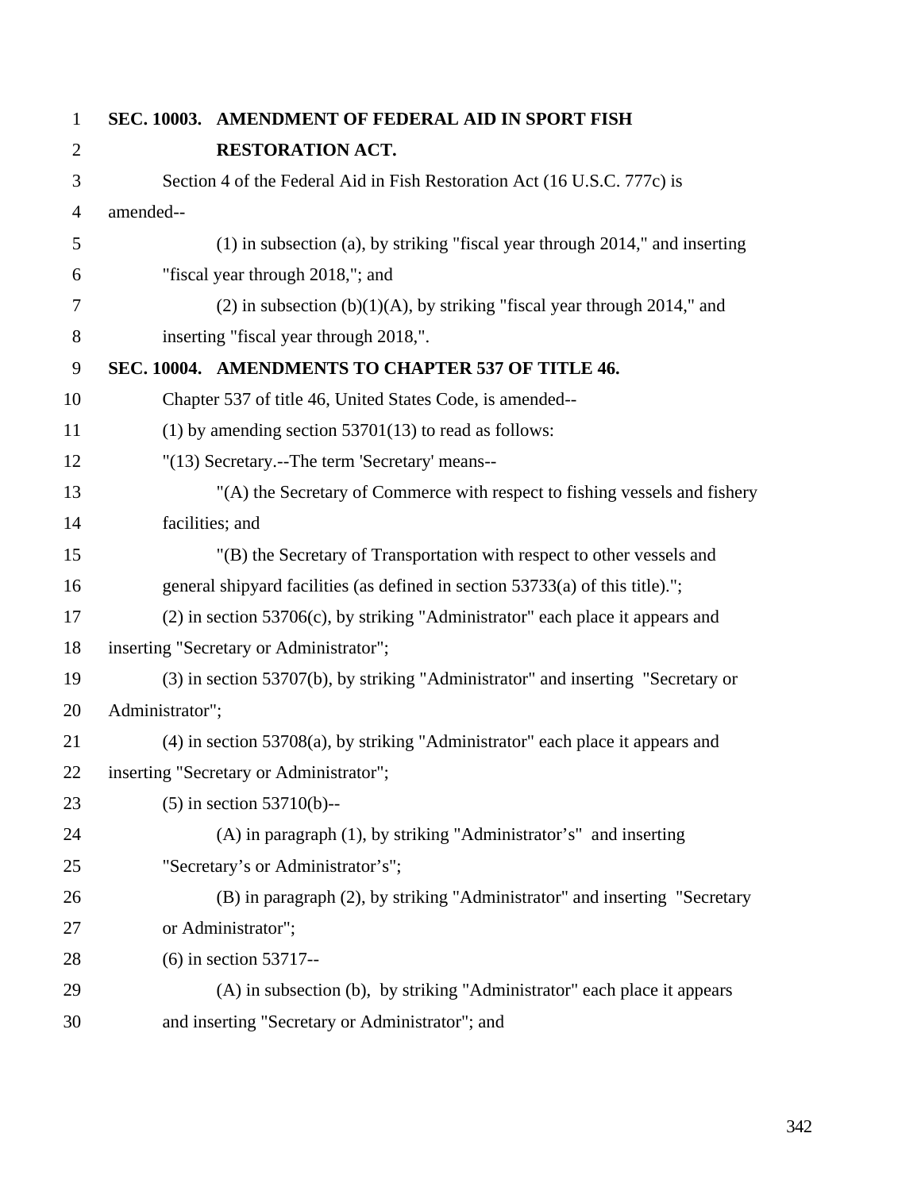**SEC. 10003. AMENDMENT OF FEDERAL AID IN SPORT FISH RESTORATION ACT.**

Section 4 of the Federal Aid in Fish Restoration Act (16 U.S.C. 777c) is amended--

(1) in subsection (a), by striking "fiscal year through 2014," and inserting "fiscal year through 2018,"; and

(2) in subsection (b)(1)(A), by striking "fiscal year through 2014," and inserting "fiscal year through 2018,".

**SEC. 10004. AMENDMENTS TO CHAPTER 537 OF TITLE 46.**

Chapter 537 of title 46, United States Code, is amended--

(1) by amending section 53701(13) to read as follows:

"(13) Secretary.--The term 'Secretary' means--

"(A) the Secretary of Commerce with respect to fishing vessels and fishery facilities; and

"(B) the Secretary of Transportation with respect to other vessels and general shipyard facilities (as defined in section 53733(a) of this title).";

(2) in section 53706(c), by striking "Administrator" each place it appears and inserting "Secretary or Administrator";

(3) in section 53707(b), by striking "Administrator" and inserting "Secretary or Administrator";

(4) in section 53708(a), by striking "Administrator" each place it appears and inserting "Secretary or Administrator";

(5) in section 53710(b)--

(A) in paragraph (1), by striking "Administrator's" and inserting "Secretary's or Administrator's";

(B) in paragraph (2), by striking "Administrator" and inserting "Secretary or Administrator";

(6) in section 53717--

(A) in subsection (b), by striking "Administrator" each place it appears and inserting "Secretary or Administrator"; and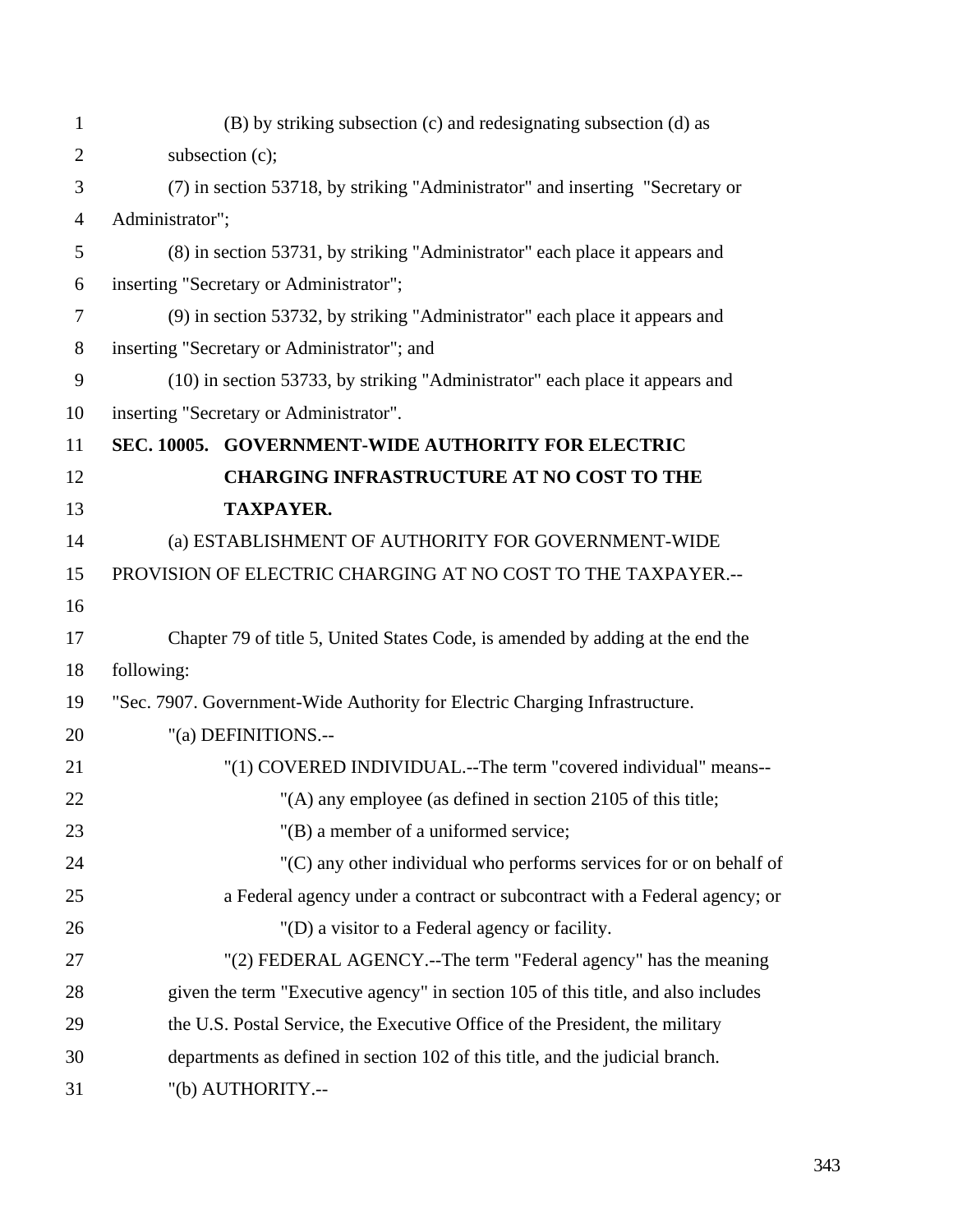(B) by striking subsection (c) and redesignating subsection (d) as subsection (c);

(7) in section 53718, by striking "Administrator" and inserting "Secretary or Administrator";

(8) in section 53731, by striking "Administrator" each place it appears and inserting "Secretary or Administrator";

(9) in section 53732, by striking "Administrator" each place it appears and inserting "Secretary or Administrator"; and

(10) in section 53733, by striking "Administrator" each place it appears and inserting "Secretary or Administrator".

**SEC. 10005. GOVERNMENT-WIDE AUTHORITY FOR ELECTRIC CHARGING INFRASTRUCTURE AT NO COST TO THE TAXPAYER.**

(a) ESTABLISHMENT OF AUTHORITY FOR GOVERNMENT-WIDE PROVISION OF ELECTRIC CHARGING AT NO COST TO THE TAXPAYER.--

Chapter 79 of title 5, United States Code, is amended by adding at the end the following:

"Sec. 7907. Government-Wide Authority for Electric Charging Infrastructure.

"(a) DEFINITIONS.--

"(1) COVERED INDIVIDUAL.--The term "covered individual" means--

"(A) any employee (as defined in section 2105 of this title;

"(B) a member of a uniformed service;

"(C) any other individual who performs services for or on behalf of a Federal agency under a contract or subcontract with a Federal agency; or

"(D) a visitor to a Federal agency or facility.

"(2) FEDERAL AGENCY.--The term "Federal agency" has the meaning given the term "Executive agency" in section 105 of this title, and also includes the U.S. Postal Service, the Executive Office of the President, the military departments as defined in section 102 of this title, and the judicial branch.

"(b) AUTHORITY.--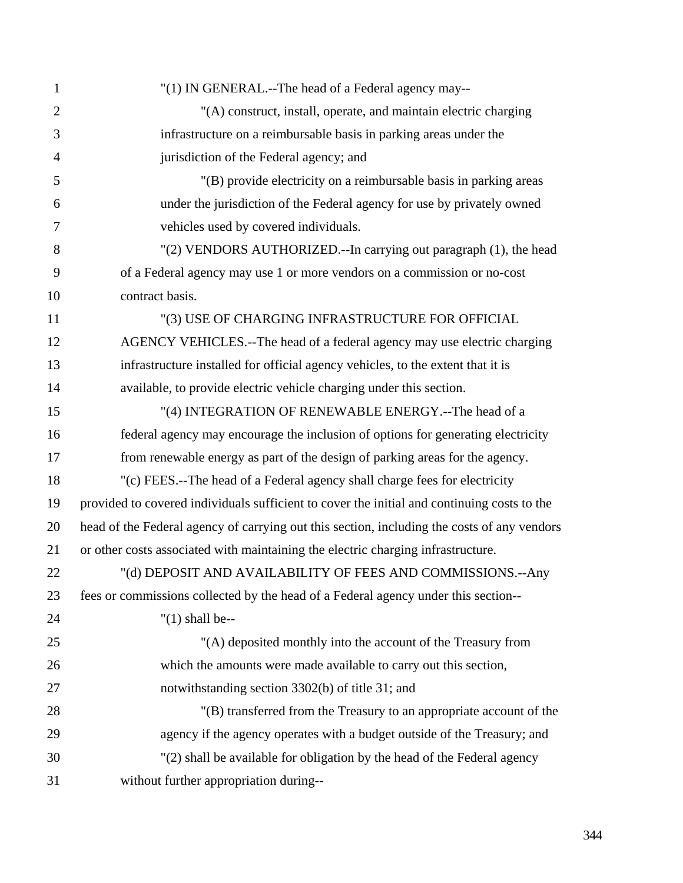"(1) IN GENERAL.--The head of a Federal agency may--

"(A) construct, install, operate, and maintain electric charging infrastructure on a reimbursable basis in parking areas under the jurisdiction of the Federal agency; and

"(B) provide electricity on a reimbursable basis in parking areas under the jurisdiction of the Federal agency for use by privately owned vehicles used by covered individuals.

"(2) VENDORS AUTHORIZED.--In carrying out paragraph (1), the head of a Federal agency may use 1 or more vendors on a commission or no-cost contract basis.

"(3) USE OF CHARGING INFRASTRUCTURE FOR OFFICIAL AGENCY VEHICLES.--The head of a federal agency may use electric charging infrastructure installed for official agency vehicles, to the extent that it is available, to provide electric vehicle charging under this section.

"(4) INTEGRATION OF RENEWABLE ENERGY.--The head of a federal agency may encourage the inclusion of options for generating electricity from renewable energy as part of the design of parking areas for the agency.

"(c) FEES.--The head of a Federal agency shall charge fees for electricity provided to covered individuals sufficient to cover the initial and continuing costs to the head of the Federal agency of carrying out this section, including the costs of any vendors or other costs associated with maintaining the electric charging infrastructure.

"(d) DEPOSIT AND AVAILABILITY OF FEES AND COMMISSIONS.--Any fees or commissions collected by the head of a Federal agency under this section--

"(1) shall be--

"(A) deposited monthly into the account of the Treasury from which the amounts were made available to carry out this section, notwithstanding section 3302(b) of title 31; and

"(B) transferred from the Treasury to an appropriate account of the agency if the agency operates with a budget outside of the Treasury; and

"(2) shall be available for obligation by the head of the Federal agency without further appropriation during--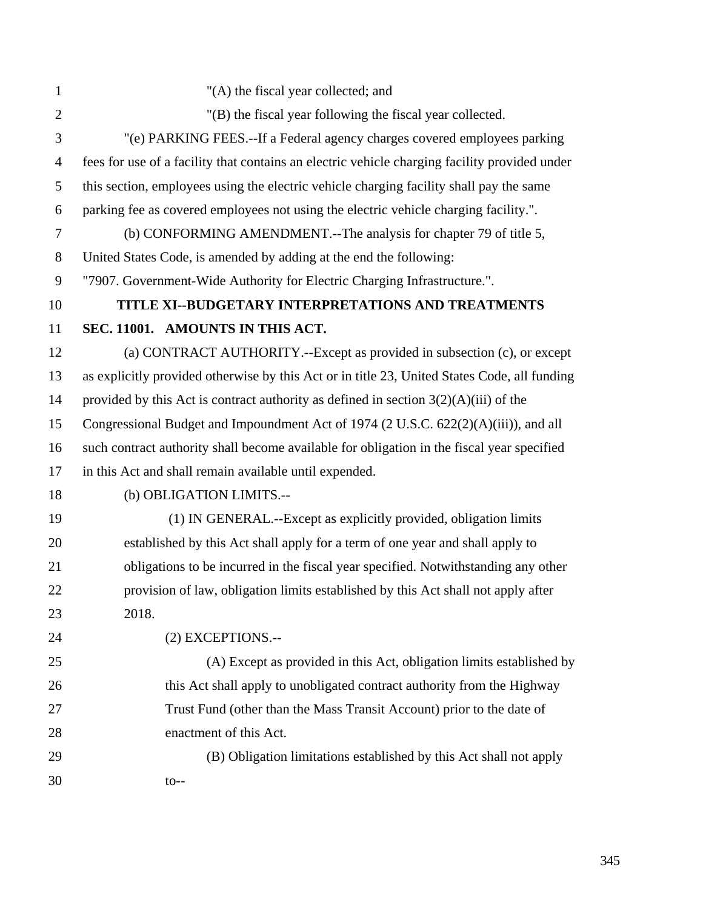"(A) the fiscal year collected; and

"(B) the fiscal year following the fiscal year collected.

"(e) PARKING FEES.--If a Federal agency charges covered employees parking fees for use of a facility that contains an electric vehicle charging facility provided under this section, employees using the electric vehicle charging facility shall pay the same parking fee as covered employees not using the electric vehicle charging facility.".

(b) CONFORMING AMENDMENT.--The analysis for chapter 79 of title 5, United States Code, is amended by adding at the end the following:

"7907. Government-Wide Authority for Electric Charging Infrastructure.".

## TITLE XI--BUDGETARY INTERPRETATIONS AND TREATMENTS

### SEC. 11001. AMOUNTS IN THIS ACT.

(a) CONTRACT AUTHORITY.--Except as provided in subsection (c), or except as explicitly provided otherwise by this Act or in title 23, United States Code, all funding provided by this Act is contract authority as defined in section 3(2)(A)(iii) of the Congressional Budget and Impoundment Act of 1974 (2 U.S.C. 622(2)(A)(iii)), and all such contract authority shall become available for obligation in the fiscal year specified in this Act and shall remain available until expended.

(b) OBLIGATION LIMITS.--

(1) IN GENERAL.--Except as explicitly provided, obligation limits established by this Act shall apply for a term of one year and shall apply to obligations to be incurred in the fiscal year specified. Notwithstanding any other provision of law, obligation limits established by this Act shall not apply after 2018.

(2) EXCEPTIONS.--

(A) Except as provided in this Act, obligation limits established by this Act shall apply to unobligated contract authority from the Highway Trust Fund (other than the Mass Transit Account) prior to the date of enactment of this Act.

(B) Obligation limitations established by this Act shall not apply to--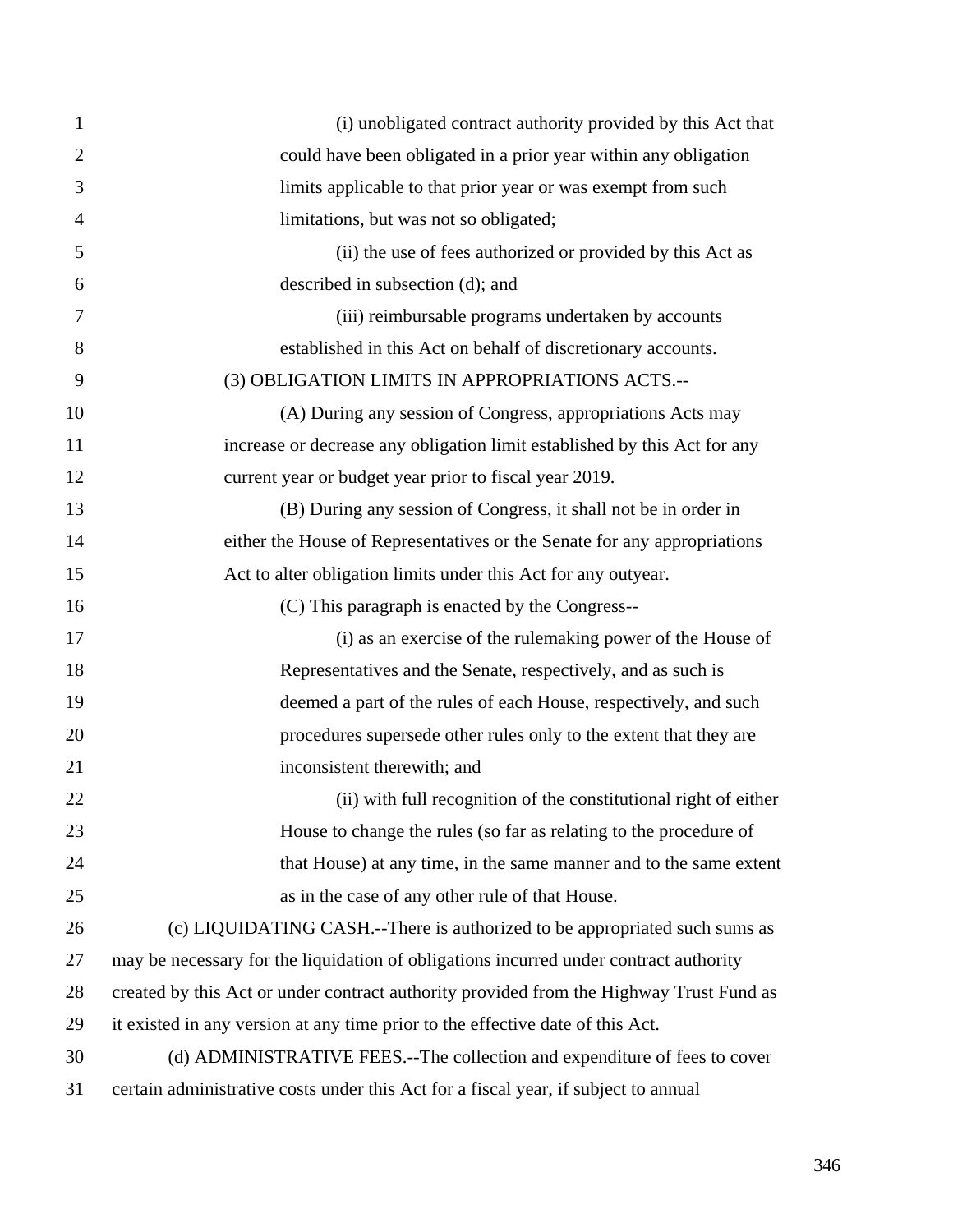(i) unobligated contract authority provided by this Act that could have been obligated in a prior year within any obligation limits applicable to that prior year or was exempt from such limitations, but was not so obligated;

(ii) the use of fees authorized or provided by this Act as described in subsection (d); and

(iii) reimbursable programs undertaken by accounts established in this Act on behalf of discretionary accounts.

(3) OBLIGATION LIMITS IN APPROPRIATIONS ACTS.--

(A) During any session of Congress, appropriations Acts may increase or decrease any obligation limit established by this Act for any current year or budget year prior to fiscal year 2019.

(B) During any session of Congress, it shall not be in order in either the House of Representatives or the Senate for any appropriations Act to alter obligation limits under this Act for any outyear.

(C) This paragraph is enacted by the Congress--

(i) as an exercise of the rulemaking power of the House of Representatives and the Senate, respectively, and as such is deemed a part of the rules of each House, respectively, and such procedures supersede other rules only to the extent that they are inconsistent therewith; and

(ii) with full recognition of the constitutional right of either House to change the rules (so far as relating to the procedure of that House) at any time, in the same manner and to the same extent as in the case of any other rule of that House.

(c) LIQUIDATING CASH.--There is authorized to be appropriated such sums as may be necessary for the liquidation of obligations incurred under contract authority created by this Act or under contract authority provided from the Highway Trust Fund as it existed in any version at any time prior to the effective date of this Act.

(d) ADMINISTRATIVE FEES.--The collection and expenditure of fees to cover certain administrative costs under this Act for a fiscal year, if subject to annual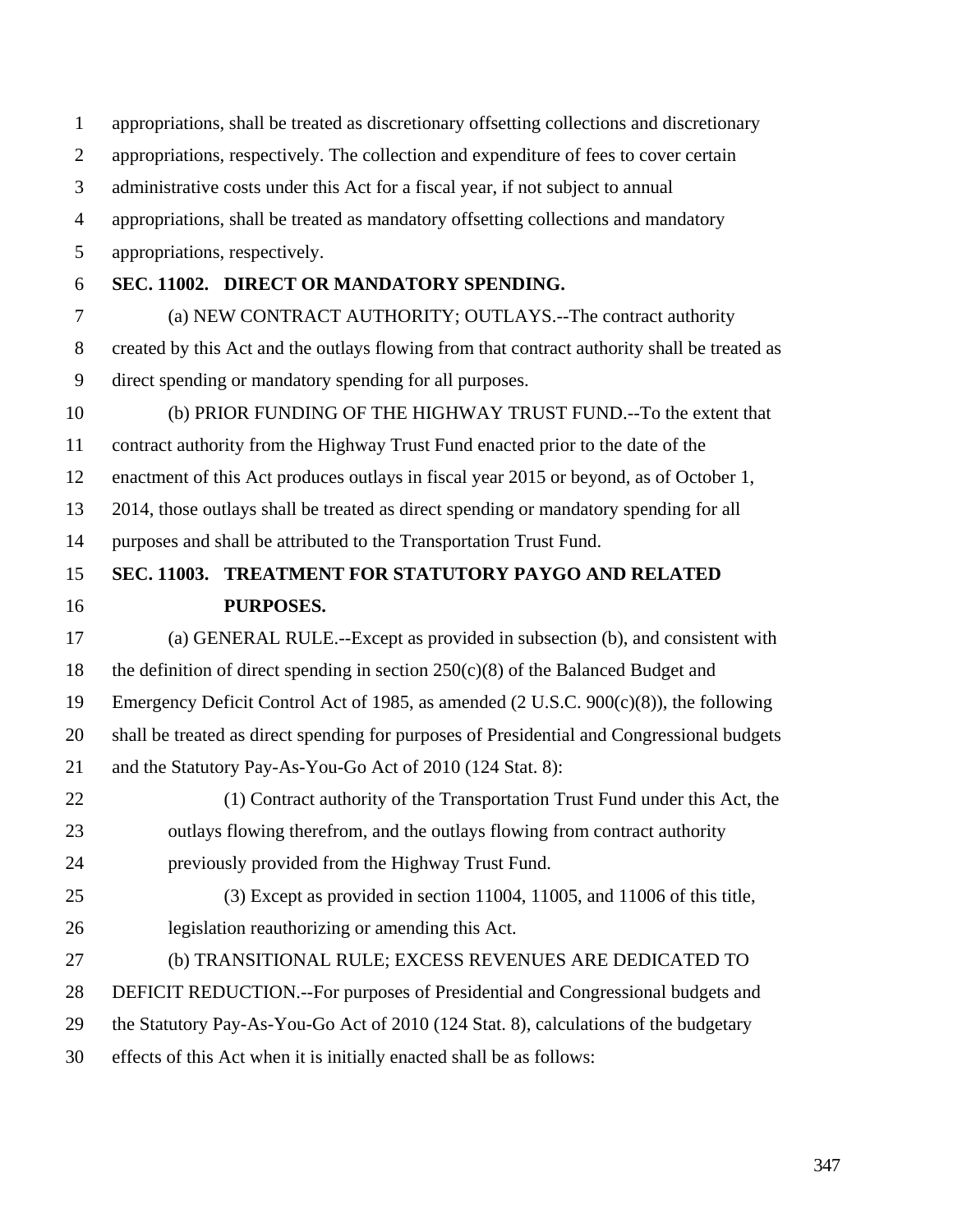appropriations, shall be treated as discretionary offsetting collections and discretionary appropriations, respectively. The collection and expenditure of fees to cover certain administrative costs under this Act for a fiscal year, if not subject to annual appropriations, shall be treated as mandatory offsetting collections and mandatory appropriations, respectively.

**SEC. 11002. DIRECT OR MANDATORY SPENDING.**

(a) NEW CONTRACT AUTHORITY; OUTLAYS.--The contract authority created by this Act and the outlays flowing from that contract authority shall be treated as direct spending or mandatory spending for all purposes.

(b) PRIOR FUNDING OF THE HIGHWAY TRUST FUND.--To the extent that contract authority from the Highway Trust Fund enacted prior to the date of the enactment of this Act produces outlays in fiscal year 2015 or beyond, as of October 1, 2014, those outlays shall be treated as direct spending or mandatory spending for all purposes and shall be attributed to the Transportation Trust Fund.

**SEC. 11003. TREATMENT FOR STATUTORY PAYGO AND RELATED PURPOSES.**

(a) GENERAL RULE.--Except as provided in subsection (b), and consistent with the definition of direct spending in section 250(c)(8) of the Balanced Budget and Emergency Deficit Control Act of 1985, as amended (2 U.S.C. 900(c)(8)), the following shall be treated as direct spending for purposes of Presidential and Congressional budgets and the Statutory Pay-As-You-Go Act of 2010 (124 Stat. 8):

(1) Contract authority of the Transportation Trust Fund under this Act, the outlays flowing therefrom, and the outlays flowing from contract authority previously provided from the Highway Trust Fund.

(3) Except as provided in section 11004, 11005, and 11006 of this title, legislation reauthorizing or amending this Act.

(b) TRANSITIONAL RULE; EXCESS REVENUES ARE DEDICATED TO DEFICIT REDUCTION.--For purposes of Presidential and Congressional budgets and the Statutory Pay-As-You-Go Act of 2010 (124 Stat. 8), calculations of the budgetary effects of this Act when it is initially enacted shall be as follows: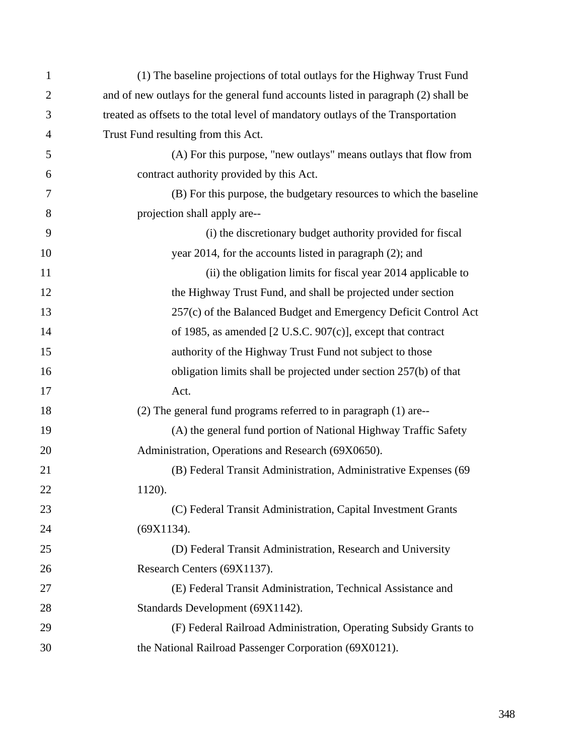(1) The baseline projections of total outlays for the Highway Trust Fund and of new outlays for the general fund accounts listed in paragraph (2) shall be treated as offsets to the total level of mandatory outlays of the Transportation Trust Fund resulting from this Act.

(A) For this purpose, "new outlays" means outlays that flow from contract authority provided by this Act.

(B) For this purpose, the budgetary resources to which the baseline projection shall apply are--

(i) the discretionary budget authority provided for fiscal year 2014, for the accounts listed in paragraph (2); and

(ii) the obligation limits for fiscal year 2014 applicable to the Highway Trust Fund, and shall be projected under section 257(c) of the Balanced Budget and Emergency Deficit Control Act of 1985, as amended [2 U.S.C. 907(c)], except that contract authority of the Highway Trust Fund not subject to those obligation limits shall be projected under section 257(b) of that Act.

(2) The general fund programs referred to in paragraph (1) are--

(A) the general fund portion of National Highway Traffic Safety Administration, Operations and Research (69X0650).

(B) Federal Transit Administration, Administrative Expenses (69 1120).

(C) Federal Transit Administration, Capital Investment Grants (69X1134).

(D) Federal Transit Administration, Research and University Research Centers (69X1137).

(E) Federal Transit Administration, Technical Assistance and Standards Development (69X1142).

(F) Federal Railroad Administration, Operating Subsidy Grants to the National Railroad Passenger Corporation (69X0121).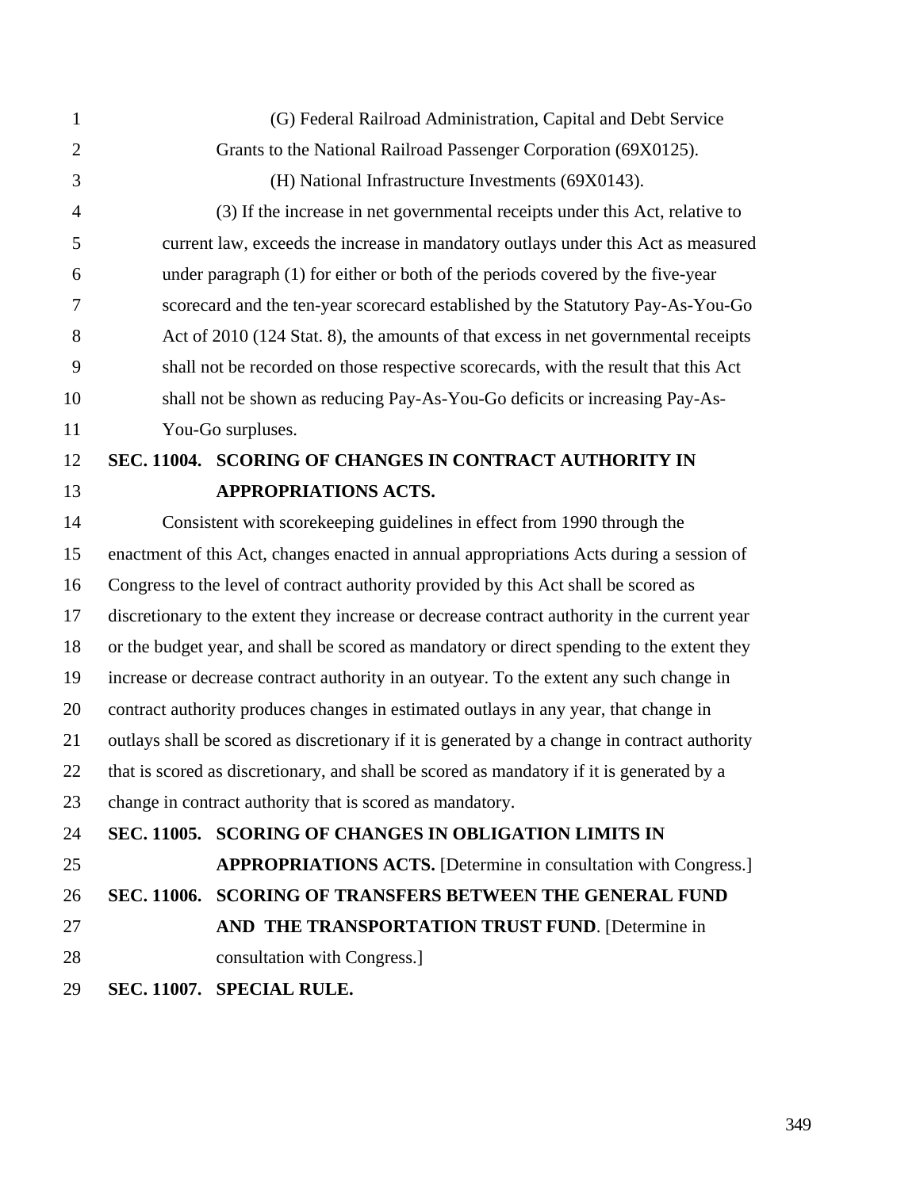(G) Federal Railroad Administration, Capital and Debt Service Grants to the National Railroad Passenger Corporation (69X0125).

(H) National Infrastructure Investments (69X0143).

(3) If the increase in net governmental receipts under this Act, relative to current law, exceeds the increase in mandatory outlays under this Act as measured under paragraph (1) for either or both of the periods covered by the five-year scorecard and the ten-year scorecard established by the Statutory Pay-As-You-Go Act of 2010 (124 Stat. 8), the amounts of that excess in net governmental receipts shall not be recorded on those respective scorecards, with the result that this Act shall not be shown as reducing Pay-As-You-Go deficits or increasing Pay-As-You-Go surpluses.

**SEC. 11004. SCORING OF CHANGES IN CONTRACT AUTHORITY IN APPROPRIATIONS ACTS.**

Consistent with scorekeeping guidelines in effect from 1990 through the enactment of this Act, changes enacted in annual appropriations Acts during a session of Congress to the level of contract authority provided by this Act shall be scored as discretionary to the extent they increase or decrease contract authority in the current year or the budget year, and shall be scored as mandatory or direct spending to the extent they increase or decrease contract authority in an outyear. To the extent any such change in contract authority produces changes in estimated outlays in any year, that change in outlays shall be scored as discretionary if it is generated by a change in contract authority that is scored as discretionary, and shall be scored as mandatory if it is generated by a change in contract authority that is scored as mandatory.

**SEC. 11005. SCORING OF CHANGES IN OBLIGATION LIMITS IN APPROPRIATIONS ACTS.** [Determine in consultation with Congress.]

**SEC. 11006. SCORING OF TRANSFERS BETWEEN THE GENERAL FUND AND THE TRANSPORTATION TRUST FUND**. [Determine in consultation with Congress.]

**SEC. 11007. SPECIAL RULE.**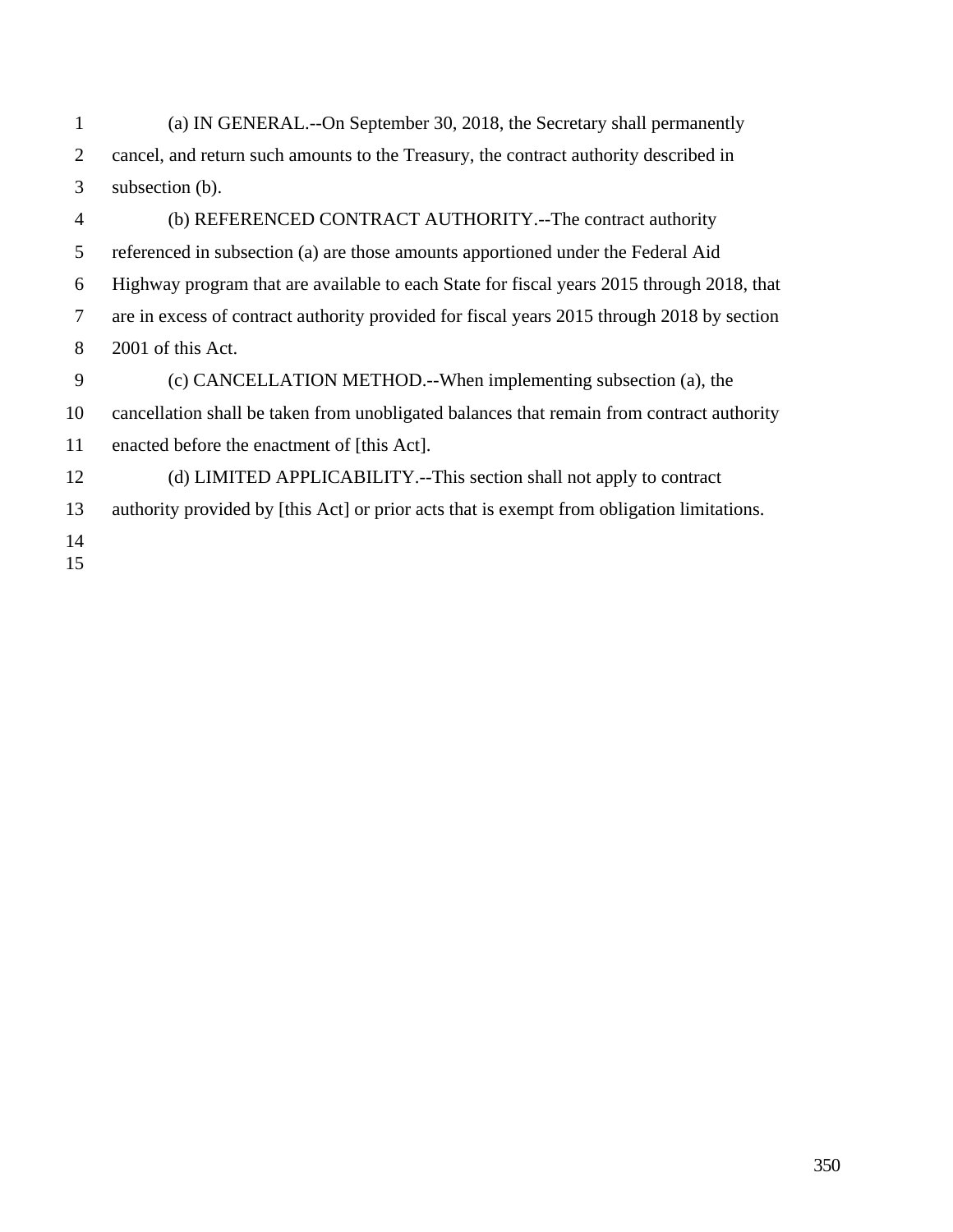(a) IN GENERAL.--On September 30, 2018, the Secretary shall permanently cancel, and return such amounts to the Treasury, the contract authority described in subsection (b).

(b) REFERENCED CONTRACT AUTHORITY.--The contract authority referenced in subsection (a) are those amounts apportioned under the Federal Aid Highway program that are available to each State for fiscal years 2015 through 2018, that are in excess of contract authority provided for fiscal years 2015 through 2018 by section 2001 of this Act.

(c) CANCELLATION METHOD.--When implementing subsection (a), the cancellation shall be taken from unobligated balances that remain from contract authority enacted before the enactment of [this Act].

(d) LIMITED APPLICABILITY.--This section shall not apply to contract authority provided by [this Act] or prior acts that is exempt from obligation limitations.